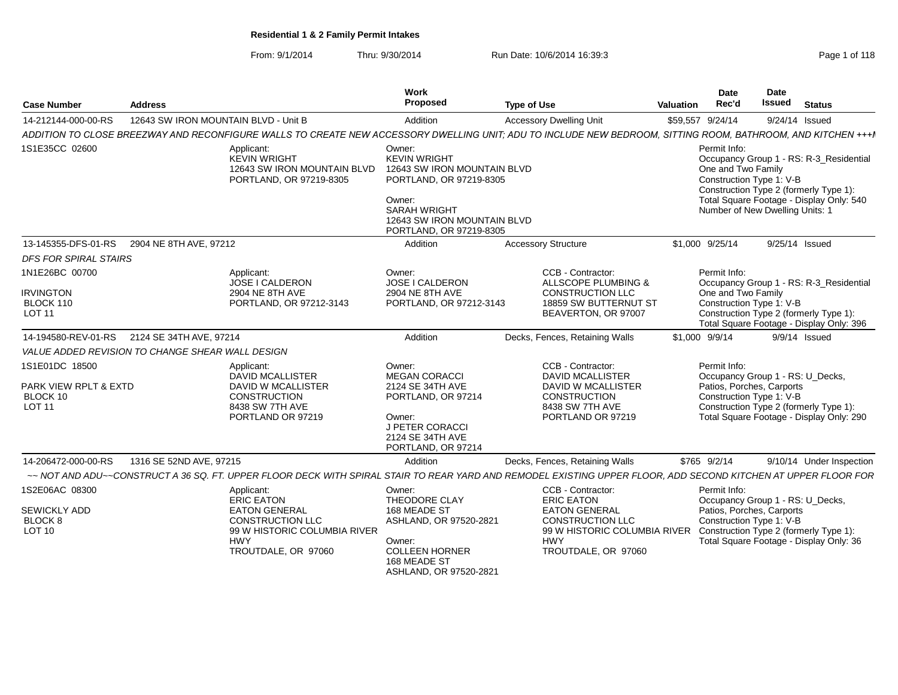# Residential 1 & 2 Family Permit Intakes

From: 9/1/2014 Thru: 9/30/2014 Run Date: 10/6/2014 16:39:3

| Case Number | Address | Work Proposed | Type of Use | Valuation | Date Rec'd | Date Issued | Status |
|---|---|---|---|---|---|---|---|
| 14-212144-000-00-RS | 12643 SW IRON MOUNTAIN BLVD - Unit B | Addition | Accessory Dwelling Unit | $59,557 | 9/24/14 | 9/24/14 | Issued |

*ADDITION TO CLOSE BREEZWAY AND RECONFIGURE WALLS TO CREATE NEW ACCESSORY DWELLING UNIT; ADU TO INCLUDE NEW BEDROOM, SITTING ROOM, BATHROOM, AND KITCHEN +++I*

1S1E35CC 02600

Applicant:
KEVIN WRIGHT
12643 SW IRON MOUNTAIN BLVD
PORTLAND, OR 97219-8305

Owner:
KEVIN WRIGHT
12643 SW IRON MOUNTAIN BLVD
PORTLAND, OR 97219-8305

Owner:
SARAH WRIGHT
12643 SW IRON MOUNTAIN BLVD
PORTLAND, OR 97219-8305

Permit Info:
Occupancy Group 1 - RS: R-3_Residential One and Two Family
Construction Type 1: V-B
Construction Type 2 (formerly Type 1):
Total Square Footage - Display Only: 540
Number of New Dwelling Units: 1

---

| Case Number | Address | Work Proposed | Type of Use | Valuation | Date Rec'd | Date Issued | Status |
|---|---|---|---|---|---|---|---|
| 13-145355-DFS-01-RS | 2904 NE 8TH AVE, 97212 | Addition | Accessory Structure | $1,000 | 9/25/14 | 9/25/14 | Issued |

*DFS FOR SPIRAL STAIRS*

1N1E26BC 00700
IRVINGTON
BLOCK 110
LOT 11

Applicant:
JOSE I CALDERON
2904 NE 8TH AVE
PORTLAND, OR 97212-3143

Owner:
JOSE I CALDERON
2904 NE 8TH AVE
PORTLAND, OR 97212-3143

CCB - Contractor:
ALLSCOPE PLUMBING & CONSTRUCTION LLC
18859 SW BUTTERNUT ST
BEAVERTON, OR 97007

Permit Info:
Occupancy Group 1 - RS: R-3_Residential One and Two Family
Construction Type 1: V-B
Construction Type 2 (formerly Type 1):
Total Square Footage - Display Only: 396

---

| Case Number | Address | Work Proposed | Type of Use | Valuation | Date Rec'd | Date Issued | Status |
|---|---|---|---|---|---|---|---|
| 14-194580-REV-01-RS | 2124 SE 34TH AVE, 97214 | Addition | Decks, Fences, Retaining Walls | $1,000 | 9/9/14 | 9/9/14 | Issued |

*VALUE ADDED REVISION TO CHANGE SHEAR WALL DESIGN*

1S1E01DC 18500
PARK VIEW RPLT & EXTD
BLOCK 10
LOT 11

Applicant:
DAVID MCALLISTER
DAVID W MCALLISTER CONSTRUCTION
8438 SW 7TH AVE
PORTLAND OR 97219

Owner:
MEGAN CORACCI
2124 SE 34TH AVE
PORTLAND, OR 97214

Owner:
J PETER CORACCI
2124 SE 34TH AVE
PORTLAND, OR 97214

CCB - Contractor:
DAVID MCALLISTER
DAVID W MCALLISTER CONSTRUCTION
8438 SW 7TH AVE
PORTLAND OR 97219

Permit Info:
Occupancy Group 1 - RS: U_Decks, Patios, Porches, Carports
Construction Type 1: V-B
Construction Type 2 (formerly Type 1):
Total Square Footage - Display Only: 290

---

| Case Number | Address | Work Proposed | Type of Use | Valuation | Date Rec'd | Date Issued | Status |
|---|---|---|---|---|---|---|---|
| 14-206472-000-00-RS | 1316 SE 52ND AVE, 97215 | Addition | Decks, Fences, Retaining Walls | $765 | 9/2/14 | 9/10/14 | Under Inspection |

*~~ NOT AND ADU~~CONSTRUCT A 36 SQ. FT. UPPER FLOOR DECK WITH SPIRAL STAIR TO REAR YARD AND REMODEL EXISTING UPPER FLOOR, ADD SECOND KITCHEN AT UPPER FLOOR FOR*

1S2E06AC 08300
SEWICKLY ADD
BLOCK 8
LOT 10

Applicant:
ERIC EATON
EATON GENERAL CONSTRUCTION LLC
99 W HISTORIC COLUMBIA RIVER HWY
TROUTDALE, OR 97060

Owner:
THEODORE CLAY
168 MEADE ST
ASHLAND, OR 97520-2821

Owner:
COLLEEN HORNER
168 MEADE ST
ASHLAND, OR 97520-2821

CCB - Contractor:
ERIC EATON
EATON GENERAL CONSTRUCTION LLC
99 W HISTORIC COLUMBIA RIVER HWY
TROUTDALE, OR 97060

Permit Info:
Occupancy Group 1 - RS: U_Decks, Patios, Porches, Carports
Construction Type 1: V-B
Construction Type 2 (formerly Type 1):
Total Square Footage - Display Only: 36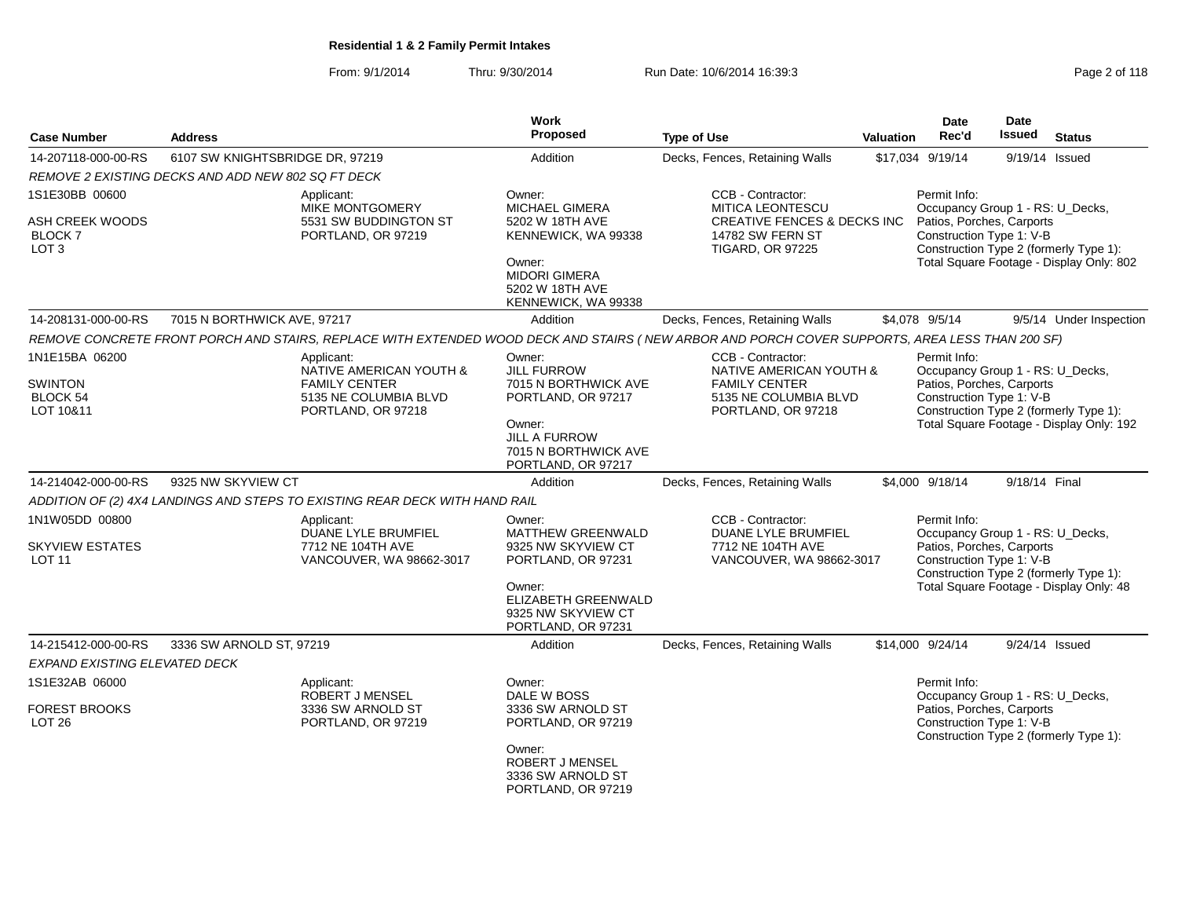**Residential 1 & 2 Family Permit Intakes**

From: 9/1/2014 Thru: 9/30/2014 Run Date: 10/6/2014 16:39:3

| Case Number | Address | Work Proposed | Type of Use | Valuation | Date Rec'd | Date Issued | Status |
|---|---|---|---|---|---|---|---|
| 14-207118-000-00-RS | 6107 SW KNIGHTSBRIDGE DR, 97219 | Addition | Decks, Fences, Retaining Walls | $17,034 | 9/19/14 | 9/19/14 | Issued |

*REMOVE 2 EXISTING DECKS AND ADD NEW 802 SQ FT DECK*

1S1E30BB 00600
ASH CREEK WOODS
BLOCK 7
LOT 3

Applicant:
MIKE MONTGOMERY
5531 SW BUDDINGTON ST
PORTLAND, OR 97219

Owner:
MICHAEL GIMERA
5202 W 18TH AVE
KENNEWICK, WA 99338

Owner:
MIDORI GIMERA
5202 W 18TH AVE
KENNEWICK, WA 99338

CCB - Contractor:
MITICA LEONTESCU
CREATIVE FENCES & DECKS INC
14782 SW FERN ST
TIGARD, OR 97225

Permit Info:
Occupancy Group 1 - RS: U_Decks, Patios, Porches, Carports
Construction Type 1: V-B
Construction Type 2 (formerly Type 1):
Total Square Footage - Display Only: 802

| Case Number | Address | Work Proposed | Type of Use | Valuation | Date Rec'd | Date Issued | Status |
|---|---|---|---|---|---|---|---|
| 14-208131-000-00-RS | 7015 N BORTHWICK AVE, 97217 | Addition | Decks, Fences, Retaining Walls | $4,078 | 9/5/14 | 9/5/14 | Under Inspection |

*REMOVE CONCRETE FRONT PORCH AND STAIRS, REPLACE WITH EXTENDED WOOD DECK AND STAIRS ( NEW ARBOR AND PORCH COVER SUPPORTS, AREA LESS THAN 200 SF)*

1N1E15BA 06200
SWINTON
BLOCK 54
LOT 10&11

Applicant:
NATIVE AMERICAN YOUTH & FAMILY CENTER
5135 NE COLUMBIA BLVD
PORTLAND, OR 97218

Owner:
JILL FURROW
7015 N BORTHWICK AVE
PORTLAND, OR 97217

Owner:
JILL A FURROW
7015 N BORTHWICK AVE
PORTLAND, OR 97217

CCB - Contractor:
NATIVE AMERICAN YOUTH & FAMILY CENTER
5135 NE COLUMBIA BLVD
PORTLAND, OR 97218

Permit Info:
Occupancy Group 1 - RS: U_Decks, Patios, Porches, Carports
Construction Type 1: V-B
Construction Type 2 (formerly Type 1):
Total Square Footage - Display Only: 192

| Case Number | Address | Work Proposed | Type of Use | Valuation | Date Rec'd | Date Issued | Status |
|---|---|---|---|---|---|---|---|
| 14-214042-000-00-RS | 9325 NW SKYVIEW CT | Addition | Decks, Fences, Retaining Walls | $4,000 | 9/18/14 | 9/18/14 | Final |

*ADDITION OF (2) 4X4 LANDINGS AND STEPS TO EXISTING REAR DECK WITH HAND RAIL*

1N1W05DD 00800
SKYVIEW ESTATES
LOT 11

Applicant:
DUANE LYLE BRUMFIEL
7712 NE 104TH AVE
VANCOUVER, WA 98662-3017

Owner:
MATTHEW GREENWALD
9325 NW SKYVIEW CT
PORTLAND, OR 97231

Owner:
ELIZABETH GREENWALD
9325 NW SKYVIEW CT
PORTLAND, OR 97231

CCB - Contractor:
DUANE LYLE BRUMFIEL
7712 NE 104TH AVE
VANCOUVER, WA 98662-3017

Permit Info:
Occupancy Group 1 - RS: U_Decks, Patios, Porches, Carports
Construction Type 1: V-B
Construction Type 2 (formerly Type 1):
Total Square Footage - Display Only: 48

| Case Number | Address | Work Proposed | Type of Use | Valuation | Date Rec'd | Date Issued | Status |
|---|---|---|---|---|---|---|---|
| 14-215412-000-00-RS | 3336 SW ARNOLD ST, 97219 | Addition | Decks, Fences, Retaining Walls | $14,000 | 9/24/14 | 9/24/14 | Issued |

*EXPAND EXISTING ELEVATED DECK*

1S1E32AB 06000
FOREST BROOKS
LOT 26

Applicant:
ROBERT J MENSEL
3336 SW ARNOLD ST
PORTLAND, OR 97219

Owner:
DALE W BOSS
3336 SW ARNOLD ST
PORTLAND, OR 97219

Owner:
ROBERT J MENSEL
3336 SW ARNOLD ST
PORTLAND, OR 97219

Permit Info:
Occupancy Group 1 - RS: U_Decks, Patios, Porches, Carports
Construction Type 1: V-B
Construction Type 2 (formerly Type 1):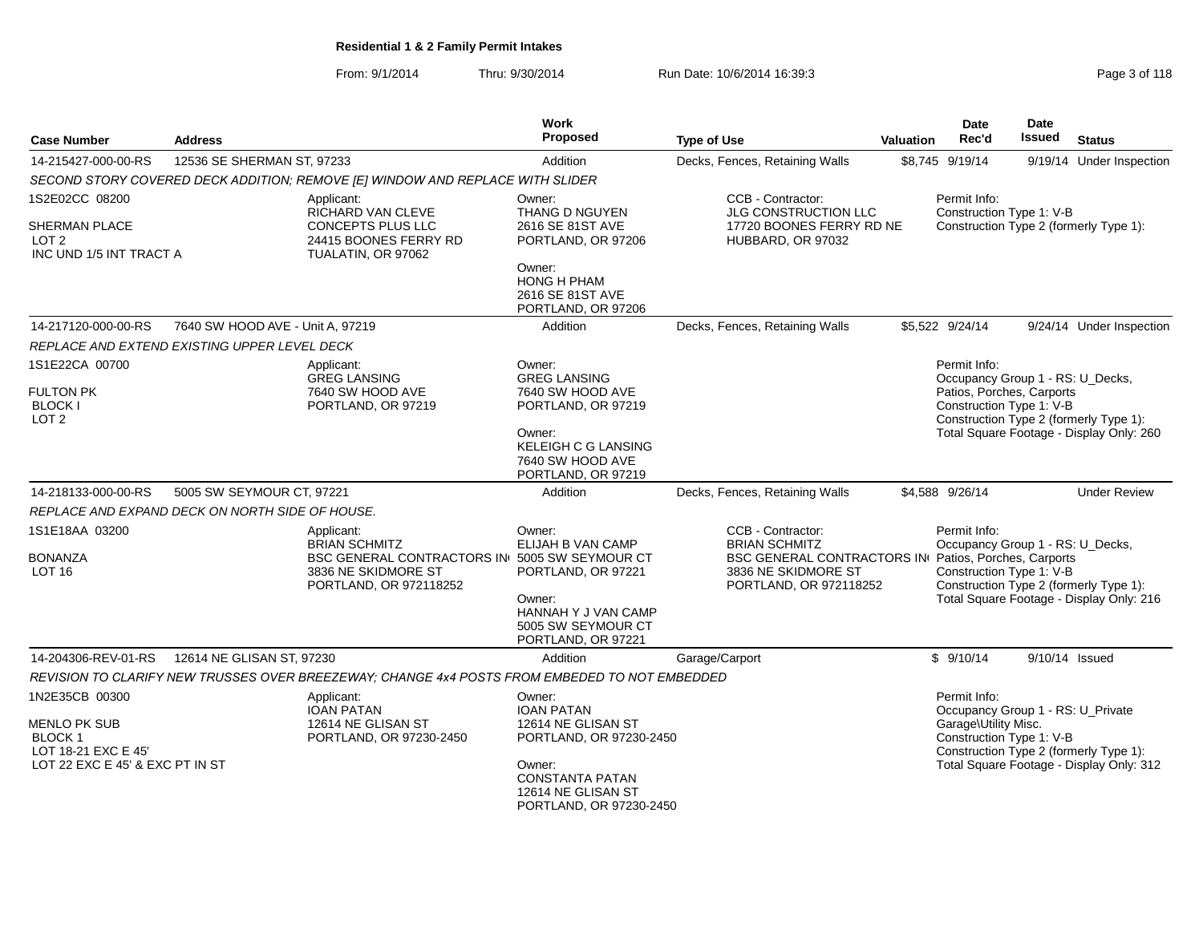**Residential 1 & 2 Family Permit Intakes**

From: 9/1/2014 Thru: 9/30/2014 Run Date: 10/6/2014 16:39:3

| Case Number | Address | Work Proposed | Type of Use | Valuation | Date Rec'd | Date Issued | Status |
|---|---|---|---|---|---|---|---|
| 14-215427-000-00-RS | 12536 SE SHERMAN ST, 97233 | Addition | Decks, Fences, Retaining Walls | $8,745 | 9/19/14 | 9/19/14 | Under Inspection |

*SECOND STORY COVERED DECK ADDITION; REMOVE [E] WINDOW AND REPLACE WITH SLIDER*

1S2E02CC 08200
SHERMAN PLACE
LOT 2
INC UND 1/5 INT TRACT A

Applicant: RICHARD VAN CLEVE, CONCEPTS PLUS LLC, 24415 BOONES FERRY RD, TUALATIN, OR 97062

Owner: THANG D NGUYEN, 2616 SE 81ST AVE, PORTLAND, OR 97206

Owner: HONG H PHAM, 2616 SE 81ST AVE, PORTLAND, OR 97206

CCB - Contractor: JLG CONSTRUCTION LLC, 17720 BOONES FERRY RD NE, HUBBARD, OR 97032

Permit Info:
Construction Type 1: V-B
Construction Type 2 (formerly Type 1):

| Case Number | Address | Work Proposed | Type of Use | Valuation | Date Rec'd | Date Issued | Status |
|---|---|---|---|---|---|---|---|
| 14-217120-000-00-RS | 7640 SW HOOD AVE - Unit A, 97219 | Addition | Decks, Fences, Retaining Walls | $5,522 | 9/24/14 | 9/24/14 | Under Inspection |

*REPLACE AND EXTEND EXISTING UPPER LEVEL DECK*

1S1E22CA 00700
FULTON PK
BLOCK I
LOT 2

Applicant: GREG LANSING, 7640 SW HOOD AVE, PORTLAND, OR 97219

Owner: GREG LANSING, 7640 SW HOOD AVE, PORTLAND, OR 97219

Owner: KELEIGH C G LANSING, 7640 SW HOOD AVE, PORTLAND, OR 97219

Permit Info:
Occupancy Group 1 - RS: U_Decks, Patios, Porches, Carports
Construction Type 1: V-B
Construction Type 2 (formerly Type 1):
Total Square Footage - Display Only: 260

| Case Number | Address | Work Proposed | Type of Use | Valuation | Date Rec'd | Date Issued | Status |
|---|---|---|---|---|---|---|---|
| 14-218133-000-00-RS | 5005 SW SEYMOUR CT, 97221 | Addition | Decks, Fences, Retaining Walls | $4,588 | 9/26/14 | | Under Review |

*REPLACE AND EXPAND DECK ON NORTH SIDE OF HOUSE.*

1S1E18AA 03200
BONANZA
LOT 16

Applicant: BRIAN SCHMITZ, BSC GENERAL CONTRACTORS IN, 3836 NE SKIDMORE ST, PORTLAND, OR 972118252

Owner: ELIJAH B VAN CAMP, 5005 SW SEYMOUR CT, PORTLAND, OR 97221

Owner: HANNAH Y J VAN CAMP, 5005 SW SEYMOUR CT, PORTLAND, OR 97221

CCB - Contractor: BRIAN SCHMITZ, BSC GENERAL CONTRACTORS IN, 3836 NE SKIDMORE ST, PORTLAND, OR 972118252

Permit Info:
Occupancy Group 1 - RS: U_Decks, Patios, Porches, Carports
Construction Type 1: V-B
Construction Type 2 (formerly Type 1):
Total Square Footage - Display Only: 216

| Case Number | Address | Work Proposed | Type of Use | Valuation | Date Rec'd | Date Issued | Status |
|---|---|---|---|---|---|---|---|
| 14-204306-REV-01-RS | 12614 NE GLISAN ST, 97230 | Addition | Garage/Carport | $ | 9/10/14 | 9/10/14 | Issued |

*REVISION TO CLARIFY NEW TRUSSES OVER BREEZEWAY; CHANGE 4x4 POSTS FROM EMBEDED TO NOT EMBEDDED*

1N2E35CB 00300
MENLO PK SUB
BLOCK 1
LOT 18-21 EXC E 45'
LOT 22 EXC E 45' & EXC PT IN ST

Applicant: IOAN PATAN, 12614 NE GLISAN ST, PORTLAND, OR 97230-2450

Owner: IOAN PATAN, 12614 NE GLISAN ST, PORTLAND, OR 97230-2450

Owner: CONSTANTA PATAN, 12614 NE GLISAN ST, PORTLAND, OR 97230-2450

Permit Info:
Occupancy Group 1 - RS: U_Private Garage\Utility Misc.
Construction Type 1: V-B
Construction Type 2 (formerly Type 1):
Total Square Footage - Display Only: 312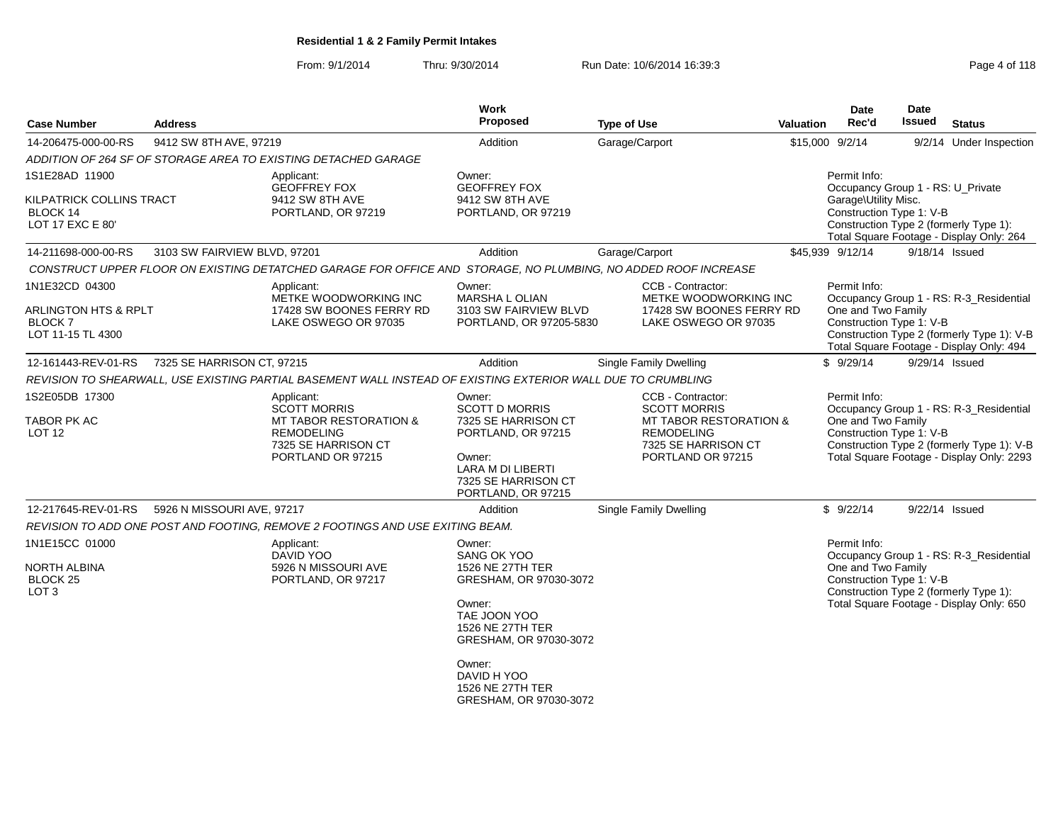**Residential 1 & 2 Family Permit Intakes**

From: 9/1/2014 Thru: 9/30/2014 Run Date: 10/6/2014 16:39:3

| Case Number | Address | Work Proposed | Type of Use | Valuation | Date Rec'd | Date Issued | Status |
|---|---|---|---|---|---|---|---|
| 14-206475-000-00-RS | 9412 SW 8TH AVE, 97219 | Addition | Garage/Carport | $15,000 | 9/2/14 | 9/2/14 | Under Inspection |

ADDITION OF 264 SF OF STORAGE AREA TO EXISTING DETACHED GARAGE

1S1E28AD 11900
KILPATRICK COLLINS TRACT
BLOCK 14
LOT 17 EXC E 80'

Applicant:
GEOFFREY FOX
9412 SW 8TH AVE
PORTLAND, OR 97219

Owner:
GEOFFREY FOX
9412 SW 8TH AVE
PORTLAND, OR 97219

Permit Info:
Occupancy Group 1 - RS: U_Private Garage\Utility Misc.
Construction Type 1: V-B
Construction Type 2 (formerly Type 1):
Total Square Footage - Display Only: 264

| Case Number | Address | Work Proposed | Type of Use | Valuation | Date Rec'd | Date Issued | Status |
|---|---|---|---|---|---|---|---|
| 14-211698-000-00-RS | 3103 SW FAIRVIEW BLVD, 97201 | Addition | Garage/Carport | $45,939 | 9/12/14 | 9/18/14 | Issued |

CONSTRUCT UPPER FLOOR ON EXISTING DETACHED GARAGE FOR OFFICE AND STORAGE, NO PLUMBING, NO ADDED ROOF INCREASE

1N1E32CD 04300
ARLINGTON HTS & RPLT
BLOCK 7
LOT 11-15 TL 4300

Applicant:
METKE WOODWORKING INC
17428 SW BOONES FERRY RD
LAKE OSWEGO OR 97035

Owner:
MARSHA L OLIAN
3103 SW FAIRVIEW BLVD
PORTLAND, OR 97205-5830

CCB - Contractor:
METKE WOODWORKING INC
17428 SW BOONES FERRY RD
LAKE OSWEGO OR 97035

Permit Info:
Occupancy Group 1 - RS: R-3_Residential One and Two Family
Construction Type 1: V-B
Construction Type 2 (formerly Type 1): V-B
Total Square Footage - Display Only: 494

| Case Number | Address | Work Proposed | Type of Use | Valuation | Date Rec'd | Date Issued | Status |
|---|---|---|---|---|---|---|---|
| 12-161443-REV-01-RS | 7325 SE HARRISON CT, 97215 | Addition | Single Family Dwelling | $ | 9/29/14 | 9/29/14 | Issued |

REVISION TO SHEARWALL, USE EXISTING PARTIAL BASEMENT WALL INSTEAD OF EXISTING EXTERIOR WALL DUE TO CRUMBLING

1S2E05DB 17300
TABOR PK AC
LOT 12

Applicant:
SCOTT MORRIS
MT TABOR RESTORATION & REMODELING
7325 SE HARRISON CT
PORTLAND OR 97215

Owner:
SCOTT D MORRIS
7325 SE HARRISON CT
PORTLAND, OR 97215

Owner:
LARA M DI LIBERTI
7325 SE HARRISON CT
PORTLAND, OR 97215

CCB - Contractor:
SCOTT MORRIS
MT TABOR RESTORATION & REMODELING
7325 SE HARRISON CT
PORTLAND OR 97215

Permit Info:
Occupancy Group 1 - RS: R-3_Residential One and Two Family
Construction Type 1: V-B
Construction Type 2 (formerly Type 1): V-B
Total Square Footage - Display Only: 2293

| Case Number | Address | Work Proposed | Type of Use | Valuation | Date Rec'd | Date Issued | Status |
|---|---|---|---|---|---|---|---|
| 12-217645-REV-01-RS | 5926 N MISSOURI AVE, 97217 | Addition | Single Family Dwelling | $ | 9/22/14 | 9/22/14 | Issued |

REVISION TO ADD ONE POST AND FOOTING, REMOVE 2 FOOTINGS AND USE EXITING BEAM.

1N1E15CC 01000
NORTH ALBINA
BLOCK 25
LOT 3

Applicant:
DAVID YOO
5926 N MISSOURI AVE
PORTLAND, OR 97217

Owner:
SANG OK YOO
1526 NE 27TH TER
GRESHAM, OR 97030-3072

Owner:
TAE JOON YOO
1526 NE 27TH TER
GRESHAM, OR 97030-3072

Owner:
DAVID H YOO
1526 NE 27TH TER
GRESHAM, OR 97030-3072

Permit Info:
Occupancy Group 1 - RS: R-3_Residential One and Two Family
Construction Type 1: V-B
Construction Type 2 (formerly Type 1):
Total Square Footage - Display Only: 650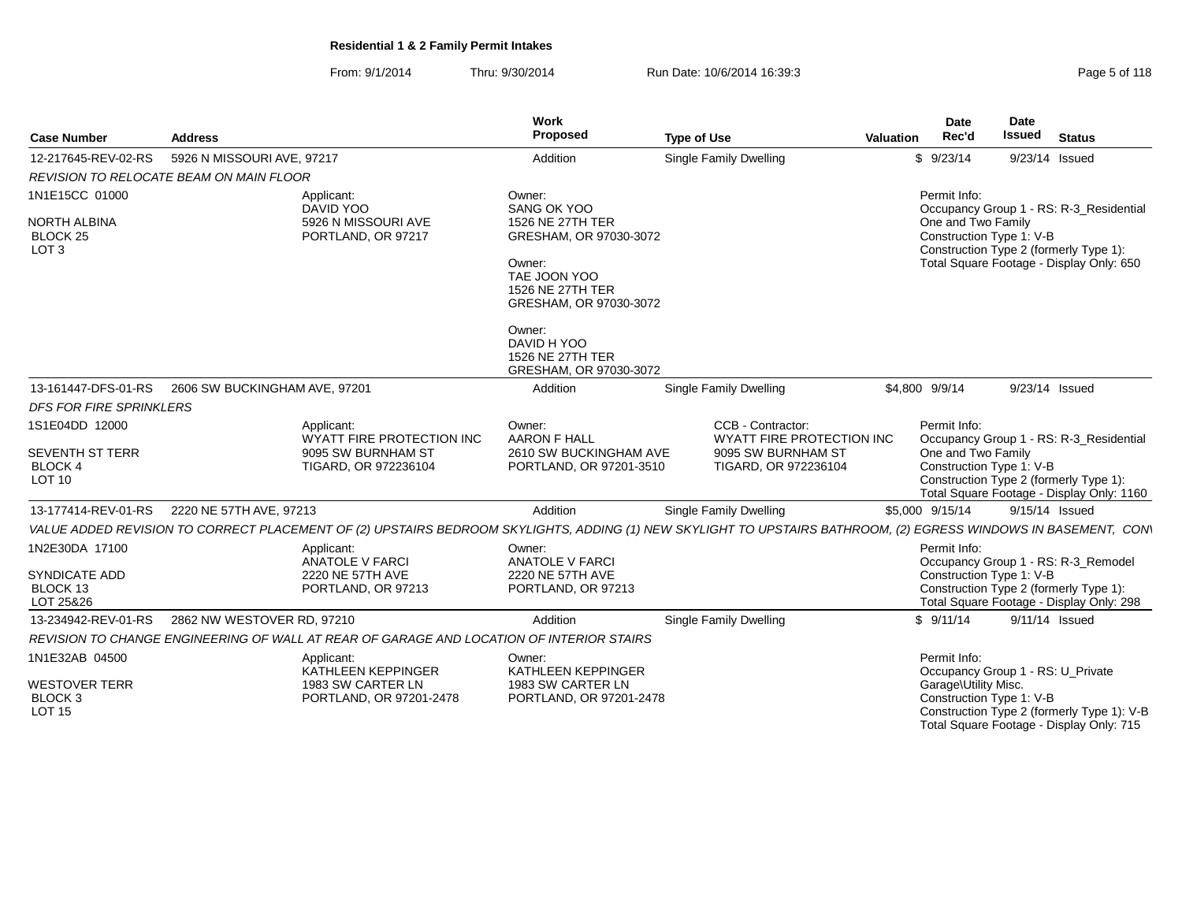**Residential 1 & 2 Family Permit Intakes**

From: 9/1/2014 Thru: 9/30/2014 Run Date: 10/6/2014 16:39:3

| Case Number | Address | Work Proposed | Type of Use | Valuation | Date Rec'd | Date Issued | Status |
|---|---|---|---|---|---|---|---|
| 12-217645-REV-02-RS | 5926 N MISSOURI AVE, 97217 | Addition | Single Family Dwelling | $ | 9/23/14 | 9/23/14 | Issued |

*REVISION TO RELOCATE BEAM ON MAIN FLOOR*

1N1E15CC 01000
NORTH ALBINA
BLOCK 25
LOT 3

Applicant:
DAVID YOO
5926 N MISSOURI AVE
PORTLAND, OR 97217

Owner:
SANG OK YOO
1526 NE 27TH TER
GRESHAM, OR 97030-3072

Owner:
TAE JOON YOO
1526 NE 27TH TER
GRESHAM, OR 97030-3072

Owner:
DAVID H YOO
1526 NE 27TH TER
GRESHAM, OR 97030-3072

Permit Info:
Occupancy Group 1 - RS: R-3_Residential One and Two Family
Construction Type 1: V-B
Construction Type 2 (formerly Type 1):
Total Square Footage - Display Only: 650

| Case Number | Address | Work Proposed | Type of Use | Valuation | Date Rec'd | Date Issued | Status |
|---|---|---|---|---|---|---|---|
| 13-161447-DFS-01-RS | 2606 SW BUCKINGHAM AVE, 97201 | Addition | Single Family Dwelling | $4,800 | 9/9/14 | 9/23/14 | Issued |

*DFS FOR FIRE SPRINKLERS*

1S1E04DD 12000
SEVENTH ST TERR
BLOCK 4
LOT 10

Applicant:
WYATT FIRE PROTECTION INC
9095 SW BURNHAM ST
TIGARD, OR 972236104

Owner:
AARON F HALL
2610 SW BUCKINGHAM AVE
PORTLAND, OR 97201-3510

CCB - Contractor:
WYATT FIRE PROTECTION INC
9095 SW BURNHAM ST
TIGARD, OR 972236104

Permit Info:
Occupancy Group 1 - RS: R-3_Residential One and Two Family
Construction Type 1: V-B
Construction Type 2 (formerly Type 1):
Total Square Footage - Display Only: 1160

| Case Number | Address | Work Proposed | Type of Use | Valuation | Date Rec'd | Date Issued | Status |
|---|---|---|---|---|---|---|---|
| 13-177414-REV-01-RS | 2220 NE 57TH AVE, 97213 | Addition | Single Family Dwelling | $5,000 | 9/15/14 | 9/15/14 | Issued |

*VALUE ADDED REVISION TO CORRECT PLACEMENT OF (2) UPSTAIRS BEDROOM SKYLIGHTS, ADDING (1) NEW SKYLIGHT TO UPSTAIRS BATHROOM, (2) EGRESS WINDOWS IN BASEMENT, CONV*

1N2E30DA 17100
SYNDICATE ADD
BLOCK 13
LOT 25&26

Applicant:
ANATOLE V FARCI
2220 NE 57TH AVE
PORTLAND, OR 97213

Owner:
ANATOLE V FARCI
2220 NE 57TH AVE
PORTLAND, OR 97213

Permit Info:
Occupancy Group 1 - RS: R-3_Remodel
Construction Type 1: V-B
Construction Type 2 (formerly Type 1):
Total Square Footage - Display Only: 298

| Case Number | Address | Work Proposed | Type of Use | Valuation | Date Rec'd | Date Issued | Status |
|---|---|---|---|---|---|---|---|
| 13-234942-REV-01-RS | 2862 NW WESTOVER RD, 97210 | Addition | Single Family Dwelling | $ | 9/11/14 | 9/11/14 | Issued |

*REVISION TO CHANGE ENGINEERING OF WALL AT REAR OF GARAGE AND LOCATION OF INTERIOR STAIRS*

1N1E32AB 04500
WESTOVER TERR
BLOCK 3
LOT 15

Applicant:
KATHLEEN KEPPINGER
1983 SW CARTER LN
PORTLAND, OR 97201-2478

Owner:
KATHLEEN KEPPINGER
1983 SW CARTER LN
PORTLAND, OR 97201-2478

Permit Info:
Occupancy Group 1 - RS: U_Private Garage\Utility Misc.
Construction Type 1: V-B
Construction Type 2 (formerly Type 1): V-B
Total Square Footage - Display Only: 715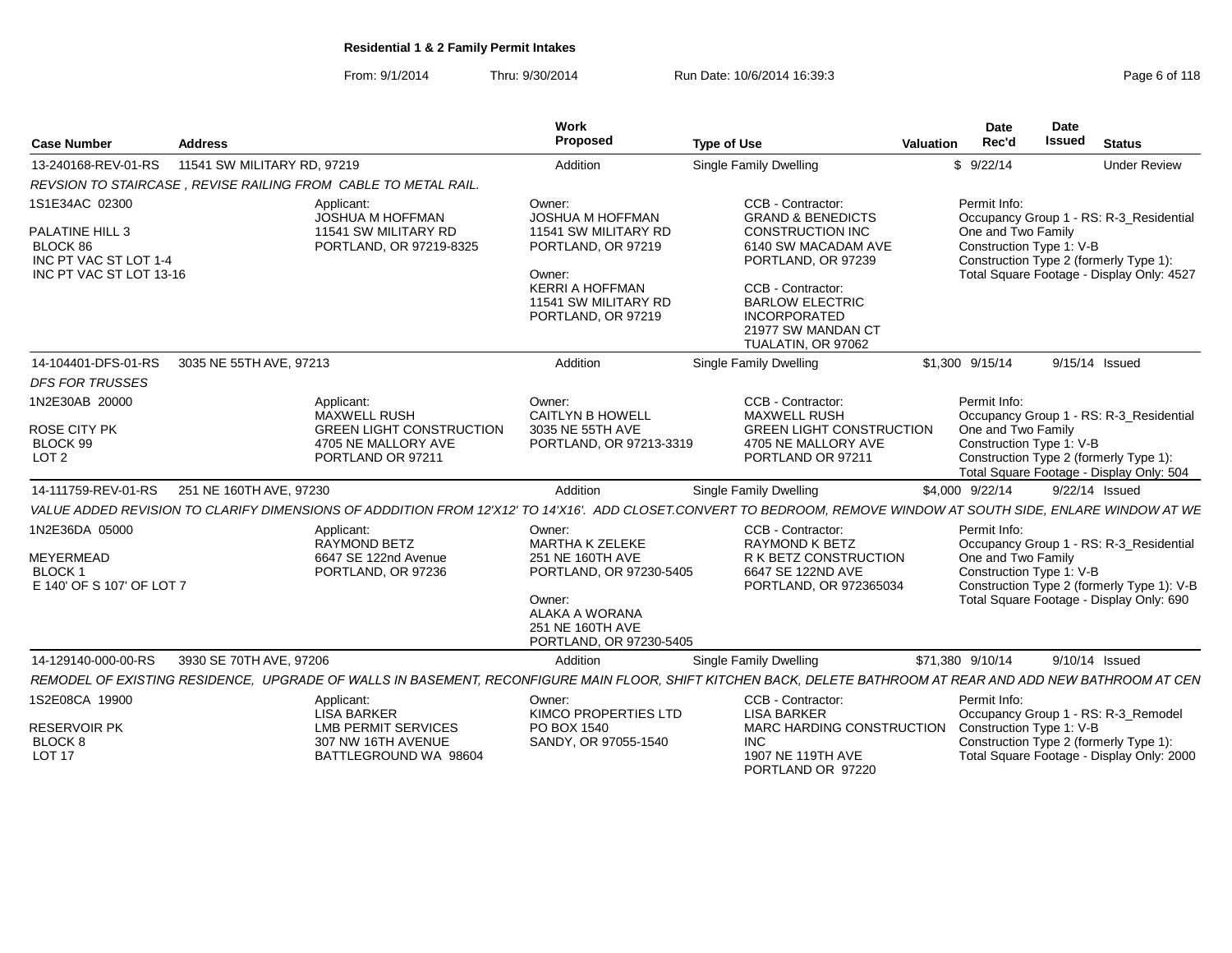**Residential 1 & 2 Family Permit Intakes**

From: 9/1/2014 Thru: 9/30/2014 Run Date: 10/6/2014 16:39:3

| Case Number | Address | Work Proposed | Type of Use | Valuation | Date Rec'd | Date Issued | Status |
|---|---|---|---|---|---|---|---|
| 13-240168-REV-01-RS | 11541 SW MILITARY RD, 97219 | Addition | Single Family Dwelling | $ | 9/22/14 | | Under Review |
| 14-104401-DFS-01-RS | 3035 NE 55TH AVE, 97213 | Addition | Single Family Dwelling | $1,300 | 9/15/14 | 9/15/14 | Issued |
| 14-111759-REV-01-RS | 251 NE 160TH AVE, 97230 | Addition | Single Family Dwelling | $4,000 | 9/22/14 | 9/22/14 | Issued |
| 14-129140-000-00-RS | 3930 SE 70TH AVE, 97206 | Addition | Single Family Dwelling | $71,380 | 9/10/14 | 9/10/14 | Issued |

**13-240168-REV-01-RS** — 11541 SW MILITARY RD, 97219

*REVSION TO STAIRCASE , REVISE RAILING FROM CABLE TO METAL RAIL.*

1S1E34AC 02300
PALATINE HILL 3
BLOCK 86
INC PT VAC ST LOT 1-4
INC PT VAC ST LOT 13-16

Applicant: JOSHUA M HOFFMAN, 11541 SW MILITARY RD, PORTLAND, OR 97219-8325

Owner: JOSHUA M HOFFMAN, 11541 SW MILITARY RD, PORTLAND, OR 97219
Owner: KERRI A HOFFMAN, 11541 SW MILITARY RD, PORTLAND, OR 97219

CCB - Contractor: GRAND & BENEDICTS CONSTRUCTION INC, 6140 SW MACADAM AVE, PORTLAND, OR 97239
CCB - Contractor: BARLOW ELECTRIC INCORPORATED, 21977 SW MANDAN CT, TUALATIN, OR 97062

Permit Info:
Occupancy Group 1 - RS: R-3_Residential One and Two Family
Construction Type 1: V-B
Construction Type 2 (formerly Type 1):
Total Square Footage - Display Only: 4527

**14-104401-DFS-01-RS** — 3035 NE 55TH AVE, 97213

*DFS FOR TRUSSES*

1N2E30AB 20000
ROSE CITY PK
BLOCK 99
LOT 2

Applicant: MAXWELL RUSH, GREEN LIGHT CONSTRUCTION, 4705 NE MALLORY AVE, PORTLAND OR 97211

Owner: CAITLYN B HOWELL, 3035 NE 55TH AVE, PORTLAND, OR 97213-3319

CCB - Contractor: MAXWELL RUSH, GREEN LIGHT CONSTRUCTION, 4705 NE MALLORY AVE, PORTLAND OR 97211

Permit Info:
Occupancy Group 1 - RS: R-3_Residential One and Two Family
Construction Type 1: V-B
Construction Type 2 (formerly Type 1):
Total Square Footage - Display Only: 504

**14-111759-REV-01-RS** — 251 NE 160TH AVE, 97230

*VALUE ADDED REVISION TO CLARIFY DIMENSIONS OF ADDDITION FROM 12'X12' TO 14'X16'. ADD CLOSET.CONVERT TO BEDROOM, REMOVE WINDOW AT SOUTH SIDE, ENLARE WINDOW AT WE*

1N2E36DA 05000
MEYERMEAD
BLOCK 1
E 140' OF S 107' OF LOT 7

Applicant: RAYMOND BETZ, 6647 SE 122nd Avenue, PORTLAND, OR 97236

Owner: MARTHA K ZELEKE, 251 NE 160TH AVE, PORTLAND, OR 97230-5405
Owner: ALAKA A WORANA, 251 NE 160TH AVE, PORTLAND, OR 97230-5405

CCB - Contractor: RAYMOND K BETZ, R K BETZ CONSTRUCTION, 6647 SE 122ND AVE, PORTLAND, OR 972365034

Permit Info:
Occupancy Group 1 - RS: R-3_Residential One and Two Family
Construction Type 1: V-B
Construction Type 2 (formerly Type 1): V-B
Total Square Footage - Display Only: 690

**14-129140-000-00-RS** — 3930 SE 70TH AVE, 97206

*REMODEL OF EXISTING RESIDENCE, UPGRADE OF WALLS IN BASEMENT, RECONFIGURE MAIN FLOOR, SHIFT KITCHEN BACK, DELETE BATHROOM AT REAR AND ADD NEW BATHROOM AT CEN*

1S2E08CA 19900
RESERVOIR PK
BLOCK 8
LOT 17

Applicant: LISA BARKER, LMB PERMIT SERVICES, 307 NW 16TH AVENUE, BATTLEGROUND WA 98604

Owner: KIMCO PROPERTIES LTD, PO BOX 1540, SANDY, OR 97055-1540

CCB - Contractor: LISA BARKER, MARC HARDING CONSTRUCTION INC, 1907 NE 119TH AVE, PORTLAND OR 97220

Permit Info:
Occupancy Group 1 - RS: R-3_Remodel
Construction Type 1: V-B
Construction Type 2 (formerly Type 1):
Total Square Footage - Display Only: 2000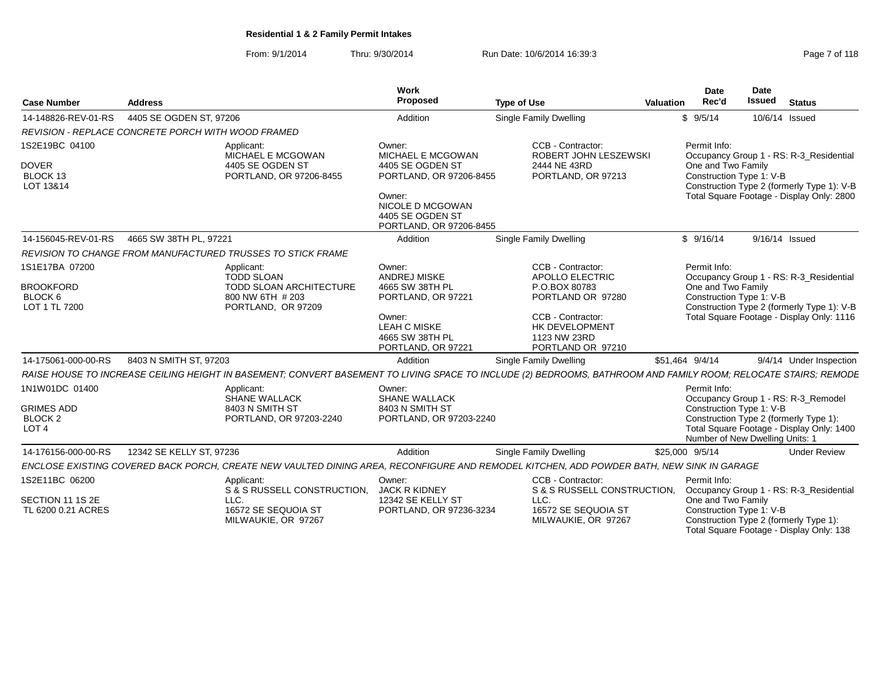# Residential 1 & 2 Family Permit Intakes

From: 9/1/2014 Thru: 9/30/2014 Run Date: 10/6/2014 16:39:3

| Case Number | Address | Work Proposed | Type of Use | Valuation | Date Rec'd | Date Issued | Status |
|---|---|---|---|---|---|---|---|
| 14-148826-REV-01-RS | 4405 SE OGDEN ST, 97206 | Addition | Single Family Dwelling | $ | 9/5/14 | 10/6/14 | Issued |

*REVISION - REPLACE CONCRETE PORCH WITH WOOD FRAMED*

- 1S2E19BC 04100 — DOVER, BLOCK 13, LOT 13&14
- Applicant: MICHAEL E MCGOWAN, 4405 SE OGDEN ST, PORTLAND, OR 97206-8455
- Owner: MICHAEL E MCGOWAN, 4405 SE OGDEN ST, PORTLAND, OR 97206-8455
- Owner: NICOLE D MCGOWAN, 4405 SE OGDEN ST, PORTLAND, OR 97206-8455
- CCB - Contractor: ROBERT JOHN LESZEWSKI, 2444 NE 43RD, PORTLAND, OR 97213
- Permit Info: Occupancy Group 1 - RS: R-3_Residential One and Two Family; Construction Type 1: V-B; Construction Type 2 (formerly Type 1): V-B; Total Square Footage - Display Only: 2800

| Case Number | Address | Work Proposed | Type of Use | Valuation | Date Rec'd | Date Issued | Status |
|---|---|---|---|---|---|---|---|
| 14-156045-REV-01-RS | 4665 SW 38TH PL, 97221 | Addition | Single Family Dwelling | $ | 9/16/14 | 9/16/14 | Issued |

*REVISION TO CHANGE FROM MANUFACTURED TRUSSES TO STICK FRAME*

- 1S1E17BA 07200 — BROOKFORD, BLOCK 6, LOT 1 TL 7200
- Applicant: TODD SLOAN, TODD SLOAN ARCHITECTURE, 800 NW 6TH # 203, PORTLAND, OR 97209
- Owner: ANDREJ MISKE, 4665 SW 38TH PL, PORTLAND, OR 97221
- Owner: LEAH C MISKE, 4665 SW 38TH PL, PORTLAND, OR 97221
- CCB - Contractor: APOLLO ELECTRIC, P.O.BOX 80783, PORTLAND OR 97280
- CCB - Contractor: HK DEVELOPMENT, 1123 NW 23RD, PORTLAND OR 97210
- Permit Info: Occupancy Group 1 - RS: R-3_Residential One and Two Family; Construction Type 1: V-B; Construction Type 2 (formerly Type 1): V-B; Total Square Footage - Display Only: 1116

| Case Number | Address | Work Proposed | Type of Use | Valuation | Date Rec'd | Date Issued | Status |
|---|---|---|---|---|---|---|---|
| 14-175061-000-00-RS | 8403 N SMITH ST, 97203 | Addition | Single Family Dwelling | $51,464 | 9/4/14 | 9/4/14 | Under Inspection |

*RAISE HOUSE TO INCREASE CEILING HEIGHT IN BASEMENT; CONVERT BASEMENT TO LIVING SPACE TO INCLUDE (2) BEDROOMS, BATHROOM AND FAMILY ROOM; RELOCATE STAIRS; REMODE*

- 1N1W01DC 01400 — GRIMES ADD, BLOCK 2, LOT 4
- Applicant: SHANE WALLACK, 8403 N SMITH ST, PORTLAND, OR 97203-2240
- Owner: SHANE WALLACK, 8403 N SMITH ST, PORTLAND, OR 97203-2240
- Permit Info: Occupancy Group 1 - RS: R-3_Remodel; Construction Type 1: V-B; Construction Type 2 (formerly Type 1):; Total Square Footage - Display Only: 1400; Number of New Dwelling Units: 1

| Case Number | Address | Work Proposed | Type of Use | Valuation | Date Rec'd | Date Issued | Status |
|---|---|---|---|---|---|---|---|
| 14-176156-000-00-RS | 12342 SE KELLY ST, 97236 | Addition | Single Family Dwelling | $25,000 | 9/5/14 | | Under Review |

*ENCLOSE EXISTING COVERED BACK PORCH, CREATE NEW VAULTED DINING AREA, RECONFIGURE AND REMODEL KITCHEN, ADD POWDER BATH, NEW SINK IN GARAGE*

- 1S2E11BC 06200 — SECTION 11 1S 2E, TL 6200 0.21 ACRES
- Applicant: S & S RUSSELL CONSTRUCTION, LLC., 16572 SE SEQUOIA ST, MILWAUKIE, OR 97267
- Owner: JACK R KIDNEY, 12342 SE KELLY ST, PORTLAND, OR 97236-3234
- CCB - Contractor: S & S RUSSELL CONSTRUCTION, LLC., 16572 SE SEQUOIA ST, MILWAUKIE, OR 97267
- Permit Info: Occupancy Group 1 - RS: R-3_Residential One and Two Family; Construction Type 1: V-B; Construction Type 2 (formerly Type 1):; Total Square Footage - Display Only: 138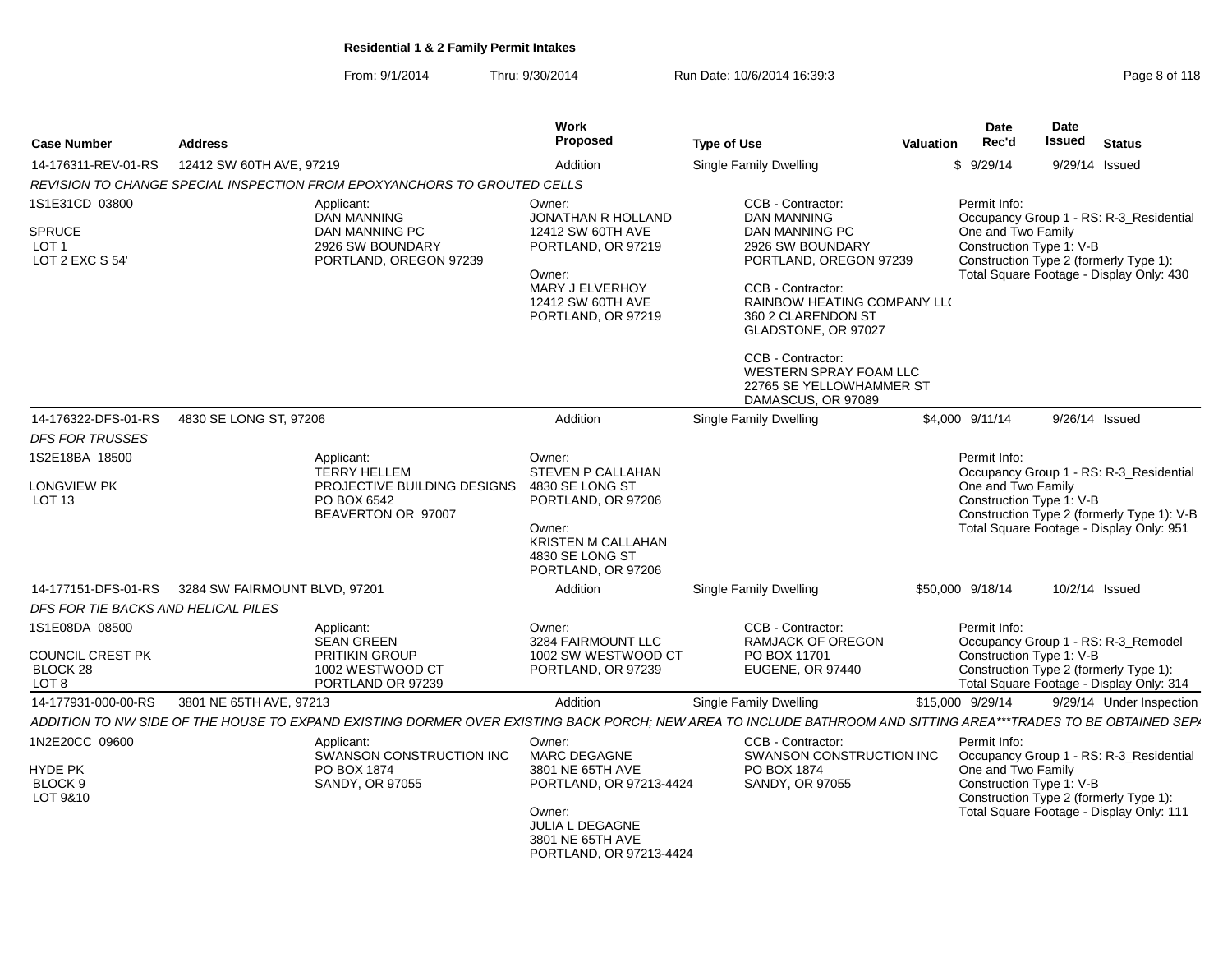**Residential 1 & 2 Family Permit Intakes**

From: 9/1/2014 Thru: 9/30/2014 Run Date: 10/6/2014 16:39:3

| Case Number | Address | Work Proposed | Type of Use | Valuation | Date Rec'd | Date Issued | Status |
|---|---|---|---|---|---|---|---|
| 14-176311-REV-01-RS | 12412 SW 60TH AVE, 97219 | Addition | Single Family Dwelling | $ | 9/29/14 | 9/29/14 | Issued |

*REVISION TO CHANGE SPECIAL INSPECTION FROM EPOXYANCHORS TO GROUTED CELLS*

1S1E31CD 03800
SPRUCE
LOT 1
LOT 2 EXC S 54'

Applicant:
DAN MANNING
DAN MANNING PC
2926 SW BOUNDARY
PORTLAND, OREGON 97239

Owner:
JONATHAN R HOLLAND
12412 SW 60TH AVE
PORTLAND, OR 97219

Owner:
MARY J ELVERHOY
12412 SW 60TH AVE
PORTLAND, OR 97219

CCB - Contractor:
DAN MANNING
DAN MANNING PC
2926 SW BOUNDARY
PORTLAND, OREGON 97239

CCB - Contractor:
RAINBOW HEATING COMPANY LL(
360 2 CLARENDON ST
GLADSTONE, OR 97027

CCB - Contractor:
WESTERN SPRAY FOAM LLC
22765 SE YELLOWHAMMER ST
DAMASCUS, OR 97089

Permit Info:
Occupancy Group 1 - RS: R-3_Residential One and Two Family
Construction Type 1: V-B
Construction Type 2 (formerly Type 1):
Total Square Footage - Display Only: 430

| Case Number | Address | Work Proposed | Type of Use | Valuation | Date Rec'd | Date Issued | Status |
|---|---|---|---|---|---|---|---|
| 14-176322-DFS-01-RS | 4830 SE LONG ST, 97206 | Addition | Single Family Dwelling | $4,000 | 9/11/14 | 9/26/14 | Issued |

*DFS FOR TRUSSES*

1S2E18BA 18500
LONGVIEW PK
LOT 13

Applicant:
TERRY HELLEM
PROJECTIVE BUILDING DESIGNS
PO BOX 6542
BEAVERTON OR 97007

Owner:
STEVEN P CALLAHAN
4830 SE LONG ST
PORTLAND, OR 97206

Owner:
KRISTEN M CALLAHAN
4830 SE LONG ST
PORTLAND, OR 97206

Permit Info:
Occupancy Group 1 - RS: R-3_Residential One and Two Family
Construction Type 1: V-B
Construction Type 2 (formerly Type 1): V-B
Total Square Footage - Display Only: 951

| Case Number | Address | Work Proposed | Type of Use | Valuation | Date Rec'd | Date Issued | Status |
|---|---|---|---|---|---|---|---|
| 14-177151-DFS-01-RS | 3284 SW FAIRMOUNT BLVD, 97201 | Addition | Single Family Dwelling | $50,000 | 9/18/14 | 10/2/14 | Issued |

*DFS FOR TIE BACKS AND HELICAL PILES*

1S1E08DA 08500
COUNCIL CREST PK
BLOCK 28
LOT 8

Applicant:
SEAN GREEN
PRITIKIN GROUP
1002 WESTWOOD CT
PORTLAND OR 97239

Owner:
3284 FAIRMOUNT LLC
1002 SW WESTWOOD CT
PORTLAND, OR 97239

CCB - Contractor:
RAMJACK OF OREGON
PO BOX 11701
EUGENE, OR 97440

Permit Info:
Occupancy Group 1 - RS: R-3_Remodel
Construction Type 1: V-B
Construction Type 2 (formerly Type 1):
Total Square Footage - Display Only: 314

| Case Number | Address | Work Proposed | Type of Use | Valuation | Date Rec'd | Date Issued | Status |
|---|---|---|---|---|---|---|---|
| 14-177931-000-00-RS | 3801 NE 65TH AVE, 97213 | Addition | Single Family Dwelling | $15,000 | 9/29/14 | 9/29/14 | Under Inspection |

*ADDITION TO NW SIDE OF THE HOUSE TO EXPAND EXISTING DORMER OVER EXISTING BACK PORCH; NEW AREA TO INCLUDE BATHROOM AND SITTING AREA\*\*\*TRADES TO BE OBTAINED SEPA*

1N2E20CC 09600
HYDE PK
BLOCK 9
LOT 9&10

Applicant:
SWANSON CONSTRUCTION INC
PO BOX 1874
SANDY, OR 97055

Owner:
MARC DEGAGNE
3801 NE 65TH AVE
PORTLAND, OR 97213-4424

Owner:
JULIA L DEGAGNE
3801 NE 65TH AVE
PORTLAND, OR 97213-4424

CCB - Contractor:
SWANSON CONSTRUCTION INC
PO BOX 1874
SANDY, OR 97055

Permit Info:
Occupancy Group 1 - RS: R-3_Residential One and Two Family
Construction Type 1: V-B
Construction Type 2 (formerly Type 1):
Total Square Footage - Display Only: 111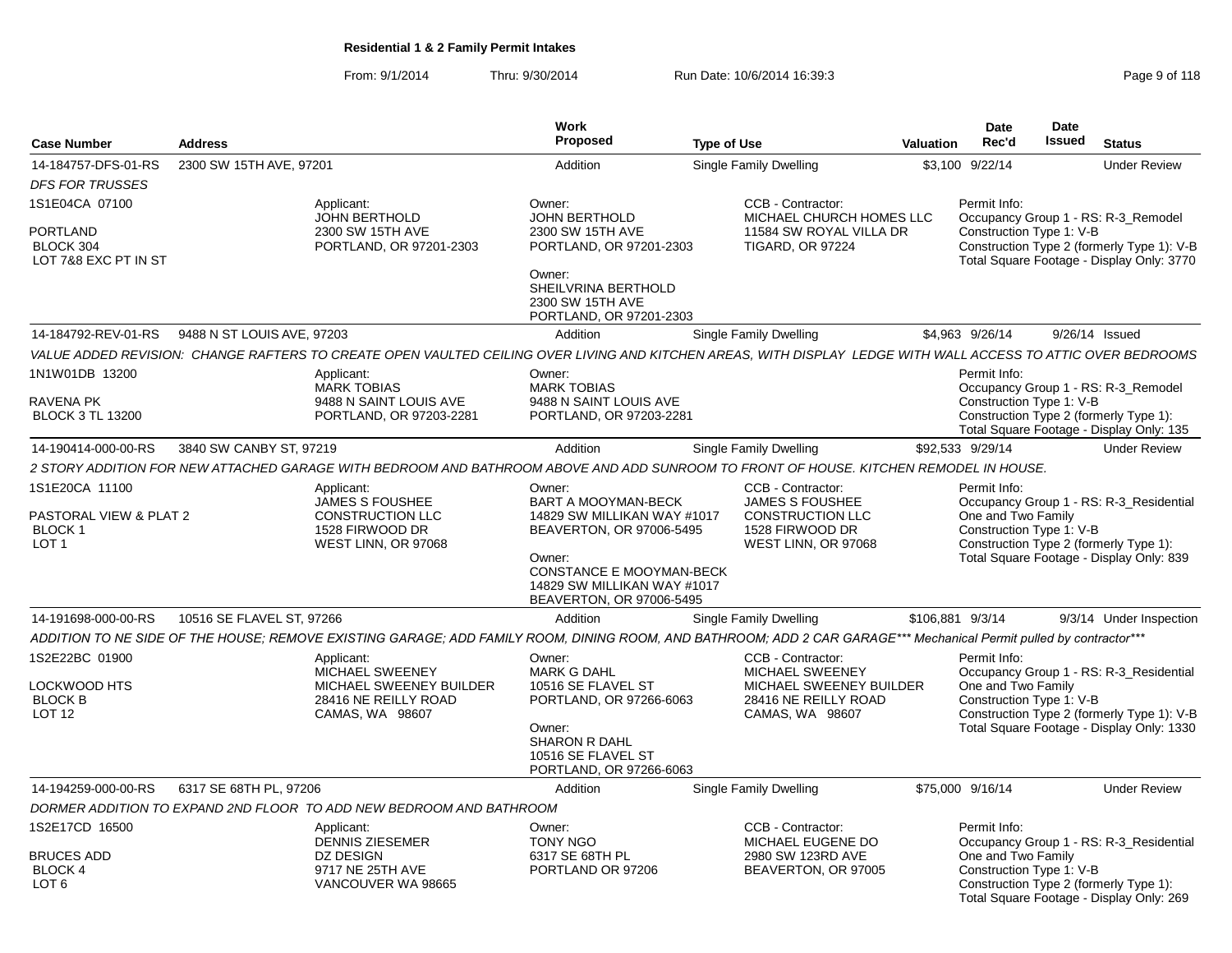# Residential 1 & 2 Family Permit Intakes

From: 9/1/2014 Thru: 9/30/2014 Run Date: 10/6/2014 16:39:3

| Case Number | Address | Work Proposed | Type of Use | Valuation | Date Rec'd | Date Issued | Status |
|---|---|---|---|---|---|---|---|
| 14-184757-DFS-01-RS | 2300 SW 15TH AVE, 97201 | Addition | Single Family Dwelling | $3,100 | 9/22/14 | | Under Review |
| 14-184792-REV-01-RS | 9488 N ST LOUIS AVE, 97203 | Addition | Single Family Dwelling | $4,963 | 9/26/14 | 9/26/14 | Issued |
| 14-190414-000-00-RS | 3840 SW CANBY ST, 97219 | Addition | Single Family Dwelling | $92,533 | 9/29/14 | | Under Review |
| 14-191698-000-00-RS | 10516 SE FLAVEL ST, 97266 | Addition | Single Family Dwelling | $106,881 | 9/3/14 | 9/3/14 | Under Inspection |
| 14-194259-000-00-RS | 6317 SE 68TH PL, 97206 | Addition | Single Family Dwelling | $75,000 | 9/16/14 | | Under Review |

**14-184757-DFS-01-RS** — 2300 SW 15TH AVE, 97201

*DFS FOR TRUSSES*

- 1S1E04CA 07100 — PORTLAND, BLOCK 304, LOT 7&8 EXC PT IN ST
- Applicant: JOHN BERTHOLD, 2300 SW 15TH AVE, PORTLAND, OR 97201-2303
- Owner: JOHN BERTHOLD, 2300 SW 15TH AVE, PORTLAND, OR 97201-2303
- Owner: SHEILVRINA BERTHOLD, 2300 SW 15TH AVE, PORTLAND, OR 97201-2303
- CCB - Contractor: MICHAEL CHURCH HOMES LLC, 11584 SW ROYAL VILLA DR, TIGARD, OR 97224
- Permit Info: Occupancy Group 1 - RS: R-3_Remodel; Construction Type 1: V-B; Construction Type 2 (formerly Type 1): V-B; Total Square Footage - Display Only: 3770

**14-184792-REV-01-RS** — 9488 N ST LOUIS AVE, 97203

*VALUE ADDED REVISION: CHANGE RAFTERS TO CREATE OPEN VAULTED CEILING OVER LIVING AND KITCHEN AREAS, WITH DISPLAY LEDGE WITH WALL ACCESS TO ATTIC OVER BEDROOMS*

- 1N1W01DB 13200 — RAVENA PK, BLOCK 3 TL 13200
- Applicant: MARK TOBIAS, 9488 N SAINT LOUIS AVE, PORTLAND, OR 97203-2281
- Owner: MARK TOBIAS, 9488 N SAINT LOUIS AVE, PORTLAND, OR 97203-2281
- Permit Info: Occupancy Group 1 - RS: R-3_Remodel; Construction Type 1: V-B; Construction Type 2 (formerly Type 1):; Total Square Footage - Display Only: 135

**14-190414-000-00-RS** — 3840 SW CANBY ST, 97219

*2 STORY ADDITION FOR NEW ATTACHED GARAGE WITH BEDROOM AND BATHROOM ABOVE AND ADD SUNROOM TO FRONT OF HOUSE. KITCHEN REMODEL IN HOUSE.*

- 1S1E20CA 11100 — PASTORAL VIEW & PLAT 2, BLOCK 1, LOT 1
- Applicant: JAMES S FOUSHEE CONSTRUCTION LLC, 1528 FIRWOOD DR, WEST LINN, OR 97068
- Owner: BART A MOOYMAN-BECK, 14829 SW MILLIKAN WAY #1017, BEAVERTON, OR 97006-5495
- Owner: CONSTANCE E MOOYMAN-BECK, 14829 SW MILLIKAN WAY #1017, BEAVERTON, OR 97006-5495
- CCB - Contractor: JAMES S FOUSHEE CONSTRUCTION LLC, 1528 FIRWOOD DR, WEST LINN, OR 97068
- Permit Info: Occupancy Group 1 - RS: R-3_Residential One and Two Family; Construction Type 1: V-B; Construction Type 2 (formerly Type 1):; Total Square Footage - Display Only: 839

**14-191698-000-00-RS** — 10516 SE FLAVEL ST, 97266

*ADDITION TO NE SIDE OF THE HOUSE; REMOVE EXISTING GARAGE; ADD FAMILY ROOM, DINING ROOM, AND BATHROOM; ADD 2 CAR GARAGE*** Mechanical Permit pulled by contractor****

- 1S2E22BC 01900 — LOCKWOOD HTS, BLOCK B, LOT 12
- Applicant: MICHAEL SWEENEY, MICHAEL SWEENEY BUILDER, 28416 NE REILLY ROAD, CAMAS, WA 98607
- Owner: MARK G DAHL, 10516 SE FLAVEL ST, PORTLAND, OR 97266-6063
- Owner: SHARON R DAHL, 10516 SE FLAVEL ST, PORTLAND, OR 97266-6063
- CCB - Contractor: MICHAEL SWEENEY, MICHAEL SWEENEY BUILDER, 28416 NE REILLY ROAD, CAMAS, WA 98607
- Permit Info: Occupancy Group 1 - RS: R-3_Residential One and Two Family; Construction Type 1: V-B; Construction Type 2 (formerly Type 1): V-B; Total Square Footage - Display Only: 1330

**14-194259-000-00-RS** — 6317 SE 68TH PL, 97206

*DORMER ADDITION TO EXPAND 2ND FLOOR TO ADD NEW BEDROOM AND BATHROOM*

- 1S2E17CD 16500 — BRUCES ADD, BLOCK 4, LOT 6
- Applicant: DENNIS ZIESEMER, DZ DESIGN, 9717 NE 25TH AVE, VANCOUVER WA 98665
- Owner: TONY NGO, 6317 SE 68TH PL, PORTLAND OR 97206
- CCB - Contractor: MICHAEL EUGENE DO, 2980 SW 123RD AVE, BEAVERTON, OR 97005
- Permit Info: Occupancy Group 1 - RS: R-3_Residential One and Two Family; Construction Type 1: V-B; Construction Type 2 (formerly Type 1):; Total Square Footage - Display Only: 269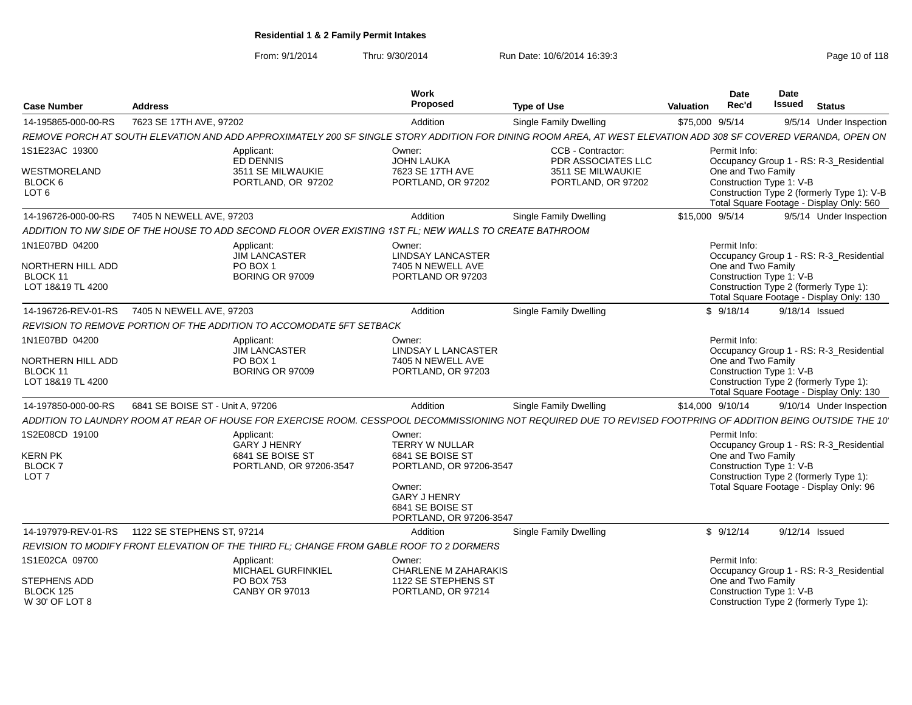# Residential 1 & 2 Family Permit Intakes

From: 9/1/2014 Thru: 9/30/2014 Run Date: 10/6/2014 16:39:3

| Case Number | Address | Work Proposed | Type of Use | Valuation | Date Rec'd | Date Issued | Status |
|---|---|---|---|---|---|---|---|
| 14-195865-000-00-RS | 7623 SE 17TH AVE, 97202 | Addition | Single Family Dwelling | $75,000 | 9/5/14 | 9/5/14 | Under Inspection |

REMOVE PORCH AT SOUTH ELEVATION AND ADD APPROXIMATELY 200 SF SINGLE STORY ADDITION FOR DINING ROOM AREA, AT WEST ELEVATION ADD 308 SF COVERED VERANDA, OPEN ON

1S1E23AC 19300
WESTMORELAND
BLOCK 6
LOT 6

Applicant:
ED DENNIS
3511 SE MILWAUKIE
PORTLAND, OR 97202

Owner:
JOHN LAUKA
7623 SE 17TH AVE
PORTLAND, OR 97202

CCB - Contractor:
PDR ASSOCIATES LLC
3511 SE MILWAUKIE
PORTLAND, OR 97202

Permit Info:
Occupancy Group 1 - RS: R-3_Residential One and Two Family
Construction Type 1: V-B
Construction Type 2 (formerly Type 1): V-B
Total Square Footage - Display Only: 560

| Case Number | Address | Work Proposed | Type of Use | Valuation | Date Rec'd | Date Issued | Status |
|---|---|---|---|---|---|---|---|
| 14-196726-000-00-RS | 7405 N NEWELL AVE, 97203 | Addition | Single Family Dwelling | $15,000 | 9/5/14 | 9/5/14 | Under Inspection |

ADDITION TO NW SIDE OF THE HOUSE TO ADD SECOND FLOOR OVER EXISTING 1ST FL; NEW WALLS TO CREATE BATHROOM

1N1E07BD 04200
NORTHERN HILL ADD
BLOCK 11
LOT 18&19 TL 4200

Applicant:
JIM LANCASTER
PO BOX 1
BORING OR 97009

Owner:
LINDSAY LANCASTER
7405 N NEWELL AVE
PORTLAND OR 97203

Permit Info:
Occupancy Group 1 - RS: R-3_Residential One and Two Family
Construction Type 1: V-B
Construction Type 2 (formerly Type 1):
Total Square Footage - Display Only: 130

| Case Number | Address | Work Proposed | Type of Use | Valuation | Date Rec'd | Date Issued | Status |
|---|---|---|---|---|---|---|---|
| 14-196726-REV-01-RS | 7405 N NEWELL AVE, 97203 | Addition | Single Family Dwelling | $ | 9/18/14 | 9/18/14 | Issued |

REVISION TO REMOVE PORTION OF THE ADDITION TO ACCOMODATE 5FT SETBACK

1N1E07BD 04200
NORTHERN HILL ADD
BLOCK 11
LOT 18&19 TL 4200

Applicant:
JIM LANCASTER
PO BOX 1
BORING OR 97009

Owner:
LINDSAY L LANCASTER
7405 N NEWELL AVE
PORTLAND, OR 97203

Permit Info:
Occupancy Group 1 - RS: R-3_Residential One and Two Family
Construction Type 1: V-B
Construction Type 2 (formerly Type 1):
Total Square Footage - Display Only: 130

| Case Number | Address | Work Proposed | Type of Use | Valuation | Date Rec'd | Date Issued | Status |
|---|---|---|---|---|---|---|---|
| 14-197850-000-00-RS | 6841 SE BOISE ST - Unit A, 97206 | Addition | Single Family Dwelling | $14,000 | 9/10/14 | 9/10/14 | Under Inspection |

ADDITION TO LAUNDRY ROOM AT REAR OF HOUSE FOR EXERCISE ROOM. CESSPOOL DECOMMISSIONING NOT REQUIRED DUE TO REVISED FOOTPRING OF ADDITION BEING OUTSIDE THE 10'

1S2E08CD 19100
KERN PK
BLOCK 7
LOT 7

Applicant:
GARY J HENRY
6841 SE BOISE ST
PORTLAND, OR 97206-3547

Owner:
TERRY W NULLAR
6841 SE BOISE ST
PORTLAND, OR 97206-3547

Owner:
GARY J HENRY
6841 SE BOISE ST
PORTLAND, OR 97206-3547

Permit Info:
Occupancy Group 1 - RS: R-3_Residential One and Two Family
Construction Type 1: V-B
Construction Type 2 (formerly Type 1):
Total Square Footage - Display Only: 96

| Case Number | Address | Work Proposed | Type of Use | Valuation | Date Rec'd | Date Issued | Status |
|---|---|---|---|---|---|---|---|
| 14-197979-REV-01-RS | 1122 SE STEPHENS ST, 97214 | Addition | Single Family Dwelling | $ | 9/12/14 | 9/12/14 | Issued |

REVISION TO MODIFY FRONT ELEVATION OF THE THIRD FL; CHANGE FROM GABLE ROOF TO 2 DORMERS

1S1E02CA 09700
STEPHENS ADD
BLOCK 125
W 30' OF LOT 8

Applicant:
MICHAEL GURFINKIEL
PO BOX 753
CANBY OR 97013

Owner:
CHARLENE M ZAHARAKIS
1122 SE STEPHENS ST
PORTLAND, OR 97214

Permit Info:
Occupancy Group 1 - RS: R-3_Residential One and Two Family
Construction Type 1: V-B
Construction Type 2 (formerly Type 1):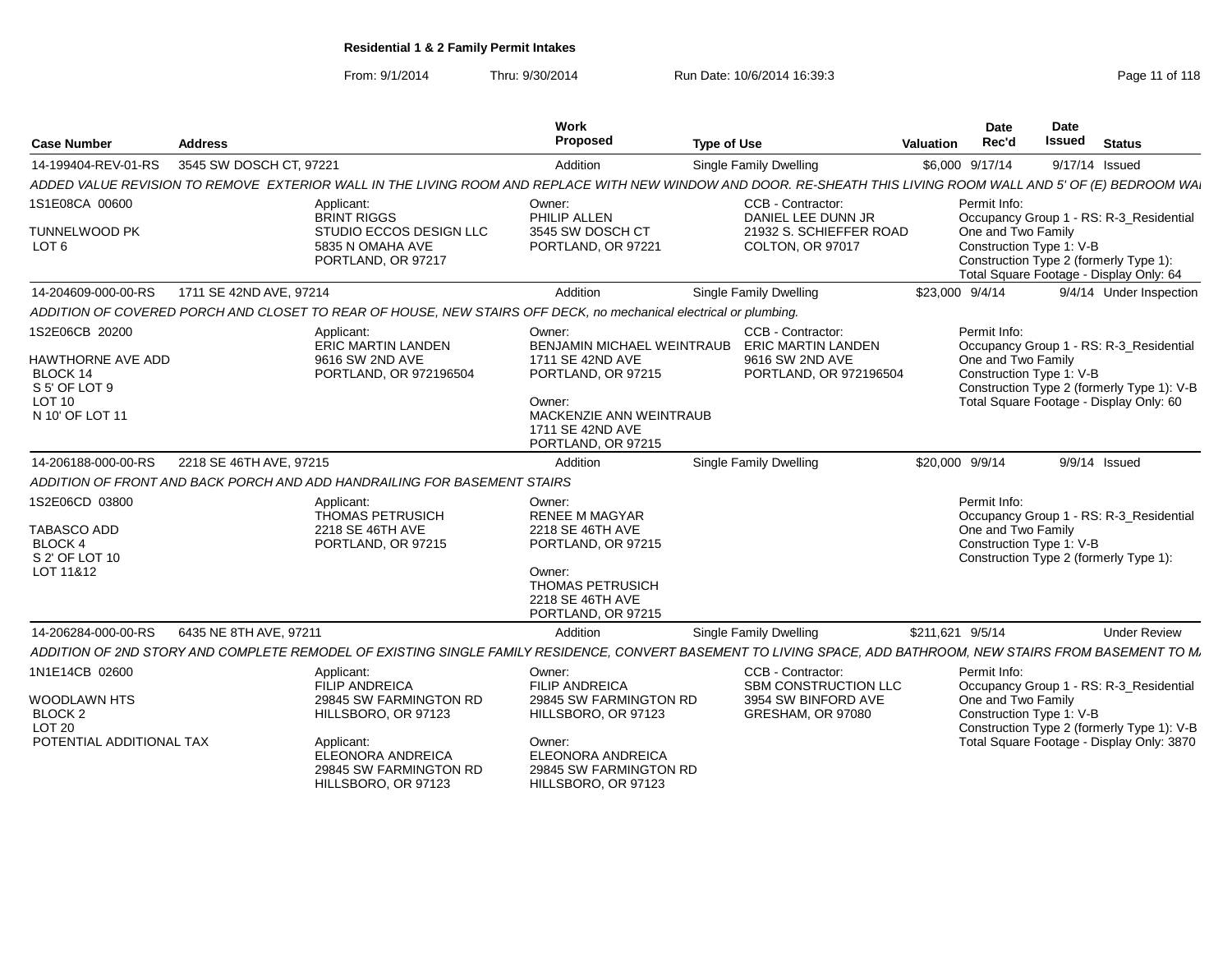**Residential 1 & 2 Family Permit Intakes**

From: 9/1/2014 Thru: 9/30/2014 Run Date: 10/6/2014 16:39:3

| Case Number | Address | Work Proposed | Type of Use | Valuation | Date Rec'd | Date Issued | Status |
|---|---|---|---|---|---|---|---|
| 14-199404-REV-01-RS | 3545 SW DOSCH CT, 97221 | Addition | Single Family Dwelling | $6,000 | 9/17/14 | 9/17/14 | Issued |

ADDED VALUE REVISION TO REMOVE EXTERIOR WALL IN THE LIVING ROOM AND REPLACE WITH NEW WINDOW AND DOOR. RE-SHEATH THIS LIVING ROOM WALL AND 5' OF (E) BEDROOM WAI

1S1E08CA 00600
TUNNELWOOD PK
LOT 6

Applicant:
BRINT RIGGS
STUDIO ECCOS DESIGN LLC
5835 N OMAHA AVE
PORTLAND, OR 97217

Owner:
PHILIP ALLEN
3545 SW DOSCH CT
PORTLAND, OR 97221

CCB - Contractor:
DANIEL LEE DUNN JR
21932 S. SCHIEFFER ROAD
COLTON, OR 97017

Permit Info:
Occupancy Group 1 - RS: R-3_Residential One and Two Family
Construction Type 1: V-B
Construction Type 2 (formerly Type 1):
Total Square Footage - Display Only: 64

| Case Number | Address | Work Proposed | Type of Use | Valuation | Date Rec'd | Date Issued | Status |
|---|---|---|---|---|---|---|---|
| 14-204609-000-00-RS | 1711 SE 42ND AVE, 97214 | Addition | Single Family Dwelling | $23,000 | 9/4/14 | 9/4/14 | Under Inspection |

ADDITION OF COVERED PORCH AND CLOSET TO REAR OF HOUSE, NEW STAIRS OFF DECK, no mechanical electrical or plumbing.

1S2E06CB 20200
HAWTHORNE AVE ADD
BLOCK 14
S 5' OF LOT 9
LOT 10
N 10' OF LOT 11

Applicant:
ERIC MARTIN LANDEN
9616 SW 2ND AVE
PORTLAND, OR 972196504

Owner:
BENJAMIN MICHAEL WEINTRAUB
1711 SE 42ND AVE
PORTLAND, OR 97215

Owner:
MACKENZIE ANN WEINTRAUB
1711 SE 42ND AVE
PORTLAND, OR 97215

CCB - Contractor:
ERIC MARTIN LANDEN
9616 SW 2ND AVE
PORTLAND, OR 972196504

Permit Info:
Occupancy Group 1 - RS: R-3_Residential One and Two Family
Construction Type 1: V-B
Construction Type 2 (formerly Type 1): V-B
Total Square Footage - Display Only: 60

| Case Number | Address | Work Proposed | Type of Use | Valuation | Date Rec'd | Date Issued | Status |
|---|---|---|---|---|---|---|---|
| 14-206188-000-00-RS | 2218 SE 46TH AVE, 97215 | Addition | Single Family Dwelling | $20,000 | 9/9/14 | 9/9/14 | Issued |

ADDITION OF FRONT AND BACK PORCH AND ADD HANDRAILING FOR BASEMENT STAIRS

1S2E06CD 03800
TABASCO ADD
BLOCK 4
S 2' OF LOT 10
LOT 11&12

Applicant:
THOMAS PETRUSICH
2218 SE 46TH AVE
PORTLAND, OR 97215

Owner:
RENEE M MAGYAR
2218 SE 46TH AVE
PORTLAND, OR 97215

Owner:
THOMAS PETRUSICH
2218 SE 46TH AVE
PORTLAND, OR 97215

Permit Info:
Occupancy Group 1 - RS: R-3_Residential One and Two Family
Construction Type 1: V-B
Construction Type 2 (formerly Type 1):

| Case Number | Address | Work Proposed | Type of Use | Valuation | Date Rec'd | Date Issued | Status |
|---|---|---|---|---|---|---|---|
| 14-206284-000-00-RS | 6435 NE 8TH AVE, 97211 | Addition | Single Family Dwelling | $211,621 | 9/5/14 | | Under Review |

ADDITION OF 2ND STORY AND COMPLETE REMODEL OF EXISTING SINGLE FAMILY RESIDENCE, CONVERT BASEMENT TO LIVING SPACE, ADD BATHROOM, NEW STAIRS FROM BASEMENT TO M

1N1E14CB 02600
WOODLAWN HTS
BLOCK 2
LOT 20
POTENTIAL ADDITIONAL TAX

Applicant:
FILIP ANDREICA
29845 SW FARMINGTON RD
HILLSBORO, OR 97123

Applicant:
ELEONORA ANDREICA
29845 SW FARMINGTON RD
HILLSBORO, OR 97123

Owner:
FILIP ANDREICA
29845 SW FARMINGTON RD
HILLSBORO, OR 97123

Owner:
ELEONORA ANDREICA
29845 SW FARMINGTON RD
HILLSBORO, OR 97123

CCB - Contractor:
SBM CONSTRUCTION LLC
3954 SW BINFORD AVE
GRESHAM, OR 97080

Permit Info:
Occupancy Group 1 - RS: R-3_Residential One and Two Family
Construction Type 1: V-B
Construction Type 2 (formerly Type 1): V-B
Total Square Footage - Display Only: 3870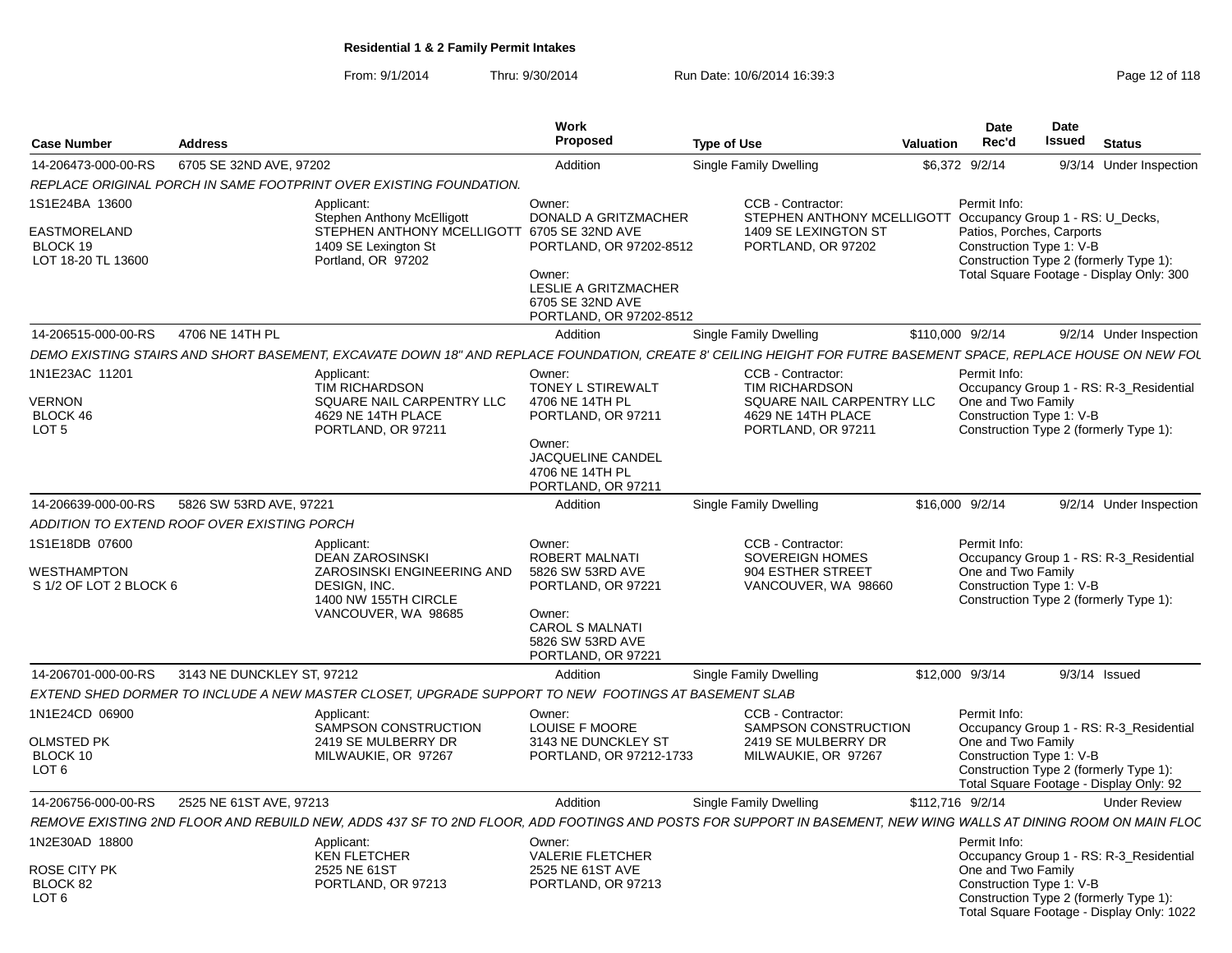# Residential 1 & 2 Family Permit Intakes

From: 9/1/2014 Thru: 9/30/2014 Run Date: 10/6/2014 16:39:3

| Case Number | Address | Work Proposed | Type of Use | Valuation | Date Rec'd | Date Issued | Status |
|---|---|---|---|---|---|---|---|
| 14-206473-000-00-RS | 6705 SE 32ND AVE, 97202 | Addition | Single Family Dwelling | $6,372 | 9/2/14 | 9/3/14 | Under Inspection |

*REPLACE ORIGINAL PORCH IN SAME FOOTPRINT OVER EXISTING FOUNDATION.*

- 1S1E24BA 13600
- EASTMORELAND
- BLOCK 19
- LOT 18-20 TL 13600

Applicant: Stephen Anthony McElligott, STEPHEN ANTHONY MCELLIGOTT, 1409 SE Lexington St, Portland, OR 97202

Owner: DONALD A GRITZMACHER, 6705 SE 32ND AVE, PORTLAND, OR 97202-8512

Owner: LESLIE A GRITZMACHER, 6705 SE 32ND AVE, PORTLAND, OR 97202-8512

CCB - Contractor: STEPHEN ANTHONY MCELLIGOTT, 1409 SE LEXINGTON ST, PORTLAND, OR 97202

Permit Info: Occupancy Group 1 - RS: U_Decks, Patios, Porches, Carports; Construction Type 1: V-B; Construction Type 2 (formerly Type 1):; Total Square Footage - Display Only: 300

| Case Number | Address | Work Proposed | Type of Use | Valuation | Date Rec'd | Date Issued | Status |
|---|---|---|---|---|---|---|---|
| 14-206515-000-00-RS | 4706 NE 14TH PL | Addition | Single Family Dwelling | $110,000 | 9/2/14 | 9/2/14 | Under Inspection |

*DEMO EXISTING STAIRS AND SHORT BASEMENT, EXCAVATE DOWN 18" AND REPLACE FOUNDATION, CREATE 8' CEILING HEIGHT FOR FUTRE BASEMENT SPACE, REPLACE HOUSE ON NEW FOU*

- 1N1E23AC 11201
- VERNON
- BLOCK 46
- LOT 5

Applicant: TIM RICHARDSON, SQUARE NAIL CARPENTRY LLC, 4629 NE 14TH PLACE, PORTLAND, OR 97211

Owner: TONEY L STIREWALT, 4706 NE 14TH PL, PORTLAND, OR 97211

Owner: JACQUELINE CANDEL, 4706 NE 14TH PL, PORTLAND, OR 97211

CCB - Contractor: TIM RICHARDSON, SQUARE NAIL CARPENTRY LLC, 4629 NE 14TH PLACE, PORTLAND, OR 97211

Permit Info: Occupancy Group 1 - RS: R-3_Residential One and Two Family; Construction Type 1: V-B; Construction Type 2 (formerly Type 1):

| Case Number | Address | Work Proposed | Type of Use | Valuation | Date Rec'd | Date Issued | Status |
|---|---|---|---|---|---|---|---|
| 14-206639-000-00-RS | 5826 SW 53RD AVE, 97221 | Addition | Single Family Dwelling | $16,000 | 9/2/14 | 9/2/14 | Under Inspection |

*ADDITION TO EXTEND ROOF OVER EXISTING PORCH*

- 1S1E18DB 07600
- WESTHAMPTON
- S 1/2 OF LOT 2 BLOCK 6

Applicant: DEAN ZAROSINSKI, ZAROSINSKI ENGINEERING AND DESIGN, INC., 1400 NW 155TH CIRCLE, VANCOUVER, WA 98685

Owner: ROBERT MALNATI, 5826 SW 53RD AVE, PORTLAND, OR 97221

Owner: CAROL S MALNATI, 5826 SW 53RD AVE, PORTLAND, OR 97221

CCB - Contractor: SOVEREIGN HOMES, 904 ESTHER STREET, VANCOUVER, WA 98660

Permit Info: Occupancy Group 1 - RS: R-3_Residential One and Two Family; Construction Type 1: V-B; Construction Type 2 (formerly Type 1):

| Case Number | Address | Work Proposed | Type of Use | Valuation | Date Rec'd | Date Issued | Status |
|---|---|---|---|---|---|---|---|
| 14-206701-000-00-RS | 3143 NE DUNCKLEY ST, 97212 | Addition | Single Family Dwelling | $12,000 | 9/3/14 | 9/3/14 | Issued |

*EXTEND SHED DORMER TO INCLUDE A NEW MASTER CLOSET, UPGRADE SUPPORT TO NEW FOOTINGS AT BASEMENT SLAB*

- 1N1E24CD 06900
- OLMSTED PK
- BLOCK 10
- LOT 6

Applicant: SAMPSON CONSTRUCTION, 2419 SE MULBERRY DR, MILWAUKIE, OR 97267

Owner: LOUISE F MOORE, 3143 NE DUNCKLEY ST, PORTLAND, OR 97212-1733

CCB - Contractor: SAMPSON CONSTRUCTION, 2419 SE MULBERRY DR, MILWAUKIE, OR 97267

Permit Info: Occupancy Group 1 - RS: R-3_Residential One and Two Family; Construction Type 1: V-B; Construction Type 2 (formerly Type 1):; Total Square Footage - Display Only: 92

| Case Number | Address | Work Proposed | Type of Use | Valuation | Date Rec'd | Date Issued | Status |
|---|---|---|---|---|---|---|---|
| 14-206756-000-00-RS | 2525 NE 61ST AVE, 97213 | Addition | Single Family Dwelling | $112,716 | 9/2/14 | | Under Review |

*REMOVE EXISTING 2ND FLOOR AND REBUILD NEW, ADDS 437 SF TO 2ND FLOOR, ADD FOOTINGS AND POSTS FOR SUPPORT IN BASEMENT, NEW WING WALLS AT DINING ROOM ON MAIN FLOC*

- 1N2E30AD 18800
- ROSE CITY PK
- BLOCK 82
- LOT 6

Applicant: KEN FLETCHER, 2525 NE 61ST, PORTLAND, OR 97213

Owner: VALERIE FLETCHER, 2525 NE 61ST AVE, PORTLAND, OR 97213

Permit Info: Occupancy Group 1 - RS: R-3_Residential One and Two Family; Construction Type 1: V-B; Construction Type 2 (formerly Type 1):; Total Square Footage - Display Only: 1022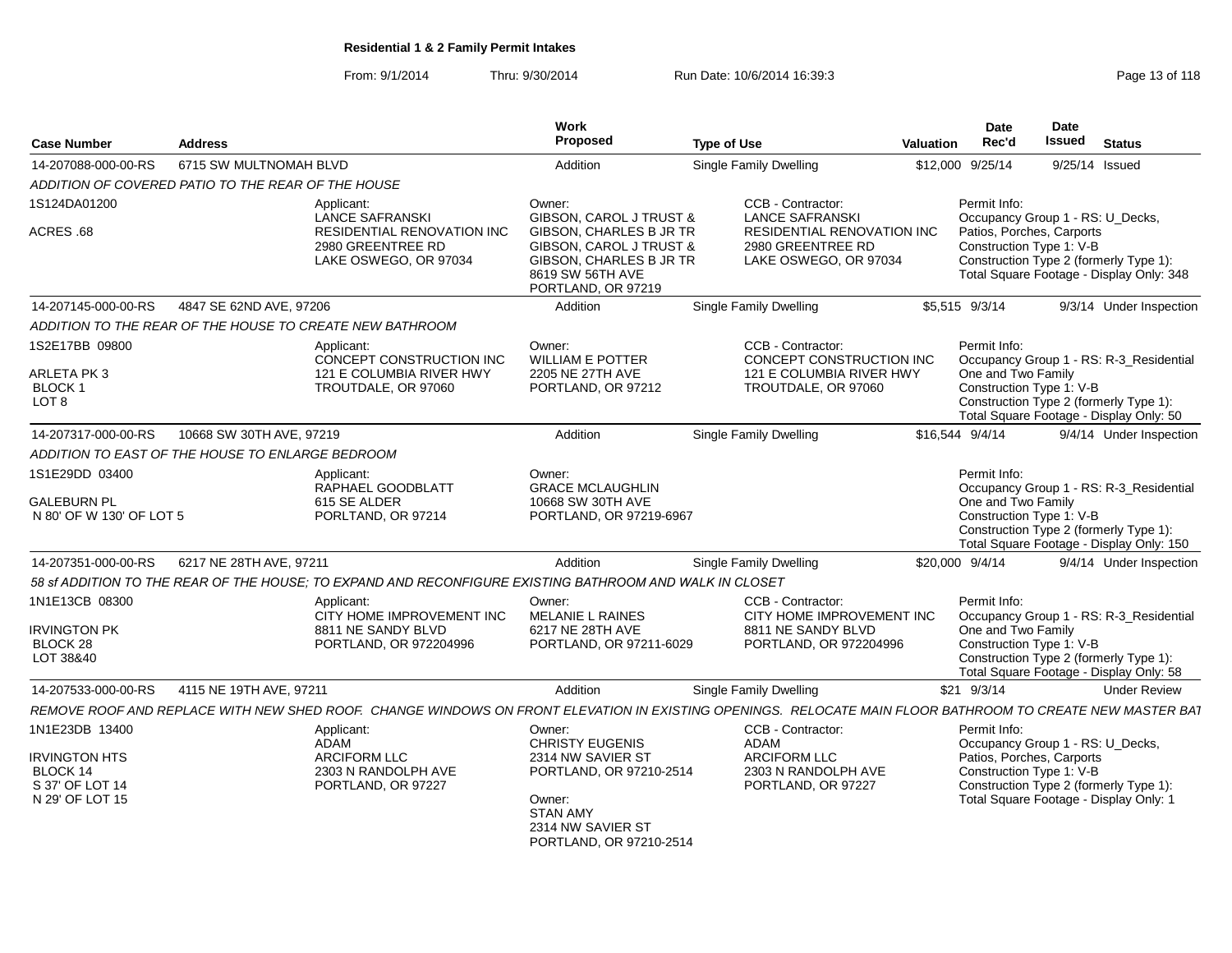# Residential 1 & 2 Family Permit Intakes

From: 9/1/2014 Thru: 9/30/2014 Run Date: 10/6/2014 16:39:3

| Case Number | Address | Work Proposed | Type of Use | Valuation | Date Rec'd | Date Issued | Status |
|---|---|---|---|---|---|---|---|
| 14-207088-000-00-RS | 6715 SW MULTNOMAH BLVD | Addition | Single Family Dwelling | $12,000 | 9/25/14 | 9/25/14 | Issued |

*ADDITION OF COVERED PATIO TO THE REAR OF THE HOUSE*

1S124DA01200
ACRES .68

Applicant: LANCE SAFRANSKI, RESIDENTIAL RENOVATION INC, 2980 GREENTREE RD, LAKE OSWEGO, OR 97034

Owner: GIBSON, CAROL J TRUST & GIBSON, CHARLES B JR TR GIBSON, CAROL J TRUST & GIBSON, CHARLES B JR TR, 8619 SW 56TH AVE, PORTLAND, OR 97219

CCB - Contractor: LANCE SAFRANSKI, RESIDENTIAL RENOVATION INC, 2980 GREENTREE RD, LAKE OSWEGO, OR 97034

Permit Info: Occupancy Group 1 - RS: U_Decks, Patios, Porches, Carports; Construction Type 1: V-B; Construction Type 2 (formerly Type 1):; Total Square Footage - Display Only: 348

| Case Number | Address | Work Proposed | Type of Use | Valuation | Date Rec'd | Date Issued | Status |
|---|---|---|---|---|---|---|---|
| 14-207145-000-00-RS | 4847 SE 62ND AVE, 97206 | Addition | Single Family Dwelling | $5,515 | 9/3/14 | 9/3/14 | Under Inspection |

*ADDITION TO THE REAR OF THE HOUSE TO CREATE NEW BATHROOM*

1S2E17BB 09800
ARLETA PK 3
BLOCK 1
LOT 8

Applicant: CONCEPT CONSTRUCTION INC, 121 E COLUMBIA RIVER HWY, TROUTDALE, OR 97060

Owner: WILLIAM E POTTER, 2205 NE 27TH AVE, PORTLAND, OR 97212

CCB - Contractor: CONCEPT CONSTRUCTION INC, 121 E COLUMBIA RIVER HWY, TROUTDALE, OR 97060

Permit Info: Occupancy Group 1 - RS: R-3_Residential One and Two Family; Construction Type 1: V-B; Construction Type 2 (formerly Type 1):; Total Square Footage - Display Only: 50

| Case Number | Address | Work Proposed | Type of Use | Valuation | Date Rec'd | Date Issued | Status |
|---|---|---|---|---|---|---|---|
| 14-207317-000-00-RS | 10668 SW 30TH AVE, 97219 | Addition | Single Family Dwelling | $16,544 | 9/4/14 | 9/4/14 | Under Inspection |

*ADDITION TO EAST OF THE HOUSE TO ENLARGE BEDROOM*

1S1E29DD 03400
GALEBURN PL
N 80' OF W 130' OF LOT 5

Applicant: RAPHAEL GOODBLATT, 615 SE ALDER, PORTLAND, OR 97214

Owner: GRACE MCLAUGHLIN, 10668 SW 30TH AVE, PORTLAND, OR 97219-6967

Permit Info: Occupancy Group 1 - RS: R-3_Residential One and Two Family; Construction Type 1: V-B; Construction Type 2 (formerly Type 1):; Total Square Footage - Display Only: 150

| Case Number | Address | Work Proposed | Type of Use | Valuation | Date Rec'd | Date Issued | Status |
|---|---|---|---|---|---|---|---|
| 14-207351-000-00-RS | 6217 NE 28TH AVE, 97211 | Addition | Single Family Dwelling | $20,000 | 9/4/14 | 9/4/14 | Under Inspection |

*58 sf ADDITION TO THE REAR OF THE HOUSE; TO EXPAND AND RECONFIGURE EXISTING BATHROOM AND WALK IN CLOSET*

1N1E13CB 08300
IRVINGTON PK
BLOCK 28
LOT 38&40

Applicant: CITY HOME IMPROVEMENT INC, 8811 NE SANDY BLVD, PORTLAND, OR 972204996

Owner: MELANIE L RAINES, 6217 NE 28TH AVE, PORTLAND, OR 97211-6029

CCB - Contractor: CITY HOME IMPROVEMENT INC, 8811 NE SANDY BLVD, PORTLAND, OR 972204996

Permit Info: Occupancy Group 1 - RS: R-3_Residential One and Two Family; Construction Type 1: V-B; Construction Type 2 (formerly Type 1):; Total Square Footage - Display Only: 58

| Case Number | Address | Work Proposed | Type of Use | Valuation | Date Rec'd | Date Issued | Status |
|---|---|---|---|---|---|---|---|
| 14-207533-000-00-RS | 4115 NE 19TH AVE, 97211 | Addition | Single Family Dwelling | $21 | 9/3/14 | | Under Review |

*REMOVE ROOF AND REPLACE WITH NEW SHED ROOF. CHANGE WINDOWS ON FRONT ELEVATION IN EXISTING OPENINGS. RELOCATE MAIN FLOOR BATHROOM TO CREATE NEW MASTER BAT*

1N1E23DB 13400
IRVINGTON HTS
BLOCK 14
S 37' OF LOT 14
N 29' OF LOT 15

Applicant: ADAM, ARCIFORM LLC, 2303 N RANDOLPH AVE, PORTLAND, OR 97227

Owner: CHRISTY EUGENIS, 2314 NW SAVIER ST, PORTLAND, OR 97210-2514

Owner: STAN AMY, 2314 NW SAVIER ST, PORTLAND, OR 97210-2514

CCB - Contractor: ADAM, ARCIFORM LLC, 2303 N RANDOLPH AVE, PORTLAND, OR 97227

Permit Info: Occupancy Group 1 - RS: U_Decks, Patios, Porches, Carports; Construction Type 1: V-B; Construction Type 2 (formerly Type 1):; Total Square Footage - Display Only: 1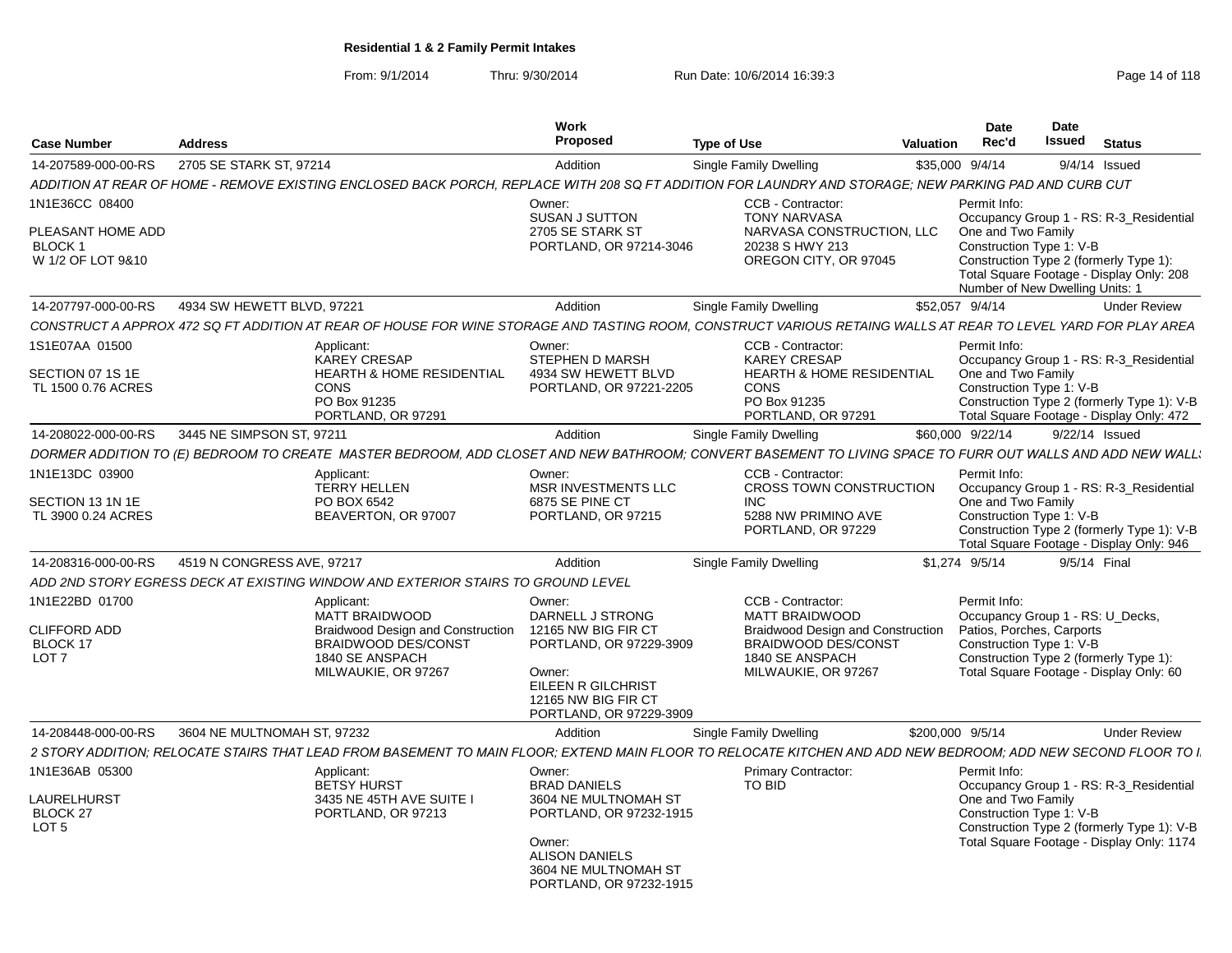**Residential 1 & 2 Family Permit Intakes**

From: 9/1/2014 Thru: 9/30/2014 Run Date: 10/6/2014 16:39:3

| Case Number | Address | Work Proposed | Type of Use | Valuation | Date Rec'd | Date Issued | Status |
|---|---|---|---|---|---|---|---|
| 14-207589-000-00-RS | 2705 SE STARK ST, 97214 | Addition | Single Family Dwelling | $35,000 | 9/4/14 | 9/4/14 | Issued |

*ADDITION AT REAR OF HOME - REMOVE EXISTING ENCLOSED BACK PORCH, REPLACE WITH 208 SQ FT ADDITION FOR LAUNDRY AND STORAGE; NEW PARKING PAD AND CURB CUT*

1N1E36CC 08400
PLEASANT HOME ADD
BLOCK 1
W 1/2 OF LOT 9&10

Owner:
SUSAN J SUTTON
2705 SE STARK ST
PORTLAND, OR 97214-3046

CCB - Contractor:
TONY NARVASA
NARVASA CONSTRUCTION, LLC
20238 S HWY 213
OREGON CITY, OR 97045

Permit Info:
Occupancy Group 1 - RS: R-3_Residential One and Two Family
Construction Type 1: V-B
Construction Type 2 (formerly Type 1):
Total Square Footage - Display Only: 208
Number of New Dwelling Units: 1

| Case Number | Address | Work Proposed | Type of Use | Valuation | Date Rec'd | Date Issued | Status |
|---|---|---|---|---|---|---|---|
| 14-207797-000-00-RS | 4934 SW HEWETT BLVD, 97221 | Addition | Single Family Dwelling | $52,057 | 9/4/14 | | Under Review |

*CONSTRUCT A APPROX 472 SQ FT ADDITION AT REAR OF HOUSE FOR WINE STORAGE AND TASTING ROOM, CONSTRUCT VARIOUS RETAING WALLS AT REAR TO LEVEL YARD FOR PLAY AREA*

1S1E07AA 01500
SECTION 07 1S 1E
TL 1500 0.76 ACRES

Applicant:
KAREY CRESAP
HEARTH & HOME RESIDENTIAL CONS
PO Box 91235
PORTLAND, OR 97291

Owner:
STEPHEN D MARSH
4934 SW HEWETT BLVD
PORTLAND, OR 97221-2205

CCB - Contractor:
KAREY CRESAP
HEARTH & HOME RESIDENTIAL CONS
PO Box 91235
PORTLAND, OR 97291

Permit Info:
Occupancy Group 1 - RS: R-3_Residential One and Two Family
Construction Type 1: V-B
Construction Type 2 (formerly Type 1): V-B
Total Square Footage - Display Only: 472

| Case Number | Address | Work Proposed | Type of Use | Valuation | Date Rec'd | Date Issued | Status |
|---|---|---|---|---|---|---|---|
| 14-208022-000-00-RS | 3445 NE SIMPSON ST, 97211 | Addition | Single Family Dwelling | $60,000 | 9/22/14 | 9/22/14 | Issued |

*DORMER ADDITION TO (E) BEDROOM TO CREATE MASTER BEDROOM, ADD CLOSET AND NEW BATHROOM; CONVERT BASEMENT TO LIVING SPACE TO FURR OUT WALLS AND ADD NEW WALLS*

1N1E13DC 03900
SECTION 13 1N 1E
TL 3900 0.24 ACRES

Applicant:
TERRY HELLEN
PO BOX 6542
BEAVERTON, OR 97007

Owner:
MSR INVESTMENTS LLC
6875 SE PINE CT
PORTLAND, OR 97215

CCB - Contractor:
CROSS TOWN CONSTRUCTION INC
5288 NW PRIMINO AVE
PORTLAND, OR 97229

Permit Info:
Occupancy Group 1 - RS: R-3_Residential One and Two Family
Construction Type 1: V-B
Construction Type 2 (formerly Type 1): V-B
Total Square Footage - Display Only: 946

| Case Number | Address | Work Proposed | Type of Use | Valuation | Date Rec'd | Date Issued | Status |
|---|---|---|---|---|---|---|---|
| 14-208316-000-00-RS | 4519 N CONGRESS AVE, 97217 | Addition | Single Family Dwelling | $1,274 | 9/5/14 | 9/5/14 | Final |

*ADD 2ND STORY EGRESS DECK AT EXISTING WINDOW AND EXTERIOR STAIRS TO GROUND LEVEL*

1N1E22BD 01700
CLIFFORD ADD
BLOCK 17
LOT 7

Applicant:
MATT BRAIDWOOD
Braidwood Design and Construction
BRAIDWOOD DES/CONST
1840 SE ANSPACH
MILWAUKIE, OR 97267

Owner:
DARNELL J STRONG
12165 NW BIG FIR CT
PORTLAND, OR 97229-3909

Owner:
EILEEN R GILCHRIST
12165 NW BIG FIR CT
PORTLAND, OR 97229-3909

CCB - Contractor:
MATT BRAIDWOOD
Braidwood Design and Construction
BRAIDWOOD DES/CONST
1840 SE ANSPACH
MILWAUKIE, OR 97267

Permit Info:
Occupancy Group 1 - RS: U_Decks, Patios, Porches, Carports
Construction Type 1: V-B
Construction Type 2 (formerly Type 1):
Total Square Footage - Display Only: 60

| Case Number | Address | Work Proposed | Type of Use | Valuation | Date Rec'd | Date Issued | Status |
|---|---|---|---|---|---|---|---|
| 14-208448-000-00-RS | 3604 NE MULTNOMAH ST, 97232 | Addition | Single Family Dwelling | $200,000 | 9/5/14 | | Under Review |

*2 STORY ADDITION; RELOCATE STAIRS THAT LEAD FROM BASEMENT TO MAIN FLOOR; EXTEND MAIN FLOOR TO RELOCATE KITCHEN AND ADD NEW BEDROOM; ADD NEW SECOND FLOOR TO I*

1N1E36AB 05300
LAURELHURST
BLOCK 27
LOT 5

Applicant:
BETSY HURST
3435 NE 45TH AVE SUITE I
PORTLAND, OR 97213

Owner:
BRAD DANIELS
3604 NE MULTNOMAH ST
PORTLAND, OR 97232-1915

Owner:
ALISON DANIELS
3604 NE MULTNOMAH ST
PORTLAND, OR 97232-1915

Primary Contractor:
TO BID

Permit Info:
Occupancy Group 1 - RS: R-3_Residential One and Two Family
Construction Type 1: V-B
Construction Type 2 (formerly Type 1): V-B
Total Square Footage - Display Only: 1174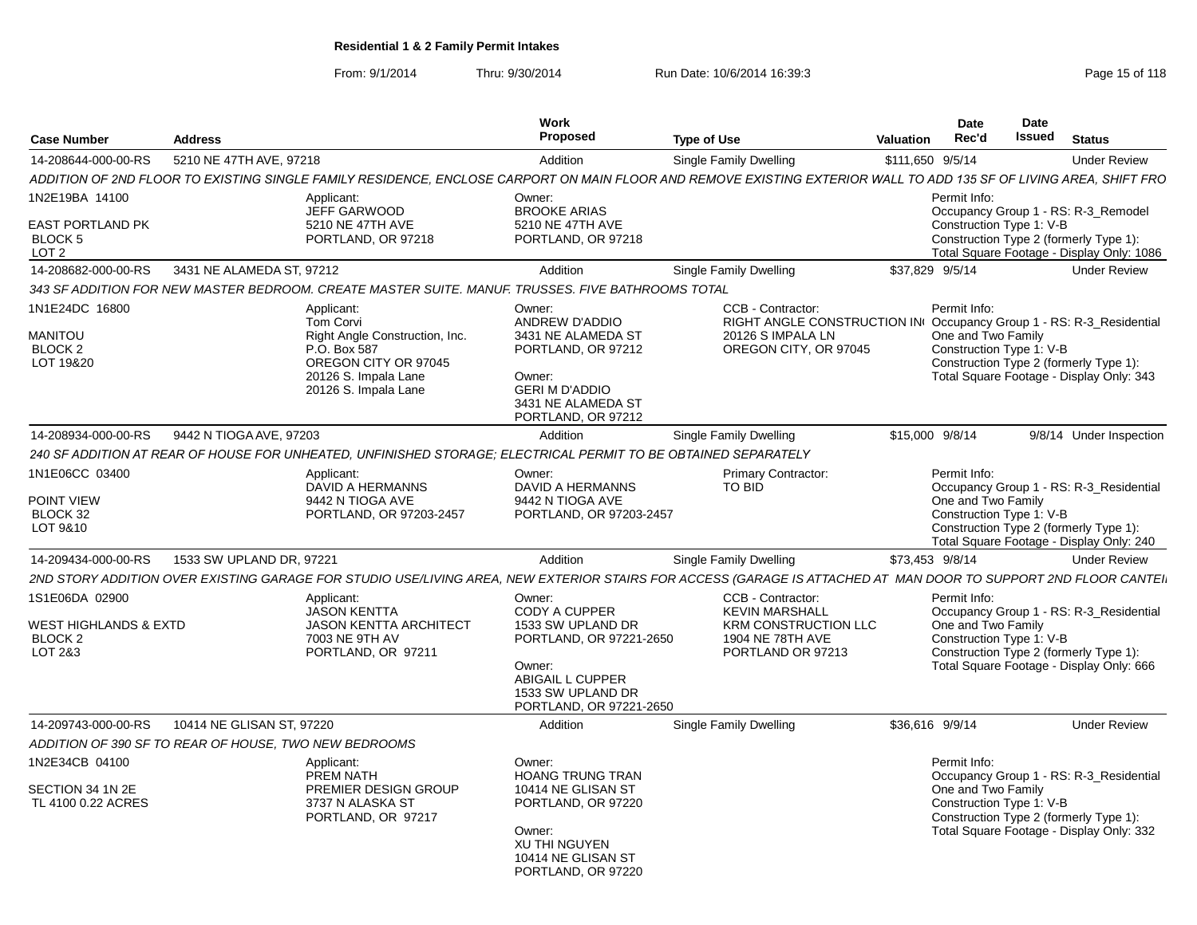# Residential 1 & 2 Family Permit Intakes

From: 9/1/2014 Thru: 9/30/2014 Run Date: 10/6/2014 16:39:3

| Case Number | Address | | Work Proposed | Type of Use | Valuation | Date Rec'd | Date Issued | Status |
|---|---|---|---|---|---|---|---|---|
| 14-208644-000-00-RS | 5210 NE 47TH AVE, 97218 | | Addition | Single Family Dwelling | $111,650 | 9/5/14 | | Under Review |
| ADDITION OF 2ND FLOOR TO EXISTING SINGLE FAMILY RESIDENCE, ENCLOSE CARPORT ON MAIN FLOOR AND REMOVE EXISTING EXTERIOR WALL TO ADD 135 SF OF LIVING AREA, SHIFT FRO | | | | | | | | |
| 1N2E19BA 14100<br>EAST PORTLAND PK<br>BLOCK 5<br>LOT 2 | | Applicant:<br>JEFF GARWOOD<br>5210 NE 47TH AVE<br>PORTLAND, OR 97218 | Owner:<br>BROOKE ARIAS<br>5210 NE 47TH AVE<br>PORTLAND, OR 97218 | | | Permit Info:<br>Occupancy Group 1 - RS: R-3_Remodel<br>Construction Type 1: V-B<br>Construction Type 2 (formerly Type 1):<br>Total Square Footage - Display Only: 1086 | | |
| 14-208682-000-00-RS | 3431 NE ALAMEDA ST, 97212 | | Addition | Single Family Dwelling | $37,829 | 9/5/14 | | Under Review |
| 343 SF ADDITION FOR NEW MASTER BEDROOM. CREATE MASTER SUITE. MANUF. TRUSSES. FIVE BATHROOMS TOTAL | | | | | | | | |
| 1N1E24DC 16800<br>MANITOU<br>BLOCK 2<br>LOT 19&20 | | Applicant:<br>Tom Corvi<br>Right Angle Construction, Inc.<br>P.O. Box 587<br>OREGON CITY OR 97045<br>20126 S. Impala Lane<br>20126 S. Impala Lane | Owner:<br>ANDREW D'ADDIO<br>3431 NE ALAMEDA ST<br>PORTLAND, OR 97212<br>Owner:<br>GERI M D'ADDIO<br>3431 NE ALAMEDA ST<br>PORTLAND, OR 97212 | CCB - Contractor:<br>RIGHT ANGLE CONSTRUCTION IN<br>20126 S IMPALA LN<br>OREGON CITY, OR 97045 | | Permit Info:<br>Occupancy Group 1 - RS: R-3_Residential One and Two Family<br>Construction Type 1: V-B<br>Construction Type 2 (formerly Type 1):<br>Total Square Footage - Display Only: 343 | | |
| 14-208934-000-00-RS | 9442 N TIOGA AVE, 97203 | | Addition | Single Family Dwelling | $15,000 | 9/8/14 | 9/8/14 | Under Inspection |
| 240 SF ADDITION AT REAR OF HOUSE FOR UNHEATED, UNFINISHED STORAGE; ELECTRICAL PERMIT TO BE OBTAINED SEPARATELY | | | | | | | | |
| 1N1E06CC 03400<br>POINT VIEW<br>BLOCK 32<br>LOT 9&10 | | Applicant:<br>DAVID A HERMANNS<br>9442 N TIOGA AVE<br>PORTLAND, OR 97203-2457 | Owner:<br>DAVID A HERMANNS<br>9442 N TIOGA AVE<br>PORTLAND, OR 97203-2457 | Primary Contractor:<br>TO BID | | Permit Info:<br>Occupancy Group 1 - RS: R-3_Residential One and Two Family<br>Construction Type 1: V-B<br>Construction Type 2 (formerly Type 1):<br>Total Square Footage - Display Only: 240 | | |
| 14-209434-000-00-RS | 1533 SW UPLAND DR, 97221 | | Addition | Single Family Dwelling | $73,453 | 9/8/14 | | Under Review |
| 2ND STORY ADDITION OVER EXISTING GARAGE FOR STUDIO USE/LIVING AREA, NEW EXTERIOR STAIRS FOR ACCESS (GARAGE IS ATTACHED AT MAN DOOR TO SUPPORT 2ND FLOOR CANTEI | | | | | | | | |
| 1S1E06DA 02900<br>WEST HIGHLANDS & EXTD<br>BLOCK 2<br>LOT 2&3 | | Applicant:<br>JASON KENTTA<br>JASON KENTTA ARCHITECT<br>7003 NE 9TH AV<br>PORTLAND, OR 97211 | Owner:<br>CODY A CUPPER<br>1533 SW UPLAND DR<br>PORTLAND, OR 97221-2650<br>Owner:<br>ABIGAIL L CUPPER<br>1533 SW UPLAND DR<br>PORTLAND, OR 97221-2650 | CCB - Contractor:<br>KEVIN MARSHALL<br>KRM CONSTRUCTION LLC<br>1904 NE 78TH AVE<br>PORTLAND OR 97213 | | Permit Info:<br>Occupancy Group 1 - RS: R-3_Residential One and Two Family<br>Construction Type 1: V-B<br>Construction Type 2 (formerly Type 1):<br>Total Square Footage - Display Only: 666 | | |
| 14-209743-000-00-RS | 10414 NE GLISAN ST, 97220 | | Addition | Single Family Dwelling | $36,616 | 9/9/14 | | Under Review |
| ADDITION OF 390 SF TO REAR OF HOUSE, TWO NEW BEDROOMS | | | | | | | | |
| 1N2E34CB 04100<br>SECTION 34 1N 2E<br>TL 4100 0.22 ACRES | | Applicant:<br>PREM NATH<br>PREMIER DESIGN GROUP<br>3737 N ALASKA ST<br>PORTLAND, OR 97217 | Owner:<br>HOANG TRUNG TRAN<br>10414 NE GLISAN ST<br>PORTLAND, OR 97220<br>Owner:<br>XU THI NGUYEN<br>10414 NE GLISAN ST<br>PORTLAND, OR 97220 | | | Permit Info:<br>Occupancy Group 1 - RS: R-3_Residential One and Two Family<br>Construction Type 1: V-B<br>Construction Type 2 (formerly Type 1):<br>Total Square Footage - Display Only: 332 | | |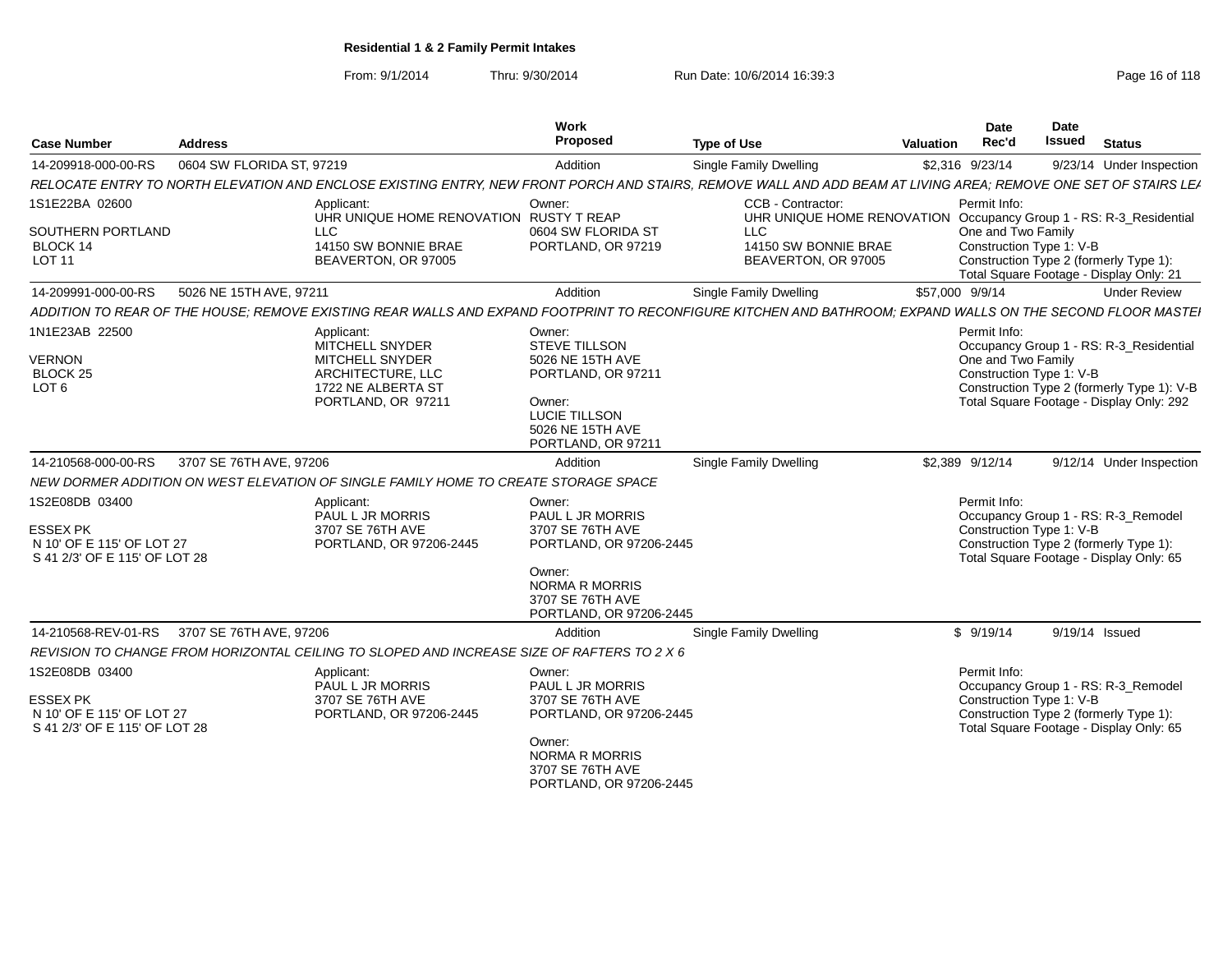**Residential 1 & 2 Family Permit Intakes**

From: 9/1/2014 Thru: 9/30/2014 Run Date: 10/6/2014 16:39:3

| Case Number | Address | Work Proposed | Type of Use | Valuation | Date Rec'd | Date Issued | Status |
|---|---|---|---|---|---|---|---|
| 14-209918-000-00-RS | 0604 SW FLORIDA ST, 97219 | Addition | Single Family Dwelling | $2,316 | 9/23/14 | 9/23/14 | Under Inspection |

*RELOCATE ENTRY TO NORTH ELEVATION AND ENCLOSE EXISTING ENTRY, NEW FRONT PORCH AND STAIRS, REMOVE WALL AND ADD BEAM AT LIVING AREA; REMOVE ONE SET OF STAIRS LEA*

1S1E22BA 02600
SOUTHERN PORTLAND
BLOCK 14
LOT 11

Applicant:
UHR UNIQUE HOME RENOVATION LLC
14150 SW BONNIE BRAE
BEAVERTON, OR 97005

Owner:
RUSTY T REAP
0604 SW FLORIDA ST
PORTLAND, OR 97219

CCB - Contractor:
UHR UNIQUE HOME RENOVATION LLC
14150 SW BONNIE BRAE
BEAVERTON, OR 97005

Permit Info:
Occupancy Group 1 - RS: R-3_Residential One and Two Family
Construction Type 1: V-B
Construction Type 2 (formerly Type 1):
Total Square Footage - Display Only: 21

| Case Number | Address | Work Proposed | Type of Use | Valuation | Date Rec'd | Date Issued | Status |
|---|---|---|---|---|---|---|---|
| 14-209991-000-00-RS | 5026 NE 15TH AVE, 97211 | Addition | Single Family Dwelling | $57,000 | 9/9/14 | | Under Review |

*ADDITION TO REAR OF THE HOUSE; REMOVE EXISTING REAR WALLS AND EXPAND FOOTPRINT TO RECONFIGURE KITCHEN AND BATHROOM; EXPAND WALLS ON THE SECOND FLOOR MASTEI*

1N1E23AB 22500
VERNON
BLOCK 25
LOT 6

Applicant:
MITCHELL SNYDER
MITCHELL SNYDER ARCHITECTURE, LLC
1722 NE ALBERTA ST
PORTLAND, OR 97211

Owner:
STEVE TILLSON
5026 NE 15TH AVE
PORTLAND, OR 97211

Owner:
LUCIE TILLSON
5026 NE 15TH AVE
PORTLAND, OR 97211

Permit Info:
Occupancy Group 1 - RS: R-3_Residential One and Two Family
Construction Type 1: V-B
Construction Type 2 (formerly Type 1): V-B
Total Square Footage - Display Only: 292

| Case Number | Address | Work Proposed | Type of Use | Valuation | Date Rec'd | Date Issued | Status |
|---|---|---|---|---|---|---|---|
| 14-210568-000-00-RS | 3707 SE 76TH AVE, 97206 | Addition | Single Family Dwelling | $2,389 | 9/12/14 | 9/12/14 | Under Inspection |

*NEW DORMER ADDITION ON WEST ELEVATION OF SINGLE FAMILY HOME TO CREATE STORAGE SPACE*

1S2E08DB 03400
ESSEX PK
N 10' OF E 115' OF LOT 27
S 41 2/3' OF E 115' OF LOT 28

Applicant:
PAUL L JR MORRIS
3707 SE 76TH AVE
PORTLAND, OR 97206-2445

Owner:
PAUL L JR MORRIS
3707 SE 76TH AVE
PORTLAND, OR 97206-2445

Owner:
NORMA R MORRIS
3707 SE 76TH AVE
PORTLAND, OR 97206-2445

Permit Info:
Occupancy Group 1 - RS: R-3_Remodel
Construction Type 1: V-B
Construction Type 2 (formerly Type 1):
Total Square Footage - Display Only: 65

| Case Number | Address | Work Proposed | Type of Use | Valuation | Date Rec'd | Date Issued | Status |
|---|---|---|---|---|---|---|---|
| 14-210568-REV-01-RS | 3707 SE 76TH AVE, 97206 | Addition | Single Family Dwelling | $ | 9/19/14 | 9/19/14 | Issued |

*REVISION TO CHANGE FROM HORIZONTAL CEILING TO SLOPED AND INCREASE SIZE OF RAFTERS TO 2 X 6*

1S2E08DB 03400
ESSEX PK
N 10' OF E 115' OF LOT 27
S 41 2/3' OF E 115' OF LOT 28

Applicant:
PAUL L JR MORRIS
3707 SE 76TH AVE
PORTLAND, OR 97206-2445

Owner:
PAUL L JR MORRIS
3707 SE 76TH AVE
PORTLAND, OR 97206-2445

Owner:
NORMA R MORRIS
3707 SE 76TH AVE
PORTLAND, OR 97206-2445

Permit Info:
Occupancy Group 1 - RS: R-3_Remodel
Construction Type 1: V-B
Construction Type 2 (formerly Type 1):
Total Square Footage - Display Only: 65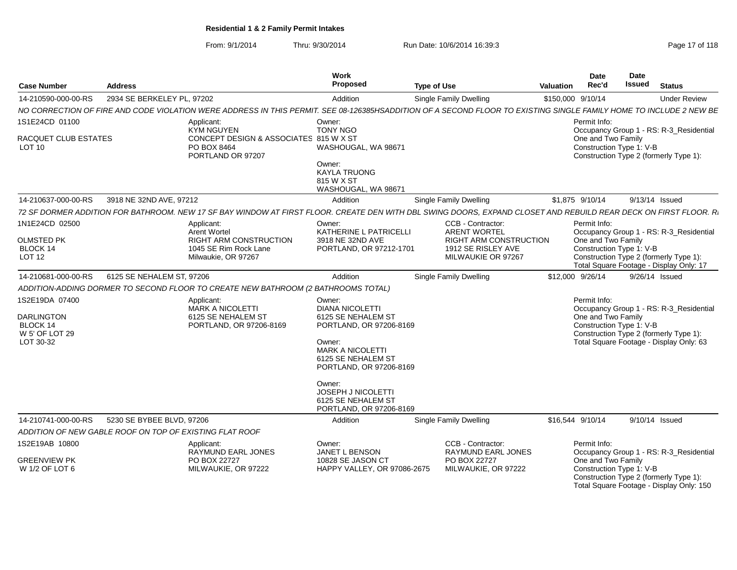**Residential 1 & 2 Family Permit Intakes**

From: 9/1/2014 Thru: 9/30/2014 Run Date: 10/6/2014 16:39:3

| Case Number | Address | Work Proposed | Type of Use | Valuation | Date Rec'd | Date Issued | Status |
|---|---|---|---|---|---|---|---|
| 14-210590-000-00-RS | 2934 SE BERKELEY PL, 97202 | Addition | Single Family Dwelling | $150,000 | 9/10/14 | | Under Review |

*NO CORRECTION OF FIRE AND CODE VIOLATION WERE ADDRESS IN THIS PERMIT. SEE 08-126385HSADDITION OF A SECOND FLOOR TO EXISTING SINGLE FAMILY HOME TO INCLUDE 2 NEW BE*

1S1E24CD 01100

RACQUET CLUB ESTATES
LOT 10

Applicant:
KYM NGUYEN
CONCEPT DESIGN & ASSOCIATES
PO BOX 8464
PORTLAND OR 97207

Owner:
TONY NGO
815 W X ST
WASHOUGAL, WA 98671

Owner:
KAYLA TRUONG
815 W X ST
WASHOUGAL, WA 98671

Permit Info:
Occupancy Group 1 - RS: R-3_Residential One and Two Family
Construction Type 1: V-B
Construction Type 2 (formerly Type 1):

| Case Number | Address | Work Proposed | Type of Use | Valuation | Date Rec'd | Date Issued | Status |
|---|---|---|---|---|---|---|---|
| 14-210637-000-00-RS | 3918 NE 32ND AVE, 97212 | Addition | Single Family Dwelling | $1,875 | 9/10/14 | 9/13/14 | Issued |

*72 SF DORMER ADDITION FOR BATHROOM. NEW 17 SF BAY WINDOW AT FIRST FLOOR. CREATE DEN WITH DBL SWING DOORS, EXPAND CLOSET AND REBUILD REAR DECK ON FIRST FLOOR. R*

1N1E24CD 02500

OLMSTED PK
BLOCK 14
LOT 12

Applicant:
Arent Wortel
RIGHT ARM CONSTRUCTION
1045 SE Rim Rock Lane
Milwaukie, OR 97267

Owner:
KATHERINE L PATRICELLI
3918 NE 32ND AVE
PORTLAND, OR 97212-1701

CCB - Contractor:
ARENT WORTEL
RIGHT ARM CONSTRUCTION
1912 SE RISLEY AVE
MILWAUKIE OR 97267

Permit Info:
Occupancy Group 1 - RS: R-3_Residential One and Two Family
Construction Type 1: V-B
Construction Type 2 (formerly Type 1):
Total Square Footage - Display Only: 17

| Case Number | Address | Work Proposed | Type of Use | Valuation | Date Rec'd | Date Issued | Status |
|---|---|---|---|---|---|---|---|
| 14-210681-000-00-RS | 6125 SE NEHALEM ST, 97206 | Addition | Single Family Dwelling | $12,000 | 9/26/14 | 9/26/14 | Issued |

*ADDITION-ADDING DORMER TO SECOND FLOOR TO CREATE NEW BATHROOM (2 BATHROOMS TOTAL)*

1S2E19DA 07400

DARLINGTON
BLOCK 14
W 5' OF LOT 29
LOT 30-32

Applicant:
MARK A NICOLETTI
6125 SE NEHALEM ST
PORTLAND, OR 97206-8169

Owner:
DIANA NICOLETTI
6125 SE NEHALEM ST
PORTLAND, OR 97206-8169

Owner:
MARK A NICOLETTI
6125 SE NEHALEM ST
PORTLAND, OR 97206-8169

Owner:
JOSEPH J NICOLETTI
6125 SE NEHALEM ST
PORTLAND, OR 97206-8169

Permit Info:
Occupancy Group 1 - RS: R-3_Residential One and Two Family
Construction Type 1: V-B
Construction Type 2 (formerly Type 1):
Total Square Footage - Display Only: 63

| Case Number | Address | Work Proposed | Type of Use | Valuation | Date Rec'd | Date Issued | Status |
|---|---|---|---|---|---|---|---|
| 14-210741-000-00-RS | 5230 SE BYBEE BLVD, 97206 | Addition | Single Family Dwelling | $16,544 | 9/10/14 | 9/10/14 | Issued |

*ADDITION OF NEW GABLE ROOF ON TOP OF EXISTING FLAT ROOF*

1S2E19AB 10800

GREENVIEW PK
W 1/2 OF LOT 6

Applicant:
RAYMUND EARL JONES
PO BOX 22727
MILWAUKIE, OR 97222

Owner:
JANET L BENSON
10828 SE JASON CT
HAPPY VALLEY, OR 97086-2675

CCB - Contractor:
RAYMUND EARL JONES
PO BOX 22727
MILWAUKIE, OR 97222

Permit Info:
Occupancy Group 1 - RS: R-3_Residential One and Two Family
Construction Type 1: V-B
Construction Type 2 (formerly Type 1):
Total Square Footage - Display Only: 150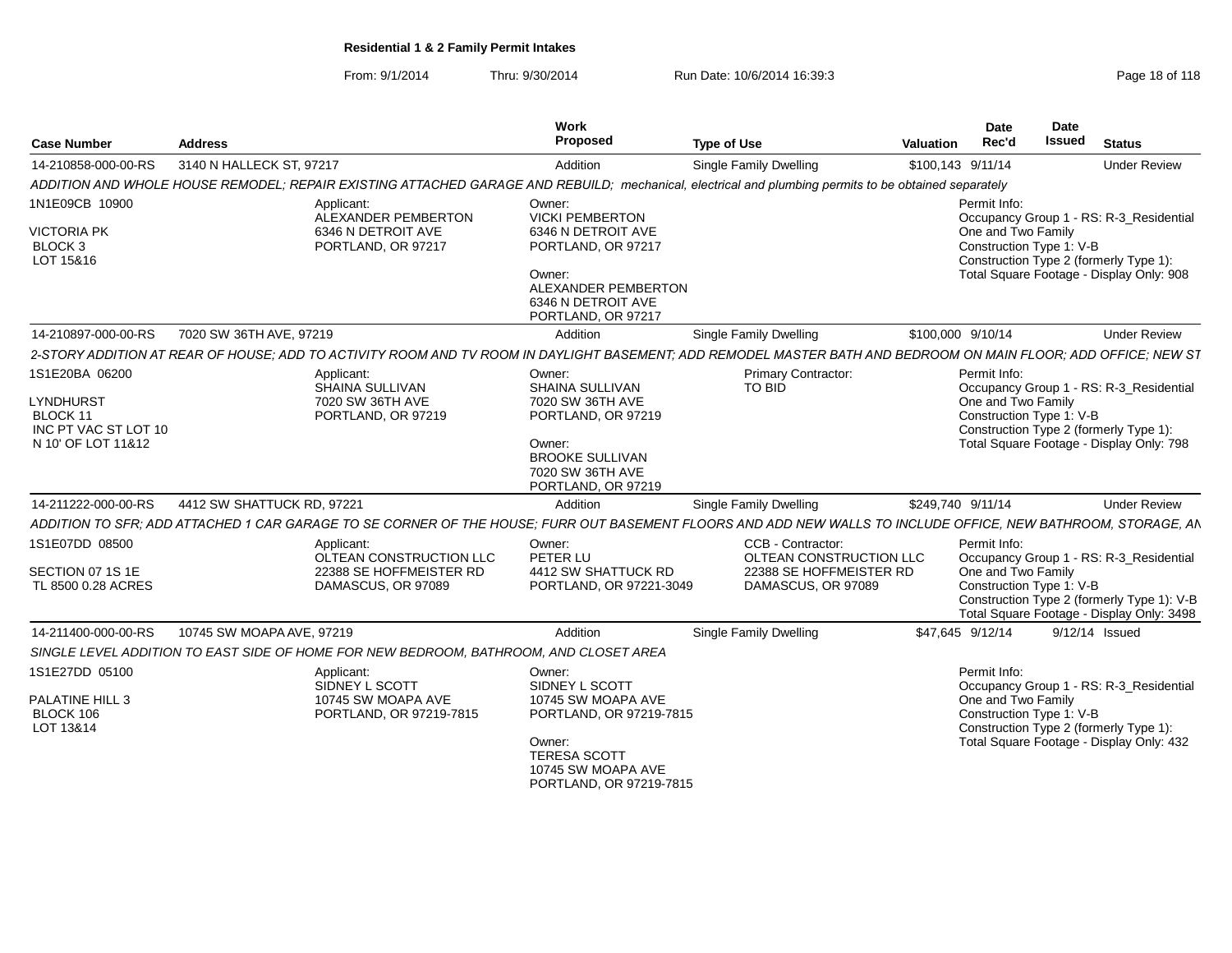# Residential 1 & 2 Family Permit Intakes

From: 9/1/2014 Thru: 9/30/2014 Run Date: 10/6/2014 16:39:3

| Case Number | Address | Work Proposed | Type of Use | Valuation | Date Rec'd | Date Issued | Status |
|---|---|---|---|---|---|---|---|
| 14-210858-000-00-RS | 3140 N HALLECK ST, 97217 | Addition | Single Family Dwelling | $100,143 | 9/11/14 | | Under Review |

*ADDITION AND WHOLE HOUSE REMODEL; REPAIR EXISTING ATTACHED GARAGE AND REBUILD; mechanical, electrical and plumbing permits to be obtained separately*

1N1E09CB 10900
VICTORIA PK
BLOCK 3
LOT 15&16

Applicant:
ALEXANDER PEMBERTON
6346 N DETROIT AVE
PORTLAND, OR 97217

Owner:
VICKI PEMBERTON
6346 N DETROIT AVE
PORTLAND, OR 97217

Owner:
ALEXANDER PEMBERTON
6346 N DETROIT AVE
PORTLAND, OR 97217

Permit Info:
Occupancy Group 1 - RS: R-3_Residential One and Two Family
Construction Type 1: V-B
Construction Type 2 (formerly Type 1):
Total Square Footage - Display Only: 908

| Case Number | Address | Work Proposed | Type of Use | Valuation | Date Rec'd | Date Issued | Status |
|---|---|---|---|---|---|---|---|
| 14-210897-000-00-RS | 7020 SW 36TH AVE, 97219 | Addition | Single Family Dwelling | $100,000 | 9/10/14 | | Under Review |

*2-STORY ADDITION AT REAR OF HOUSE; ADD TO ACTIVITY ROOM AND TV ROOM IN DAYLIGHT BASEMENT; ADD REMODEL MASTER BATH AND BEDROOM ON MAIN FLOOR; ADD OFFICE; NEW ST*

1S1E20BA 06200
LYNDHURST
BLOCK 11
INC PT VAC ST LOT 10
N 10' OF LOT 11&12

Applicant:
SHAINA SULLIVAN
7020 SW 36TH AVE
PORTLAND, OR 97219

Owner:
SHAINA SULLIVAN
7020 SW 36TH AVE
PORTLAND, OR 97219

Owner:
BROOKE SULLIVAN
7020 SW 36TH AVE
PORTLAND, OR 97219

Primary Contractor:
TO BID

Permit Info:
Occupancy Group 1 - RS: R-3_Residential One and Two Family
Construction Type 1: V-B
Construction Type 2 (formerly Type 1):
Total Square Footage - Display Only: 798

| Case Number | Address | Work Proposed | Type of Use | Valuation | Date Rec'd | Date Issued | Status |
|---|---|---|---|---|---|---|---|
| 14-211222-000-00-RS | 4412 SW SHATTUCK RD, 97221 | Addition | Single Family Dwelling | $249,740 | 9/11/14 | | Under Review |

*ADDITION TO SFR; ADD ATTACHED 1 CAR GARAGE TO SE CORNER OF THE HOUSE; FURR OUT BASEMENT FLOORS AND ADD NEW WALLS TO INCLUDE OFFICE, NEW BATHROOM, STORAGE, AN*

1S1E07DD 08500
SECTION 07 1S 1E
TL 8500 0.28 ACRES

Applicant:
OLTEAN CONSTRUCTION LLC
22388 SE HOFFMEISTER RD
DAMASCUS, OR 97089

Owner:
PETER LU
4412 SW SHATTUCK RD
PORTLAND, OR 97221-3049

CCB - Contractor:
OLTEAN CONSTRUCTION LLC
22388 SE HOFFMEISTER RD
DAMASCUS, OR 97089

Permit Info:
Occupancy Group 1 - RS: R-3_Residential One and Two Family
Construction Type 1: V-B
Construction Type 2 (formerly Type 1): V-B
Total Square Footage - Display Only: 3498

| Case Number | Address | Work Proposed | Type of Use | Valuation | Date Rec'd | Date Issued | Status |
|---|---|---|---|---|---|---|---|
| 14-211400-000-00-RS | 10745 SW MOAPA AVE, 97219 | Addition | Single Family Dwelling | $47,645 | 9/12/14 | 9/12/14 | Issued |

*SINGLE LEVEL ADDITION TO EAST SIDE OF HOME FOR NEW BEDROOM, BATHROOM, AND CLOSET AREA*

1S1E27DD 05100
PALATINE HILL 3
BLOCK 106
LOT 13&14

Applicant:
SIDNEY L SCOTT
10745 SW MOAPA AVE
PORTLAND, OR 97219-7815

Owner:
SIDNEY L SCOTT
10745 SW MOAPA AVE
PORTLAND, OR 97219-7815

Owner:
TERESA SCOTT
10745 SW MOAPA AVE
PORTLAND, OR 97219-7815

Permit Info:
Occupancy Group 1 - RS: R-3_Residential One and Two Family
Construction Type 1: V-B
Construction Type 2 (formerly Type 1):
Total Square Footage - Display Only: 432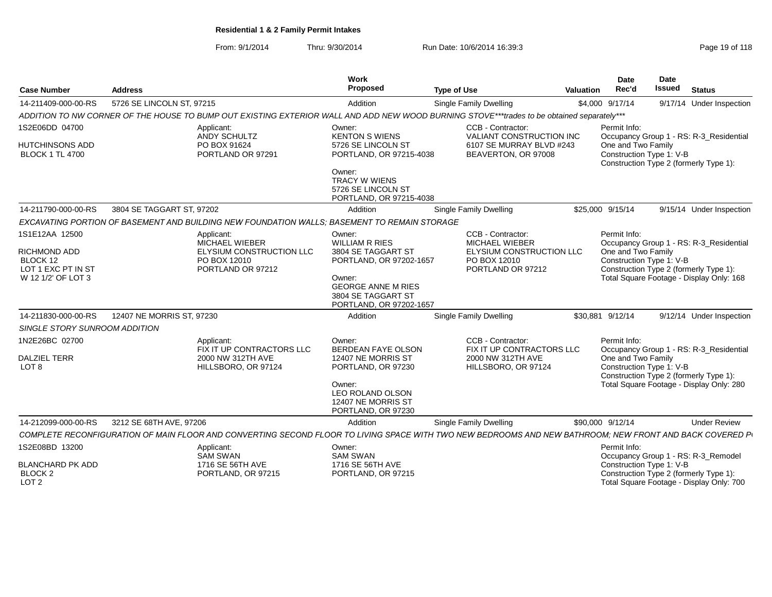**Residential 1 & 2 Family Permit Intakes**

From: 9/1/2014 Thru: 9/30/2014 Run Date: 10/6/2014 16:39:3

| Case Number | Address | Work Proposed | Type of Use | Valuation | Date Rec'd | Date Issued | Status |
|---|---|---|---|---|---|---|---|
| 14-211409-000-00-RS | 5726 SE LINCOLN ST, 97215 | Addition | Single Family Dwelling | $4,000 | 9/17/14 | 9/17/14 | Under Inspection |

*ADDITION TO NW CORNER OF THE HOUSE TO BUMP OUT EXISTING EXTERIOR WALL AND ADD NEW WOOD BURNING STOVE***trades to be obtained separately****

1S2E06DD 04700

HUTCHINSONS ADD
BLOCK 1 TL 4700

Applicant:
ANDY SCHULTZ
PO BOX 91624
PORTLAND OR 97291

Owner:
KENTON S WIENS
5726 SE LINCOLN ST
PORTLAND, OR 97215-4038

Owner:
TRACY W WIENS
5726 SE LINCOLN ST
PORTLAND, OR 97215-4038

CCB - Contractor:
VALIANT CONSTRUCTION INC
6107 SE MURRAY BLVD #243
BEAVERTON, OR 97008

Permit Info:
Occupancy Group 1 - RS: R-3_Residential One and Two Family
Construction Type 1: V-B
Construction Type 2 (formerly Type 1):

| Case Number | Address | Work Proposed | Type of Use | Valuation | Date Rec'd | Date Issued | Status |
|---|---|---|---|---|---|---|---|
| 14-211790-000-00-RS | 3804 SE TAGGART ST, 97202 | Addition | Single Family Dwelling | $25,000 | 9/15/14 | 9/15/14 | Under Inspection |

*EXCAVATING PORTION OF BASEMENT AND BUILDING NEW FOUNDATION WALLS; BASEMENT TO REMAIN STORAGE*

1S1E12AA 12500

RICHMOND ADD
BLOCK 12
LOT 1 EXC PT IN ST
W 12 1/2' OF LOT 3

Applicant:
MICHAEL WIEBER
ELYSIUM CONSTRUCTION LLC
PO BOX 12010
PORTLAND OR 97212

Owner:
WILLIAM R RIES
3804 SE TAGGART ST
PORTLAND, OR 97202-1657

Owner:
GEORGE ANNE M RIES
3804 SE TAGGART ST
PORTLAND, OR 97202-1657

CCB - Contractor:
MICHAEL WIEBER
ELYSIUM CONSTRUCTION LLC
PO BOX 12010
PORTLAND OR 97212

Permit Info:
Occupancy Group 1 - RS: R-3_Residential One and Two Family
Construction Type 1: V-B
Construction Type 2 (formerly Type 1):
Total Square Footage - Display Only: 168

| Case Number | Address | Work Proposed | Type of Use | Valuation | Date Rec'd | Date Issued | Status |
|---|---|---|---|---|---|---|---|
| 14-211830-000-00-RS | 12407 NE MORRIS ST, 97230 | Addition | Single Family Dwelling | $30,881 | 9/12/14 | 9/12/14 | Under Inspection |

*SINGLE STORY SUNROOM ADDITION*

1N2E26BC 02700

DALZIEL TERR
LOT 8

Applicant:
FIX IT UP CONTRACTORS LLC
2000 NW 312TH AVE
HILLSBORO, OR 97124

Owner:
BERDEAN FAYE OLSON
12407 NE MORRIS ST
PORTLAND, OR 97230

Owner:
LEO ROLAND OLSON
12407 NE MORRIS ST
PORTLAND, OR 97230

CCB - Contractor:
FIX IT UP CONTRACTORS LLC
2000 NW 312TH AVE
HILLSBORO, OR 97124

Permit Info:
Occupancy Group 1 - RS: R-3_Residential One and Two Family
Construction Type 1: V-B
Construction Type 2 (formerly Type 1):
Total Square Footage - Display Only: 280

| Case Number | Address | Work Proposed | Type of Use | Valuation | Date Rec'd | Date Issued | Status |
|---|---|---|---|---|---|---|---|
| 14-212099-000-00-RS | 3212 SE 68TH AVE, 97206 | Addition | Single Family Dwelling | $90,000 | 9/12/14 | | Under Review |

*COMPLETE RECONFIGURATION OF MAIN FLOOR AND CONVERTING SECOND FLOOR TO LIVING SPACE WITH TWO NEW BEDROOMS AND NEW BATHROOM; NEW FRONT AND BACK COVERED P*

1S2E08BD 13200

BLANCHARD PK ADD
BLOCK 2
LOT 2

Applicant:
SAM SWAN
1716 SE 56TH AVE
PORTLAND, OR 97215

Owner:
SAM SWAN
1716 SE 56TH AVE
PORTLAND, OR 97215

Permit Info:
Occupancy Group 1 - RS: R-3_Remodel
Construction Type 1: V-B
Construction Type 2 (formerly Type 1):
Total Square Footage - Display Only: 700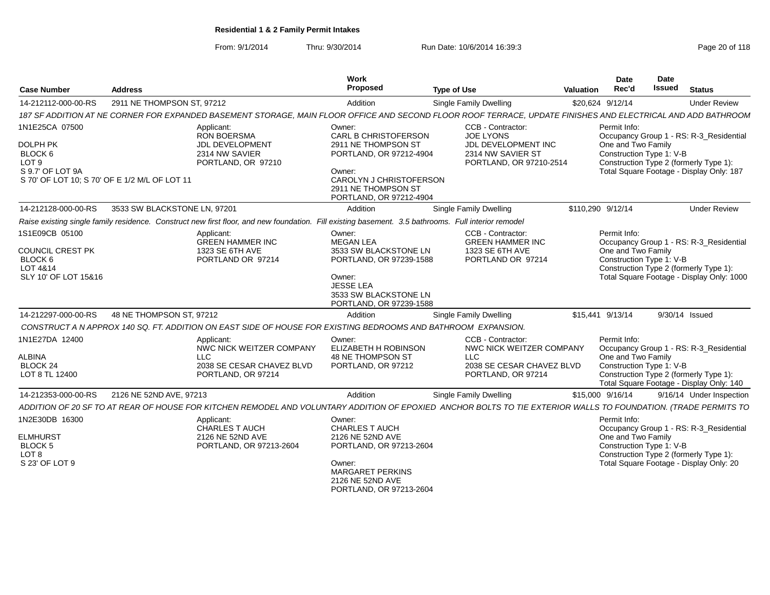**Residential 1 & 2 Family Permit Intakes**

From: 9/1/2014 Thru: 9/30/2014 Run Date: 10/6/2014 16:39:3

| Case Number | Address | Work Proposed | Type of Use | Valuation | Date Rec'd | Date Issued | Status |
|---|---|---|---|---|---|---|---|
| 14-212112-000-00-RS | 2911 NE THOMPSON ST, 97212 | Addition | Single Family Dwelling | $20,624 | 9/12/14 | | Under Review |

*187 SF ADDITION AT NE CORNER FOR EXPANDED BASEMENT STORAGE, MAIN FLOOR OFFICE AND SECOND FLOOR ROOF TERRACE, UPDATE FINISHES AND ELECTRICAL AND ADD BATHROOM*

1N1E25CA 07500
DOLPH PK
BLOCK 6
LOT 9
S 9.7' OF LOT 9A
S 70' OF LOT 10; S 70' OF E 1/2 M/L OF LOT 11

Applicant:
RON BOERSMA
JDL DEVELOPMENT
2314 NW SAVIER
PORTLAND, OR 97210

Owner:
CARL B CHRISTOFERSON
2911 NE THOMPSON ST
PORTLAND, OR 97212-4904

Owner:
CAROLYN J CHRISTOFERSON
2911 NE THOMPSON ST
PORTLAND, OR 97212-4904

CCB - Contractor:
JOE LYONS
JDL DEVELOPMENT INC
2314 NW SAVIER ST
PORTLAND, OR 97210-2514

Permit Info:
Occupancy Group 1 - RS: R-3_Residential One and Two Family
Construction Type 1: V-B
Construction Type 2 (formerly Type 1):
Total Square Footage - Display Only: 187

| Case Number | Address | Work Proposed | Type of Use | Valuation | Date Rec'd | Date Issued | Status |
|---|---|---|---|---|---|---|---|
| 14-212128-000-00-RS | 3533 SW BLACKSTONE LN, 97201 | Addition | Single Family Dwelling | $110,290 | 9/12/14 | | Under Review |

*Raise existing single family residence. Construct new first floor, and new foundation. Fill existing basement. 3.5 bathrooms. Full interior remodel*

1S1E09CB 05100
COUNCIL CREST PK
BLOCK 6
LOT 4&14
SLY 10' OF LOT 15&16

Applicant:
GREEN HAMMER INC
1323 SE 6TH AVE
PORTLAND OR 97214

Owner:
MEGAN LEA
3533 SW BLACKSTONE LN
PORTLAND, OR 97239-1588

Owner:
JESSE LEA
3533 SW BLACKSTONE LN
PORTLAND, OR 97239-1588

CCB - Contractor:
GREEN HAMMER INC
1323 SE 6TH AVE
PORTLAND OR 97214

Permit Info:
Occupancy Group 1 - RS: R-3_Residential One and Two Family
Construction Type 1: V-B
Construction Type 2 (formerly Type 1):
Total Square Footage - Display Only: 1000

| Case Number | Address | Work Proposed | Type of Use | Valuation | Date Rec'd | Date Issued | Status |
|---|---|---|---|---|---|---|---|
| 14-212297-000-00-RS | 48 NE THOMPSON ST, 97212 | Addition | Single Family Dwelling | $15,441 | 9/13/14 | 9/30/14 | Issued |

*CONSTRUCT A N APPROX 140 SQ. FT. ADDITION ON EAST SIDE OF HOUSE FOR EXISTING BEDROOMS AND BATHROOM EXPANSION.*

1N1E27DA 12400
ALBINA
BLOCK 24
LOT 8 TL 12400

Applicant:
NWC NICK WEITZER COMPANY LLC
2038 SE CESAR CHAVEZ BLVD
PORTLAND, OR 97214

Owner:
ELIZABETH H ROBINSON
48 NE THOMPSON ST
PORTLAND, OR 97212

CCB - Contractor:
NWC NICK WEITZER COMPANY LLC
2038 SE CESAR CHAVEZ BLVD
PORTLAND, OR 97214

Permit Info:
Occupancy Group 1 - RS: R-3_Residential One and Two Family
Construction Type 1: V-B
Construction Type 2 (formerly Type 1):
Total Square Footage - Display Only: 140

| Case Number | Address | Work Proposed | Type of Use | Valuation | Date Rec'd | Date Issued | Status |
|---|---|---|---|---|---|---|---|
| 14-212353-000-00-RS | 2126 NE 52ND AVE, 97213 | Addition | Single Family Dwelling | $15,000 | 9/16/14 | 9/16/14 | Under Inspection |

*ADDITION OF 20 SF TO AT REAR OF HOUSE FOR KITCHEN REMODEL AND VOLUNTARY ADDITION OF EPOXIED ANCHOR BOLTS TO TIE EXTERIOR WALLS TO FOUNDATION. (TRADE PERMITS TO*

1N2E30DB 16300
ELMHURST
BLOCK 5
LOT 8
S 23' OF LOT 9

Applicant:
CHARLES T AUCH
2126 NE 52ND AVE
PORTLAND, OR 97213-2604

Owner:
CHARLES T AUCH
2126 NE 52ND AVE
PORTLAND, OR 97213-2604

Owner:
MARGARET PERKINS
2126 NE 52ND AVE
PORTLAND, OR 97213-2604

Permit Info:
Occupancy Group 1 - RS: R-3_Residential One and Two Family
Construction Type 1: V-B
Construction Type 2 (formerly Type 1):
Total Square Footage - Display Only: 20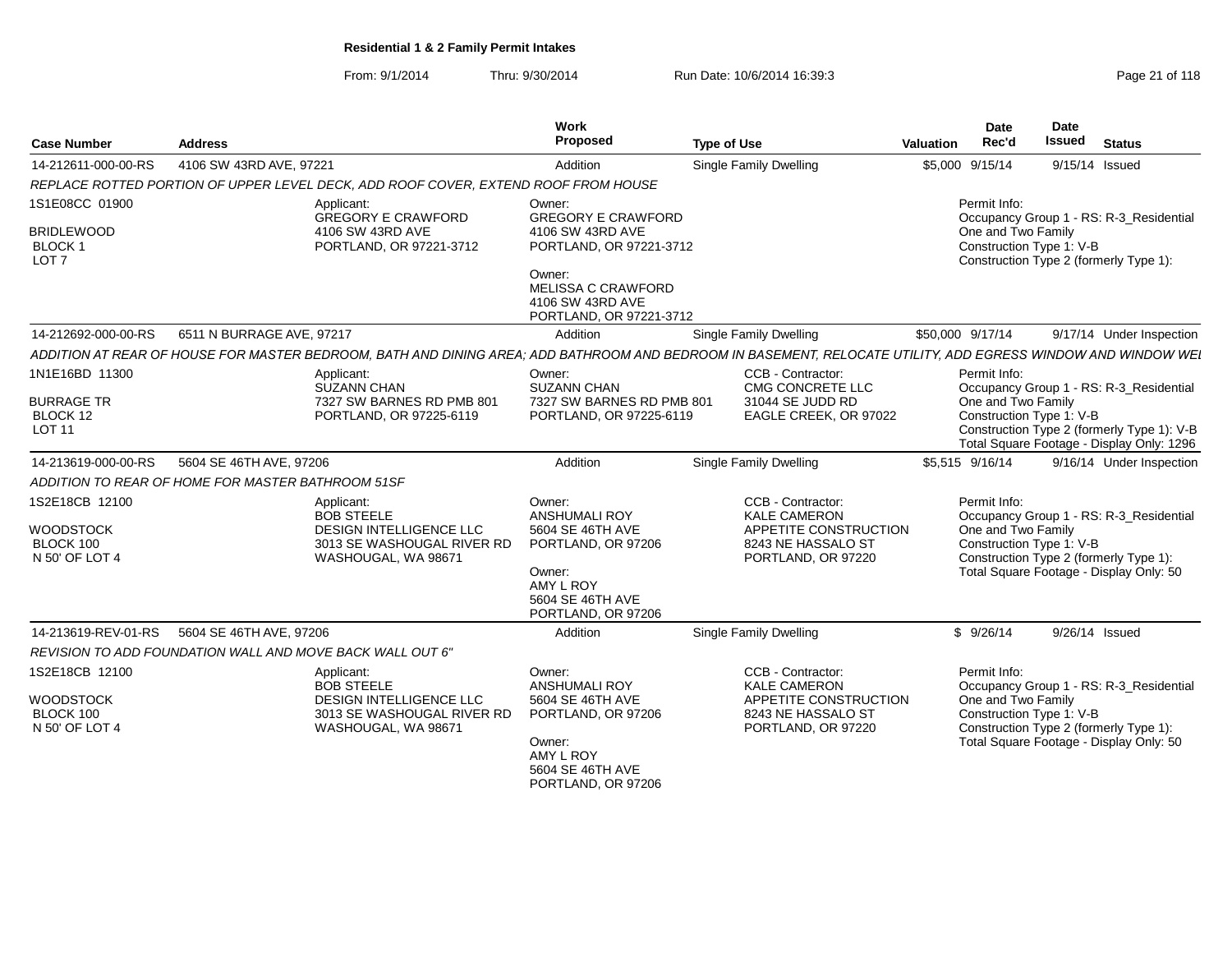**Residential 1 & 2 Family Permit Intakes**

From: 9/1/2014 Thru: 9/30/2014 Run Date: 10/6/2014 16:39:3

| Case Number | Address | Work Proposed | Type of Use | Valuation | Date Rec'd | Date Issued | Status |
|---|---|---|---|---|---|---|---|
| 14-212611-000-00-RS | 4106 SW 43RD AVE, 97221 | Addition | Single Family Dwelling | $5,000 | 9/15/14 | 9/15/14 | Issued |

*REPLACE ROTTED PORTION OF UPPER LEVEL DECK, ADD ROOF COVER, EXTEND ROOF FROM HOUSE*

1S1E08CC 01900
BRIDLEWOOD
BLOCK 1
LOT 7

Applicant:
GREGORY E CRAWFORD
4106 SW 43RD AVE
PORTLAND, OR 97221-3712

Owner:
GREGORY E CRAWFORD
4106 SW 43RD AVE
PORTLAND, OR 97221-3712

Owner:
MELISSA C CRAWFORD
4106 SW 43RD AVE
PORTLAND, OR 97221-3712

Permit Info:
Occupancy Group 1 - RS: R-3_Residential One and Two Family
Construction Type 1: V-B
Construction Type 2 (formerly Type 1):

| Case Number | Address | Work Proposed | Type of Use | Valuation | Date Rec'd | Date Issued | Status |
|---|---|---|---|---|---|---|---|
| 14-212692-000-00-RS | 6511 N BURRAGE AVE, 97217 | Addition | Single Family Dwelling | $50,000 | 9/17/14 | 9/17/14 | Under Inspection |

*ADDITION AT REAR OF HOUSE FOR MASTER BEDROOM, BATH AND DINING AREA; ADD BATHROOM AND BEDROOM IN BASEMENT, RELOCATE UTILITY, ADD EGRESS WINDOW AND WINDOW WEL*

1N1E16BD 11300
BURRAGE TR
BLOCK 12
LOT 11

Applicant:
SUZANN CHAN
7327 SW BARNES RD PMB 801
PORTLAND, OR 97225-6119

Owner:
SUZANN CHAN
7327 SW BARNES RD PMB 801
PORTLAND, OR 97225-6119

CCB - Contractor:
CMG CONCRETE LLC
31044 SE JUDD RD
EAGLE CREEK, OR 97022

Permit Info:
Occupancy Group 1 - RS: R-3_Residential One and Two Family
Construction Type 1: V-B
Construction Type 2 (formerly Type 1): V-B
Total Square Footage - Display Only: 1296

| Case Number | Address | Work Proposed | Type of Use | Valuation | Date Rec'd | Date Issued | Status |
|---|---|---|---|---|---|---|---|
| 14-213619-000-00-RS | 5604 SE 46TH AVE, 97206 | Addition | Single Family Dwelling | $5,515 | 9/16/14 | 9/16/14 | Under Inspection |

*ADDITION TO REAR OF HOME FOR MASTER BATHROOM 51SF*

1S2E18CB 12100
WOODSTOCK
BLOCK 100
N 50' OF LOT 4

Applicant:
BOB STEELE
DESIGN INTELLIGENCE LLC
3013 SE WASHOUGAL RIVER RD
WASHOUGAL, WA 98671

Owner:
ANSHUMALI ROY
5604 SE 46TH AVE
PORTLAND, OR 97206

Owner:
AMY L ROY
5604 SE 46TH AVE
PORTLAND, OR 97206

CCB - Contractor:
KALE CAMERON
APPETITE CONSTRUCTION
8243 NE HASSALO ST
PORTLAND, OR 97220

Permit Info:
Occupancy Group 1 - RS: R-3_Residential One and Two Family
Construction Type 1: V-B
Construction Type 2 (formerly Type 1):
Total Square Footage - Display Only: 50

| Case Number | Address | Work Proposed | Type of Use | Valuation | Date Rec'd | Date Issued | Status |
|---|---|---|---|---|---|---|---|
| 14-213619-REV-01-RS | 5604 SE 46TH AVE, 97206 | Addition | Single Family Dwelling | $ | 9/26/14 | 9/26/14 | Issued |

*REVISION TO ADD FOUNDATION WALL AND MOVE BACK WALL OUT 6"*

1S2E18CB 12100
WOODSTOCK
BLOCK 100
N 50' OF LOT 4

Applicant:
BOB STEELE
DESIGN INTELLIGENCE LLC
3013 SE WASHOUGAL RIVER RD
WASHOUGAL, WA 98671

Owner:
ANSHUMALI ROY
5604 SE 46TH AVE
PORTLAND, OR 97206

Owner:
AMY L ROY
5604 SE 46TH AVE
PORTLAND, OR 97206

CCB - Contractor:
KALE CAMERON
APPETITE CONSTRUCTION
8243 NE HASSALO ST
PORTLAND, OR 97220

Permit Info:
Occupancy Group 1 - RS: R-3_Residential One and Two Family
Construction Type 1: V-B
Construction Type 2 (formerly Type 1):
Total Square Footage - Display Only: 50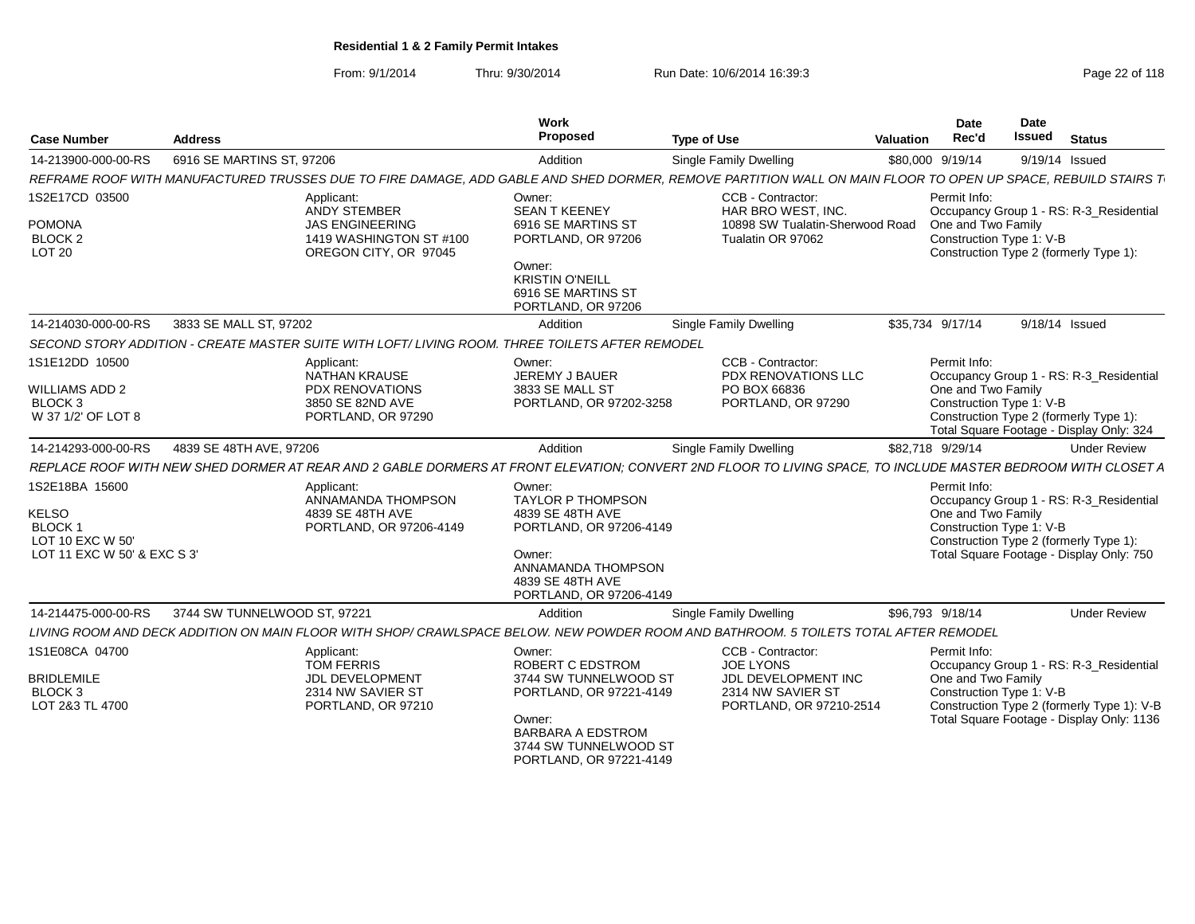**Residential 1 & 2 Family Permit Intakes**

From: 9/1/2014 Thru: 9/30/2014 Run Date: 10/6/2014 16:39:3

| Case Number | Address | Work Proposed | Type of Use | Valuation | Date Rec'd | Date Issued | Status |
|---|---|---|---|---|---|---|---|
| 14-213900-000-00-RS | 6916 SE MARTINS ST, 97206 | Addition | Single Family Dwelling | $80,000 | 9/19/14 | 9/19/14 | Issued |

REFRAME ROOF WITH MANUFACTURED TRUSSES DUE TO FIRE DAMAGE, ADD GABLE AND SHED DORMER, REMOVE PARTITION WALL ON MAIN FLOOR TO OPEN UP SPACE, REBUILD STAIRS T

1S2E17CD 03500
POMONA
BLOCK 2
LOT 20

Applicant:
ANDY STEMBER
JAS ENGINEERING
1419 WASHINGTON ST #100
OREGON CITY, OR 97045

Owner:
SEAN T KEENEY
6916 SE MARTINS ST
PORTLAND, OR 97206

Owner:
KRISTIN O'NEILL
6916 SE MARTINS ST
PORTLAND, OR 97206

CCB - Contractor:
HAR BRO WEST, INC.
10898 SW Tualatin-Sherwood Road
Tualatin OR 97062

Permit Info:
Occupancy Group 1 - RS: R-3_Residential One and Two Family
Construction Type 1: V-B
Construction Type 2 (formerly Type 1):

| Case Number | Address | Work Proposed | Type of Use | Valuation | Date Rec'd | Date Issued | Status |
|---|---|---|---|---|---|---|---|
| 14-214030-000-00-RS | 3833 SE MALL ST, 97202 | Addition | Single Family Dwelling | $35,734 | 9/17/14 | 9/18/14 | Issued |

SECOND STORY ADDITION - CREATE MASTER SUITE WITH LOFT/ LIVING ROOM. THREE TOILETS AFTER REMODEL

1S1E12DD 10500
WILLIAMS ADD 2
BLOCK 3
W 37 1/2' OF LOT 8

Applicant:
NATHAN KRAUSE
PDX RENOVATIONS
3850 SE 82ND AVE
PORTLAND, OR 97290

Owner:
JEREMY J BAUER
3833 SE MALL ST
PORTLAND, OR 97202-3258

CCB - Contractor:
PDX RENOVATIONS LLC
PO BOX 66836
PORTLAND, OR 97290

Permit Info:
Occupancy Group 1 - RS: R-3_Residential One and Two Family
Construction Type 1: V-B
Construction Type 2 (formerly Type 1):
Total Square Footage - Display Only: 324

| Case Number | Address | Work Proposed | Type of Use | Valuation | Date Rec'd | Date Issued | Status |
|---|---|---|---|---|---|---|---|
| 14-214293-000-00-RS | 4839 SE 48TH AVE, 97206 | Addition | Single Family Dwelling | $82,718 | 9/29/14 | | Under Review |

REPLACE ROOF WITH NEW SHED DORMER AT REAR AND 2 GABLE DORMERS AT FRONT ELEVATION; CONVERT 2ND FLOOR TO LIVING SPACE, TO INCLUDE MASTER BEDROOM WITH CLOSET A

1S2E18BA 15600
KELSO
BLOCK 1
LOT 10 EXC W 50'
LOT 11 EXC W 50' & EXC S 3'

Applicant:
ANNAMANDA THOMPSON
4839 SE 48TH AVE
PORTLAND, OR 97206-4149

Owner:
TAYLOR P THOMPSON
4839 SE 48TH AVE
PORTLAND, OR 97206-4149

Owner:
ANNAMANDA THOMPSON
4839 SE 48TH AVE
PORTLAND, OR 97206-4149

Permit Info:
Occupancy Group 1 - RS: R-3_Residential One and Two Family
Construction Type 1: V-B
Construction Type 2 (formerly Type 1):
Total Square Footage - Display Only: 750

| Case Number | Address | Work Proposed | Type of Use | Valuation | Date Rec'd | Date Issued | Status |
|---|---|---|---|---|---|---|---|
| 14-214475-000-00-RS | 3744 SW TUNNELWOOD ST, 97221 | Addition | Single Family Dwelling | $96,793 | 9/18/14 | | Under Review |

LIVING ROOM AND DECK ADDITION ON MAIN FLOOR WITH SHOP/ CRAWLSPACE BELOW. NEW POWDER ROOM AND BATHROOM. 5 TOILETS TOTAL AFTER REMODEL

1S1E08CA 04700
BRIDLEMILE
BLOCK 3
LOT 2&3 TL 4700

Applicant:
TOM FERRIS
JDL DEVELOPMENT
2314 NW SAVIER ST
PORTLAND, OR 97210

Owner:
ROBERT C EDSTROM
3744 SW TUNNELWOOD ST
PORTLAND, OR 97221-4149

Owner:
BARBARA A EDSTROM
3744 SW TUNNELWOOD ST
PORTLAND, OR 97221-4149

CCB - Contractor:
JOE LYONS
JDL DEVELOPMENT INC
2314 NW SAVIER ST
PORTLAND, OR 97210-2514

Permit Info:
Occupancy Group 1 - RS: R-3_Residential One and Two Family
Construction Type 1: V-B
Construction Type 2 (formerly Type 1): V-B
Total Square Footage - Display Only: 1136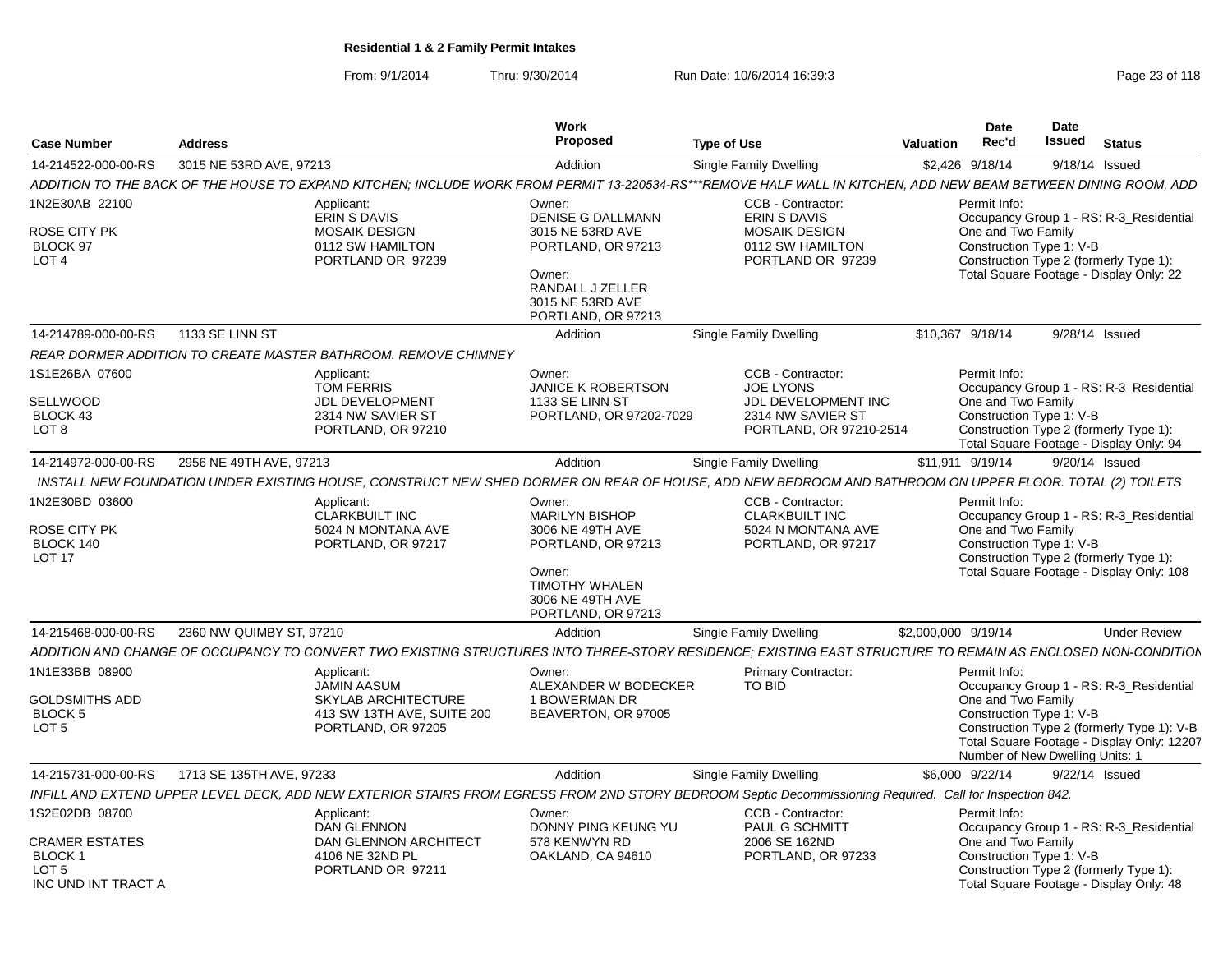**Residential 1 & 2 Family Permit Intakes**

From: 9/1/2014 Thru: 9/30/2014 Run Date: 10/6/2014 16:39:3

| Case Number | Address | Work Proposed | Type of Use | Valuation | Date Rec'd | Date Issued | Status |
|---|---|---|---|---|---|---|---|
| 14-214522-000-00-RS | 3015 NE 53RD AVE, 97213 | Addition | Single Family Dwelling | $2,426 | 9/18/14 | 9/18/14 | Issued |

*ADDITION TO THE BACK OF THE HOUSE TO EXPAND KITCHEN; INCLUDE WORK FROM PERMIT 13-220534-RS\*\*\*REMOVE HALF WALL IN KITCHEN, ADD NEW BEAM BETWEEN DINING ROOM, ADD*

1N2E30AB 22100
ROSE CITY PK
BLOCK 97
LOT 4

Applicant: ERIN S DAVIS, MOSAIK DESIGN, 0112 SW HAMILTON, PORTLAND OR 97239

Owner: DENISE G DALLMANN, 3015 NE 53RD AVE, PORTLAND, OR 97213
Owner: RANDALL J ZELLER, 3015 NE 53RD AVE, PORTLAND, OR 97213

CCB - Contractor: ERIN S DAVIS, MOSAIK DESIGN, 0112 SW HAMILTON, PORTLAND OR 97239

Permit Info:
Occupancy Group 1 - RS: R-3_Residential One and Two Family
Construction Type 1: V-B
Construction Type 2 (formerly Type 1):
Total Square Footage - Display Only: 22

| Case Number | Address | Work Proposed | Type of Use | Valuation | Date Rec'd | Date Issued | Status |
|---|---|---|---|---|---|---|---|
| 14-214789-000-00-RS | 1133 SE LINN ST | Addition | Single Family Dwelling | $10,367 | 9/18/14 | 9/28/14 | Issued |

*REAR DORMER ADDITION TO CREATE MASTER BATHROOM. REMOVE CHIMNEY*

1S1E26BA 07600
SELLWOOD
BLOCK 43
LOT 8

Applicant: TOM FERRIS, JDL DEVELOPMENT, 2314 NW SAVIER ST, PORTLAND, OR 97210

Owner: JANICE K ROBERTSON, 1133 SE LINN ST, PORTLAND, OR 97202-7029

CCB - Contractor: JOE LYONS, JDL DEVELOPMENT INC, 2314 NW SAVIER ST, PORTLAND, OR 97210-2514

Permit Info:
Occupancy Group 1 - RS: R-3_Residential One and Two Family
Construction Type 1: V-B
Construction Type 2 (formerly Type 1):
Total Square Footage - Display Only: 94

| Case Number | Address | Work Proposed | Type of Use | Valuation | Date Rec'd | Date Issued | Status |
|---|---|---|---|---|---|---|---|
| 14-214972-000-00-RS | 2956 NE 49TH AVE, 97213 | Addition | Single Family Dwelling | $11,911 | 9/19/14 | 9/20/14 | Issued |

*INSTALL NEW FOUNDATION UNDER EXISTING HOUSE, CONSTRUCT NEW SHED DORMER ON REAR OF HOUSE, ADD NEW BEDROOM AND BATHROOM ON UPPER FLOOR. TOTAL (2) TOILETS*

1N2E30BD 03600
ROSE CITY PK
BLOCK 140
LOT 17

Applicant: CLARKBUILT INC, 5024 N MONTANA AVE, PORTLAND, OR 97217

Owner: MARILYN BISHOP, 3006 NE 49TH AVE, PORTLAND, OR 97213
Owner: TIMOTHY WHALEN, 3006 NE 49TH AVE, PORTLAND, OR 97213

CCB - Contractor: CLARKBUILT INC, 5024 N MONTANA AVE, PORTLAND, OR 97217

Permit Info:
Occupancy Group 1 - RS: R-3_Residential One and Two Family
Construction Type 1: V-B
Construction Type 2 (formerly Type 1):
Total Square Footage - Display Only: 108

| Case Number | Address | Work Proposed | Type of Use | Valuation | Date Rec'd | Date Issued | Status |
|---|---|---|---|---|---|---|---|
| 14-215468-000-00-RS | 2360 NW QUIMBY ST, 97210 | Addition | Single Family Dwelling | $2,000,000 | 9/19/14 | | Under Review |

*ADDITION AND CHANGE OF OCCUPANCY TO CONVERT TWO EXISTING STRUCTURES INTO THREE-STORY RESIDENCE; EXISTING EAST STRUCTURE TO REMAIN AS ENCLOSED NON-CONDITION*

1N1E33BB 08900
GOLDSMITHS ADD
BLOCK 5
LOT 5

Applicant: JAMIN AASUM, SKYLAB ARCHITECTURE, 413 SW 13TH AVE, SUITE 200, PORTLAND, OR 97205

Owner: ALEXANDER W BODECKER, 1 BOWERMAN DR, BEAVERTON, OR 97005

Primary Contractor: TO BID

Permit Info:
Occupancy Group 1 - RS: R-3_Residential One and Two Family
Construction Type 1: V-B
Construction Type 2 (formerly Type 1): V-B
Total Square Footage - Display Only: 12207
Number of New Dwelling Units: 1

| Case Number | Address | Work Proposed | Type of Use | Valuation | Date Rec'd | Date Issued | Status |
|---|---|---|---|---|---|---|---|
| 14-215731-000-00-RS | 1713 SE 135TH AVE, 97233 | Addition | Single Family Dwelling | $6,000 | 9/22/14 | 9/22/14 | Issued |

*INFILL AND EXTEND UPPER LEVEL DECK, ADD NEW EXTERIOR STAIRS FROM EGRESS FROM 2ND STORY BEDROOM Septic Decommissioning Required. Call for Inspection 842.*

1S2E02DB 08700
CRAMER ESTATES
BLOCK 1
LOT 5
INC UND INT TRACT A

Applicant: DAN GLENNON, DAN GLENNON ARCHITECT, 4106 NE 32ND PL, PORTLAND OR 97211

Owner: DONNY PING KEUNG YU, 578 KENWYN RD, OAKLAND, CA 94610

CCB - Contractor: PAUL G SCHMITT, 2006 SE 162ND, PORTLAND, OR 97233

Permit Info:
Occupancy Group 1 - RS: R-3_Residential One and Two Family
Construction Type 1: V-B
Construction Type 2 (formerly Type 1):
Total Square Footage - Display Only: 48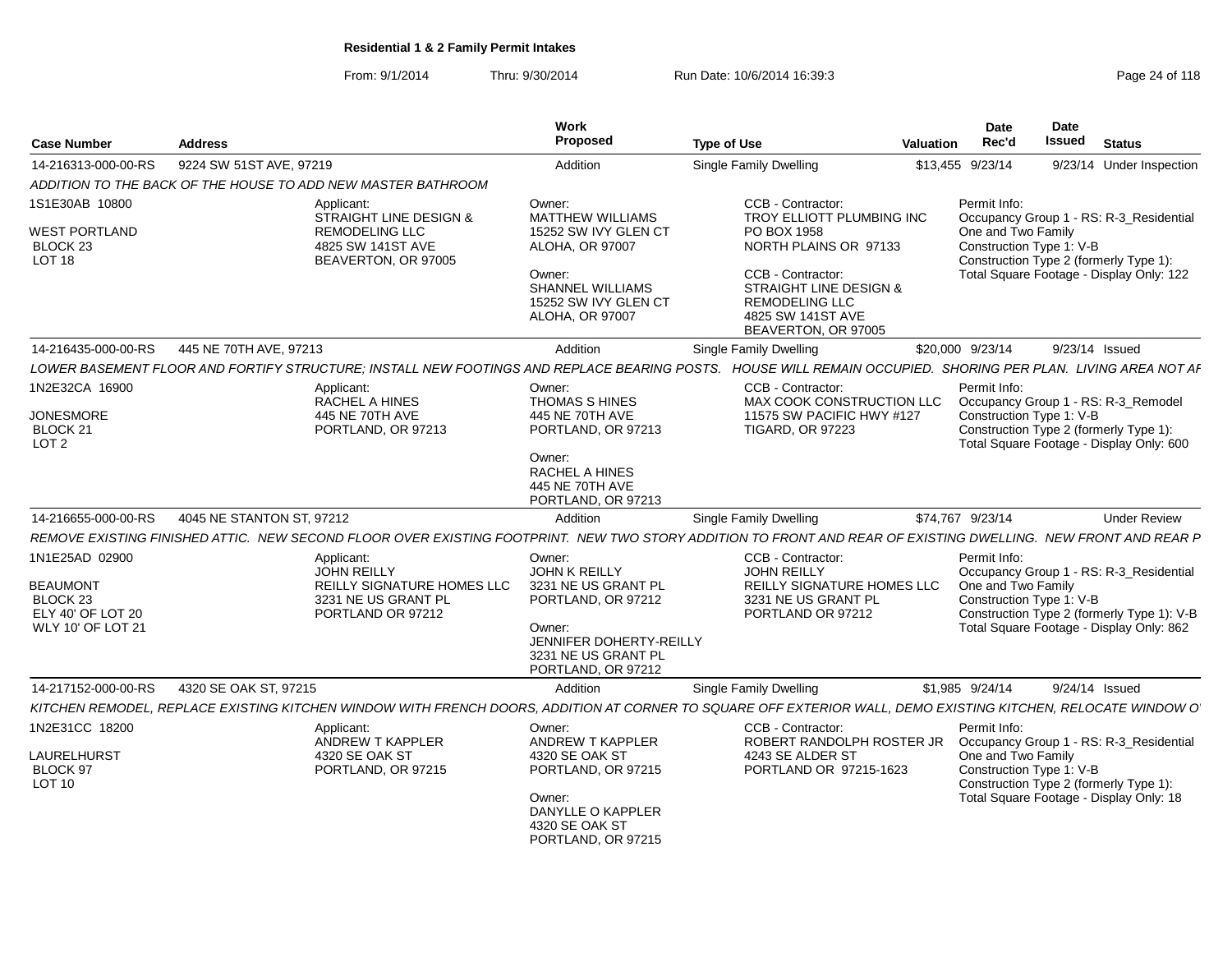**Residential 1 & 2 Family Permit Intakes**

From: 9/1/2014 Thru: 9/30/2014 Run Date: 10/6/2014 16:39:3

| Case Number | Address | Work Proposed | Type of Use | Valuation | Date Rec'd | Date Issued | Status |
|---|---|---|---|---|---|---|---|
| 14-216313-000-00-RS | 9224 SW 51ST AVE, 97219 | Addition | Single Family Dwelling | $13,455 | 9/23/14 | 9/23/14 | Under Inspection |

*ADDITION TO THE BACK OF THE HOUSE TO ADD NEW MASTER BATHROOM*

| Legal Description | Applicant | Owner | CCB - Contractor | Permit Info |
|---|---|---|---|---|
| 1S1E30AB 10800<br>WEST PORTLAND<br>BLOCK 23<br>LOT 18 | Applicant:<br>STRAIGHT LINE DESIGN & REMODELING LLC<br>4825 SW 141ST AVE<br>BEAVERTON, OR 97005 | Owner:<br>MATTHEW WILLIAMS<br>15252 SW IVY GLEN CT<br>ALOHA, OR 97007<br>Owner:<br>SHANNEL WILLIAMS<br>15252 SW IVY GLEN CT<br>ALOHA, OR 97007 | CCB - Contractor:<br>TROY ELLIOTT PLUMBING INC<br>PO BOX 1958<br>NORTH PLAINS OR 97133<br>CCB - Contractor:<br>STRAIGHT LINE DESIGN & REMODELING LLC<br>4825 SW 141ST AVE<br>BEAVERTON, OR 97005 | Permit Info:<br>Occupancy Group 1 - RS: R-3_Residential One and Two Family<br>Construction Type 1: V-B<br>Construction Type 2 (formerly Type 1):<br>Total Square Footage - Display Only: 122 |

| Case Number | Address | Work Proposed | Type of Use | Valuation | Date Rec'd | Date Issued | Status |
|---|---|---|---|---|---|---|---|
| 14-216435-000-00-RS | 445 NE 70TH AVE, 97213 | Addition | Single Family Dwelling | $20,000 | 9/23/14 | 9/23/14 | Issued |

*LOWER BASEMENT FLOOR AND FORTIFY STRUCTURE; INSTALL NEW FOOTINGS AND REPLACE BEARING POSTS. HOUSE WILL REMAIN OCCUPIED. SHORING PER PLAN. LIVING AREA NOT AF*

| Legal Description | Applicant | Owner | CCB - Contractor | Permit Info |
|---|---|---|---|---|
| 1N2E32CA 16900<br>JONESMORE<br>BLOCK 21<br>LOT 2 | Applicant:<br>RACHEL A HINES<br>445 NE 70TH AVE<br>PORTLAND, OR 97213 | Owner:<br>THOMAS S HINES<br>445 NE 70TH AVE<br>PORTLAND, OR 97213<br>Owner:<br>RACHEL A HINES<br>445 NE 70TH AVE<br>PORTLAND, OR 97213 | CCB - Contractor:<br>MAX COOK CONSTRUCTION LLC<br>11575 SW PACIFIC HWY #127<br>TIGARD, OR 97223 | Permit Info:<br>Occupancy Group 1 - RS: R-3_Remodel<br>Construction Type 1: V-B<br>Construction Type 2 (formerly Type 1):<br>Total Square Footage - Display Only: 600 |

| Case Number | Address | Work Proposed | Type of Use | Valuation | Date Rec'd | Date Issued | Status |
|---|---|---|---|---|---|---|---|
| 14-216655-000-00-RS | 4045 NE STANTON ST, 97212 | Addition | Single Family Dwelling | $74,767 | 9/23/14 | | Under Review |

*REMOVE EXISTING FINISHED ATTIC. NEW SECOND FLOOR OVER EXISTING FOOTPRINT. NEW TWO STORY ADDITION TO FRONT AND REAR OF EXISTING DWELLING. NEW FRONT AND REAR P*

| Legal Description | Applicant | Owner | CCB - Contractor | Permit Info |
|---|---|---|---|---|
| 1N1E25AD 02900<br>BEAUMONT<br>BLOCK 23<br>ELY 40' OF LOT 20<br>WLY 10' OF LOT 21 | Applicant:<br>JOHN REILLY<br>REILLY SIGNATURE HOMES LLC<br>3231 NE US GRANT PL<br>PORTLAND OR 97212 | Owner:<br>JOHN K REILLY<br>3231 NE US GRANT PL<br>PORTLAND, OR 97212<br>Owner:<br>JENNIFER DOHERTY-REILLY<br>3231 NE US GRANT PL<br>PORTLAND, OR 97212 | CCB - Contractor:<br>JOHN REILLY<br>REILLY SIGNATURE HOMES LLC<br>3231 NE US GRANT PL<br>PORTLAND OR 97212 | Permit Info:<br>Occupancy Group 1 - RS: R-3_Residential One and Two Family<br>Construction Type 1: V-B<br>Construction Type 2 (formerly Type 1): V-B<br>Total Square Footage - Display Only: 862 |

| Case Number | Address | Work Proposed | Type of Use | Valuation | Date Rec'd | Date Issued | Status |
|---|---|---|---|---|---|---|---|
| 14-217152-000-00-RS | 4320 SE OAK ST, 97215 | Addition | Single Family Dwelling | $1,985 | 9/24/14 | 9/24/14 | Issued |

*KITCHEN REMODEL, REPLACE EXISTING KITCHEN WINDOW WITH FRENCH DOORS, ADDITION AT CORNER TO SQUARE OFF EXTERIOR WALL, DEMO EXISTING KITCHEN, RELOCATE WINDOW O*

| Legal Description | Applicant | Owner | CCB - Contractor | Permit Info |
|---|---|---|---|---|
| 1N2E31CC 18200<br>LAURELHURST<br>BLOCK 97<br>LOT 10 | Applicant:<br>ANDREW T KAPPLER<br>4320 SE OAK ST<br>PORTLAND, OR 97215 | Owner:<br>ANDREW T KAPPLER<br>4320 SE OAK ST<br>PORTLAND, OR 97215<br>Owner:<br>DANYLLE O KAPPLER<br>4320 SE OAK ST<br>PORTLAND, OR 97215 | CCB - Contractor:<br>ROBERT RANDOLPH ROSTER JR<br>4243 SE ALDER ST<br>PORTLAND OR 97215-1623 | Permit Info:<br>Occupancy Group 1 - RS: R-3_Residential One and Two Family<br>Construction Type 1: V-B<br>Construction Type 2 (formerly Type 1):<br>Total Square Footage - Display Only: 18 |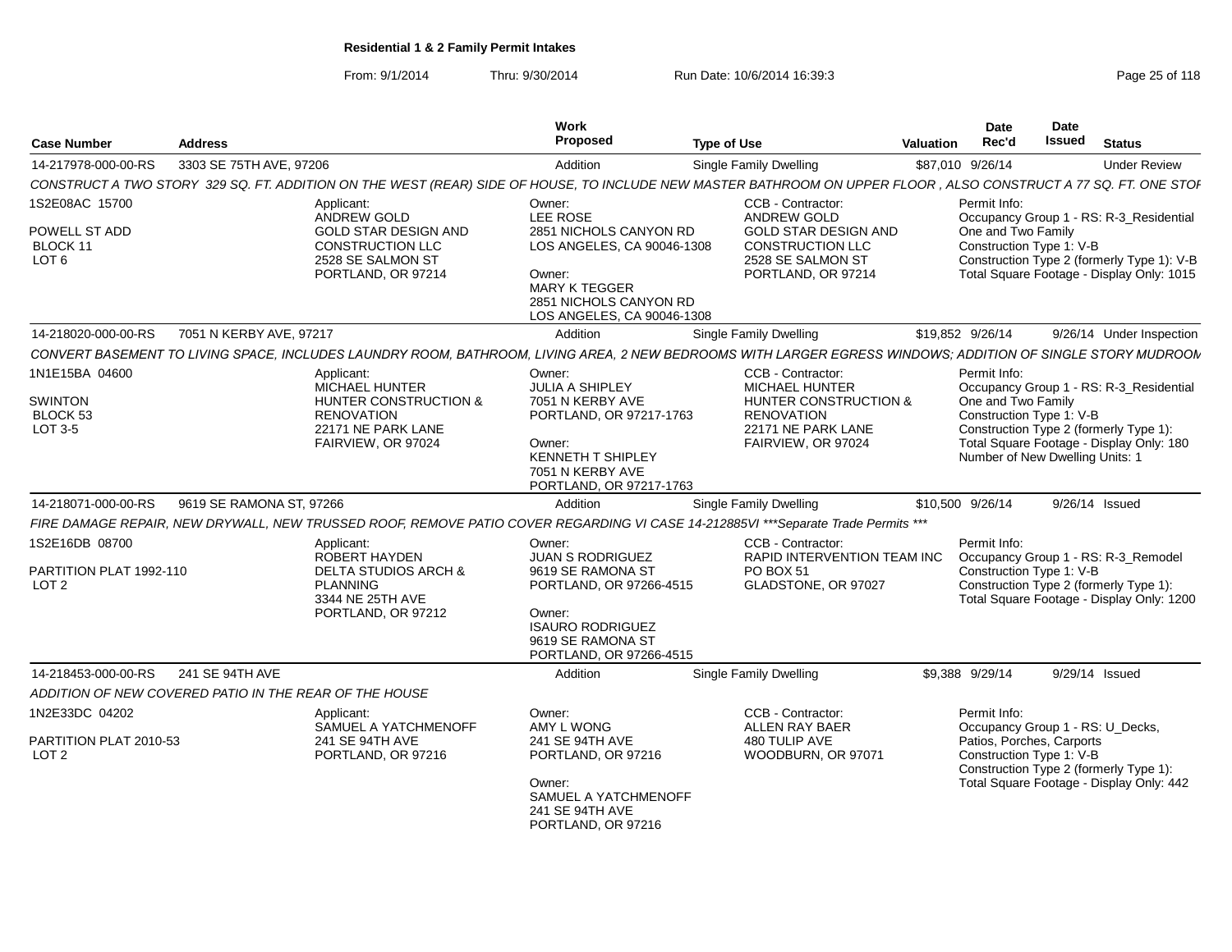**Residential 1 & 2 Family Permit Intakes**

From: 9/1/2014 Thru: 9/30/2014 Run Date: 10/6/2014 16:39:3

| Case Number | Address | Work Proposed | Type of Use | Valuation | Date Rec'd | Date Issued | Status |
|---|---|---|---|---|---|---|---|
| 14-217978-000-00-RS | 3303 SE 75TH AVE, 97206 | Addition | Single Family Dwelling | $87,010 | 9/26/14 | | Under Review |

*CONSTRUCT A TWO STORY 329 SQ. FT. ADDITION ON THE WEST (REAR) SIDE OF HOUSE, TO INCLUDE NEW MASTER BATHROOM ON UPPER FLOOR , ALSO CONSTRUCT A 77 SQ. FT. ONE STOF*

1S2E08AC 15700
POWELL ST ADD
BLOCK 11
LOT 6

Applicant: ANDREW GOLD, GOLD STAR DESIGN AND CONSTRUCTION LLC, 2528 SE SALMON ST, PORTLAND, OR 97214

Owner: LEE ROSE, 2851 NICHOLS CANYON RD, LOS ANGELES, CA 90046-1308
Owner: MARY K TEGGER, 2851 NICHOLS CANYON RD, LOS ANGELES, CA 90046-1308

CCB - Contractor: ANDREW GOLD, GOLD STAR DESIGN AND CONSTRUCTION LLC, 2528 SE SALMON ST, PORTLAND, OR 97214

Permit Info: Occupancy Group 1 - RS: R-3_Residential One and Two Family; Construction Type 1: V-B; Construction Type 2 (formerly Type 1): V-B; Total Square Footage - Display Only: 1015

| Case Number | Address | Work Proposed | Type of Use | Valuation | Date Rec'd | Date Issued | Status |
|---|---|---|---|---|---|---|---|
| 14-218020-000-00-RS | 7051 N KERBY AVE, 97217 | Addition | Single Family Dwelling | $19,852 | 9/26/14 | 9/26/14 | Under Inspection |

*CONVERT BASEMENT TO LIVING SPACE, INCLUDES LAUNDRY ROOM, BATHROOM, LIVING AREA, 2 NEW BEDROOMS WITH LARGER EGRESS WINDOWS; ADDITION OF SINGLE STORY MUDROOM*

1N1E15BA 04600
SWINTON
BLOCK 53
LOT 3-5

Applicant: MICHAEL HUNTER, HUNTER CONSTRUCTION & RENOVATION, 22171 NE PARK LANE, FAIRVIEW, OR 97024

Owner: JULIA A SHIPLEY, 7051 N KERBY AVE, PORTLAND, OR 97217-1763
Owner: KENNETH T SHIPLEY, 7051 N KERBY AVE, PORTLAND, OR 97217-1763

CCB - Contractor: MICHAEL HUNTER, HUNTER CONSTRUCTION & RENOVATION, 22171 NE PARK LANE, FAIRVIEW, OR 97024

Permit Info: Occupancy Group 1 - RS: R-3_Residential One and Two Family; Construction Type 1: V-B; Construction Type 2 (formerly Type 1):; Total Square Footage - Display Only: 180; Number of New Dwelling Units: 1

| Case Number | Address | Work Proposed | Type of Use | Valuation | Date Rec'd | Date Issued | Status |
|---|---|---|---|---|---|---|---|
| 14-218071-000-00-RS | 9619 SE RAMONA ST, 97266 | Addition | Single Family Dwelling | $10,500 | 9/26/14 | 9/26/14 | Issued |

*FIRE DAMAGE REPAIR, NEW DRYWALL, NEW TRUSSED ROOF, REMOVE PATIO COVER REGARDING VI CASE 14-212885VI ***Separate Trade Permits****

1S2E16DB 08700
PARTITION PLAT 1992-110
LOT 2

Applicant: ROBERT HAYDEN, DELTA STUDIOS ARCH & PLANNING, 3344 NE 25TH AVE, PORTLAND, OR 97212

Owner: JUAN S RODRIGUEZ, 9619 SE RAMONA ST, PORTLAND, OR 97266-4515
Owner: ISAURO RODRIGUEZ, 9619 SE RAMONA ST, PORTLAND, OR 97266-4515

CCB - Contractor: RAPID INTERVENTION TEAM INC, PO BOX 51, GLADSTONE, OR 97027

Permit Info: Occupancy Group 1 - RS: R-3_Remodel; Construction Type 1: V-B; Construction Type 2 (formerly Type 1):; Total Square Footage - Display Only: 1200

| Case Number | Address | Work Proposed | Type of Use | Valuation | Date Rec'd | Date Issued | Status |
|---|---|---|---|---|---|---|---|
| 14-218453-000-00-RS | 241 SE 94TH AVE | Addition | Single Family Dwelling | $9,388 | 9/29/14 | 9/29/14 | Issued |

*ADDITION OF NEW COVERED PATIO IN THE REAR OF THE HOUSE*

1N2E33DC 04202
PARTITION PLAT 2010-53
LOT 2

Applicant: SAMUEL A YATCHMENOFF, 241 SE 94TH AVE, PORTLAND, OR 97216

Owner: AMY L WONG, 241 SE 94TH AVE, PORTLAND, OR 97216
Owner: SAMUEL A YATCHMENOFF, 241 SE 94TH AVE, PORTLAND, OR 97216

CCB - Contractor: ALLEN RAY BAER, 480 TULIP AVE, WOODBURN, OR 97071

Permit Info: Occupancy Group 1 - RS: U_Decks, Patios, Porches, Carports; Construction Type 1: V-B; Construction Type 2 (formerly Type 1):; Total Square Footage - Display Only: 442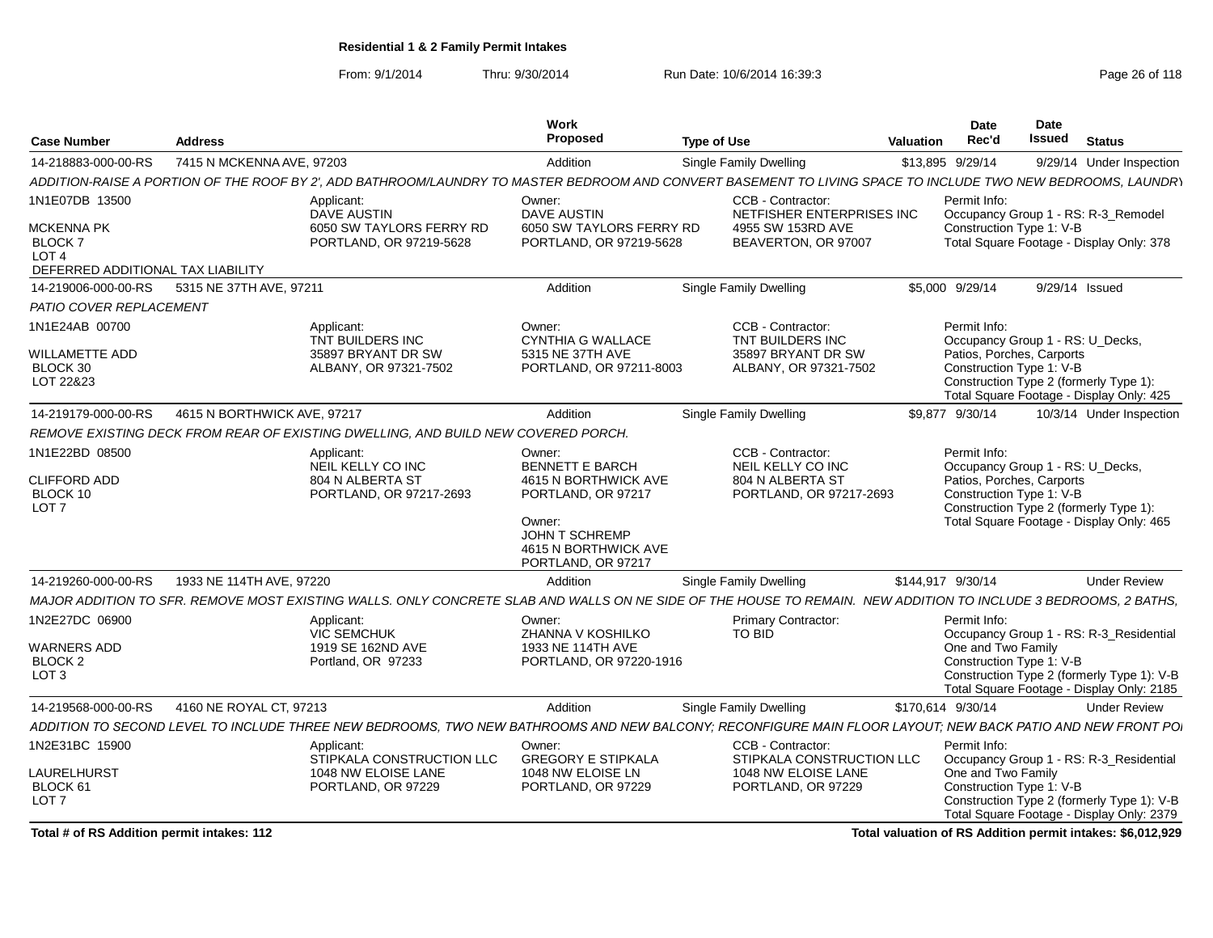**Residential 1 & 2 Family Permit Intakes**

From: 9/1/2014 Thru: 9/30/2014 Run Date: 10/6/2014 16:39:3

| Case Number | Address | | Work Proposed | Type of Use | Valuation | Date Rec'd | Date Issued | Status |
|---|---|---|---|---|---|---|---|---|
| 14-218883-000-00-RS | 7415 N MCKENNA AVE, 97203 | | Addition | Single Family Dwelling | $13,895 | 9/29/14 | 9/29/14 | Under Inspection |
| *ADDITION-RAISE A PORTION OF THE ROOF BY 2', ADD BATHROOM/LAUNDRY TO MASTER BEDROOM AND CONVERT BASEMENT TO LIVING SPACE TO INCLUDE TWO NEW BEDROOMS, LAUNDRY* | | | | | | | | |
| 1N1E07DB 13500<br><br>MCKENNA PK<br>BLOCK 7<br>LOT 4<br>DEFERRED ADDITIONAL TAX LIABILITY | | Applicant:<br>DAVE AUSTIN<br>6050 SW TAYLORS FERRY RD<br>PORTLAND, OR 97219-5628 | Owner:<br>DAVE AUSTIN<br>6050 SW TAYLORS FERRY RD<br>PORTLAND, OR 97219-5628 | CCB - Contractor:<br>NETFISHER ENTERPRISES INC<br>4955 SW 153RD AVE<br>BEAVERTON, OR 97007 | | Permit Info:<br>Occupancy Group 1 - RS: R-3_Remodel<br>Construction Type 1: V-B<br>Total Square Footage - Display Only: 378 | | |
| 14-219006-000-00-RS | 5315 NE 37TH AVE, 97211 | | Addition | Single Family Dwelling | $5,000 | 9/29/14 | 9/29/14 | Issued |
| *PATIO COVER REPLACEMENT* | | | | | | | | |
| 1N1E24AB 00700<br><br>WILLAMETTE ADD<br>BLOCK 30<br>LOT 22&23 | | Applicant:<br>TNT BUILDERS INC<br>35897 BRYANT DR SW<br>ALBANY, OR 97321-7502 | Owner:<br>CYNTHIA G WALLACE<br>5315 NE 37TH AVE<br>PORTLAND, OR 97211-8003 | CCB - Contractor:<br>TNT BUILDERS INC<br>35897 BRYANT DR SW<br>ALBANY, OR 97321-7502 | | Permit Info:<br>Occupancy Group 1 - RS: U_Decks, Patios, Porches, Carports<br>Construction Type 1: V-B<br>Construction Type 2 (formerly Type 1):<br>Total Square Footage - Display Only: 425 | | |
| 14-219179-000-00-RS | 4615 N BORTHWICK AVE, 97217 | | Addition | Single Family Dwelling | $9,877 | 9/30/14 | 10/3/14 | Under Inspection |
| *REMOVE EXISTING DECK FROM REAR OF EXISTING DWELLING, AND BUILD NEW COVERED PORCH.* | | | | | | | | |
| 1N1E22BD 08500<br><br>CLIFFORD ADD<br>BLOCK 10<br>LOT 7 | | Applicant:<br>NEIL KELLY CO INC<br>804 N ALBERTA ST<br>PORTLAND, OR 97217-2693 | Owner:<br>BENNETT E BARCH<br>4615 N BORTHWICK AVE<br>PORTLAND, OR 97217<br><br>Owner:<br>JOHN T SCHREMP<br>4615 N BORTHWICK AVE<br>PORTLAND, OR 97217 | CCB - Contractor:<br>NEIL KELLY CO INC<br>804 N ALBERTA ST<br>PORTLAND, OR 97217-2693 | | Permit Info:<br>Occupancy Group 1 - RS: U_Decks, Patios, Porches, Carports<br>Construction Type 1: V-B<br>Construction Type 2 (formerly Type 1):<br>Total Square Footage - Display Only: 465 | | |
| 14-219260-000-00-RS | 1933 NE 114TH AVE, 97220 | | Addition | Single Family Dwelling | $144,917 | 9/30/14 | | Under Review |
| *MAJOR ADDITION TO SFR. REMOVE MOST EXISTING WALLS. ONLY CONCRETE SLAB AND WALLS ON NE SIDE OF THE HOUSE TO REMAIN. NEW ADDITION TO INCLUDE 3 BEDROOMS, 2 BATHS,* | | | | | | | | |
| 1N2E27DC 06900<br><br>WARNERS ADD<br>BLOCK 2<br>LOT 3 | | Applicant:<br>VIC SEMCHUK<br>1919 SE 162ND AVE<br>Portland, OR 97233 | Owner:<br>ZHANNA V KOSHILKO<br>1933 NE 114TH AVE<br>PORTLAND, OR 97220-1916 | Primary Contractor:<br>TO BID | | Permit Info:<br>Occupancy Group 1 - RS: R-3_Residential One and Two Family<br>Construction Type 1: V-B<br>Construction Type 2 (formerly Type 1): V-B<br>Total Square Footage - Display Only: 2185 | | |
| 14-219568-000-00-RS | 4160 NE ROYAL CT, 97213 | | Addition | Single Family Dwelling | $170,614 | 9/30/14 | | Under Review |
| *ADDITION TO SECOND LEVEL TO INCLUDE THREE NEW BEDROOMS, TWO NEW BATHROOMS AND NEW BALCONY; RECONFIGURE MAIN FLOOR LAYOUT; NEW BACK PATIO AND NEW FRONT PO* | | | | | | | | |
| 1N2E31BC 15900<br><br>LAURELHURST<br>BLOCK 61<br>LOT 7 | | Applicant:<br>STIPKALA CONSTRUCTION LLC<br>1048 NW ELOISE LANE<br>PORTLAND, OR 97229 | Owner:<br>GREGORY E STIPKALA<br>1048 NW ELOISE LN<br>PORTLAND, OR 97229 | CCB - Contractor:<br>STIPKALA CONSTRUCTION LLC<br>1048 NW ELOISE LANE<br>PORTLAND, OR 97229 | | Permit Info:<br>Occupancy Group 1 - RS: R-3_Residential One and Two Family<br>Construction Type 1: V-B<br>Construction Type 2 (formerly Type 1): V-B<br>Total Square Footage - Display Only: 2379 | | |

**Total # of RS Addition permit intakes: 112**

**Total valuation of RS Addition permit intakes: $6,012,929**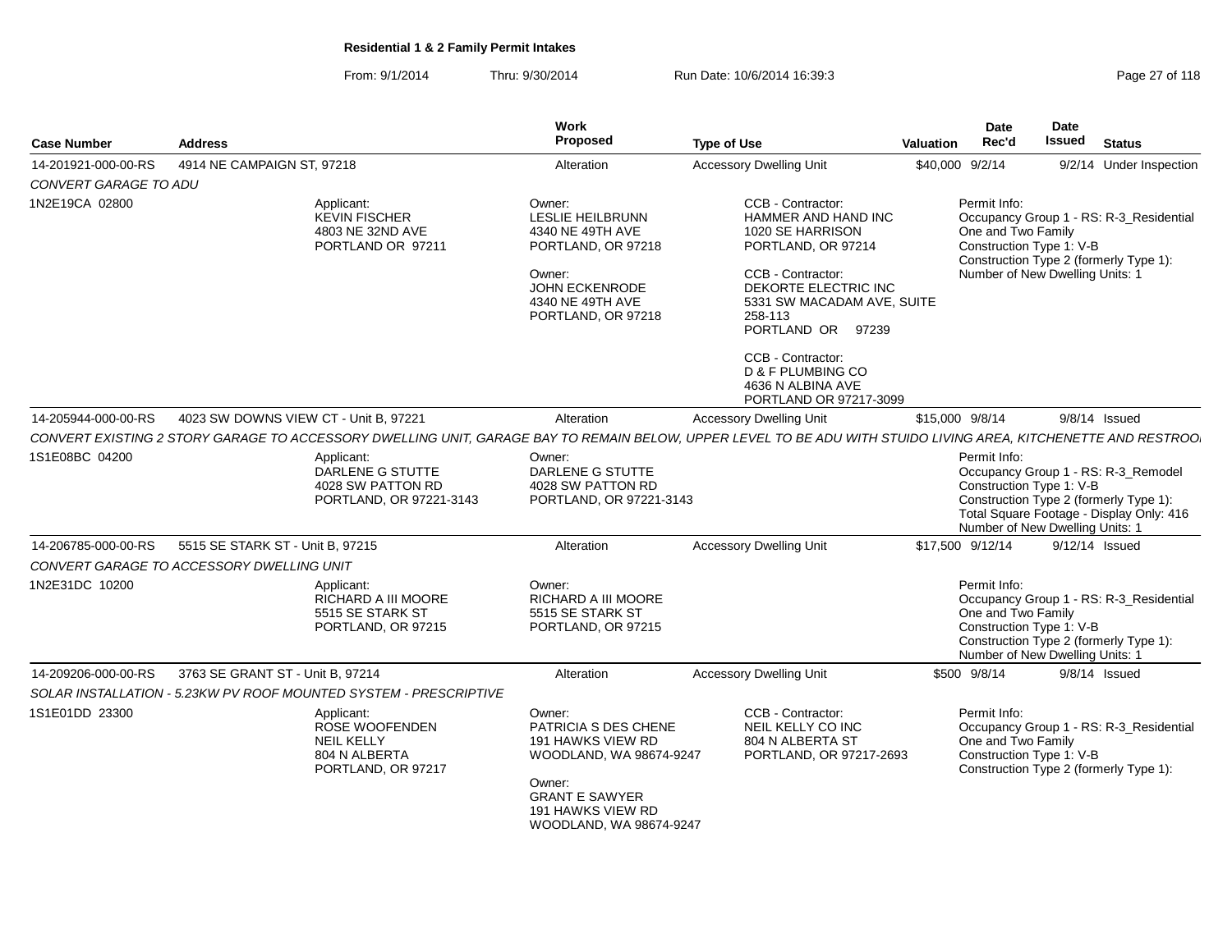# Residential 1 & 2 Family Permit Intakes

From: 9/1/2014 Thru: 9/30/2014 Run Date: 10/6/2014 16:39:3

| Case Number | Address | Work Proposed | Type of Use | Valuation | Date Rec'd | Date Issued | Status |
|---|---|---|---|---|---|---|---|
| 14-201921-000-00-RS | 4914 NE CAMPAIGN ST, 97218 | Alteration | Accessory Dwelling Unit | $40,000 | 9/2/14 | 9/2/14 | Under Inspection |

*CONVERT GARAGE TO ADU*

1N2E19CA 02800

Applicant:
KEVIN FISCHER
4803 NE 32ND AVE
PORTLAND OR 97211

Owner:
LESLIE HEILBRUNN
4340 NE 49TH AVE
PORTLAND, OR 97218

Owner:
JOHN ECKENRODE
4340 NE 49TH AVE
PORTLAND, OR 97218

CCB - Contractor:
HAMMER AND HAND INC
1020 SE HARRISON
PORTLAND, OR 97214

CCB - Contractor:
DEKORTE ELECTRIC INC
5331 SW MACADAM AVE, SUITE 258-113
PORTLAND OR 97239

CCB - Contractor:
D & F PLUMBING CO
4636 N ALBINA AVE
PORTLAND OR 97217-3099

Permit Info:
Occupancy Group 1 - RS: R-3_Residential One and Two Family
Construction Type 1: V-B
Construction Type 2 (formerly Type 1):
Number of New Dwelling Units: 1

| Case Number | Address | Work Proposed | Type of Use | Valuation | Date Rec'd | Date Issued | Status |
|---|---|---|---|---|---|---|---|
| 14-205944-000-00-RS | 4023 SW DOWNS VIEW CT - Unit B, 97221 | Alteration | Accessory Dwelling Unit | $15,000 | 9/8/14 | 9/8/14 | Issued |

*CONVERT EXISTING 2 STORY GARAGE TO ACCESSORY DWELLING UNIT, GARAGE BAY TO REMAIN BELOW, UPPER LEVEL TO BE ADU WITH STUIDO LIVING AREA, KITCHENETTE AND RESTROO*

1S1E08BC 04200

Applicant:
DARLENE G STUTTE
4028 SW PATTON RD
PORTLAND, OR 97221-3143

Owner:
DARLENE G STUTTE
4028 SW PATTON RD
PORTLAND, OR 97221-3143

Permit Info:
Occupancy Group 1 - RS: R-3_Remodel
Construction Type 1: V-B
Construction Type 2 (formerly Type 1):
Total Square Footage - Display Only: 416
Number of New Dwelling Units: 1

| Case Number | Address | Work Proposed | Type of Use | Valuation | Date Rec'd | Date Issued | Status |
|---|---|---|---|---|---|---|---|
| 14-206785-000-00-RS | 5515 SE STARK ST - Unit B, 97215 | Alteration | Accessory Dwelling Unit | $17,500 | 9/12/14 | 9/12/14 | Issued |

*CONVERT GARAGE TO ACCESSORY DWELLING UNIT*

1N2E31DC 10200

Applicant:
RICHARD A III MOORE
5515 SE STARK ST
PORTLAND, OR 97215

Owner:
RICHARD A III MOORE
5515 SE STARK ST
PORTLAND, OR 97215

Permit Info:
Occupancy Group 1 - RS: R-3_Residential One and Two Family
Construction Type 1: V-B
Construction Type 2 (formerly Type 1):
Number of New Dwelling Units: 1

| Case Number | Address | Work Proposed | Type of Use | Valuation | Date Rec'd | Date Issued | Status |
|---|---|---|---|---|---|---|---|
| 14-209206-000-00-RS | 3763 SE GRANT ST - Unit B, 97214 | Alteration | Accessory Dwelling Unit | $500 | 9/8/14 | 9/8/14 | Issued |

*SOLAR INSTALLATION - 5.23KW PV ROOF MOUNTED SYSTEM - PRESCRIPTIVE*

1S1E01DD 23300

Applicant:
ROSE WOOFENDEN
NEIL KELLY
804 N ALBERTA
PORTLAND, OR 97217

Owner:
PATRICIA S DES CHENE
191 HAWKS VIEW RD
WOODLAND, WA 98674-9247

Owner:
GRANT E SAWYER
191 HAWKS VIEW RD
WOODLAND, WA 98674-9247

CCB - Contractor:
NEIL KELLY CO INC
804 N ALBERTA ST
PORTLAND, OR 97217-2693

Permit Info:
Occupancy Group 1 - RS: R-3_Residential One and Two Family
Construction Type 1: V-B
Construction Type 2 (formerly Type 1):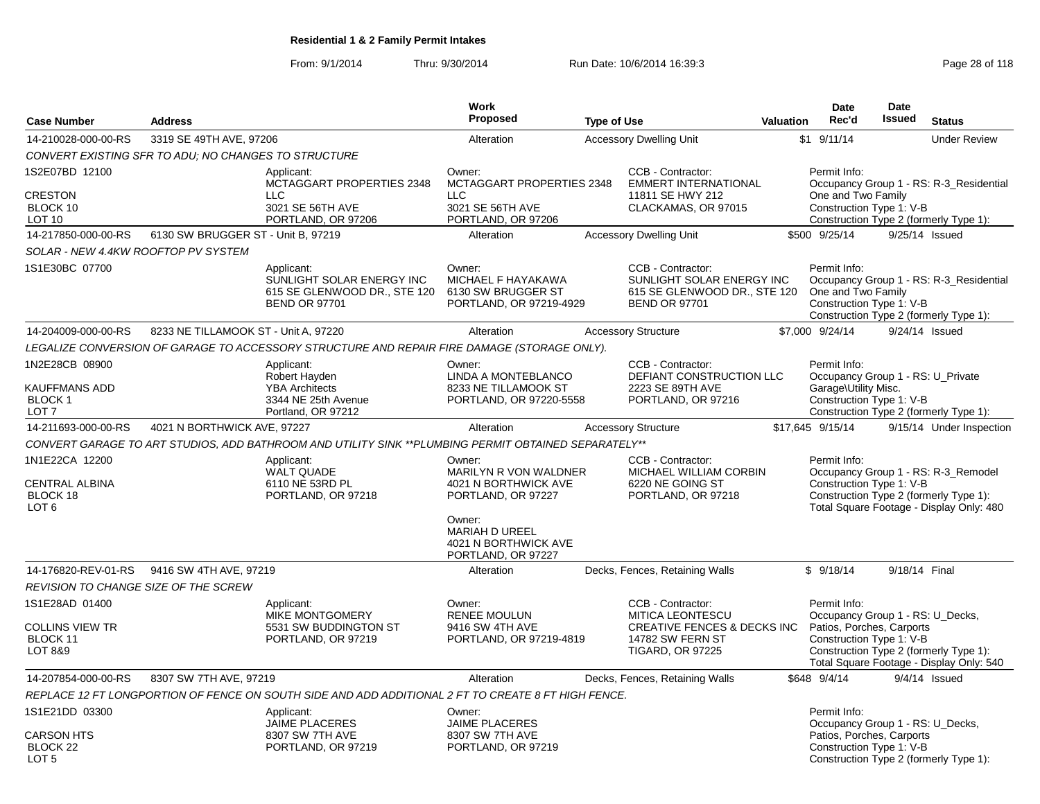**Residential 1 & 2 Family Permit Intakes**

From: 9/1/2014 Thru: 9/30/2014 Run Date: 10/6/2014 16:39:3

| Case Number | Address | | Work Proposed | Type of Use | Valuation | Date Rec'd | Date Issued | Status |
|---|---|---|---|---|---|---|---|---|
| 14-210028-000-00-RS | 3319 SE 49TH AVE, 97206 | | Alteration | Accessory Dwelling Unit | $1 | 9/11/14 | | Under Review |
| *CONVERT EXISTING SFR TO ADU; NO CHANGES TO STRUCTURE* | | | | | | | | |
| 1S2E07BD 12100<br>CRESTON<br>BLOCK 10<br>LOT 10 | | Applicant:<br>MCTAGGART PROPERTIES 2348 LLC<br>3021 SE 56TH AVE<br>PORTLAND, OR 97206 | Owner:<br>MCTAGGART PROPERTIES 2348 LLC<br>3021 SE 56TH AVE<br>PORTLAND, OR 97206 | CCB - Contractor:<br>EMMERT INTERNATIONAL<br>11811 SE HWY 212<br>CLACKAMAS, OR 97015 | | Permit Info:<br>Occupancy Group 1 - RS: R-3_Residential One and Two Family<br>Construction Type 1: V-B<br>Construction Type 2 (formerly Type 1): | | |
| 14-217850-000-00-RS | 6130 SW BRUGGER ST - Unit B, 97219 | | Alteration | Accessory Dwelling Unit | $500 | 9/25/14 | 9/25/14 | Issued |
| *SOLAR - NEW 4.4KW ROOFTOP PV SYSTEM* | | | | | | | | |
| 1S1E30BC 07700 | | Applicant:<br>SUNLIGHT SOLAR ENERGY INC<br>615 SE GLENWOOD DR., STE 120<br>BEND OR 97701 | Owner:<br>MICHAEL F HAYAKAWA<br>6130 SW BRUGGER ST<br>PORTLAND, OR 97219-4929 | CCB - Contractor:<br>SUNLIGHT SOLAR ENERGY INC<br>615 SE GLENWOOD DR., STE 120<br>BEND OR 97701 | | Permit Info:<br>Occupancy Group 1 - RS: R-3_Residential One and Two Family<br>Construction Type 1: V-B<br>Construction Type 2 (formerly Type 1): | | |
| 14-204009-000-00-RS | 8233 NE TILLAMOOK ST - Unit A, 97220 | | Alteration | Accessory Structure | $7,000 | 9/24/14 | 9/24/14 | Issued |
| *LEGALIZE CONVERSION OF GARAGE TO ACCESSORY STRUCTURE AND REPAIR FIRE DAMAGE (STORAGE ONLY).* | | | | | | | | |
| 1N2E28CB 08900<br>KAUFFMANS ADD<br>BLOCK 1<br>LOT 7 | | Applicant:<br>Robert Hayden<br>YBA Architects<br>3344 NE 25th Avenue<br>Portland, OR 97212 | Owner:<br>LINDA A MONTEBLANCO<br>8233 NE TILLAMOOK ST<br>PORTLAND, OR 97220-5558 | CCB - Contractor:<br>DEFIANT CONSTRUCTION LLC<br>2223 SE 89TH AVE<br>PORTLAND, OR 97216 | | Permit Info:<br>Occupancy Group 1 - RS: U_Private Garage\Utility Misc.<br>Construction Type 1: V-B<br>Construction Type 2 (formerly Type 1): | | |
| 14-211693-000-00-RS | 4021 N BORTHWICK AVE, 97227 | | Alteration | Accessory Structure | $17,645 | 9/15/14 | 9/15/14 | Under Inspection |
| *CONVERT GARAGE TO ART STUDIOS, ADD BATHROOM AND UTILITY SINK **PLUMBING PERMIT OBTAINED SEPARATELY*** | | | | | | | | |
| 1N1E22CA 12200<br>CENTRAL ALBINA<br>BLOCK 18<br>LOT 6 | | Applicant:<br>WALT QUADE<br>6110 NE 53RD PL<br>PORTLAND, OR 97218 | Owner:<br>MARILYN R VON WALDNER<br>4021 N BORTHWICK AVE<br>PORTLAND, OR 97227<br>Owner:<br>MARIAH D UREEL<br>4021 N BORTHWICK AVE<br>PORTLAND, OR 97227 | CCB - Contractor:<br>MICHAEL WILLIAM CORBIN<br>6220 NE GOING ST<br>PORTLAND, OR 97218 | | Permit Info:<br>Occupancy Group 1 - RS: R-3_Remodel<br>Construction Type 1: V-B<br>Construction Type 2 (formerly Type 1):<br>Total Square Footage - Display Only: 480 | | |
| 14-176820-REV-01-RS | 9416 SW 4TH AVE, 97219 | | Alteration | Decks, Fences, Retaining Walls | $ | 9/18/14 | 9/18/14 | Final |
| *REVISION TO CHANGE SIZE OF THE SCREW* | | | | | | | | |
| 1S1E28AD 01400<br>COLLINS VIEW TR<br>BLOCK 11<br>LOT 8&9 | | Applicant:<br>MIKE MONTGOMERY<br>5531 SW BUDDINGTON ST<br>PORTLAND, OR 97219 | Owner:<br>RENEE MOULUN<br>9416 SW 4TH AVE<br>PORTLAND, OR 97219-4819 | CCB - Contractor:<br>MITICA LEONTESCU<br>CREATIVE FENCES & DECKS INC<br>14782 SW FERN ST<br>TIGARD, OR 97225 | | Permit Info:<br>Occupancy Group 1 - RS: U_Decks, Patios, Porches, Carports<br>Construction Type 1: V-B<br>Construction Type 2 (formerly Type 1):<br>Total Square Footage - Display Only: 540 | | |
| 14-207854-000-00-RS | 8307 SW 7TH AVE, 97219 | | Alteration | Decks, Fences, Retaining Walls | $648 | 9/4/14 | 9/4/14 | Issued |
| *REPLACE 12 FT LONGPORTION OF FENCE ON SOUTH SIDE AND ADD ADDITIONAL 2 FT TO CREATE 8 FT HIGH FENCE.* | | | | | | | | |
| 1S1E21DD 03300<br>CARSON HTS<br>BLOCK 22<br>LOT 5 | | Applicant:<br>JAIME PLACERES<br>8307 SW 7TH AVE<br>PORTLAND, OR 97219 | Owner:<br>JAIME PLACERES<br>8307 SW 7TH AVE<br>PORTLAND, OR 97219 | | | Permit Info:<br>Occupancy Group 1 - RS: U_Decks, Patios, Porches, Carports<br>Construction Type 1: V-B<br>Construction Type 2 (formerly Type 1): | | |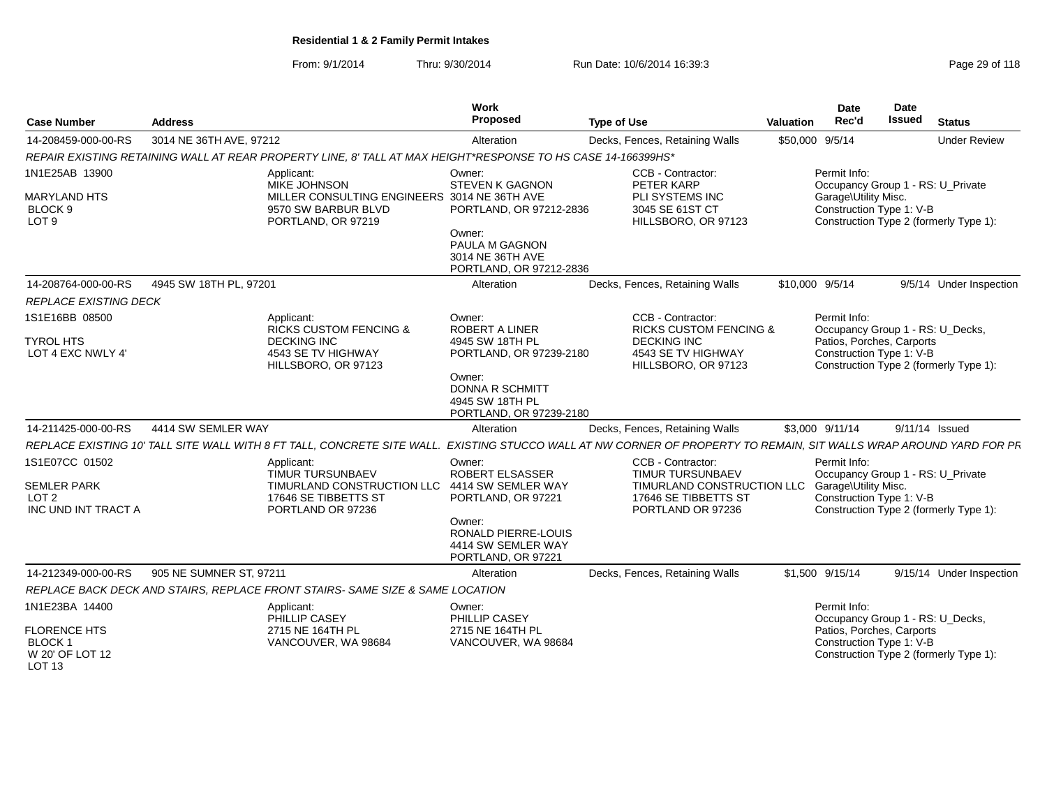**Residential 1 & 2 Family Permit Intakes**

From: 9/1/2014 Thru: 9/30/2014 Run Date: 10/6/2014 16:39:3

| Case Number | Address | Work Proposed | Type of Use | Valuation | Date Rec'd | Date Issued | Status |
|---|---|---|---|---|---|---|---|
| 14-208459-000-00-RS | 3014 NE 36TH AVE, 97212 | Alteration | Decks, Fences, Retaining Walls | $50,000 | 9/5/14 | | Under Review |

*REPAIR EXISTING RETAINING WALL AT REAR PROPERTY LINE, 8' TALL AT MAX HEIGHT*RESPONSE TO HS CASE 14-166399HS**

1N1E25AB 13900
MARYLAND HTS
BLOCK 9
LOT 9

Applicant:
MIKE JOHNSON
MILLER CONSULTING ENGINEERS
9570 SW BARBUR BLVD
PORTLAND, OR 97219

Owner:
STEVEN K GAGNON
3014 NE 36TH AVE
PORTLAND, OR 97212-2836

Owner:
PAULA M GAGNON
3014 NE 36TH AVE
PORTLAND, OR 97212-2836

CCB - Contractor:
PETER KARP
PLI SYSTEMS INC
3045 SE 61ST CT
HILLSBORO, OR 97123

Permit Info:
Occupancy Group 1 - RS: U_Private Garage\Utility Misc.
Construction Type 1: V-B
Construction Type 2 (formerly Type 1):

| Case Number | Address | Work Proposed | Type of Use | Valuation | Date Rec'd | Date Issued | Status |
|---|---|---|---|---|---|---|---|
| 14-208764-000-00-RS | 4945 SW 18TH PL, 97201 | Alteration | Decks, Fences, Retaining Walls | $10,000 | 9/5/14 | 9/5/14 | Under Inspection |

*REPLACE EXISTING DECK*

1S1E16BB 08500
TYROL HTS
LOT 4 EXC NWLY 4'

Applicant:
RICKS CUSTOM FENCING & DECKING INC
4543 SE TV HIGHWAY
HILLSBORO, OR 97123

Owner:
ROBERT A LINER
4945 SW 18TH PL
PORTLAND, OR 97239-2180

Owner:
DONNA R SCHMITT
4945 SW 18TH PL
PORTLAND, OR 97239-2180

CCB - Contractor:
RICKS CUSTOM FENCING & DECKING INC
4543 SE TV HIGHWAY
HILLSBORO, OR 97123

Permit Info:
Occupancy Group 1 - RS: U_Decks, Patios, Porches, Carports
Construction Type 1: V-B
Construction Type 2 (formerly Type 1):

| Case Number | Address | Work Proposed | Type of Use | Valuation | Date Rec'd | Date Issued | Status |
|---|---|---|---|---|---|---|---|
| 14-211425-000-00-RS | 4414 SW SEMLER WAY | Alteration | Decks, Fences, Retaining Walls | $3,000 | 9/11/14 | 9/11/14 | Issued |

*REPLACE EXISTING 10' TALL SITE WALL WITH 8 FT TALL, CONCRETE SITE WALL. EXISTING STUCCO WALL AT NW CORNER OF PROPERTY TO REMAIN, SIT WALLS WRAP AROUND YARD FOR PR*

1S1E07CC 01502
SEMLER PARK
LOT 2
INC UND INT TRACT A

Applicant:
TIMUR TURSUNBAEV
TIMURLAND CONSTRUCTION LLC
17646 SE TIBBETTS ST
PORTLAND OR 97236

Owner:
ROBERT ELSASSER
4414 SW SEMLER WAY
PORTLAND, OR 97221

Owner:
RONALD PIERRE-LOUIS
4414 SW SEMLER WAY
PORTLAND, OR 97221

CCB - Contractor:
TIMUR TURSUNBAEV
TIMURLAND CONSTRUCTION LLC
17646 SE TIBBETTS ST
PORTLAND OR 97236

Permit Info:
Occupancy Group 1 - RS: U_Private Garage\Utility Misc.
Construction Type 1: V-B
Construction Type 2 (formerly Type 1):

| Case Number | Address | Work Proposed | Type of Use | Valuation | Date Rec'd | Date Issued | Status |
|---|---|---|---|---|---|---|---|
| 14-212349-000-00-RS | 905 NE SUMNER ST, 97211 | Alteration | Decks, Fences, Retaining Walls | $1,500 | 9/15/14 | 9/15/14 | Under Inspection |

*REPLACE BACK DECK AND STAIRS, REPLACE FRONT STAIRS- SAME SIZE & SAME LOCATION*

1N1E23BA 14400
FLORENCE HTS
BLOCK 1
W 20' OF LOT 12
LOT 13

Applicant:
PHILLIP CASEY
2715 NE 164TH PL
VANCOUVER, WA 98684

Owner:
PHILLIP CASEY
2715 NE 164TH PL
VANCOUVER, WA 98684

Permit Info:
Occupancy Group 1 - RS: U_Decks, Patios, Porches, Carports
Construction Type 1: V-B
Construction Type 2 (formerly Type 1):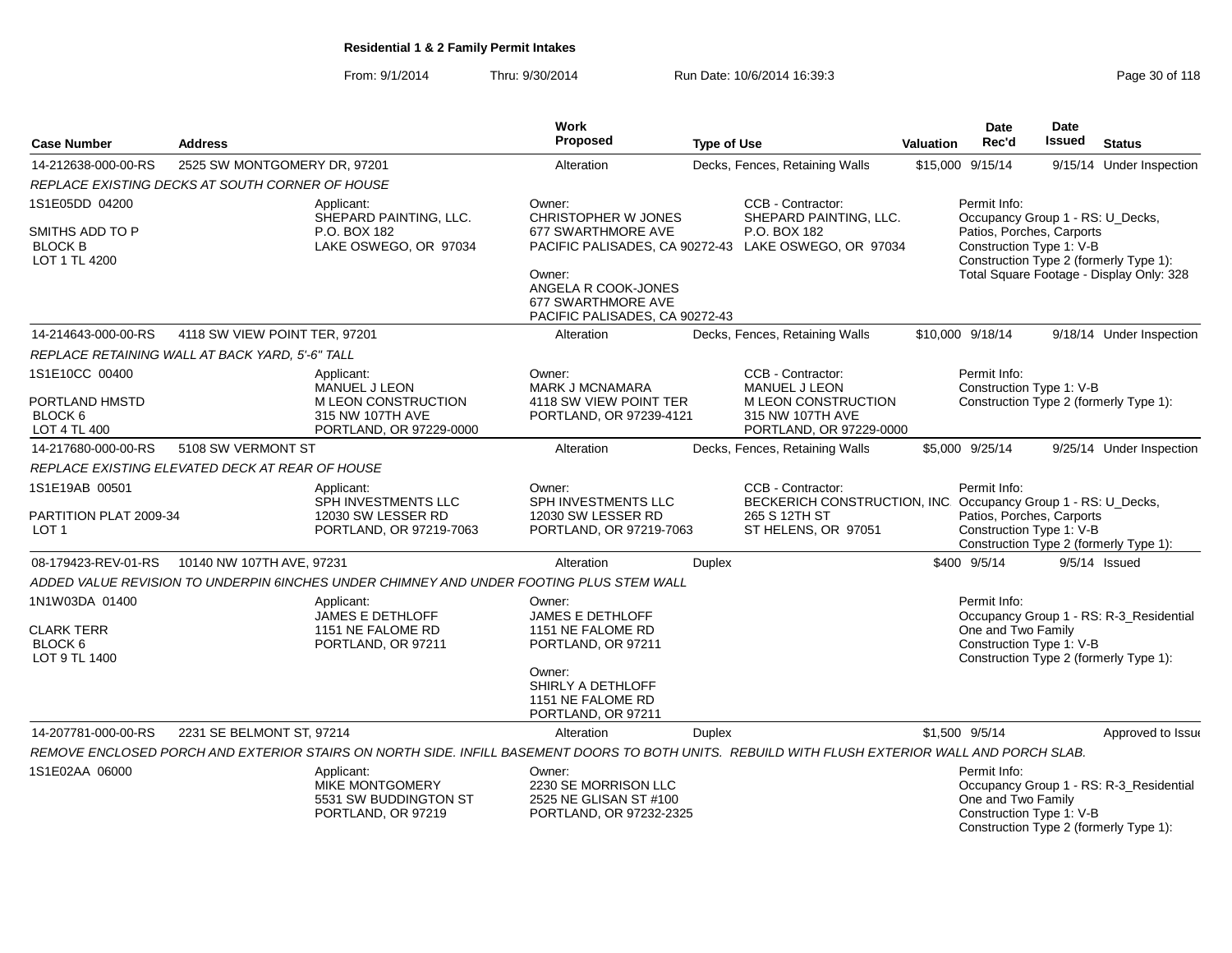**Residential 1 & 2 Family Permit Intakes**

From: 9/1/2014 Thru: 9/30/2014 Run Date: 10/6/2014 16:39:3

| Case Number | Address | Work Proposed | Type of Use | Valuation | Date Rec'd | Date Issued | Status |
|---|---|---|---|---|---|---|---|
| 14-212638-000-00-RS | 2525 SW MONTGOMERY DR, 97201 | Alteration | Decks, Fences, Retaining Walls | $15,000 | 9/15/14 | 9/15/14 | Under Inspection |

*REPLACE EXISTING DECKS AT SOUTH CORNER OF HOUSE*

1S1E05DD 04200
SMITHS ADD TO P
BLOCK B
LOT 1 TL 4200

Applicant:
SHEPARD PAINTING, LLC.
P.O. BOX 182
LAKE OSWEGO, OR 97034

Owner:
CHRISTOPHER W JONES
677 SWARTHMORE AVE
PACIFIC PALISADES, CA 90272-43

Owner:
ANGELA R COOK-JONES
677 SWARTHMORE AVE
PACIFIC PALISADES, CA 90272-43

CCB - Contractor:
SHEPARD PAINTING, LLC.
P.O. BOX 182
LAKE OSWEGO, OR 97034

Permit Info:
Occupancy Group 1 - RS: U_Decks, Patios, Porches, Carports
Construction Type 1: V-B
Construction Type 2 (formerly Type 1):
Total Square Footage - Display Only: 328

| Case Number | Address | Work Proposed | Type of Use | Valuation | Date Rec'd | Date Issued | Status |
|---|---|---|---|---|---|---|---|
| 14-214643-000-00-RS | 4118 SW VIEW POINT TER, 97201 | Alteration | Decks, Fences, Retaining Walls | $10,000 | 9/18/14 | 9/18/14 | Under Inspection |

*REPLACE RETAINING WALL AT BACK YARD, 5'-6" TALL*

1S1E10CC 00400
PORTLAND HMSTD
BLOCK 6
LOT 4 TL 400

Applicant:
MANUEL J LEON
M LEON CONSTRUCTION
315 NW 107TH AVE
PORTLAND, OR 97229-0000

Owner:
MARK J MCNAMARA
4118 SW VIEW POINT TER
PORTLAND, OR 97239-4121

CCB - Contractor:
MANUEL J LEON
M LEON CONSTRUCTION
315 NW 107TH AVE
PORTLAND, OR 97229-0000

Permit Info:
Construction Type 1: V-B
Construction Type 2 (formerly Type 1):

| Case Number | Address | Work Proposed | Type of Use | Valuation | Date Rec'd | Date Issued | Status |
|---|---|---|---|---|---|---|---|
| 14-217680-000-00-RS | 5108 SW VERMONT ST | Alteration | Decks, Fences, Retaining Walls | $5,000 | 9/25/14 | 9/25/14 | Under Inspection |

*REPLACE EXISTING ELEVATED DECK AT REAR OF HOUSE*

1S1E19AB 00501
PARTITION PLAT 2009-34
LOT 1

Applicant:
SPH INVESTMENTS LLC
12030 SW LESSER RD
PORTLAND, OR 97219-7063

Owner:
SPH INVESTMENTS LLC
12030 SW LESSER RD
PORTLAND, OR 97219-7063

CCB - Contractor:
BECKERICH CONSTRUCTION, INC
265 S 12TH ST
ST HELENS, OR 97051

Permit Info:
Occupancy Group 1 - RS: U_Decks, Patios, Porches, Carports
Construction Type 1: V-B
Construction Type 2 (formerly Type 1):

| Case Number | Address | Work Proposed | Type of Use | Valuation | Date Rec'd | Date Issued | Status |
|---|---|---|---|---|---|---|---|
| 08-179423-REV-01-RS | 10140 NW 107TH AVE, 97231 | Alteration | Duplex | $400 | 9/5/14 | 9/5/14 | Issued |

*ADDED VALUE REVISION TO UNDERPIN 6INCHES UNDER CHIMNEY AND UNDER FOOTING PLUS STEM WALL*

1N1W03DA 01400
CLARK TERR
BLOCK 6
LOT 9 TL 1400

Applicant:
JAMES E DETHLOFF
1151 NE FALOME RD
PORTLAND, OR 97211

Owner:
JAMES E DETHLOFF
1151 NE FALOME RD
PORTLAND, OR 97211

Owner:
SHIRLY A DETHLOFF
1151 NE FALOME RD
PORTLAND, OR 97211

Permit Info:
Occupancy Group 1 - RS: R-3_Residential One and Two Family
Construction Type 1: V-B
Construction Type 2 (formerly Type 1):

| Case Number | Address | Work Proposed | Type of Use | Valuation | Date Rec'd | Date Issued | Status |
|---|---|---|---|---|---|---|---|
| 14-207781-000-00-RS | 2231 SE BELMONT ST, 97214 | Alteration | Duplex | $1,500 | 9/5/14 | | Approved to Issue |

*REMOVE ENCLOSED PORCH AND EXTERIOR STAIRS ON NORTH SIDE. INFILL BASEMENT DOORS TO BOTH UNITS. REBUILD WITH FLUSH EXTERIOR WALL AND PORCH SLAB.*

1S1E02AA 06000

Applicant:
MIKE MONTGOMERY
5531 SW BUDDINGTON ST
PORTLAND, OR 97219

Owner:
2230 SE MORRISON LLC
2525 NE GLISAN ST #100
PORTLAND, OR 97232-2325

Permit Info:
Occupancy Group 1 - RS: R-3_Residential One and Two Family
Construction Type 1: V-B
Construction Type 2 (formerly Type 1):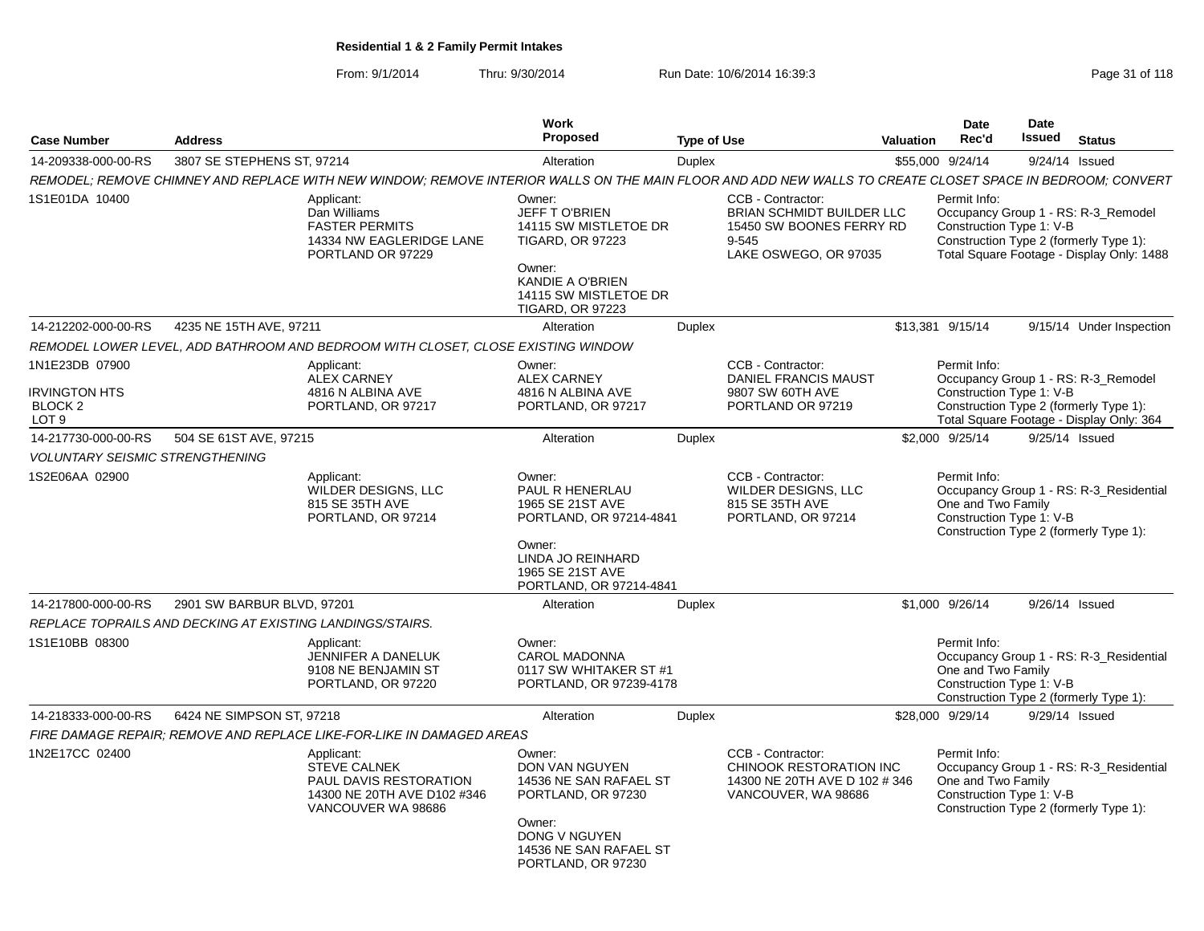# Residential 1 & 2 Family Permit Intakes

From: 9/1/2014 Thru: 9/30/2014 Run Date: 10/6/2014 16:39:3

| Case Number | Address | Work Proposed | Type of Use | Valuation | Date Rec'd | Date Issued | Status |
|---|---|---|---|---|---|---|---|
| 14-209338-000-00-RS | 3807 SE STEPHENS ST, 97214 | Alteration | Duplex | $55,000 | 9/24/14 | 9/24/14 | Issued |

REMODEL; REMOVE CHIMNEY AND REPLACE WITH NEW WINDOW; REMOVE INTERIOR WALLS ON THE MAIN FLOOR AND ADD NEW WALLS TO CREATE CLOSET SPACE IN BEDROOM; CONVERT

1S1E01DA 10400

Applicant: Dan Williams, FASTER PERMITS, 14334 NW EAGLERIDGE LANE, PORTLAND OR 97229

Owner: JEFF T O'BRIEN, 14115 SW MISTLETOE DR, TIGARD, OR 97223

Owner: KANDIE A O'BRIEN, 14115 SW MISTLETOE DR, TIGARD, OR 97223

CCB - Contractor: BRIAN SCHMIDT BUILDER LLC, 15450 SW BOONES FERRY RD 9-545, LAKE OSWEGO, OR 97035

Permit Info: Occupancy Group 1 - RS: R-3_Remodel; Construction Type 1: V-B; Construction Type 2 (formerly Type 1):; Total Square Footage - Display Only: 1488

| Case Number | Address | Work Proposed | Type of Use | Valuation | Date Rec'd | Date Issued | Status |
|---|---|---|---|---|---|---|---|
| 14-212202-000-00-RS | 4235 NE 15TH AVE, 97211 | Alteration | Duplex | $13,381 | 9/15/14 | 9/15/14 | Under Inspection |

REMODEL LOWER LEVEL, ADD BATHROOM AND BEDROOM WITH CLOSET, CLOSE EXISTING WINDOW

1N1E23DB 07900, IRVINGTON HTS, BLOCK 2, LOT 9

Applicant: ALEX CARNEY, 4816 N ALBINA AVE, PORTLAND, OR 97217

Owner: ALEX CARNEY, 4816 N ALBINA AVE, PORTLAND, OR 97217

CCB - Contractor: DANIEL FRANCIS MAUST, 9807 SW 60TH AVE, PORTLAND OR 97219

Permit Info: Occupancy Group 1 - RS: R-3_Remodel; Construction Type 1: V-B; Construction Type 2 (formerly Type 1):; Total Square Footage - Display Only: 364

| Case Number | Address | Work Proposed | Type of Use | Valuation | Date Rec'd | Date Issued | Status |
|---|---|---|---|---|---|---|---|
| 14-217730-000-00-RS | 504 SE 61ST AVE, 97215 | Alteration | Duplex | $2,000 | 9/25/14 | 9/25/14 | Issued |

VOLUNTARY SEISMIC STRENGTHENING

1S2E06AA 02900

Applicant: WILDER DESIGNS, LLC, 815 SE 35TH AVE, PORTLAND, OR 97214

Owner: PAUL R HENERLAU, 1965 SE 21ST AVE, PORTLAND, OR 97214-4841

Owner: LINDA JO REINHARD, 1965 SE 21ST AVE, PORTLAND, OR 97214-4841

CCB - Contractor: WILDER DESIGNS, LLC, 815 SE 35TH AVE, PORTLAND, OR 97214

Permit Info: Occupancy Group 1 - RS: R-3_Residential One and Two Family; Construction Type 1: V-B; Construction Type 2 (formerly Type 1):

| Case Number | Address | Work Proposed | Type of Use | Valuation | Date Rec'd | Date Issued | Status |
|---|---|---|---|---|---|---|---|
| 14-217800-000-00-RS | 2901 SW BARBUR BLVD, 97201 | Alteration | Duplex | $1,000 | 9/26/14 | 9/26/14 | Issued |

REPLACE TOPRAILS AND DECKING AT EXISTING LANDINGS/STAIRS.

1S1E10BB 08300

Applicant: JENNIFER A DANELUK, 9108 NE BENJAMIN ST, PORTLAND, OR 97220

Owner: CAROL MADONNA, 0117 SW WHITAKER ST #1, PORTLAND, OR 97239-4178

Permit Info: Occupancy Group 1 - RS: R-3_Residential One and Two Family; Construction Type 1: V-B; Construction Type 2 (formerly Type 1):

| Case Number | Address | Work Proposed | Type of Use | Valuation | Date Rec'd | Date Issued | Status |
|---|---|---|---|---|---|---|---|
| 14-218333-000-00-RS | 6424 NE SIMPSON ST, 97218 | Alteration | Duplex | $28,000 | 9/29/14 | 9/29/14 | Issued |

FIRE DAMAGE REPAIR; REMOVE AND REPLACE LIKE-FOR-LIKE IN DAMAGED AREAS

1N2E17CC 02400

Applicant: STEVE CALNEK, PAUL DAVIS RESTORATION, 14300 NE 20TH AVE D102 #346, VANCOUVER WA 98686

Owner: DON VAN NGUYEN, 14536 NE SAN RAFAEL ST, PORTLAND, OR 97230

Owner: DONG V NGUYEN, 14536 NE SAN RAFAEL ST, PORTLAND, OR 97230

CCB - Contractor: CHINOOK RESTORATION INC, 14300 NE 20TH AVE D 102 # 346, VANCOUVER, WA 98686

Permit Info: Occupancy Group 1 - RS: R-3_Residential One and Two Family; Construction Type 1: V-B; Construction Type 2 (formerly Type 1):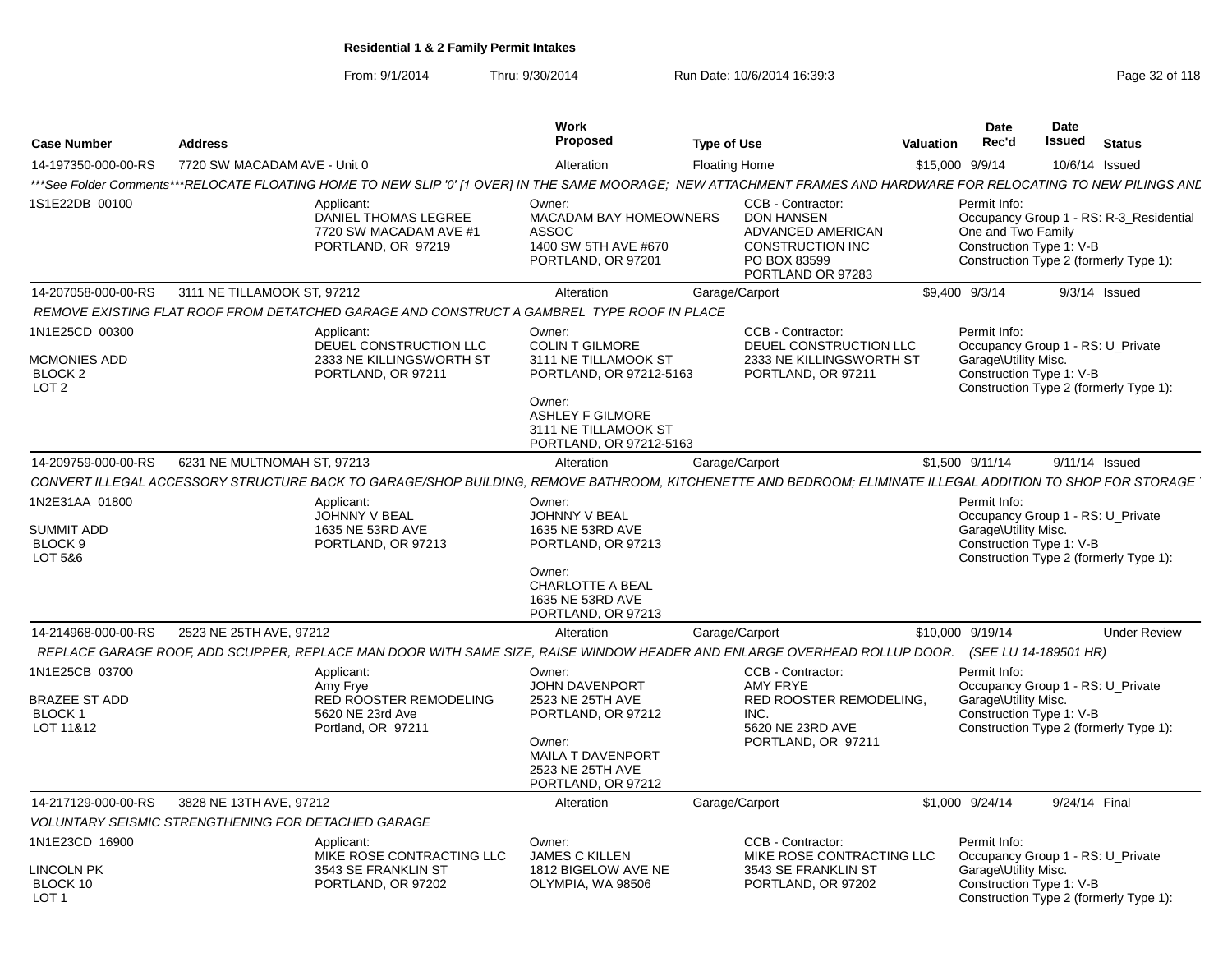**Residential 1 & 2 Family Permit Intakes**

From: 9/1/2014 Thru: 9/30/2014 Run Date: 10/6/2014 16:39:3

| Case Number | Address | Work Proposed | Type of Use | Valuation | Date Rec'd | Date Issued | Status |
|---|---|---|---|---|---|---|---|
| 14-197350-000-00-RS | 7720 SW MACADAM AVE - Unit 0 | Alteration | Floating Home | $15,000 | 9/9/14 | 10/6/14 | Issued |

***See Folder Comments***RELOCATE FLOATING HOME TO NEW SLIP '0' [1 OVER] IN THE SAME MOORAGE; NEW ATTACHMENT FRAMES AND HARDWARE FOR RELOCATING TO NEW PILINGS ANL

1S1E22DB 00100

Applicant: DANIEL THOMAS LEGREE, 7720 SW MACADAM AVE #1, PORTLAND, OR 97219

Owner: MACADAM BAY HOMEOWNERS ASSOC, 1400 SW 5TH AVE #670, PORTLAND, OR 97201

CCB - Contractor: DON HANSEN, ADVANCED AMERICAN CONSTRUCTION INC, PO BOX 83599, PORTLAND OR 97283

Permit Info: Occupancy Group 1 - RS: R-3_Residential One and Two Family; Construction Type 1: V-B; Construction Type 2 (formerly Type 1):

| Case Number | Address | Work Proposed | Type of Use | Valuation | Date Rec'd | Date Issued | Status |
|---|---|---|---|---|---|---|---|
| 14-207058-000-00-RS | 3111 NE TILLAMOOK ST, 97212 | Alteration | Garage/Carport | $9,400 | 9/3/14 | 9/3/14 | Issued |

REMOVE EXISTING FLAT ROOF FROM DETACHED GARAGE AND CONSTRUCT A GAMBREL TYPE ROOF IN PLACE

1N1E25CD 00300
MCMONIES ADD
BLOCK 2
LOT 2

Applicant: DEUEL CONSTRUCTION LLC, 2333 NE KILLINGSWORTH ST, PORTLAND, OR 97211

Owner: COLIN T GILMORE, 3111 NE TILLAMOOK ST, PORTLAND, OR 97212-5163

Owner: ASHLEY F GILMORE, 3111 NE TILLAMOOK ST, PORTLAND, OR 97212-5163

CCB - Contractor: DEUEL CONSTRUCTION LLC, 2333 NE KILLINGSWORTH ST, PORTLAND, OR 97211

Permit Info: Occupancy Group 1 - RS: U_Private Garage\Utility Misc.; Construction Type 1: V-B; Construction Type 2 (formerly Type 1):

| Case Number | Address | Work Proposed | Type of Use | Valuation | Date Rec'd | Date Issued | Status |
|---|---|---|---|---|---|---|---|
| 14-209759-000-00-RS | 6231 NE MULTNOMAH ST, 97213 | Alteration | Garage/Carport | $1,500 | 9/11/14 | 9/11/14 | Issued |

CONVERT ILLEGAL ACCESSORY STRUCTURE BACK TO GARAGE/SHOP BUILDING, REMOVE BATHROOM, KITCHENETTE AND BEDROOM; ELIMINATE ILLEGAL ADDITION TO SHOP FOR STORAGE

1N2E31AA 01800
SUMMIT ADD
BLOCK 9
LOT 5&6

Applicant: JOHNNY V BEAL, 1635 NE 53RD AVE, PORTLAND, OR 97213

Owner: JOHNNY V BEAL, 1635 NE 53RD AVE, PORTLAND, OR 97213

Owner: CHARLOTTE A BEAL, 1635 NE 53RD AVE, PORTLAND, OR 97213

Permit Info: Occupancy Group 1 - RS: U_Private Garage\Utility Misc.; Construction Type 1: V-B; Construction Type 2 (formerly Type 1):

| Case Number | Address | Work Proposed | Type of Use | Valuation | Date Rec'd | Date Issued | Status |
|---|---|---|---|---|---|---|---|
| 14-214968-000-00-RS | 2523 NE 25TH AVE, 97212 | Alteration | Garage/Carport | $10,000 | 9/19/14 | | Under Review |

REPLACE GARAGE ROOF, ADD SCUPPER, REPLACE MAN DOOR WITH SAME SIZE, RAISE WINDOW HEADER AND ENLARGE OVERHEAD ROLLUP DOOR. (SEE LU 14-189501 HR)

1N1E25CB 03700
BRAZEE ST ADD
BLOCK 1
LOT 11&12

Applicant: Amy Frye, RED ROOSTER REMODELING, 5620 NE 23rd Ave, Portland, OR 97211

Owner: JOHN DAVENPORT, 2523 NE 25TH AVE, PORTLAND, OR 97212

Owner: MAILA T DAVENPORT, 2523 NE 25TH AVE, PORTLAND, OR 97212

CCB - Contractor: AMY FRYE, RED ROOSTER REMODELING, INC., 5620 NE 23RD AVE, PORTLAND, OR 97211

Permit Info: Occupancy Group 1 - RS: U_Private Garage\Utility Misc.; Construction Type 1: V-B; Construction Type 2 (formerly Type 1):

| Case Number | Address | Work Proposed | Type of Use | Valuation | Date Rec'd | Date Issued | Status |
|---|---|---|---|---|---|---|---|
| 14-217129-000-00-RS | 3828 NE 13TH AVE, 97212 | Alteration | Garage/Carport | $1,000 | 9/24/14 | 9/24/14 | Final |

VOLUNTARY SEISMIC STRENGTHENING FOR DETACHED GARAGE

1N1E23CD 16900
LINCOLN PK
BLOCK 10
LOT 1

Applicant: MIKE ROSE CONTRACTING LLC, 3543 SE FRANKLIN ST, PORTLAND, OR 97202

Owner: JAMES C KILLEN, 1812 BIGELOW AVE NE, OLYMPIA, WA 98506

CCB - Contractor: MIKE ROSE CONTRACTING LLC, 3543 SE FRANKLIN ST, PORTLAND, OR 97202

Permit Info: Occupancy Group 1 - RS: U_Private Garage\Utility Misc.; Construction Type 1: V-B; Construction Type 2 (formerly Type 1):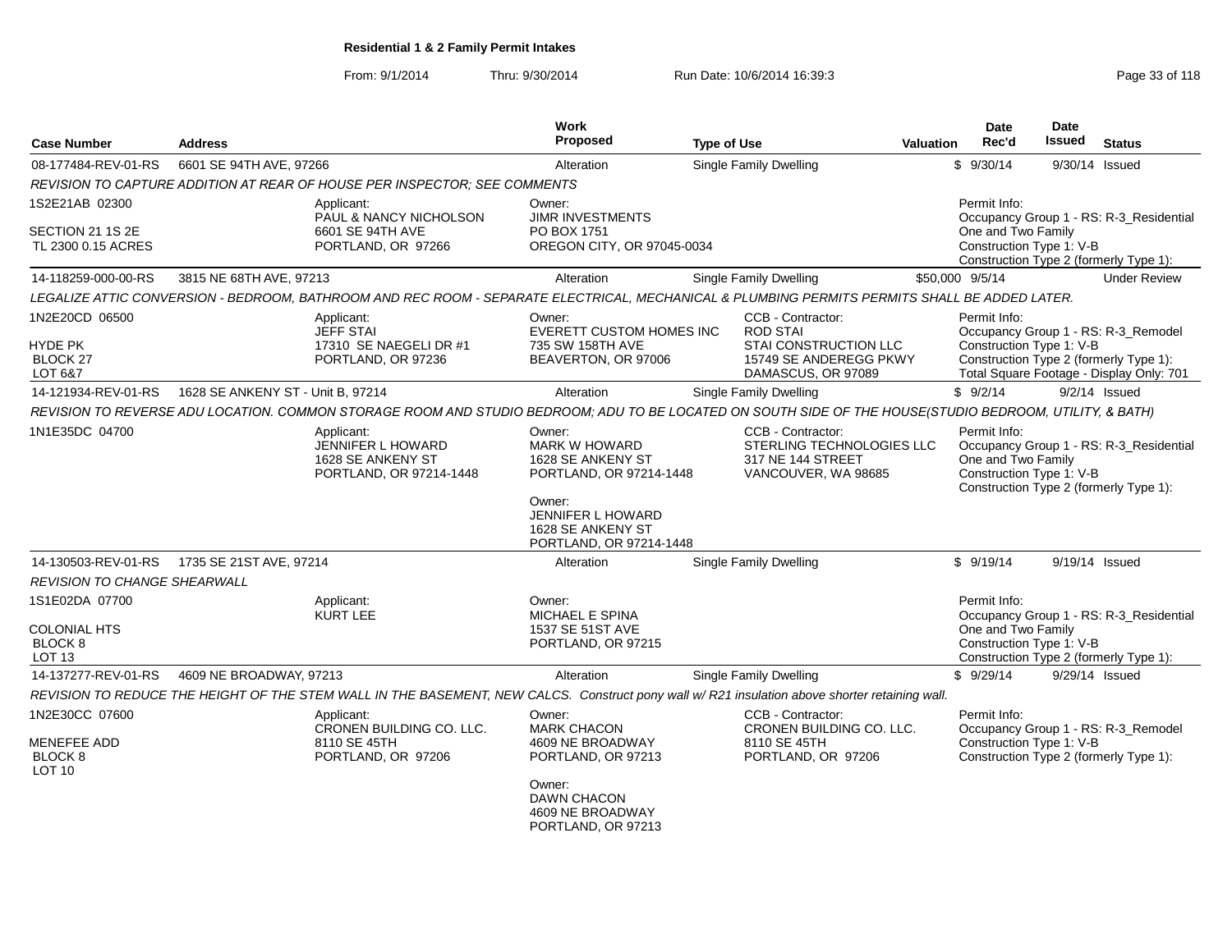**Residential 1 & 2 Family Permit Intakes**

From: 9/1/2014 Thru: 9/30/2014 Run Date: 10/6/2014 16:39:3

| Case Number | Address | Work Proposed | Type of Use | Valuation | Date Rec'd | Date Issued | Status |
|---|---|---|---|---|---|---|---|
| 08-177484-REV-01-RS | 6601 SE 94TH AVE, 97266 | Alteration | Single Family Dwelling | $ | 9/30/14 | 9/30/14 | Issued |

*REVISION TO CAPTURE ADDITION AT REAR OF HOUSE PER INSPECTOR; SEE COMMENTS*

1S2E21AB 02300
SECTION 21 1S 2E
TL 2300 0.15 ACRES

Applicant: PAUL & NANCY NICHOLSON, 6601 SE 94TH AVE, PORTLAND, OR 97266

Owner: JIMR INVESTMENTS, PO BOX 1751, OREGON CITY, OR 97045-0034

Permit Info: Occupancy Group 1 - RS: R-3_Residential One and Two Family; Construction Type 1: V-B; Construction Type 2 (formerly Type 1):

---

| Case Number | Address | Work Proposed | Type of Use | Valuation | Date Rec'd | Date Issued | Status |
|---|---|---|---|---|---|---|---|
| 14-118259-000-00-RS | 3815 NE 68TH AVE, 97213 | Alteration | Single Family Dwelling | $50,000 | 9/5/14 | | Under Review |

*LEGALIZE ATTIC CONVERSION - BEDROOM, BATHROOM AND REC ROOM - SEPARATE ELECTRICAL, MECHANICAL & PLUMBING PERMITS PERMITS SHALL BE ADDED LATER.*

1N2E20CD 06500
HYDE PK
BLOCK 27
LOT 6&7

Applicant: JEFF STAI, 17310 SE NAEGELI DR #1, PORTLAND, OR 97236

Owner: EVERETT CUSTOM HOMES INC, 735 SW 158TH AVE, BEAVERTON, OR 97006

CCB - Contractor: ROD STAI, STAI CONSTRUCTION LLC, 15749 SE ANDEREGG PKWY, DAMASCUS, OR 97089

Permit Info: Occupancy Group 1 - RS: R-3_Remodel; Construction Type 1: V-B; Construction Type 2 (formerly Type 1):; Total Square Footage - Display Only: 701

---

| Case Number | Address | Work Proposed | Type of Use | Valuation | Date Rec'd | Date Issued | Status |
|---|---|---|---|---|---|---|---|
| 14-121934-REV-01-RS | 1628 SE ANKENY ST - Unit B, 97214 | Alteration | Single Family Dwelling | $ | 9/2/14 | 9/2/14 | Issued |

*REVISION TO REVERSE ADU LOCATION. COMMON STORAGE ROOM AND STUDIO BEDROOM; ADU TO BE LOCATED ON SOUTH SIDE OF THE HOUSE(STUDIO BEDROOM, UTILITY, & BATH)*

1N1E35DC 04700

Applicant: JENNIFER L HOWARD, 1628 SE ANKENY ST, PORTLAND, OR 97214-1448

Owner: MARK W HOWARD, 1628 SE ANKENY ST, PORTLAND, OR 97214-1448

Owner: JENNIFER L HOWARD, 1628 SE ANKENY ST, PORTLAND, OR 97214-1448

CCB - Contractor: STERLING TECHNOLOGIES LLC, 317 NE 144 STREET, VANCOUVER, WA 98685

Permit Info: Occupancy Group 1 - RS: R-3_Residential One and Two Family; Construction Type 1: V-B; Construction Type 2 (formerly Type 1):

---

| Case Number | Address | Work Proposed | Type of Use | Valuation | Date Rec'd | Date Issued | Status |
|---|---|---|---|---|---|---|---|
| 14-130503-REV-01-RS | 1735 SE 21ST AVE, 97214 | Alteration | Single Family Dwelling | $ | 9/19/14 | 9/19/14 | Issued |

*REVISION TO CHANGE SHEARWALL*

1S1E02DA 07700
COLONIAL HTS
BLOCK 8
LOT 13

Applicant: KURT LEE

Owner: MICHAEL E SPINA, 1537 SE 51ST AVE, PORTLAND, OR 97215

Permit Info: Occupancy Group 1 - RS: R-3_Residential One and Two Family; Construction Type 1: V-B; Construction Type 2 (formerly Type 1):

---

| Case Number | Address | Work Proposed | Type of Use | Valuation | Date Rec'd | Date Issued | Status |
|---|---|---|---|---|---|---|---|
| 14-137277-REV-01-RS | 4609 NE BROADWAY, 97213 | Alteration | Single Family Dwelling | $ | 9/29/14 | 9/29/14 | Issued |

*REVISION TO REDUCE THE HEIGHT OF THE STEM WALL IN THE BASEMENT, NEW CALCS. Construct pony wall w/ R21 insulation above shorter retaining wall.*

1N2E30CC 07600
MENEFEE ADD
BLOCK 8
LOT 10

Applicant: CRONEN BUILDING CO. LLC., 8110 SE 45TH, PORTLAND, OR 97206

Owner: MARK CHACON, 4609 NE BROADWAY, PORTLAND, OR 97213

Owner: DAWN CHACON, 4609 NE BROADWAY, PORTLAND, OR 97213

CCB - Contractor: CRONEN BUILDING CO. LLC., 8110 SE 45TH, PORTLAND, OR 97206

Permit Info: Occupancy Group 1 - RS: R-3_Remodel; Construction Type 1: V-B; Construction Type 2 (formerly Type 1):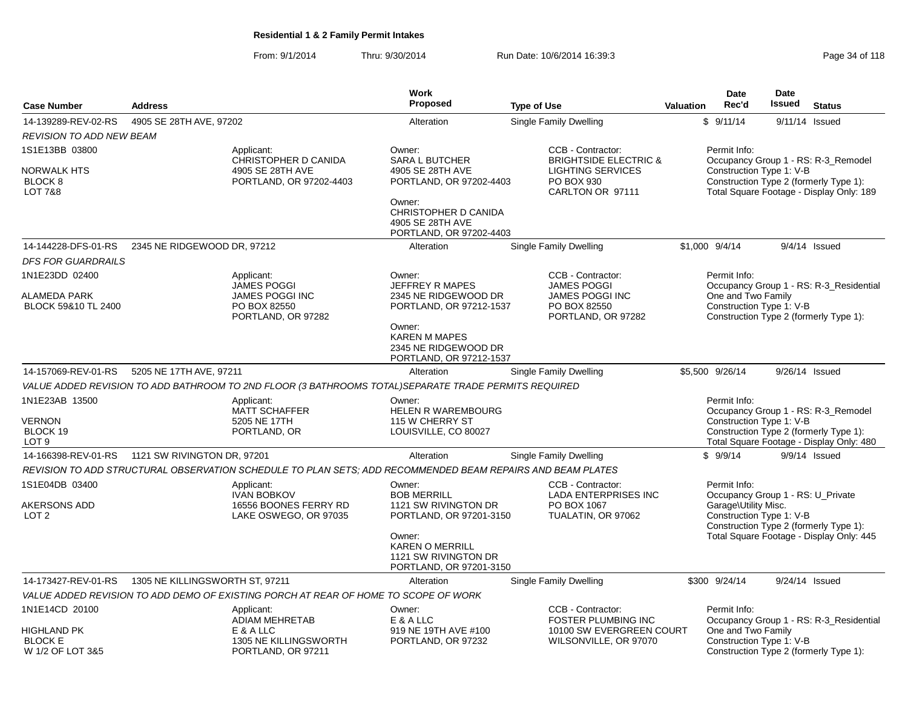**Residential 1 & 2 Family Permit Intakes**

From: 9/1/2014 Thru: 9/30/2014 Run Date: 10/6/2014 16:39:3

| Case Number | Address | Work Proposed | Type of Use | Valuation | Date Rec'd | Date Issued | Status |
|---|---|---|---|---|---|---|---|
| 14-139289-REV-02-RS | 4905 SE 28TH AVE, 97202 | Alteration | Single Family Dwelling | $ | 9/11/14 | 9/11/14 | Issued |

*REVISION TO ADD NEW BEAM*

1S1E13BB 03800

NORWALK HTS
BLOCK 8
LOT 7&8

Applicant:
CHRISTOPHER D CANIDA
4905 SE 28TH AVE
PORTLAND, OR 97202-4403

Owner:
SARA L BUTCHER
4905 SE 28TH AVE
PORTLAND, OR 97202-4403

Owner:
CHRISTOPHER D CANIDA
4905 SE 28TH AVE
PORTLAND, OR 97202-4403

CCB - Contractor:
BRIGHTSIDE ELECTRIC &
LIGHTING SERVICES
PO BOX 930
CARLTON OR 97111

Permit Info:
Occupancy Group 1 - RS: R-3_Remodel
Construction Type 1: V-B
Construction Type 2 (formerly Type 1):
Total Square Footage - Display Only: 189

| Case Number | Address | Work Proposed | Type of Use | Valuation | Date Rec'd | Date Issued | Status |
|---|---|---|---|---|---|---|---|
| 14-144228-DFS-01-RS | 2345 NE RIDGEWOOD DR, 97212 | Alteration | Single Family Dwelling | $1,000 | 9/4/14 | 9/4/14 | Issued |

*DFS FOR GUARDRAILS*

1N1E23DD 02400

ALAMEDA PARK
BLOCK 59&10 TL 2400

Applicant:
JAMES POGGI
JAMES POGGI INC
PO BOX 82550
PORTLAND, OR 97282

Owner:
JEFFREY R MAPES
2345 NE RIDGEWOOD DR
PORTLAND, OR 97212-1537

Owner:
KAREN M MAPES
2345 NE RIDGEWOOD DR
PORTLAND, OR 97212-1537

CCB - Contractor:
JAMES POGGI
JAMES POGGI INC
PO BOX 82550
PORTLAND, OR 97282

Permit Info:
Occupancy Group 1 - RS: R-3_Residential One and Two Family
Construction Type 1: V-B
Construction Type 2 (formerly Type 1):

| Case Number | Address | Work Proposed | Type of Use | Valuation | Date Rec'd | Date Issued | Status |
|---|---|---|---|---|---|---|---|
| 14-157069-REV-01-RS | 5205 NE 17TH AVE, 97211 | Alteration | Single Family Dwelling | $5,500 | 9/26/14 | 9/26/14 | Issued |

*VALUE ADDED REVISION TO ADD BATHROOM TO 2ND FLOOR (3 BATHROOMS TOTAL)SEPARATE TRADE PERMITS REQUIRED*

1N1E23AB 13500

VERNON
BLOCK 19
LOT 9

Applicant:
MATT SCHAFFER
5205 NE 17TH
PORTLAND, OR

Owner:
HELEN R WAREMBOURG
115 W CHERRY ST
LOUISVILLE, CO 80027

Permit Info:
Occupancy Group 1 - RS: R-3_Remodel
Construction Type 1: V-B
Construction Type 2 (formerly Type 1):
Total Square Footage - Display Only: 480

| Case Number | Address | Work Proposed | Type of Use | Valuation | Date Rec'd | Date Issued | Status |
|---|---|---|---|---|---|---|---|
| 14-166398-REV-01-RS | 1121 SW RIVINGTON DR, 97201 | Alteration | Single Family Dwelling | $ | 9/9/14 | 9/9/14 | Issued |

*REVISION TO ADD STRUCTURAL OBSERVATION SCHEDULE TO PLAN SETS; ADD RECOMMENDED BEAM REPAIRS AND BEAM PLATES*

1S1E04DB 03400

AKERSONS ADD
LOT 2

Applicant:
IVAN BOBKOV
16556 BOONES FERRY RD
LAKE OSWEGO, OR 97035

Owner:
BOB MERRILL
1121 SW RIVINGTON DR
PORTLAND, OR 97201-3150

Owner:
KAREN O MERRILL
1121 SW RIVINGTON DR
PORTLAND, OR 97201-3150

CCB - Contractor:
LADA ENTERPRISES INC
PO BOX 1067
TUALATIN, OR 97062

Permit Info:
Occupancy Group 1 - RS: U_Private Garage\Utility Misc.
Construction Type 1: V-B
Construction Type 2 (formerly Type 1):
Total Square Footage - Display Only: 445

| Case Number | Address | Work Proposed | Type of Use | Valuation | Date Rec'd | Date Issued | Status |
|---|---|---|---|---|---|---|---|
| 14-173427-REV-01-RS | 1305 NE KILLINGSWORTH ST, 97211 | Alteration | Single Family Dwelling | $300 | 9/24/14 | 9/24/14 | Issued |

*VALUE ADDED REVISION TO ADD DEMO OF EXISTING PORCH AT REAR OF HOME TO SCOPE OF WORK*

1N1E14CD 20100

HIGHLAND PK
BLOCK E
W 1/2 OF LOT 3&5

Applicant:
ADIAM MEHRETAB
E & A LLC
1305 NE KILLINGSWORTH
PORTLAND, OR 97211

Owner:
E & A LLC
919 NE 19TH AVE #100
PORTLAND, OR 97232

CCB - Contractor:
FOSTER PLUMBING INC
10100 SW EVERGREEN COURT
WILSONVILLE, OR 97070

Permit Info:
Occupancy Group 1 - RS: R-3_Residential One and Two Family
Construction Type 1: V-B
Construction Type 2 (formerly Type 1):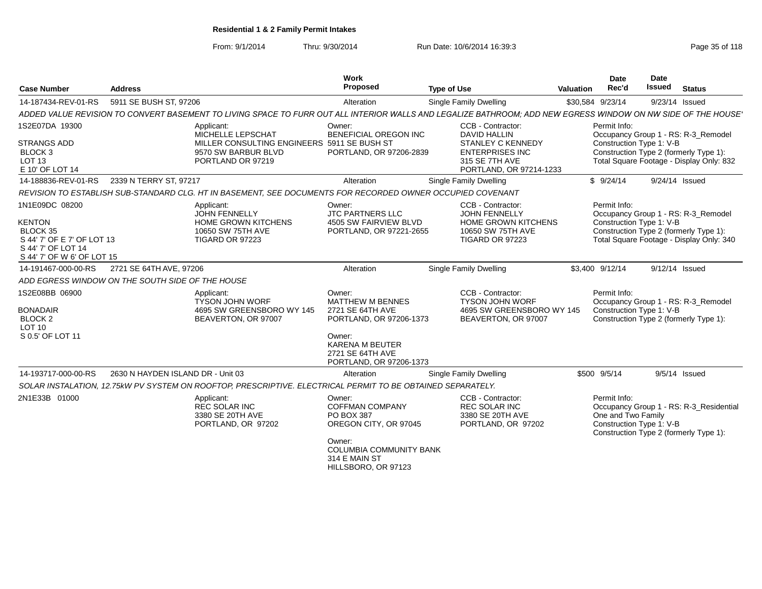## Residential 1 & 2 Family Permit Intakes

From: 9/1/2014 Thru: 9/30/2014 Run Date: 10/6/2014 16:39:3

| Case Number | Address | Work Proposed | Type of Use | Valuation | Date Rec'd | Date Issued | Status |
|---|---|---|---|---|---|---|---|
| 14-187434-REV-01-RS | 5911 SE BUSH ST, 97206 | Alteration | Single Family Dwelling | $30,584 | 9/23/14 | 9/23/14 | Issued |

*ADDED VALUE REVISION TO CONVERT BASEMENT TO LIVING SPACE TO FURR OUT ALL INTERIOR WALLS AND LEGALIZE BATHROOM; ADD NEW EGRESS WINDOW ON NW SIDE OF THE HOUSE'*

1S2E07DA 19300
STRANGS ADD
BLOCK 3
LOT 13
E 10' OF LOT 14

Applicant: MICHELLE LEPSCHAT, MILLER CONSULTING ENGINEERS, 9570 SW BARBUR BLVD, PORTLAND OR 97219

Owner: BENEFICIAL OREGON INC, 5911 SE BUSH ST, PORTLAND, OR 97206-2839

CCB - Contractor: DAVID HALLIN, STANLEY C KENNEDY ENTERPRISES INC, 315 SE 7TH AVE, PORTLAND, OR 97214-1233

Permit Info:
Occupancy Group 1 - RS: R-3_Remodel
Construction Type 1: V-B
Construction Type 2 (formerly Type 1):
Total Square Footage - Display Only: 832

| Case Number | Address | Work Proposed | Type of Use | Valuation | Date Rec'd | Date Issued | Status |
|---|---|---|---|---|---|---|---|
| 14-188836-REV-01-RS | 2339 N TERRY ST, 97217 | Alteration | Single Family Dwelling | $ | 9/24/14 | 9/24/14 | Issued |

*REVISION TO ESTABLISH SUB-STANDARD CLG. HT IN BASEMENT, SEE DOCUMENTS FOR RECORDED OWNER OCCUPIED COVENANT*

1N1E09DC 08200
KENTON
BLOCK 35
S 44' 7' OF E 7' OF LOT 13
S 44' 7' OF LOT 14
S 44' 7' OF W 6' OF LOT 15

Applicant: JOHN FENNELLY, HOME GROWN KITCHENS, 10650 SW 75TH AVE, TIGARD OR 97223

Owner: JTC PARTNERS LLC, 4505 SW FAIRVIEW BLVD, PORTLAND, OR 97221-2655

CCB - Contractor: JOHN FENNELLY, HOME GROWN KITCHENS, 10650 SW 75TH AVE, TIGARD OR 97223

Permit Info:
Occupancy Group 1 - RS: R-3_Remodel
Construction Type 1: V-B
Construction Type 2 (formerly Type 1):
Total Square Footage - Display Only: 340

| Case Number | Address | Work Proposed | Type of Use | Valuation | Date Rec'd | Date Issued | Status |
|---|---|---|---|---|---|---|---|
| 14-191467-000-00-RS | 2721 SE 64TH AVE, 97206 | Alteration | Single Family Dwelling | $3,400 | 9/12/14 | 9/12/14 | Issued |

*ADD EGRESS WINDOW ON THE SOUTH SIDE OF THE HOUSE*

1S2E08BB 06900
BONADAIR
BLOCK 2
LOT 10
S 0.5' OF LOT 11

Applicant: TYSON JOHN WORF, 4695 SW GREENSBORO WY 145, BEAVERTON, OR 97007

Owner: MATTHEW M BENNES, 2721 SE 64TH AVE, PORTLAND, OR 97206-1373

Owner: KARENA M BEUTER, 2721 SE 64TH AVE, PORTLAND, OR 97206-1373

CCB - Contractor: TYSON JOHN WORF, 4695 SW GREENSBORO WY 145, BEAVERTON, OR 97007

Permit Info:
Occupancy Group 1 - RS: R-3_Remodel
Construction Type 1: V-B
Construction Type 2 (formerly Type 1):

| Case Number | Address | Work Proposed | Type of Use | Valuation | Date Rec'd | Date Issued | Status |
|---|---|---|---|---|---|---|---|
| 14-193717-000-00-RS | 2630 N HAYDEN ISLAND DR - Unit 03 | Alteration | Single Family Dwelling | $500 | 9/5/14 | 9/5/14 | Issued |

*SOLAR INSTALATION, 12.75kW PV SYSTEM ON ROOFTOP, PRESCRIPTIVE. ELECTRICAL PERMIT TO BE OBTAINED SEPARATELY.*

2N1E33B 01000

Applicant: REC SOLAR INC, 3380 SE 20TH AVE, PORTLAND, OR 97202

Owner: COFFMAN COMPANY, PO BOX 387, OREGON CITY, OR 97045

Owner: COLUMBIA COMMUNITY BANK, 314 E MAIN ST, HILLSBORO, OR 97123

CCB - Contractor: REC SOLAR INC, 3380 SE 20TH AVE, PORTLAND, OR 97202

Permit Info:
Occupancy Group 1 - RS: R-3_Residential One and Two Family
Construction Type 1: V-B
Construction Type 2 (formerly Type 1):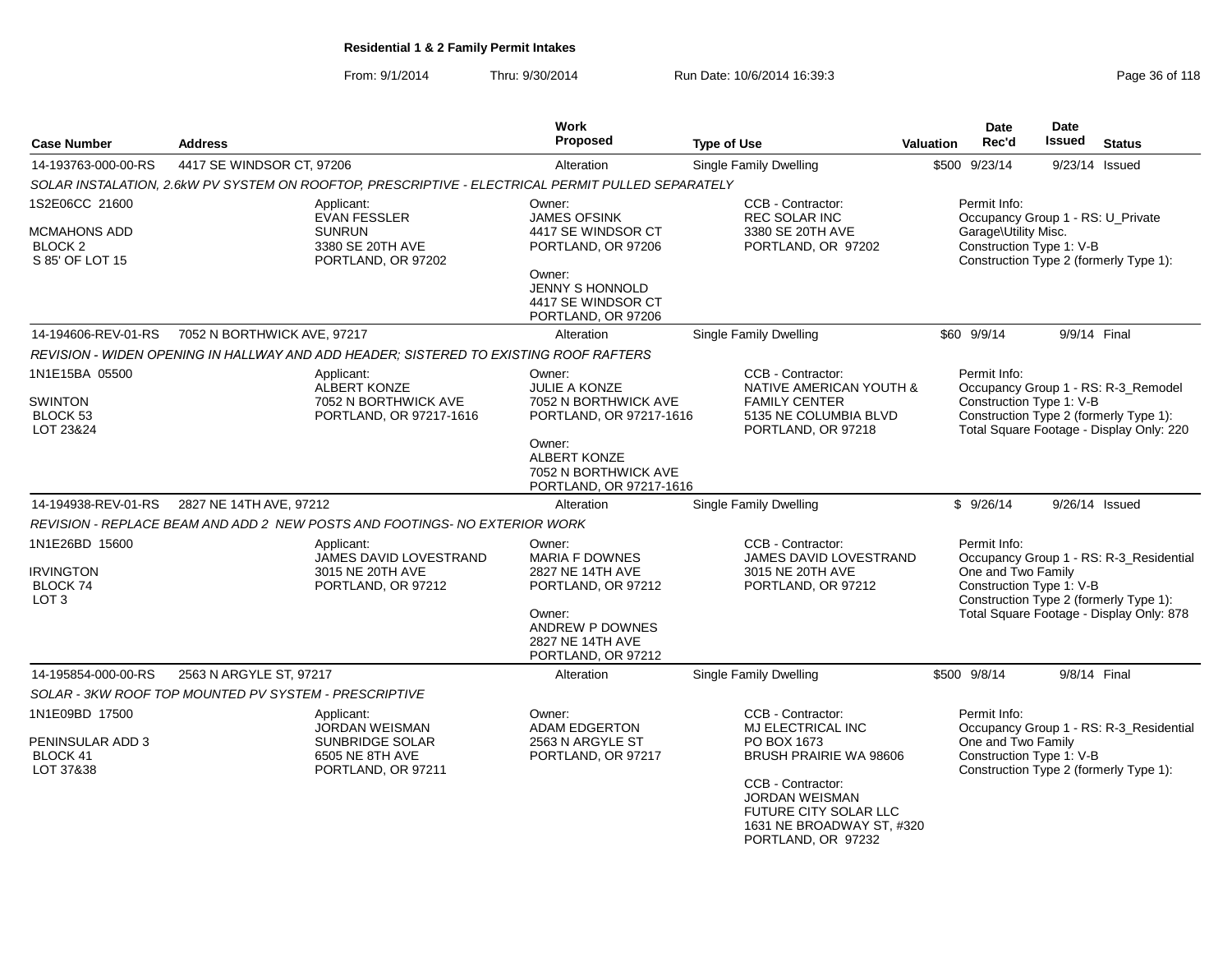**Residential 1 & 2 Family Permit Intakes**

From: 9/1/2014 Thru: 9/30/2014 Run Date: 10/6/2014 16:39:3

| Case Number | Address | Work Proposed | Type of Use | Valuation | Date Rec'd | Date Issued | Status |
|---|---|---|---|---|---|---|---|
| 14-193763-000-00-RS | 4417 SE WINDSOR CT, 97206 | Alteration | Single Family Dwelling | $500 | 9/23/14 | 9/23/14 | Issued |

*SOLAR INSTALATION, 2.6kW PV SYSTEM ON ROOFTOP, PRESCRIPTIVE - ELECTRICAL PERMIT PULLED SEPARATELY*

1S2E06CC 21600
MCMAHONS ADD
BLOCK 2
S 85' OF LOT 15

Applicant: EVAN FESSLER, SUNRUN, 3380 SE 20TH AVE, PORTLAND, OR 97202

Owner: JAMES OFSINK, 4417 SE WINDSOR CT, PORTLAND, OR 97206

Owner: JENNY S HONNOLD, 4417 SE WINDSOR CT, PORTLAND, OR 97206

CCB - Contractor: REC SOLAR INC, 3380 SE 20TH AVE, PORTLAND, OR 97202

Permit Info: Occupancy Group 1 - RS: U_Private Garage\Utility Misc.; Construction Type 1: V-B; Construction Type 2 (formerly Type 1):

| Case Number | Address | Work Proposed | Type of Use | Valuation | Date Rec'd | Date Issued | Status |
|---|---|---|---|---|---|---|---|
| 14-194606-REV-01-RS | 7052 N BORTHWICK AVE, 97217 | Alteration | Single Family Dwelling | $60 | 9/9/14 | 9/9/14 | Final |

*REVISION - WIDEN OPENING IN HALLWAY AND ADD HEADER; SISTERED TO EXISTING ROOF RAFTERS*

1N1E15BA 05500
SWINTON
BLOCK 53
LOT 23&24

Applicant: ALBERT KONZE, 7052 N BORTHWICK AVE, PORTLAND, OR 97217-1616

Owner: JULIE A KONZE, 7052 N BORTHWICK AVE, PORTLAND, OR 97217-1616

Owner: ALBERT KONZE, 7052 N BORTHWICK AVE, PORTLAND, OR 97217-1616

CCB - Contractor: NATIVE AMERICAN YOUTH & FAMILY CENTER, 5135 NE COLUMBIA BLVD, PORTLAND, OR 97218

Permit Info: Occupancy Group 1 - RS: R-3_Remodel; Construction Type 1: V-B; Construction Type 2 (formerly Type 1):; Total Square Footage - Display Only: 220

| Case Number | Address | Work Proposed | Type of Use | Valuation | Date Rec'd | Date Issued | Status |
|---|---|---|---|---|---|---|---|
| 14-194938-REV-01-RS | 2827 NE 14TH AVE, 97212 | Alteration | Single Family Dwelling | $ | 9/26/14 | 9/26/14 | Issued |

*REVISION - REPLACE BEAM AND ADD 2 NEW POSTS AND FOOTINGS- NO EXTERIOR WORK*

1N1E26BD 15600
IRVINGTON
BLOCK 74
LOT 3

Applicant: JAMES DAVID LOVESTRAND, 3015 NE 20TH AVE, PORTLAND, OR 97212

Owner: MARIA F DOWNES, 2827 NE 14TH AVE, PORTLAND, OR 97212

Owner: ANDREW P DOWNES, 2827 NE 14TH AVE, PORTLAND, OR 97212

CCB - Contractor: JAMES DAVID LOVESTRAND, 3015 NE 20TH AVE, PORTLAND, OR 97212

Permit Info: Occupancy Group 1 - RS: R-3_Residential One and Two Family; Construction Type 1: V-B; Construction Type 2 (formerly Type 1):; Total Square Footage - Display Only: 878

| Case Number | Address | Work Proposed | Type of Use | Valuation | Date Rec'd | Date Issued | Status |
|---|---|---|---|---|---|---|---|
| 14-195854-000-00-RS | 2563 N ARGYLE ST, 97217 | Alteration | Single Family Dwelling | $500 | 9/8/14 | 9/8/14 | Final |

*SOLAR - 3KW ROOF TOP MOUNTED PV SYSTEM - PRESCRIPTIVE*

1N1E09BD 17500
PENINSULAR ADD 3
BLOCK 41
LOT 37&38

Applicant: JORDAN WEISMAN, SUNBRIDGE SOLAR, 6505 NE 8TH AVE, PORTLAND, OR 97211

Owner: ADAM EDGERTON, 2563 N ARGYLE ST, PORTLAND, OR 97217

CCB - Contractor: MJ ELECTRICAL INC, PO BOX 1673, BRUSH PRAIRIE WA 98606

CCB - Contractor: JORDAN WEISMAN, FUTURE CITY SOLAR LLC, 1631 NE BROADWAY ST, #320, PORTLAND, OR 97232

Permit Info: Occupancy Group 1 - RS: R-3_Residential One and Two Family; Construction Type 1: V-B; Construction Type 2 (formerly Type 1):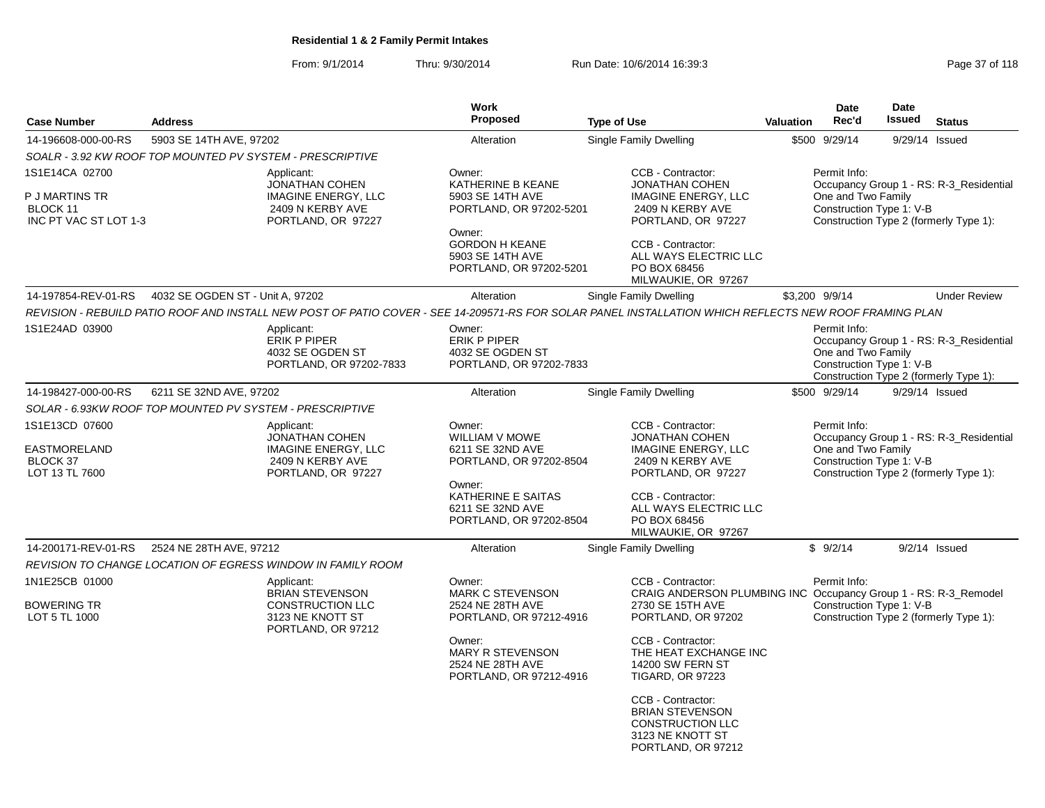**Residential 1 & 2 Family Permit Intakes**

From: 9/1/2014 Thru: 9/30/2014 Run Date: 10/6/2014 16:39:3

| Case Number | Address | Work Proposed | Type of Use | Valuation | Date Rec'd | Date Issued | Status |
|---|---|---|---|---|---|---|---|
| 14-196608-000-00-RS | 5903 SE 14TH AVE, 97202 | Alteration | Single Family Dwelling | $500 | 9/29/14 | 9/29/14 | Issued |

*SOALR - 3.92 KW ROOF TOP MOUNTED PV SYSTEM - PRESCRIPTIVE*

1S1E14CA 02700
P J MARTINS TR
BLOCK 11
INC PT VAC ST LOT 1-3

Applicant:
JONATHAN COHEN
IMAGINE ENERGY, LLC
2409 N KERBY AVE
PORTLAND, OR 97227

Owner:
KATHERINE B KEANE
5903 SE 14TH AVE
PORTLAND, OR 97202-5201

Owner:
GORDON H KEANE
5903 SE 14TH AVE
PORTLAND, OR 97202-5201

CCB - Contractor:
JONATHAN COHEN
IMAGINE ENERGY, LLC
2409 N KERBY AVE
PORTLAND, OR 97227

CCB - Contractor:
ALL WAYS ELECTRIC LLC
PO BOX 68456
MILWAUKIE, OR 97267

Permit Info:
Occupancy Group 1 - RS: R-3_Residential One and Two Family
Construction Type 1: V-B
Construction Type 2 (formerly Type 1):

| Case Number | Address | Work Proposed | Type of Use | Valuation | Date Rec'd | Date Issued | Status |
|---|---|---|---|---|---|---|---|
| 14-197854-REV-01-RS | 4032 SE OGDEN ST - Unit A, 97202 | Alteration | Single Family Dwelling | $3,200 | 9/9/14 | | Under Review |

*REVISION - REBUILD PATIO ROOF AND INSTALL NEW POST OF PATIO COVER - SEE 14-209571-RS FOR SOLAR PANEL INSTALLATION WHICH REFLECTS NEW ROOF FRAMING PLAN*

1S1E24AD 03900

Applicant:
ERIK P PIPER
4032 SE OGDEN ST
PORTLAND, OR 97202-7833

Owner:
ERIK P PIPER
4032 SE OGDEN ST
PORTLAND, OR 97202-7833

Permit Info:
Occupancy Group 1 - RS: R-3_Residential One and Two Family
Construction Type 1: V-B
Construction Type 2 (formerly Type 1):

| Case Number | Address | Work Proposed | Type of Use | Valuation | Date Rec'd | Date Issued | Status |
|---|---|---|---|---|---|---|---|
| 14-198427-000-00-RS | 6211 SE 32ND AVE, 97202 | Alteration | Single Family Dwelling | $500 | 9/29/14 | 9/29/14 | Issued |

*SOLAR - 6.93KW ROOF TOP MOUNTED PV SYSTEM - PRESCRIPTIVE*

1S1E13CD 07600
EASTMORELAND
BLOCK 37
LOT 13 TL 7600

Applicant:
JONATHAN COHEN
IMAGINE ENERGY, LLC
2409 N KERBY AVE
PORTLAND, OR 97227

Owner:
WILLIAM V MOWE
6211 SE 32ND AVE
PORTLAND, OR 97202-8504

Owner:
KATHERINE E SAITAS
6211 SE 32ND AVE
PORTLAND, OR 97202-8504

CCB - Contractor:
JONATHAN COHEN
IMAGINE ENERGY, LLC
2409 N KERBY AVE
PORTLAND, OR 97227

CCB - Contractor:
ALL WAYS ELECTRIC LLC
PO BOX 68456
MILWAUKIE, OR 97267

Permit Info:
Occupancy Group 1 - RS: R-3_Residential One and Two Family
Construction Type 1: V-B
Construction Type 2 (formerly Type 1):

| Case Number | Address | Work Proposed | Type of Use | Valuation | Date Rec'd | Date Issued | Status |
|---|---|---|---|---|---|---|---|
| 14-200171-REV-01-RS | 2524 NE 28TH AVE, 97212 | Alteration | Single Family Dwelling | $ | 9/2/14 | 9/2/14 | Issued |

*REVISION TO CHANGE LOCATION OF EGRESS WINDOW IN FAMILY ROOM*

1N1E25CB 01000
BOWERING TR
LOT 5 TL 1000

Applicant:
BRIAN STEVENSON
CONSTRUCTION LLC
3123 NE KNOTT ST
PORTLAND, OR 97212

Owner:
MARK C STEVENSON
2524 NE 28TH AVE
PORTLAND, OR 97212-4916

Owner:
MARY R STEVENSON
2524 NE 28TH AVE
PORTLAND, OR 97212-4916

CCB - Contractor:
CRAIG ANDERSON PLUMBING INC
2730 SE 15TH AVE
PORTLAND, OR 97202

CCB - Contractor:
THE HEAT EXCHANGE INC
14200 SW FERN ST
TIGARD, OR 97223

CCB - Contractor:
BRIAN STEVENSON
CONSTRUCTION LLC
3123 NE KNOTT ST
PORTLAND, OR 97212

Permit Info:
Occupancy Group 1 - RS: R-3_Remodel
Construction Type 1: V-B
Construction Type 2 (formerly Type 1):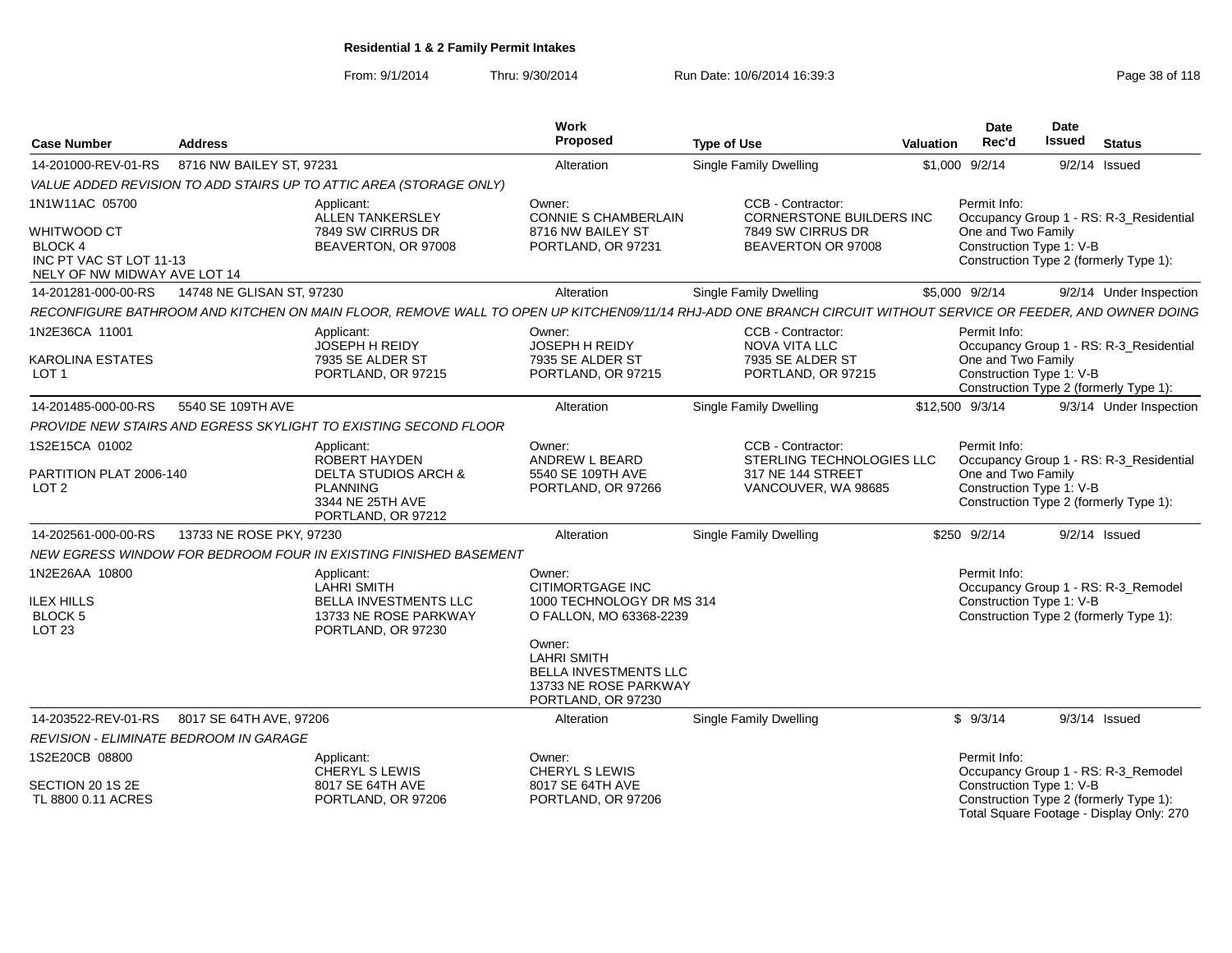# Residential 1 & 2 Family Permit Intakes

From: 9/1/2014 Thru: 9/30/2014 Run Date: 10/6/2014 16:39:3

| Case Number | Address | Work Proposed | Type of Use | Valuation | Date Rec'd | Date Issued | Status |
|---|---|---|---|---|---|---|---|
| 14-201000-REV-01-RS | 8716 NW BAILEY ST, 97231 | Alteration | Single Family Dwelling | $1,000 | 9/2/14 | 9/2/14 | Issued |

*VALUE ADDED REVISION TO ADD STAIRS UP TO ATTIC AREA (STORAGE ONLY)*

1N1W11AC 05700
WHITWOOD CT
BLOCK 4
INC PT VAC ST LOT 11-13
NELY OF NW MIDWAY AVE LOT 14

Applicant: ALLEN TANKERSLEY, 7849 SW CIRRUS DR, BEAVERTON, OR 97008

Owner: CONNIE S CHAMBERLAIN, 8716 NW BAILEY ST, PORTLAND, OR 97231

CCB - Contractor: CORNERSTONE BUILDERS INC, 7849 SW CIRRUS DR, BEAVERTON OR 97008

Permit Info: Occupancy Group 1 - RS: R-3_Residential One and Two Family; Construction Type 1: V-B; Construction Type 2 (formerly Type 1):

| Case Number | Address | Work Proposed | Type of Use | Valuation | Date Rec'd | Date Issued | Status |
|---|---|---|---|---|---|---|---|
| 14-201281-000-00-RS | 14748 NE GLISAN ST, 97230 | Alteration | Single Family Dwelling | $5,000 | 9/2/14 | 9/2/14 | Under Inspection |

*RECONFIGURE BATHROOM AND KITCHEN ON MAIN FLOOR, REMOVE WALL TO OPEN UP KITCHEN09/11/14 RHJ-ADD ONE BRANCH CIRCUIT WITHOUT SERVICE OR FEEDER, AND OWNER DOING*

1N2E36CA 11001
KAROLINA ESTATES
LOT 1

Applicant: JOSEPH H REIDY, 7935 SE ALDER ST, PORTLAND, OR 97215

Owner: JOSEPH H REIDY, 7935 SE ALDER ST, PORTLAND, OR 97215

CCB - Contractor: NOVA VITA LLC, 7935 SE ALDER ST, PORTLAND, OR 97215

Permit Info: Occupancy Group 1 - RS: R-3_Residential One and Two Family; Construction Type 1: V-B; Construction Type 2 (formerly Type 1):

| Case Number | Address | Work Proposed | Type of Use | Valuation | Date Rec'd | Date Issued | Status |
|---|---|---|---|---|---|---|---|
| 14-201485-000-00-RS | 5540 SE 109TH AVE | Alteration | Single Family Dwelling | $12,500 | 9/3/14 | 9/3/14 | Under Inspection |

*PROVIDE NEW STAIRS AND EGRESS SKYLIGHT TO EXISTING SECOND FLOOR*

1S2E15CA 01002
PARTITION PLAT 2006-140
LOT 2

Applicant: ROBERT HAYDEN, DELTA STUDIOS ARCH & PLANNING, 3344 NE 25TH AVE, PORTLAND, OR 97212

Owner: ANDREW L BEARD, 5540 SE 109TH AVE, PORTLAND, OR 97266

CCB - Contractor: STERLING TECHNOLOGIES LLC, 317 NE 144 STREET, VANCOUVER, WA 98685

Permit Info: Occupancy Group 1 - RS: R-3_Residential One and Two Family; Construction Type 1: V-B; Construction Type 2 (formerly Type 1):

| Case Number | Address | Work Proposed | Type of Use | Valuation | Date Rec'd | Date Issued | Status |
|---|---|---|---|---|---|---|---|
| 14-202561-000-00-RS | 13733 NE ROSE PKY, 97230 | Alteration | Single Family Dwelling | $250 | 9/2/14 | 9/2/14 | Issued |

*NEW EGRESS WINDOW FOR BEDROOM FOUR IN EXISTING FINISHED BASEMENT*

1N2E26AA 10800
ILEX HILLS
BLOCK 5
LOT 23

Applicant: LAHRI SMITH, BELLA INVESTMENTS LLC, 13733 NE ROSE PARKWAY, PORTLAND, OR 97230

Owner: CITIMORTGAGE INC, 1000 TECHNOLOGY DR MS 314, O FALLON, MO 63368-2239

Owner: LAHRI SMITH, BELLA INVESTMENTS LLC, 13733 NE ROSE PARKWAY, PORTLAND, OR 97230

Permit Info: Occupancy Group 1 - RS: R-3_Remodel; Construction Type 1: V-B; Construction Type 2 (formerly Type 1):

| Case Number | Address | Work Proposed | Type of Use | Valuation | Date Rec'd | Date Issued | Status |
|---|---|---|---|---|---|---|---|
| 14-203522-REV-01-RS | 8017 SE 64TH AVE, 97206 | Alteration | Single Family Dwelling | $ | 9/3/14 | 9/3/14 | Issued |

*REVISION - ELIMINATE BEDROOM IN GARAGE*

1S2E20CB 08800
SECTION 20 1S 2E
TL 8800 0.11 ACRES

Applicant: CHERYL S LEWIS, 8017 SE 64TH AVE, PORTLAND, OR 97206

Owner: CHERYL S LEWIS, 8017 SE 64TH AVE, PORTLAND, OR 97206

Permit Info: Occupancy Group 1 - RS: R-3_Remodel; Construction Type 1: V-B; Construction Type 2 (formerly Type 1): Total Square Footage - Display Only: 270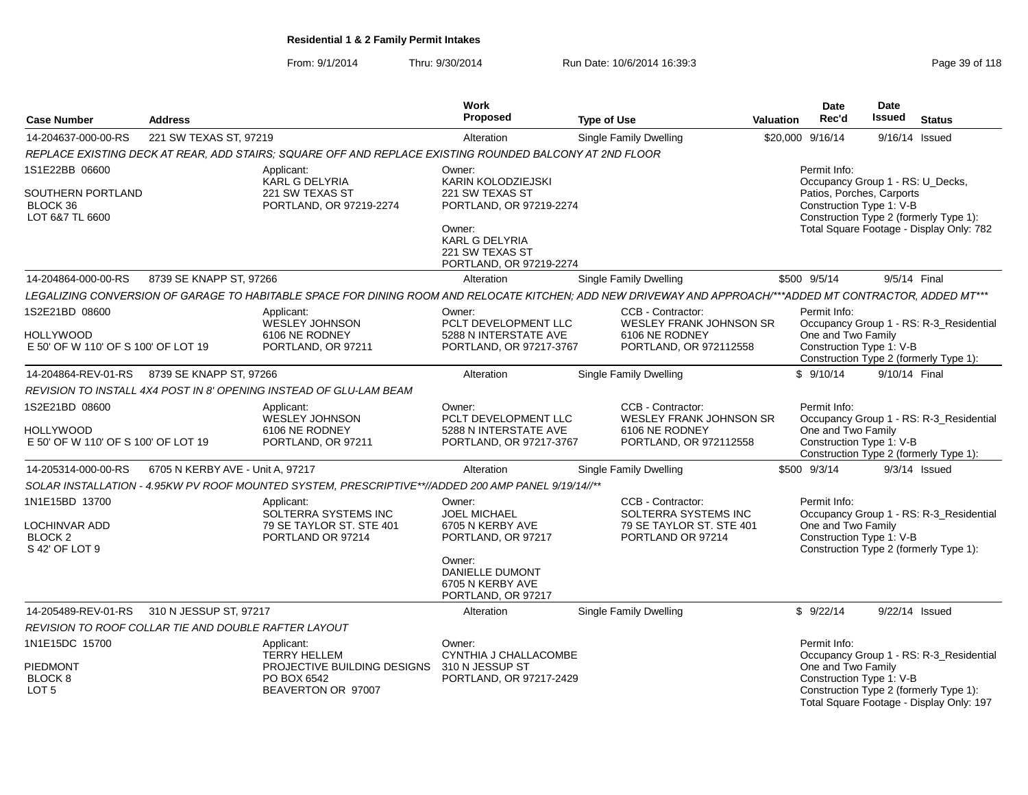**Residential 1 & 2 Family Permit Intakes**

From: 9/1/2014 Thru: 9/30/2014 Run Date: 10/6/2014 16:39:3

| Case Number | Address | | Work Proposed | Type of Use | Valuation | Date Rec'd | Date Issued | Status |
|---|---|---|---|---|---|---|---|---|
| 14-204637-000-00-RS | 221 SW TEXAS ST, 97219 | | Alteration | Single Family Dwelling | $20,000 | 9/16/14 | 9/16/14 | Issued |

*REPLACE EXISTING DECK AT REAR, ADD STAIRS; SQUARE OFF AND REPLACE EXISTING ROUNDED BALCONY AT 2ND FLOOR*

1S1E22BB 06600
SOUTHERN PORTLAND
BLOCK 36
LOT 6&7 TL 6600

Applicant:
KARL G DELYRIA
221 SW TEXAS ST
PORTLAND, OR 97219-2274

Owner:
KARIN KOLODZIEJSKI
221 SW TEXAS ST
PORTLAND, OR 97219-2274

Owner:
KARL G DELYRIA
221 SW TEXAS ST
PORTLAND, OR 97219-2274

Permit Info:
Occupancy Group 1 - RS: U_Decks, Patios, Porches, Carports
Construction Type 1: V-B
Construction Type 2 (formerly Type 1):
Total Square Footage - Display Only: 782

| Case Number | Address | | Work Proposed | Type of Use | Valuation | Date Rec'd | Date Issued | Status |
|---|---|---|---|---|---|---|---|---|
| 14-204864-000-00-RS | 8739 SE KNAPP ST, 97266 | | Alteration | Single Family Dwelling | $500 | 9/5/14 | 9/5/14 | Final |

*LEGALIZING CONVERSION OF GARAGE TO HABITABLE SPACE FOR DINING ROOM AND RELOCATE KITCHEN; ADD NEW DRIVEWAY AND APPROACH/***ADDED MT CONTRACTOR, ADDED MT****

1S2E21BD 08600
HOLLYWOOD
E 50' OF W 110' OF S 100' OF LOT 19

Applicant:
WESLEY JOHNSON
6106 NE RODNEY
PORTLAND, OR 97211

Owner:
PCLT DEVELOPMENT LLC
5288 N INTERSTATE AVE
PORTLAND, OR 97217-3767

CCB - Contractor:
WESLEY FRANK JOHNSON SR
6106 NE RODNEY
PORTLAND, OR 972112558

Permit Info:
Occupancy Group 1 - RS: R-3_Residential One and Two Family
Construction Type 1: V-B
Construction Type 2 (formerly Type 1):

| Case Number | Address | | Work Proposed | Type of Use | Valuation | Date Rec'd | Date Issued | Status |
|---|---|---|---|---|---|---|---|---|
| 14-204864-REV-01-RS | 8739 SE KNAPP ST, 97266 | | Alteration | Single Family Dwelling | $ | 9/10/14 | 9/10/14 | Final |

*REVISION TO INSTALL 4X4 POST IN 8' OPENING INSTEAD OF GLU-LAM BEAM*

1S2E21BD 08600
HOLLYWOOD
E 50' OF W 110' OF S 100' OF LOT 19

Applicant:
WESLEY JOHNSON
6106 NE RODNEY
PORTLAND, OR 97211

Owner:
PCLT DEVELOPMENT LLC
5288 N INTERSTATE AVE
PORTLAND, OR 97217-3767

CCB - Contractor:
WESLEY FRANK JOHNSON SR
6106 NE RODNEY
PORTLAND, OR 972112558

Permit Info:
Occupancy Group 1 - RS: R-3_Residential One and Two Family
Construction Type 1: V-B
Construction Type 2 (formerly Type 1):

| Case Number | Address | | Work Proposed | Type of Use | Valuation | Date Rec'd | Date Issued | Status |
|---|---|---|---|---|---|---|---|---|
| 14-205314-000-00-RS | 6705 N KERBY AVE - Unit A, 97217 | | Alteration | Single Family Dwelling | $500 | 9/3/14 | 9/3/14 | Issued |

*SOLAR INSTALLATION - 4.95KW PV ROOF MOUNTED SYSTEM, PRESCRIPTIVE**//ADDED 200 AMP PANEL 9/19/14//***

1N1E15BD 13700
LOCHINVAR ADD
BLOCK 2
S 42' OF LOT 9

Applicant:
SOLTERRA SYSTEMS INC
79 SE TAYLOR ST. STE 401
PORTLAND OR 97214

Owner:
JOEL MICHAEL
6705 N KERBY AVE
PORTLAND, OR 97217

Owner:
DANIELLE DUMONT
6705 N KERBY AVE
PORTLAND, OR 97217

CCB - Contractor:
SOLTERRA SYSTEMS INC
79 SE TAYLOR ST. STE 401
PORTLAND OR 97214

Permit Info:
Occupancy Group 1 - RS: R-3_Residential One and Two Family
Construction Type 1: V-B
Construction Type 2 (formerly Type 1):

| Case Number | Address | | Work Proposed | Type of Use | Valuation | Date Rec'd | Date Issued | Status |
|---|---|---|---|---|---|---|---|---|
| 14-205489-REV-01-RS | 310 N JESSUP ST, 97217 | | Alteration | Single Family Dwelling | $ | 9/22/14 | 9/22/14 | Issued |

*REVISION TO ROOF COLLAR TIE AND DOUBLE RAFTER LAYOUT*

1N1E15DC 15700
PIEDMONT
BLOCK 8
LOT 5

Applicant:
TERRY HELLEM
PROJECTIVE BUILDING DESIGNS
PO BOX 6542
BEAVERTON OR 97007

Owner:
CYNTHIA J CHALLACOMBE
310 N JESSUP ST
PORTLAND, OR 97217-2429

Permit Info:
Occupancy Group 1 - RS: R-3_Residential One and Two Family
Construction Type 1: V-B
Construction Type 2 (formerly Type 1):
Total Square Footage - Display Only: 197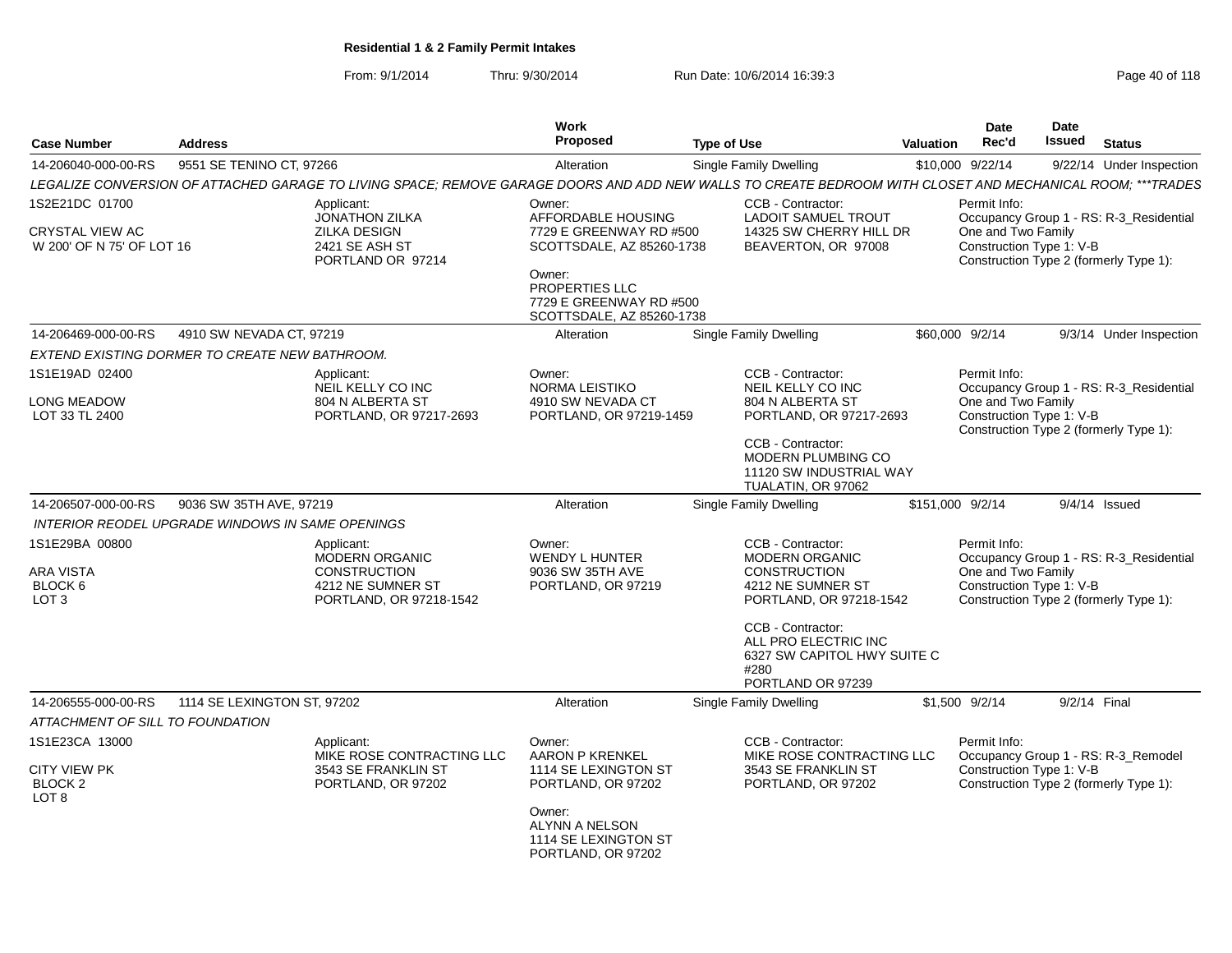**Residential 1 & 2 Family Permit Intakes**

From: 9/1/2014 Thru: 9/30/2014 Run Date: 10/6/2014 16:39:3

| Case Number | Address | Work Proposed | Type of Use | Valuation | Date Rec'd | Date Issued | Status |
|---|---|---|---|---|---|---|---|
| 14-206040-000-00-RS | 9551 SE TENINO CT, 97266 | Alteration | Single Family Dwelling | $10,000 | 9/22/14 | 9/22/14 | Under Inspection |

*LEGALIZE CONVERSION OF ATTACHED GARAGE TO LIVING SPACE; REMOVE GARAGE DOORS AND ADD NEW WALLS TO CREATE BEDROOM WITH CLOSET AND MECHANICAL ROOM; ***TRADES*

1S2E21DC 01700
CRYSTAL VIEW AC
W 200' OF N 75' OF LOT 16

Applicant:
JONATHON ZILKA
ZILKA DESIGN
2421 SE ASH ST
PORTLAND OR 97214

Owner:
AFFORDABLE HOUSING
7729 E GREENWAY RD #500
SCOTTSDALE, AZ 85260-1738

Owner:
PROPERTIES LLC
7729 E GREENWAY RD #500
SCOTTSDALE, AZ 85260-1738

CCB - Contractor:
LADOIT SAMUEL TROUT
14325 SW CHERRY HILL DR
BEAVERTON, OR 97008

Permit Info:
Occupancy Group 1 - RS: R-3_Residential One and Two Family
Construction Type 1: V-B
Construction Type 2 (formerly Type 1):

| Case Number | Address | Work Proposed | Type of Use | Valuation | Date Rec'd | Date Issued | Status |
|---|---|---|---|---|---|---|---|
| 14-206469-000-00-RS | 4910 SW NEVADA CT, 97219 | Alteration | Single Family Dwelling | $60,000 | 9/2/14 | 9/3/14 | Under Inspection |

*EXTEND EXISTING DORMER TO CREATE NEW BATHROOM.*

1S1E19AD 02400
LONG MEADOW
LOT 33 TL 2400

Applicant:
NEIL KELLY CO INC
804 N ALBERTA ST
PORTLAND, OR 97217-2693

Owner:
NORMA LEISTIKO
4910 SW NEVADA CT
PORTLAND, OR 97219-1459

CCB - Contractor:
NEIL KELLY CO INC
804 N ALBERTA ST
PORTLAND, OR 97217-2693

CCB - Contractor:
MODERN PLUMBING CO
11120 SW INDUSTRIAL WAY
TUALATIN, OR 97062

Permit Info:
Occupancy Group 1 - RS: R-3_Residential One and Two Family
Construction Type 1: V-B
Construction Type 2 (formerly Type 1):

| Case Number | Address | Work Proposed | Type of Use | Valuation | Date Rec'd | Date Issued | Status |
|---|---|---|---|---|---|---|---|
| 14-206507-000-00-RS | 9036 SW 35TH AVE, 97219 | Alteration | Single Family Dwelling | $151,000 | 9/2/14 | 9/4/14 | Issued |

*INTERIOR REODEL UPGRADE WINDOWS IN SAME OPENINGS*

1S1E29BA 00800
ARA VISTA
BLOCK 6
LOT 3

Applicant:
MODERN ORGANIC CONSTRUCTION
4212 NE SUMNER ST
PORTLAND, OR 97218-1542

Owner:
WENDY L HUNTER
9036 SW 35TH AVE
PORTLAND, OR 97219

CCB - Contractor:
MODERN ORGANIC CONSTRUCTION
4212 NE SUMNER ST
PORTLAND, OR 97218-1542

CCB - Contractor:
ALL PRO ELECTRIC INC
6327 SW CAPITOL HWY SUITE C #280
PORTLAND OR 97239

Permit Info:
Occupancy Group 1 - RS: R-3_Residential One and Two Family
Construction Type 1: V-B
Construction Type 2 (formerly Type 1):

| Case Number | Address | Work Proposed | Type of Use | Valuation | Date Rec'd | Date Issued | Status |
|---|---|---|---|---|---|---|---|
| 14-206555-000-00-RS | 1114 SE LEXINGTON ST, 97202 | Alteration | Single Family Dwelling | $1,500 | 9/2/14 | 9/2/14 | Final |

*ATTACHMENT OF SILL TO FOUNDATION*

1S1E23CA 13000
CITY VIEW PK
BLOCK 2
LOT 8

Applicant:
MIKE ROSE CONTRACTING LLC
3543 SE FRANKLIN ST
PORTLAND, OR 97202

Owner:
AARON P KRENKEL
1114 SE LEXINGTON ST
PORTLAND, OR 97202

Owner:
ALYNN A NELSON
1114 SE LEXINGTON ST
PORTLAND, OR 97202

CCB - Contractor:
MIKE ROSE CONTRACTING LLC
3543 SE FRANKLIN ST
PORTLAND, OR 97202

Permit Info:
Occupancy Group 1 - RS: R-3_Remodel
Construction Type 1: V-B
Construction Type 2 (formerly Type 1):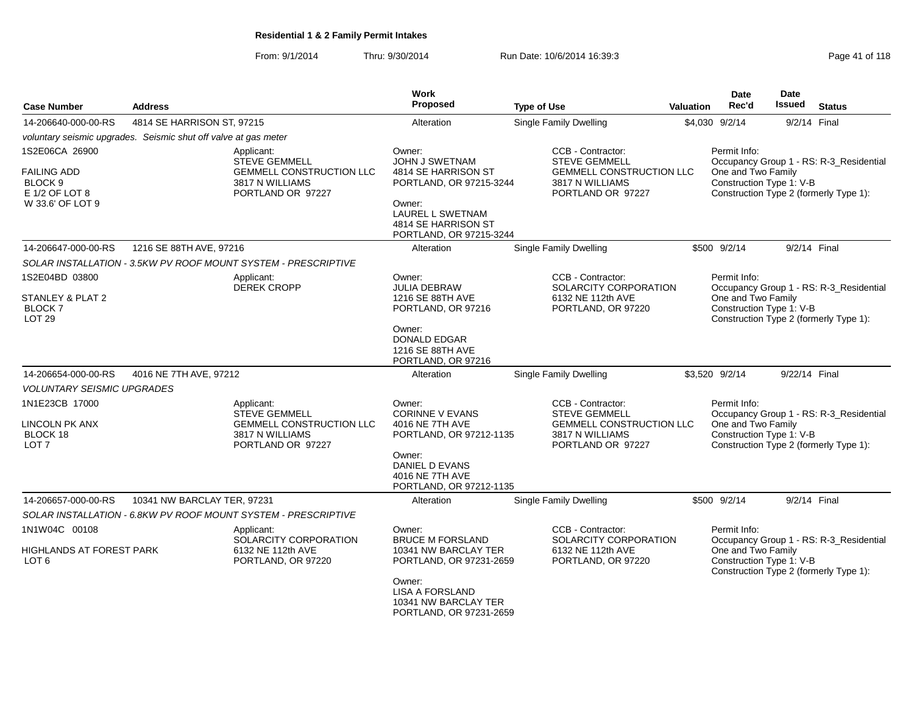**Residential 1 & 2 Family Permit Intakes**

From: 9/1/2014 Thru: 9/30/2014 Run Date: 10/6/2014 16:39:3

| Case Number | Address | Work Proposed | Type of Use | Valuation | Date Rec'd | Date Issued | Status |
|---|---|---|---|---|---|---|---|
| 14-206640-000-00-RS | 4814 SE HARRISON ST, 97215 | Alteration | Single Family Dwelling | $4,030 | 9/2/14 | 9/2/14 | Final |
| 14-206647-000-00-RS | 1216 SE 88TH AVE, 97216 | Alteration | Single Family Dwelling | $500 | 9/2/14 | 9/2/14 | Final |
| 14-206654-000-00-RS | 4016 NE 7TH AVE, 97212 | Alteration | Single Family Dwelling | $3,520 | 9/2/14 | 9/22/14 | Final |
| 14-206657-000-00-RS | 10341 NW BARCLAY TER, 97231 | Alteration | Single Family Dwelling | $500 | 9/2/14 | 9/2/14 | Final |

**14-206640-000-00-RS** — 4814 SE HARRISON ST, 97215

*voluntary seismic upgrades. Seismic shut off valve at gas meter*

- 1S2E06CA 26900, FAILING ADD, BLOCK 9, E 1/2 OF LOT 8, W 33.6' OF LOT 9
- Applicant: STEVE GEMMELL, GEMMELL CONSTRUCTION LLC, 3817 N WILLIAMS, PORTLAND OR 97227
- Owner: JOHN J SWETNAM, 4814 SE HARRISON ST, PORTLAND, OR 97215-3244
- Owner: LAUREL L SWETNAM, 4814 SE HARRISON ST, PORTLAND, OR 97215-3244
- CCB - Contractor: STEVE GEMMELL, GEMMELL CONSTRUCTION LLC, 3817 N WILLIAMS, PORTLAND OR 97227
- Permit Info: Occupancy Group 1 - RS: R-3_Residential One and Two Family; Construction Type 1: V-B; Construction Type 2 (formerly Type 1):

**14-206647-000-00-RS** — 1216 SE 88TH AVE, 97216

*SOLAR INSTALLATION - 3.5KW PV ROOF MOUNT SYSTEM - PRESCRIPTIVE*

- 1S2E04BD 03800, STANLEY & PLAT 2, BLOCK 7, LOT 29
- Applicant: DEREK CROPP
- Owner: JULIA DEBRAW, 1216 SE 88TH AVE, PORTLAND, OR 97216
- Owner: DONALD EDGAR, 1216 SE 88TH AVE, PORTLAND, OR 97216
- CCB - Contractor: SOLARCITY CORPORATION, 6132 NE 112th AVE, PORTLAND, OR 97220
- Permit Info: Occupancy Group 1 - RS: R-3_Residential One and Two Family; Construction Type 1: V-B; Construction Type 2 (formerly Type 1):

**14-206654-000-00-RS** — 4016 NE 7TH AVE, 97212

*VOLUNTARY SEISMIC UPGRADES*

- 1N1E23CB 17000, LINCOLN PK ANX, BLOCK 18, LOT 7
- Applicant: STEVE GEMMELL, GEMMELL CONSTRUCTION LLC, 3817 N WILLIAMS, PORTLAND OR 97227
- Owner: CORINNE V EVANS, 4016 NE 7TH AVE, PORTLAND, OR 97212-1135
- Owner: DANIEL D EVANS, 4016 NE 7TH AVE, PORTLAND, OR 97212-1135
- CCB - Contractor: STEVE GEMMELL, GEMMELL CONSTRUCTION LLC, 3817 N WILLIAMS, PORTLAND OR 97227
- Permit Info: Occupancy Group 1 - RS: R-3_Residential One and Two Family; Construction Type 1: V-B; Construction Type 2 (formerly Type 1):

**14-206657-000-00-RS** — 10341 NW BARCLAY TER, 97231

*SOLAR INSTALLATION - 6.8KW PV ROOF MOUNT SYSTEM - PRESCRIPTIVE*

- 1N1W04C 00108, HIGHLANDS AT FOREST PARK, LOT 6
- Applicant: SOLARCITY CORPORATION, 6132 NE 112th AVE, PORTLAND, OR 97220
- Owner: BRUCE M FORSLAND, 10341 NW BARCLAY TER, PORTLAND, OR 97231-2659
- Owner: LISA A FORSLAND, 10341 NW BARCLAY TER, PORTLAND, OR 97231-2659
- CCB - Contractor: SOLARCITY CORPORATION, 6132 NE 112th AVE, PORTLAND, OR 97220
- Permit Info: Occupancy Group 1 - RS: R-3_Residential One and Two Family; Construction Type 1: V-B; Construction Type 2 (formerly Type 1):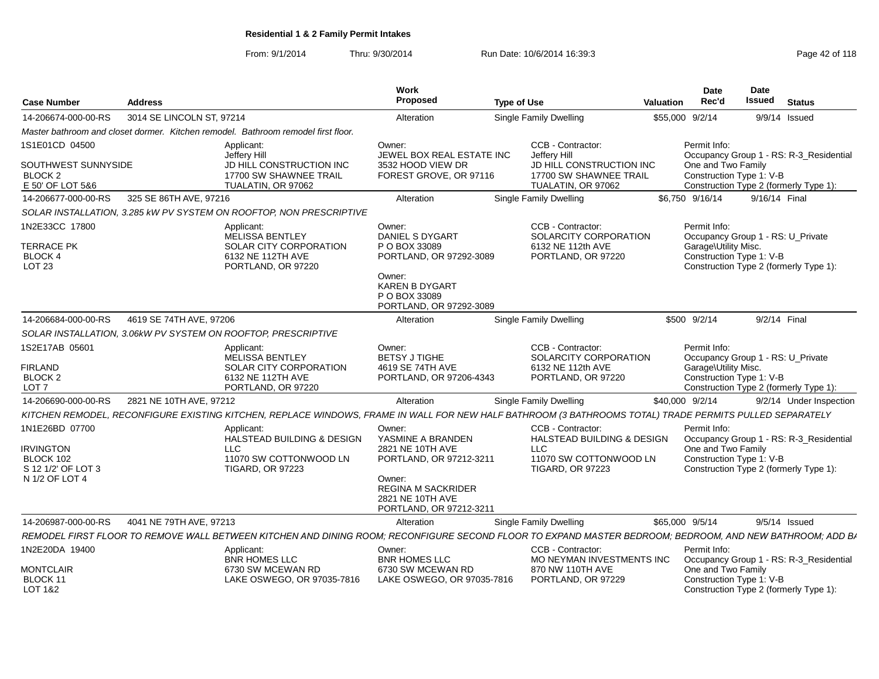## Residential 1 & 2 Family Permit Intakes

From: 9/1/2014 Thru: 9/30/2014 Run Date: 10/6/2014 16:39:3

| Case Number | Address | Work Proposed | Type of Use | Valuation | Date Rec'd | Date Issued | Status |
|---|---|---|---|---|---|---|---|
| 14-206674-000-00-RS | 3014 SE LINCOLN ST, 97214 | Alteration | Single Family Dwelling | $55,000 | 9/2/14 | 9/9/14 | Issued |

*Master bathroom and closet dormer. Kitchen remodel. Bathroom remodel first floor.*

1S1E01CD 04500
SOUTHWEST SUNNYSIDE
BLOCK 2
E 50' OF LOT 5&6

Applicant: Jeffery Hill, JD HILL CONSTRUCTION INC, 17700 SW SHAWNEE TRAIL, TUALATIN, OR 97062

Owner: JEWEL BOX REAL ESTATE INC, 3532 HOOD VIEW DR, FOREST GROVE, OR 97116

CCB - Contractor: Jeffery Hill, JD HILL CONSTRUCTION INC, 17700 SW SHAWNEE TRAIL, TUALATIN, OR 97062

Permit Info: Occupancy Group 1 - RS: R-3_Residential One and Two Family; Construction Type 1: V-B; Construction Type 2 (formerly Type 1):

| Case Number | Address | Work Proposed | Type of Use | Valuation | Date Rec'd | Date Issued | Status |
|---|---|---|---|---|---|---|---|
| 14-206677-000-00-RS | 325 SE 86TH AVE, 97216 | Alteration | Single Family Dwelling | $6,750 | 9/16/14 | 9/16/14 | Final |

*SOLAR INSTALLATION, 3.285 kW PV SYSTEM ON ROOFTOP, NON PRESCRIPTIVE*

1N2E33CC 17800
TERRACE PK
BLOCK 4
LOT 23

Applicant: MELISSA BENTLEY, SOLAR CITY CORPORATION, 6132 NE 112TH AVE, PORTLAND, OR 97220

Owner: DANIEL S DYGART, P O BOX 33089, PORTLAND, OR 97292-3089

Owner: KAREN B DYGART, P O BOX 33089, PORTLAND, OR 97292-3089

CCB - Contractor: SOLARCITY CORPORATION, 6132 NE 112th AVE, PORTLAND, OR 97220

Permit Info: Occupancy Group 1 - RS: U_Private Garage\Utility Misc.; Construction Type 1: V-B; Construction Type 2 (formerly Type 1):

| Case Number | Address | Work Proposed | Type of Use | Valuation | Date Rec'd | Date Issued | Status |
|---|---|---|---|---|---|---|---|
| 14-206684-000-00-RS | 4619 SE 74TH AVE, 97206 | Alteration | Single Family Dwelling | $500 | 9/2/14 | 9/2/14 | Final |

*SOLAR INSTALLATION, 3.06kW PV SYSTEM ON ROOFTOP, PRESCRIPTIVE*

1S2E17AB 05601
FIRLAND
BLOCK 2
LOT 7

Applicant: MELISSA BENTLEY, SOLAR CITY CORPORATION, 6132 NE 112TH AVE, PORTLAND, OR 97220

Owner: BETSY J TIGHE, 4619 SE 74TH AVE, PORTLAND, OR 97206-4343

CCB - Contractor: SOLARCITY CORPORATION, 6132 NE 112th AVE, PORTLAND, OR 97220

Permit Info: Occupancy Group 1 - RS: U_Private Garage\Utility Misc.; Construction Type 1: V-B; Construction Type 2 (formerly Type 1):

| Case Number | Address | Work Proposed | Type of Use | Valuation | Date Rec'd | Date Issued | Status |
|---|---|---|---|---|---|---|---|
| 14-206690-000-00-RS | 2821 NE 10TH AVE, 97212 | Alteration | Single Family Dwelling | $40,000 | 9/2/14 | 9/2/14 | Under Inspection |

*KITCHEN REMODEL, RECONFIGURE EXISTING KITCHEN, REPLACE WINDOWS, FRAME IN WALL FOR NEW HALF BATHROOM (3 BATHROOMS TOTAL) TRADE PERMITS PULLED SEPARATELY*

1N1E26BD 07700
IRVINGTON
BLOCK 102
S 12 1/2' OF LOT 3
N 1/2 OF LOT 4

Applicant: HALSTEAD BUILDING & DESIGN LLC, 11070 SW COTTONWOOD LN, TIGARD, OR 97223

Owner: YASMINE A BRANDEN, 2821 NE 10TH AVE, PORTLAND, OR 97212-3211

Owner: REGINA M SACKRIDER, 2821 NE 10TH AVE, PORTLAND, OR 97212-3211

CCB - Contractor: HALSTEAD BUILDING & DESIGN LLC, 11070 SW COTTONWOOD LN, TIGARD, OR 97223

Permit Info: Occupancy Group 1 - RS: R-3_Residential One and Two Family; Construction Type 1: V-B; Construction Type 2 (formerly Type 1):

| Case Number | Address | Work Proposed | Type of Use | Valuation | Date Rec'd | Date Issued | Status |
|---|---|---|---|---|---|---|---|
| 14-206987-000-00-RS | 4041 NE 79TH AVE, 97213 | Alteration | Single Family Dwelling | $65,000 | 9/5/14 | 9/5/14 | Issued |

*REMODEL FIRST FLOOR TO REMOVE WALL BETWEEN KITCHEN AND DINING ROOM; RECONFIGURE SECOND FLOOR TO EXPAND MASTER BEDROOM; BEDROOM, AND NEW BATHROOM; ADD B*

1N2E20DA 19400
MONTCLAIR
BLOCK 11
LOT 1&2

Applicant: BNR HOMES LLC, 6730 SW MCEWAN RD, LAKE OSWEGO, OR 97035-7816

Owner: BNR HOMES LLC, 6730 SW MCEWAN RD, LAKE OSWEGO, OR 97035-7816

CCB - Contractor: MO NEYMAN INVESTMENTS INC, 870 NW 110TH AVE, PORTLAND, OR 97229

Permit Info: Occupancy Group 1 - RS: R-3_Residential One and Two Family; Construction Type 1: V-B; Construction Type 2 (formerly Type 1):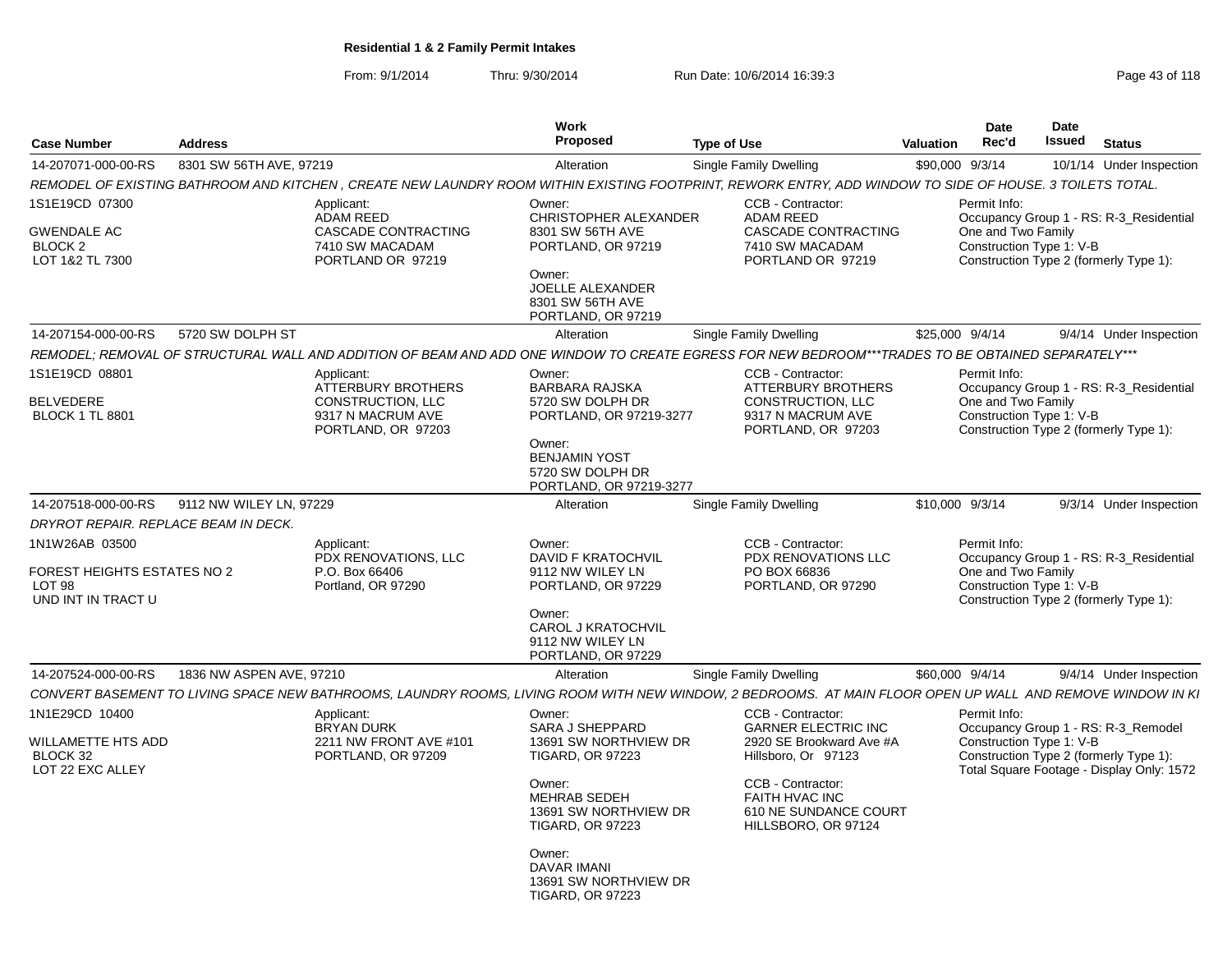**Residential 1 & 2 Family Permit Intakes**

From: 9/1/2014 Thru: 9/30/2014 Run Date: 10/6/2014 16:39:3

| Case Number | Address | Work Proposed | Type of Use | Valuation | Date Rec'd | Date Issued | Status |
|---|---|---|---|---|---|---|---|
| 14-207071-000-00-RS | 8301 SW 56TH AVE, 97219 | Alteration | Single Family Dwelling | $90,000 | 9/3/14 | 10/1/14 | Under Inspection |

*REMODEL OF EXISTING BATHROOM AND KITCHEN , CREATE NEW LAUNDRY ROOM WITHIN EXISTING FOOTPRINT, REWORK ENTRY, ADD WINDOW TO SIDE OF HOUSE. 3 TOILETS TOTAL.*

1S1E19CD 07300
GWENDALE AC
BLOCK 2
LOT 1&2 TL 7300

Applicant: ADAM REED, CASCADE CONTRACTING, 7410 SW MACADAM, PORTLAND OR 97219

Owner: CHRISTOPHER ALEXANDER, 8301 SW 56TH AVE, PORTLAND, OR 97219

Owner: JOELLE ALEXANDER, 8301 SW 56TH AVE, PORTLAND, OR 97219

CCB - Contractor: ADAM REED, CASCADE CONTRACTING, 7410 SW MACADAM, PORTLAND OR 97219

Permit Info:
Occupancy Group 1 - RS: R-3_Residential One and Two Family
Construction Type 1: V-B
Construction Type 2 (formerly Type 1):

| Case Number | Address | Work Proposed | Type of Use | Valuation | Date Rec'd | Date Issued | Status |
|---|---|---|---|---|---|---|---|
| 14-207154-000-00-RS | 5720 SW DOLPH ST | Alteration | Single Family Dwelling | $25,000 | 9/4/14 | 9/4/14 | Under Inspection |

*REMODEL; REMOVAL OF STRUCTURAL WALL AND ADDITION OF BEAM AND ADD ONE WINDOW TO CREATE EGRESS FOR NEW BEDROOM***TRADES TO BE OBTAINED SEPARATELY****

1S1E19CD 08801
BELVEDERE
BLOCK 1 TL 8801

Applicant: ATTERBURY BROTHERS CONSTRUCTION, LLC, 9317 N MACRUM AVE, PORTLAND, OR 97203

Owner: BARBARA RAJSKA, 5720 SW DOLPH DR, PORTLAND, OR 97219-3277

Owner: BENJAMIN YOST, 5720 SW DOLPH DR, PORTLAND, OR 97219-3277

CCB - Contractor: ATTERBURY BROTHERS CONSTRUCTION, LLC, 9317 N MACRUM AVE, PORTLAND, OR 97203

Permit Info:
Occupancy Group 1 - RS: R-3_Residential One and Two Family
Construction Type 1: V-B
Construction Type 2 (formerly Type 1):

| Case Number | Address | Work Proposed | Type of Use | Valuation | Date Rec'd | Date Issued | Status |
|---|---|---|---|---|---|---|---|
| 14-207518-000-00-RS | 9112 NW WILEY LN, 97229 | Alteration | Single Family Dwelling | $10,000 | 9/3/14 | 9/3/14 | Under Inspection |

*DRYROT REPAIR. REPLACE BEAM IN DECK.*

1N1W26AB 03500
FOREST HEIGHTS ESTATES NO 2
LOT 98
UND INT IN TRACT U

Applicant: PDX RENOVATIONS, LLC, P.O. Box 66406, Portland, OR 97290

Owner: DAVID F KRATOCHVIL, 9112 NW WILEY LN, PORTLAND, OR 97229

Owner: CAROL J KRATOCHVIL, 9112 NW WILEY LN, PORTLAND, OR 97229

CCB - Contractor: PDX RENOVATIONS LLC, PO BOX 66836, PORTLAND, OR 97290

Permit Info:
Occupancy Group 1 - RS: R-3_Residential One and Two Family
Construction Type 1: V-B
Construction Type 2 (formerly Type 1):

| Case Number | Address | Work Proposed | Type of Use | Valuation | Date Rec'd | Date Issued | Status |
|---|---|---|---|---|---|---|---|
| 14-207524-000-00-RS | 1836 NW ASPEN AVE, 97210 | Alteration | Single Family Dwelling | $60,000 | 9/4/14 | 9/4/14 | Under Inspection |

*CONVERT BASEMENT TO LIVING SPACE NEW BATHROOMS, LAUNDRY ROOMS, LIVING ROOM WITH NEW WINDOW, 2 BEDROOMS. AT MAIN FLOOR OPEN UP WALL AND REMOVE WINDOW IN KI*

1N1E29CD 10400
WILLAMETTE HTS ADD
BLOCK 32
LOT 22 EXC ALLEY

Applicant: BRYAN DURK, 2211 NW FRONT AVE #101, PORTLAND, OR 97209

Owner: SARA J SHEPPARD, 13691 SW NORTHVIEW DR, TIGARD, OR 97223

Owner: MEHRAB SEDEH, 13691 SW NORTHVIEW DR, TIGARD, OR 97223

Owner: DAVAR IMANI, 13691 SW NORTHVIEW DR, TIGARD, OR 97223

CCB - Contractor: GARNER ELECTRIC INC, 2920 SE Brookward Ave #A, Hillsboro, Or 97123

CCB - Contractor: FAITH HVAC INC, 610 NE SUNDANCE COURT, HILLSBORO, OR 97124

Permit Info:
Occupancy Group 1 - RS: R-3_Remodel
Construction Type 1: V-B
Construction Type 2 (formerly Type 1):
Total Square Footage - Display Only: 1572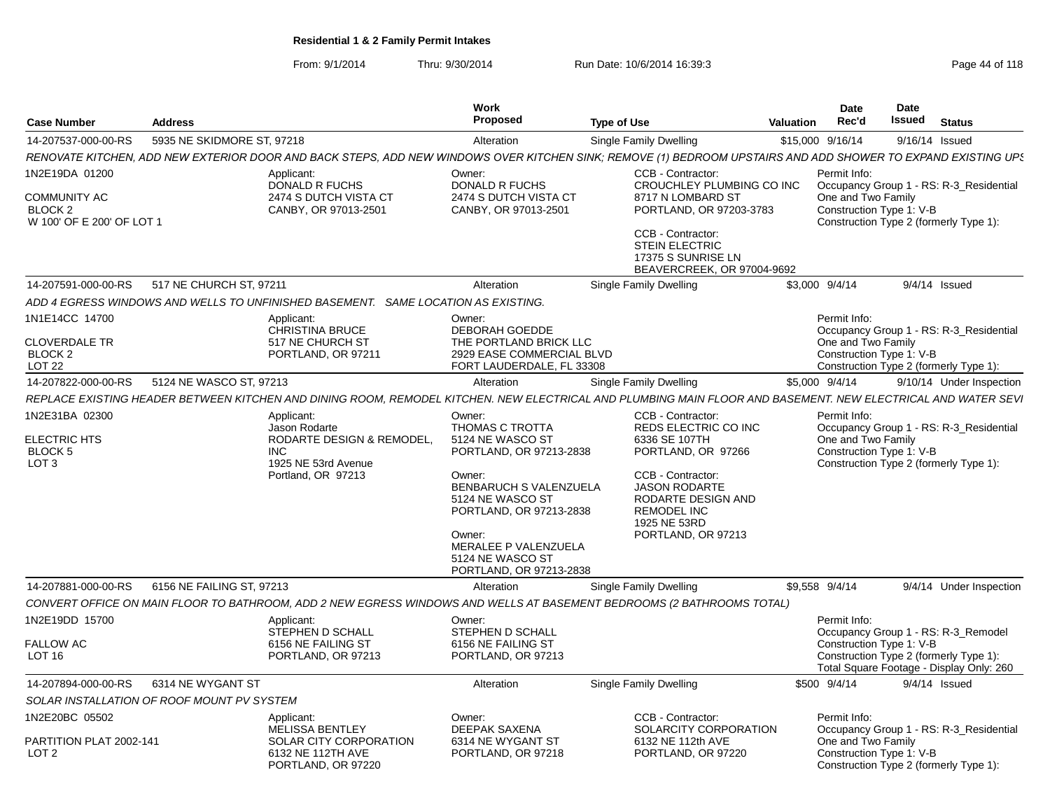**Residential 1 & 2 Family Permit Intakes**

From: 9/1/2014 Thru: 9/30/2014 Run Date: 10/6/2014 16:39:3

| Case Number | Address | Work Proposed | Type of Use | Valuation | Date Rec'd | Date Issued | Status |
|---|---|---|---|---|---|---|---|
| 14-207537-000-00-RS | 5935 NE SKIDMORE ST, 97218 | Alteration | Single Family Dwelling | $15,000 | 9/16/14 | 9/16/14 | Issued |

*RENOVATE KITCHEN, ADD NEW EXTERIOR DOOR AND BACK STEPS, ADD NEW WINDOWS OVER KITCHEN SINK; REMOVE (1) BEDROOM UPSTAIRS AND ADD SHOWER TO EXPAND EXISTING UPS*

1N2E19DA 01200
COMMUNITY AC
BLOCK 2
W 100' OF E 200' OF LOT 1

Applicant:
DONALD R FUCHS
2474 S DUTCH VISTA CT
CANBY, OR 97013-2501

Owner:
DONALD R FUCHS
2474 S DUTCH VISTA CT
CANBY, OR 97013-2501

CCB - Contractor:
CROUCHLEY PLUMBING CO INC
8717 N LOMBARD ST
PORTLAND, OR 97203-3783

CCB - Contractor:
STEIN ELECTRIC
17375 S SUNRISE LN
BEAVERCREEK, OR 97004-9692

Permit Info:
Occupancy Group 1 - RS: R-3_Residential
One and Two Family
Construction Type 1: V-B
Construction Type 2 (formerly Type 1):

| Case Number | Address | Work Proposed | Type of Use | Valuation | Date Rec'd | Date Issued | Status |
|---|---|---|---|---|---|---|---|
| 14-207591-000-00-RS | 517 NE CHURCH ST, 97211 | Alteration | Single Family Dwelling | $3,000 | 9/4/14 | 9/4/14 | Issued |

*ADD 4 EGRESS WINDOWS AND WELLS TO UNFINISHED BASEMENT. SAME LOCATION AS EXISTING.*

1N1E14CC 14700
CLOVERDALE TR
BLOCK 2
LOT 22

Applicant:
CHRISTINA BRUCE
517 NE CHURCH ST
PORTLAND, OR 97211

Owner:
DEBORAH GOEDDE
THE PORTLAND BRICK LLC
2929 EASE COMMERCIAL BLVD
FORT LAUDERDALE, FL 33308

Permit Info:
Occupancy Group 1 - RS: R-3_Residential
One and Two Family
Construction Type 1: V-B
Construction Type 2 (formerly Type 1):

| Case Number | Address | Work Proposed | Type of Use | Valuation | Date Rec'd | Date Issued | Status |
|---|---|---|---|---|---|---|---|
| 14-207822-000-00-RS | 5124 NE WASCO ST, 97213 | Alteration | Single Family Dwelling | $5,000 | 9/4/14 | 9/10/14 | Under Inspection |

*REPLACE EXISTING HEADER BETWEEN KITCHEN AND DINING ROOM, REMODEL KITCHEN. NEW ELECTRICAL AND PLUMBING MAIN FLOOR AND BASEMENT. NEW ELECTRICAL AND WATER SEVI*

1N2E31BA 02300
ELECTRIC HTS
BLOCK 5
LOT 3

Applicant:
Jason Rodarte
RODARTE DESIGN & REMODEL, INC
1925 NE 53rd Avenue
Portland, OR 97213

Owner:
THOMAS C TROTTA
5124 NE WASCO ST
PORTLAND, OR 97213-2838

Owner:
BENBARUCH S VALENZUELA
5124 NE WASCO ST
PORTLAND, OR 97213-2838

Owner:
MERALEE P VALENZUELA
5124 NE WASCO ST
PORTLAND, OR 97213-2838

CCB - Contractor:
REDS ELECTRIC CO INC
6336 SE 107TH
PORTLAND, OR 97266

CCB - Contractor:
JASON RODARTE
RODARTE DESIGN AND REMODEL INC
1925 NE 53RD
PORTLAND, OR 97213

Permit Info:
Occupancy Group 1 - RS: R-3_Residential
One and Two Family
Construction Type 1: V-B
Construction Type 2 (formerly Type 1):

| Case Number | Address | Work Proposed | Type of Use | Valuation | Date Rec'd | Date Issued | Status |
|---|---|---|---|---|---|---|---|
| 14-207881-000-00-RS | 6156 NE FAILING ST, 97213 | Alteration | Single Family Dwelling | $9,558 | 9/4/14 | 9/4/14 | Under Inspection |

*CONVERT OFFICE ON MAIN FLOOR TO BATHROOM, ADD 2 NEW EGRESS WINDOWS AND WELLS AT BASEMENT BEDROOMS (2 BATHROOMS TOTAL)*

1N2E19DD 15700
FALLOW AC
LOT 16

Applicant:
STEPHEN D SCHALL
6156 NE FAILING ST
PORTLAND, OR 97213

Owner:
STEPHEN D SCHALL
6156 NE FAILING ST
PORTLAND, OR 97213

Permit Info:
Occupancy Group 1 - RS: R-3_Remodel
Construction Type 1: V-B
Construction Type 2 (formerly Type 1):
Total Square Footage - Display Only: 260

| Case Number | Address | Work Proposed | Type of Use | Valuation | Date Rec'd | Date Issued | Status |
|---|---|---|---|---|---|---|---|
| 14-207894-000-00-RS | 6314 NE WYGANT ST | Alteration | Single Family Dwelling | $500 | 9/4/14 | 9/4/14 | Issued |

*SOLAR INSTALLATION OF ROOF MOUNT PV SYSTEM*

1N2E20BC 05502
PARTITION PLAT 2002-141
LOT 2

Applicant:
MELISSA BENTLEY
SOLAR CITY CORPORATION
6132 NE 112TH AVE
PORTLAND, OR 97220

Owner:
DEEPAK SAXENA
6314 NE WYGANT ST
PORTLAND, OR 97218

CCB - Contractor:
SOLARCITY CORPORATION
6132 NE 112th AVE
PORTLAND, OR 97220

Permit Info:
Occupancy Group 1 - RS: R-3_Residential
One and Two Family
Construction Type 1: V-B
Construction Type 2 (formerly Type 1):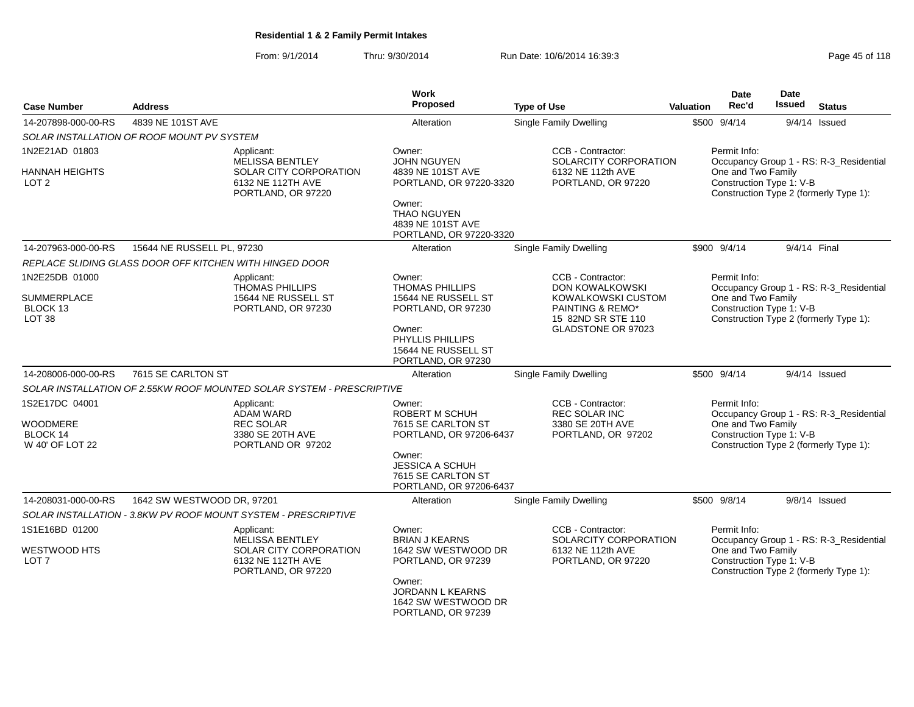**Residential 1 & 2 Family Permit Intakes**

From: 9/1/2014 Thru: 9/30/2014 Run Date: 10/6/2014 16:39:3

| Case Number | Address | Work Proposed | Type of Use | Valuation | Date Rec'd | Date Issued | Status |
|---|---|---|---|---|---|---|---|
| 14-207898-000-00-RS | 4839 NE 101ST AVE | Alteration | Single Family Dwelling | $500 | 9/4/14 | 9/4/14 | Issued |

*SOLAR INSTALLATION OF ROOF MOUNT PV SYSTEM*

1N2E21AD 01803
HANNAH HEIGHTS
LOT 2

Applicant:
MELISSA BENTLEY
SOLAR CITY CORPORATION
6132 NE 112TH AVE
PORTLAND, OR 97220

Owner:
JOHN NGUYEN
4839 NE 101ST AVE
PORTLAND, OR 97220-3320

Owner:
THAO NGUYEN
4839 NE 101ST AVE
PORTLAND, OR 97220-3320

CCB - Contractor:
SOLARCITY CORPORATION
6132 NE 112th AVE
PORTLAND, OR 97220

Permit Info:
Occupancy Group 1 - RS: R-3_Residential One and Two Family
Construction Type 1: V-B
Construction Type 2 (formerly Type 1):

| Case Number | Address | Work Proposed | Type of Use | Valuation | Date Rec'd | Date Issued | Status |
|---|---|---|---|---|---|---|---|
| 14-207963-000-00-RS | 15644 NE RUSSELL PL, 97230 | Alteration | Single Family Dwelling | $900 | 9/4/14 | 9/4/14 | Final |

*REPLACE SLIDING GLASS DOOR OFF KITCHEN WITH HINGED DOOR*

1N2E25DB 01000
SUMMERPLACE
BLOCK 13
LOT 38

Applicant:
THOMAS PHILLIPS
15644 NE RUSSELL ST
PORTLAND, OR 97230

Owner:
THOMAS PHILLIPS
15644 NE RUSSELL ST
PORTLAND, OR 97230

Owner:
PHYLLIS PHILLIPS
15644 NE RUSSELL ST
PORTLAND, OR 97230

CCB - Contractor:
DON KOWALKOWSKI
KOWALKOWSKI CUSTOM PAINTING & REMO*
15 82ND SR STE 110
GLADSTONE OR 97023

Permit Info:
Occupancy Group 1 - RS: R-3_Residential One and Two Family
Construction Type 1: V-B
Construction Type 2 (formerly Type 1):

| Case Number | Address | Work Proposed | Type of Use | Valuation | Date Rec'd | Date Issued | Status |
|---|---|---|---|---|---|---|---|
| 14-208006-000-00-RS | 7615 SE CARLTON ST | Alteration | Single Family Dwelling | $500 | 9/4/14 | 9/4/14 | Issued |

*SOLAR INSTALLATION OF 2.55KW ROOF MOUNTED SOLAR SYSTEM - PRESCRIPTIVE*

1S2E17DC 04001
WOODMERE
BLOCK 14
W 40' OF LOT 22

Applicant:
ADAM WARD
REC SOLAR
3380 SE 20TH AVE
PORTLAND OR 97202

Owner:
ROBERT M SCHUH
7615 SE CARLTON ST
PORTLAND, OR 97206-6437

Owner:
JESSICA A SCHUH
7615 SE CARLTON ST
PORTLAND, OR 97206-6437

CCB - Contractor:
REC SOLAR INC
3380 SE 20TH AVE
PORTLAND, OR 97202

Permit Info:
Occupancy Group 1 - RS: R-3_Residential One and Two Family
Construction Type 1: V-B
Construction Type 2 (formerly Type 1):

| Case Number | Address | Work Proposed | Type of Use | Valuation | Date Rec'd | Date Issued | Status |
|---|---|---|---|---|---|---|---|
| 14-208031-000-00-RS | 1642 SW WESTWOOD DR, 97201 | Alteration | Single Family Dwelling | $500 | 9/8/14 | 9/8/14 | Issued |

*SOLAR INSTALLATION - 3.8KW PV ROOF MOUNT SYSTEM - PRESCRIPTIVE*

1S1E16BD 01200
WESTWOOD HTS
LOT 7

Applicant:
MELISSA BENTLEY
SOLAR CITY CORPORATION
6132 NE 112TH AVE
PORTLAND, OR 97220

Owner:
BRIAN J KEARNS
1642 SW WESTWOOD DR
PORTLAND, OR 97239

Owner:
JORDANN L KEARNS
1642 SW WESTWOOD DR
PORTLAND, OR 97239

CCB - Contractor:
SOLARCITY CORPORATION
6132 NE 112th AVE
PORTLAND, OR 97220

Permit Info:
Occupancy Group 1 - RS: R-3_Residential One and Two Family
Construction Type 1: V-B
Construction Type 2 (formerly Type 1):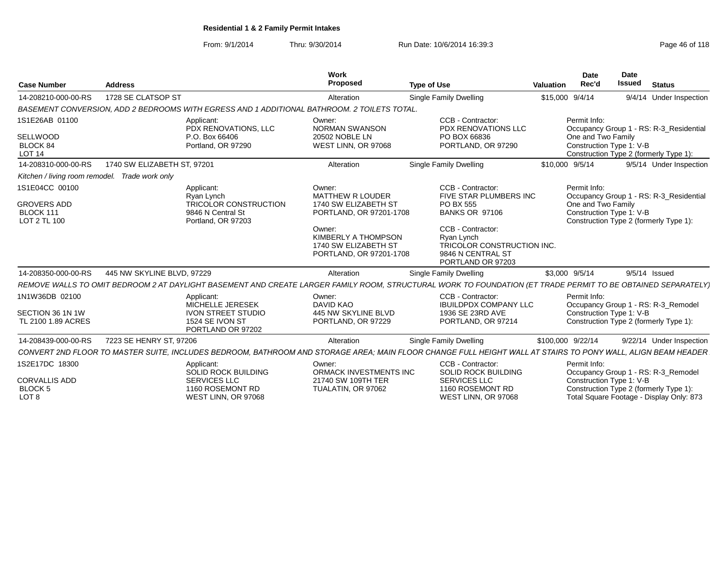**Residential 1 & 2 Family Permit Intakes**

From: 9/1/2014 Thru: 9/30/2014 Run Date: 10/6/2014 16:39:3

| Case Number | Address | Work Proposed | Type of Use | Valuation | Date Rec'd | Date Issued | Status |
|---|---|---|---|---|---|---|---|
| 14-208210-000-00-RS | 1728 SE CLATSOP ST | Alteration | Single Family Dwelling | $15,000 | 9/4/14 | 9/4/14 | Under Inspection |

*BASEMENT CONVERSION, ADD 2 BEDROOMS WITH EGRESS AND 1 ADDITIONAL BATHROOM. 2 TOILETS TOTAL.*

1S1E26AB 01100
SELLWOOD
BLOCK 84
LOT 14

Applicant: PDX RENOVATIONS, LLC, P.O. Box 66406, Portland, OR 97290

Owner: NORMAN SWANSON, 20502 NOBLE LN, WEST LINN, OR 97068

CCB - Contractor: PDX RENOVATIONS LLC, PO BOX 66836, PORTLAND, OR 97290

Permit Info: Occupancy Group 1 - RS: R-3_Residential One and Two Family; Construction Type 1: V-B; Construction Type 2 (formerly Type 1):

| Case Number | Address | Work Proposed | Type of Use | Valuation | Date Rec'd | Date Issued | Status |
|---|---|---|---|---|---|---|---|
| 14-208310-000-00-RS | 1740 SW ELIZABETH ST, 97201 | Alteration | Single Family Dwelling | $10,000 | 9/5/14 | 9/5/14 | Under Inspection |

*Kitchen / living room remodel. Trade work only*

1S1E04CC 00100
GROVERS ADD
BLOCK 111
LOT 2 TL 100

Applicant: Ryan Lynch, TRICOLOR CONSTRUCTION, 9846 N Central St, Portland, OR 97203

Owner: MATTHEW R LOUDER, 1740 SW ELIZABETH ST, PORTLAND, OR 97201-1708

Owner: KIMBERLY A THOMPSON, 1740 SW ELIZABETH ST, PORTLAND, OR 97201-1708

CCB - Contractor: FIVE STAR PLUMBERS INC, PO BX 555, BANKS OR 97106

CCB - Contractor: Ryan Lynch, TRICOLOR CONSTRUCTION INC., 9846 N CENTRAL ST, PORTLAND OR 97203

Permit Info: Occupancy Group 1 - RS: R-3_Residential One and Two Family; Construction Type 1: V-B; Construction Type 2 (formerly Type 1):

| Case Number | Address | Work Proposed | Type of Use | Valuation | Date Rec'd | Date Issued | Status |
|---|---|---|---|---|---|---|---|
| 14-208350-000-00-RS | 445 NW SKYLINE BLVD, 97229 | Alteration | Single Family Dwelling | $3,000 | 9/5/14 | 9/5/14 | Issued |

*REMOVE WALLS TO OMIT BEDROOM 2 AT DAYLIGHT BASEMENT AND CREATE LARGER FAMILY ROOM, STRUCTURAL WORK TO FOUNDATION (ET TRADE PERMIT TO BE OBTAINED SEPARATELY)*

1N1W36DB 02100
SECTION 36 1N 1W
TL 2100 1.89 ACRES

Applicant: MICHELLE JERESEK, IVON STREET STUDIO, 1524 SE IVON ST, PORTLAND OR 97202

Owner: DAVID KAO, 445 NW SKYLINE BLVD, PORTLAND, OR 97229

CCB - Contractor: IBUILDPDX COMPANY LLC, 1936 SE 23RD AVE, PORTLAND, OR 97214

Permit Info: Occupancy Group 1 - RS: R-3_Remodel; Construction Type 1: V-B; Construction Type 2 (formerly Type 1):

| Case Number | Address | Work Proposed | Type of Use | Valuation | Date Rec'd | Date Issued | Status |
|---|---|---|---|---|---|---|---|
| 14-208439-000-00-RS | 7223 SE HENRY ST, 97206 | Alteration | Single Family Dwelling | $100,000 | 9/22/14 | 9/22/14 | Under Inspection |

*CONVERT 2ND FLOOR TO MASTER SUITE, INCLUDES BEDROOM, BATHROOM AND STORAGE AREA; MAIN FLOOR CHANGE FULL HEIGHT WALL AT STAIRS TO PONY WALL, ALIGN BEAM HEADER.*

1S2E17DC 18300
CORVALLIS ADD
BLOCK 5
LOT 8

Applicant: SOLID ROCK BUILDING SERVICES LLC, 1160 ROSEMONT RD, WEST LINN, OR 97068

Owner: ORMACK INVESTMENTS INC, 21740 SW 109TH TER, TUALATIN, OR 97062

CCB - Contractor: SOLID ROCK BUILDING SERVICES LLC, 1160 ROSEMONT RD, WEST LINN, OR 97068

Permit Info: Occupancy Group 1 - RS: R-3_Remodel; Construction Type 1: V-B; Construction Type 2 (formerly Type 1):; Total Square Footage - Display Only: 873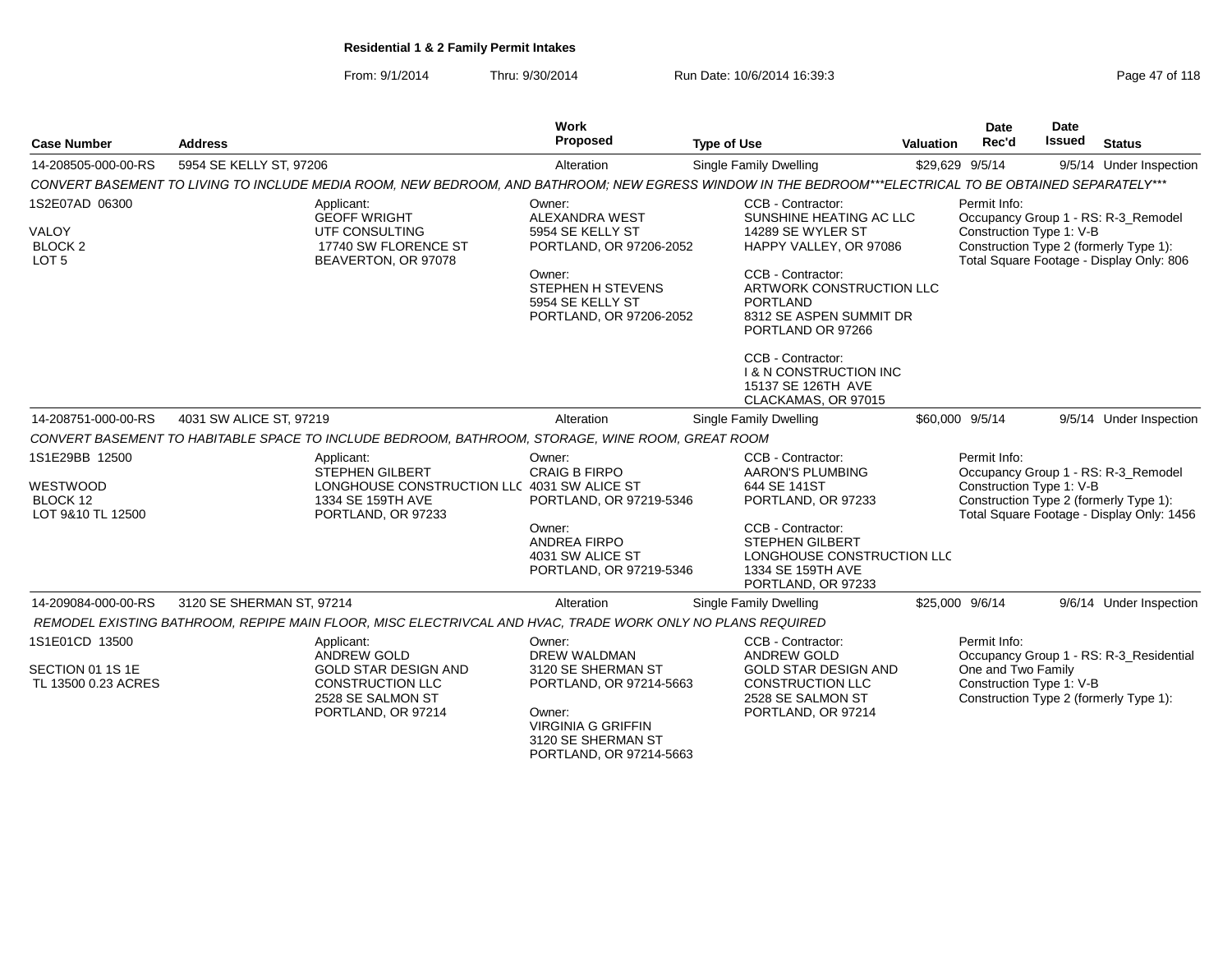**Residential 1 & 2 Family Permit Intakes**

From: 9/1/2014 Thru: 9/30/2014 Run Date: 10/6/2014 16:39:3

| Case Number | Address | Work Proposed | Type of Use | Valuation | Date Rec'd | Date Issued | Status |
|---|---|---|---|---|---|---|---|
| 14-208505-000-00-RS | 5954 SE KELLY ST, 97206 | Alteration | Single Family Dwelling | $29,629 | 9/5/14 | 9/5/14 | Under Inspection |

*CONVERT BASEMENT TO LIVING TO INCLUDE MEDIA ROOM, NEW BEDROOM, AND BATHROOM; NEW EGRESS WINDOW IN THE BEDROOM***ELECTRICAL TO BE OBTAINED SEPARATELY****

1S2E07AD 06300

VALOY
BLOCK 2
LOT 5

Applicant:
GEOFF WRIGHT
UTF CONSULTING
17740 SW FLORENCE ST
BEAVERTON, OR 97078

Owner:
ALEXANDRA WEST
5954 SE KELLY ST
PORTLAND, OR 97206-2052

Owner:
STEPHEN H STEVENS
5954 SE KELLY ST
PORTLAND, OR 97206-2052

CCB - Contractor:
SUNSHINE HEATING AC LLC
14289 SE WYLER ST
HAPPY VALLEY, OR 97086

CCB - Contractor:
ARTWORK CONSTRUCTION LLC
PORTLAND
8312 SE ASPEN SUMMIT DR
PORTLAND OR 97266

CCB - Contractor:
I & N CONSTRUCTION INC
15137 SE 126TH AVE
CLACKAMAS, OR 97015

Permit Info:
Occupancy Group 1 - RS: R-3_Remodel
Construction Type 1: V-B
Construction Type 2 (formerly Type 1):
Total Square Footage - Display Only: 806

| Case Number | Address | Work Proposed | Type of Use | Valuation | Date Rec'd | Date Issued | Status |
|---|---|---|---|---|---|---|---|
| 14-208751-000-00-RS | 4031 SW ALICE ST, 97219 | Alteration | Single Family Dwelling | $60,000 | 9/5/14 | 9/5/14 | Under Inspection |

*CONVERT BASEMENT TO HABITABLE SPACE TO INCLUDE BEDROOM, BATHROOM, STORAGE, WINE ROOM, GREAT ROOM*

1S1E29BB 12500

WESTWOOD
BLOCK 12
LOT 9&10 TL 12500

Applicant:
STEPHEN GILBERT
LONGHOUSE CONSTRUCTION LLC
1334 SE 159TH AVE
PORTLAND, OR 97233

Owner:
CRAIG B FIRPO
4031 SW ALICE ST
PORTLAND, OR 97219-5346

Owner:
ANDREA FIRPO
4031 SW ALICE ST
PORTLAND, OR 97219-5346

CCB - Contractor:
AARON'S PLUMBING
644 SE 141ST
PORTLAND, OR 97233

CCB - Contractor:
STEPHEN GILBERT
LONGHOUSE CONSTRUCTION LLC
1334 SE 159TH AVE
PORTLAND, OR 97233

Permit Info:
Occupancy Group 1 - RS: R-3_Remodel
Construction Type 1: V-B
Construction Type 2 (formerly Type 1):
Total Square Footage - Display Only: 1456

| Case Number | Address | Work Proposed | Type of Use | Valuation | Date Rec'd | Date Issued | Status |
|---|---|---|---|---|---|---|---|
| 14-209084-000-00-RS | 3120 SE SHERMAN ST, 97214 | Alteration | Single Family Dwelling | $25,000 | 9/6/14 | 9/6/14 | Under Inspection |

*REMODEL EXISTING BATHROOM, REPIPE MAIN FLOOR, MISC ELECTRIVCAL AND HVAC, TRADE WORK ONLY NO PLANS REQUIRED*

1S1E01CD 13500

SECTION 01 1S 1E
TL 13500 0.23 ACRES

Applicant:
ANDREW GOLD
GOLD STAR DESIGN AND
CONSTRUCTION LLC
2528 SE SALMON ST
PORTLAND, OR 97214

Owner:
DREW WALDMAN
3120 SE SHERMAN ST
PORTLAND, OR 97214-5663

Owner:
VIRGINIA G GRIFFIN
3120 SE SHERMAN ST
PORTLAND, OR 97214-5663

CCB - Contractor:
ANDREW GOLD
GOLD STAR DESIGN AND
CONSTRUCTION LLC
2528 SE SALMON ST
PORTLAND, OR 97214

Permit Info:
Occupancy Group 1 - RS: R-3_Residential
One and Two Family
Construction Type 1: V-B
Construction Type 2 (formerly Type 1):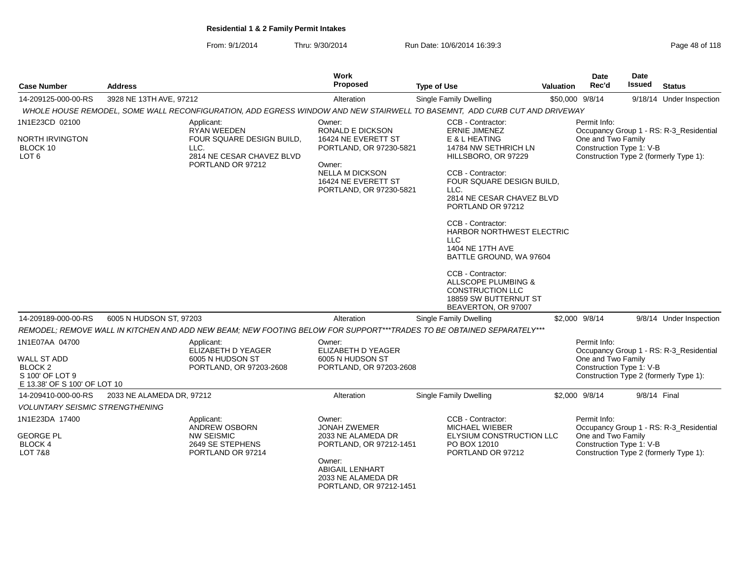**Residential 1 & 2 Family Permit Intakes**

From: 9/1/2014 Thru: 9/30/2014 Run Date: 10/6/2014 16:39:3

| Case Number | Address | Work Proposed | Type of Use | Valuation | Date Rec'd | Date Issued | Status |
|---|---|---|---|---|---|---|---|
| 14-209125-000-00-RS | 3928 NE 13TH AVE, 97212 | Alteration | Single Family Dwelling | $50,000 | 9/8/14 | 9/18/14 | Under Inspection |

*WHOLE HOUSE REMODEL, SOME WALL RECONFIGURATION, ADD EGRESS WINDOW AND NEW STAIRWELL TO BASEMNT, ADD CURB CUT AND DRIVEWAY*

1N1E23CD 02100
NORTH IRVINGTON
BLOCK 10
LOT 6

Applicant:
RYAN WEEDEN
FOUR SQUARE DESIGN BUILD, LLC.
2814 NE CESAR CHAVEZ BLVD
PORTLAND OR 97212

Owner:
RONALD E DICKSON
16424 NE EVERETT ST
PORTLAND, OR 97230-5821

Owner:
NELLA M DICKSON
16424 NE EVERETT ST
PORTLAND, OR 97230-5821

CCB - Contractor:
ERNIE JIMENEZ
E & L HEATING
14784 NW SETHRICH LN
HILLSBORO, OR 97229

CCB - Contractor:
FOUR SQUARE DESIGN BUILD, LLC.
2814 NE CESAR CHAVEZ BLVD
PORTLAND OR 97212

CCB - Contractor:
HARBOR NORTHWEST ELECTRIC LLC
1404 NE 17TH AVE
BATTLE GROUND, WA 97604

CCB - Contractor:
ALLSCOPE PLUMBING & CONSTRUCTION LLC
18859 SW BUTTERNUT ST
BEAVERTON, OR 97007

Permit Info:
Occupancy Group 1 - RS: R-3_Residential One and Two Family
Construction Type 1: V-B
Construction Type 2 (formerly Type 1):

| Case Number | Address | Work Proposed | Type of Use | Valuation | Date Rec'd | Date Issued | Status |
|---|---|---|---|---|---|---|---|
| 14-209189-000-00-RS | 6005 N HUDSON ST, 97203 | Alteration | Single Family Dwelling | $2,000 | 9/8/14 | 9/8/14 | Under Inspection |

*REMODEL; REMOVE WALL IN KITCHEN AND ADD NEW BEAM; NEW FOOTING BELOW FOR SUPPORT***TRADES TO BE OBTAINED SEPARATELY****

1N1E07AA 04700
WALL ST ADD
BLOCK 2
S 100' OF LOT 9
E 13.38' OF S 100' OF LOT 10

Applicant:
ELIZABETH D YEAGER
6005 N HUDSON ST
PORTLAND, OR 97203-2608

Owner:
ELIZABETH D YEAGER
6005 N HUDSON ST
PORTLAND, OR 97203-2608

Permit Info:
Occupancy Group 1 - RS: R-3_Residential One and Two Family
Construction Type 1: V-B
Construction Type 2 (formerly Type 1):

| Case Number | Address | Work Proposed | Type of Use | Valuation | Date Rec'd | Date Issued | Status |
|---|---|---|---|---|---|---|---|
| 14-209410-000-00-RS | 2033 NE ALAMEDA DR, 97212 | Alteration | Single Family Dwelling | $2,000 | 9/8/14 | 9/8/14 | Final |

*VOLUNTARY SEISMIC STRENGTHENING*

1N1E23DA 17400
GEORGE PL
BLOCK 4
LOT 7&8

Applicant:
ANDREW OSBORN
NW SEISMIC
2649 SE STEPHENS
PORTLAND OR 97214

Owner:
JONAH ZWEMER
2033 NE ALAMEDA DR
PORTLAND, OR 97212-1451

Owner:
ABIGAIL LENHART
2033 NE ALAMEDA DR
PORTLAND, OR 97212-1451

CCB - Contractor:
MICHAEL WIEBER
ELYSIUM CONSTRUCTION LLC
PO BOX 12010
PORTLAND OR 97212

Permit Info:
Occupancy Group 1 - RS: R-3_Residential One and Two Family
Construction Type 1: V-B
Construction Type 2 (formerly Type 1):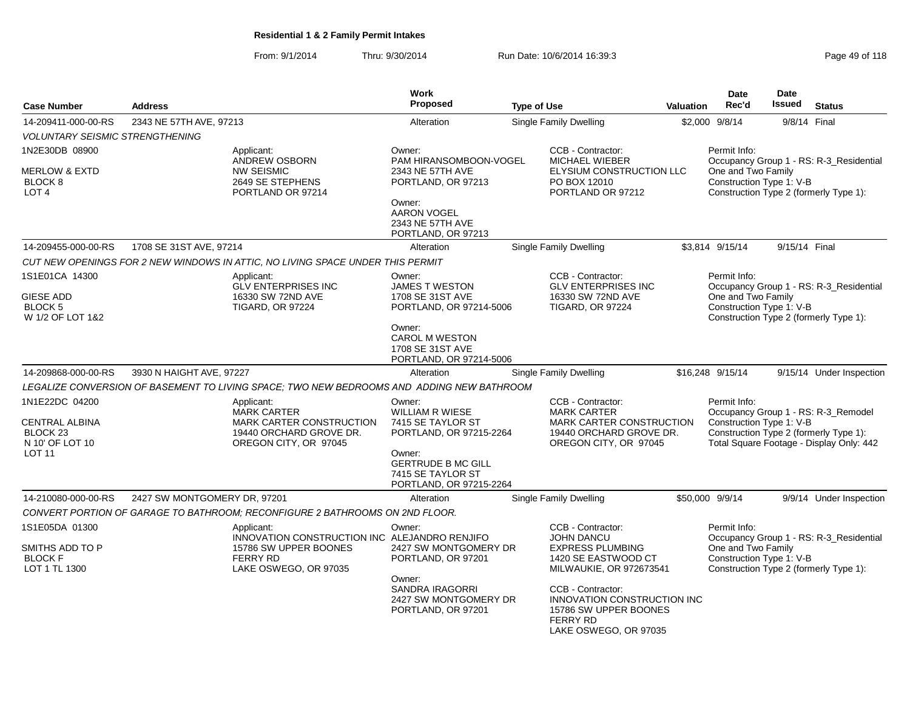**Residential 1 & 2 Family Permit Intakes**

From: 9/1/2014 Thru: 9/30/2014 Run Date: 10/6/2014 16:39:3

| Case Number | Address | Work Proposed | Type of Use | Valuation | Date Rec'd | Date Issued | Status |
|---|---|---|---|---|---|---|---|
| 14-209411-000-00-RS | 2343 NE 57TH AVE, 97213 | Alteration | Single Family Dwelling | $2,000 | 9/8/14 | 9/8/14 | Final |

*VOLUNTARY SEISMIC STRENGTHENING*

1N2E30DB 08900
MERLOW & EXTD
BLOCK 8
LOT 4

Applicant:
ANDREW OSBORN
NW SEISMIC
2649 SE STEPHENS
PORTLAND OR 97214

Owner:
PAM HIRANSOMBOON-VOGEL
2343 NE 57TH AVE
PORTLAND, OR 97213

Owner:
AARON VOGEL
2343 NE 57TH AVE
PORTLAND, OR 97213

CCB - Contractor:
MICHAEL WIEBER
ELYSIUM CONSTRUCTION LLC
PO BOX 12010
PORTLAND OR 97212

Permit Info:
Occupancy Group 1 - RS: R-3_Residential One and Two Family
Construction Type 1: V-B
Construction Type 2 (formerly Type 1):

| Case Number | Address | Work Proposed | Type of Use | Valuation | Date Rec'd | Date Issued | Status |
|---|---|---|---|---|---|---|---|
| 14-209455-000-00-RS | 1708 SE 31ST AVE, 97214 | Alteration | Single Family Dwelling | $3,814 | 9/15/14 | 9/15/14 | Final |

*CUT NEW OPENINGS FOR 2 NEW WINDOWS IN ATTIC, NO LIVING SPACE UNDER THIS PERMIT*

1S1E01CA 14300
GIESE ADD
BLOCK 5
W 1/2 OF LOT 1&2

Applicant:
GLV ENTERPRISES INC
16330 SW 72ND AVE
TIGARD, OR 97224

Owner:
JAMES T WESTON
1708 SE 31ST AVE
PORTLAND, OR 97214-5006

Owner:
CAROL M WESTON
1708 SE 31ST AVE
PORTLAND, OR 97214-5006

CCB - Contractor:
GLV ENTERPRISES INC
16330 SW 72ND AVE
TIGARD, OR 97224

Permit Info:
Occupancy Group 1 - RS: R-3_Residential One and Two Family
Construction Type 1: V-B
Construction Type 2 (formerly Type 1):

| Case Number | Address | Work Proposed | Type of Use | Valuation | Date Rec'd | Date Issued | Status |
|---|---|---|---|---|---|---|---|
| 14-209868-000-00-RS | 3930 N HAIGHT AVE, 97227 | Alteration | Single Family Dwelling | $16,248 | 9/15/14 | 9/15/14 | Under Inspection |

*LEGALIZE CONVERSION OF BASEMENT TO LIVING SPACE; TWO NEW BEDROOMS AND ADDING NEW BATHROOM*

1N1E22DC 04200
CENTRAL ALBINA
BLOCK 23
N 10' OF LOT 10
LOT 11

Applicant:
MARK CARTER
MARK CARTER CONSTRUCTION
19440 ORCHARD GROVE DR.
OREGON CITY, OR 97045

Owner:
WILLIAM R WIESE
7415 SE TAYLOR ST
PORTLAND, OR 97215-2264

Owner:
GERTRUDE B MC GILL
7415 SE TAYLOR ST
PORTLAND, OR 97215-2264

CCB - Contractor:
MARK CARTER
MARK CARTER CONSTRUCTION
19440 ORCHARD GROVE DR.
OREGON CITY, OR 97045

Permit Info:
Occupancy Group 1 - RS: R-3_Remodel
Construction Type 1: V-B
Construction Type 2 (formerly Type 1):
Total Square Footage - Display Only: 442

| Case Number | Address | Work Proposed | Type of Use | Valuation | Date Rec'd | Date Issued | Status |
|---|---|---|---|---|---|---|---|
| 14-210080-000-00-RS | 2427 SW MONTGOMERY DR, 97201 | Alteration | Single Family Dwelling | $50,000 | 9/9/14 | 9/9/14 | Under Inspection |

*CONVERT PORTION OF GARAGE TO BATHROOM; RECONFIGURE 2 BATHROOMS ON 2ND FLOOR.*

1S1E05DA 01300
SMITHS ADD TO P
BLOCK F
LOT 1 TL 1300

Applicant:
INNOVATION CONSTRUCTION INC
15786 SW UPPER BOONES FERRY RD
LAKE OSWEGO, OR 97035

Owner:
ALEJANDRO RENJIFO
2427 SW MONTGOMERY DR
PORTLAND, OR 97201

Owner:
SANDRA IRAGORRI
2427 SW MONTGOMERY DR
PORTLAND, OR 97201

CCB - Contractor:
JOHN DANCU
EXPRESS PLUMBING
1420 SE EASTWOOD CT
MILWAUKIE, OR 972673541

CCB - Contractor:
INNOVATION CONSTRUCTION INC
15786 SW UPPER BOONES FERRY RD
LAKE OSWEGO, OR 97035

Permit Info:
Occupancy Group 1 - RS: R-3_Residential One and Two Family
Construction Type 1: V-B
Construction Type 2 (formerly Type 1):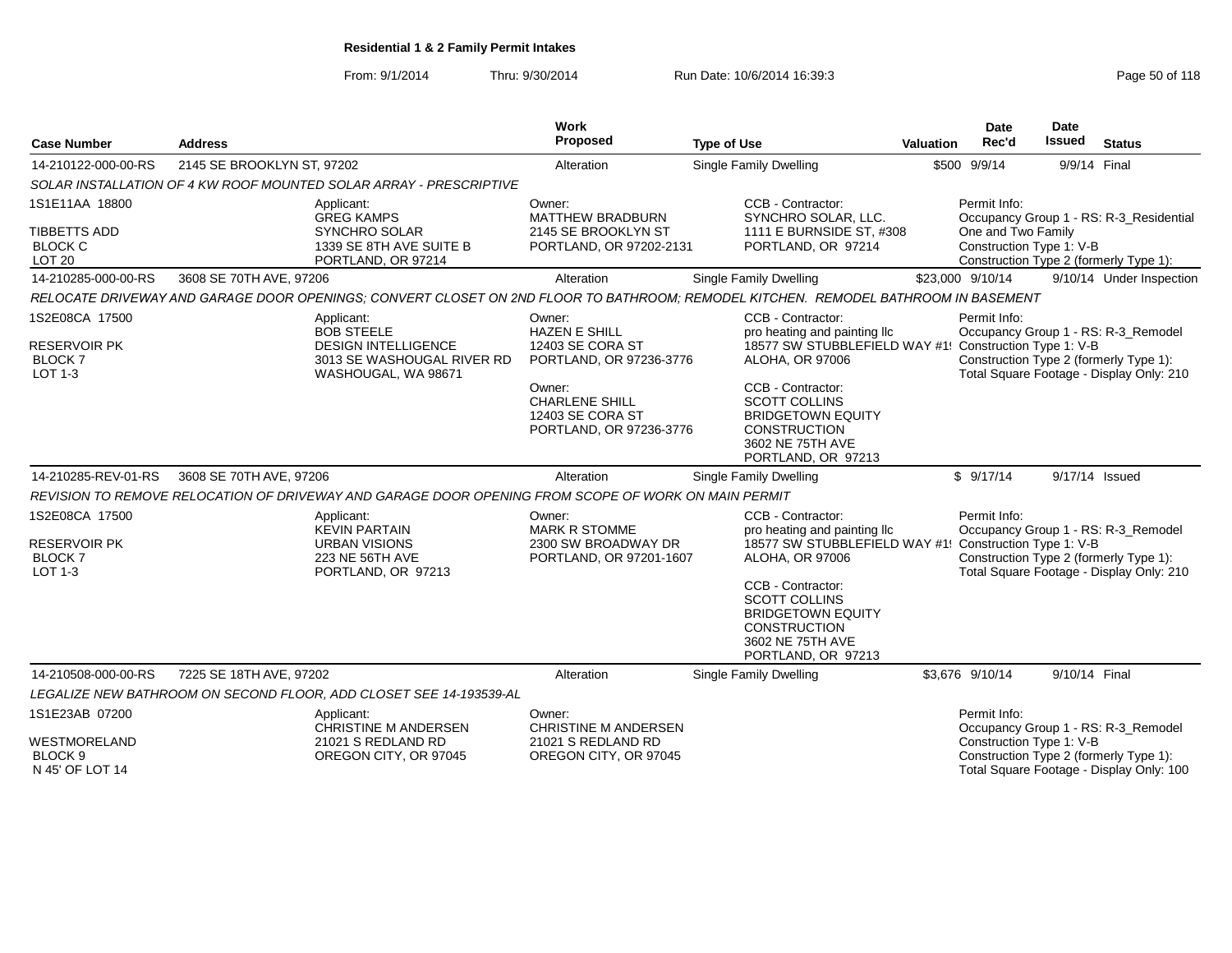## Residential 1 & 2 Family Permit Intakes

From: 9/1/2014 Thru: 9/30/2014 Run Date: 10/6/2014 16:39:3

| Case Number | Address | Work Proposed | Type of Use | Valuation | Date Rec'd | Date Issued | Status |
|---|---|---|---|---|---|---|---|
| 14-210122-000-00-RS | 2145 SE BROOKLYN ST, 97202 | Alteration | Single Family Dwelling | $500 | 9/9/14 | 9/9/14 | Final |

SOLAR INSTALLATION OF 4 KW ROOF MOUNTED SOLAR ARRAY - PRESCRIPTIVE

- 1S1E11AA 18800, TIBBETTS ADD, BLOCK C, LOT 20
- Applicant: GREG KAMPS, SYNCHRO SOLAR, 1339 SE 8TH AVE SUITE B, PORTLAND, OR 97214
- Owner: MATTHEW BRADBURN, 2145 SE BROOKLYN ST, PORTLAND, OR 97202-2131
- CCB - Contractor: SYNCHRO SOLAR, LLC., 1111 E BURNSIDE ST, #308, PORTLAND, OR 97214
- Permit Info: Occupancy Group 1 - RS: R-3_Residential One and Two Family; Construction Type 1: V-B; Construction Type 2 (formerly Type 1):

| Case Number | Address | Work Proposed | Type of Use | Valuation | Date Rec'd | Date Issued | Status |
|---|---|---|---|---|---|---|---|
| 14-210285-000-00-RS | 3608 SE 70TH AVE, 97206 | Alteration | Single Family Dwelling | $23,000 | 9/10/14 | 9/10/14 | Under Inspection |

RELOCATE DRIVEWAY AND GARAGE DOOR OPENINGS; CONVERT CLOSET ON 2ND FLOOR TO BATHROOM; REMODEL KITCHEN. REMODEL BATHROOM IN BASEMENT

- 1S2E08CA 17500, RESERVOIR PK, BLOCK 7, LOT 1-3
- Applicant: BOB STEELE, DESIGN INTELLIGENCE, 3013 SE WASHOUGAL RIVER RD, WASHOUGAL, WA 98671
- Owner: HAZEN E SHILL, 12403 SE CORA ST, PORTLAND, OR 97236-3776
- Owner: CHARLENE SHILL, 12403 SE CORA ST, PORTLAND, OR 97236-3776
- CCB - Contractor: pro heating and painting llc, 18577 SW STUBBLEFIELD WAY #1!, ALOHA, OR 97006
- CCB - Contractor: SCOTT COLLINS, BRIDGETOWN EQUITY CONSTRUCTION, 3602 NE 75TH AVE, PORTLAND, OR 97213
- Permit Info: Occupancy Group 1 - RS: R-3_Remodel; Construction Type 1: V-B; Construction Type 2 (formerly Type 1):; Total Square Footage - Display Only: 210

| Case Number | Address | Work Proposed | Type of Use | Valuation | Date Rec'd | Date Issued | Status |
|---|---|---|---|---|---|---|---|
| 14-210285-REV-01-RS | 3608 SE 70TH AVE, 97206 | Alteration | Single Family Dwelling | $ | 9/17/14 | 9/17/14 | Issued |

REVISION TO REMOVE RELOCATION OF DRIVEWAY AND GARAGE DOOR OPENING FROM SCOPE OF WORK ON MAIN PERMIT

- 1S2E08CA 17500, RESERVOIR PK, BLOCK 7, LOT 1-3
- Applicant: KEVIN PARTAIN, URBAN VISIONS, 223 NE 56TH AVE, PORTLAND, OR 97213
- Owner: MARK R STOMME, 2300 SW BROADWAY DR, PORTLAND, OR 97201-1607
- CCB - Contractor: pro heating and painting llc, 18577 SW STUBBLEFIELD WAY #1!, ALOHA, OR 97006
- CCB - Contractor: SCOTT COLLINS, BRIDGETOWN EQUITY CONSTRUCTION, 3602 NE 75TH AVE, PORTLAND, OR 97213
- Permit Info: Occupancy Group 1 - RS: R-3_Remodel; Construction Type 1: V-B; Construction Type 2 (formerly Type 1):; Total Square Footage - Display Only: 210

| Case Number | Address | Work Proposed | Type of Use | Valuation | Date Rec'd | Date Issued | Status |
|---|---|---|---|---|---|---|---|
| 14-210508-000-00-RS | 7225 SE 18TH AVE, 97202 | Alteration | Single Family Dwelling | $3,676 | 9/10/14 | 9/10/14 | Final |

LEGALIZE NEW BATHROOM ON SECOND FLOOR, ADD CLOSET SEE 14-193539-AL

- 1S1E23AB 07200, WESTMORELAND, BLOCK 9, N 45' OF LOT 14
- Applicant: CHRISTINE M ANDERSEN, 21021 S REDLAND RD, OREGON CITY, OR 97045
- Owner: CHRISTINE M ANDERSEN, 21021 S REDLAND RD, OREGON CITY, OR 97045
- Permit Info: Occupancy Group 1 - RS: R-3_Remodel; Construction Type 1: V-B; Construction Type 2 (formerly Type 1):; Total Square Footage - Display Only: 100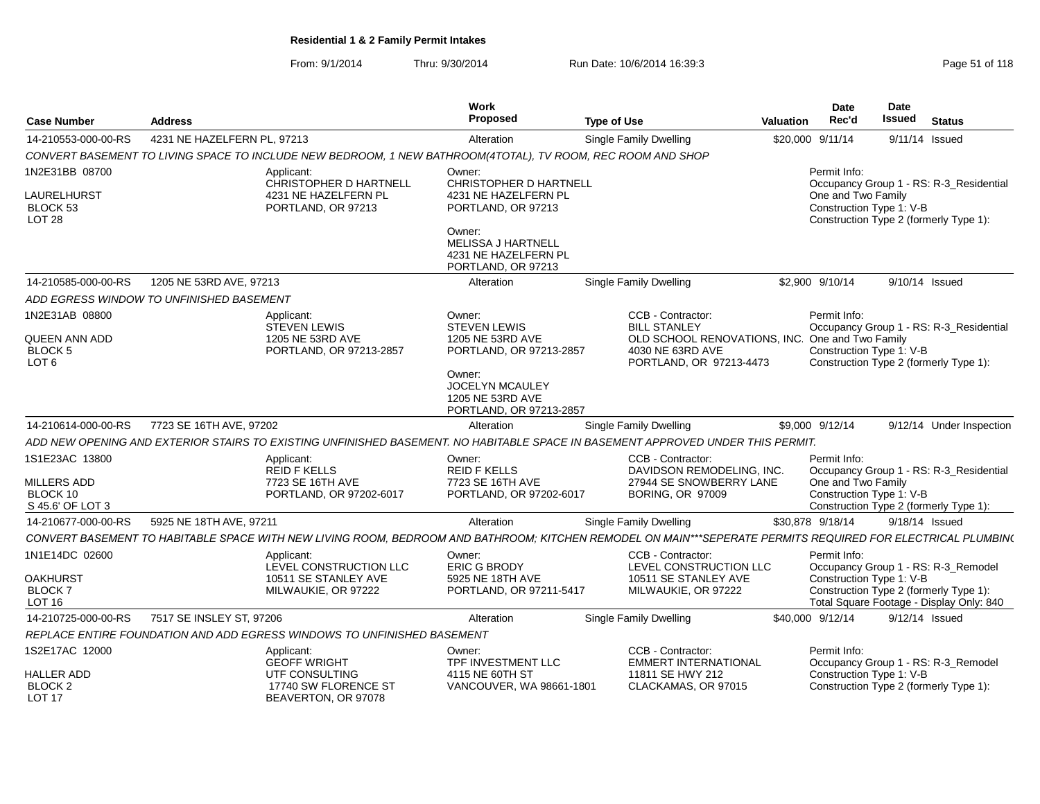**Residential 1 & 2 Family Permit Intakes**

From: 9/1/2014 Thru: 9/30/2014 Run Date: 10/6/2014 16:39:3

| Case Number | Address | Work Proposed | Type of Use | Valuation | Date Rec'd | Date Issued | Status |
|---|---|---|---|---|---|---|---|
| 14-210553-000-00-RS | 4231 NE HAZELFERN PL, 97213 | Alteration | Single Family Dwelling | $20,000 | 9/11/14 | 9/11/14 | Issued |

CONVERT BASEMENT TO LIVING SPACE TO INCLUDE NEW BEDROOM, 1 NEW BATHROOM(4TOTAL), TV ROOM, REC ROOM AND SHOP

1N2E31BB 08700
LAURELHURST
BLOCK 53
LOT 28

Applicant:
CHRISTOPHER D HARTNELL
4231 NE HAZELFERN PL
PORTLAND, OR 97213

Owner:
CHRISTOPHER D HARTNELL
4231 NE HAZELFERN PL
PORTLAND, OR 97213

Owner:
MELISSA J HARTNELL
4231 NE HAZELFERN PL
PORTLAND, OR 97213

Permit Info:
Occupancy Group 1 - RS: R-3_Residential One and Two Family
Construction Type 1: V-B
Construction Type 2 (formerly Type 1):

| Case Number | Address | Work Proposed | Type of Use | Valuation | Date Rec'd | Date Issued | Status |
|---|---|---|---|---|---|---|---|
| 14-210585-000-00-RS | 1205 NE 53RD AVE, 97213 | Alteration | Single Family Dwelling | $2,900 | 9/10/14 | 9/10/14 | Issued |

ADD EGRESS WINDOW TO UNFINISHED BASEMENT

1N2E31AB 08800
QUEEN ANN ADD
BLOCK 5
LOT 6

Applicant:
STEVEN LEWIS
1205 NE 53RD AVE
PORTLAND, OR 97213-2857

Owner:
STEVEN LEWIS
1205 NE 53RD AVE
PORTLAND, OR 97213-2857

Owner:
JOCELYN MCAULEY
1205 NE 53RD AVE
PORTLAND, OR 97213-2857

CCB - Contractor:
BILL STANLEY
OLD SCHOOL RENOVATIONS, INC.
4030 NE 63RD AVE
PORTLAND, OR 97213-4473

Permit Info:
Occupancy Group 1 - RS: R-3_Residential One and Two Family
Construction Type 1: V-B
Construction Type 2 (formerly Type 1):

| Case Number | Address | Work Proposed | Type of Use | Valuation | Date Rec'd | Date Issued | Status |
|---|---|---|---|---|---|---|---|
| 14-210614-000-00-RS | 7723 SE 16TH AVE, 97202 | Alteration | Single Family Dwelling | $9,000 | 9/12/14 | 9/12/14 | Under Inspection |

ADD NEW OPENING AND EXTERIOR STAIRS TO EXISTING UNFINISHED BASEMENT. NO HABITABLE SPACE IN BASEMENT APPROVED UNDER THIS PERMIT.

1S1E23AC 13800
MILLERS ADD
BLOCK 10
S 45.6' OF LOT 3

Applicant:
REID F KELLS
7723 SE 16TH AVE
PORTLAND, OR 97202-6017

Owner:
REID F KELLS
7723 SE 16TH AVE
PORTLAND, OR 97202-6017

CCB - Contractor:
DAVIDSON REMODELING, INC.
27944 SE SNOWBERRY LANE
BORING, OR 97009

Permit Info:
Occupancy Group 1 - RS: R-3_Residential One and Two Family
Construction Type 1: V-B
Construction Type 2 (formerly Type 1):

| Case Number | Address | Work Proposed | Type of Use | Valuation | Date Rec'd | Date Issued | Status |
|---|---|---|---|---|---|---|---|
| 14-210677-000-00-RS | 5925 NE 18TH AVE, 97211 | Alteration | Single Family Dwelling | $30,878 | 9/18/14 | 9/18/14 | Issued |

CONVERT BASEMENT TO HABITABLE SPACE WITH NEW LIVING ROOM, BEDROOM AND BATHROOM; KITCHEN REMODEL ON MAIN***SEPERATE PERMITS REQUIRED FOR ELECTRICAL PLUMBIN(

1N1E14DC 02600
OAKHURST
BLOCK 7
LOT 16

Applicant:
LEVEL CONSTRUCTION LLC
10511 SE STANLEY AVE
MILWAUKIE, OR 97222

Owner:
ERIC G BRODY
5925 NE 18TH AVE
PORTLAND, OR 97211-5417

CCB - Contractor:
LEVEL CONSTRUCTION LLC
10511 SE STANLEY AVE
MILWAUKIE, OR 97222

Permit Info:
Occupancy Group 1 - RS: R-3_Remodel
Construction Type 1: V-B
Construction Type 2 (formerly Type 1):
Total Square Footage - Display Only: 840

| Case Number | Address | Work Proposed | Type of Use | Valuation | Date Rec'd | Date Issued | Status |
|---|---|---|---|---|---|---|---|
| 14-210725-000-00-RS | 7517 SE INSLEY ST, 97206 | Alteration | Single Family Dwelling | $40,000 | 9/12/14 | 9/12/14 | Issued |

REPLACE ENTIRE FOUNDATION AND ADD EGRESS WINDOWS TO UNFINISHED BASEMENT

1S2E17AC 12000
HALLER ADD
BLOCK 2
LOT 17

Applicant:
GEOFF WRIGHT
UTF CONSULTING
17740 SW FLORENCE ST
BEAVERTON, OR 97078

Owner:
TPF INVESTMENT LLC
4115 NE 60TH ST
VANCOUVER, WA 98661-1801

CCB - Contractor:
EMMERT INTERNATIONAL
11811 SE HWY 212
CLACKAMAS, OR 97015

Permit Info:
Occupancy Group 1 - RS: R-3_Remodel
Construction Type 1: V-B
Construction Type 2 (formerly Type 1):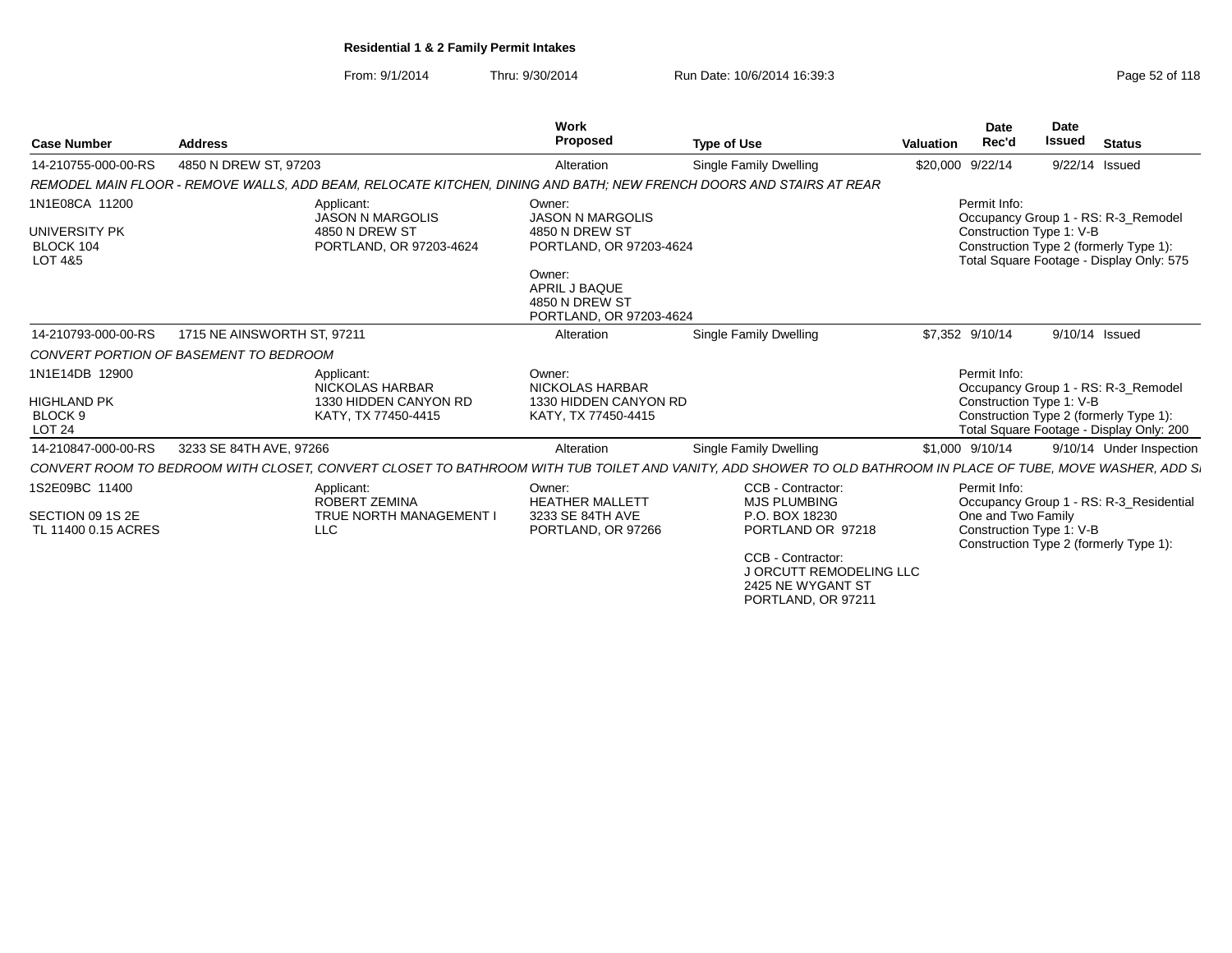**Residential 1 & 2 Family Permit Intakes**

From: 9/1/2014 Thru: 9/30/2014 Run Date: 10/6/2014 16:39:3

| Case Number | Address | Work Proposed | Type of Use | Valuation | Date Rec'd | Date Issued | Status |
|---|---|---|---|---|---|---|---|
| 14-210755-000-00-RS | 4850 N DREW ST, 97203 | Alteration | Single Family Dwelling | $20,000 | 9/22/14 | 9/22/14 | Issued |

*REMODEL MAIN FLOOR - REMOVE WALLS, ADD BEAM, RELOCATE KITCHEN, DINING AND BATH; NEW FRENCH DOORS AND STAIRS AT REAR*

1N1E08CA 11200
UNIVERSITY PK
BLOCK 104
LOT 4&5

Applicant:
JASON N MARGOLIS
4850 N DREW ST
PORTLAND, OR 97203-4624

Owner:
JASON N MARGOLIS
4850 N DREW ST
PORTLAND, OR 97203-4624

Owner:
APRIL J BAQUE
4850 N DREW ST
PORTLAND, OR 97203-4624

Permit Info:
Occupancy Group 1 - RS: R-3_Remodel
Construction Type 1: V-B
Construction Type 2 (formerly Type 1):
Total Square Footage - Display Only: 575

| Case Number | Address | Work Proposed | Type of Use | Valuation | Date Rec'd | Date Issued | Status |
|---|---|---|---|---|---|---|---|
| 14-210793-000-00-RS | 1715 NE AINSWORTH ST, 97211 | Alteration | Single Family Dwelling | $7,352 | 9/10/14 | 9/10/14 | Issued |

*CONVERT PORTION OF BASEMENT TO BEDROOM*

1N1E14DB 12900
HIGHLAND PK
BLOCK 9
LOT 24

Applicant:
NICKOLAS HARBAR
1330 HIDDEN CANYON RD
KATY, TX 77450-4415

Owner:
NICKOLAS HARBAR
1330 HIDDEN CANYON RD
KATY, TX 77450-4415

Permit Info:
Occupancy Group 1 - RS: R-3_Remodel
Construction Type 1: V-B
Construction Type 2 (formerly Type 1):
Total Square Footage - Display Only: 200

| Case Number | Address | Work Proposed | Type of Use | Valuation | Date Rec'd | Date Issued | Status |
|---|---|---|---|---|---|---|---|
| 14-210847-000-00-RS | 3233 SE 84TH AVE, 97266 | Alteration | Single Family Dwelling | $1,000 | 9/10/14 | 9/10/14 | Under Inspection |

*CONVERT ROOM TO BEDROOM WITH CLOSET, CONVERT CLOSET TO BATHROOM WITH TUB TOILET AND VANITY, ADD SHOWER TO OLD BATHROOM IN PLACE OF TUBE, MOVE WASHER, ADD S*

1S2E09BC 11400
SECTION 09 1S 2E
TL 11400 0.15 ACRES

Applicant:
ROBERT ZEMINA
TRUE NORTH MANAGEMENT I
LLC

Owner:
HEATHER MALLETT
3233 SE 84TH AVE
PORTLAND, OR 97266

CCB - Contractor:
MJS PLUMBING
P.O. BOX 18230
PORTLAND OR 97218

CCB - Contractor:
J ORCUTT REMODELING LLC
2425 NE WYGANT ST
PORTLAND, OR 97211

Permit Info:
Occupancy Group 1 - RS: R-3_Residential
One and Two Family
Construction Type 1: V-B
Construction Type 2 (formerly Type 1):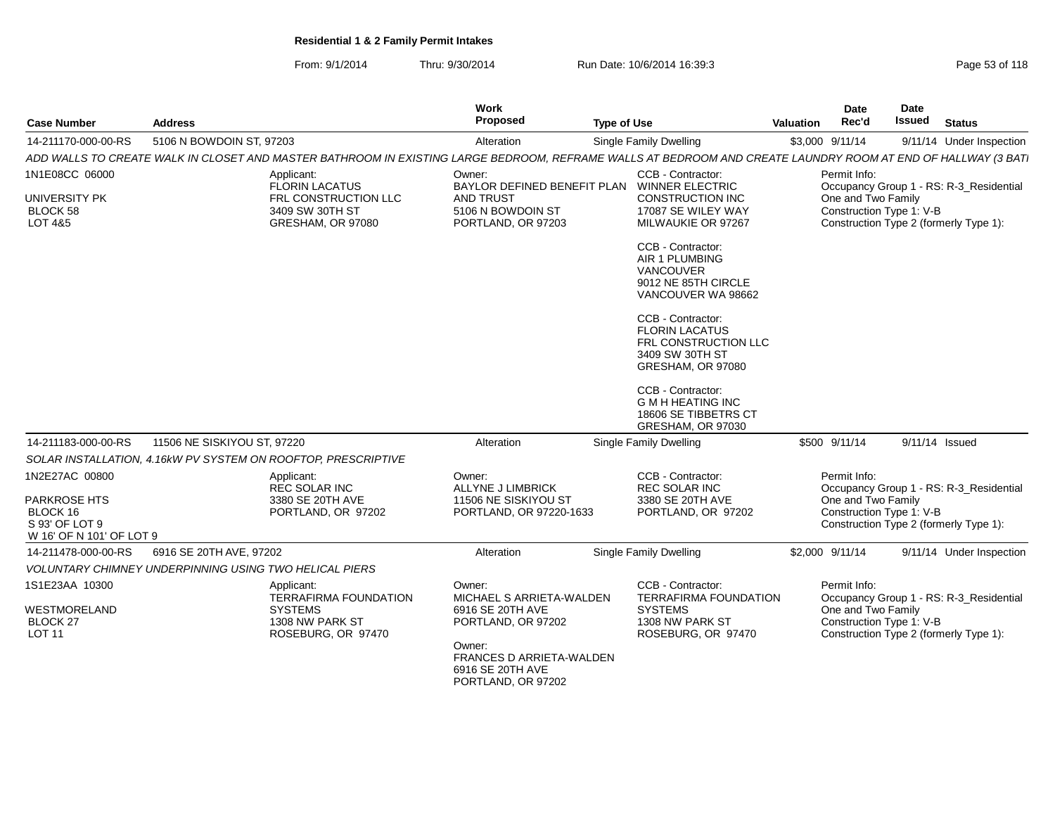**Residential 1 & 2 Family Permit Intakes**

From: 9/1/2014 Thru: 9/30/2014 Run Date: 10/6/2014 16:39:3

| Case Number | Address | Work Proposed | Type of Use | Valuation | Date Rec'd | Date Issued | Status |
|---|---|---|---|---|---|---|---|
| 14-211170-000-00-RS | 5106 N BOWDOIN ST, 97203 | Alteration | Single Family Dwelling | $3,000 | 9/11/14 | 9/11/14 | Under Inspection |

*ADD WALLS TO CREATE WALK IN CLOSET AND MASTER BATHROOM IN EXISTING LARGE BEDROOM, REFRAME WALLS AT BEDROOM AND CREATE LAUNDRY ROOM AT END OF HALLWAY (3 BATI*

1N1E08CC 06000
UNIVERSITY PK
BLOCK 58
LOT 4&5

Applicant:
FLORIN LACATUS
FRL CONSTRUCTION LLC
3409 SW 30TH ST
GRESHAM, OR 97080

Owner:
BAYLOR DEFINED BENEFIT PLAN AND TRUST
5106 N BOWDOIN ST
PORTLAND, OR 97203

CCB - Contractor:
WINNER ELECTRIC CONSTRUCTION INC
17087 SE WILEY WAY
MILWAUKIE OR 97267

CCB - Contractor:
AIR 1 PLUMBING VANCOUVER
9012 NE 85TH CIRCLE
VANCOUVER WA 98662

CCB - Contractor:
FLORIN LACATUS
FRL CONSTRUCTION LLC
3409 SW 30TH ST
GRESHAM, OR 97080

CCB - Contractor:
G M H HEATING INC
18606 SE TIBBETRS CT
GRESHAM, OR 97030

Permit Info:
Occupancy Group 1 - RS: R-3_Residential One and Two Family
Construction Type 1: V-B
Construction Type 2 (formerly Type 1):

| Case Number | Address | Work Proposed | Type of Use | Valuation | Date Rec'd | Date Issued | Status |
|---|---|---|---|---|---|---|---|
| 14-211183-000-00-RS | 11506 NE SISKIYOU ST, 97220 | Alteration | Single Family Dwelling | $500 | 9/11/14 | 9/11/14 | Issued |

*SOLAR INSTALLATION, 4.16kW PV SYSTEM ON ROOFTOP, PRESCRIPTIVE*

1N2E27AC 00800
PARKROSE HTS
BLOCK 16
S 93' OF LOT 9
W 16' OF N 101' OF LOT 9

Applicant:
REC SOLAR INC
3380 SE 20TH AVE
PORTLAND, OR 97202

Owner:
ALLYNE J LIMBRICK
11506 NE SISKIYOU ST
PORTLAND, OR 97220-1633

CCB - Contractor:
REC SOLAR INC
3380 SE 20TH AVE
PORTLAND, OR 97202

Permit Info:
Occupancy Group 1 - RS: R-3_Residential One and Two Family
Construction Type 1: V-B
Construction Type 2 (formerly Type 1):

| Case Number | Address | Work Proposed | Type of Use | Valuation | Date Rec'd | Date Issued | Status |
|---|---|---|---|---|---|---|---|
| 14-211478-000-00-RS | 6916 SE 20TH AVE, 97202 | Alteration | Single Family Dwelling | $2,000 | 9/11/14 | 9/11/14 | Under Inspection |

*VOLUNTARY CHIMNEY UNDERPINNING USING TWO HELICAL PIERS*

1S1E23AA 10300
WESTMORELAND
BLOCK 27
LOT 11

Applicant:
TERRAFIRMA FOUNDATION SYSTEMS
1308 NW PARK ST
ROSEBURG, OR 97470

Owner:
MICHAEL S ARRIETA-WALDEN
6916 SE 20TH AVE
PORTLAND, OR 97202

Owner:
FRANCES D ARRIETA-WALDEN
6916 SE 20TH AVE
PORTLAND, OR 97202

CCB - Contractor:
TERRAFIRMA FOUNDATION SYSTEMS
1308 NW PARK ST
ROSEBURG, OR 97470

Permit Info:
Occupancy Group 1 - RS: R-3_Residential One and Two Family
Construction Type 1: V-B
Construction Type 2 (formerly Type 1):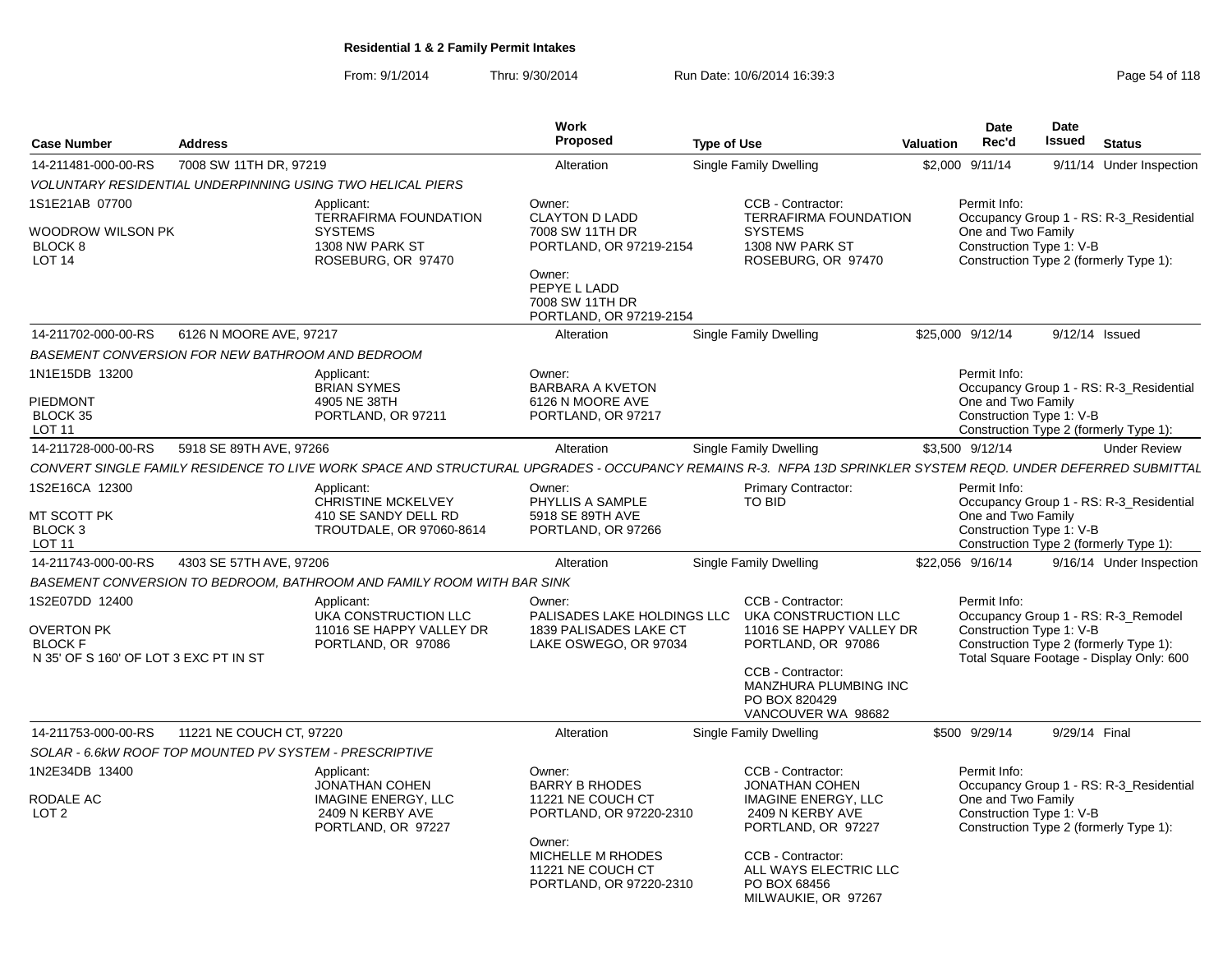**Residential 1 & 2 Family Permit Intakes**

From: 9/1/2014 Thru: 9/30/2014 Run Date: 10/6/2014 16:39:3

| Case Number | Address | | Work Proposed | Type of Use | Valuation | Date Rec'd | Date Issued | Status |
|---|---|---|---|---|---|---|---|---|
| 14-211481-000-00-RS | 7008 SW 11TH DR, 97219 | | Alteration | Single Family Dwelling | $2,000 | 9/11/14 | 9/11/14 | Under Inspection |
| *VOLUNTARY RESIDENTIAL UNDERPINNING USING TWO HELICAL PIERS* | | | | | | | | |
| 1S1E21AB 07700<br><br>WOODROW WILSON PK<br>BLOCK 8<br>LOT 14 | | Applicant:<br>TERRAFIRMA FOUNDATION SYSTEMS<br>1308 NW PARK ST<br>ROSEBURG, OR 97470 | Owner:<br>CLAYTON D LADD<br>7008 SW 11TH DR<br>PORTLAND, OR 97219-2154<br><br>Owner:<br>PEPYE L LADD<br>7008 SW 11TH DR<br>PORTLAND, OR 97219-2154 | CCB - Contractor:<br>TERRAFIRMA FOUNDATION SYSTEMS<br>1308 NW PARK ST<br>ROSEBURG, OR 97470 | | Permit Info:<br>Occupancy Group 1 - RS: R-3_Residential One and Two Family<br>Construction Type 1: V-B<br>Construction Type 2 (formerly Type 1): | | |
| 14-211702-000-00-RS | 6126 N MOORE AVE, 97217 | | Alteration | Single Family Dwelling | $25,000 | 9/12/14 | 9/12/14 | Issued |
| *BASEMENT CONVERSION FOR NEW BATHROOM AND BEDROOM* | | | | | | | | |
| 1N1E15DB 13200<br><br>PIEDMONT<br>BLOCK 35<br>LOT 11 | | Applicant:<br>BRIAN SYMES<br>4905 NE 38TH<br>PORTLAND, OR 97211 | Owner:<br>BARBARA A KVETON<br>6126 N MOORE AVE<br>PORTLAND, OR 97217 | | | Permit Info:<br>Occupancy Group 1 - RS: R-3_Residential One and Two Family<br>Construction Type 1: V-B<br>Construction Type 2 (formerly Type 1): | | |
| 14-211728-000-00-RS | 5918 SE 89TH AVE, 97266 | | Alteration | Single Family Dwelling | $3,500 | 9/12/14 | | Under Review |
| *CONVERT SINGLE FAMILY RESIDENCE TO LIVE WORK SPACE AND STRUCTURAL UPGRADES - OCCUPANCY REMAINS R-3. NFPA 13D SPRINKLER SYSTEM REQD. UNDER DEFERRED SUBMITTAL* | | | | | | | | |
| 1S2E16CA 12300<br><br>MT SCOTT PK<br>BLOCK 3<br>LOT 11 | | Applicant:<br>CHRISTINE MCKELVEY<br>410 SE SANDY DELL RD<br>TROUTDALE, OR 97060-8614 | Owner:<br>PHYLLIS A SAMPLE<br>5918 SE 89TH AVE<br>PORTLAND, OR 97266 | Primary Contractor:<br>TO BID | | Permit Info:<br>Occupancy Group 1 - RS: R-3_Residential One and Two Family<br>Construction Type 1: V-B<br>Construction Type 2 (formerly Type 1): | | |
| 14-211743-000-00-RS | 4303 SE 57TH AVE, 97206 | | Alteration | Single Family Dwelling | $22,056 | 9/16/14 | 9/16/14 | Under Inspection |
| *BASEMENT CONVERSION TO BEDROOM, BATHROOM AND FAMILY ROOM WITH BAR SINK* | | | | | | | | |
| 1S2E07DD 12400<br><br>OVERTON PK<br>BLOCK F<br>N 35' OF S 160' OF LOT 3 EXC PT IN ST | | Applicant:<br>UKA CONSTRUCTION LLC<br>11016 SE HAPPY VALLEY DR<br>PORTLAND, OR 97086 | Owner:<br>PALISADES LAKE HOLDINGS LLC<br>1839 PALISADES LAKE CT<br>LAKE OSWEGO, OR 97034 | CCB - Contractor:<br>UKA CONSTRUCTION LLC<br>11016 SE HAPPY VALLEY DR<br>PORTLAND, OR 97086<br><br>CCB - Contractor:<br>MANZHURA PLUMBING INC<br>PO BOX 820429<br>VANCOUVER WA 98682 | | Permit Info:<br>Occupancy Group 1 - RS: R-3_Remodel<br>Construction Type 1: V-B<br>Construction Type 2 (formerly Type 1):<br>Total Square Footage - Display Only: 600 | | |
| 14-211753-000-00-RS | 11221 NE COUCH CT, 97220 | | Alteration | Single Family Dwelling | $500 | 9/29/14 | 9/29/14 | Final |
| *SOLAR - 6.6kW ROOF TOP MOUNTED PV SYSTEM - PRESCRIPTIVE* | | | | | | | | |
| 1N2E34DB 13400<br><br>RODALE AC<br>LOT 2 | | Applicant:<br>JONATHAN COHEN<br>IMAGINE ENERGY, LLC<br>2409 N KERBY AVE<br>PORTLAND, OR 97227 | Owner:<br>BARRY B RHODES<br>11221 NE COUCH CT<br>PORTLAND, OR 97220-2310<br><br>Owner:<br>MICHELLE M RHODES<br>11221 NE COUCH CT<br>PORTLAND, OR 97220-2310 | CCB - Contractor:<br>JONATHAN COHEN<br>IMAGINE ENERGY, LLC<br>2409 N KERBY AVE<br>PORTLAND, OR 97227<br><br>CCB - Contractor:<br>ALL WAYS ELECTRIC LLC<br>PO BOX 68456<br>MILWAUKIE, OR 97267 | | Permit Info:<br>Occupancy Group 1 - RS: R-3_Residential One and Two Family<br>Construction Type 1: V-B<br>Construction Type 2 (formerly Type 1): | | |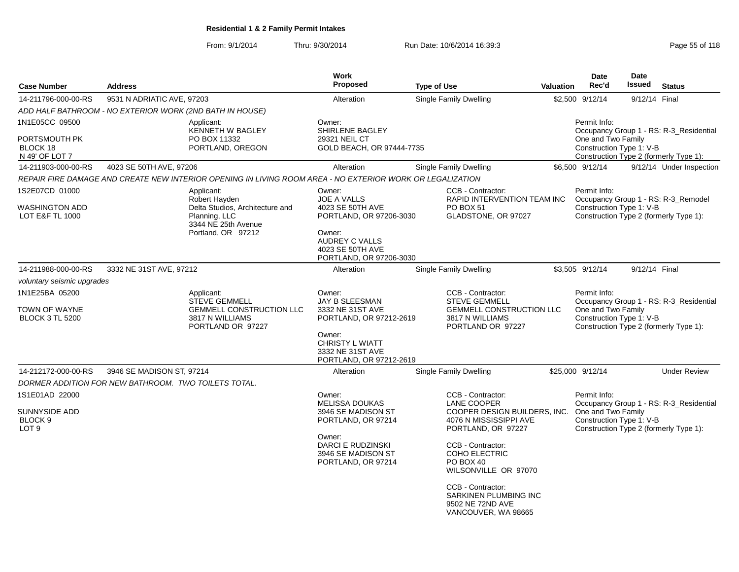# Residential 1 & 2 Family Permit Intakes

From: 9/1/2014 Thru: 9/30/2014 Run Date: 10/6/2014 16:39:3

| Case Number | Address | Work Proposed | Type of Use | Valuation | Date Rec'd | Date Issued | Status |
|---|---|---|---|---|---|---|---|
| 14-211796-000-00-RS | 9531 N ADRIATIC AVE, 97203 | Alteration | Single Family Dwelling | $2,500 | 9/12/14 | 9/12/14 | Final |

ADD HALF BATHROOM - NO EXTERIOR WORK (2ND BATH IN HOUSE)

1N1E05CC 09500
PORTSMOUTH PK
BLOCK 18
N 49' OF LOT 7

Applicant:
KENNETH W BAGLEY
PO BOX 11332
PORTLAND, OREGON

Owner:
SHIRLENE BAGLEY
29321 NEIL CT
GOLD BEACH, OR 97444-7735

Permit Info:
Occupancy Group 1 - RS: R-3_Residential One and Two Family
Construction Type 1: V-B
Construction Type 2 (formerly Type 1):

| Case Number | Address | Work Proposed | Type of Use | Valuation | Date Rec'd | Date Issued | Status |
|---|---|---|---|---|---|---|---|
| 14-211903-000-00-RS | 4023 SE 50TH AVE, 97206 | Alteration | Single Family Dwelling | $6,500 | 9/12/14 | 9/12/14 | Under Inspection |

REPAIR FIRE DAMAGE AND CREATE NEW INTERIOR OPENING IN LIVING ROOM AREA - NO EXTERIOR WORK OR LEGALIZATION

1S2E07CD 01000
WASHINGTON ADD
LOT E&F TL 1000

Applicant:
Robert Hayden
Delta Studios, Architecture and Planning, LLC
3344 NE 25th Avenue
Portland, OR 97212

Owner:
JOE A VALLS
4023 SE 50TH AVE
PORTLAND, OR 97206-3030

Owner:
AUDREY C VALLS
4023 SE 50TH AVE
PORTLAND, OR 97206-3030

CCB - Contractor:
RAPID INTERVENTION TEAM INC
PO BOX 51
GLADSTONE, OR 97027

Permit Info:
Occupancy Group 1 - RS: R-3_Remodel
Construction Type 1: V-B
Construction Type 2 (formerly Type 1):

| Case Number | Address | Work Proposed | Type of Use | Valuation | Date Rec'd | Date Issued | Status |
|---|---|---|---|---|---|---|---|
| 14-211988-000-00-RS | 3332 NE 31ST AVE, 97212 | Alteration | Single Family Dwelling | $3,505 | 9/12/14 | 9/12/14 | Final |

voluntary seismic upgrades

1N1E25BA 05200
TOWN OF WAYNE
BLOCK 3 TL 5200

Applicant:
STEVE GEMMELL
GEMMELL CONSTRUCTION LLC
3817 N WILLIAMS
PORTLAND OR 97227

Owner:
JAY B SLEESMAN
3332 NE 31ST AVE
PORTLAND, OR 97212-2619

Owner:
CHRISTY L WIATT
3332 NE 31ST AVE
PORTLAND, OR 97212-2619

CCB - Contractor:
STEVE GEMMELL
GEMMELL CONSTRUCTION LLC
3817 N WILLIAMS
PORTLAND OR 97227

Permit Info:
Occupancy Group 1 - RS: R-3_Residential One and Two Family
Construction Type 1: V-B
Construction Type 2 (formerly Type 1):

| Case Number | Address | Work Proposed | Type of Use | Valuation | Date Rec'd | Date Issued | Status |
|---|---|---|---|---|---|---|---|
| 14-212172-000-00-RS | 3946 SE MADISON ST, 97214 | Alteration | Single Family Dwelling | $25,000 | 9/12/14 | | Under Review |

DORMER ADDITION FOR NEW BATHROOM. TWO TOILETS TOTAL.

1S1E01AD 22000
SUNNYSIDE ADD
BLOCK 9
LOT 9

Owner:
MELISSA DOUKAS
3946 SE MADISON ST
PORTLAND, OR 97214

Owner:
DARCI E RUDZINSKI
3946 SE MADISON ST
PORTLAND, OR 97214

CCB - Contractor:
LANE COOPER
COOPER DESIGN BUILDERS, INC.
4076 N MISSISSIPPI AVE
PORTLAND, OR 97227

CCB - Contractor:
COHO ELECTRIC
PO BOX 40
WILSONVILLE OR 97070

CCB - Contractor:
SARKINEN PLUMBING INC
9502 NE 72ND AVE
VANCOUVER, WA 98665

Permit Info:
Occupancy Group 1 - RS: R-3_Residential One and Two Family
Construction Type 1: V-B
Construction Type 2 (formerly Type 1):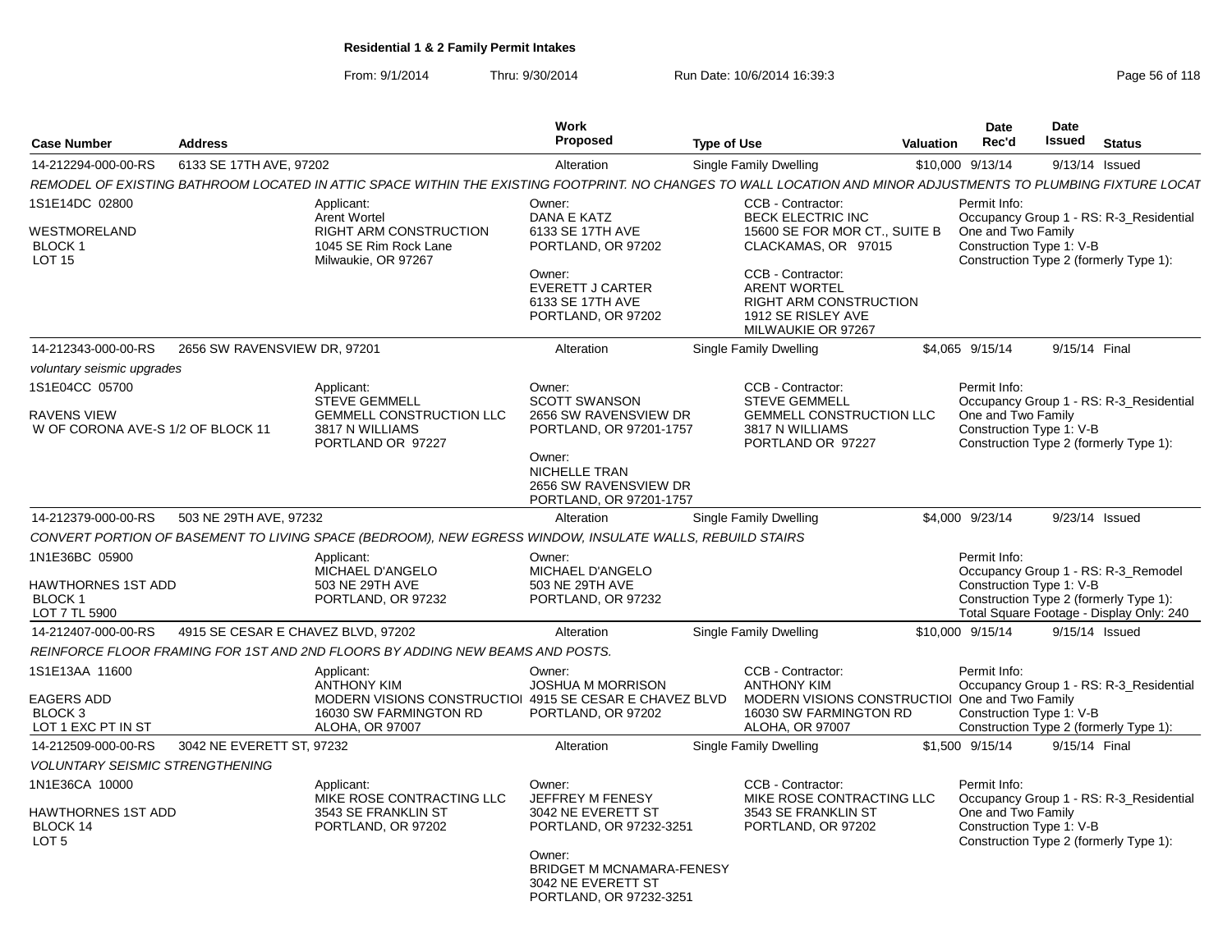**Residential 1 & 2 Family Permit Intakes**

From: 9/1/2014 Thru: 9/30/2014 Run Date: 10/6/2014 16:39:3

| Case Number | Address | Work Proposed | Type of Use | Valuation | Date Rec'd | Date Issued | Status |
|---|---|---|---|---|---|---|---|
| 14-212294-000-00-RS | 6133 SE 17TH AVE, 97202 | Alteration | Single Family Dwelling | $10,000 | 9/13/14 | 9/13/14 | Issued |

*REMODEL OF EXISTING BATHROOM LOCATED IN ATTIC SPACE WITHIN THE EXISTING FOOTPRINT. NO CHANGES TO WALL LOCATION AND MINOR ADJUSTMENTS TO PLUMBING FIXTURE LOCAT*

1S1E14DC 02800
WESTMORELAND
BLOCK 1
LOT 15

Applicant:
Arent Wortel
RIGHT ARM CONSTRUCTION
1045 SE Rim Rock Lane
Milwaukie, OR 97267

Owner:
DANA E KATZ
6133 SE 17TH AVE
PORTLAND, OR 97202

Owner:
EVERETT J CARTER
6133 SE 17TH AVE
PORTLAND, OR 97202

CCB - Contractor:
BECK ELECTRIC INC
15600 SE FOR MOR CT., SUITE B
CLACKAMAS, OR 97015

CCB - Contractor:
ARENT WORTEL
RIGHT ARM CONSTRUCTION
1912 SE RISLEY AVE
MILWAUKIE OR 97267

Permit Info:
Occupancy Group 1 - RS: R-3_Residential One and Two Family
Construction Type 1: V-B
Construction Type 2 (formerly Type 1):

| Case Number | Address | Work Proposed | Type of Use | Valuation | Date Rec'd | Date Issued | Status |
|---|---|---|---|---|---|---|---|
| 14-212343-000-00-RS | 2656 SW RAVENSVIEW DR, 97201 | Alteration | Single Family Dwelling | $4,065 | 9/15/14 | 9/15/14 | Final |

*voluntary seismic upgrades*

1S1E04CC 05700
RAVENS VIEW
W OF CORONA AVE-S 1/2 OF BLOCK 11

Applicant:
STEVE GEMMELL
GEMMELL CONSTRUCTION LLC
3817 N WILLIAMS
PORTLAND OR 97227

Owner:
SCOTT SWANSON
2656 SW RAVENSVIEW DR
PORTLAND, OR 97201-1757

Owner:
NICHELLE TRAN
2656 SW RAVENSVIEW DR
PORTLAND, OR 97201-1757

CCB - Contractor:
STEVE GEMMELL
GEMMELL CONSTRUCTION LLC
3817 N WILLIAMS
PORTLAND OR 97227

Permit Info:
Occupancy Group 1 - RS: R-3_Residential One and Two Family
Construction Type 1: V-B
Construction Type 2 (formerly Type 1):

| Case Number | Address | Work Proposed | Type of Use | Valuation | Date Rec'd | Date Issued | Status |
|---|---|---|---|---|---|---|---|
| 14-212379-000-00-RS | 503 NE 29TH AVE, 97232 | Alteration | Single Family Dwelling | $4,000 | 9/23/14 | 9/23/14 | Issued |

*CONVERT PORTION OF BASEMENT TO LIVING SPACE (BEDROOM), NEW EGRESS WINDOW, INSULATE WALLS, REBUILD STAIRS*

1N1E36BC 05900
HAWTHORNES 1ST ADD
BLOCK 1
LOT 7 TL 5900

Applicant:
MICHAEL D'ANGELO
503 NE 29TH AVE
PORTLAND, OR 97232

Owner:
MICHAEL D'ANGELO
503 NE 29TH AVE
PORTLAND, OR 97232

Permit Info:
Occupancy Group 1 - RS: R-3_Remodel
Construction Type 1: V-B
Construction Type 2 (formerly Type 1):
Total Square Footage - Display Only: 240

| Case Number | Address | Work Proposed | Type of Use | Valuation | Date Rec'd | Date Issued | Status |
|---|---|---|---|---|---|---|---|
| 14-212407-000-00-RS | 4915 SE CESAR E CHAVEZ BLVD, 97202 | Alteration | Single Family Dwelling | $10,000 | 9/15/14 | 9/15/14 | Issued |

*REINFORCE FLOOR FRAMING FOR 1ST AND 2ND FLOORS BY ADDING NEW BEAMS AND POSTS.*

1S1E13AA 11600
EAGERS ADD
BLOCK 3
LOT 1 EXC PT IN ST

Applicant:
ANTHONY KIM
MODERN VISIONS CONSTRUCTIOI
16030 SW FARMINGTON RD
ALOHA, OR 97007

Owner:
JOSHUA M MORRISON
4915 SE CESAR E CHAVEZ BLVD
PORTLAND, OR 97202

CCB - Contractor:
ANTHONY KIM
MODERN VISIONS CONSTRUCTIOI
16030 SW FARMINGTON RD
ALOHA, OR 97007

Permit Info:
Occupancy Group 1 - RS: R-3_Residential One and Two Family
Construction Type 1: V-B
Construction Type 2 (formerly Type 1):

| Case Number | Address | Work Proposed | Type of Use | Valuation | Date Rec'd | Date Issued | Status |
|---|---|---|---|---|---|---|---|
| 14-212509-000-00-RS | 3042 NE EVERETT ST, 97232 | Alteration | Single Family Dwelling | $1,500 | 9/15/14 | 9/15/14 | Final |

*VOLUNTARY SEISMIC STRENGTHENING*

1N1E36CA 10000
HAWTHORNES 1ST ADD
BLOCK 14
LOT 5

Applicant:
MIKE ROSE CONTRACTING LLC
3543 SE FRANKLIN ST
PORTLAND, OR 97202

Owner:
JEFFREY M FENESY
3042 NE EVERETT ST
PORTLAND, OR 97232-3251

Owner:
BRIDGET M MCNAMARA-FENESY
3042 NE EVERETT ST
PORTLAND, OR 97232-3251

CCB - Contractor:
MIKE ROSE CONTRACTING LLC
3543 SE FRANKLIN ST
PORTLAND, OR 97202

Permit Info:
Occupancy Group 1 - RS: R-3_Residential One and Two Family
Construction Type 1: V-B
Construction Type 2 (formerly Type 1):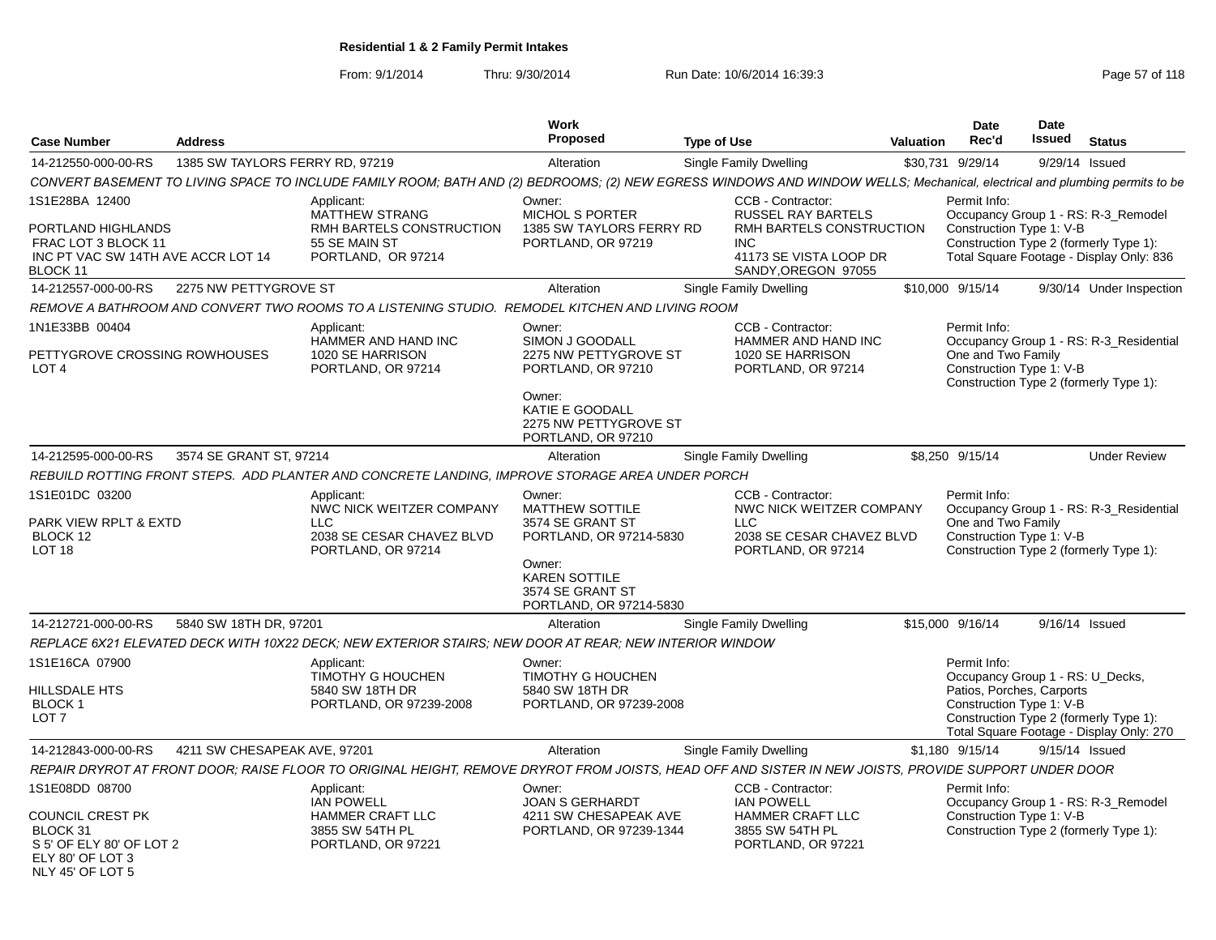**Residential 1 & 2 Family Permit Intakes**

From: 9/1/2014 Thru: 9/30/2014 Run Date: 10/6/2014 16:39:3

| Case Number | Address | Work Proposed | Type of Use | Valuation | Date Rec'd | Date Issued | Status |
|---|---|---|---|---|---|---|---|
| 14-212550-000-00-RS | 1385 SW TAYLORS FERRY RD, 97219 | Alteration | Single Family Dwelling | $30,731 | 9/29/14 | 9/29/14 | Issued |

CONVERT BASEMENT TO LIVING SPACE TO INCLUDE FAMILY ROOM; BATH AND (2) BEDROOMS; (2) NEW EGRESS WINDOWS AND WINDOW WELLS; Mechanical, electrical and plumbing permits to be

1S1E28BA 12400
PORTLAND HIGHLANDS
FRAC LOT 3 BLOCK 11
INC PT VAC SW 14TH AVE ACCR LOT 14
BLOCK 11

Applicant:
MATTHEW STRANG
RMH BARTELS CONSTRUCTION
55 SE MAIN ST
PORTLAND, OR 97214

Owner:
MICHOL S PORTER
1385 SW TAYLORS FERRY RD
PORTLAND, OR 97219

CCB - Contractor:
RUSSEL RAY BARTELS
RMH BARTELS CONSTRUCTION INC
41173 SE VISTA LOOP DR
SANDY,OREGON 97055

Permit Info:
Occupancy Group 1 - RS: R-3_Remodel
Construction Type 1: V-B
Construction Type 2 (formerly Type 1):
Total Square Footage - Display Only: 836

| Case Number | Address | Work Proposed | Type of Use | Valuation | Date Rec'd | Date Issued | Status |
|---|---|---|---|---|---|---|---|
| 14-212557-000-00-RS | 2275 NW PETTYGROVE ST | Alteration | Single Family Dwelling | $10,000 | 9/15/14 | 9/30/14 | Under Inspection |

REMOVE A BATHROOM AND CONVERT TWO ROOMS TO A LISTENING STUDIO. REMODEL KITCHEN AND LIVING ROOM

1N1E33BB 00404
PETTYGROVE CROSSING ROWHOUSES
LOT 4

Applicant:
HAMMER AND HAND INC
1020 SE HARRISON
PORTLAND, OR 97214

Owner:
SIMON J GOODALL
2275 NW PETTYGROVE ST
PORTLAND, OR 97210

Owner:
KATIE E GOODALL
2275 NW PETTYGROVE ST
PORTLAND, OR 97210

CCB - Contractor:
HAMMER AND HAND INC
1020 SE HARRISON
PORTLAND, OR 97214

Permit Info:
Occupancy Group 1 - RS: R-3_Residential One and Two Family
Construction Type 1: V-B
Construction Type 2 (formerly Type 1):

| Case Number | Address | Work Proposed | Type of Use | Valuation | Date Rec'd | Date Issued | Status |
|---|---|---|---|---|---|---|---|
| 14-212595-000-00-RS | 3574 SE GRANT ST, 97214 | Alteration | Single Family Dwelling | $8,250 | 9/15/14 | | Under Review |

REBUILD ROTTING FRONT STEPS. ADD PLANTER AND CONCRETE LANDING, IMPROVE STORAGE AREA UNDER PORCH

1S1E01DC 03200
PARK VIEW RPLT & EXTD
BLOCK 12
LOT 18

Applicant:
NWC NICK WEITZER COMPANY LLC
2038 SE CESAR CHAVEZ BLVD
PORTLAND, OR 97214

Owner:
MATTHEW SOTTILE
3574 SE GRANT ST
PORTLAND, OR 97214-5830

Owner:
KAREN SOTTILE
3574 SE GRANT ST
PORTLAND, OR 97214-5830

CCB - Contractor:
NWC NICK WEITZER COMPANY LLC
2038 SE CESAR CHAVEZ BLVD
PORTLAND, OR 97214

Permit Info:
Occupancy Group 1 - RS: R-3_Residential One and Two Family
Construction Type 1: V-B
Construction Type 2 (formerly Type 1):

| Case Number | Address | Work Proposed | Type of Use | Valuation | Date Rec'd | Date Issued | Status |
|---|---|---|---|---|---|---|---|
| 14-212721-000-00-RS | 5840 SW 18TH DR, 97201 | Alteration | Single Family Dwelling | $15,000 | 9/16/14 | 9/16/14 | Issued |

REPLACE 6X21 ELEVATED DECK WITH 10X22 DECK; NEW EXTERIOR STAIRS; NEW DOOR AT REAR; NEW INTERIOR WINDOW

1S1E16CA 07900
HILLSDALE HTS
BLOCK 1
LOT 7

Applicant:
TIMOTHY G HOUCHEN
5840 SW 18TH DR
PORTLAND, OR 97239-2008

Owner:
TIMOTHY G HOUCHEN
5840 SW 18TH DR
PORTLAND, OR 97239-2008

Permit Info:
Occupancy Group 1 - RS: U_Decks, Patios, Porches, Carports
Construction Type 1: V-B
Construction Type 2 (formerly Type 1):
Total Square Footage - Display Only: 270

| Case Number | Address | Work Proposed | Type of Use | Valuation | Date Rec'd | Date Issued | Status |
|---|---|---|---|---|---|---|---|
| 14-212843-000-00-RS | 4211 SW CHESAPEAK AVE, 97201 | Alteration | Single Family Dwelling | $1,180 | 9/15/14 | 9/15/14 | Issued |

REPAIR DRYROT AT FRONT DOOR; RAISE FLOOR TO ORIGINAL HEIGHT, REMOVE DRYROT FROM JOISTS, HEAD OFF AND SISTER IN NEW JOISTS, PROVIDE SUPPORT UNDER DOOR

1S1E08DD 08700
COUNCIL CREST PK
BLOCK 31
S 5' OF ELY 80' OF LOT 2
ELY 80' OF LOT 3
NLY 45' OF LOT 5

Applicant:
IAN POWELL
HAMMER CRAFT LLC
3855 SW 54TH PL
PORTLAND, OR 97221

Owner:
JOAN S GERHARDT
4211 SW CHESAPEAK AVE
PORTLAND, OR 97239-1344

CCB - Contractor:
IAN POWELL
HAMMER CRAFT LLC
3855 SW 54TH PL
PORTLAND, OR 97221

Permit Info:
Occupancy Group 1 - RS: R-3_Remodel
Construction Type 1: V-B
Construction Type 2 (formerly Type 1):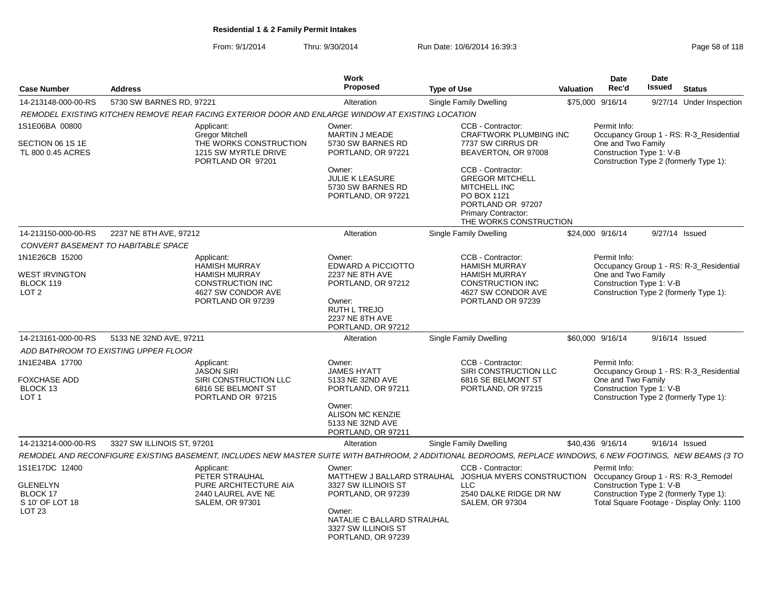**Residential 1 & 2 Family Permit Intakes**

From: 9/1/2014 Thru: 9/30/2014 Run Date: 10/6/2014 16:39:3

| Case Number | Address | Work Proposed | Type of Use | Valuation | Date Rec'd | Date Issued | Status |
|---|---|---|---|---|---|---|---|
| 14-213148-000-00-RS | 5730 SW BARNES RD, 97221 | Alteration | Single Family Dwelling | $75,000 | 9/16/14 | 9/27/14 | Under Inspection |

*REMODEL EXISTING KITCHEN REMOVE REAR FACING EXTERIOR DOOR AND ENLARGE WINDOW AT EXISTING LOCATION*

1S1E06BA 00800
SECTION 06 1S 1E
TL 800 0.45 ACRES

Applicant:
Gregor Mitchell
THE WORKS CONSTRUCTION
1215 SW MYRTLE DRIVE
PORTLAND OR 97201

Owner:
MARTIN J MEADE
5730 SW BARNES RD
PORTLAND, OR 97221

Owner:
JULIE K LEASURE
5730 SW BARNES RD
PORTLAND, OR 97221

CCB - Contractor:
CRAFTWORK PLUMBING INC
7737 SW CIRRUS DR
BEAVERTON, OR 97008

CCB - Contractor:
GREGOR MITCHELL
MITCHELL INC
PO BOX 1121
PORTLAND OR 97207
Primary Contractor:
THE WORKS CONSTRUCTION

Permit Info:
Occupancy Group 1 - RS: R-3_Residential One and Two Family
Construction Type 1: V-B
Construction Type 2 (formerly Type 1):

| Case Number | Address | Work Proposed | Type of Use | Valuation | Date Rec'd | Date Issued | Status |
|---|---|---|---|---|---|---|---|
| 14-213150-000-00-RS | 2237 NE 8TH AVE, 97212 | Alteration | Single Family Dwelling | $24,000 | 9/16/14 | 9/27/14 | Issued |

*CONVERT BASEMENT TO HABITABLE SPACE*

1N1E26CB 15200
WEST IRVINGTON
BLOCK 119
LOT 2

Applicant:
HAMISH MURRAY
HAMISH MURRAY
CONSTRUCTION INC
4627 SW CONDOR AVE
PORTLAND OR 97239

Owner:
EDWARD A PICCIOTTO
2237 NE 8TH AVE
PORTLAND, OR 97212

Owner:
RUTH L TREJO
2237 NE 8TH AVE
PORTLAND, OR 97212

CCB - Contractor:
HAMISH MURRAY
HAMISH MURRAY
CONSTRUCTION INC
4627 SW CONDOR AVE
PORTLAND OR 97239

Permit Info:
Occupancy Group 1 - RS: R-3_Residential One and Two Family
Construction Type 1: V-B
Construction Type 2 (formerly Type 1):

| Case Number | Address | Work Proposed | Type of Use | Valuation | Date Rec'd | Date Issued | Status |
|---|---|---|---|---|---|---|---|
| 14-213161-000-00-RS | 5133 NE 32ND AVE, 97211 | Alteration | Single Family Dwelling | $60,000 | 9/16/14 | 9/16/14 | Issued |

*ADD BATHROOM TO EXISTING UPPER FLOOR*

1N1E24BA 17700
FOXCHASE ADD
BLOCK 13
LOT 1

Applicant:
JASON SIRI
SIRI CONSTRUCTION LLC
6816 SE BELMONT ST
PORTLAND OR 97215

Owner:
JAMES HYATT
5133 NE 32ND AVE
PORTLAND, OR 97211

Owner:
ALISON MC KENZIE
5133 NE 32ND AVE
PORTLAND, OR 97211

CCB - Contractor:
SIRI CONSTRUCTION LLC
6816 SE BELMONT ST
PORTLAND, OR 97215

Permit Info:
Occupancy Group 1 - RS: R-3_Residential One and Two Family
Construction Type 1: V-B
Construction Type 2 (formerly Type 1):

| Case Number | Address | Work Proposed | Type of Use | Valuation | Date Rec'd | Date Issued | Status |
|---|---|---|---|---|---|---|---|
| 14-213214-000-00-RS | 3327 SW ILLINOIS ST, 97201 | Alteration | Single Family Dwelling | $40,436 | 9/16/14 | 9/16/14 | Issued |

*REMODEL AND RECONFIGURE EXISTING BASEMENT, INCLUDES NEW MASTER SUITE WITH BATHROOM, 2 ADDITIONAL BEDROOMS, REPLACE WINDOWS, 6 NEW FOOTINGS, NEW BEAMS (3 TO*

1S1E17DC 12400
GLENELYN
BLOCK 17
S 10' OF LOT 18
LOT 23

Applicant:
PETER STRAUHAL
PURE ARCHITECTURE AIA
2440 LAUREL AVE NE
SALEM, OR 97301

Owner:
MATTHEW J BALLARD STRAUHAL
3327 SW ILLINOIS ST
PORTLAND, OR 97239

Owner:
NATALIE C BALLARD STRAUHAL
3327 SW ILLINOIS ST
PORTLAND, OR 97239

CCB - Contractor:
JOSHUA MYERS CONSTRUCTION LLC
2540 DALKE RIDGE DR NW
SALEM, OR 97304

Permit Info:
Occupancy Group 1 - RS: R-3_Remodel
Construction Type 1: V-B
Construction Type 2 (formerly Type 1):
Total Square Footage - Display Only: 1100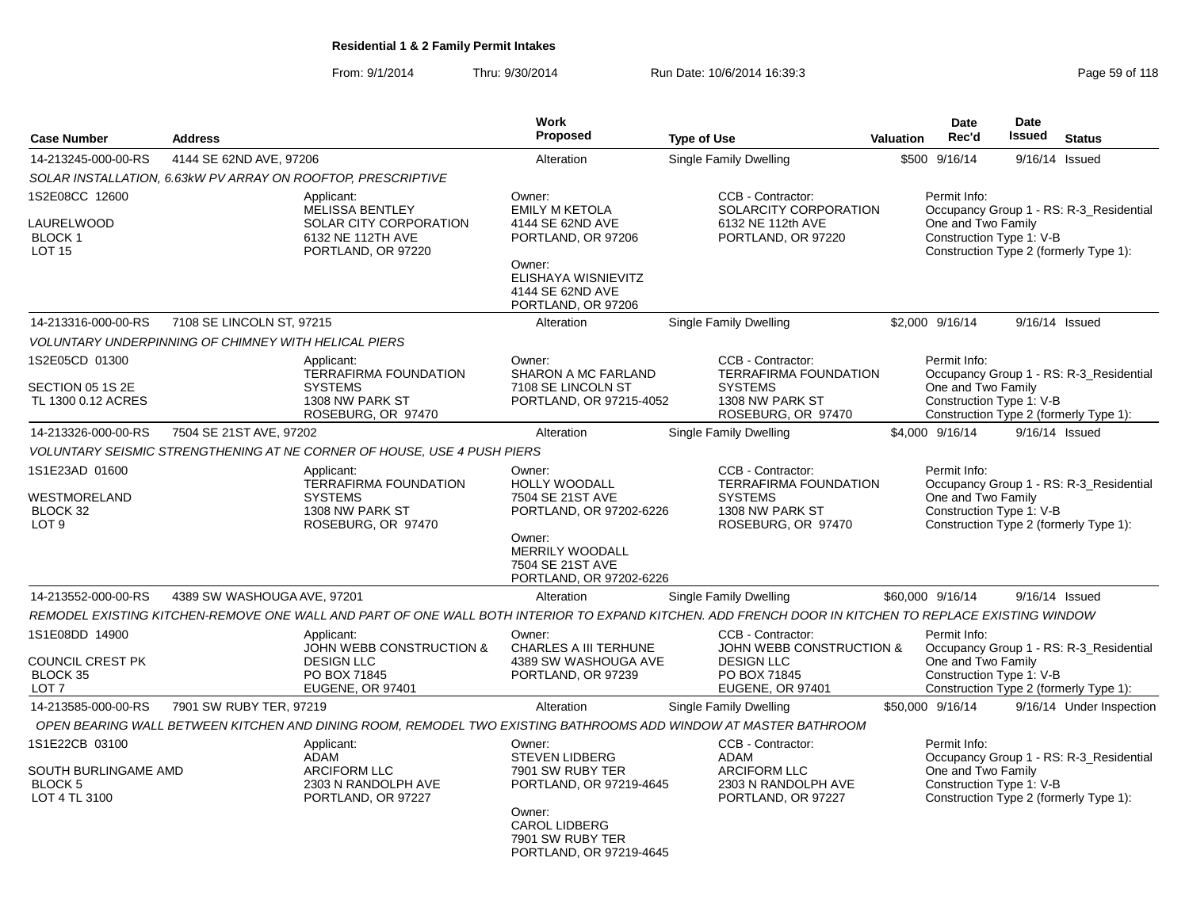**Residential 1 & 2 Family Permit Intakes**

From: 9/1/2014 Thru: 9/30/2014 Run Date: 10/6/2014 16:39:3

| Case Number | Address | Work Proposed | Type of Use | Valuation | Date Rec'd | Date Issued | Status |
|---|---|---|---|---|---|---|---|
| 14-213245-000-00-RS | 4144 SE 62ND AVE, 97206 | Alteration | Single Family Dwelling | $500 | 9/16/14 | 9/16/14 | Issued |

*SOLAR INSTALLATION, 6.63kW PV ARRAY ON ROOFTOP, PRESCRIPTIVE*

1S2E08CC 12600
LAURELWOOD
BLOCK 1
LOT 15

Applicant:
MELISSA BENTLEY
SOLAR CITY CORPORATION
6132 NE 112TH AVE
PORTLAND, OR 97220

Owner:
EMILY M KETOLA
4144 SE 62ND AVE
PORTLAND, OR 97206

Owner:
ELISHAYA WISNIEVITZ
4144 SE 62ND AVE
PORTLAND, OR 97206

CCB - Contractor:
SOLARCITY CORPORATION
6132 NE 112th AVE
PORTLAND, OR 97220

Permit Info:
Occupancy Group 1 - RS: R-3_Residential One and Two Family
Construction Type 1: V-B
Construction Type 2 (formerly Type 1):

| Case Number | Address | Work Proposed | Type of Use | Valuation | Date Rec'd | Date Issued | Status |
|---|---|---|---|---|---|---|---|
| 14-213316-000-00-RS | 7108 SE LINCOLN ST, 97215 | Alteration | Single Family Dwelling | $2,000 | 9/16/14 | 9/16/14 | Issued |

*VOLUNTARY UNDERPINNING OF CHIMNEY WITH HELICAL PIERS*

1S2E05CD 01300
SECTION 05 1S 2E
TL 1300 0.12 ACRES

Applicant:
TERRAFIRMA FOUNDATION SYSTEMS
1308 NW PARK ST
ROSEBURG, OR 97470

Owner:
SHARON A MC FARLAND
7108 SE LINCOLN ST
PORTLAND, OR 97215-4052

CCB - Contractor:
TERRAFIRMA FOUNDATION SYSTEMS
1308 NW PARK ST
ROSEBURG, OR 97470

Permit Info:
Occupancy Group 1 - RS: R-3_Residential One and Two Family
Construction Type 1: V-B
Construction Type 2 (formerly Type 1):

| Case Number | Address | Work Proposed | Type of Use | Valuation | Date Rec'd | Date Issued | Status |
|---|---|---|---|---|---|---|---|
| 14-213326-000-00-RS | 7504 SE 21ST AVE, 97202 | Alteration | Single Family Dwelling | $4,000 | 9/16/14 | 9/16/14 | Issued |

*VOLUNTARY SEISMIC STRENGTHENING AT NE CORNER OF HOUSE, USE 4 PUSH PIERS*

1S1E23AD 01600
WESTMORELAND
BLOCK 32
LOT 9

Applicant:
TERRAFIRMA FOUNDATION SYSTEMS
1308 NW PARK ST
ROSEBURG, OR 97470

Owner:
HOLLY WOODALL
7504 SE 21ST AVE
PORTLAND, OR 97202-6226

Owner:
MERRILY WOODALL
7504 SE 21ST AVE
PORTLAND, OR 97202-6226

CCB - Contractor:
TERRAFIRMA FOUNDATION SYSTEMS
1308 NW PARK ST
ROSEBURG, OR 97470

Permit Info:
Occupancy Group 1 - RS: R-3_Residential One and Two Family
Construction Type 1: V-B
Construction Type 2 (formerly Type 1):

| Case Number | Address | Work Proposed | Type of Use | Valuation | Date Rec'd | Date Issued | Status |
|---|---|---|---|---|---|---|---|
| 14-213552-000-00-RS | 4389 SW WASHOUGA AVE, 97201 | Alteration | Single Family Dwelling | $60,000 | 9/16/14 | 9/16/14 | Issued |

*REMODEL EXISTING KITCHEN-REMOVE ONE WALL AND PART OF ONE WALL BOTH INTERIOR TO EXPAND KITCHEN. ADD FRENCH DOOR IN KITCHEN TO REPLACE EXISTING WINDOW*

1S1E08DD 14900
COUNCIL CREST PK
BLOCK 35
LOT 7

Applicant:
JOHN WEBB CONSTRUCTION & DESIGN LLC
PO BOX 71845
EUGENE, OR 97401

Owner:
CHARLES A III TERHUNE
4389 SW WASHOUGA AVE
PORTLAND, OR 97239

CCB - Contractor:
JOHN WEBB CONSTRUCTION & DESIGN LLC
PO BOX 71845
EUGENE, OR 97401

Permit Info:
Occupancy Group 1 - RS: R-3_Residential One and Two Family
Construction Type 1: V-B
Construction Type 2 (formerly Type 1):

| Case Number | Address | Work Proposed | Type of Use | Valuation | Date Rec'd | Date Issued | Status |
|---|---|---|---|---|---|---|---|
| 14-213585-000-00-RS | 7901 SW RUBY TER, 97219 | Alteration | Single Family Dwelling | $50,000 | 9/16/14 | 9/16/14 | Under Inspection |

*OPEN BEARING WALL BETWEEN KITCHEN AND DINING ROOM, REMODEL TWO EXISTING BATHROOMS ADD WINDOW AT MASTER BATHROOM*

1S1E22CB 03100
SOUTH BURLINGAME AMD
BLOCK 5
LOT 4 TL 3100

Applicant:
ADAM
ARCIFORM LLC
2303 N RANDOLPH AVE
PORTLAND, OR 97227

Owner:
STEVEN LIDBERG
7901 SW RUBY TER
PORTLAND, OR 97219-4645

Owner:
CAROL LIDBERG
7901 SW RUBY TER
PORTLAND, OR 97219-4645

CCB - Contractor:
ADAM
ARCIFORM LLC
2303 N RANDOLPH AVE
PORTLAND, OR 97227

Permit Info:
Occupancy Group 1 - RS: R-3_Residential One and Two Family
Construction Type 1: V-B
Construction Type 2 (formerly Type 1):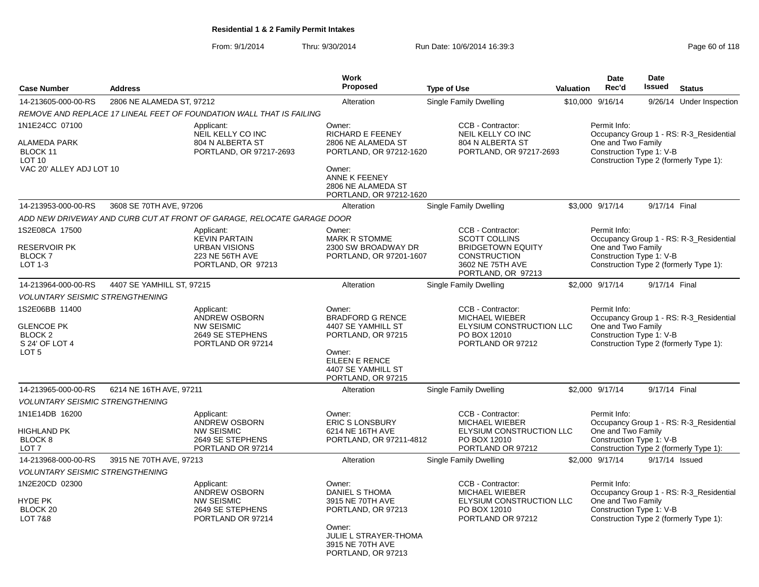## Residential 1 & 2 Family Permit Intakes

From: 9/1/2014 Thru: 9/30/2014 Run Date: 10/6/2014 16:39:3

| Case Number | Address | Work Proposed | Type of Use | Valuation | Date Rec'd | Date Issued | Status |
|---|---|---|---|---|---|---|---|
| 14-213605-000-00-RS | 2806 NE ALAMEDA ST, 97212 | Alteration | Single Family Dwelling | $10,000 | 9/16/14 | 9/26/14 | Under Inspection |

*REMOVE AND REPLACE 17 LINEAL FEET OF FOUNDATION WALL THAT IS FAILING*

1N1E24CC 07100
ALAMEDA PARK
BLOCK 11
LOT 10
VAC 20' ALLEY ADJ LOT 10

Applicant:
NEIL KELLY CO INC
804 N ALBERTA ST
PORTLAND, OR 97217-2693

Owner:
RICHARD E FEENEY
2806 NE ALAMEDA ST
PORTLAND, OR 97212-1620

Owner:
ANNE K FEENEY
2806 NE ALAMEDA ST
PORTLAND, OR 97212-1620

CCB - Contractor:
NEIL KELLY CO INC
804 N ALBERTA ST
PORTLAND, OR 97217-2693

Permit Info:
Occupancy Group 1 - RS: R-3_Residential One and Two Family
Construction Type 1: V-B
Construction Type 2 (formerly Type 1):

| Case Number | Address | Work Proposed | Type of Use | Valuation | Date Rec'd | Date Issued | Status |
|---|---|---|---|---|---|---|---|
| 14-213953-000-00-RS | 3608 SE 70TH AVE, 97206 | Alteration | Single Family Dwelling | $3,000 | 9/17/14 | 9/17/14 | Final |

*ADD NEW DRIVEWAY AND CURB CUT AT FRONT OF GARAGE, RELOCATE GARAGE DOOR*

1S2E08CA 17500
RESERVOIR PK
BLOCK 7
LOT 1-3

Applicant:
KEVIN PARTAIN
URBAN VISIONS
223 NE 56TH AVE
PORTLAND, OR 97213

Owner:
MARK R STOMME
2300 SW BROADWAY DR
PORTLAND, OR 97201-1607

CCB - Contractor:
SCOTT COLLINS
BRIDGETOWN EQUITY CONSTRUCTION
3602 NE 75TH AVE
PORTLAND, OR 97213

Permit Info:
Occupancy Group 1 - RS: R-3_Residential One and Two Family
Construction Type 1: V-B
Construction Type 2 (formerly Type 1):

| Case Number | Address | Work Proposed | Type of Use | Valuation | Date Rec'd | Date Issued | Status |
|---|---|---|---|---|---|---|---|
| 14-213964-000-00-RS | 4407 SE YAMHILL ST, 97215 | Alteration | Single Family Dwelling | $2,000 | 9/17/14 | 9/17/14 | Final |

*VOLUNTARY SEISMIC STRENGTHENING*

1S2E06BB 11400
GLENCOE PK
BLOCK 2
S 24' OF LOT 4
LOT 5

Applicant:
ANDREW OSBORN
NW SEISMIC
2649 SE STEPHENS
PORTLAND OR 97214

Owner:
BRADFORD G RENCE
4407 SE YAMHILL ST
PORTLAND, OR 97215

Owner:
EILEEN E RENCE
4407 SE YAMHILL ST
PORTLAND, OR 97215

CCB - Contractor:
MICHAEL WIEBER
ELYSIUM CONSTRUCTION LLC
PO BOX 12010
PORTLAND OR 97212

Permit Info:
Occupancy Group 1 - RS: R-3_Residential One and Two Family
Construction Type 1: V-B
Construction Type 2 (formerly Type 1):

| Case Number | Address | Work Proposed | Type of Use | Valuation | Date Rec'd | Date Issued | Status |
|---|---|---|---|---|---|---|---|
| 14-213965-000-00-RS | 6214 NE 16TH AVE, 97211 | Alteration | Single Family Dwelling | $2,000 | 9/17/14 | 9/17/14 | Final |

*VOLUNTARY SEISMIC STRENGTHENING*

1N1E14DB 16200
HIGHLAND PK
BLOCK 8
LOT 7

Applicant:
ANDREW OSBORN
NW SEISMIC
2649 SE STEPHENS
PORTLAND OR 97214

Owner:
ERIC S LONSBURY
6214 NE 16TH AVE
PORTLAND, OR 97211-4812

CCB - Contractor:
MICHAEL WIEBER
ELYSIUM CONSTRUCTION LLC
PO BOX 12010
PORTLAND OR 97212

Permit Info:
Occupancy Group 1 - RS: R-3_Residential One and Two Family
Construction Type 1: V-B
Construction Type 2 (formerly Type 1):

| Case Number | Address | Work Proposed | Type of Use | Valuation | Date Rec'd | Date Issued | Status |
|---|---|---|---|---|---|---|---|
| 14-213968-000-00-RS | 3915 NE 70TH AVE, 97213 | Alteration | Single Family Dwelling | $2,000 | 9/17/14 | 9/17/14 | Issued |

*VOLUNTARY SEISMIC STRENGTHENING*

1N2E20CD 02300
HYDE PK
BLOCK 20
LOT 7&8

Applicant:
ANDREW OSBORN
NW SEISMIC
2649 SE STEPHENS
PORTLAND OR 97214

Owner:
DANIEL S THOMA
3915 NE 70TH AVE
PORTLAND, OR 97213

Owner:
JULIE L STRAYER-THOMA
3915 NE 70TH AVE
PORTLAND, OR 97213

CCB - Contractor:
MICHAEL WIEBER
ELYSIUM CONSTRUCTION LLC
PO BOX 12010
PORTLAND OR 97212

Permit Info:
Occupancy Group 1 - RS: R-3_Residential One and Two Family
Construction Type 1: V-B
Construction Type 2 (formerly Type 1):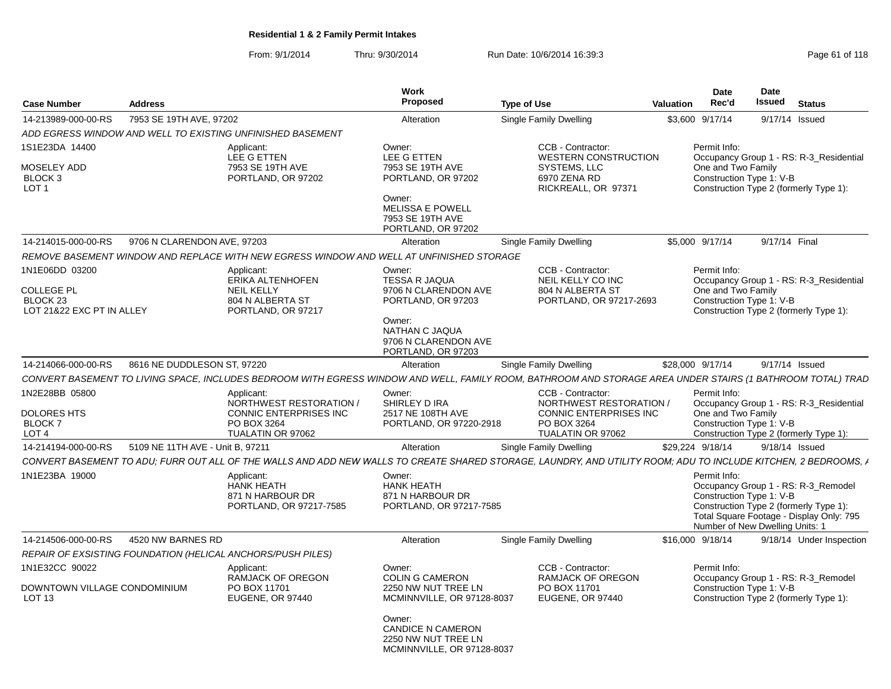## Residential 1 & 2 Family Permit Intakes

From: 9/1/2014 Thru: 9/30/2014 Run Date: 10/6/2014 16:39:3

| Case Number | Address | Work Proposed | Type of Use | Valuation | Date Rec'd | Date Issued | Status |
|---|---|---|---|---|---|---|---|
| 14-213989-000-00-RS | 7953 SE 19TH AVE, 97202 | Alteration | Single Family Dwelling | $3,600 | 9/17/14 | 9/17/14 | Issued |

*ADD EGRESS WINDOW AND WELL TO EXISTING UNFINISHED BASEMENT*

1S1E23DA 14400
MOSELEY ADD
BLOCK 3
LOT 1

Applicant:
LEE G ETTEN
7953 SE 19TH AVE
PORTLAND, OR 97202

Owner:
LEE G ETTEN
7953 SE 19TH AVE
PORTLAND, OR 97202

Owner:
MELISSA E POWELL
7953 SE 19TH AVE
PORTLAND, OR 97202

CCB - Contractor:
WESTERN CONSTRUCTION SYSTEMS, LLC
6970 ZENA RD
RICKREALL, OR 97371

Permit Info:
Occupancy Group 1 - RS: R-3_Residential One and Two Family
Construction Type 1: V-B
Construction Type 2 (formerly Type 1):

| Case Number | Address | Work Proposed | Type of Use | Valuation | Date Rec'd | Date Issued | Status |
|---|---|---|---|---|---|---|---|
| 14-214015-000-00-RS | 9706 N CLARENDON AVE, 97203 | Alteration | Single Family Dwelling | $5,000 | 9/17/14 | 9/17/14 | Final |

*REMOVE BASEMENT WINDOW AND REPLACE WITH NEW EGRESS WINDOW AND WELL AT UNFINISHED STORAGE*

1N1E06DD 03200
COLLEGE PL
BLOCK 23
LOT 21&22 EXC PT IN ALLEY

Applicant:
ERIKA ALTENHOFEN
NEIL KELLY
804 N ALBERTA ST
PORTLAND, OR 97217

Owner:
TESSA R JAQUA
9706 N CLARENDON AVE
PORTLAND, OR 97203

Owner:
NATHAN C JAQUA
9706 N CLARENDON AVE
PORTLAND, OR 97203

CCB - Contractor:
NEIL KELLY CO INC
804 N ALBERTA ST
PORTLAND, OR 97217-2693

Permit Info:
Occupancy Group 1 - RS: R-3_Residential One and Two Family
Construction Type 1: V-B
Construction Type 2 (formerly Type 1):

| Case Number | Address | Work Proposed | Type of Use | Valuation | Date Rec'd | Date Issued | Status |
|---|---|---|---|---|---|---|---|
| 14-214066-000-00-RS | 8616 NE DUDDLESON ST, 97220 | Alteration | Single Family Dwelling | $28,000 | 9/17/14 | 9/17/14 | Issued |

*CONVERT BASEMENT TO LIVING SPACE, INCLUDES BEDROOM WITH EGRESS WINDOW AND WELL, FAMILY ROOM, BATHROOM AND STORAGE AREA UNDER STAIRS (1 BATHROOM TOTAL) TRAD*

1N2E28BB 05800
DOLORES HTS
BLOCK 7
LOT 4

Applicant:
NORTHWEST RESTORATION / CONNIC ENTERPRISES INC
PO BOX 3264
TUALATIN OR 97062

Owner:
SHIRLEY D IRA
2517 NE 108TH AVE
PORTLAND, OR 97220-2918

CCB - Contractor:
NORTHWEST RESTORATION / CONNIC ENTERPRISES INC
PO BOX 3264
TUALATIN OR 97062

Permit Info:
Occupancy Group 1 - RS: R-3_Residential One and Two Family
Construction Type 1: V-B
Construction Type 2 (formerly Type 1):

| Case Number | Address | Work Proposed | Type of Use | Valuation | Date Rec'd | Date Issued | Status |
|---|---|---|---|---|---|---|---|
| 14-214194-000-00-RS | 5109 NE 11TH AVE - Unit B, 97211 | Alteration | Single Family Dwelling | $29,224 | 9/18/14 | 9/18/14 | Issued |

*CONVERT BASEMENT TO ADU; FURR OUT ALL OF THE WALLS AND ADD NEW WALLS TO CREATE SHARED STORAGE, LAUNDRY, AND UTILITY ROOM; ADU TO INCLUDE KITCHEN, 2 BEDROOMS, A*

1N1E23BA 19000

Applicant:
HANK HEATH
871 N HARBOUR DR
PORTLAND, OR 97217-7585

Owner:
HANK HEATH
871 N HARBOUR DR
PORTLAND, OR 97217-7585

Permit Info:
Occupancy Group 1 - RS: R-3_Remodel
Construction Type 1: V-B
Construction Type 2 (formerly Type 1):
Total Square Footage - Display Only: 795
Number of New Dwelling Units: 1

| Case Number | Address | Work Proposed | Type of Use | Valuation | Date Rec'd | Date Issued | Status |
|---|---|---|---|---|---|---|---|
| 14-214506-000-00-RS | 4520 NW BARNES RD | Alteration | Single Family Dwelling | $16,000 | 9/18/14 | 9/18/14 | Under Inspection |

*REPAIR OF EXSISTING FOUNDATION (HELICAL ANCHORS/PUSH PILES)*

1N1E32CC 90022
DOWNTOWN VILLAGE CONDOMINIUM
LOT 13

Applicant:
RAMJACK OF OREGON
PO BOX 11701
EUGENE, OR 97440

Owner:
COLIN G CAMERON
2250 NW NUT TREE LN
MCMINNVILLE, OR 97128-8037

Owner:
CANDICE N CAMERON
2250 NW NUT TREE LN
MCMINNVILLE, OR 97128-8037

CCB - Contractor:
RAMJACK OF OREGON
PO BOX 11701
EUGENE, OR 97440

Permit Info:
Occupancy Group 1 - RS: R-3_Remodel
Construction Type 1: V-B
Construction Type 2 (formerly Type 1):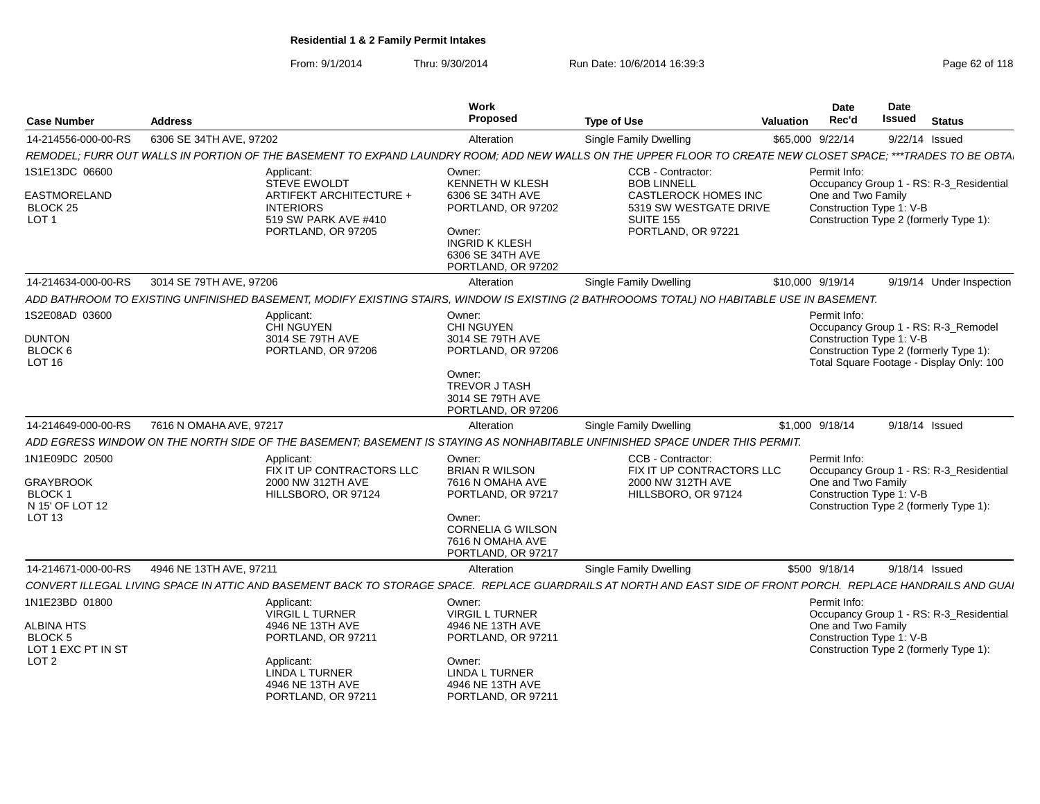# Residential 1 & 2 Family Permit Intakes

From: 9/1/2014 Thru: 9/30/2014 Run Date: 10/6/2014 16:39:3

| Case Number | Address | Work Proposed | Type of Use | Valuation | Date Rec'd | Date Issued | Status |
|---|---|---|---|---|---|---|---|
| 14-214556-000-00-RS | 6306 SE 34TH AVE, 97202 | Alteration | Single Family Dwelling | $65,000 | 9/22/14 | 9/22/14 | Issued |

*REMODEL; FURR OUT WALLS IN PORTION OF THE BASEMENT TO EXPAND LAUNDRY ROOM; ADD NEW WALLS ON THE UPPER FLOOR TO CREATE NEW CLOSET SPACE; ***TRADES TO BE OBTA*

1S1E13DC 06600
EASTMORELAND
BLOCK 25
LOT 1

Applicant:
STEVE EWOLDT
ARTIFEKT ARCHITECTURE + INTERIORS
519 SW PARK AVE #410
PORTLAND, OR 97205

Owner:
KENNETH W KLESH
6306 SE 34TH AVE
PORTLAND, OR 97202

Owner:
INGRID K KLESH
6306 SE 34TH AVE
PORTLAND, OR 97202

CCB - Contractor:
BOB LINNELL
CASTLEROCK HOMES INC
5319 SW WESTGATE DRIVE
SUITE 155
PORTLAND, OR 97221

Permit Info:
Occupancy Group 1 - RS: R-3_Residential One and Two Family
Construction Type 1: V-B
Construction Type 2 (formerly Type 1):

| Case Number | Address | Work Proposed | Type of Use | Valuation | Date Rec'd | Date Issued | Status |
|---|---|---|---|---|---|---|---|
| 14-214634-000-00-RS | 3014 SE 79TH AVE, 97206 | Alteration | Single Family Dwelling | $10,000 | 9/19/14 | 9/19/14 | Under Inspection |

*ADD BATHROOM TO EXISTING UNFINISHED BASEMENT, MODIFY EXISTING STAIRS, WINDOW IS EXISTING (2 BATHROOOMS TOTAL) NO HABITABLE USE IN BASEMENT.*

1S2E08AD 03600
DUNTON
BLOCK 6
LOT 16

Applicant:
CHI NGUYEN
3014 SE 79TH AVE
PORTLAND, OR 97206

Owner:
CHI NGUYEN
3014 SE 79TH AVE
PORTLAND, OR 97206

Owner:
TREVOR J TASH
3014 SE 79TH AVE
PORTLAND, OR 97206

Permit Info:
Occupancy Group 1 - RS: R-3_Remodel
Construction Type 1: V-B
Construction Type 2 (formerly Type 1):
Total Square Footage - Display Only: 100

| Case Number | Address | Work Proposed | Type of Use | Valuation | Date Rec'd | Date Issued | Status |
|---|---|---|---|---|---|---|---|
| 14-214649-000-00-RS | 7616 N OMAHA AVE, 97217 | Alteration | Single Family Dwelling | $1,000 | 9/18/14 | 9/18/14 | Issued |

*ADD EGRESS WINDOW ON THE NORTH SIDE OF THE BASEMENT; BASEMENT IS STAYING AS NONHABITABLE UNFINISHED SPACE UNDER THIS PERMIT.*

1N1E09DC 20500
GRAYBROOK
BLOCK 1
N 15' OF LOT 12
LOT 13

Applicant:
FIX IT UP CONTRACTORS LLC
2000 NW 312TH AVE
HILLSBORO, OR 97124

Owner:
BRIAN R WILSON
7616 N OMAHA AVE
PORTLAND, OR 97217

Owner:
CORNELIA G WILSON
7616 N OMAHA AVE
PORTLAND, OR 97217

CCB - Contractor:
FIX IT UP CONTRACTORS LLC
2000 NW 312TH AVE
HILLSBORO, OR 97124

Permit Info:
Occupancy Group 1 - RS: R-3_Residential One and Two Family
Construction Type 1: V-B
Construction Type 2 (formerly Type 1):

| Case Number | Address | Work Proposed | Type of Use | Valuation | Date Rec'd | Date Issued | Status |
|---|---|---|---|---|---|---|---|
| 14-214671-000-00-RS | 4946 NE 13TH AVE, 97211 | Alteration | Single Family Dwelling | $500 | 9/18/14 | 9/18/14 | Issued |

*CONVERT ILLEGAL LIVING SPACE IN ATTIC AND BASEMENT BACK TO STORAGE SPACE. REPLACE GUARDRAILS AT NORTH AND EAST SIDE OF FRONT PORCH. REPLACE HANDRAILS AND GUAI*

1N1E23BD 01800
ALBINA HTS
BLOCK 5
LOT 1 EXC PT IN ST
LOT 2

Applicant:
VIRGIL L TURNER
4946 NE 13TH AVE
PORTLAND, OR 97211

Applicant:
LINDA L TURNER
4946 NE 13TH AVE
PORTLAND, OR 97211

Owner:
VIRGIL L TURNER
4946 NE 13TH AVE
PORTLAND, OR 97211

Owner:
LINDA L TURNER
4946 NE 13TH AVE
PORTLAND, OR 97211

Permit Info:
Occupancy Group 1 - RS: R-3_Residential One and Two Family
Construction Type 1: V-B
Construction Type 2 (formerly Type 1):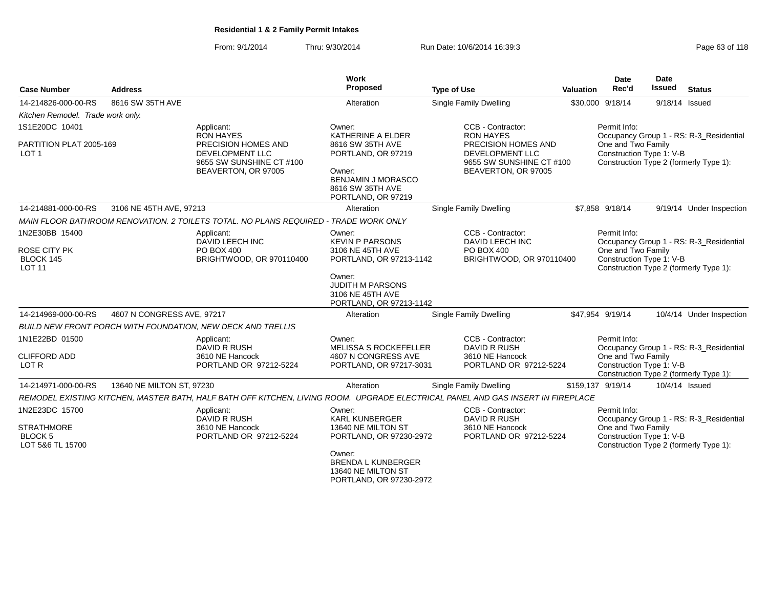## Residential 1 & 2 Family Permit Intakes

From: 9/1/2014 Thru: 9/30/2014 Run Date: 10/6/2014 16:39:3

| Case Number | Address | Work Proposed | Type of Use | Valuation | Date Rec'd | Date Issued | Status |
|---|---|---|---|---|---|---|---|
| 14-214826-000-00-RS | 8616 SW 35TH AVE | Alteration | Single Family Dwelling | $30,000 | 9/18/14 | 9/18/14 | Issued |

*Kitchen Remodel. Trade work only.*

1S1E20DC 10401

PARTITION PLAT 2005-169
LOT 1

Applicant:
RON HAYES
PRECISION HOMES AND DEVELOPMENT LLC
9655 SW SUNSHINE CT #100
BEAVERTON, OR 97005

Owner:
KATHERINE A ELDER
8616 SW 35TH AVE
PORTLAND, OR 97219

Owner:
BENJAMIN J MORASCO
8616 SW 35TH AVE
PORTLAND, OR 97219

CCB - Contractor:
RON HAYES
PRECISION HOMES AND DEVELOPMENT LLC
9655 SW SUNSHINE CT #100
BEAVERTON, OR 97005

Permit Info:
Occupancy Group 1 - RS: R-3_Residential One and Two Family
Construction Type 1: V-B
Construction Type 2 (formerly Type 1):

| Case Number | Address | Work Proposed | Type of Use | Valuation | Date Rec'd | Date Issued | Status |
|---|---|---|---|---|---|---|---|
| 14-214881-000-00-RS | 3106 NE 45TH AVE, 97213 | Alteration | Single Family Dwelling | $7,858 | 9/18/14 | 9/19/14 | Under Inspection |

*MAIN FLOOR BATHROOM RENOVATION. 2 TOILETS TOTAL. NO PLANS REQUIRED - TRADE WORK ONLY*

1N2E30BB 15400

ROSE CITY PK
BLOCK 145
LOT 11

Applicant:
DAVID LEECH INC
PO BOX 400
BRIGHTWOOD, OR 970110400

Owner:
KEVIN P PARSONS
3106 NE 45TH AVE
PORTLAND, OR 97213-1142

Owner:
JUDITH M PARSONS
3106 NE 45TH AVE
PORTLAND, OR 97213-1142

CCB - Contractor:
DAVID LEECH INC
PO BOX 400
BRIGHTWOOD, OR 970110400

Permit Info:
Occupancy Group 1 - RS: R-3_Residential One and Two Family
Construction Type 1: V-B
Construction Type 2 (formerly Type 1):

| Case Number | Address | Work Proposed | Type of Use | Valuation | Date Rec'd | Date Issued | Status |
|---|---|---|---|---|---|---|---|
| 14-214969-000-00-RS | 4607 N CONGRESS AVE, 97217 | Alteration | Single Family Dwelling | $47,954 | 9/19/14 | 10/4/14 | Under Inspection |

*BUILD NEW FRONT PORCH WITH FOUNDATION, NEW DECK AND TRELLIS*

1N1E22BD 01500

CLIFFORD ADD
LOT R

Applicant:
DAVID R RUSH
3610 NE Hancock
PORTLAND OR 97212-5224

Owner:
MELISSA S ROCKEFELLER
4607 N CONGRESS AVE
PORTLAND, OR 97217-3031

CCB - Contractor:
DAVID R RUSH
3610 NE Hancock
PORTLAND OR 97212-5224

Permit Info:
Occupancy Group 1 - RS: R-3_Residential One and Two Family
Construction Type 1: V-B
Construction Type 2 (formerly Type 1):

| Case Number | Address | Work Proposed | Type of Use | Valuation | Date Rec'd | Date Issued | Status |
|---|---|---|---|---|---|---|---|
| 14-214971-000-00-RS | 13640 NE MILTON ST, 97230 | Alteration | Single Family Dwelling | $159,137 | 9/19/14 | 10/4/14 | Issued |

*REMODEL EXISTING KITCHEN, MASTER BATH, HALF BATH OFF KITCHEN, LIVING ROOM. UPGRADE ELECTRICAL PANEL AND GAS INSERT IN FIREPLACE*

1N2E23DC 15700

STRATHMORE
BLOCK 5
LOT 5&6 TL 15700

Applicant:
DAVID R RUSH
3610 NE Hancock
PORTLAND OR 97212-5224

Owner:
KARL KUNBERGER
13640 NE MILTON ST
PORTLAND, OR 97230-2972

Owner:
BRENDA L KUNBERGER
13640 NE MILTON ST
PORTLAND, OR 97230-2972

CCB - Contractor:
DAVID R RUSH
3610 NE Hancock
PORTLAND OR 97212-5224

Permit Info:
Occupancy Group 1 - RS: R-3_Residential One and Two Family
Construction Type 1: V-B
Construction Type 2 (formerly Type 1):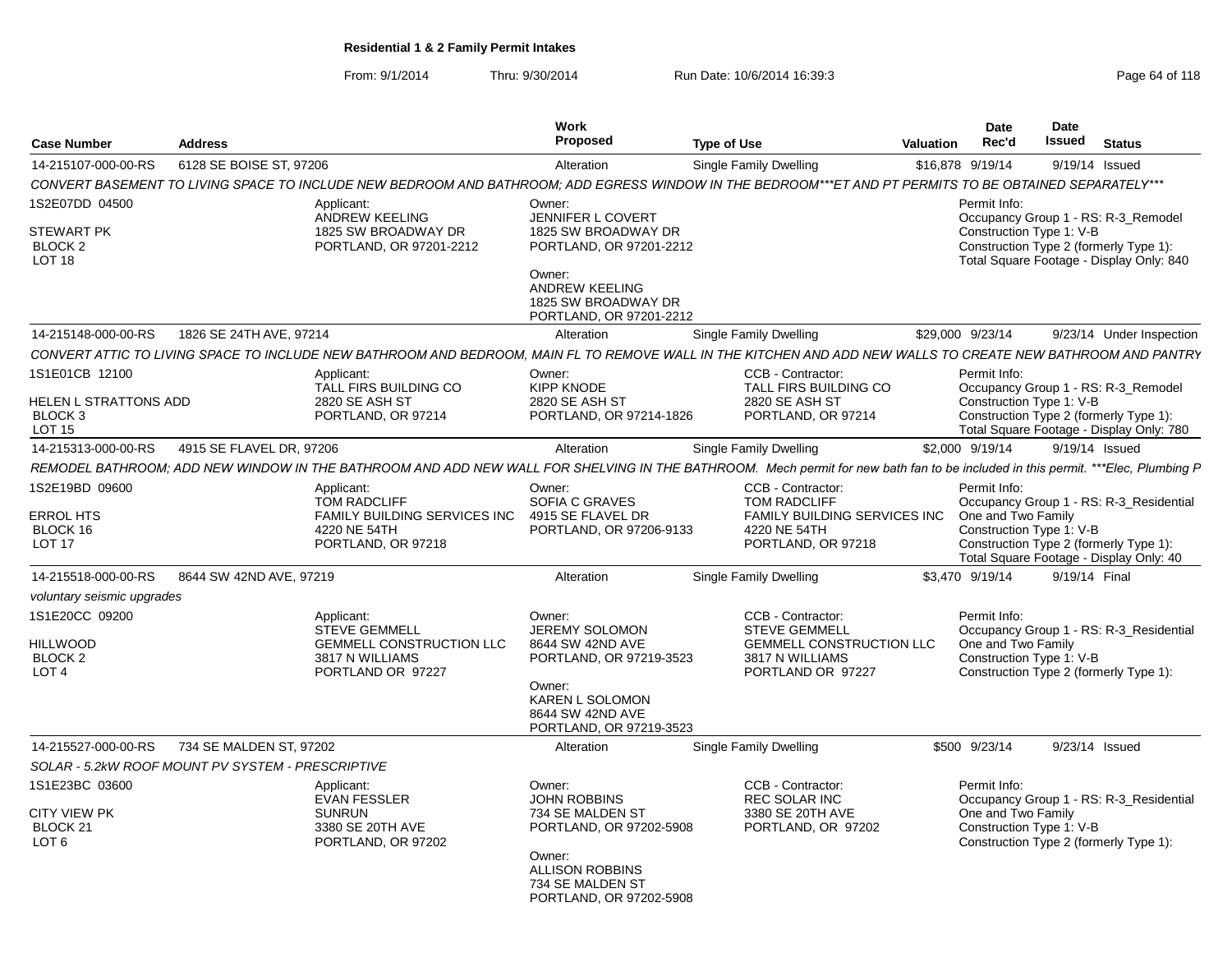**Residential 1 & 2 Family Permit Intakes**

From: 9/1/2014 Thru: 9/30/2014 Run Date: 10/6/2014 16:39:3

| Case Number | Address | Work Proposed | Type of Use | Valuation | Date Rec'd | Date Issued | Status |
|---|---|---|---|---|---|---|---|
| 14-215107-000-00-RS | 6128 SE BOISE ST, 97206 | Alteration | Single Family Dwelling | $16,878 | 9/19/14 | 9/19/14 | Issued |

*CONVERT BASEMENT TO LIVING SPACE TO INCLUDE NEW BEDROOM AND BATHROOM; ADD EGRESS WINDOW IN THE BEDROOM***ET AND PT PERMITS TO BE OBTAINED SEPARATELY****

1S2E07DD 04500
STEWART PK
BLOCK 2
LOT 18

Applicant:
ANDREW KEELING
1825 SW BROADWAY DR
PORTLAND, OR 97201-2212

Owner:
JENNIFER L COVERT
1825 SW BROADWAY DR
PORTLAND, OR 97201-2212

Owner:
ANDREW KEELING
1825 SW BROADWAY DR
PORTLAND, OR 97201-2212

Permit Info:
Occupancy Group 1 - RS: R-3_Remodel
Construction Type 1: V-B
Construction Type 2 (formerly Type 1):
Total Square Footage - Display Only: 840

| Case Number | Address | Work Proposed | Type of Use | Valuation | Date Rec'd | Date Issued | Status |
|---|---|---|---|---|---|---|---|
| 14-215148-000-00-RS | 1826 SE 24TH AVE, 97214 | Alteration | Single Family Dwelling | $29,000 | 9/23/14 | 9/23/14 | Under Inspection |

*CONVERT ATTIC TO LIVING SPACE TO INCLUDE NEW BATHROOM AND BEDROOM, MAIN FL TO REMOVE WALL IN THE KITCHEN AND ADD NEW WALLS TO CREATE NEW BATHROOM AND PANTRY*

1S1E01CB 12100
HELEN L STRATTONS ADD
BLOCK 3
LOT 15

Applicant:
TALL FIRS BUILDING CO
2820 SE ASH ST
PORTLAND, OR 97214

Owner:
KIPP KNODE
2820 SE ASH ST
PORTLAND, OR 97214-1826

CCB - Contractor:
TALL FIRS BUILDING CO
2820 SE ASH ST
PORTLAND, OR 97214

Permit Info:
Occupancy Group 1 - RS: R-3_Remodel
Construction Type 1: V-B
Construction Type 2 (formerly Type 1):
Total Square Footage - Display Only: 780

| Case Number | Address | Work Proposed | Type of Use | Valuation | Date Rec'd | Date Issued | Status |
|---|---|---|---|---|---|---|---|
| 14-215313-000-00-RS | 4915 SE FLAVEL DR, 97206 | Alteration | Single Family Dwelling | $2,000 | 9/19/14 | 9/19/14 | Issued |

*REMODEL BATHROOM; ADD NEW WINDOW IN THE BATHROOM AND ADD NEW WALL FOR SHELVING IN THE BATHROOM. Mech permit for new bath fan to be included in this permit. ***Elec, Plumbing P*

1S2E19BD 09600
ERROL HTS
BLOCK 16
LOT 17

Applicant:
TOM RADCLIFF
FAMILY BUILDING SERVICES INC
4220 NE 54TH
PORTLAND, OR 97218

Owner:
SOFIA C GRAVES
4915 SE FLAVEL DR
PORTLAND, OR 97206-9133

CCB - Contractor:
TOM RADCLIFF
FAMILY BUILDING SERVICES INC
4220 NE 54TH
PORTLAND, OR 97218

Permit Info:
Occupancy Group 1 - RS: R-3_Residential One and Two Family
Construction Type 1: V-B
Construction Type 2 (formerly Type 1):
Total Square Footage - Display Only: 40

| Case Number | Address | Work Proposed | Type of Use | Valuation | Date Rec'd | Date Issued | Status |
|---|---|---|---|---|---|---|---|
| 14-215518-000-00-RS | 8644 SW 42ND AVE, 97219 | Alteration | Single Family Dwelling | $3,470 | 9/19/14 | 9/19/14 | Final |

*voluntary seismic upgrades*

1S1E20CC 09200
HILLWOOD
BLOCK 2
LOT 4

Applicant:
STEVE GEMMELL
GEMMELL CONSTRUCTION LLC
3817 N WILLIAMS
PORTLAND OR 97227

Owner:
JEREMY SOLOMON
8644 SW 42ND AVE
PORTLAND, OR 97219-3523

Owner:
KAREN L SOLOMON
8644 SW 42ND AVE
PORTLAND, OR 97219-3523

CCB - Contractor:
STEVE GEMMELL
GEMMELL CONSTRUCTION LLC
3817 N WILLIAMS
PORTLAND OR 97227

Permit Info:
Occupancy Group 1 - RS: R-3_Residential One and Two Family
Construction Type 1: V-B
Construction Type 2 (formerly Type 1):

| Case Number | Address | Work Proposed | Type of Use | Valuation | Date Rec'd | Date Issued | Status |
|---|---|---|---|---|---|---|---|
| 14-215527-000-00-RS | 734 SE MALDEN ST, 97202 | Alteration | Single Family Dwelling | $500 | 9/23/14 | 9/23/14 | Issued |

*SOLAR - 5.2kW ROOF MOUNT PV SYSTEM - PRESCRIPTIVE*

1S1E23BC 03600
CITY VIEW PK
BLOCK 21
LOT 6

Applicant:
EVAN FESSLER
SUNRUN
3380 SE 20TH AVE
PORTLAND, OR 97202

Owner:
JOHN ROBBINS
734 SE MALDEN ST
PORTLAND, OR 97202-5908

Owner:
ALLISON ROBBINS
734 SE MALDEN ST
PORTLAND, OR 97202-5908

CCB - Contractor:
REC SOLAR INC
3380 SE 20TH AVE
PORTLAND, OR 97202

Permit Info:
Occupancy Group 1 - RS: R-3_Residential One and Two Family
Construction Type 1: V-B
Construction Type 2 (formerly Type 1):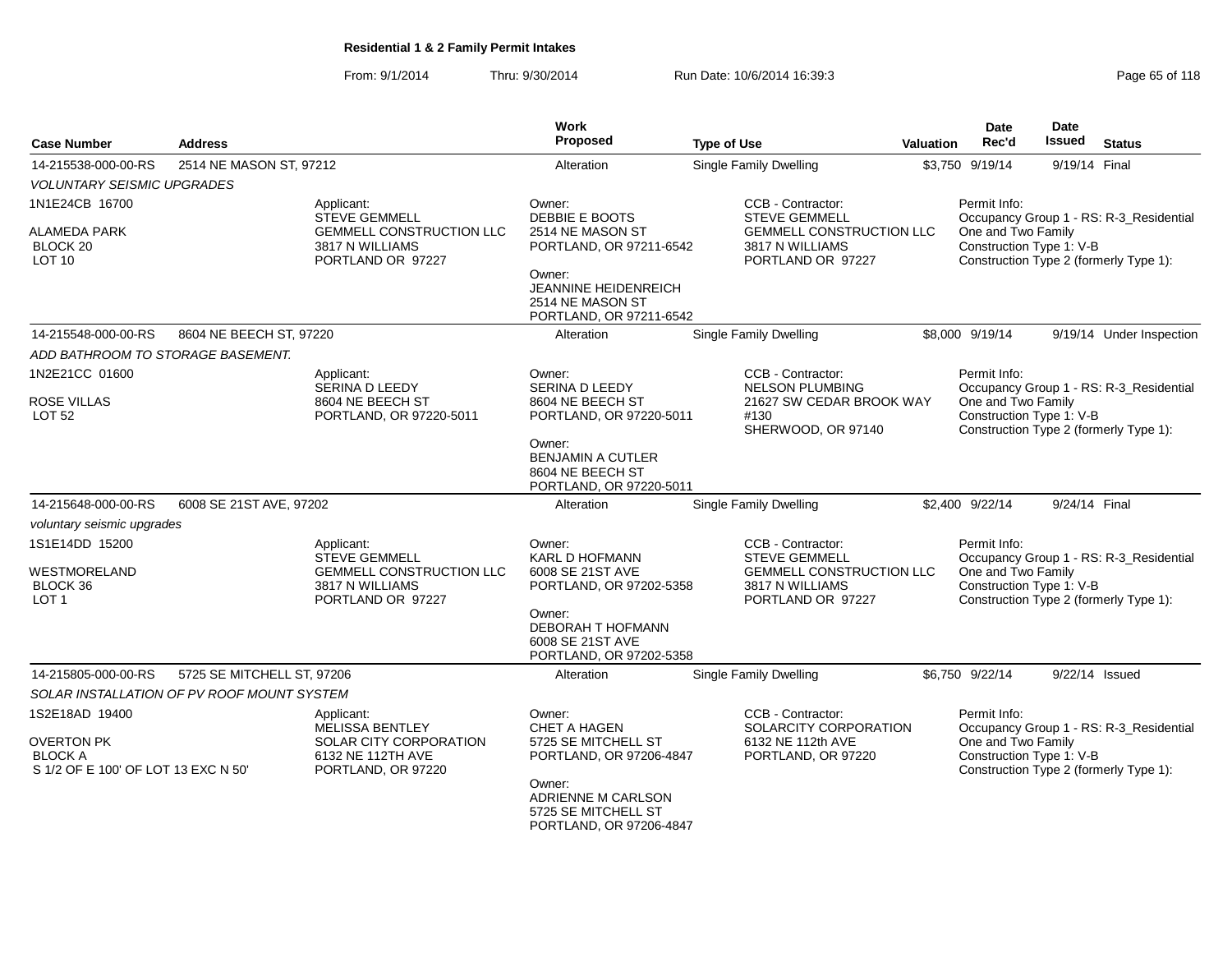**Residential 1 & 2 Family Permit Intakes**

From: 9/1/2014 Thru: 9/30/2014 Run Date: 10/6/2014 16:39:3

| Case Number | Address | Work Proposed | Type of Use | Valuation | Date Rec'd | Date Issued | Status |
|---|---|---|---|---|---|---|---|
| 14-215538-000-00-RS | 2514 NE MASON ST, 97212 | Alteration | Single Family Dwelling | $3,750 | 9/19/14 | 9/19/14 | Final |

*VOLUNTARY SEISMIC UPGRADES*

1N1E24CB 16700
ALAMEDA PARK
BLOCK 20
LOT 10

Applicant:
STEVE GEMMELL
GEMMELL CONSTRUCTION LLC
3817 N WILLIAMS
PORTLAND OR 97227

Owner:
DEBBIE E BOOTS
2514 NE MASON ST
PORTLAND, OR 97211-6542

Owner:
JEANNINE HEIDENREICH
2514 NE MASON ST
PORTLAND, OR 97211-6542

CCB - Contractor:
STEVE GEMMELL
GEMMELL CONSTRUCTION LLC
3817 N WILLIAMS
PORTLAND OR 97227

Permit Info:
Occupancy Group 1 - RS: R-3_Residential One and Two Family
Construction Type 1: V-B
Construction Type 2 (formerly Type 1):

| Case Number | Address | Work Proposed | Type of Use | Valuation | Date Rec'd | Date Issued | Status |
|---|---|---|---|---|---|---|---|
| 14-215548-000-00-RS | 8604 NE BEECH ST, 97220 | Alteration | Single Family Dwelling | $8,000 | 9/19/14 | 9/19/14 | Under Inspection |

*ADD BATHROOM TO STORAGE BASEMENT.*

1N2E21CC 01600
ROSE VILLAS
LOT 52

Applicant:
SERINA D LEEDY
8604 NE BEECH ST
PORTLAND, OR 97220-5011

Owner:
SERINA D LEEDY
8604 NE BEECH ST
PORTLAND, OR 97220-5011

Owner:
BENJAMIN A CUTLER
8604 NE BEECH ST
PORTLAND, OR 97220-5011

CCB - Contractor:
NELSON PLUMBING
21627 SW CEDAR BROOK WAY
#130
SHERWOOD, OR 97140

Permit Info:
Occupancy Group 1 - RS: R-3_Residential One and Two Family
Construction Type 1: V-B
Construction Type 2 (formerly Type 1):

| Case Number | Address | Work Proposed | Type of Use | Valuation | Date Rec'd | Date Issued | Status |
|---|---|---|---|---|---|---|---|
| 14-215648-000-00-RS | 6008 SE 21ST AVE, 97202 | Alteration | Single Family Dwelling | $2,400 | 9/22/14 | 9/24/14 | Final |

*voluntary seismic upgrades*

1S1E14DD 15200
WESTMORELAND
BLOCK 36
LOT 1

Applicant:
STEVE GEMMELL
GEMMELL CONSTRUCTION LLC
3817 N WILLIAMS
PORTLAND OR 97227

Owner:
KARL D HOFMANN
6008 SE 21ST AVE
PORTLAND, OR 97202-5358

Owner:
DEBORAH T HOFMANN
6008 SE 21ST AVE
PORTLAND, OR 97202-5358

CCB - Contractor:
STEVE GEMMELL
GEMMELL CONSTRUCTION LLC
3817 N WILLIAMS
PORTLAND OR 97227

Permit Info:
Occupancy Group 1 - RS: R-3_Residential One and Two Family
Construction Type 1: V-B
Construction Type 2 (formerly Type 1):

| Case Number | Address | Work Proposed | Type of Use | Valuation | Date Rec'd | Date Issued | Status |
|---|---|---|---|---|---|---|---|
| 14-215805-000-00-RS | 5725 SE MITCHELL ST, 97206 | Alteration | Single Family Dwelling | $6,750 | 9/22/14 | 9/22/14 | Issued |

*SOLAR INSTALLATION OF PV ROOF MOUNT SYSTEM*

1S2E18AD 19400
OVERTON PK
BLOCK A
S 1/2 OF E 100' OF LOT 13 EXC N 50'

Applicant:
MELISSA BENTLEY
SOLAR CITY CORPORATION
6132 NE 112TH AVE
PORTLAND, OR 97220

Owner:
CHET A HAGEN
5725 SE MITCHELL ST
PORTLAND, OR 97206-4847

Owner:
ADRIENNE M CARLSON
5725 SE MITCHELL ST
PORTLAND, OR 97206-4847

CCB - Contractor:
SOLARCITY CORPORATION
6132 NE 112th AVE
PORTLAND, OR 97220

Permit Info:
Occupancy Group 1 - RS: R-3_Residential One and Two Family
Construction Type 1: V-B
Construction Type 2 (formerly Type 1):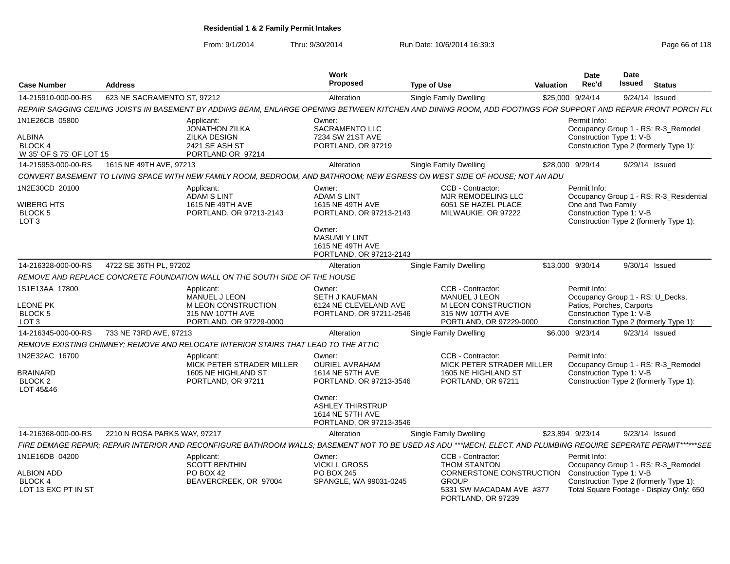**Residential 1 & 2 Family Permit Intakes**

From: 9/1/2014 Thru: 9/30/2014 Run Date: 10/6/2014 16:39:3

| Case Number | Address | Work Proposed | Type of Use | Valuation | Date Rec'd | Date Issued | Status |
|---|---|---|---|---|---|---|---|
| 14-215910-000-00-RS | 623 NE SACRAMENTO ST, 97212 | Alteration | Single Family Dwelling | $25,000 | 9/24/14 | 9/24/14 | Issued |

REPAIR SAGGING CEILING JOISTS IN BASEMENT BY ADDING BEAM, ENLARGE OPENING BETWEEN KITCHEN AND DINING ROOM, ADD FOOTINGS FOR SUPPORT AND REPAIR FRONT PORCH FL(

1N1E26CB 05800
ALBINA
BLOCK 4
W 35' OF S 75' OF LOT 15

Applicant: JONATHON ZILKA, ZILKA DESIGN, 2421 SE ASH ST, PORTLAND OR 97214

Owner: SACRAMENTO LLC, 7234 SW 21ST AVE, PORTLAND, OR 97219

Permit Info: Occupancy Group 1 - RS: R-3_Remodel; Construction Type 1: V-B; Construction Type 2 (formerly Type 1):

| Case Number | Address | Work Proposed | Type of Use | Valuation | Date Rec'd | Date Issued | Status |
|---|---|---|---|---|---|---|---|
| 14-215953-000-00-RS | 1615 NE 49TH AVE, 97213 | Alteration | Single Family Dwelling | $28,000 | 9/29/14 | 9/29/14 | Issued |

CONVERT BASEMENT TO LIVING SPACE WITH NEW FAMILY ROOM, BEDROOM, AND BATHROOM; NEW EGRESS ON WEST SIDE OF HOUSE; NOT AN ADU

1N2E30CD 20100
WIBERG HTS
BLOCK 5
LOT 3

Applicant: ADAM S LINT, 1615 NE 49TH AVE, PORTLAND, OR 97213-2143

Owner: ADAM S LINT, 1615 NE 49TH AVE, PORTLAND, OR 97213-2143

Owner: MASUMI Y LINT, 1615 NE 49TH AVE, PORTLAND, OR 97213-2143

CCB - Contractor: MJR REMODELING LLC, 6051 SE HAZEL PLACE, MILWAUKIE, OR 97222

Permit Info: Occupancy Group 1 - RS: R-3_Residential One and Two Family; Construction Type 1: V-B; Construction Type 2 (formerly Type 1):

| Case Number | Address | Work Proposed | Type of Use | Valuation | Date Rec'd | Date Issued | Status |
|---|---|---|---|---|---|---|---|
| 14-216328-000-00-RS | 4722 SE 36TH PL, 97202 | Alteration | Single Family Dwelling | $13,000 | 9/30/14 | 9/30/14 | Issued |

REMOVE AND REPLACE CONCRETE FOUNDATION WALL ON THE SOUTH SIDE OF THE HOUSE

1S1E13AA 17800
LEONE PK
BLOCK 5
LOT 3

Applicant: MANUEL J LEON, M LEON CONSTRUCTION, 315 NW 107TH AVE, PORTLAND, OR 97229-0000

Owner: SETH J KAUFMAN, 6124 NE CLEVELAND AVE, PORTLAND, OR 97211-2546

CCB - Contractor: MANUEL J LEON, M LEON CONSTRUCTION, 315 NW 107TH AVE, PORTLAND, OR 97229-0000

Permit Info: Occupancy Group 1 - RS: U_Decks, Patios, Porches, Carports; Construction Type 1: V-B; Construction Type 2 (formerly Type 1):

| Case Number | Address | Work Proposed | Type of Use | Valuation | Date Rec'd | Date Issued | Status |
|---|---|---|---|---|---|---|---|
| 14-216345-000-00-RS | 733 NE 73RD AVE, 97213 | Alteration | Single Family Dwelling | $6,000 | 9/23/14 | 9/23/14 | Issued |

REMOVE EXISTING CHIMNEY; REMOVE AND RELOCATE INTERIOR STAIRS THAT LEAD TO THE ATTIC

1N2E32AC 16700
BRAINARD
BLOCK 2
LOT 45&46

Applicant: MICK PETER STRADER MILLER, 1605 NE HIGHLAND ST, PORTLAND, OR 97211

Owner: OURIEL AVRAHAM, 1614 NE 57TH AVE, PORTLAND, OR 97213-3546

Owner: ASHLEY THIRSTRUP, 1614 NE 57TH AVE, PORTLAND, OR 97213-3546

CCB - Contractor: MICK PETER STRADER MILLER, 1605 NE HIGHLAND ST, PORTLAND, OR 97211

Permit Info: Occupancy Group 1 - RS: R-3_Remodel; Construction Type 1: V-B; Construction Type 2 (formerly Type 1):

| Case Number | Address | Work Proposed | Type of Use | Valuation | Date Rec'd | Date Issued | Status |
|---|---|---|---|---|---|---|---|
| 14-216368-000-00-RS | 2210 N ROSA PARKS WAY, 97217 | Alteration | Single Family Dwelling | $23,894 | 9/23/14 | 9/23/14 | Issued |

FIRE DEMAGE REPAIR; REPAIR INTERIOR AND RECONFIGURE BATHROOM WALLS; BASEMENT NOT TO BE USED AS ADU ***MECH. ELECT. AND PLUMBING REQUIRE SEPERATE PERMIT******SEE

1N1E16DB 04200
ALBION ADD
BLOCK 4
LOT 13 EXC PT IN ST

Applicant: SCOTT BENTHIN, PO BOX 42, BEAVERCREEK, OR 97004

Owner: VICKI L GROSS, PO BOX 245, SPANGLE, WA 99031-0245

CCB - Contractor: THOM STANTON, CORNERSTONE CONSTRUCTION GROUP, 5331 SW MACADAM AVE #377, PORTLAND, OR 97239

Permit Info: Occupancy Group 1 - RS: R-3_Remodel; Construction Type 1: V-B; Construction Type 2 (formerly Type 1):; Total Square Footage - Display Only: 650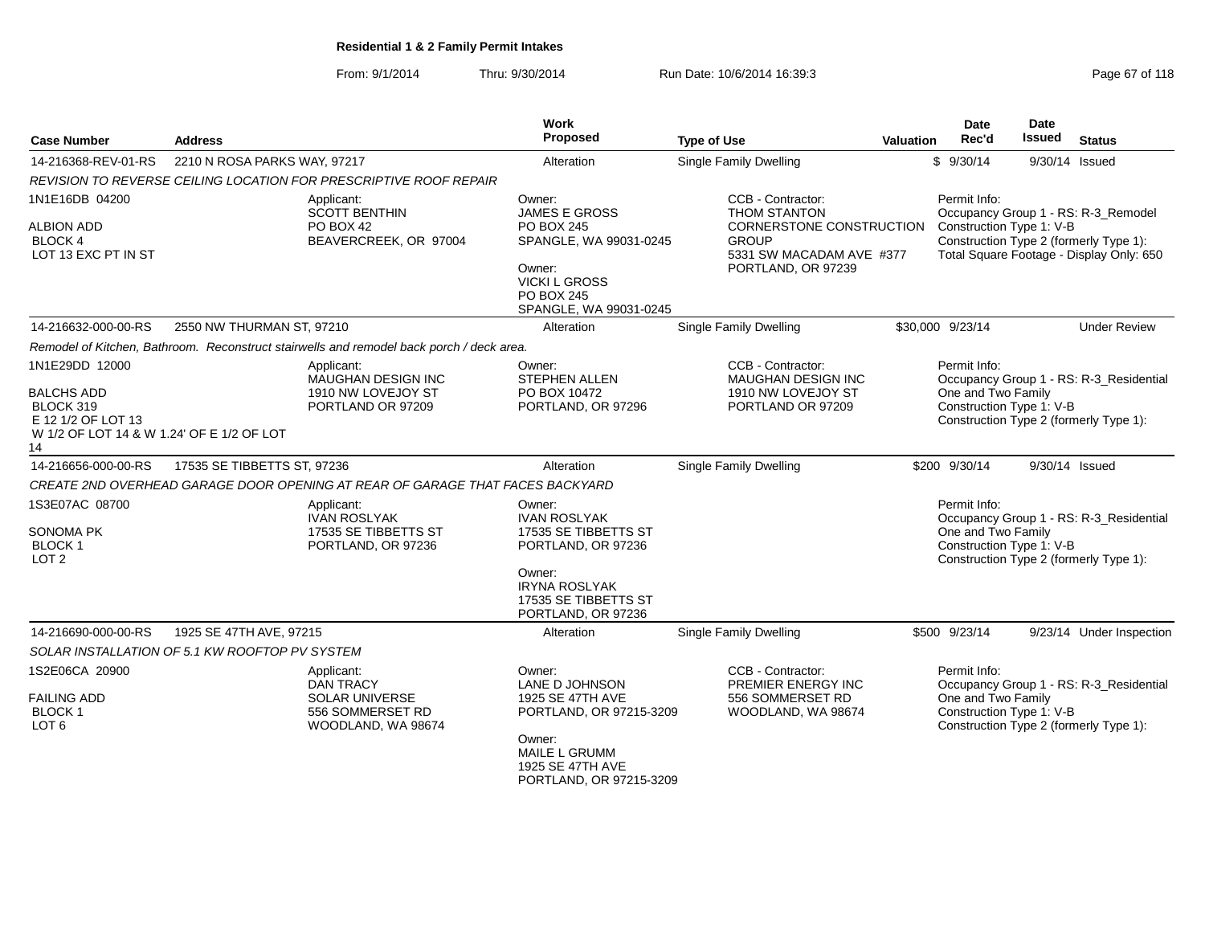**Residential 1 & 2 Family Permit Intakes**

From: 9/1/2014 Thru: 9/30/2014 Run Date: 10/6/2014 16:39:3

| Case Number | Address | Work Proposed | Type of Use | Valuation | Date Rec'd | Date Issued | Status |
|---|---|---|---|---|---|---|---|
| 14-216368-REV-01-RS | 2210 N ROSA PARKS WAY, 97217 | Alteration | Single Family Dwelling | $ | 9/30/14 | 9/30/14 | Issued |

*REVISION TO REVERSE CEILING LOCATION FOR PRESCRIPTIVE ROOF REPAIR*

1N1E16DB 04200
ALBION ADD
BLOCK 4
LOT 13 EXC PT IN ST

Applicant:
SCOTT BENTHIN
PO BOX 42
BEAVERCREEK, OR 97004

Owner:
JAMES E GROSS
PO BOX 245
SPANGLE, WA 99031-0245

Owner:
VICKI L GROSS
PO BOX 245
SPANGLE, WA 99031-0245

CCB - Contractor:
THOM STANTON
CORNERSTONE CONSTRUCTION GROUP
5331 SW MACADAM AVE #377
PORTLAND, OR 97239

Permit Info:
Occupancy Group 1 - RS: R-3_Remodel
Construction Type 1: V-B
Construction Type 2 (formerly Type 1):
Total Square Footage - Display Only: 650

| Case Number | Address | Work Proposed | Type of Use | Valuation | Date Rec'd | Date Issued | Status |
|---|---|---|---|---|---|---|---|
| 14-216632-000-00-RS | 2550 NW THURMAN ST, 97210 | Alteration | Single Family Dwelling | $30,000 | 9/23/14 | | Under Review |

*Remodel of Kitchen, Bathroom. Reconstruct stairwells and remodel back porch / deck area.*

1N1E29DD 12000
BALCHS ADD
BLOCK 319
E 12 1/2 OF LOT 13
W 1/2 OF LOT 14 & W 1.24' OF E 1/2 OF LOT 14

Applicant:
MAUGHAN DESIGN INC
1910 NW LOVEJOY ST
PORTLAND OR 97209

Owner:
STEPHEN ALLEN
PO BOX 10472
PORTLAND, OR 97296

CCB - Contractor:
MAUGHAN DESIGN INC
1910 NW LOVEJOY ST
PORTLAND OR 97209

Permit Info:
Occupancy Group 1 - RS: R-3_Residential One and Two Family
Construction Type 1: V-B
Construction Type 2 (formerly Type 1):

| Case Number | Address | Work Proposed | Type of Use | Valuation | Date Rec'd | Date Issued | Status |
|---|---|---|---|---|---|---|---|
| 14-216656-000-00-RS | 17535 SE TIBBETTS ST, 97236 | Alteration | Single Family Dwelling | $200 | 9/30/14 | 9/30/14 | Issued |

*CREATE 2ND OVERHEAD GARAGE DOOR OPENING AT REAR OF GARAGE THAT FACES BACKYARD*

1S3E07AC 08700
SONOMA PK
BLOCK 1
LOT 2

Applicant:
IVAN ROSLYAK
17535 SE TIBBETTS ST
PORTLAND, OR 97236

Owner:
IVAN ROSLYAK
17535 SE TIBBETTS ST
PORTLAND, OR 97236

Owner:
IRYNA ROSLYAK
17535 SE TIBBETTS ST
PORTLAND, OR 97236

Permit Info:
Occupancy Group 1 - RS: R-3_Residential One and Two Family
Construction Type 1: V-B
Construction Type 2 (formerly Type 1):

| Case Number | Address | Work Proposed | Type of Use | Valuation | Date Rec'd | Date Issued | Status |
|---|---|---|---|---|---|---|---|
| 14-216690-000-00-RS | 1925 SE 47TH AVE, 97215 | Alteration | Single Family Dwelling | $500 | 9/23/14 | 9/23/14 | Under Inspection |

*SOLAR INSTALLATION OF 5.1 KW ROOFTOP PV SYSTEM*

1S2E06CA 20900
FAILING ADD
BLOCK 1
LOT 6

Applicant:
DAN TRACY
SOLAR UNIVERSE
556 SOMMERSET RD
WOODLAND, WA 98674

Owner:
LANE D JOHNSON
1925 SE 47TH AVE
PORTLAND, OR 97215-3209

Owner:
MAILE L GRUMM
1925 SE 47TH AVE
PORTLAND, OR 97215-3209

CCB - Contractor:
PREMIER ENERGY INC
556 SOMMERSET RD
WOODLAND, WA 98674

Permit Info:
Occupancy Group 1 - RS: R-3_Residential One and Two Family
Construction Type 1: V-B
Construction Type 2 (formerly Type 1):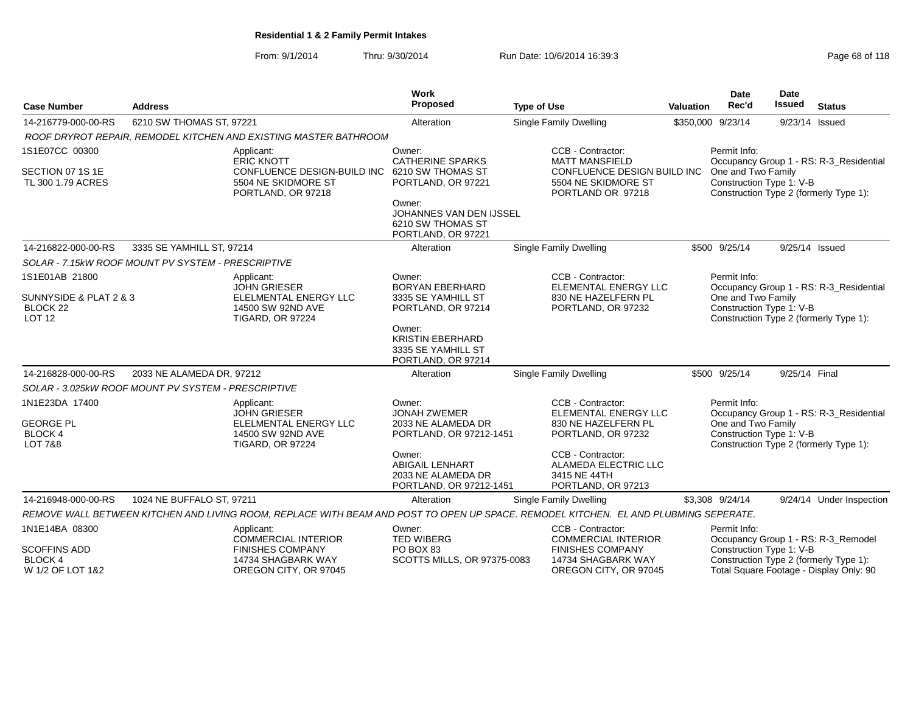**Residential 1 & 2 Family Permit Intakes**

From: 9/1/2014 Thru: 9/30/2014 Run Date: 10/6/2014 16:39:3

| Case Number | Address | Work Proposed | Type of Use | Valuation | Date Rec'd | Date Issued | Status |
|---|---|---|---|---|---|---|---|
| 14-216779-000-00-RS | 6210 SW THOMAS ST, 97221 | Alteration | Single Family Dwelling | $350,000 | 9/23/14 | 9/23/14 | Issued |

*ROOF DRYROT REPAIR, REMODEL KITCHEN AND EXISTING MASTER BATHROOM*

1S1E07CC 00300

SECTION 07 1S 1E
TL 300 1.79 ACRES

Applicant:
ERIC KNOTT
CONFLUENCE DESIGN-BUILD INC
5504 NE SKIDMORE ST
PORTLAND, OR 97218

Owner:
CATHERINE SPARKS
6210 SW THOMAS ST
PORTLAND, OR 97221

Owner:
JOHANNES VAN DEN IJSSEL
6210 SW THOMAS ST
PORTLAND, OR 97221

CCB - Contractor:
MATT MANSFIELD
CONFLUENCE DESIGN BUILD INC
5504 NE SKIDMORE ST
PORTLAND OR 97218

Permit Info:
Occupancy Group 1 - RS: R-3_Residential One and Two Family
Construction Type 1: V-B
Construction Type 2 (formerly Type 1):

| Case Number | Address | Work Proposed | Type of Use | Valuation | Date Rec'd | Date Issued | Status |
|---|---|---|---|---|---|---|---|
| 14-216822-000-00-RS | 3335 SE YAMHILL ST, 97214 | Alteration | Single Family Dwelling | $500 | 9/25/14 | 9/25/14 | Issued |

*SOLAR - 7.15kW ROOF MOUNT PV SYSTEM - PRESCRIPTIVE*

1S1E01AB 21800

SUNNYSIDE & PLAT 2 & 3
BLOCK 22
LOT 12

Applicant:
JOHN GRIESER
ELELMENTAL ENERGY LLC
14500 SW 92ND AVE
TIGARD, OR 97224

Owner:
BORYAN EBERHARD
3335 SE YAMHILL ST
PORTLAND, OR 97214

Owner:
KRISTIN EBERHARD
3335 SE YAMHILL ST
PORTLAND, OR 97214

CCB - Contractor:
ELEMENTAL ENERGY LLC
830 NE HAZELFERN PL
PORTLAND, OR 97232

Permit Info:
Occupancy Group 1 - RS: R-3_Residential One and Two Family
Construction Type 1: V-B
Construction Type 2 (formerly Type 1):

| Case Number | Address | Work Proposed | Type of Use | Valuation | Date Rec'd | Date Issued | Status |
|---|---|---|---|---|---|---|---|
| 14-216828-000-00-RS | 2033 NE ALAMEDA DR, 97212 | Alteration | Single Family Dwelling | $500 | 9/25/14 | 9/25/14 | Final |

*SOLAR - 3.025kW ROOF MOUNT PV SYSTEM - PRESCRIPTIVE*

1N1E23DA 17400

GEORGE PL
BLOCK 4
LOT 7&8

Applicant:
JOHN GRIESER
ELELMENTAL ENERGY LLC
14500 SW 92ND AVE
TIGARD, OR 97224

Owner:
JONAH ZWEMER
2033 NE ALAMEDA DR
PORTLAND, OR 97212-1451

Owner:
ABIGAIL LENHART
2033 NE ALAMEDA DR
PORTLAND, OR 97212-1451

CCB - Contractor:
ELEMENTAL ENERGY LLC
830 NE HAZELFERN PL
PORTLAND, OR 97232

CCB - Contractor:
ALAMEDA ELECTRIC LLC
3415 NE 44TH
PORTLAND, OR 97213

Permit Info:
Occupancy Group 1 - RS: R-3_Residential One and Two Family
Construction Type 1: V-B
Construction Type 2 (formerly Type 1):

| Case Number | Address | Work Proposed | Type of Use | Valuation | Date Rec'd | Date Issued | Status |
|---|---|---|---|---|---|---|---|
| 14-216948-000-00-RS | 1024 NE BUFFALO ST, 97211 | Alteration | Single Family Dwelling | $3,308 | 9/24/14 | 9/24/14 | Under Inspection |

*REMOVE WALL BETWEEN KITCHEN AND LIVING ROOM, REPLACE WITH BEAM AND POST TO OPEN UP SPACE. REMODEL KITCHEN. EL AND PLUMBING SEPERATE.*

1N1E14BA 08300

SCOFFINS ADD
BLOCK 4
W 1/2 OF LOT 1&2

Applicant:
COMMERCIAL INTERIOR FINISHES COMPANY
14734 SHAGBARK WAY
OREGON CITY, OR 97045

Owner:
TED WIBERG
PO BOX 83
SCOTTS MILLS, OR 97375-0083

CCB - Contractor:
COMMERCIAL INTERIOR FINISHES COMPANY
14734 SHAGBARK WAY
OREGON CITY, OR 97045

Permit Info:
Occupancy Group 1 - RS: R-3_Remodel
Construction Type 1: V-B
Construction Type 2 (formerly Type 1):
Total Square Footage - Display Only: 90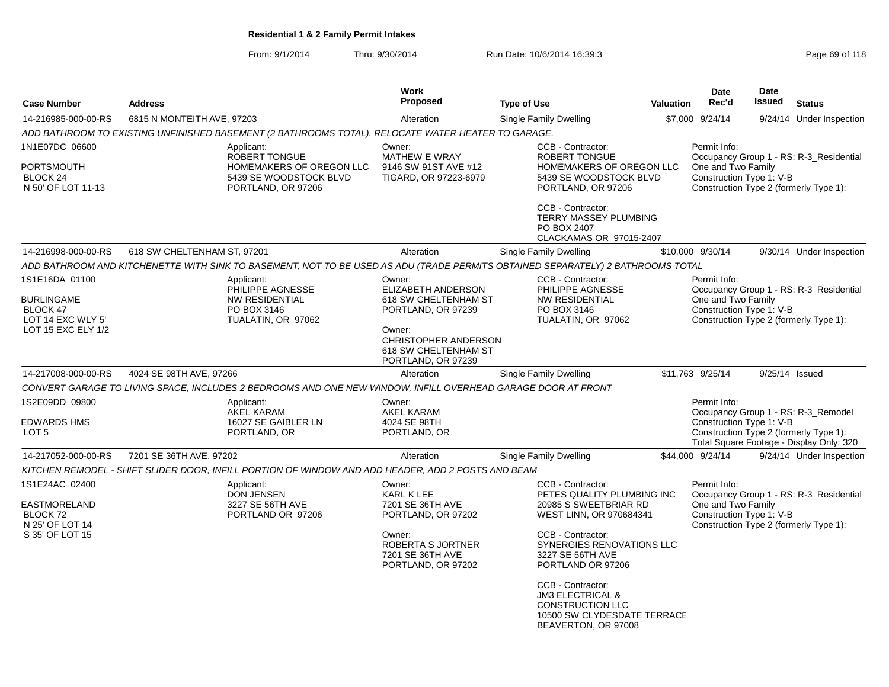# Residential 1 & 2 Family Permit Intakes

From: 9/1/2014 Thru: 9/30/2014 Run Date: 10/6/2014 16:39:3

| Case Number | Address | Work Proposed | Type of Use | Valuation | Date Rec'd | Date Issued | Status |
|---|---|---|---|---|---|---|---|
| 14-216985-000-00-RS | 6815 N MONTEITH AVE, 97203 | Alteration | Single Family Dwelling | $7,000 | 9/24/14 | 9/24/14 | Under Inspection |

*ADD BATHROOM TO EXISTING UNFINISHED BASEMENT (2 BATHROOMS TOTAL). RELOCATE WATER HEATER TO GARAGE.*

1N1E07DC 06600
PORTSMOUTH
BLOCK 24
N 50' OF LOT 11-13

Applicant:
ROBERT TONGUE
HOMEMAKERS OF OREGON LLC
5439 SE WOODSTOCK BLVD
PORTLAND, OR 97206

Owner:
MATHEW E WRAY
9146 SW 91ST AVE #12
TIGARD, OR 97223-6979

CCB - Contractor:
ROBERT TONGUE
HOMEMAKERS OF OREGON LLC
5439 SE WOODSTOCK BLVD
PORTLAND, OR 97206

CCB - Contractor:
TERRY MASSEY PLUMBING
PO BOX 2407
CLACKAMAS OR 97015-2407

Permit Info:
Occupancy Group 1 - RS: R-3_Residential One and Two Family
Construction Type 1: V-B
Construction Type 2 (formerly Type 1):

| Case Number | Address | Work Proposed | Type of Use | Valuation | Date Rec'd | Date Issued | Status |
|---|---|---|---|---|---|---|---|
| 14-216998-000-00-RS | 618 SW CHELTENHAM ST, 97201 | Alteration | Single Family Dwelling | $10,000 | 9/30/14 | 9/30/14 | Under Inspection |

*ADD BATHROOM AND KITCHENETTE WITH SINK TO BASEMENT, NOT TO BE USED AS ADU (TRADE PERMITS OBTAINED SEPARATELY) 2 BATHROOMS TOTAL*

1S1E16DA 01100
BURLINGAME
BLOCK 47
LOT 14 EXC WLY 5'
LOT 15 EXC ELY 1/2

Applicant:
PHILIPPE AGNESSE
NW RESIDENTIAL
PO BOX 3146
TUALATIN, OR 97062

Owner:
ELIZABETH ANDERSON
618 SW CHELTENHAM ST
PORTLAND, OR 97239

Owner:
CHRISTOPHER ANDERSON
618 SW CHELTENHAM ST
PORTLAND, OR 97239

CCB - Contractor:
PHILIPPE AGNESSE
NW RESIDENTIAL
PO BOX 3146
TUALATIN, OR 97062

Permit Info:
Occupancy Group 1 - RS: R-3_Residential One and Two Family
Construction Type 1: V-B
Construction Type 2 (formerly Type 1):

| Case Number | Address | Work Proposed | Type of Use | Valuation | Date Rec'd | Date Issued | Status |
|---|---|---|---|---|---|---|---|
| 14-217008-000-00-RS | 4024 SE 98TH AVE, 97266 | Alteration | Single Family Dwelling | $11,763 | 9/25/14 | 9/25/14 | Issued |

*CONVERT GARAGE TO LIVING SPACE, INCLUDES 2 BEDROOMS AND ONE NEW WINDOW, INFILL OVERHEAD GARAGE DOOR AT FRONT*

1S2E09DD 09800
EDWARDS HMS
LOT 5

Applicant:
AKEL KARAM
16027 SE GAIBLER LN
PORTLAND, OR

Owner:
AKEL KARAM
4024 SE 98TH
PORTLAND, OR

Permit Info:
Occupancy Group 1 - RS: R-3_Remodel
Construction Type 1: V-B
Construction Type 2 (formerly Type 1):
Total Square Footage - Display Only: 320

| Case Number | Address | Work Proposed | Type of Use | Valuation | Date Rec'd | Date Issued | Status |
|---|---|---|---|---|---|---|---|
| 14-217052-000-00-RS | 7201 SE 36TH AVE, 97202 | Alteration | Single Family Dwelling | $44,000 | 9/24/14 | 9/24/14 | Under Inspection |

*KITCHEN REMODEL - SHIFT SLIDER DOOR, INFILL PORTION OF WINDOW AND ADD HEADER, ADD 2 POSTS AND BEAM*

1S1E24AC 02400
EASTMORELAND
BLOCK 72
N 25' OF LOT 14
S 35' OF LOT 15

Applicant:
DON JENSEN
3227 SE 56TH AVE
PORTLAND OR 97206

Owner:
KARL K LEE
7201 SE 36TH AVE
PORTLAND, OR 97202

Owner:
ROBERTA S JORTNER
7201 SE 36TH AVE
PORTLAND, OR 97202

CCB - Contractor:
PETES QUALITY PLUMBING INC
20985 S SWEETBRIAR RD
WEST LINN, OR 970684341

CCB - Contractor:
SYNERGIES RENOVATIONS LLC
3227 SE 56TH AVE
PORTLAND OR 97206

CCB - Contractor:
JM3 ELECTRICAL & CONSTRUCTION LLC
10500 SW CLYDESDATE TERRACE
BEAVERTON, OR 97008

Permit Info:
Occupancy Group 1 - RS: R-3_Residential One and Two Family
Construction Type 1: V-B
Construction Type 2 (formerly Type 1):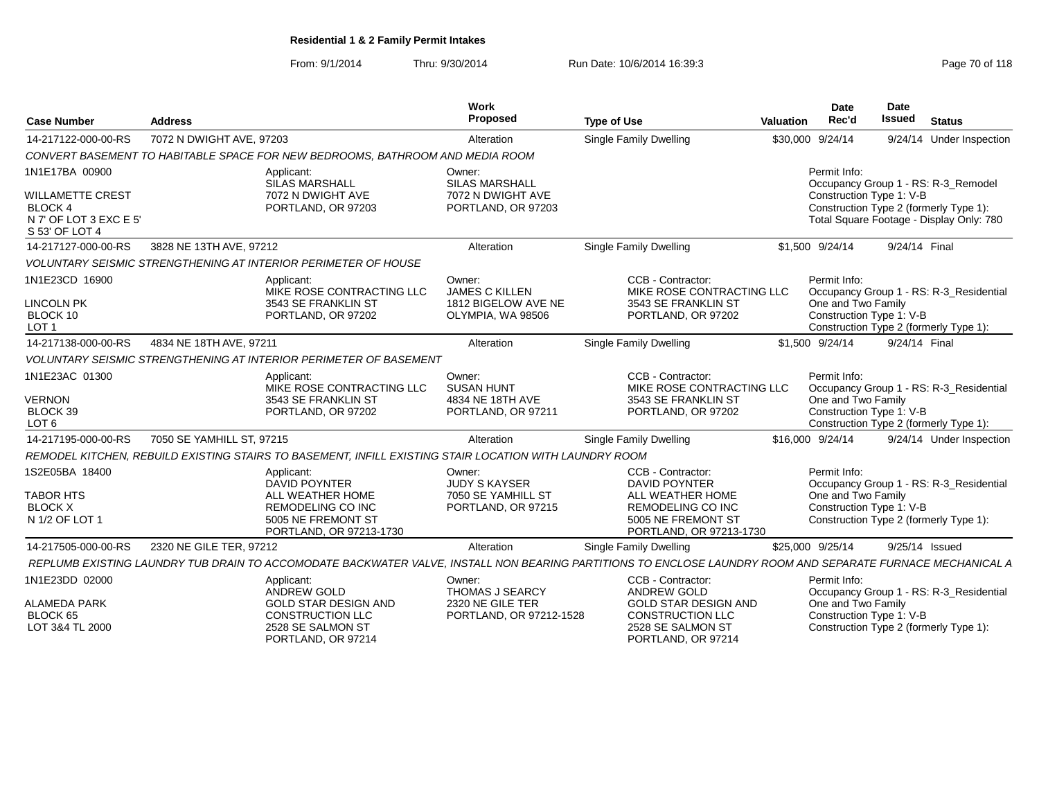**Residential 1 & 2 Family Permit Intakes**

From: 9/1/2014 Thru: 9/30/2014 Run Date: 10/6/2014 16:39:3

| Case Number | Address | Work Proposed | Type of Use | Valuation | Date Rec'd | Date Issued | Status |
|---|---|---|---|---|---|---|---|
| 14-217122-000-00-RS | 7072 N DWIGHT AVE, 97203 | Alteration | Single Family Dwelling | $30,000 | 9/24/14 | 9/24/14 | Under Inspection |

*CONVERT BASEMENT TO HABITABLE SPACE FOR NEW BEDROOMS, BATHROOM AND MEDIA ROOM*

1N1E17BA 00900
WILLAMETTE CREST
BLOCK 4
N 7' OF LOT 3 EXC E 5'
S 53' OF LOT 4

Applicant: SILAS MARSHALL, 7072 N DWIGHT AVE, PORTLAND, OR 97203

Owner: SILAS MARSHALL, 7072 N DWIGHT AVE, PORTLAND, OR 97203

Permit Info:
Occupancy Group 1 - RS: R-3_Remodel
Construction Type 1: V-B
Construction Type 2 (formerly Type 1):
Total Square Footage - Display Only: 780

| Case Number | Address | Work Proposed | Type of Use | Valuation | Date Rec'd | Date Issued | Status |
|---|---|---|---|---|---|---|---|
| 14-217127-000-00-RS | 3828 NE 13TH AVE, 97212 | Alteration | Single Family Dwelling | $1,500 | 9/24/14 | 9/24/14 | Final |

*VOLUNTARY SEISMIC STRENGTHENING AT INTERIOR PERIMETER OF HOUSE*

1N1E23CD 16900
LINCOLN PK
BLOCK 10
LOT 1

Applicant: MIKE ROSE CONTRACTING LLC, 3543 SE FRANKLIN ST, PORTLAND, OR 97202

Owner: JAMES C KILLEN, 1812 BIGELOW AVE NE, OLYMPIA, WA 98506

CCB - Contractor: MIKE ROSE CONTRACTING LLC, 3543 SE FRANKLIN ST, PORTLAND, OR 97202

Permit Info:
Occupancy Group 1 - RS: R-3_Residential One and Two Family
Construction Type 1: V-B
Construction Type 2 (formerly Type 1):

| Case Number | Address | Work Proposed | Type of Use | Valuation | Date Rec'd | Date Issued | Status |
|---|---|---|---|---|---|---|---|
| 14-217138-000-00-RS | 4834 NE 18TH AVE, 97211 | Alteration | Single Family Dwelling | $1,500 | 9/24/14 | 9/24/14 | Final |

*VOLUNTARY SEISMIC STRENGTHENING AT INTERIOR PERIMETER OF BASEMENT*

1N1E23AC 01300
VERNON
BLOCK 39
LOT 6

Applicant: MIKE ROSE CONTRACTING LLC, 3543 SE FRANKLIN ST, PORTLAND, OR 97202

Owner: SUSAN HUNT, 4834 NE 18TH AVE, PORTLAND, OR 97211

CCB - Contractor: MIKE ROSE CONTRACTING LLC, 3543 SE FRANKLIN ST, PORTLAND, OR 97202

Permit Info:
Occupancy Group 1 - RS: R-3_Residential One and Two Family
Construction Type 1: V-B
Construction Type 2 (formerly Type 1):

| Case Number | Address | Work Proposed | Type of Use | Valuation | Date Rec'd | Date Issued | Status |
|---|---|---|---|---|---|---|---|
| 14-217195-000-00-RS | 7050 SE YAMHILL ST, 97215 | Alteration | Single Family Dwelling | $16,000 | 9/24/14 | 9/24/14 | Under Inspection |

*REMODEL KITCHEN, REBUILD EXISTING STAIRS TO BASEMENT, INFILL EXISTING STAIR LOCATION WITH LAUNDRY ROOM*

1S2E05BA 18400
TABOR HTS
BLOCK X
N 1/2 OF LOT 1

Applicant: DAVID POYNTER, ALL WEATHER HOME REMODELING CO INC, 5005 NE FREMONT ST, PORTLAND, OR 97213-1730

Owner: JUDY S KAYSER, 7050 SE YAMHILL ST, PORTLAND, OR 97215

CCB - Contractor: DAVID POYNTER, ALL WEATHER HOME REMODELING CO INC, 5005 NE FREMONT ST, PORTLAND, OR 97213-1730

Permit Info:
Occupancy Group 1 - RS: R-3_Residential One and Two Family
Construction Type 1: V-B
Construction Type 2 (formerly Type 1):

| Case Number | Address | Work Proposed | Type of Use | Valuation | Date Rec'd | Date Issued | Status |
|---|---|---|---|---|---|---|---|
| 14-217505-000-00-RS | 2320 NE GILE TER, 97212 | Alteration | Single Family Dwelling | $25,000 | 9/25/14 | 9/25/14 | Issued |

*REPLUMB EXISTING LAUNDRY TUB DRAIN TO ACCOMODATE BACKWATER VALVE, INSTALL NON BEARING PARTITIONS TO ENCLOSE LAUNDRY ROOM AND SEPARATE FURNACE MECHANICAL A*

1N1E23DD 02000
ALAMEDA PARK
BLOCK 65
LOT 3&4 TL 2000

Applicant: ANDREW GOLD, GOLD STAR DESIGN AND CONSTRUCTION LLC, 2528 SE SALMON ST, PORTLAND, OR 97214

Owner: THOMAS J SEARCY, 2320 NE GILE TER, PORTLAND, OR 97212-1528

CCB - Contractor: ANDREW GOLD, GOLD STAR DESIGN AND CONSTRUCTION LLC, 2528 SE SALMON ST, PORTLAND, OR 97214

Permit Info:
Occupancy Group 1 - RS: R-3_Residential One and Two Family
Construction Type 1: V-B
Construction Type 2 (formerly Type 1):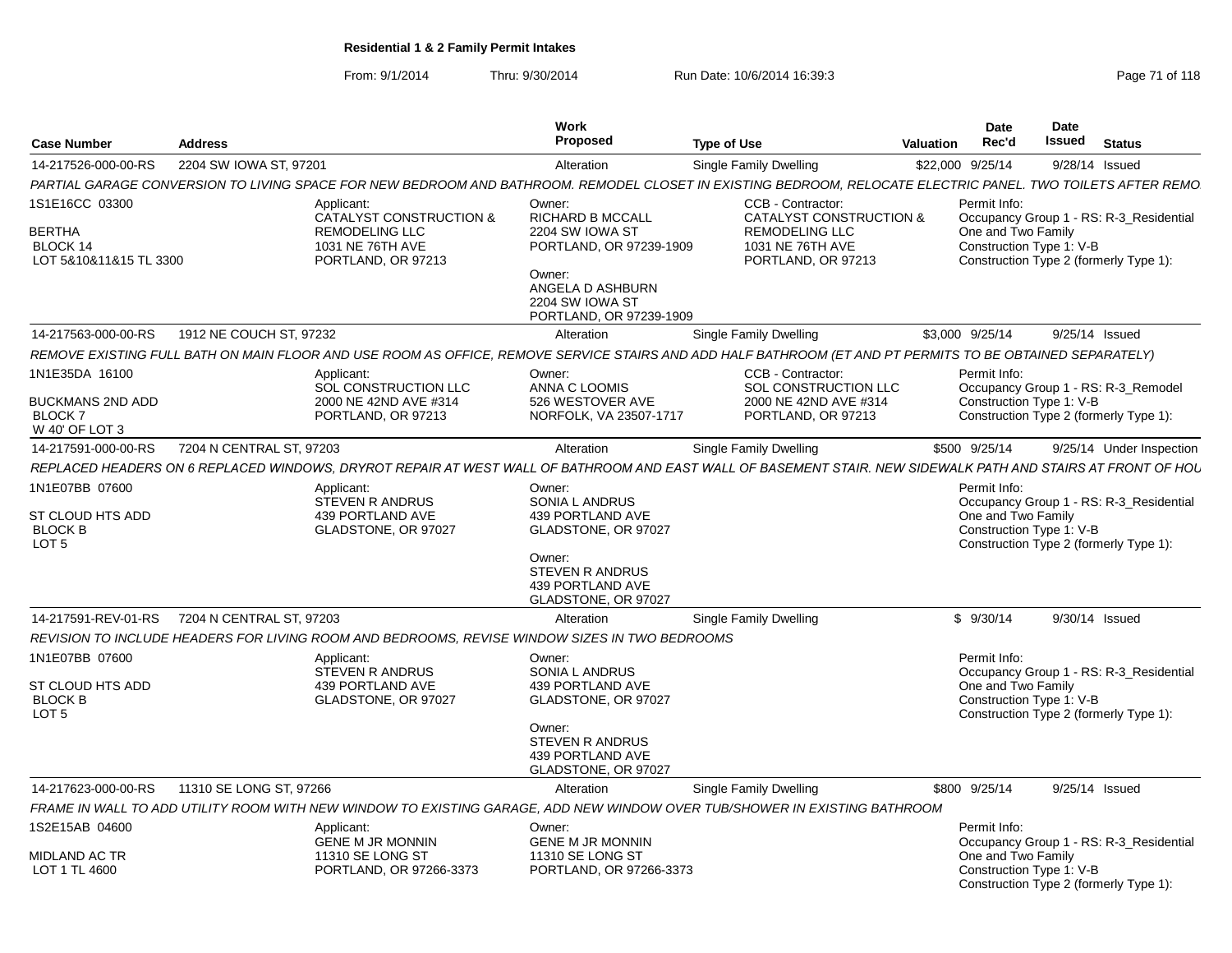**Residential 1 & 2 Family Permit Intakes**

From: 9/1/2014 Thru: 9/30/2014 Run Date: 10/6/2014 16:39:3

| Case Number | Address | Work Proposed | Type of Use | Valuation | Date Rec'd | Date Issued | Status |
|---|---|---|---|---|---|---|---|
| 14-217526-000-00-RS | 2204 SW IOWA ST, 97201 | Alteration | Single Family Dwelling | $22,000 | 9/25/14 | 9/28/14 | Issued |

*PARTIAL GARAGE CONVERSION TO LIVING SPACE FOR NEW BEDROOM AND BATHROOM. REMODEL CLOSET IN EXISTING BEDROOM, RELOCATE ELECTRIC PANEL. TWO TOILETS AFTER REMO*

1S1E16CC 03300
BERTHA
BLOCK 14
LOT 5&10&11&15 TL 3300

Applicant: CATALYST CONSTRUCTION & REMODELING LLC, 1031 NE 76TH AVE, PORTLAND, OR 97213

Owner: RICHARD B MCCALL, 2204 SW IOWA ST, PORTLAND, OR 97239-1909

Owner: ANGELA D ASHBURN, 2204 SW IOWA ST, PORTLAND, OR 97239-1909

CCB - Contractor: CATALYST CONSTRUCTION & REMODELING LLC, 1031 NE 76TH AVE, PORTLAND, OR 97213

Permit Info: Occupancy Group 1 - RS: R-3_Residential One and Two Family; Construction Type 1: V-B; Construction Type 2 (formerly Type 1):

| Case Number | Address | Work Proposed | Type of Use | Valuation | Date Rec'd | Date Issued | Status |
|---|---|---|---|---|---|---|---|
| 14-217563-000-00-RS | 1912 NE COUCH ST, 97232 | Alteration | Single Family Dwelling | $3,000 | 9/25/14 | 9/25/14 | Issued |

*REMOVE EXISTING FULL BATH ON MAIN FLOOR AND USE ROOM AS OFFICE, REMOVE SERVICE STAIRS AND ADD HALF BATHROOM (ET AND PT PERMITS TO BE OBTAINED SEPARATELY)*

1N1E35DA 16100
BUCKMANS 2ND ADD
BLOCK 7
W 40' OF LOT 3

Applicant: SOL CONSTRUCTION LLC, 2000 NE 42ND AVE #314, PORTLAND, OR 97213

Owner: ANNA C LOOMIS, 526 WESTOVER AVE, NORFOLK, VA 23507-1717

CCB - Contractor: SOL CONSTRUCTION LLC, 2000 NE 42ND AVE #314, PORTLAND, OR 97213

Permit Info: Occupancy Group 1 - RS: R-3_Remodel; Construction Type 1: V-B; Construction Type 2 (formerly Type 1):

| Case Number | Address | Work Proposed | Type of Use | Valuation | Date Rec'd | Date Issued | Status |
|---|---|---|---|---|---|---|---|
| 14-217591-000-00-RS | 7204 N CENTRAL ST, 97203 | Alteration | Single Family Dwelling | $500 | 9/25/14 | 9/25/14 | Under Inspection |

*REPLACED HEADERS ON 6 REPLACED WINDOWS, DRYROT REPAIR AT WEST WALL OF BATHROOM AND EAST WALL OF BASEMENT STAIR. NEW SIDEWALK PATH AND STAIRS AT FRONT OF HOU*

1N1E07BB 07600
ST CLOUD HTS ADD
BLOCK B
LOT 5

Applicant: STEVEN R ANDRUS, 439 PORTLAND AVE, GLADSTONE, OR 97027

Owner: SONIA L ANDRUS, 439 PORTLAND AVE, GLADSTONE, OR 97027

Owner: STEVEN R ANDRUS, 439 PORTLAND AVE, GLADSTONE, OR 97027

Permit Info: Occupancy Group 1 - RS: R-3_Residential One and Two Family; Construction Type 1: V-B; Construction Type 2 (formerly Type 1):

| Case Number | Address | Work Proposed | Type of Use | Valuation | Date Rec'd | Date Issued | Status |
|---|---|---|---|---|---|---|---|
| 14-217591-REV-01-RS | 7204 N CENTRAL ST, 97203 | Alteration | Single Family Dwelling | $ | 9/30/14 | 9/30/14 | Issued |

*REVISION TO INCLUDE HEADERS FOR LIVING ROOM AND BEDROOMS, REVISE WINDOW SIZES IN TWO BEDROOMS*

1N1E07BB 07600
ST CLOUD HTS ADD
BLOCK B
LOT 5

Applicant: STEVEN R ANDRUS, 439 PORTLAND AVE, GLADSTONE, OR 97027

Owner: SONIA L ANDRUS, 439 PORTLAND AVE, GLADSTONE, OR 97027

Owner: STEVEN R ANDRUS, 439 PORTLAND AVE, GLADSTONE, OR 97027

Permit Info: Occupancy Group 1 - RS: R-3_Residential One and Two Family; Construction Type 1: V-B; Construction Type 2 (formerly Type 1):

| Case Number | Address | Work Proposed | Type of Use | Valuation | Date Rec'd | Date Issued | Status |
|---|---|---|---|---|---|---|---|
| 14-217623-000-00-RS | 11310 SE LONG ST, 97266 | Alteration | Single Family Dwelling | $800 | 9/25/14 | 9/25/14 | Issued |

*FRAME IN WALL TO ADD UTILITY ROOM WITH NEW WINDOW TO EXISTING GARAGE, ADD NEW WINDOW OVER TUB/SHOWER IN EXISTING BATHROOM*

1S2E15AB 04600
MIDLAND AC TR
LOT 1 TL 4600

Applicant: GENE M JR MONNIN, 11310 SE LONG ST, PORTLAND, OR 97266-3373

Owner: GENE M JR MONNIN, 11310 SE LONG ST, PORTLAND, OR 97266-3373

Permit Info: Occupancy Group 1 - RS: R-3_Residential One and Two Family; Construction Type 1: V-B; Construction Type 2 (formerly Type 1):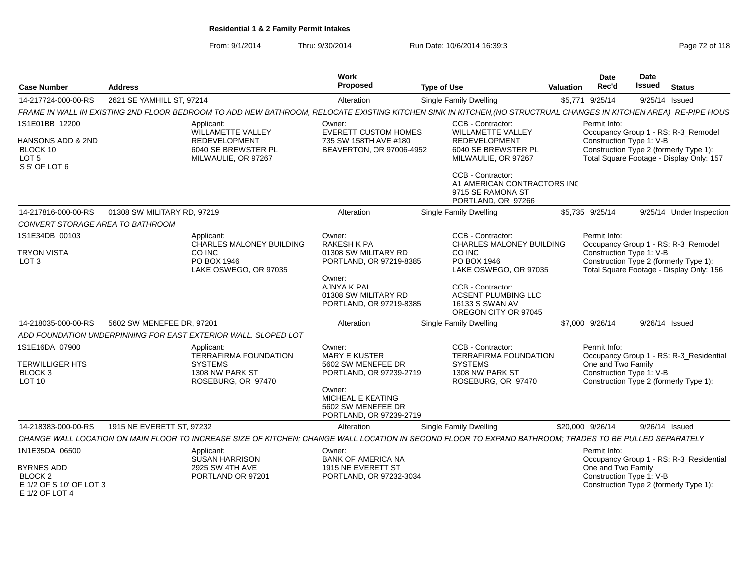# Residential 1 & 2 Family Permit Intakes

From: 9/1/2014 Thru: 9/30/2014 Run Date: 10/6/2014 16:39:3

| Case Number | Address | Work Proposed | Type of Use | Valuation | Date Rec'd | Date Issued | Status |
|---|---|---|---|---|---|---|---|
| 14-217724-000-00-RS | 2621 SE YAMHILL ST, 97214 | Alteration | Single Family Dwelling | $5,771 | 9/25/14 | 9/25/14 | Issued |

*FRAME IN WALL IN EXISTING 2ND FLOOR BEDROOM TO ADD NEW BATHROOM, RELOCATE EXISTING KITCHEN SINK IN KITCHEN,(NO STRUCTRUAL CHANGES IN KITCHEN AREA) RE-PIPE HOUS.*

1S1E01BB 12200
HANSONS ADD & 2ND
BLOCK 10
LOT 5
S 5' OF LOT 6

Applicant:
WILLAMETTE VALLEY REDEVELOPMENT
6040 SE BREWSTER PL
MILWAULIE, OR 97267

Owner:
EVERETT CUSTOM HOMES
735 SW 158TH AVE #180
BEAVERTON, OR 97006-4952

CCB - Contractor:
WILLAMETTE VALLEY REDEVELOPMENT
6040 SE BREWSTER PL
MILWAULIE, OR 97267

CCB - Contractor:
A1 AMERICAN CONTRACTORS INC
9715 SE RAMONA ST
PORTLAND, OR 97266

Permit Info:
Occupancy Group 1 - RS: R-3_Remodel
Construction Type 1: V-B
Construction Type 2 (formerly Type 1):
Total Square Footage - Display Only: 157

| Case Number | Address | Work Proposed | Type of Use | Valuation | Date Rec'd | Date Issued | Status |
|---|---|---|---|---|---|---|---|
| 14-217816-000-00-RS | 01308 SW MILITARY RD, 97219 | Alteration | Single Family Dwelling | $5,735 | 9/25/14 | 9/25/14 | Under Inspection |

*CONVERT STORAGE AREA TO BATHROOM*

1S1E34DB 00103
TRYON VISTA
LOT 3

Applicant:
CHARLES MALONEY BUILDING CO INC
PO BOX 1946
LAKE OSWEGO, OR 97035

Owner:
RAKESH K PAI
01308 SW MILITARY RD
PORTLAND, OR 97219-8385

Owner:
AJNYA K PAI
01308 SW MILITARY RD
PORTLAND, OR 97219-8385

CCB - Contractor:
CHARLES MALONEY BUILDING CO INC
PO BOX 1946
LAKE OSWEGO, OR 97035

CCB - Contractor:
ACSENT PLUMBING LLC
16133 S SWAN AV
OREGON CITY OR 97045

Permit Info:
Occupancy Group 1 - RS: R-3_Remodel
Construction Type 1: V-B
Construction Type 2 (formerly Type 1):
Total Square Footage - Display Only: 156

| Case Number | Address | Work Proposed | Type of Use | Valuation | Date Rec'd | Date Issued | Status |
|---|---|---|---|---|---|---|---|
| 14-218035-000-00-RS | 5602 SW MENEFEE DR, 97201 | Alteration | Single Family Dwelling | $7,000 | 9/26/14 | 9/26/14 | Issued |

*ADD FOUNDATION UNDERPINNING FOR EAST EXTERIOR WALL. SLOPED LOT*

1S1E16DA 07900
TERWILLIGER HTS
BLOCK 3
LOT 10

Applicant:
TERRAFIRMA FOUNDATION SYSTEMS
1308 NW PARK ST
ROSEBURG, OR 97470

Owner:
MARY E KUSTER
5602 SW MENEFEE DR
PORTLAND, OR 97239-2719

Owner:
MICHEAL E KEATING
5602 SW MENEFEE DR
PORTLAND, OR 97239-2719

CCB - Contractor:
TERRAFIRMA FOUNDATION SYSTEMS
1308 NW PARK ST
ROSEBURG, OR 97470

Permit Info:
Occupancy Group 1 - RS: R-3_Residential One and Two Family
Construction Type 1: V-B
Construction Type 2 (formerly Type 1):

| Case Number | Address | Work Proposed | Type of Use | Valuation | Date Rec'd | Date Issued | Status |
|---|---|---|---|---|---|---|---|
| 14-218383-000-00-RS | 1915 NE EVERETT ST, 97232 | Alteration | Single Family Dwelling | $20,000 | 9/26/14 | 9/26/14 | Issued |

*CHANGE WALL LOCATION ON MAIN FLOOR TO INCREASE SIZE OF KITCHEN; CHANGE WALL LOCATION IN SECOND FLOOR TO EXPAND BATHROOM; TRADES TO BE PULLED SEPARATELY*

1N1E35DA 06500
BYRNES ADD
BLOCK 2
E 1/2 OF S 10' OF LOT 3
E 1/2 OF LOT 4

Applicant:
SUSAN HARRISON
2925 SW 4TH AVE
PORTLAND OR 97201

Owner:
BANK OF AMERICA NA
1915 NE EVERETT ST
PORTLAND, OR 97232-3034

Permit Info:
Occupancy Group 1 - RS: R-3_Residential One and Two Family
Construction Type 1: V-B
Construction Type 2 (formerly Type 1):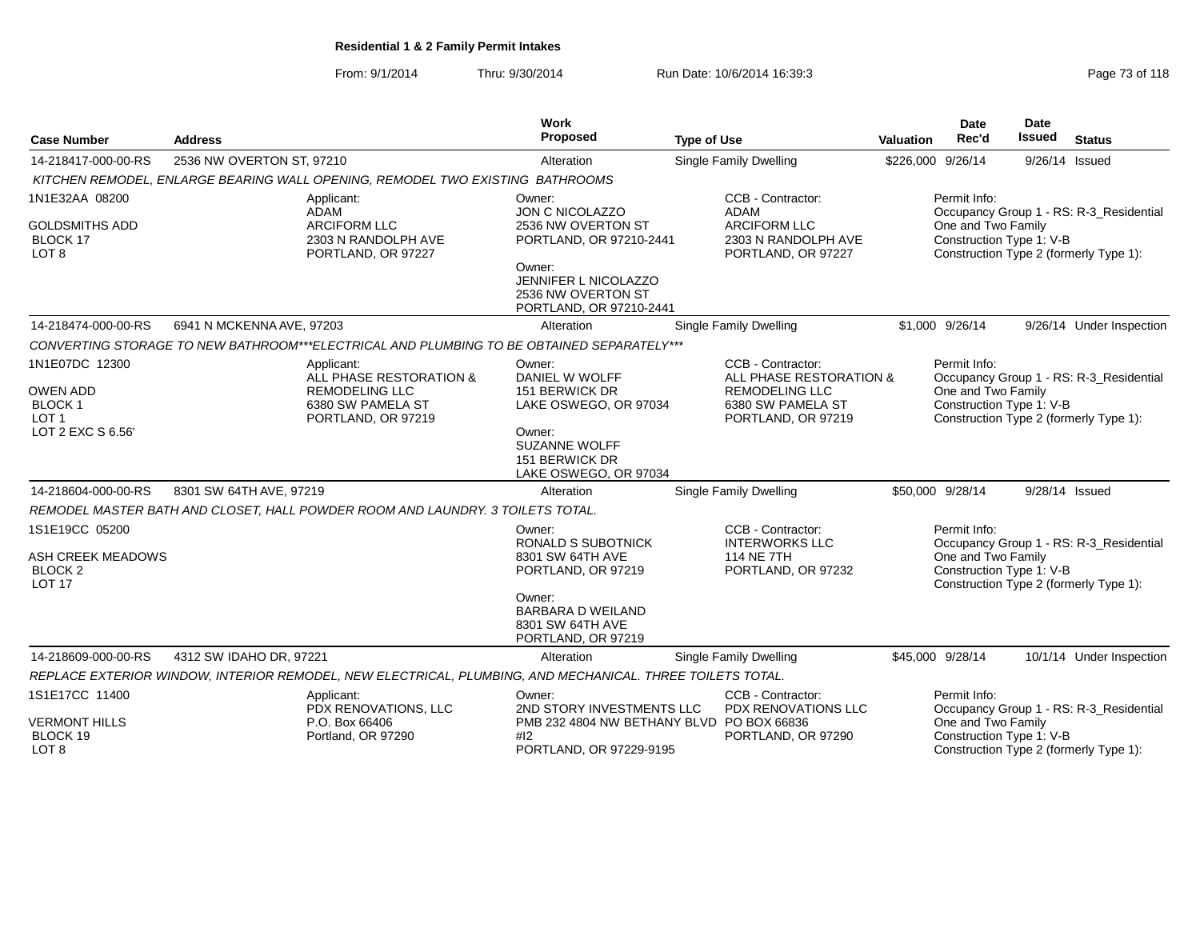**Residential 1 & 2 Family Permit Intakes**

From: 9/1/2014 Thru: 9/30/2014 Run Date: 10/6/2014 16:39:3

| Case Number | Address | Work Proposed | Type of Use | Valuation | Date Rec'd | Date Issued | Status |
|---|---|---|---|---|---|---|---|
| 14-218417-000-00-RS | 2536 NW OVERTON ST, 97210 | Alteration | Single Family Dwelling | $226,000 | 9/26/14 | 9/26/14 | Issued |

*KITCHEN REMODEL, ENLARGE BEARING WALL OPENING, REMODEL TWO EXISTING BATHROOMS*

1N1E32AA 08200
GOLDSMITHS ADD
BLOCK 17
LOT 8

Applicant:
ADAM
ARCIFORM LLC
2303 N RANDOLPH AVE
PORTLAND, OR 97227

Owner:
JON C NICOLAZZO
2536 NW OVERTON ST
PORTLAND, OR 97210-2441

Owner:
JENNIFER L NICOLAZZO
2536 NW OVERTON ST
PORTLAND, OR 97210-2441

CCB - Contractor:
ADAM
ARCIFORM LLC
2303 N RANDOLPH AVE
PORTLAND, OR 97227

Permit Info:
Occupancy Group 1 - RS: R-3_Residential One and Two Family
Construction Type 1: V-B
Construction Type 2 (formerly Type 1):

| Case Number | Address | Work Proposed | Type of Use | Valuation | Date Rec'd | Date Issued | Status |
|---|---|---|---|---|---|---|---|
| 14-218474-000-00-RS | 6941 N MCKENNA AVE, 97203 | Alteration | Single Family Dwelling | $1,000 | 9/26/14 | 9/26/14 | Under Inspection |

*CONVERTING STORAGE TO NEW BATHROOM***ELECTRICAL AND PLUMBING TO BE OBTAINED SEPARATELY****

1N1E07DC 12300
OWEN ADD
BLOCK 1
LOT 1
LOT 2 EXC S 6.56'

Applicant:
ALL PHASE RESTORATION & REMODELING LLC
6380 SW PAMELA ST
PORTLAND, OR 97219

Owner:
DANIEL W WOLFF
151 BERWICK DR
LAKE OSWEGO, OR 97034

Owner:
SUZANNE WOLFF
151 BERWICK DR
LAKE OSWEGO, OR 97034

CCB - Contractor:
ALL PHASE RESTORATION & REMODELING LLC
6380 SW PAMELA ST
PORTLAND, OR 97219

Permit Info:
Occupancy Group 1 - RS: R-3_Residential One and Two Family
Construction Type 1: V-B
Construction Type 2 (formerly Type 1):

| Case Number | Address | Work Proposed | Type of Use | Valuation | Date Rec'd | Date Issued | Status |
|---|---|---|---|---|---|---|---|
| 14-218604-000-00-RS | 8301 SW 64TH AVE, 97219 | Alteration | Single Family Dwelling | $50,000 | 9/28/14 | 9/28/14 | Issued |

*REMODEL MASTER BATH AND CLOSET, HALL POWDER ROOM AND LAUNDRY. 3 TOILETS TOTAL.*

1S1E19CC 05200
ASH CREEK MEADOWS
BLOCK 2
LOT 17

Owner:
RONALD S SUBOTNICK
8301 SW 64TH AVE
PORTLAND, OR 97219

Owner:
BARBARA D WEILAND
8301 SW 64TH AVE
PORTLAND, OR 97219

CCB - Contractor:
INTERWORKS LLC
114 NE 7TH
PORTLAND, OR 97232

Permit Info:
Occupancy Group 1 - RS: R-3_Residential One and Two Family
Construction Type 1: V-B
Construction Type 2 (formerly Type 1):

| Case Number | Address | Work Proposed | Type of Use | Valuation | Date Rec'd | Date Issued | Status |
|---|---|---|---|---|---|---|---|
| 14-218609-000-00-RS | 4312 SW IDAHO DR, 97221 | Alteration | Single Family Dwelling | $45,000 | 9/28/14 | 10/1/14 | Under Inspection |

*REPLACE EXTERIOR WINDOW, INTERIOR REMODEL, NEW ELECTRICAL, PLUMBING, AND MECHANICAL. THREE TOILETS TOTAL.*

1S1E17CC 11400
VERMONT HILLS
BLOCK 19
LOT 8

Applicant:
PDX RENOVATIONS, LLC
P.O. Box 66406
Portland, OR 97290

Owner:
2ND STORY INVESTMENTS LLC
PMB 232 4804 NW BETHANY BLVD #I2
PORTLAND, OR 97229-9195

CCB - Contractor:
PDX RENOVATIONS LLC
PO BOX 66836
PORTLAND, OR 97290

Permit Info:
Occupancy Group 1 - RS: R-3_Residential One and Two Family
Construction Type 1: V-B
Construction Type 2 (formerly Type 1):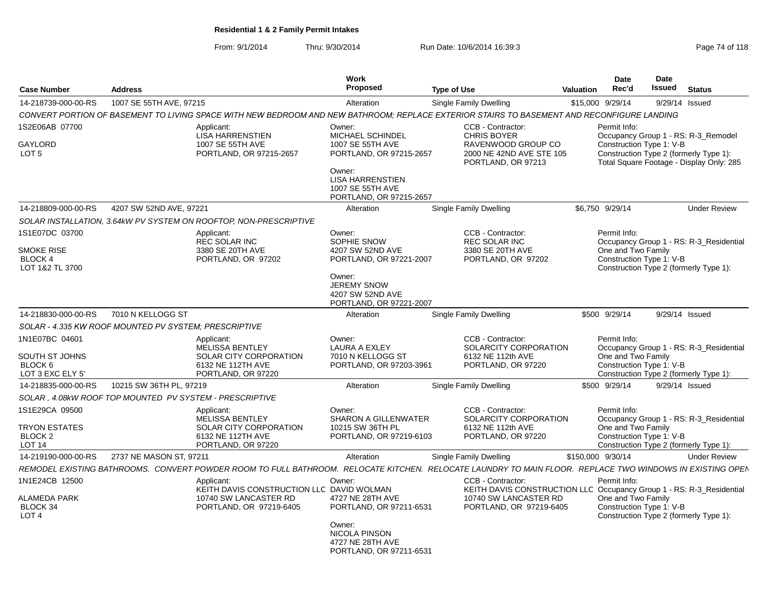# Residential 1 & 2 Family Permit Intakes

From: 9/1/2014 Thru: 9/30/2014 Run Date: 10/6/2014 16:39:3

| Case Number | Address | Work Proposed | Type of Use | Valuation | Date Rec'd | Date Issued | Status |
|---|---|---|---|---|---|---|---|
| 14-218739-000-00-RS | 1007 SE 55TH AVE, 97215 | Alteration | Single Family Dwelling | $15,000 | 9/29/14 | 9/29/14 | Issued |

*CONVERT PORTION OF BASEMENT TO LIVING SPACE WITH NEW BEDROOM AND NEW BATHROOM; REPLACE EXTERIOR STAIRS TO BASEMENT AND RECONFIGURE LANDING*

1S2E06AB 07700
GAYLORD
LOT 5

Applicant: LISA HARRENSTIEN, 1007 SE 55TH AVE, PORTLAND, OR 97215-2657

Owner: MICHAEL SCHINDEL, 1007 SE 55TH AVE, PORTLAND, OR 97215-2657

Owner: LISA HARRENSTIEN, 1007 SE 55TH AVE, PORTLAND, OR 97215-2657

CCB - Contractor: CHRIS BOYER, RAVENWOOD GROUP CO, 2000 NE 42ND AVE STE 105, PORTLAND, OR 97213

Permit Info: Occupancy Group 1 - RS: R-3_Remodel; Construction Type 1: V-B; Construction Type 2 (formerly Type 1):; Total Square Footage - Display Only: 285

| Case Number | Address | Work Proposed | Type of Use | Valuation | Date Rec'd | Date Issued | Status |
|---|---|---|---|---|---|---|---|
| 14-218809-000-00-RS | 4207 SW 52ND AVE, 97221 | Alteration | Single Family Dwelling | $6,750 | 9/29/14 | | Under Review |

*SOLAR INSTALLATION, 3.64kW PV SYSTEM ON ROOFTOP, NON-PRESCRIPTIVE*

1S1E07DC 03700
SMOKE RISE
BLOCK 4
LOT 1&2 TL 3700

Applicant: REC SOLAR INC, 3380 SE 20TH AVE, PORTLAND, OR 97202

Owner: SOPHIE SNOW, 4207 SW 52ND AVE, PORTLAND, OR 97221-2007

Owner: JEREMY SNOW, 4207 SW 52ND AVE, PORTLAND, OR 97221-2007

CCB - Contractor: REC SOLAR INC, 3380 SE 20TH AVE, PORTLAND, OR 97202

Permit Info: Occupancy Group 1 - RS: R-3_Residential One and Two Family; Construction Type 1: V-B; Construction Type 2 (formerly Type 1):

| Case Number | Address | Work Proposed | Type of Use | Valuation | Date Rec'd | Date Issued | Status |
|---|---|---|---|---|---|---|---|
| 14-218830-000-00-RS | 7010 N KELLOGG ST | Alteration | Single Family Dwelling | $500 | 9/29/14 | 9/29/14 | Issued |

*SOLAR - 4.335 KW ROOF MOUNTED PV SYSTEM; PRESCRIPTIVE*

1N1E07BC 04601
SOUTH ST JOHNS
BLOCK 6
LOT 3 EXC ELY 5'

Applicant: MELISSA BENTLEY, SOLAR CITY CORPORATION, 6132 NE 112TH AVE, PORTLAND, OR 97220

Owner: LAURA A EXLEY, 7010 N KELLOGG ST, PORTLAND, OR 97203-3961

CCB - Contractor: SOLARCITY CORPORATION, 6132 NE 112th AVE, PORTLAND, OR 97220

Permit Info: Occupancy Group 1 - RS: R-3_Residential One and Two Family; Construction Type 1: V-B; Construction Type 2 (formerly Type 1):

| Case Number | Address | Work Proposed | Type of Use | Valuation | Date Rec'd | Date Issued | Status |
|---|---|---|---|---|---|---|---|
| 14-218835-000-00-RS | 10215 SW 36TH PL, 97219 | Alteration | Single Family Dwelling | $500 | 9/29/14 | 9/29/14 | Issued |

*SOLAR , 4.08kW ROOF TOP MOUNTED PV SYSTEM - PRESCRIPTIVE*

1S1E29CA 09500
TRYON ESTATES
BLOCK 2
LOT 14

Applicant: MELISSA BENTLEY, SOLAR CITY CORPORATION, 6132 NE 112TH AVE, PORTLAND, OR 97220

Owner: SHARON A GILLENWATER, 10215 SW 36TH PL, PORTLAND, OR 97219-6103

CCB - Contractor: SOLARCITY CORPORATION, 6132 NE 112th AVE, PORTLAND, OR 97220

Permit Info: Occupancy Group 1 - RS: R-3_Residential One and Two Family; Construction Type 1: V-B; Construction Type 2 (formerly Type 1):

| Case Number | Address | Work Proposed | Type of Use | Valuation | Date Rec'd | Date Issued | Status |
|---|---|---|---|---|---|---|---|
| 14-219190-000-00-RS | 2737 NE MASON ST, 97211 | Alteration | Single Family Dwelling | $150,000 | 9/30/14 | | Under Review |

*REMODEL EXISTING BATHROOMS. CONVERT POWDER ROOM TO FULL BATHROOM. RELOCATE KITCHEN. RELOCATE LAUNDRY TO MAIN FLOOR. REPLACE TWO WINDOWS IN EXISTING OPEN*

1N1E24CB 12500
ALAMEDA PARK
BLOCK 34
LOT 4

Applicant: KEITH DAVIS CONSTRUCTION LLC, 10740 SW LANCASTER RD, PORTLAND, OR 97219-6405

Owner: DAVID WOLMAN, 4727 NE 28TH AVE, PORTLAND, OR 97211-6531

Owner: NICOLA PINSON, 4727 NE 28TH AVE, PORTLAND, OR 97211-6531

CCB - Contractor: KEITH DAVIS CONSTRUCTION LLC, 10740 SW LANCASTER RD, PORTLAND, OR 97219-6405

Permit Info: Occupancy Group 1 - RS: R-3_Residential One and Two Family; Construction Type 1: V-B; Construction Type 2 (formerly Type 1):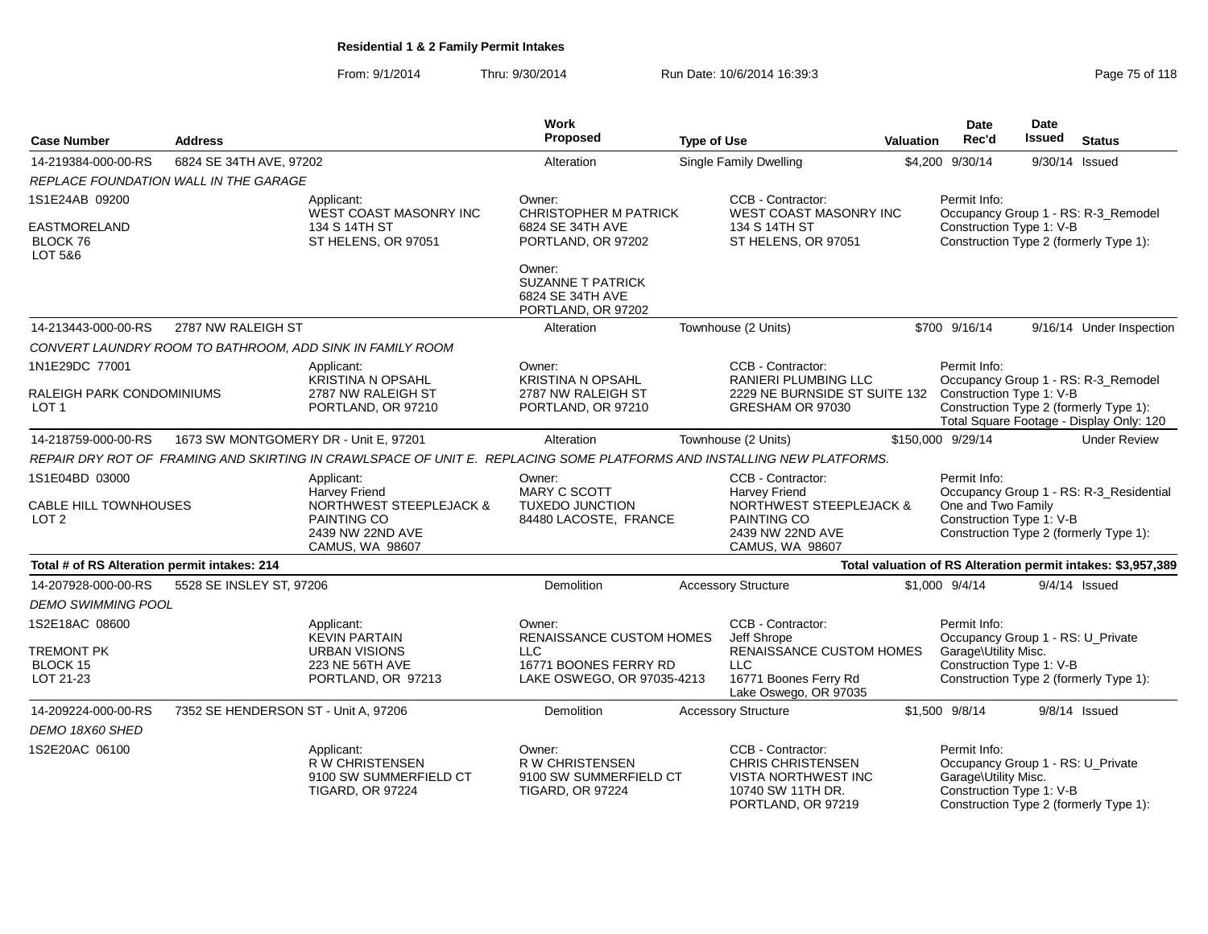# Residential 1 & 2 Family Permit Intakes

From: 9/1/2014 Thru: 9/30/2014 Run Date: 10/6/2014 16:39:3

| Case Number | Address | Work Proposed | Type of Use | Valuation | Date Rec'd | Date Issued | Status |
|---|---|---|---|---|---|---|---|
| 14-219384-000-00-RS | 6824 SE 34TH AVE, 97202 | Alteration | Single Family Dwelling | $4,200 | 9/30/14 | 9/30/14 | Issued |

*REPLACE FOUNDATION WALL IN THE GARAGE*

1S1E24AB 09200
EASTMORELAND
BLOCK 76
LOT 5&6

Applicant:
WEST COAST MASONRY INC
134 S 14TH ST
ST HELENS, OR 97051

Owner:
CHRISTOPHER M PATRICK
6824 SE 34TH AVE
PORTLAND, OR 97202

Owner:
SUZANNE T PATRICK
6824 SE 34TH AVE
PORTLAND, OR 97202

CCB - Contractor:
WEST COAST MASONRY INC
134 S 14TH ST
ST HELENS, OR 97051

Permit Info:
Occupancy Group 1 - RS: R-3_Remodel
Construction Type 1: V-B
Construction Type 2 (formerly Type 1):

| Case Number | Address | Work Proposed | Type of Use | Valuation | Date Rec'd | Date Issued | Status |
|---|---|---|---|---|---|---|---|
| 14-213443-000-00-RS | 2787 NW RALEIGH ST | Alteration | Townhouse (2 Units) | $700 | 9/16/14 | 9/16/14 | Under Inspection |

*CONVERT LAUNDRY ROOM TO BATHROOM, ADD SINK IN FAMILY ROOM*

1N1E29DC 77001
RALEIGH PARK CONDOMINIUMS
LOT 1

Applicant:
KRISTINA N OPSAHL
2787 NW RALEIGH ST
PORTLAND, OR 97210

Owner:
KRISTINA N OPSAHL
2787 NW RALEIGH ST
PORTLAND, OR 97210

CCB - Contractor:
RANIERI PLUMBING LLC
2229 NE BURNSIDE ST SUITE 132
GRESHAM OR 97030

Permit Info:
Occupancy Group 1 - RS: R-3_Remodel
Construction Type 1: V-B
Construction Type 2 (formerly Type 1):
Total Square Footage - Display Only: 120

| Case Number | Address | Work Proposed | Type of Use | Valuation | Date Rec'd | Date Issued | Status |
|---|---|---|---|---|---|---|---|
| 14-218759-000-00-RS | 1673 SW MONTGOMERY DR - Unit E, 97201 | Alteration | Townhouse (2 Units) | $150,000 | 9/29/14 | | Under Review |

*REPAIR DRY ROT OF FRAMING AND SKIRTING IN CRAWLSPACE OF UNIT E. REPLACING SOME PLATFORMS AND INSTALLING NEW PLATFORMS.*

1S1E04BD 03000
CABLE HILL TOWNHOUSES
LOT 2

Applicant:
Harvey Friend
NORTHWEST STEEPLEJACK & PAINTING CO
2439 NW 22ND AVE
CAMUS, WA 98607

Owner:
MARY C SCOTT
TUXEDO JUNCTION
84480 LACOSTE, FRANCE

CCB - Contractor:
Harvey Friend
NORTHWEST STEEPLEJACK & PAINTING CO
2439 NW 22ND AVE
CAMUS, WA 98607

Permit Info:
Occupancy Group 1 - RS: R-3_Residential One and Two Family
Construction Type 1: V-B
Construction Type 2 (formerly Type 1):

**Total # of RS Alteration permit intakes: 214** — **Total valuation of RS Alteration permit intakes: $3,957,389**

| Case Number | Address | Work Proposed | Type of Use | Valuation | Date Rec'd | Date Issued | Status |
|---|---|---|---|---|---|---|---|
| 14-207928-000-00-RS | 5528 SE INSLEY ST, 97206 | Demolition | Accessory Structure | $1,000 | 9/4/14 | 9/4/14 | Issued |

*DEMO SWIMMING POOL*

1S2E18AC 08600
TREMONT PK
BLOCK 15
LOT 21-23

Applicant:
KEVIN PARTAIN
URBAN VISIONS
223 NE 56TH AVE
PORTLAND, OR 97213

Owner:
RENAISSANCE CUSTOM HOMES LLC
16771 BOONES FERRY RD
LAKE OSWEGO, OR 97035-4213

CCB - Contractor:
Jeff Shrope
RENAISSANCE CUSTOM HOMES LLC
16771 Boones Ferry Rd
Lake Oswego, OR 97035

Permit Info:
Occupancy Group 1 - RS: U_Private Garage\Utility Misc.
Construction Type 1: V-B
Construction Type 2 (formerly Type 1):

| Case Number | Address | Work Proposed | Type of Use | Valuation | Date Rec'd | Date Issued | Status |
|---|---|---|---|---|---|---|---|
| 14-209224-000-00-RS | 7352 SE HENDERSON ST - Unit A, 97206 | Demolition | Accessory Structure | $1,500 | 9/8/14 | 9/8/14 | Issued |

*DEMO 18X60 SHED*

1S2E20AC 06100

Applicant:
R W CHRISTENSEN
9100 SW SUMMERFIELD CT
TIGARD, OR 97224

Owner:
R W CHRISTENSEN
9100 SW SUMMERFIELD CT
TIGARD, OR 97224

CCB - Contractor:
CHRIS CHRISTENSEN
VISTA NORTHWEST INC
10740 SW 11TH DR.
PORTLAND, OR 97219

Permit Info:
Occupancy Group 1 - RS: U_Private Garage\Utility Misc.
Construction Type 1: V-B
Construction Type 2 (formerly Type 1):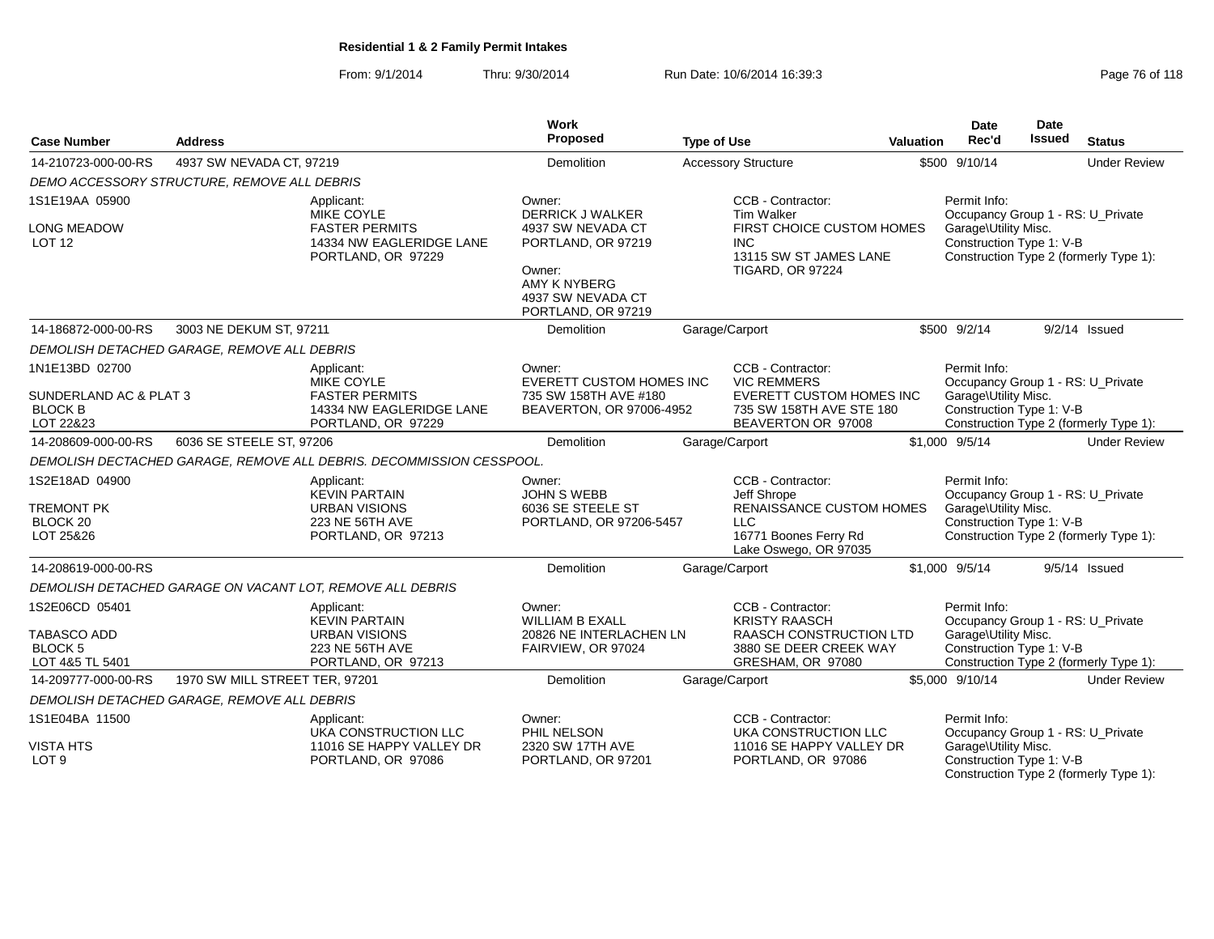**Residential 1 & 2 Family Permit Intakes**

From: 9/1/2014 Thru: 9/30/2014 Run Date: 10/6/2014 16:39:3

| Case Number | Address | Work Proposed | Type of Use | Valuation | Date Rec'd | Date Issued | Status |
|---|---|---|---|---|---|---|---|
| 14-210723-000-00-RS | 4937 SW NEVADA CT, 97219 | Demolition | Accessory Structure | $500 | 9/10/14 | | Under Review |
| *DEMO ACCESSORY STRUCTURE, REMOVE ALL DEBRIS* | | | | | | | |
| 1S1E19AA 05900<br>LONG MEADOW<br>LOT 12 | Applicant:<br>MIKE COYLE<br>FASTER PERMITS<br>14334 NW EAGLERIDGE LANE<br>PORTLAND, OR 97229 | Owner:<br>DERRICK J WALKER<br>4937 SW NEVADA CT<br>PORTLAND, OR 97219<br>Owner:<br>AMY K NYBERG<br>4937 SW NEVADA CT<br>PORTLAND, OR 97219 | CCB - Contractor:<br>Tim Walker<br>FIRST CHOICE CUSTOM HOMES INC<br>13115 SW ST JAMES LANE<br>TIGARD, OR 97224 | | Permit Info:<br>Occupancy Group 1 - RS: U_Private Garage\Utility Misc.<br>Construction Type 1: V-B<br>Construction Type 2 (formerly Type 1): | | |
| 14-186872-000-00-RS | 3003 NE DEKUM ST, 97211 | Demolition | Garage/Carport | $500 | 9/2/14 | 9/2/14 | Issued |
| *DEMOLISH DETACHED GARAGE, REMOVE ALL DEBRIS* | | | | | | | |
| 1N1E13BD 02700<br>SUNDERLAND AC & PLAT 3<br>BLOCK B<br>LOT 22&23 | Applicant:<br>MIKE COYLE<br>FASTER PERMITS<br>14334 NW EAGLERIDGE LANE<br>PORTLAND, OR 97229 | Owner:<br>EVERETT CUSTOM HOMES INC<br>735 SW 158TH AVE #180<br>BEAVERTON, OR 97006-4952 | CCB - Contractor:<br>VIC REMMERS<br>EVERETT CUSTOM HOMES INC<br>735 SW 158TH AVE STE 180<br>BEAVERTON OR 97008 | | Permit Info:<br>Occupancy Group 1 - RS: U_Private Garage\Utility Misc.<br>Construction Type 1: V-B<br>Construction Type 2 (formerly Type 1): | | |
| 14-208609-000-00-RS | 6036 SE STEELE ST, 97206 | Demolition | Garage/Carport | $1,000 | 9/5/14 | | Under Review |
| *DEMOLISH DECTACHED GARAGE, REMOVE ALL DEBRIS. DECOMMISSION CESSPOOL.* | | | | | | | |
| 1S2E18AD 04900<br>TREMONT PK<br>BLOCK 20<br>LOT 25&26 | Applicant:<br>KEVIN PARTAIN<br>URBAN VISIONS<br>223 NE 56TH AVE<br>PORTLAND, OR 97213 | Owner:<br>JOHN S WEBB<br>6036 SE STEELE ST<br>PORTLAND, OR 97206-5457 | CCB - Contractor:<br>Jeff Shrope<br>RENAISSANCE CUSTOM HOMES LLC<br>16771 Boones Ferry Rd<br>Lake Oswego, OR 97035 | | Permit Info:<br>Occupancy Group 1 - RS: U_Private Garage\Utility Misc.<br>Construction Type 1: V-B<br>Construction Type 2 (formerly Type 1): | | |
| 14-208619-000-00-RS | | Demolition | Garage/Carport | $1,000 | 9/5/14 | 9/5/14 | Issued |
| *DEMOLISH DETACHED GARAGE ON VACANT LOT, REMOVE ALL DEBRIS* | | | | | | | |
| 1S2E06CD 05401<br>TABASCO ADD<br>BLOCK 5<br>LOT 4&5 TL 5401 | Applicant:<br>KEVIN PARTAIN<br>URBAN VISIONS<br>223 NE 56TH AVE<br>PORTLAND, OR 97213 | Owner:<br>WILLIAM B EXALL<br>20826 NE INTERLACHEN LN<br>FAIRVIEW, OR 97024 | CCB - Contractor:<br>KRISTY RAASCH<br>RAASCH CONSTRUCTION LTD<br>3880 SE DEER CREEK WAY<br>GRESHAM, OR 97080 | | Permit Info:<br>Occupancy Group 1 - RS: U_Private Garage\Utility Misc.<br>Construction Type 1: V-B<br>Construction Type 2 (formerly Type 1): | | |
| 14-209777-000-00-RS | 1970 SW MILL STREET TER, 97201 | Demolition | Garage/Carport | $5,000 | 9/10/14 | | Under Review |
| *DEMOLISH DETACHED GARAGE, REMOVE ALL DEBRIS* | | | | | | | |
| 1S1E04BA 11500<br>VISTA HTS<br>LOT 9 | Applicant:<br>UKA CONSTRUCTION LLC<br>11016 SE HAPPY VALLEY DR<br>PORTLAND, OR 97086 | Owner:<br>PHIL NELSON<br>2320 SW 17TH AVE<br>PORTLAND, OR 97201 | CCB - Contractor:<br>UKA CONSTRUCTION LLC<br>11016 SE HAPPY VALLEY DR<br>PORTLAND, OR 97086 | | Permit Info:<br>Occupancy Group 1 - RS: U_Private Garage\Utility Misc.<br>Construction Type 1: V-B<br>Construction Type 2 (formerly Type 1): | | |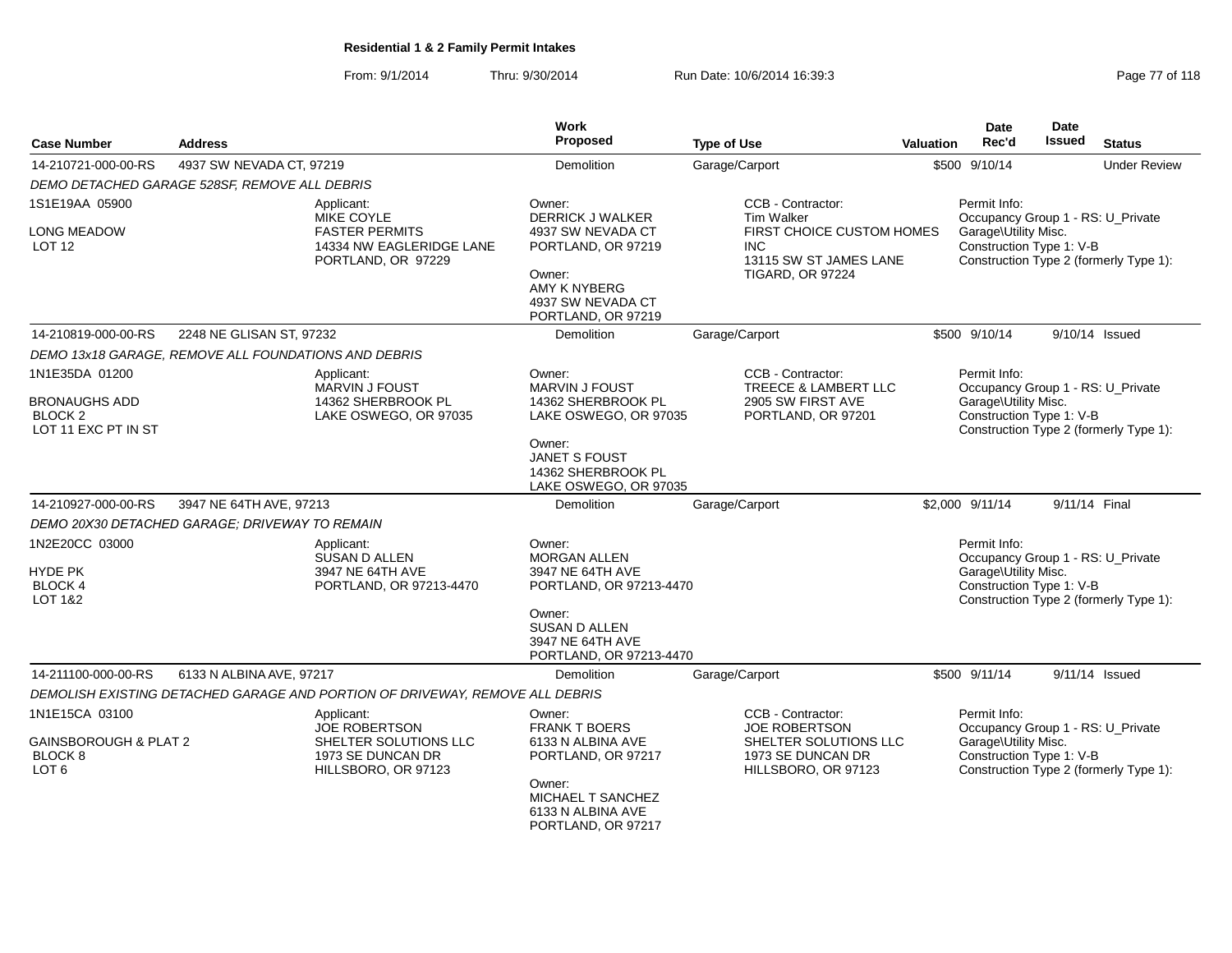# Residential 1 & 2 Family Permit Intakes

From: 9/1/2014 Thru: 9/30/2014 Run Date: 10/6/2014 16:39:3

| Case Number | Address | Work Proposed | Type of Use | Valuation | Date Rec'd | Date Issued | Status |
|---|---|---|---|---|---|---|---|
| 14-210721-000-00-RS | 4937 SW NEVADA CT, 97219 | Demolition | Garage/Carport | $500 | 9/10/14 | | Under Review |
| *DEMO DETACHED GARAGE 528SF, REMOVE ALL DEBRIS* | | | | | | | |
| 1S1E19AA 05900<br>LONG MEADOW<br>LOT 12 | Applicant:<br>MIKE COYLE<br>FASTER PERMITS<br>14334 NW EAGLERIDGE LANE<br>PORTLAND, OR 97229 | Owner:<br>DERRICK J WALKER<br>4937 SW NEVADA CT<br>PORTLAND, OR 97219<br>Owner:<br>AMY K NYBERG<br>4937 SW NEVADA CT<br>PORTLAND, OR 97219 | CCB - Contractor:<br>Tim Walker<br>FIRST CHOICE CUSTOM HOMES INC<br>13115 SW ST JAMES LANE<br>TIGARD, OR 97224 | | Permit Info:<br>Occupancy Group 1 - RS: U_Private Garage\Utility Misc.<br>Construction Type 1: V-B<br>Construction Type 2 (formerly Type 1): | | |
| 14-210819-000-00-RS | 2248 NE GLISAN ST, 97232 | Demolition | Garage/Carport | $500 | 9/10/14 | 9/10/14 | Issued |
| *DEMO 13x18 GARAGE, REMOVE ALL FOUNDATIONS AND DEBRIS* | | | | | | | |
| 1N1E35DA 01200<br>BRONAUGHS ADD<br>BLOCK 2<br>LOT 11 EXC PT IN ST | Applicant:<br>MARVIN J FOUST<br>14362 SHERBROOK PL<br>LAKE OSWEGO, OR 97035 | Owner:<br>MARVIN J FOUST<br>14362 SHERBROOK PL<br>LAKE OSWEGO, OR 97035<br>Owner:<br>JANET S FOUST<br>14362 SHERBROOK PL<br>LAKE OSWEGO, OR 97035 | CCB - Contractor:<br>TREECE & LAMBERT LLC<br>2905 SW FIRST AVE<br>PORTLAND, OR 97201 | | Permit Info:<br>Occupancy Group 1 - RS: U_Private Garage\Utility Misc.<br>Construction Type 1: V-B<br>Construction Type 2 (formerly Type 1): | | |
| 14-210927-000-00-RS | 3947 NE 64TH AVE, 97213 | Demolition | Garage/Carport | $2,000 | 9/11/14 | 9/11/14 | Final |
| *DEMO 20X30 DETACHED GARAGE; DRIVEWAY TO REMAIN* | | | | | | | |
| 1N2E20CC 03000<br>HYDE PK<br>BLOCK 4<br>LOT 1&2 | Applicant:<br>SUSAN D ALLEN<br>3947 NE 64TH AVE<br>PORTLAND, OR 97213-4470 | Owner:<br>MORGAN ALLEN<br>3947 NE 64TH AVE<br>PORTLAND, OR 97213-4470<br>Owner:<br>SUSAN D ALLEN<br>3947 NE 64TH AVE<br>PORTLAND, OR 97213-4470 | | | Permit Info:<br>Occupancy Group 1 - RS: U_Private Garage\Utility Misc.<br>Construction Type 1: V-B<br>Construction Type 2 (formerly Type 1): | | |
| 14-211100-000-00-RS | 6133 N ALBINA AVE, 97217 | Demolition | Garage/Carport | $500 | 9/11/14 | 9/11/14 | Issued |
| *DEMOLISH EXISTING DETACHED GARAGE AND PORTION OF DRIVEWAY, REMOVE ALL DEBRIS* | | | | | | | |
| 1N1E15CA 03100<br>GAINSBOROUGH & PLAT 2<br>BLOCK 8<br>LOT 6 | Applicant:<br>JOE ROBERTSON<br>SHELTER SOLUTIONS LLC<br>1973 SE DUNCAN DR<br>HILLSBORO, OR 97123 | Owner:<br>FRANK T BOERS<br>6133 N ALBINA AVE<br>PORTLAND, OR 97217<br>Owner:<br>MICHAEL T SANCHEZ<br>6133 N ALBINA AVE<br>PORTLAND, OR 97217 | CCB - Contractor:<br>JOE ROBERTSON<br>SHELTER SOLUTIONS LLC<br>1973 SE DUNCAN DR<br>HILLSBORO, OR 97123 | | Permit Info:<br>Occupancy Group 1 - RS: U_Private Garage\Utility Misc.<br>Construction Type 1: V-B<br>Construction Type 2 (formerly Type 1): | | |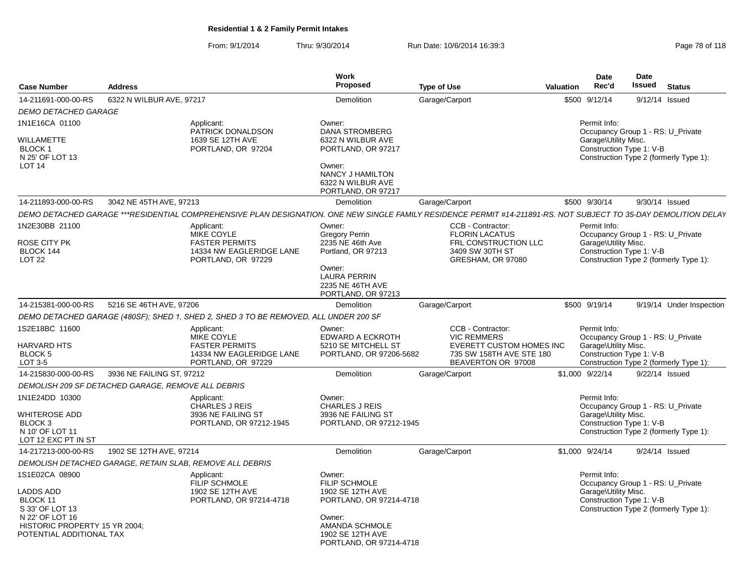**Residential 1 & 2 Family Permit Intakes**

From: 9/1/2014 Thru: 9/30/2014 Run Date: 10/6/2014 16:39:3

| Case Number | Address | | Work Proposed | Type of Use | Valuation | Date Rec'd | Date Issued | Status |
|---|---|---|---|---|---|---|---|---|
| 14-211691-000-00-RS | 6322 N WILBUR AVE, 97217 | | Demolition | Garage/Carport | $500 | 9/12/14 | 9/12/14 | Issued |
| *DEMO DETACHED GARAGE* | | | | | | | | |
| 1N1E16CA 01100<br>WILLAMETTE<br>BLOCK 1<br>N 25' OF LOT 13<br>LOT 14 | | Applicant:<br>PATRICK DONALDSON<br>1639 SE 12TH AVE<br>PORTLAND, OR 97204 | Owner:<br>DANA STROMBERG<br>6322 N WILBUR AVE<br>PORTLAND, OR 97217<br>Owner:<br>NANCY J HAMILTON<br>6322 N WILBUR AVE<br>PORTLAND, OR 97217 | | | Permit Info:<br>Occupancy Group 1 - RS: U_Private Garage\Utility Misc.<br>Construction Type 1: V-B<br>Construction Type 2 (formerly Type 1): | | |
| 14-211893-000-00-RS | 3042 NE 45TH AVE, 97213 | | Demolition | Garage/Carport | $500 | 9/30/14 | 9/30/14 | Issued |
| *DEMO DETACHED GARAGE \*\*\*RESIDENTIAL COMPREHENSIVE PLAN DESIGNATION. ONE NEW SINGLE FAMILY RESIDENCE PERMIT #14-211891-RS. NOT SUBJECT TO 35-DAY DEMOLITION DELAY* | | | | | | | | |
| 1N2E30BB 21100<br>ROSE CITY PK<br>BLOCK 144<br>LOT 22 | | Applicant:<br>MIKE COYLE<br>FASTER PERMITS<br>14334 NW EAGLERIDGE LANE<br>PORTLAND, OR 97229 | Owner:<br>Gregory Perrin<br>2235 NE 46th Ave<br>Portland, OR 97213<br>Owner:<br>LAURA PERRIN<br>2235 NE 46TH AVE<br>PORTLAND, OR 97213 | CCB - Contractor:<br>FLORIN LACATUS<br>FRL CONSTRUCTION LLC<br>3409 SW 30TH ST<br>GRESHAM, OR 97080 | | Permit Info:<br>Occupancy Group 1 - RS: U_Private Garage\Utility Misc.<br>Construction Type 1: V-B<br>Construction Type 2 (formerly Type 1): | | |
| 14-215381-000-00-RS | 5216 SE 46TH AVE, 97206 | | Demolition | Garage/Carport | $500 | 9/19/14 | 9/19/14 | Under Inspection |
| *DEMO DETACHED GARAGE (480SF); SHED 1, SHED 2, SHED 3 TO BE REMOVED, ALL UNDER 200 SF* | | | | | | | | |
| 1S2E18BC 11600<br>HARVARD HTS<br>BLOCK 5<br>LOT 3-5 | | Applicant:<br>MIKE COYLE<br>FASTER PERMITS<br>14334 NW EAGLERIDGE LANE<br>PORTLAND, OR 97229 | Owner:<br>EDWARD A ECKROTH<br>5210 SE MITCHELL ST<br>PORTLAND, OR 97206-5682 | CCB - Contractor:<br>VIC REMMERS<br>EVERETT CUSTOM HOMES INC<br>735 SW 158TH AVE STE 180<br>BEAVERTON OR 97008 | | Permit Info:<br>Occupancy Group 1 - RS: U_Private Garage\Utility Misc.<br>Construction Type 1: V-B<br>Construction Type 2 (formerly Type 1): | | |
| 14-215830-000-00-RS | 3936 NE FAILING ST, 97212 | | Demolition | Garage/Carport | $1,000 | 9/22/14 | 9/22/14 | Issued |
| *DEMOLISH 209 SF DETACHED GARAGE, REMOVE ALL DEBRIS* | | | | | | | | |
| 1N1E24DD 10300<br>WHITEROSE ADD<br>BLOCK 3<br>N 10' OF LOT 11<br>LOT 12 EXC PT IN ST | | Applicant:<br>CHARLES J REIS<br>3936 NE FAILING ST<br>PORTLAND, OR 97212-1945 | Owner:<br>CHARLES J REIS<br>3936 NE FAILING ST<br>PORTLAND, OR 97212-1945 | | | Permit Info:<br>Occupancy Group 1 - RS: U_Private Garage\Utility Misc.<br>Construction Type 1: V-B<br>Construction Type 2 (formerly Type 1): | | |
| 14-217213-000-00-RS | 1902 SE 12TH AVE, 97214 | | Demolition | Garage/Carport | $1,000 | 9/24/14 | 9/24/14 | Issued |
| *DEMOLISH DETACHED GARAGE, RETAIN SLAB, REMOVE ALL DEBRIS* | | | | | | | | |
| 1S1E02CA 08900<br>LADDS ADD<br>BLOCK 11<br>S 33' OF LOT 13<br>N 22' OF LOT 16<br>HISTORIC PROPERTY 15 YR 2004;<br>POTENTIAL ADDITIONAL TAX | | Applicant:<br>FILIP SCHMOLE<br>1902 SE 12TH AVE<br>PORTLAND, OR 97214-4718 | Owner:<br>FILIP SCHMOLE<br>1902 SE 12TH AVE<br>PORTLAND, OR 97214-4718<br>Owner:<br>AMANDA SCHMOLE<br>1902 SE 12TH AVE<br>PORTLAND, OR 97214-4718 | | | Permit Info:<br>Occupancy Group 1 - RS: U_Private Garage\Utility Misc.<br>Construction Type 1: V-B<br>Construction Type 2 (formerly Type 1): | | |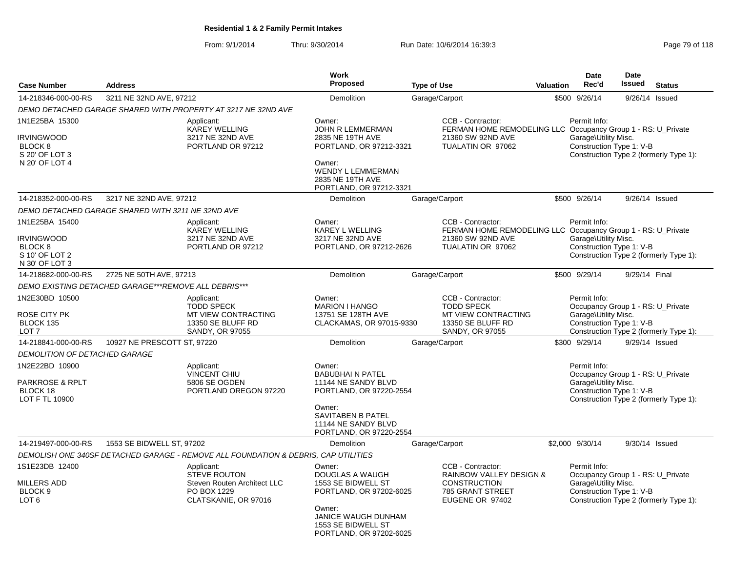**Residential 1 & 2 Family Permit Intakes**

From: 9/1/2014 Thru: 9/30/2014 Run Date: 10/6/2014 16:39:3

| Case Number | Address | Work Proposed | Type of Use | Valuation | Date Rec'd | Date Issued | Status |
|---|---|---|---|---|---|---|---|
| 14-218346-000-00-RS | 3211 NE 32ND AVE, 97212 | Demolition | Garage/Carport | $500 | 9/26/14 | 9/26/14 | Issued |

*DEMO DETACHED GARAGE SHARED WITH PROPERTY AT 3217 NE 32ND AVE*

1N1E25BA 15300
IRVINGWOOD
BLOCK 8
S 20' OF LOT 3
N 20' OF LOT 4

Applicant:
KAREY WELLING
3217 NE 32ND AVE
PORTLAND OR 97212

Owner:
JOHN R LEMMERMAN
2835 NE 19TH AVE
PORTLAND, OR 97212-3321

Owner:
WENDY L LEMMERMAN
2835 NE 19TH AVE
PORTLAND, OR 97212-3321

CCB - Contractor:
FERMAN HOME REMODELING LLC
21360 SW 92ND AVE
TUALATIN OR 97062

Permit Info:
Occupancy Group 1 - RS: U_Private Garage\Utility Misc.
Construction Type 1: V-B
Construction Type 2 (formerly Type 1):

| Case Number | Address | Work Proposed | Type of Use | Valuation | Date Rec'd | Date Issued | Status |
|---|---|---|---|---|---|---|---|
| 14-218352-000-00-RS | 3217 NE 32ND AVE, 97212 | Demolition | Garage/Carport | $500 | 9/26/14 | 9/26/14 | Issued |

*DEMO DETACHED GARAGE SHARED WITH 3211 NE 32ND AVE*

1N1E25BA 15400
IRVINGWOOD
BLOCK 8
S 10' OF LOT 2
N 30' OF LOT 3

Applicant:
KAREY WELLING
3217 NE 32ND AVE
PORTLAND OR 97212

Owner:
KAREY L WELLING
3217 NE 32ND AVE
PORTLAND, OR 97212-2626

CCB - Contractor:
FERMAN HOME REMODELING LLC
21360 SW 92ND AVE
TUALATIN OR 97062

Permit Info:
Occupancy Group 1 - RS: U_Private Garage\Utility Misc.
Construction Type 1: V-B
Construction Type 2 (formerly Type 1):

| Case Number | Address | Work Proposed | Type of Use | Valuation | Date Rec'd | Date Issued | Status |
|---|---|---|---|---|---|---|---|
| 14-218682-000-00-RS | 2725 NE 50TH AVE, 97213 | Demolition | Garage/Carport | $500 | 9/29/14 | 9/29/14 | Final |

*DEMO EXISTING DETACHED GARAGE***REMOVE ALL DEBRIS****

1N2E30BD 10500
ROSE CITY PK
BLOCK 135
LOT 7

Applicant:
TODD SPECK
MT VIEW CONTRACTING
13350 SE BLUFF RD
SANDY, OR 97055

Owner:
MARION I HANGO
13751 SE 128TH AVE
CLACKAMAS, OR 97015-9330

CCB - Contractor:
TODD SPECK
MT VIEW CONTRACTING
13350 SE BLUFF RD
SANDY, OR 97055

Permit Info:
Occupancy Group 1 - RS: U_Private Garage\Utility Misc.
Construction Type 1: V-B
Construction Type 2 (formerly Type 1):

| Case Number | Address | Work Proposed | Type of Use | Valuation | Date Rec'd | Date Issued | Status |
|---|---|---|---|---|---|---|---|
| 14-218841-000-00-RS | 10927 NE PRESCOTT ST, 97220 | Demolition | Garage/Carport | $300 | 9/29/14 | 9/29/14 | Issued |

*DEMOLITION OF DETACHED GARAGE*

1N2E22BD 10900
PARKROSE & RPLT
BLOCK 18
LOT F TL 10900

Applicant:
VINCENT CHIU
5806 SE OGDEN
PORTLAND OREGON 97220

Owner:
BABUBHAI N PATEL
11144 NE SANDY BLVD
PORTLAND, OR 97220-2554

Owner:
SAVITABEN B PATEL
11144 NE SANDY BLVD
PORTLAND, OR 97220-2554

Permit Info:
Occupancy Group 1 - RS: U_Private Garage\Utility Misc.
Construction Type 1: V-B
Construction Type 2 (formerly Type 1):

| Case Number | Address | Work Proposed | Type of Use | Valuation | Date Rec'd | Date Issued | Status |
|---|---|---|---|---|---|---|---|
| 14-219497-000-00-RS | 1553 SE BIDWELL ST, 97202 | Demolition | Garage/Carport | $2,000 | 9/30/14 | 9/30/14 | Issued |

*DEMOLISH ONE 340SF DETACHED GARAGE - REMOVE ALL FOUNDATION & DEBRIS, CAP UTILITIES*

1S1E23DB 12400
MILLERS ADD
BLOCK 9
LOT 6

Applicant:
STEVE ROUTON
Steven Routen Architect LLC
PO BOX 1229
CLATSKANIE, OR 97016

Owner:
DOUGLAS A WAUGH
1553 SE BIDWELL ST
PORTLAND, OR 97202-6025

Owner:
JANICE WAUGH DUNHAM
1553 SE BIDWELL ST
PORTLAND, OR 97202-6025

CCB - Contractor:
RAINBOW VALLEY DESIGN & CONSTRUCTION
785 GRANT STREET
EUGENE OR 97402

Permit Info:
Occupancy Group 1 - RS: U_Private Garage\Utility Misc.
Construction Type 1: V-B
Construction Type 2 (formerly Type 1):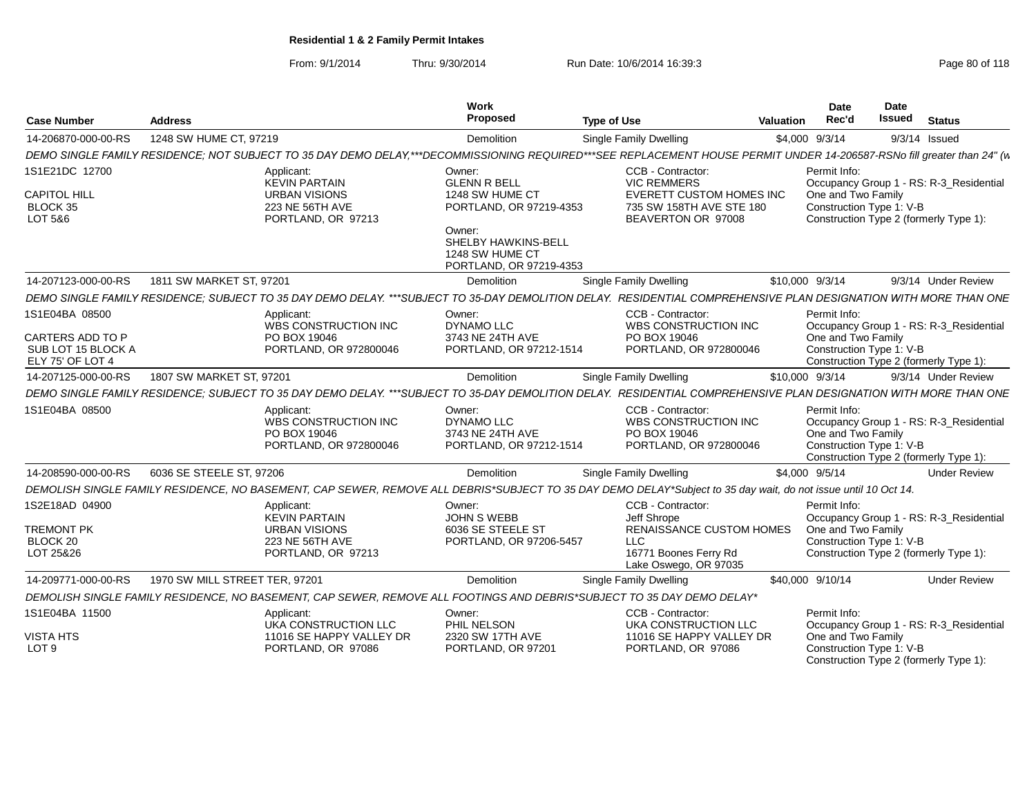**Residential 1 & 2 Family Permit Intakes**

From: 9/1/2014 Thru: 9/30/2014 Run Date: 10/6/2014 16:39:3

| Case Number | Address | Work Proposed | Type of Use | Valuation | Date Rec'd | Date Issued | Status |
|---|---|---|---|---|---|---|---|
| 14-206870-000-00-RS | 1248 SW HUME CT, 97219 | Demolition | Single Family Dwelling | $4,000 | 9/3/14 | 9/3/14 | Issued |

*DEMO SINGLE FAMILY RESIDENCE; NOT SUBJECT TO 35 DAY DEMO DELAY,***DECOMMISSIONING REQUIRED***SEE REPLACEMENT HOUSE PERMIT UNDER 14-206587-RSNo fill greater than 24" (w*

1S1E21DC 12700
CAPITOL HILL
BLOCK 35
LOT 5&6

Applicant: KEVIN PARTAIN, URBAN VISIONS, 223 NE 56TH AVE, PORTLAND, OR 97213

Owner: GLENN R BELL, 1248 SW HUME CT, PORTLAND, OR 97219-4353
Owner: SHELBY HAWKINS-BELL, 1248 SW HUME CT, PORTLAND, OR 97219-4353

CCB - Contractor: VIC REMMERS, EVERETT CUSTOM HOMES INC, 735 SW 158TH AVE STE 180, BEAVERTON OR 97008

Permit Info: Occupancy Group 1 - RS: R-3_Residential One and Two Family; Construction Type 1: V-B; Construction Type 2 (formerly Type 1):

| Case Number | Address | Work Proposed | Type of Use | Valuation | Date Rec'd | Date Issued | Status |
|---|---|---|---|---|---|---|---|
| 14-207123-000-00-RS | 1811 SW MARKET ST, 97201 | Demolition | Single Family Dwelling | $10,000 | 9/3/14 | 9/3/14 | Under Review |

*DEMO SINGLE FAMILY RESIDENCE; SUBJECT TO 35 DAY DEMO DELAY. ***SUBJECT TO 35-DAY DEMOLITION DELAY. RESIDENTIAL COMPREHENSIVE PLAN DESIGNATION WITH MORE THAN ONE*

1S1E04BA 08500
CARTERS ADD TO P
SUB LOT 15 BLOCK A
ELY 75' OF LOT 4

Applicant: WBS CONSTRUCTION INC, PO BOX 19046, PORTLAND, OR 972800046

Owner: DYNAMO LLC, 3743 NE 24TH AVE, PORTLAND, OR 97212-1514

CCB - Contractor: WBS CONSTRUCTION INC, PO BOX 19046, PORTLAND, OR 972800046

Permit Info: Occupancy Group 1 - RS: R-3_Residential One and Two Family; Construction Type 1: V-B; Construction Type 2 (formerly Type 1):

| Case Number | Address | Work Proposed | Type of Use | Valuation | Date Rec'd | Date Issued | Status |
|---|---|---|---|---|---|---|---|
| 14-207125-000-00-RS | 1807 SW MARKET ST, 97201 | Demolition | Single Family Dwelling | $10,000 | 9/3/14 | 9/3/14 | Under Review |

*DEMO SINGLE FAMILY RESIDENCE; SUBJECT TO 35 DAY DEMO DELAY. ***SUBJECT TO 35-DAY DEMOLITION DELAY. RESIDENTIAL COMPREHENSIVE PLAN DESIGNATION WITH MORE THAN ONE*

1S1E04BA 08500

Applicant: WBS CONSTRUCTION INC, PO BOX 19046, PORTLAND, OR 972800046

Owner: DYNAMO LLC, 3743 NE 24TH AVE, PORTLAND, OR 97212-1514

CCB - Contractor: WBS CONSTRUCTION INC, PO BOX 19046, PORTLAND, OR 972800046

Permit Info: Occupancy Group 1 - RS: R-3_Residential One and Two Family; Construction Type 1: V-B; Construction Type 2 (formerly Type 1):

| Case Number | Address | Work Proposed | Type of Use | Valuation | Date Rec'd | Date Issued | Status |
|---|---|---|---|---|---|---|---|
| 14-208590-000-00-RS | 6036 SE STEELE ST, 97206 | Demolition | Single Family Dwelling | $4,000 | 9/5/14 | | Under Review |

*DEMOLISH SINGLE FAMILY RESIDENCE, NO BASEMENT, CAP SEWER, REMOVE ALL DEBRIS*SUBJECT TO 35 DAY DEMO DELAY*Subject to 35 day wait, do not issue until 10 Oct 14.*

1S2E18AD 04900
TREMONT PK
BLOCK 20
LOT 25&26

Applicant: KEVIN PARTAIN, URBAN VISIONS, 223 NE 56TH AVE, PORTLAND, OR 97213

Owner: JOHN S WEBB, 6036 SE STEELE ST, PORTLAND, OR 97206-5457

CCB - Contractor: Jeff Shrope, RENAISSANCE CUSTOM HOMES LLC, 16771 Boones Ferry Rd, Lake Oswego, OR 97035

Permit Info: Occupancy Group 1 - RS: R-3_Residential One and Two Family; Construction Type 1: V-B; Construction Type 2 (formerly Type 1):

| Case Number | Address | Work Proposed | Type of Use | Valuation | Date Rec'd | Date Issued | Status |
|---|---|---|---|---|---|---|---|
| 14-209771-000-00-RS | 1970 SW MILL STREET TER, 97201 | Demolition | Single Family Dwelling | $40,000 | 9/10/14 | | Under Review |

*DEMOLISH SINGLE FAMILY RESIDENCE, NO BASEMENT, CAP SEWER, REMOVE ALL FOOTINGS AND DEBRIS*SUBJECT TO 35 DAY DEMO DELAY*

1S1E04BA 11500
VISTA HTS
LOT 9

Applicant: UKA CONSTRUCTION LLC, 11016 SE HAPPY VALLEY DR, PORTLAND, OR 97086

Owner: PHIL NELSON, 2320 SW 17TH AVE, PORTLAND, OR 97201

CCB - Contractor: UKA CONSTRUCTION LLC, 11016 SE HAPPY VALLEY DR, PORTLAND, OR 97086

Permit Info: Occupancy Group 1 - RS: R-3_Residential One and Two Family; Construction Type 1: V-B; Construction Type 2 (formerly Type 1):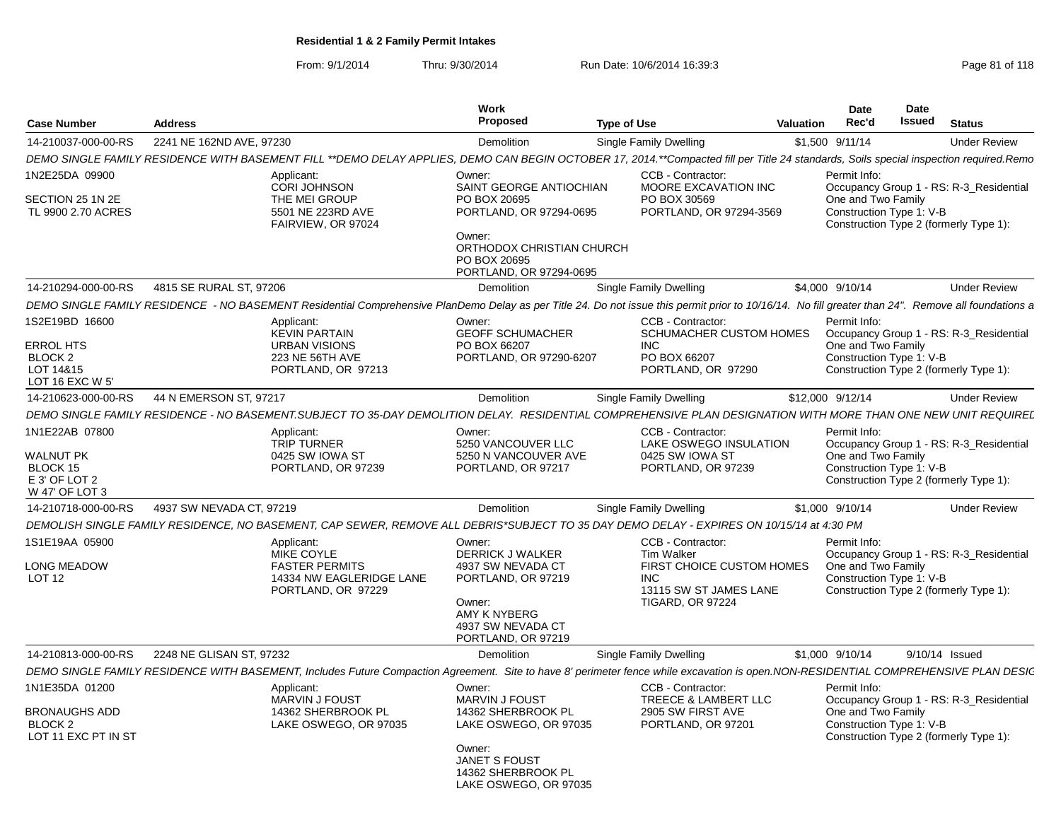# Residential 1 & 2 Family Permit Intakes

From: 9/1/2014 Thru: 9/30/2014 Run Date: 10/6/2014 16:39:3

| Case Number | Address | Work Proposed | Type of Use | Valuation | Date Rec'd | Date Issued | Status |
|---|---|---|---|---|---|---|---|
| 14-210037-000-00-RS | 2241 NE 162ND AVE, 97230 | Demolition | Single Family Dwelling | $1,500 | 9/11/14 | | Under Review |

*DEMO SINGLE FAMILY RESIDENCE WITH BASEMENT FILL **DEMO DELAY APPLIES, DEMO CAN BEGIN OCTOBER 17, 2014.**Compacted fill per Title 24 standards, Soils special inspection required.Remo*

1N2E25DA 09900
SECTION 25 1N 2E
TL 9900 2.70 ACRES

Applicant: CORI JOHNSON, THE MEI GROUP, 5501 NE 223RD AVE, FAIRVIEW, OR 97024

Owner: SAINT GEORGE ANTIOCHIAN, PO BOX 20695, PORTLAND, OR 97294-0695

Owner: ORTHODOX CHRISTIAN CHURCH, PO BOX 20695, PORTLAND, OR 97294-0695

CCB - Contractor: MOORE EXCAVATION INC, PO BOX 30569, PORTLAND, OR 97294-3569

Permit Info: Occupancy Group 1 - RS: R-3_Residential One and Two Family; Construction Type 1: V-B; Construction Type 2 (formerly Type 1):

| Case Number | Address | Work Proposed | Type of Use | Valuation | Date Rec'd | Date Issued | Status |
|---|---|---|---|---|---|---|---|
| 14-210294-000-00-RS | 4815 SE RURAL ST, 97206 | Demolition | Single Family Dwelling | $4,000 | 9/10/14 | | Under Review |

*DEMO SINGLE FAMILY RESIDENCE - NO BASEMENT Residential Comprehensive PlanDemo Delay as per Title 24. Do not issue this permit prior to 10/16/14. No fill greater than 24". Remove all foundations a*

1S2E19BD 16600
ERROL HTS
BLOCK 2
LOT 14&15
LOT 16 EXC W 5'

Applicant: KEVIN PARTAIN, URBAN VISIONS, 223 NE 56TH AVE, PORTLAND, OR 97213

Owner: GEOFF SCHUMACHER, PO BOX 66207, PORTLAND, OR 97290-6207

CCB - Contractor: SCHUMACHER CUSTOM HOMES INC, PO BOX 66207, PORTLAND, OR 97290

Permit Info: Occupancy Group 1 - RS: R-3_Residential One and Two Family; Construction Type 1: V-B; Construction Type 2 (formerly Type 1):

| Case Number | Address | Work Proposed | Type of Use | Valuation | Date Rec'd | Date Issued | Status |
|---|---|---|---|---|---|---|---|
| 14-210623-000-00-RS | 44 N EMERSON ST, 97217 | Demolition | Single Family Dwelling | $12,000 | 9/12/14 | | Under Review |

*DEMO SINGLE FAMILY RESIDENCE - NO BASEMENT.SUBJECT TO 35-DAY DEMOLITION DELAY. RESIDENTIAL COMPREHENSIVE PLAN DESIGNATION WITH MORE THAN ONE NEW UNIT REQUIRED*

1N1E22AB 07800
WALNUT PK
BLOCK 15
E 3' OF LOT 2
W 47' OF LOT 3

Applicant: TRIP TURNER, 0425 SW IOWA ST, PORTLAND, OR 97239

Owner: 5250 VANCOUVER LLC, 5250 N VANCOUVER AVE, PORTLAND, OR 97217

CCB - Contractor: LAKE OSWEGO INSULATION, 0425 SW IOWA ST, PORTLAND, OR 97239

Permit Info: Occupancy Group 1 - RS: R-3_Residential One and Two Family; Construction Type 1: V-B; Construction Type 2 (formerly Type 1):

| Case Number | Address | Work Proposed | Type of Use | Valuation | Date Rec'd | Date Issued | Status |
|---|---|---|---|---|---|---|---|
| 14-210718-000-00-RS | 4937 SW NEVADA CT, 97219 | Demolition | Single Family Dwelling | $1,000 | 9/10/14 | | Under Review |

*DEMOLISH SINGLE FAMILY RESIDENCE, NO BASEMENT, CAP SEWER, REMOVE ALL DEBRIS*SUBJECT TO 35 DAY DEMO DELAY - EXPIRES ON 10/15/14 at 4:30 PM*

1S1E19AA 05900
LONG MEADOW
LOT 12

Applicant: MIKE COYLE, FASTER PERMITS, 14334 NW EAGLERIDGE LANE, PORTLAND, OR 97229

Owner: DERRICK J WALKER, 4937 SW NEVADA CT, PORTLAND, OR 97219

Owner: AMY K NYBERG, 4937 SW NEVADA CT, PORTLAND, OR 97219

CCB - Contractor: Tim Walker, FIRST CHOICE CUSTOM HOMES INC, 13115 SW ST JAMES LANE, TIGARD, OR 97224

Permit Info: Occupancy Group 1 - RS: R-3_Residential One and Two Family; Construction Type 1: V-B; Construction Type 2 (formerly Type 1):

| Case Number | Address | Work Proposed | Type of Use | Valuation | Date Rec'd | Date Issued | Status |
|---|---|---|---|---|---|---|---|
| 14-210813-000-00-RS | 2248 NE GLISAN ST, 97232 | Demolition | Single Family Dwelling | $1,000 | 9/10/14 | 9/10/14 | Issued |

*DEMO SINGLE FAMILY RESIDENCE WITH BASEMENT, Includes Future Compaction Agreement. Site to have 8' perimeter fence while excavation is open.NON-RESIDENTIAL COMPREHENSIVE PLAN DESIG*

1N1E35DA 01200
BRONAUGHS ADD
BLOCK 2
LOT 11 EXC PT IN ST

Applicant: MARVIN J FOUST, 14362 SHERBROOK PL, LAKE OSWEGO, OR 97035

Owner: MARVIN J FOUST, 14362 SHERBROOK PL, LAKE OSWEGO, OR 97035

Owner: JANET S FOUST, 14362 SHERBROOK PL, LAKE OSWEGO, OR 97035

CCB - Contractor: TREECE & LAMBERT LLC, 2905 SW FIRST AVE, PORTLAND, OR 97201

Permit Info: Occupancy Group 1 - RS: R-3_Residential One and Two Family; Construction Type 1: V-B; Construction Type 2 (formerly Type 1):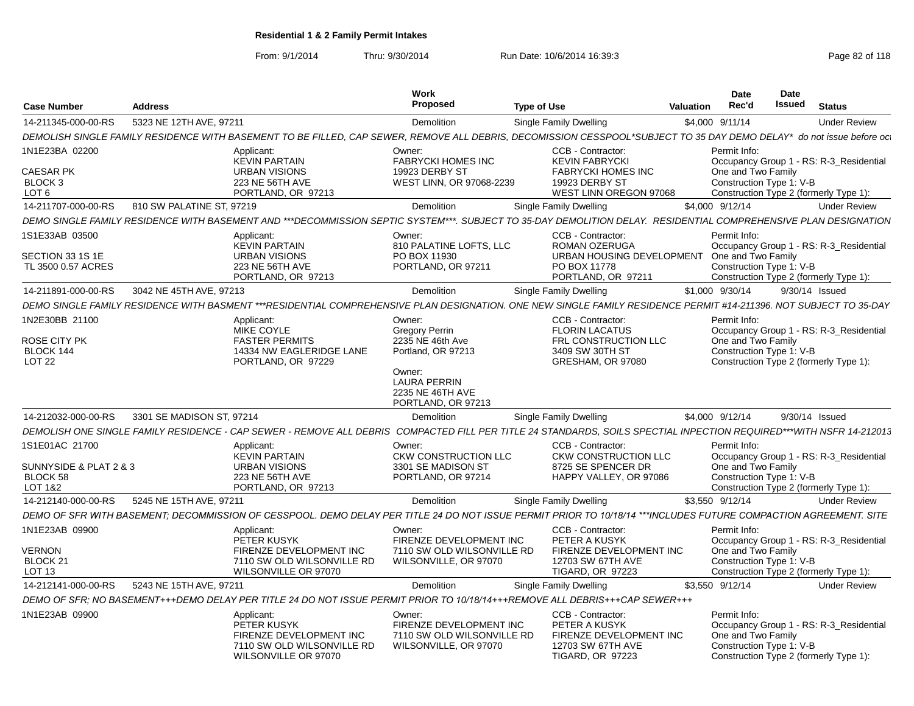# Residential 1 & 2 Family Permit Intakes

From: 9/1/2014 Thru: 9/30/2014 Run Date: 10/6/2014 16:39:3

| Case Number | Address | Work Proposed | Type of Use | Valuation | Date Rec'd | Date Issued | Status |
|---|---|---|---|---|---|---|---|
| 14-211345-000-00-RS | 5323 NE 12TH AVE, 97211 | Demolition | Single Family Dwelling | $4,000 | 9/11/14 | | Under Review |

DEMOLISH SINGLE FAMILY RESIDENCE WITH BASEMENT TO BE FILLED, CAP SEWER, REMOVE ALL DEBRIS, DECOMISSION CESSPOOL*SUBJECT TO 35 DAY DEMO DELAY* do not issue before oc

1N1E23BA 02200
CAESAR PK
BLOCK 3
LOT 6

Applicant: KEVIN PARTAIN, URBAN VISIONS, 223 NE 56TH AVE, PORTLAND, OR 97213

Owner: FABRYCKI HOMES INC, 19923 DERBY ST, WEST LINN, OR 97068-2239

CCB - Contractor: KEVIN FABRYCKI, FABRYCKI HOMES INC, 19923 DERBY ST, WEST LINN OREGON 97068

Permit Info: Occupancy Group 1 - RS: R-3_Residential One and Two Family; Construction Type 1: V-B; Construction Type 2 (formerly Type 1):

| Case Number | Address | Work Proposed | Type of Use | Valuation | Date Rec'd | Date Issued | Status |
|---|---|---|---|---|---|---|---|
| 14-211707-000-00-RS | 810 SW PALATINE ST, 97219 | Demolition | Single Family Dwelling | $4,000 | 9/12/14 | | Under Review |

DEMO SINGLE FAMILY RESIDENCE WITH BASEMENT AND ***DECOMMISSION SEPTIC SYSTEM***. SUBJECT TO 35-DAY DEMOLITION DELAY. RESIDENTIAL COMPREHENSIVE PLAN DESIGNATION

1S1E33AB 03500
SECTION 33 1S 1E
TL 3500 0.57 ACRES

Applicant: KEVIN PARTAIN, URBAN VISIONS, 223 NE 56TH AVE, PORTLAND, OR 97213

Owner: 810 PALATINE LOFTS, LLC, PO BOX 11930, PORTLAND, OR 97211

CCB - Contractor: ROMAN OZERUGA, URBAN HOUSING DEVELOPMENT, PO BOX 11778, PORTLAND, OR 97211

Permit Info: Occupancy Group 1 - RS: R-3_Residential One and Two Family; Construction Type 1: V-B; Construction Type 2 (formerly Type 1):

| Case Number | Address | Work Proposed | Type of Use | Valuation | Date Rec'd | Date Issued | Status |
|---|---|---|---|---|---|---|---|
| 14-211891-000-00-RS | 3042 NE 45TH AVE, 97213 | Demolition | Single Family Dwelling | $1,000 | 9/30/14 | 9/30/14 | Issued |

DEMO SINGLE FAMILY RESIDENCE WITH BASMENT ***RESIDENTIAL COMPREHENSIVE PLAN DESIGNATION. ONE NEW SINGLE FAMILY RESIDENCE PERMIT #14-211396. NOT SUBJECT TO 35-DAY

1N2E30BB 21100
ROSE CITY PK
BLOCK 144
LOT 22

Applicant: MIKE COYLE, FASTER PERMITS, 14334 NW EAGLERIDGE LANE, PORTLAND, OR 97229

Owner: Gregory Perrin, 2235 NE 46th Ave, Portland, OR 97213

Owner: LAURA PERRIN, 2235 NE 46TH AVE, PORTLAND, OR 97213

CCB - Contractor: FLORIN LACATUS, FRL CONSTRUCTION LLC, 3409 SW 30TH ST, GRESHAM, OR 97080

Permit Info: Occupancy Group 1 - RS: R-3_Residential One and Two Family; Construction Type 1: V-B; Construction Type 2 (formerly Type 1):

| Case Number | Address | Work Proposed | Type of Use | Valuation | Date Rec'd | Date Issued | Status |
|---|---|---|---|---|---|---|---|
| 14-212032-000-00-RS | 3301 SE MADISON ST, 97214 | Demolition | Single Family Dwelling | $4,000 | 9/12/14 | 9/30/14 | Issued |

DEMOLISH ONE SINGLE FAMILY RESIDENCE - CAP SEWER - REMOVE ALL DEBRIS COMPACTED FILL PER TITLE 24 STANDARDS, SOILS SPECTIAL INPECTION REQUIRED***WITH NSFR 14-212013

1S1E01AC 21700
SUNNYSIDE & PLAT 2 & 3
BLOCK 58
LOT 1&2

Applicant: KEVIN PARTAIN, URBAN VISIONS, 223 NE 56TH AVE, PORTLAND, OR 97213

Owner: CKW CONSTRUCTION LLC, 3301 SE MADISON ST, PORTLAND, OR 97214

CCB - Contractor: CKW CONSTRUCTION LLC, 8725 SE SPENCER DR, HAPPY VALLEY, OR 97086

Permit Info: Occupancy Group 1 - RS: R-3_Residential One and Two Family; Construction Type 1: V-B; Construction Type 2 (formerly Type 1):

| Case Number | Address | Work Proposed | Type of Use | Valuation | Date Rec'd | Date Issued | Status |
|---|---|---|---|---|---|---|---|
| 14-212140-000-00-RS | 5245 NE 15TH AVE, 97211 | Demolition | Single Family Dwelling | $3,550 | 9/12/14 | | Under Review |

DEMO OF SFR WITH BASEMENT; DECOMMISSION OF CESSPOOL. DEMO DELAY PER TITLE 24 DO NOT ISSUE PERMIT PRIOR TO 10/18/14 ***INCLUDES FUTURE COMPACTION AGREEMENT. SITE

1N1E23AB 09900
VERNON
BLOCK 21
LOT 13

Applicant: PETER KUSYK, FIRENZE DEVELOPMENT INC, 7110 SW OLD WILSONVILLE RD, WILSONVILLE OR 97070

Owner: FIRENZE DEVELOPMENT INC, 7110 SW OLD WILSONVILLE RD, WILSONVILLE, OR 97070

CCB - Contractor: PETER A KUSYK, FIRENZE DEVELOPMENT INC, 12703 SW 67TH AVE, TIGARD, OR 97223

Permit Info: Occupancy Group 1 - RS: R-3_Residential One and Two Family; Construction Type 1: V-B; Construction Type 2 (formerly Type 1):

| Case Number | Address | Work Proposed | Type of Use | Valuation | Date Rec'd | Date Issued | Status |
|---|---|---|---|---|---|---|---|
| 14-212141-000-00-RS | 5243 NE 15TH AVE, 97211 | Demolition | Single Family Dwelling | $3,550 | 9/12/14 | | Under Review |

DEMO OF SFR; NO BASEMENT+++DEMO DELAY PER TITLE 24 DO NOT ISSUE PERMIT PRIOR TO 10/18/14+++REMOVE ALL DEBRIS+++CAP SEWER+++

1N1E23AB 09900

Applicant: PETER KUSYK, FIRENZE DEVELOPMENT INC, 7110 SW OLD WILSONVILLE RD, WILSONVILLE OR 97070

Owner: FIRENZE DEVELOPMENT INC, 7110 SW OLD WILSONVILLE RD, WILSONVILLE, OR 97070

CCB - Contractor: PETER A KUSYK, FIRENZE DEVELOPMENT INC, 12703 SW 67TH AVE, TIGARD, OR 97223

Permit Info: Occupancy Group 1 - RS: R-3_Residential One and Two Family; Construction Type 1: V-B; Construction Type 2 (formerly Type 1):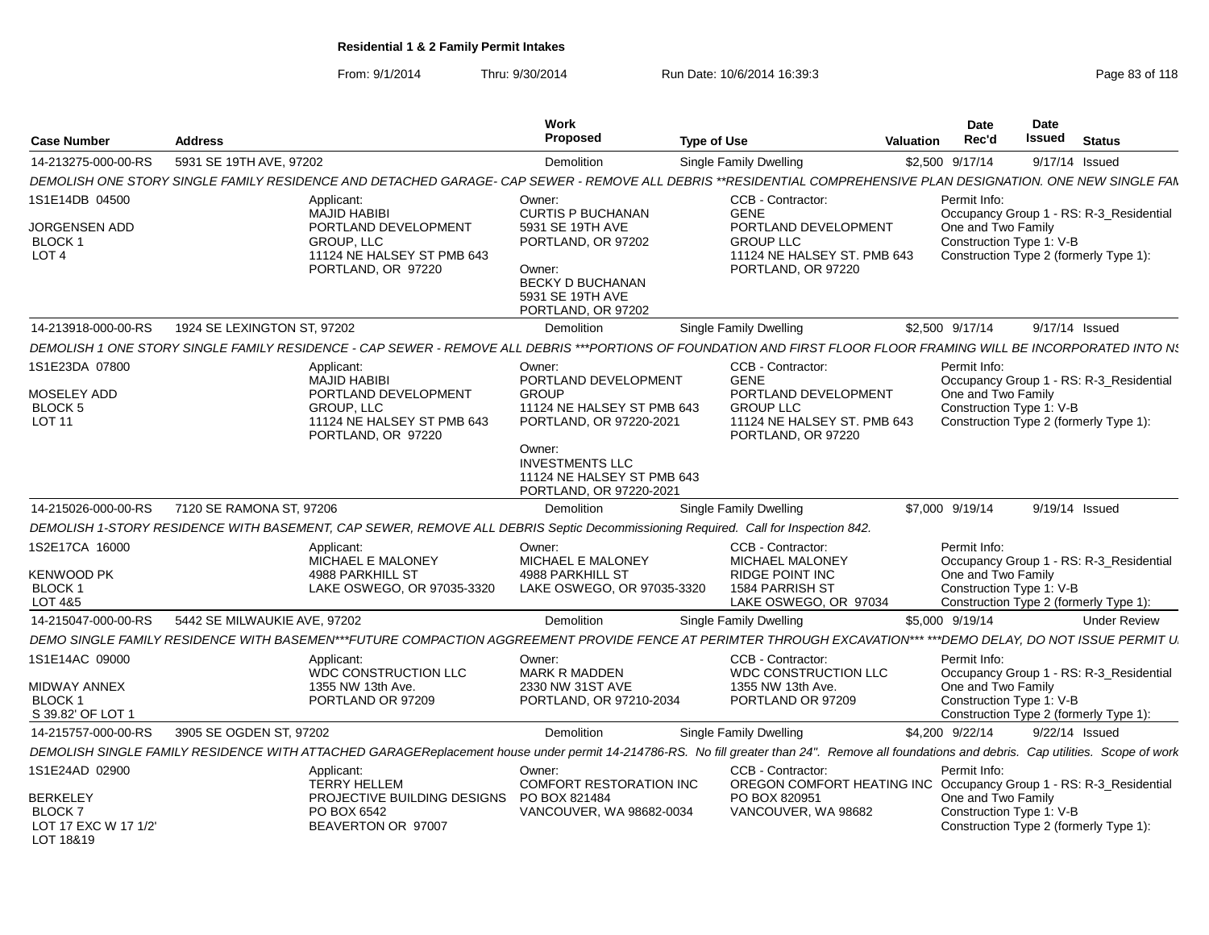**Residential 1 & 2 Family Permit Intakes**

From: 9/1/2014 Thru: 9/30/2014 Run Date: 10/6/2014 16:39:3

| Case Number | Address | Work Proposed | Type of Use | Valuation | Date Rec'd | Date Issued | Status |
|---|---|---|---|---|---|---|---|
| 14-213275-000-00-RS | 5931 SE 19TH AVE, 97202 | Demolition | Single Family Dwelling | $2,500 | 9/17/14 | 9/17/14 | Issued |

DEMOLISH ONE STORY SINGLE FAMILY RESIDENCE AND DETACHED GARAGE- CAP SEWER - REMOVE ALL DEBRIS **RESIDENTIAL COMPREHENSIVE PLAN DESIGNATION. ONE NEW SINGLE FAM

1S1E14DB 04500
JORGENSEN ADD
BLOCK 1
LOT 4

Applicant: MAJID HABIBI, PORTLAND DEVELOPMENT GROUP, LLC, 11124 NE HALSEY ST PMB 643, PORTLAND, OR 97220

Owner: CURTIS P BUCHANAN, 5931 SE 19TH AVE, PORTLAND, OR 97202
Owner: BECKY D BUCHANAN, 5931 SE 19TH AVE, PORTLAND, OR 97202

CCB - Contractor: GENE, PORTLAND DEVELOPMENT GROUP LLC, 11124 NE HALSEY ST. PMB 643, PORTLAND, OR 97220

Permit Info: Occupancy Group 1 - RS: R-3_Residential One and Two Family; Construction Type 1: V-B; Construction Type 2 (formerly Type 1):

| Case Number | Address | Work Proposed | Type of Use | Valuation | Date Rec'd | Date Issued | Status |
|---|---|---|---|---|---|---|---|
| 14-213918-000-00-RS | 1924 SE LEXINGTON ST, 97202 | Demolition | Single Family Dwelling | $2,500 | 9/17/14 | 9/17/14 | Issued |

DEMOLISH 1 ONE STORY SINGLE FAMILY RESIDENCE - CAP SEWER - REMOVE ALL DEBRIS ***PORTIONS OF FOUNDATION AND FIRST FLOOR FLOOR FRAMING WILL BE INCORPORATED INTO NE

1S1E23DA 07800
MOSELEY ADD
BLOCK 5
LOT 11

Applicant: MAJID HABIBI, PORTLAND DEVELOPMENT GROUP, LLC, 11124 NE HALSEY ST PMB 643, PORTLAND, OR 97220

Owner: PORTLAND DEVELOPMENT GROUP, 11124 NE HALSEY ST PMB 643, PORTLAND, OR 97220-2021
Owner: INVESTMENTS LLC, 11124 NE HALSEY ST PMB 643, PORTLAND, OR 97220-2021

CCB - Contractor: GENE, PORTLAND DEVELOPMENT GROUP LLC, 11124 NE HALSEY ST. PMB 643, PORTLAND, OR 97220

Permit Info: Occupancy Group 1 - RS: R-3_Residential One and Two Family; Construction Type 1: V-B; Construction Type 2 (formerly Type 1):

| Case Number | Address | Work Proposed | Type of Use | Valuation | Date Rec'd | Date Issued | Status |
|---|---|---|---|---|---|---|---|
| 14-215026-000-00-RS | 7120 SE RAMONA ST, 97206 | Demolition | Single Family Dwelling | $7,000 | 9/19/14 | 9/19/14 | Issued |

DEMOLISH 1-STORY RESIDENCE WITH BASEMENT, CAP SEWER, REMOVE ALL DEBRIS Septic Decommissioning Required. Call for Inspection 842.

1S2E17CA 16000
KENWOOD PK
BLOCK 1
LOT 4&5

Applicant: MICHAEL E MALONEY, 4988 PARKHILL ST, LAKE OSWEGO, OR 97035-3320

Owner: MICHAEL E MALONEY, 4988 PARKHILL ST, LAKE OSWEGO, OR 97035-3320

CCB - Contractor: MICHAEL MALONEY, RIDGE POINT INC, 1584 PARRISH ST, LAKE OSWEGO, OR 97034

Permit Info: Occupancy Group 1 - RS: R-3_Residential One and Two Family; Construction Type 1: V-B; Construction Type 2 (formerly Type 1):

| Case Number | Address | Work Proposed | Type of Use | Valuation | Date Rec'd | Date Issued | Status |
|---|---|---|---|---|---|---|---|
| 14-215047-000-00-RS | 5442 SE MILWAUKIE AVE, 97202 | Demolition | Single Family Dwelling | $5,000 | 9/19/14 | | Under Review |

DEMO SINGLE FAMILY RESIDENCE WITH BASEMEN***FUTURE COMPACTION AGGREEMENT PROVIDE FENCE AT PERIMTER THROUGH EXCAVATION*** ***DEMO DELAY, DO NOT ISSUE PERMIT U

1S1E14AC 09000
MIDWAY ANNEX
BLOCK 1
S 39.82' OF LOT 1

Applicant: WDC CONSTRUCTION LLC, 1355 NW 13th Ave., PORTLAND OR 97209

Owner: MARK R MADDEN, 2330 NW 31ST AVE, PORTLAND, OR 97210-2034

CCB - Contractor: WDC CONSTRUCTION LLC, 1355 NW 13th Ave., PORTLAND OR 97209

Permit Info: Occupancy Group 1 - RS: R-3_Residential One and Two Family; Construction Type 1: V-B; Construction Type 2 (formerly Type 1):

| Case Number | Address | Work Proposed | Type of Use | Valuation | Date Rec'd | Date Issued | Status |
|---|---|---|---|---|---|---|---|
| 14-215757-000-00-RS | 3905 SE OGDEN ST, 97202 | Demolition | Single Family Dwelling | $4,200 | 9/22/14 | 9/22/14 | Issued |

DEMOLISH SINGLE FAMILY RESIDENCE WITH ATTACHED GARAGEReplacement house under permit 14-214786-RS. No fill greater than 24". Remove all foundations and debris. Cap utilities. Scope of work

1S1E24AD 02900
BERKELEY
BLOCK 7
LOT 17 EXC W 17 1/2'
LOT 18&19

Applicant: TERRY HELLEM, PROJECTIVE BUILDING DESIGNS, PO BOX 6542, BEAVERTON OR 97007

Owner: COMFORT RESTORATION INC, PO BOX 821484, VANCOUVER, WA 98682-0034

CCB - Contractor: OREGON COMFORT HEATING INC, PO BOX 820951, VANCOUVER, WA 98682

Permit Info: Occupancy Group 1 - RS: R-3_Residential One and Two Family; Construction Type 1: V-B; Construction Type 2 (formerly Type 1):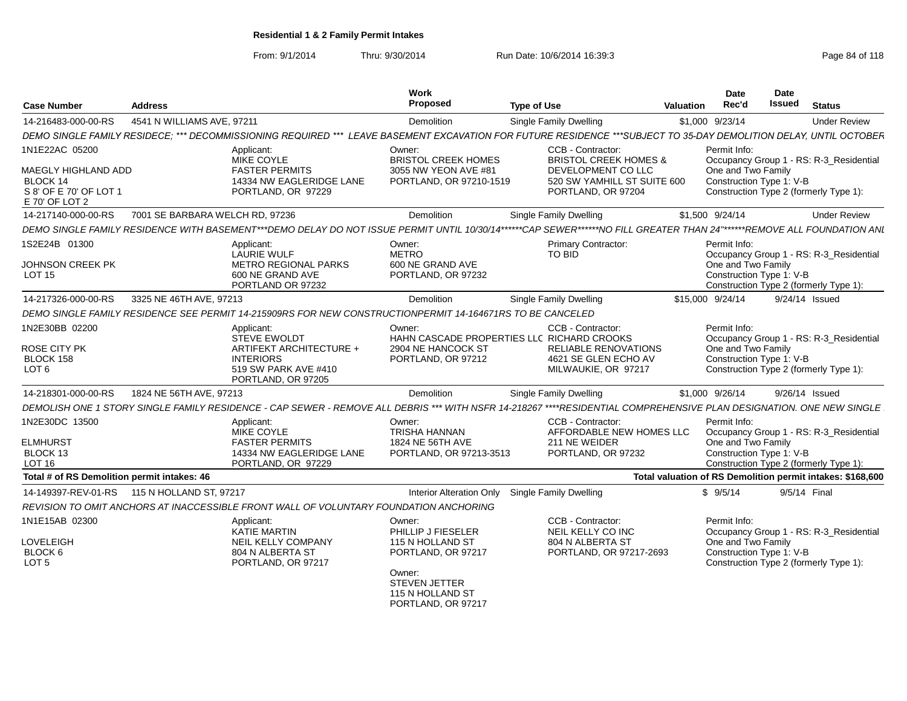**Residential 1 & 2 Family Permit Intakes**

From: 9/1/2014 Thru: 9/30/2014 Run Date: 10/6/2014 16:39:3

| Case Number | Address | Work Proposed | Type of Use | Valuation | Date Rec'd | Date Issued | Status |
|---|---|---|---|---|---|---|---|
| 14-216483-000-00-RS | 4541 N WILLIAMS AVE, 97211 | Demolition | Single Family Dwelling | $1,000 | 9/23/14 | | Under Review |

DEMO SINGLE FAMILY RESIDECE; *** DECOMMISSIONING REQUIRED *** LEAVE BASEMENT EXCAVATION FOR FUTURE RESIDENCE ***SUBJECT TO 35-DAY DEMOLITION DELAY, UNTIL OCTOBER

1N1E22AC 05200
MAEGLY HIGHLAND ADD
BLOCK 14
S 8' OF E 70' OF LOT 1
E 70' OF LOT 2

Applicant: MIKE COYLE, FASTER PERMITS, 14334 NW EAGLERIDGE LANE, PORTLAND, OR 97229

Owner: BRISTOL CREEK HOMES, 3055 NW YEON AVE #81, PORTLAND, OR 97210-1519

CCB - Contractor: BRISTOL CREEK HOMES & DEVELOPMENT CO LLC, 520 SW YAMHILL ST SUITE 600, PORTLAND, OR 97204

Permit Info: Occupancy Group 1 - RS: R-3_Residential One and Two Family; Construction Type 1: V-B; Construction Type 2 (formerly Type 1):

| Case Number | Address | Work Proposed | Type of Use | Valuation | Date Rec'd | Date Issued | Status |
|---|---|---|---|---|---|---|---|
| 14-217140-000-00-RS | 7001 SE BARBARA WELCH RD, 97236 | Demolition | Single Family Dwelling | $1,500 | 9/24/14 | | Under Review |

DEMO SINGLE FAMILY RESIDENCE WITH BASEMENT***DEMO DELAY DO NOT ISSUE PERMIT UNTIL 10/30/14******CAP SEWER******NO FILL GREATER THAN 24"******REMOVE ALL FOUNDATION ANI

1S2E24B 01300
JOHNSON CREEK PK
LOT 15

Applicant: LAURIE WULF, METRO REGIONAL PARKS, 600 NE GRAND AVE, PORTLAND OR 97232

Owner: METRO, 600 NE GRAND AVE, PORTLAND, OR 97232

Primary Contractor: TO BID

Permit Info: Occupancy Group 1 - RS: R-3_Residential One and Two Family; Construction Type 1: V-B; Construction Type 2 (formerly Type 1):

| Case Number | Address | Work Proposed | Type of Use | Valuation | Date Rec'd | Date Issued | Status |
|---|---|---|---|---|---|---|---|
| 14-217326-000-00-RS | 3325 NE 46TH AVE, 97213 | Demolition | Single Family Dwelling | $15,000 | 9/24/14 | 9/24/14 | Issued |

DEMO SINGLE FAMILY RESIDENCE SEE PERMIT 14-215909RS FOR NEW CONSTRUCTIONPERMIT 14-164671RS TO BE CANCELED

1N2E30BB 02200
ROSE CITY PK
BLOCK 158
LOT 6

Applicant: STEVE EWOLDT, ARTIFEKT ARCHITECTURE + INTERIORS, 519 SW PARK AVE #410, PORTLAND, OR 97205

Owner: HAHN CASCADE PROPERTIES LLC, 2904 NE HANCOCK ST, PORTLAND, OR 97212

CCB - Contractor: RICHARD CROOKS, RELIABLE RENOVATIONS, 4621 SE GLEN ECHO AV, MILWAUKIE, OR 97217

Permit Info: Occupancy Group 1 - RS: R-3_Residential One and Two Family; Construction Type 1: V-B; Construction Type 2 (formerly Type 1):

| Case Number | Address | Work Proposed | Type of Use | Valuation | Date Rec'd | Date Issued | Status |
|---|---|---|---|---|---|---|---|
| 14-218301-000-00-RS | 1824 NE 56TH AVE, 97213 | Demolition | Single Family Dwelling | $1,000 | 9/26/14 | 9/26/14 | Issued |

DEMOLISH ONE 1 STORY SINGLE FAMILY RESIDENCE - CAP SEWER - REMOVE ALL DEBRIS *** WITH NSFR 14-218267 ****RESIDENTIAL COMPREHENSIVE PLAN DESIGNATION. ONE NEW SINGLE

1N2E30DC 13500
ELMHURST
BLOCK 13
LOT 16

Applicant: MIKE COYLE, FASTER PERMITS, 14334 NW EAGLERIDGE LANE, PORTLAND, OR 97229

Owner: TRISHA HANNAN, 1824 NE 56TH AVE, PORTLAND, OR 97213-3513

CCB - Contractor: AFFORDABLE NEW HOMES LLC, 211 NE WEIDER, PORTLAND, OR 97232

Permit Info: Occupancy Group 1 - RS: R-3_Residential One and Two Family; Construction Type 1: V-B; Construction Type 2 (formerly Type 1):

**Total # of RS Demolition permit intakes: 46** — **Total valuation of RS Demolition permit intakes: $168,600**

| Case Number | Address | Work Proposed | Type of Use | Valuation | Date Rec'd | Date Issued | Status |
|---|---|---|---|---|---|---|---|
| 14-149397-REV-01-RS | 115 N HOLLAND ST, 97217 | Interior Alteration Only | Single Family Dwelling | $ | 9/5/14 | 9/5/14 | Final |

REVISION TO OMIT ANCHORS AT INACCESSIBLE FRONT WALL OF VOLUNTARY FOUNDATION ANCHORING

1N1E15AB 02300
LOVELEIGH
BLOCK 6
LOT 5

Applicant: KATIE MARTIN, NEIL KELLY COMPANY, 804 N ALBERTA ST, PORTLAND, OR 97217

Owner: PHILLIP J FIESELER, 115 N HOLLAND ST, PORTLAND, OR 97217

Owner: STEVEN JETTER, 115 N HOLLAND ST, PORTLAND, OR 97217

CCB - Contractor: NEIL KELLY CO INC, 804 N ALBERTA ST, PORTLAND, OR 97217-2693

Permit Info: Occupancy Group 1 - RS: R-3_Residential One and Two Family; Construction Type 1: V-B; Construction Type 2 (formerly Type 1):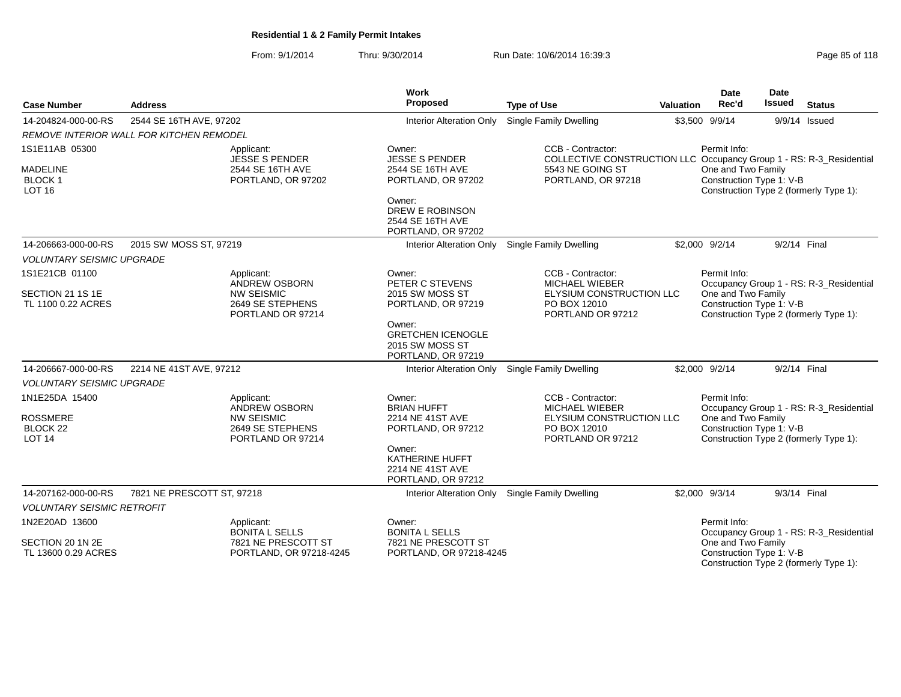# Residential 1 & 2 Family Permit Intakes

From: 9/1/2014 Thru: 9/30/2014 Run Date: 10/6/2014 16:39:3

| Case Number | Address | Work Proposed | Type of Use | Valuation | Date Rec'd | Date Issued | Status |
|---|---|---|---|---|---|---|---|
| 14-204824-000-00-RS | 2544 SE 16TH AVE, 97202 | Interior Alteration Only | Single Family Dwelling | $3,500 | 9/9/14 | 9/9/14 | Issued |

*REMOVE INTERIOR WALL FOR KITCHEN REMODEL*

1S1E11AB 05300
MADELINE
BLOCK 1
LOT 16

Applicant:
JESSE S PENDER
2544 SE 16TH AVE
PORTLAND, OR 97202

Owner:
JESSE S PENDER
2544 SE 16TH AVE
PORTLAND, OR 97202

Owner:
DREW E ROBINSON
2544 SE 16TH AVE
PORTLAND, OR 97202

CCB - Contractor:
COLLECTIVE CONSTRUCTION LLC
5543 NE GOING ST
PORTLAND, OR 97218

Permit Info:
Occupancy Group 1 - RS: R-3_Residential One and Two Family
Construction Type 1: V-B
Construction Type 2 (formerly Type 1):

| Case Number | Address | Work Proposed | Type of Use | Valuation | Date Rec'd | Date Issued | Status |
|---|---|---|---|---|---|---|---|
| 14-206663-000-00-RS | 2015 SW MOSS ST, 97219 | Interior Alteration Only | Single Family Dwelling | $2,000 | 9/2/14 | 9/2/14 | Final |

*VOLUNTARY SEISMIC UPGRADE*

1S1E21CB 01100
SECTION 21 1S 1E
TL 1100 0.22 ACRES

Applicant:
ANDREW OSBORN
NW SEISMIC
2649 SE STEPHENS
PORTLAND OR 97214

Owner:
PETER C STEVENS
2015 SW MOSS ST
PORTLAND, OR 97219

Owner:
GRETCHEN ICENOGLE
2015 SW MOSS ST
PORTLAND, OR 97219

CCB - Contractor:
MICHAEL WIEBER
ELYSIUM CONSTRUCTION LLC
PO BOX 12010
PORTLAND OR 97212

Permit Info:
Occupancy Group 1 - RS: R-3_Residential One and Two Family
Construction Type 1: V-B
Construction Type 2 (formerly Type 1):

| Case Number | Address | Work Proposed | Type of Use | Valuation | Date Rec'd | Date Issued | Status |
|---|---|---|---|---|---|---|---|
| 14-206667-000-00-RS | 2214 NE 41ST AVE, 97212 | Interior Alteration Only | Single Family Dwelling | $2,000 | 9/2/14 | 9/2/14 | Final |

*VOLUNTARY SEISMIC UPGRADE*

1N1E25DA 15400
ROSSMERE
BLOCK 22
LOT 14

Applicant:
ANDREW OSBORN
NW SEISMIC
2649 SE STEPHENS
PORTLAND OR 97214

Owner:
BRIAN HUFFT
2214 NE 41ST AVE
PORTLAND, OR 97212

Owner:
KATHERINE HUFFT
2214 NE 41ST AVE
PORTLAND, OR 97212

CCB - Contractor:
MICHAEL WIEBER
ELYSIUM CONSTRUCTION LLC
PO BOX 12010
PORTLAND OR 97212

Permit Info:
Occupancy Group 1 - RS: R-3_Residential One and Two Family
Construction Type 1: V-B
Construction Type 2 (formerly Type 1):

| Case Number | Address | Work Proposed | Type of Use | Valuation | Date Rec'd | Date Issued | Status |
|---|---|---|---|---|---|---|---|
| 14-207162-000-00-RS | 7821 NE PRESCOTT ST, 97218 | Interior Alteration Only | Single Family Dwelling | $2,000 | 9/3/14 | 9/3/14 | Final |

*VOLUNTARY SEISMIC RETROFIT*

1N2E20AD 13600
SECTION 20 1N 2E
TL 13600 0.29 ACRES

Applicant:
BONITA L SELLS
7821 NE PRESCOTT ST
PORTLAND, OR 97218-4245

Owner:
BONITA L SELLS
7821 NE PRESCOTT ST
PORTLAND, OR 97218-4245

Permit Info:
Occupancy Group 1 - RS: R-3_Residential One and Two Family
Construction Type 1: V-B
Construction Type 2 (formerly Type 1):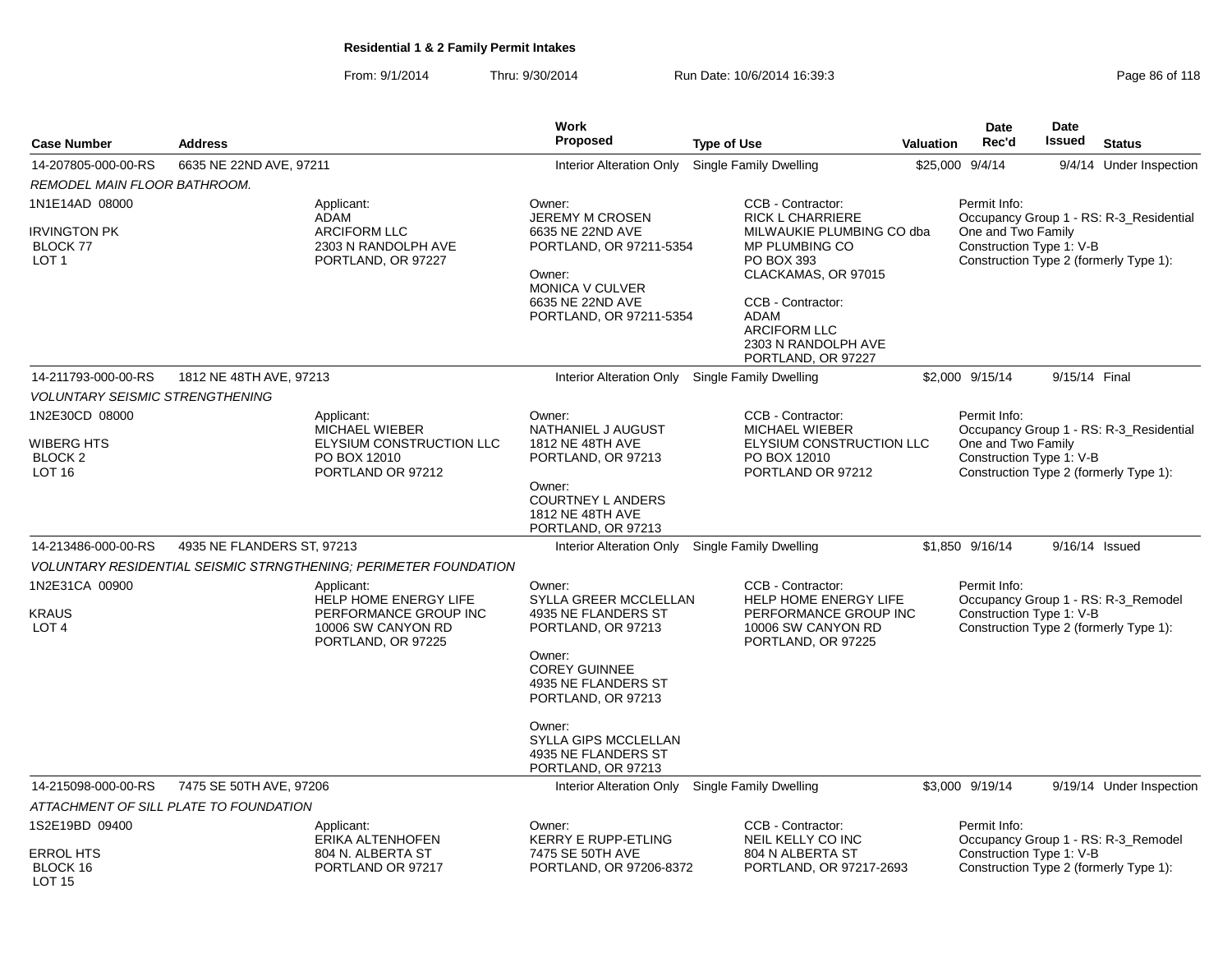**Residential 1 & 2 Family Permit Intakes**

From: 9/1/2014 Thru: 9/30/2014 Run Date: 10/6/2014 16:39:3

| Case Number | Address | Work Proposed | Type of Use | Valuation | Date Rec'd | Date Issued | Status |
|---|---|---|---|---|---|---|---|
| 14-207805-000-00-RS | 6635 NE 22ND AVE, 97211 | Interior Alteration Only | Single Family Dwelling | $25,000 | 9/4/14 | 9/4/14 | Under Inspection |

*REMODEL MAIN FLOOR BATHROOM.*

1N1E14AD 08000
IRVINGTON PK
BLOCK 77
LOT 1

Applicant:
ADAM
ARCIFORM LLC
2303 N RANDOLPH AVE
PORTLAND, OR 97227

Owner:
JEREMY M CROSEN
6635 NE 22ND AVE
PORTLAND, OR 97211-5354

Owner:
MONICA V CULVER
6635 NE 22ND AVE
PORTLAND, OR 97211-5354

CCB - Contractor:
RICK L CHARRIERE
MILWAUKIE PLUMBING CO dba
MP PLUMBING CO
PO BOX 393
CLACKAMAS, OR 97015

CCB - Contractor:
ADAM
ARCIFORM LLC
2303 N RANDOLPH AVE
PORTLAND, OR 97227

Permit Info:
Occupancy Group 1 - RS: R-3_Residential One and Two Family
Construction Type 1: V-B
Construction Type 2 (formerly Type 1):

| Case Number | Address | Work Proposed | Type of Use | Valuation | Date Rec'd | Date Issued | Status |
|---|---|---|---|---|---|---|---|
| 14-211793-000-00-RS | 1812 NE 48TH AVE, 97213 | Interior Alteration Only | Single Family Dwelling | $2,000 | 9/15/14 | 9/15/14 | Final |

*VOLUNTARY SEISMIC STRENGTHENING*

1N2E30CD 08000
WIBERG HTS
BLOCK 2
LOT 16

Applicant:
MICHAEL WIEBER
ELYSIUM CONSTRUCTION LLC
PO BOX 12010
PORTLAND OR 97212

Owner:
NATHANIEL J AUGUST
1812 NE 48TH AVE
PORTLAND, OR 97213

Owner:
COURTNEY L ANDERS
1812 NE 48TH AVE
PORTLAND, OR 97213

CCB - Contractor:
MICHAEL WIEBER
ELYSIUM CONSTRUCTION LLC
PO BOX 12010
PORTLAND OR 97212

Permit Info:
Occupancy Group 1 - RS: R-3_Residential One and Two Family
Construction Type 1: V-B
Construction Type 2 (formerly Type 1):

| Case Number | Address | Work Proposed | Type of Use | Valuation | Date Rec'd | Date Issued | Status |
|---|---|---|---|---|---|---|---|
| 14-213486-000-00-RS | 4935 NE FLANDERS ST, 97213 | Interior Alteration Only | Single Family Dwelling | $1,850 | 9/16/14 | 9/16/14 | Issued |

*VOLUNTARY RESIDENTIAL SEISMIC STRNGTHENING; PERIMETER FOUNDATION*

1N2E31CA 00900
KRAUS
LOT 4

Applicant:
HELP HOME ENERGY LIFE PERFORMANCE GROUP INC
10006 SW CANYON RD
PORTLAND, OR 97225

Owner:
SYLLA GREER MCCLELLAN
4935 NE FLANDERS ST
PORTLAND, OR 97213

Owner:
COREY GUINNEE
4935 NE FLANDERS ST
PORTLAND, OR 97213

Owner:
SYLLA GIPS MCCLELLAN
4935 NE FLANDERS ST
PORTLAND, OR 97213

CCB - Contractor:
HELP HOME ENERGY LIFE PERFORMANCE GROUP INC
10006 SW CANYON RD
PORTLAND, OR 97225

Permit Info:
Occupancy Group 1 - RS: R-3_Remodel
Construction Type 1: V-B
Construction Type 2 (formerly Type 1):

| Case Number | Address | Work Proposed | Type of Use | Valuation | Date Rec'd | Date Issued | Status |
|---|---|---|---|---|---|---|---|
| 14-215098-000-00-RS | 7475 SE 50TH AVE, 97206 | Interior Alteration Only | Single Family Dwelling | $3,000 | 9/19/14 | 9/19/14 | Under Inspection |

*ATTACHMENT OF SILL PLATE TO FOUNDATION*

1S2E19BD 09400
ERROL HTS
BLOCK 16
LOT 15

Applicant:
ERIKA ALTENHOFEN
804 N. ALBERTA ST
PORTLAND OR 97217

Owner:
KERRY E RUPP-ETLING
7475 SE 50TH AVE
PORTLAND, OR 97206-8372

CCB - Contractor:
NEIL KELLY CO INC
804 N ALBERTA ST
PORTLAND, OR 97217-2693

Permit Info:
Occupancy Group 1 - RS: R-3_Remodel
Construction Type 1: V-B
Construction Type 2 (formerly Type 1):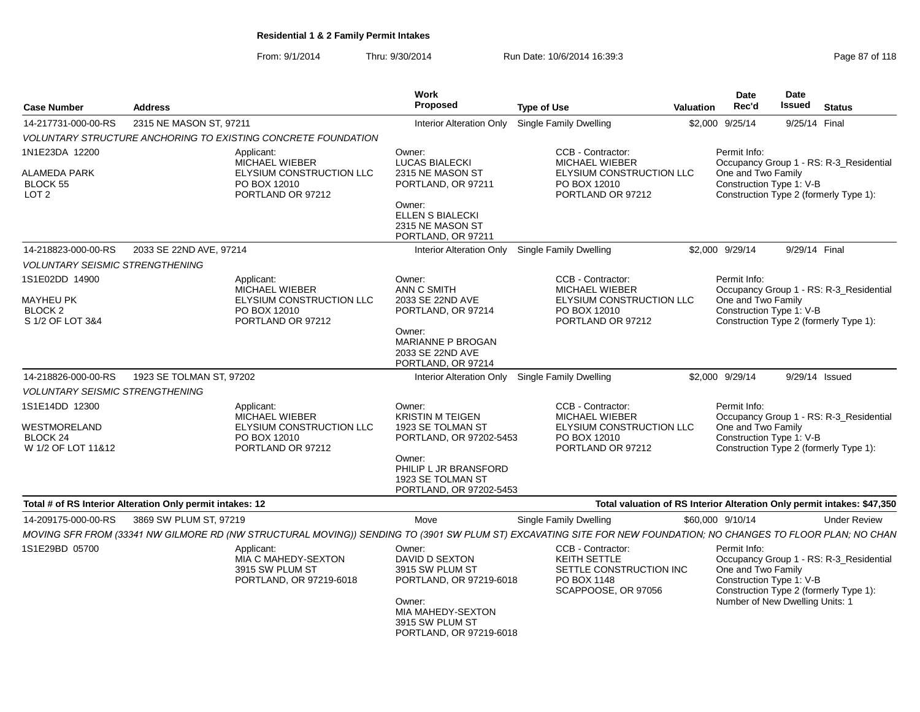**Residential 1 & 2 Family Permit Intakes**

From: 9/1/2014 Thru: 9/30/2014 Run Date: 10/6/2014 16:39:3

| Case Number | Address | Work Proposed | Type of Use | Valuation | Date Rec'd | Date Issued | Status |
|---|---|---|---|---|---|---|---|
| 14-217731-000-00-RS | 2315 NE MASON ST, 97211 | Interior Alteration Only | Single Family Dwelling | $2,000 | 9/25/14 | 9/25/14 | Final |

*VOLUNTARY STRUCTURE ANCHORING TO EXISTING CONCRETE FOUNDATION*

1N1E23DA 12200
ALAMEDA PARK
BLOCK 55
LOT 2

Applicant: MICHAEL WIEBER, ELYSIUM CONSTRUCTION LLC, PO BOX 12010, PORTLAND OR 97212

Owner: LUCAS BIALECKI, 2315 NE MASON ST, PORTLAND, OR 97211
Owner: ELLEN S BIALECKI, 2315 NE MASON ST, PORTLAND, OR 97211

CCB - Contractor: MICHAEL WIEBER, ELYSIUM CONSTRUCTION LLC, PO BOX 12010, PORTLAND OR 97212

Permit Info: Occupancy Group 1 - RS: R-3_Residential One and Two Family; Construction Type 1: V-B; Construction Type 2 (formerly Type 1):

| Case Number | Address | Work Proposed | Type of Use | Valuation | Date Rec'd | Date Issued | Status |
|---|---|---|---|---|---|---|---|
| 14-218823-000-00-RS | 2033 SE 22ND AVE, 97214 | Interior Alteration Only | Single Family Dwelling | $2,000 | 9/29/14 | 9/29/14 | Final |

*VOLUNTARY SEISMIC STRENGTHENING*

1S1E02DD 14900
MAYHEU PK
BLOCK 2
S 1/2 OF LOT 3&4

Applicant: MICHAEL WIEBER, ELYSIUM CONSTRUCTION LLC, PO BOX 12010, PORTLAND OR 97212

Owner: ANN C SMITH, 2033 SE 22ND AVE, PORTLAND, OR 97214
Owner: MARIANNE P BROGAN, 2033 SE 22ND AVE, PORTLAND, OR 97214

CCB - Contractor: MICHAEL WIEBER, ELYSIUM CONSTRUCTION LLC, PO BOX 12010, PORTLAND OR 97212

Permit Info: Occupancy Group 1 - RS: R-3_Residential One and Two Family; Construction Type 1: V-B; Construction Type 2 (formerly Type 1):

| Case Number | Address | Work Proposed | Type of Use | Valuation | Date Rec'd | Date Issued | Status |
|---|---|---|---|---|---|---|---|
| 14-218826-000-00-RS | 1923 SE TOLMAN ST, 97202 | Interior Alteration Only | Single Family Dwelling | $2,000 | 9/29/14 | 9/29/14 | Issued |

*VOLUNTARY SEISMIC STRENGTHENING*

1S1E14DD 12300
WESTMORELAND
BLOCK 24
W 1/2 OF LOT 11&12

Applicant: MICHAEL WIEBER, ELYSIUM CONSTRUCTION LLC, PO BOX 12010, PORTLAND OR 97212

Owner: KRISTIN M TEIGEN, 1923 SE TOLMAN ST, PORTLAND, OR 97202-5453
Owner: PHILIP L JR BRANSFORD, 1923 SE TOLMAN ST, PORTLAND, OR 97202-5453

CCB - Contractor: MICHAEL WIEBER, ELYSIUM CONSTRUCTION LLC, PO BOX 12010, PORTLAND OR 97212

Permit Info: Occupancy Group 1 - RS: R-3_Residential One and Two Family; Construction Type 1: V-B; Construction Type 2 (formerly Type 1):

**Total # of RS Interior Alteration Only permit intakes: 12**

**Total valuation of RS Interior Alteration Only permit intakes: $47,350**

| Case Number | Address | Work Proposed | Type of Use | Valuation | Date Rec'd | Date Issued | Status |
|---|---|---|---|---|---|---|---|
| 14-209175-000-00-RS | 3869 SW PLUM ST, 97219 | Move | Single Family Dwelling | $60,000 | 9/10/14 | | Under Review |

*MOVING SFR FROM (33341 NW GILMORE RD (NW STRUCTURAL MOVING)) SENDING TO (3901 SW PLUM ST) EXCAVATING SITE FOR NEW FOUNDATION; NO CHANGES TO FLOOR PLAN; NO CHAN*

1S1E29BD 05700

Applicant: MIA C MAHEDY-SEXTON, 3915 SW PLUM ST, PORTLAND, OR 97219-6018

Owner: DAVID D SEXTON, 3915 SW PLUM ST, PORTLAND, OR 97219-6018
Owner: MIA MAHEDY-SEXTON, 3915 SW PLUM ST, PORTLAND, OR 97219-6018

CCB - Contractor: KEITH SETTLE, SETTLE CONSTRUCTION INC, PO BOX 1148, SCAPPOOSE, OR 97056

Permit Info: Occupancy Group 1 - RS: R-3_Residential One and Two Family; Construction Type 1: V-B; Construction Type 2 (formerly Type 1):; Number of New Dwelling Units: 1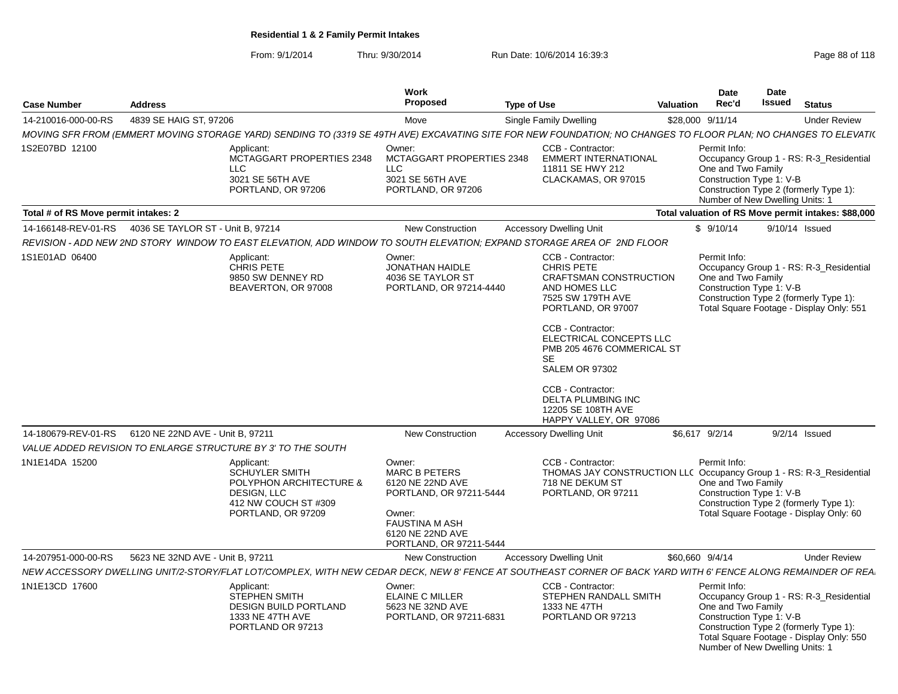**Residential 1 & 2 Family Permit Intakes**

From: 9/1/2014 Thru: 9/30/2014 Run Date: 10/6/2014 16:39:3

| Case Number | Address | Work Proposed | Type of Use | Valuation | Date Rec'd | Date Issued | Status |
|---|---|---|---|---|---|---|---|
| 14-210016-000-00-RS | 4839 SE HAIG ST, 97206 | Move | Single Family Dwelling | $28,000 | 9/11/14 | | Under Review |

*MOVING SFR FROM (EMMERT MOVING STORAGE YARD) SENDING TO (3319 SE 49TH AVE) EXCAVATING SITE FOR NEW FOUNDATION; NO CHANGES TO FLOOR PLAN; NO CHANGES TO ELEVATIC*

1S2E07BD 12100

Applicant: MCTAGGART PROPERTIES 2348 LLC, 3021 SE 56TH AVE, PORTLAND, OR 97206

Owner: MCTAGGART PROPERTIES 2348 LLC, 3021 SE 56TH AVE, PORTLAND, OR 97206

CCB - Contractor: EMMERT INTERNATIONAL, 11811 SE HWY 212, CLACKAMAS, OR 97015

Permit Info: Occupancy Group 1 - RS: R-3_Residential One and Two Family; Construction Type 1: V-B; Construction Type 2 (formerly Type 1):; Number of New Dwelling Units: 1

**Total # of RS Move permit intakes: 2** — **Total valuation of RS Move permit intakes: $88,000**

| Case Number | Address | Work Proposed | Type of Use | Valuation | Date Rec'd | Date Issued | Status |
|---|---|---|---|---|---|---|---|
| 14-166148-REV-01-RS | 4036 SE TAYLOR ST - Unit B, 97214 | New Construction | Accessory Dwelling Unit | $ | 9/10/14 | 9/10/14 | Issued |

*REVISION - ADD NEW 2ND STORY WINDOW TO EAST ELEVATION, ADD WINDOW TO SOUTH ELEVATION; EXPAND STORAGE AREA OF 2ND FLOOR*

1S1E01AD 06400

Applicant: CHRIS PETE, 9850 SW DENNEY RD, BEAVERTON, OR 97008

Owner: JONATHAN HAIDLE, 4036 SE TAYLOR ST, PORTLAND, OR 97214-4440

CCB - Contractor: CHRIS PETE, CRAFTSMAN CONSTRUCTION AND HOMES LLC, 7525 SW 179TH AVE, PORTLAND, OR 97007

CCB - Contractor: ELECTRICAL CONCEPTS LLC, PMB 205 4676 COMMERICAL ST SE, SALEM OR 97302

CCB - Contractor: DELTA PLUMBING INC, 12205 SE 108TH AVE, HAPPY VALLEY, OR 97086

Permit Info: Occupancy Group 1 - RS: R-3_Residential One and Two Family; Construction Type 1: V-B; Construction Type 2 (formerly Type 1):; Total Square Footage - Display Only: 551

| Case Number | Address | Work Proposed | Type of Use | Valuation | Date Rec'd | Date Issued | Status |
|---|---|---|---|---|---|---|---|
| 14-180679-REV-01-RS | 6120 NE 22ND AVE - Unit B, 97211 | New Construction | Accessory Dwelling Unit | $6,617 | 9/2/14 | 9/2/14 | Issued |

*VALUE ADDED REVISION TO ENLARGE STRUCTURE BY 3' TO THE SOUTH*

1N1E14DA 15200

Applicant: SCHUYLER SMITH, POLYPHON ARCHITECTURE & DESIGN, LLC, 412 NW COUCH ST #309, PORTLAND, OR 97209

Owner: MARC B PETERS, 6120 NE 22ND AVE, PORTLAND, OR 97211-5444

Owner: FAUSTINA M ASH, 6120 NE 22ND AVE, PORTLAND, OR 97211-5444

CCB - Contractor: THOMAS JAY CONSTRUCTION LLC, 718 NE DEKUM ST, PORTLAND, OR 97211

Permit Info: Occupancy Group 1 - RS: R-3_Residential One and Two Family; Construction Type 1: V-B; Construction Type 2 (formerly Type 1):; Total Square Footage - Display Only: 60

| Case Number | Address | Work Proposed | Type of Use | Valuation | Date Rec'd | Date Issued | Status |
|---|---|---|---|---|---|---|---|
| 14-207951-000-00-RS | 5623 NE 32ND AVE - Unit B, 97211 | New Construction | Accessory Dwelling Unit | $60,660 | 9/4/14 | | Under Review |

*NEW ACCESSORY DWELLING UNIT/2-STORY/FLAT LOT/COMPLEX, WITH NEW CEDAR DECK, NEW 8' FENCE AT SOUTHEAST CORNER OF BACK YARD WITH 6' FENCE ALONG REMAINDER OF REA*

1N1E13CD 17600

Applicant: STEPHEN SMITH, DESIGN BUILD PORTLAND, 1333 NE 47TH AVE, PORTLAND OR 97213

Owner: ELAINE C MILLER, 5623 NE 32ND AVE, PORTLAND, OR 97211-6831

CCB - Contractor: STEPHEN RANDALL SMITH, 1333 NE 47TH, PORTLAND OR 97213

Permit Info: Occupancy Group 1 - RS: R-3_Residential One and Two Family; Construction Type 1: V-B; Construction Type 2 (formerly Type 1):; Total Square Footage - Display Only: 550; Number of New Dwelling Units: 1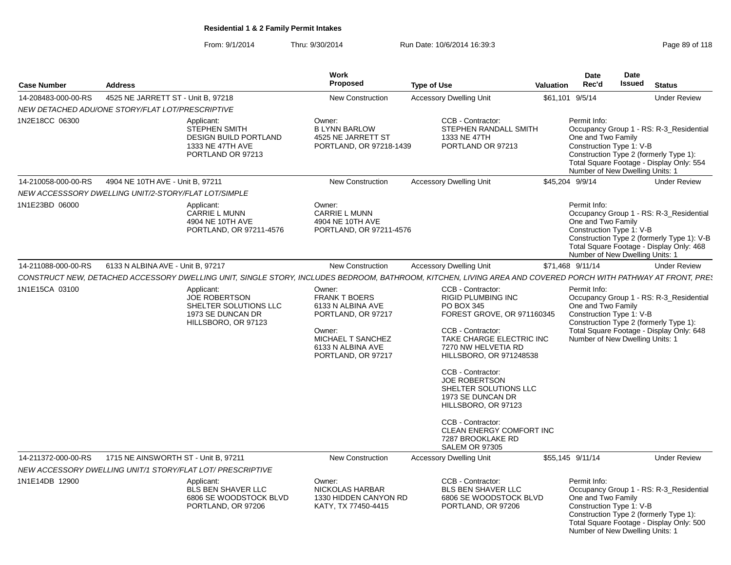**Residential 1 & 2 Family Permit Intakes**

From: 9/1/2014 Thru: 9/30/2014 Run Date: 10/6/2014 16:39:3

| Case Number | Address | Work Proposed | Type of Use | Valuation | Date Rec'd | Date Issued | Status |
|---|---|---|---|---|---|---|---|
| 14-208483-000-00-RS | 4525 NE JARRETT ST - Unit B, 97218 | New Construction | Accessory Dwelling Unit | $61,101 | 9/5/14 | | Under Review |

*NEW DETACHED ADU/ONE STORY/FLAT LOT/PRESCRIPTIVE*

| | | | | |
|---|---|---|---|---|
| 1N2E18CC 06300 | Applicant:<br>STEPHEN SMITH<br>DESIGN BUILD PORTLAND<br>1333 NE 47TH AVE<br>PORTLAND OR 97213 | Owner:<br>B LYNN BARLOW<br>4525 NE JARRETT ST<br>PORTLAND, OR 97218-1439 | CCB - Contractor:<br>STEPHEN RANDALL SMITH<br>1333 NE 47TH<br>PORTLAND OR 97213 | Permit Info:<br>Occupancy Group 1 - RS: R-3_Residential One and Two Family<br>Construction Type 1: V-B<br>Construction Type 2 (formerly Type 1):<br>Total Square Footage - Display Only: 554<br>Number of New Dwelling Units: 1 |

| Case Number | Address | Work Proposed | Type of Use | Valuation | Date Rec'd | Date Issued | Status |
|---|---|---|---|---|---|---|---|
| 14-210058-000-00-RS | 4904 NE 10TH AVE - Unit B, 97211 | New Construction | Accessory Dwelling Unit | $45,204 | 9/9/14 | | Under Review |

*NEW ACCESSSORY DWELLING UNIT/2-STORY/FLAT LOT/SIMPLE*

| | | | | |
|---|---|---|---|---|
| 1N1E23BD 06000 | Applicant:<br>CARRIE L MUNN<br>4904 NE 10TH AVE<br>PORTLAND, OR 97211-4576 | Owner:<br>CARRIE L MUNN<br>4904 NE 10TH AVE<br>PORTLAND, OR 97211-4576 | | Permit Info:<br>Occupancy Group 1 - RS: R-3_Residential One and Two Family<br>Construction Type 1: V-B<br>Construction Type 2 (formerly Type 1): V-B<br>Total Square Footage - Display Only: 468<br>Number of New Dwelling Units: 1 |

| Case Number | Address | Work Proposed | Type of Use | Valuation | Date Rec'd | Date Issued | Status |
|---|---|---|---|---|---|---|---|
| 14-211088-000-00-RS | 6133 N ALBINA AVE - Unit B, 97217 | New Construction | Accessory Dwelling Unit | $71,468 | 9/11/14 | | Under Review |

*CONSTRUCT NEW, DETACHED ACCESSORY DWELLING UNIT, SINGLE STORY, INCLUDES BEDROOM, BATHROOM, KITCHEN, LIVING AREA AND COVERED PORCH WITH PATHWAY AT FRONT, PRES*

| | | | | |
|---|---|---|---|---|
| 1N1E15CA 03100 | Applicant:<br>JOE ROBERTSON<br>SHELTER SOLUTIONS LLC<br>1973 SE DUNCAN DR<br>HILLSBORO, OR 97123 | Owner:<br>FRANK T BOERS<br>6133 N ALBINA AVE<br>PORTLAND, OR 97217<br><br>Owner:<br>MICHAEL T SANCHEZ<br>6133 N ALBINA AVE<br>PORTLAND, OR 97217 | CCB - Contractor:<br>RIGID PLUMBING INC<br>PO BOX 345<br>FOREST GROVE, OR 971160345<br><br>CCB - Contractor:<br>TAKE CHARGE ELECTRIC INC<br>7270 NW HELVETIA RD<br>HILLSBORO, OR 971248538<br><br>CCB - Contractor:<br>JOE ROBERTSON<br>SHELTER SOLUTIONS LLC<br>1973 SE DUNCAN DR<br>HILLSBORO, OR 97123<br><br>CCB - Contractor:<br>CLEAN ENERGY COMFORT INC<br>7287 BROOKLAKE RD<br>SALEM OR 97305 | Permit Info:<br>Occupancy Group 1 - RS: R-3_Residential One and Two Family<br>Construction Type 1: V-B<br>Construction Type 2 (formerly Type 1):<br>Total Square Footage - Display Only: 648<br>Number of New Dwelling Units: 1 |

| Case Number | Address | Work Proposed | Type of Use | Valuation | Date Rec'd | Date Issued | Status |
|---|---|---|---|---|---|---|---|
| 14-211372-000-00-RS | 1715 NE AINSWORTH ST - Unit B, 97211 | New Construction | Accessory Dwelling Unit | $55,145 | 9/11/14 | | Under Review |

*NEW ACCESSORY DWELLING UNIT/1 STORY/FLAT LOT/ PRESCRIPTIVE*

| | | | | |
|---|---|---|---|---|
| 1N1E14DB 12900 | Applicant:<br>BLS BEN SHAVER LLC<br>6806 SE WOODSTOCK BLVD<br>PORTLAND, OR 97206 | Owner:<br>NICKOLAS HARBAR<br>1330 HIDDEN CANYON RD<br>KATY, TX 77450-4415 | CCB - Contractor:<br>BLS BEN SHAVER LLC<br>6806 SE WOODSTOCK BLVD<br>PORTLAND, OR 97206 | Permit Info:<br>Occupancy Group 1 - RS: R-3_Residential One and Two Family<br>Construction Type 1: V-B<br>Construction Type 2 (formerly Type 1):<br>Total Square Footage - Display Only: 500<br>Number of New Dwelling Units: 1 |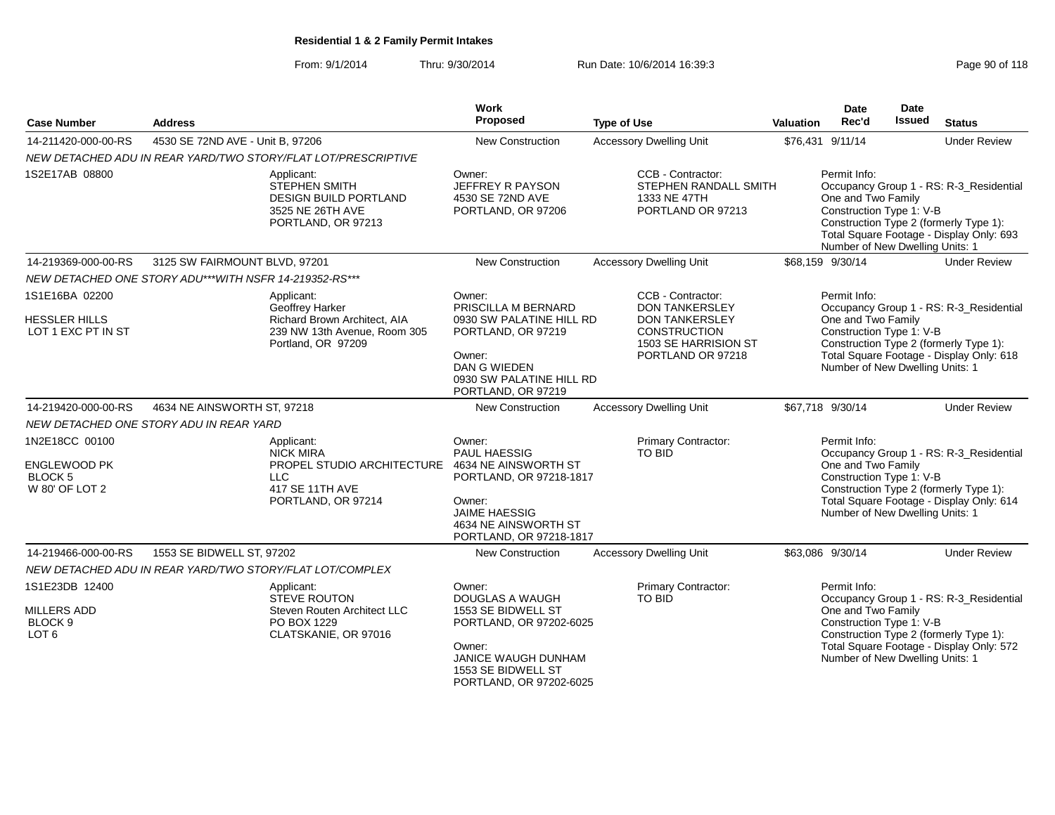**Residential 1 & 2 Family Permit Intakes**

From: 9/1/2014 Thru: 9/30/2014 Run Date: 10/6/2014 16:39:3

| Case Number | Address | Work Proposed | Type of Use | Valuation | Date Rec'd | Date Issued | Status |
|---|---|---|---|---|---|---|---|
| 14-211420-000-00-RS | 4530 SE 72ND AVE - Unit B, 97206 | New Construction | Accessory Dwelling Unit | $76,431 | 9/11/14 | | Under Review |
| NEW DETACHED ADU IN REAR YARD/TWO STORY/FLAT LOT/PRESCRIPTIVE | | | | | | | |
| 1S2E17AB 08800 | Applicant: STEPHEN SMITH DESIGN BUILD PORTLAND 3525 NE 26TH AVE PORTLAND, OR 97213 | Owner: JEFFREY R PAYSON 4530 SE 72ND AVE PORTLAND, OR 97206 | CCB - Contractor: STEPHEN RANDALL SMITH 1333 NE 47TH PORTLAND OR 97213 | Permit Info: Occupancy Group 1 - RS: R-3_Residential One and Two Family Construction Type 1: V-B Construction Type 2 (formerly Type 1): Total Square Footage - Display Only: 693 Number of New Dwelling Units: 1 | | | |
| 14-219369-000-00-RS | 3125 SW FAIRMOUNT BLVD, 97201 | New Construction | Accessory Dwelling Unit | $68,159 | 9/30/14 | | Under Review |
| NEW DETACHED ONE STORY ADU***WITH NSFR 14-219352-RS*** | | | | | | | |
| 1S1E16BA 02200 HESSLER HILLS LOT 1 EXC PT IN ST | Applicant: Geoffrey Harker Richard Brown Architect, AIA 239 NW 13th Avenue, Room 305 Portland, OR 97209 | Owner: PRISCILLA M BERNARD 0930 SW PALATINE HILL RD PORTLAND, OR 97219 Owner: DAN G WIEDEN 0930 SW PALATINE HILL RD PORTLAND, OR 97219 | CCB - Contractor: DON TANKERSLEY DON TANKERSLEY CONSTRUCTION 1503 SE HARRISION ST PORTLAND OR 97218 | Permit Info: Occupancy Group 1 - RS: R-3_Residential One and Two Family Construction Type 1: V-B Construction Type 2 (formerly Type 1): Total Square Footage - Display Only: 618 Number of New Dwelling Units: 1 | | | |
| 14-219420-000-00-RS | 4634 NE AINSWORTH ST, 97218 | New Construction | Accessory Dwelling Unit | $67,718 | 9/30/14 | | Under Review |
| NEW DETACHED ONE STORY ADU IN REAR YARD | | | | | | | |
| 1N2E18CC 00100 ENGLEWOOD PK BLOCK 5 W 80' OF LOT 2 | Applicant: NICK MIRA PROPEL STUDIO ARCHITECTURE LLC 417 SE 11TH AVE PORTLAND, OR 97214 | Owner: PAUL HAESSIG 4634 NE AINSWORTH ST PORTLAND, OR 97218-1817 Owner: JAIME HAESSIG 4634 NE AINSWORTH ST PORTLAND, OR 97218-1817 | Primary Contractor: TO BID | Permit Info: Occupancy Group 1 - RS: R-3_Residential One and Two Family Construction Type 1: V-B Construction Type 2 (formerly Type 1): Total Square Footage - Display Only: 614 Number of New Dwelling Units: 1 | | | |
| 14-219466-000-00-RS | 1553 SE BIDWELL ST, 97202 | New Construction | Accessory Dwelling Unit | $63,086 | 9/30/14 | | Under Review |
| NEW DETACHED ADU IN REAR YARD/TWO STORY/FLAT LOT/COMPLEX | | | | | | | |
| 1S1E23DB 12400 MILLERS ADD BLOCK 9 LOT 6 | Applicant: STEVE ROUTON Steven Routen Architect LLC PO BOX 1229 CLATSKANIE, OR 97016 | Owner: DOUGLAS A WAUGH 1553 SE BIDWELL ST PORTLAND, OR 97202-6025 Owner: JANICE WAUGH DUNHAM 1553 SE BIDWELL ST PORTLAND, OR 97202-6025 | Primary Contractor: TO BID | Permit Info: Occupancy Group 1 - RS: R-3_Residential One and Two Family Construction Type 1: V-B Construction Type 2 (formerly Type 1): Total Square Footage - Display Only: 572 Number of New Dwelling Units: 1 | | | |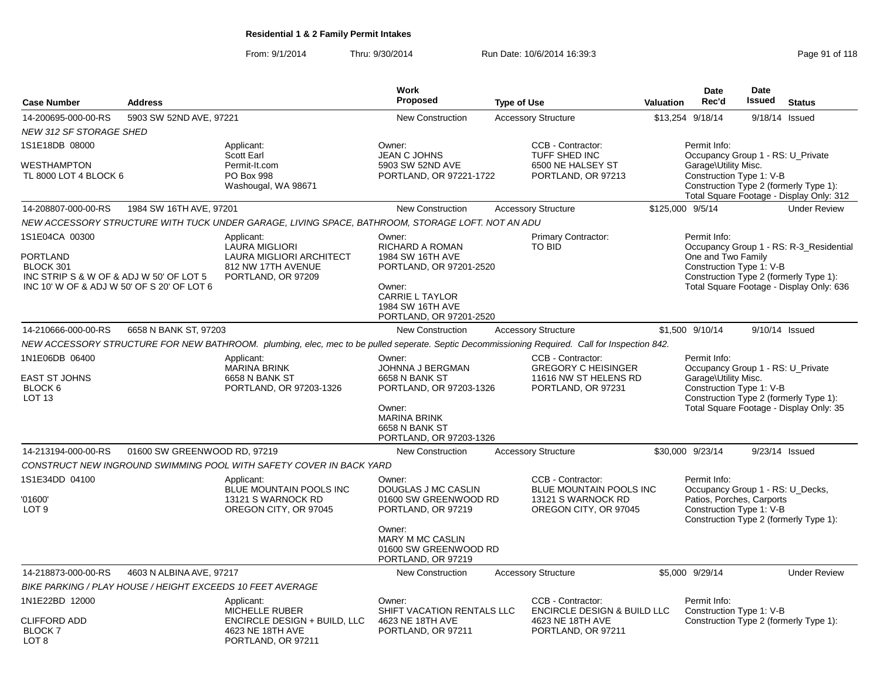# Residential 1 & 2 Family Permit Intakes

From: 9/1/2014 Thru: 9/30/2014 Run Date: 10/6/2014 16:39:3

| Case Number | Address | Work Proposed | Type of Use | Valuation | Date Rec'd | Date Issued | Status |
|---|---|---|---|---|---|---|---|
| 14-200695-000-00-RS | 5903 SW 52ND AVE, 97221 | New Construction | Accessory Structure | $13,254 | 9/18/14 | 9/18/14 | Issued |

*NEW 312 SF STORAGE SHED*

- 1S1E18DB 08000
- WESTHAMPTON
- TL 8000 LOT 4 BLOCK 6

Applicant: Scott Earl, Permit-It.com, PO Box 998, Washougal, WA 98671

Owner: JEAN C JOHNS, 5903 SW 52ND AVE, PORTLAND, OR 97221-1722

CCB - Contractor: TUFF SHED INC, 6500 NE HALSEY ST, PORTLAND, OR 97213

Permit Info: Occupancy Group 1 - RS: U_Private Garage\Utility Misc. Construction Type 1: V-B Construction Type 2 (formerly Type 1): Total Square Footage - Display Only: 312

| Case Number | Address | Work Proposed | Type of Use | Valuation | Date Rec'd | Date Issued | Status |
|---|---|---|---|---|---|---|---|
| 14-208807-000-00-RS | 1984 SW 16TH AVE, 97201 | New Construction | Accessory Structure | $125,000 | 9/5/14 | | Under Review |

*NEW ACCESSORY STRUCTURE WITH TUCK UNDER GARAGE, LIVING SPACE, BATHROOM, STORAGE LOFT. NOT AN ADU*

- 1S1E04CA 00300
- PORTLAND
- BLOCK 301
- INC STRIP S & W OF & ADJ W 50' OF LOT 5
- INC 10' W OF & ADJ W 50' OF S 20' OF LOT 6

Applicant: LAURA MIGLIORI, LAURA MIGLIORI ARCHITECT, 812 NW 17TH AVENUE, PORTLAND, OR 97209

Owner: RICHARD A ROMAN, 1984 SW 16TH AVE, PORTLAND, OR 97201-2520

Owner: CARRIE L TAYLOR, 1984 SW 16TH AVE, PORTLAND, OR 97201-2520

Primary Contractor: TO BID

Permit Info: Occupancy Group 1 - RS: R-3_Residential One and Two Family Construction Type 1: V-B Construction Type 2 (formerly Type 1): Total Square Footage - Display Only: 636

| Case Number | Address | Work Proposed | Type of Use | Valuation | Date Rec'd | Date Issued | Status |
|---|---|---|---|---|---|---|---|
| 14-210666-000-00-RS | 6658 N BANK ST, 97203 | New Construction | Accessory Structure | $1,500 | 9/10/14 | 9/10/14 | Issued |

*NEW ACCESSORY STRUCTURE FOR NEW BATHROOM. plumbing, elec, mec to be pulled seperate. Septic Decommissioning Required. Call for Inspection 842.*

- 1N1E06DB 06400
- EAST ST JOHNS
- BLOCK 6
- LOT 13

Applicant: MARINA BRINK, 6658 N BANK ST, PORTLAND, OR 97203-1326

Owner: JOHNNA J BERGMAN, 6658 N BANK ST, PORTLAND, OR 97203-1326

Owner: MARINA BRINK, 6658 N BANK ST, PORTLAND, OR 97203-1326

CCB - Contractor: GREGORY C HEISINGER, 11616 NW ST HELENS RD, PORTLAND, OR 97231

Permit Info: Occupancy Group 1 - RS: U_Private Garage\Utility Misc. Construction Type 1: V-B Construction Type 2 (formerly Type 1): Total Square Footage - Display Only: 35

| Case Number | Address | Work Proposed | Type of Use | Valuation | Date Rec'd | Date Issued | Status |
|---|---|---|---|---|---|---|---|
| 14-213194-000-00-RS | 01600 SW GREENWOOD RD, 97219 | New Construction | Accessory Structure | $30,000 | 9/23/14 | 9/23/14 | Issued |

*CONSTRUCT NEW INGROUND SWIMMING POOL WITH SAFETY COVER IN BACK YARD*

- 1S1E34DD 04100
- '01600'
- LOT 9

Applicant: BLUE MOUNTAIN POOLS INC, 13121 S WARNOCK RD, OREGON CITY, OR 97045

Owner: DOUGLAS J MC CASLIN, 01600 SW GREENWOOD RD, PORTLAND, OR 97219

Owner: MARY M MC CASLIN, 01600 SW GREENWOOD RD, PORTLAND, OR 97219

CCB - Contractor: BLUE MOUNTAIN POOLS INC, 13121 S WARNOCK RD, OREGON CITY, OR 97045

Permit Info: Occupancy Group 1 - RS: U_Decks, Patios, Porches, Carports Construction Type 1: V-B Construction Type 2 (formerly Type 1):

| Case Number | Address | Work Proposed | Type of Use | Valuation | Date Rec'd | Date Issued | Status |
|---|---|---|---|---|---|---|---|
| 14-218873-000-00-RS | 4603 N ALBINA AVE, 97217 | New Construction | Accessory Structure | $5,000 | 9/29/14 | | Under Review |

*BIKE PARKING / PLAY HOUSE / HEIGHT EXCEEDS 10 FEET AVERAGE*

- 1N1E22BD 12000
- CLIFFORD ADD
- BLOCK 7
- LOT 8

Applicant: MICHELLE RUBER, ENCIRCLE DESIGN + BUILD, LLC, 4623 NE 18TH AVE, PORTLAND, OR 97211

Owner: SHIFT VACATION RENTALS LLC, 4623 NE 18TH AVE, PORTLAND, OR 97211

CCB - Contractor: ENCIRCLE DESIGN & BUILD LLC, 4623 NE 18TH AVE, PORTLAND, OR 97211

Permit Info: Construction Type 1: V-B Construction Type 2 (formerly Type 1):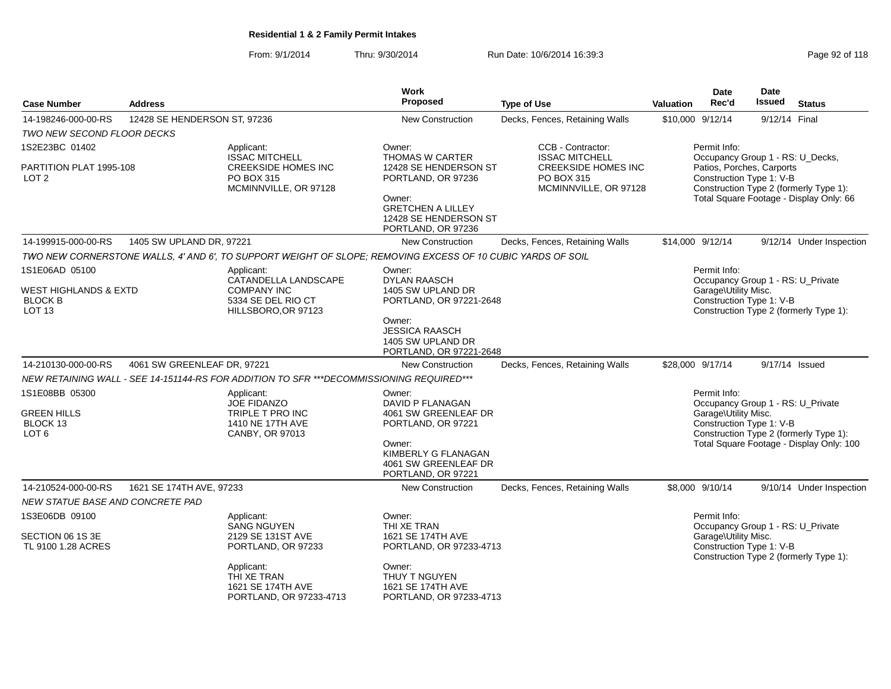**Residential 1 & 2 Family Permit Intakes**

From: 9/1/2014 Thru: 9/30/2014 Run Date: 10/6/2014 16:39:3

| Case Number | Address | Work Proposed | Type of Use | Valuation | Date Rec'd | Date Issued | Status |
|---|---|---|---|---|---|---|---|
| 14-198246-000-00-RS | 12428 SE HENDERSON ST, 97236 | New Construction | Decks, Fences, Retaining Walls | $10,000 | 9/12/14 | 9/12/14 | Final |

*TWO NEW SECOND FLOOR DECKS*

1S2E23BC 01402

PARTITION PLAT 1995-108
LOT 2

Applicant:
ISSAC MITCHELL
CREEKSIDE HOMES INC
PO BOX 315
MCMINNVILLE, OR 97128

Owner:
THOMAS W CARTER
12428 SE HENDERSON ST
PORTLAND, OR 97236

Owner:
GRETCHEN A LILLEY
12428 SE HENDERSON ST
PORTLAND, OR 97236

CCB - Contractor:
ISSAC MITCHELL
CREEKSIDE HOMES INC
PO BOX 315
MCMINNVILLE, OR 97128

Permit Info:
Occupancy Group 1 - RS: U_Decks, Patios, Porches, Carports
Construction Type 1: V-B
Construction Type 2 (formerly Type 1):
Total Square Footage - Display Only: 66

| Case Number | Address | Work Proposed | Type of Use | Valuation | Date Rec'd | Date Issued | Status |
|---|---|---|---|---|---|---|---|
| 14-199915-000-00-RS | 1405 SW UPLAND DR, 97221 | New Construction | Decks, Fences, Retaining Walls | $14,000 | 9/12/14 | 9/12/14 | Under Inspection |

*TWO NEW CORNERSTONE WALLS, 4' AND 6', TO SUPPORT WEIGHT OF SLOPE; REMOVING EXCESS OF 10 CUBIC YARDS OF SOIL*

1S1E06AD 05100

WEST HIGHLANDS & EXTD
BLOCK B
LOT 13

Applicant:
CATANDELLA LANDSCAPE COMPANY INC
5334 SE DEL RIO CT
HILLSBORO,OR 97123

Owner:
DYLAN RAASCH
1405 SW UPLAND DR
PORTLAND, OR 97221-2648

Owner:
JESSICA RAASCH
1405 SW UPLAND DR
PORTLAND, OR 97221-2648

Permit Info:
Occupancy Group 1 - RS: U_Private Garage\Utility Misc.
Construction Type 1: V-B
Construction Type 2 (formerly Type 1):

| Case Number | Address | Work Proposed | Type of Use | Valuation | Date Rec'd | Date Issued | Status |
|---|---|---|---|---|---|---|---|
| 14-210130-000-00-RS | 4061 SW GREENLEAF DR, 97221 | New Construction | Decks, Fences, Retaining Walls | $28,000 | 9/17/14 | 9/17/14 | Issued |

*NEW RETAINING WALL - SEE 14-151144-RS FOR ADDITION TO SFR ***DECOMMISSIONING REQUIRED****

1S1E08BB 05300

GREEN HILLS
BLOCK 13
LOT 6

Applicant:
JOE FIDANZO
TRIPLE T PRO INC
1410 NE 17TH AVE
CANBY, OR 97013

Owner:
DAVID P FLANAGAN
4061 SW GREENLEAF DR
PORTLAND, OR 97221

Owner:
KIMBERLY G FLANAGAN
4061 SW GREENLEAF DR
PORTLAND, OR 97221

Permit Info:
Occupancy Group 1 - RS: U_Private Garage\Utility Misc.
Construction Type 1: V-B
Construction Type 2 (formerly Type 1):
Total Square Footage - Display Only: 100

| Case Number | Address | Work Proposed | Type of Use | Valuation | Date Rec'd | Date Issued | Status |
|---|---|---|---|---|---|---|---|
| 14-210524-000-00-RS | 1621 SE 174TH AVE, 97233 | New Construction | Decks, Fences, Retaining Walls | $8,000 | 9/10/14 | 9/10/14 | Under Inspection |

*NEW STATUE BASE AND CONCRETE PAD*

1S3E06DB 09100

SECTION 06 1S 3E
TL 9100 1.28 ACRES

Applicant:
SANG NGUYEN
2129 SE 131ST AVE
PORTLAND, OR 97233

Applicant:
THI XE TRAN
1621 SE 174TH AVE
PORTLAND, OR 97233-4713

Owner:
THI XE TRAN
1621 SE 174TH AVE
PORTLAND, OR 97233-4713

Owner:
THUY T NGUYEN
1621 SE 174TH AVE
PORTLAND, OR 97233-4713

Permit Info:
Occupancy Group 1 - RS: U_Private Garage\Utility Misc.
Construction Type 1: V-B
Construction Type 2 (formerly Type 1):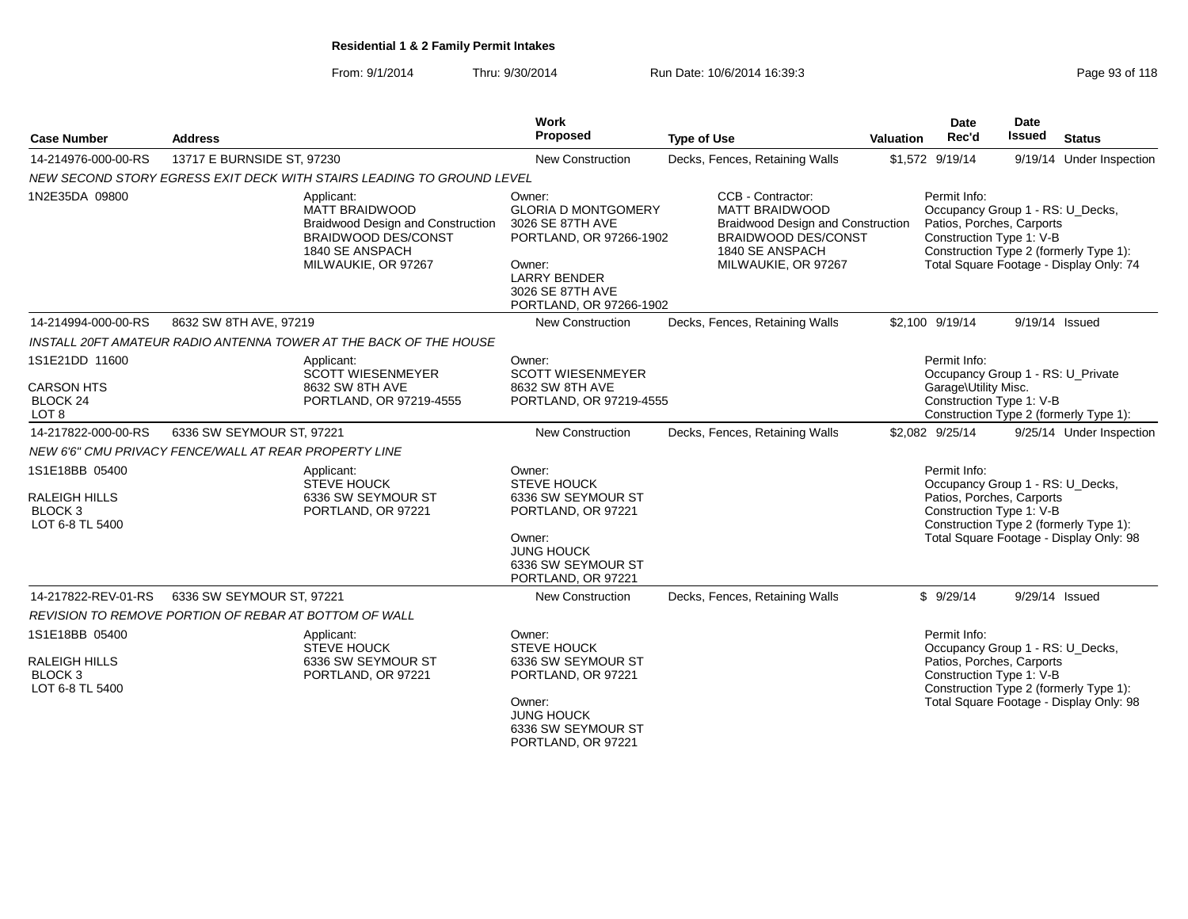**Residential 1 & 2 Family Permit Intakes**

From: 9/1/2014 Thru: 9/30/2014 Run Date: 10/6/2014 16:39:3

| Case Number | Address | Work Proposed | Type of Use | Valuation | Date Rec'd | Date Issued | Status |
|---|---|---|---|---|---|---|---|
| 14-214976-000-00-RS | 13717 E BURNSIDE ST, 97230 | New Construction | Decks, Fences, Retaining Walls | $1,572 | 9/19/14 | 9/19/14 | Under Inspection |

*NEW SECOND STORY EGRESS EXIT DECK WITH STAIRS LEADING TO GROUND LEVEL*

1N2E35DA 09800

Applicant: MATT BRAIDWOOD, Braidwood Design and Construction, BRAIDWOOD DES/CONST, 1840 SE ANSPACH, MILWAUKIE, OR 97267

Owner: GLORIA D MONTGOMERY, 3026 SE 87TH AVE, PORTLAND, OR 97266-1902

Owner: LARRY BENDER, 3026 SE 87TH AVE, PORTLAND, OR 97266-1902

CCB - Contractor: MATT BRAIDWOOD, Braidwood Design and Construction, BRAIDWOOD DES/CONST, 1840 SE ANSPACH, MILWAUKIE, OR 97267

Permit Info: Occupancy Group 1 - RS: U_Decks, Patios, Porches, Carports; Construction Type 1: V-B; Construction Type 2 (formerly Type 1):; Total Square Footage - Display Only: 74

| Case Number | Address | Work Proposed | Type of Use | Valuation | Date Rec'd | Date Issued | Status |
|---|---|---|---|---|---|---|---|
| 14-214994-000-00-RS | 8632 SW 8TH AVE, 97219 | New Construction | Decks, Fences, Retaining Walls | $2,100 | 9/19/14 | 9/19/14 | Issued |

*INSTALL 20FT AMATEUR RADIO ANTENNA TOWER AT THE BACK OF THE HOUSE*

1S1E21DD 11600, CARSON HTS, BLOCK 24, LOT 8

Applicant: SCOTT WIESENMEYER, 8632 SW 8TH AVE, PORTLAND, OR 97219-4555

Owner: SCOTT WIESENMEYER, 8632 SW 8TH AVE, PORTLAND, OR 97219-4555

Permit Info: Occupancy Group 1 - RS: U_Private Garage\Utility Misc.; Construction Type 1: V-B; Construction Type 2 (formerly Type 1):

| Case Number | Address | Work Proposed | Type of Use | Valuation | Date Rec'd | Date Issued | Status |
|---|---|---|---|---|---|---|---|
| 14-217822-000-00-RS | 6336 SW SEYMOUR ST, 97221 | New Construction | Decks, Fences, Retaining Walls | $2,082 | 9/25/14 | 9/25/14 | Under Inspection |

*NEW 6'6" CMU PRIVACY FENCE/WALL AT REAR PROPERTY LINE*

1S1E18BB 05400, RALEIGH HILLS, BLOCK 3, LOT 6-8 TL 5400

Applicant: STEVE HOUCK, 6336 SW SEYMOUR ST, PORTLAND, OR 97221

Owner: STEVE HOUCK, 6336 SW SEYMOUR ST, PORTLAND, OR 97221

Owner: JUNG HOUCK, 6336 SW SEYMOUR ST, PORTLAND, OR 97221

Permit Info: Occupancy Group 1 - RS: U_Decks, Patios, Porches, Carports; Construction Type 1: V-B; Construction Type 2 (formerly Type 1):; Total Square Footage - Display Only: 98

| Case Number | Address | Work Proposed | Type of Use | Valuation | Date Rec'd | Date Issued | Status |
|---|---|---|---|---|---|---|---|
| 14-217822-REV-01-RS | 6336 SW SEYMOUR ST, 97221 | New Construction | Decks, Fences, Retaining Walls | $ | 9/29/14 | 9/29/14 | Issued |

*REVISION TO REMOVE PORTION OF REBAR AT BOTTOM OF WALL*

1S1E18BB 05400, RALEIGH HILLS, BLOCK 3, LOT 6-8 TL 5400

Applicant: STEVE HOUCK, 6336 SW SEYMOUR ST, PORTLAND, OR 97221

Owner: STEVE HOUCK, 6336 SW SEYMOUR ST, PORTLAND, OR 97221

Owner: JUNG HOUCK, 6336 SW SEYMOUR ST, PORTLAND, OR 97221

Permit Info: Occupancy Group 1 - RS: U_Decks, Patios, Porches, Carports; Construction Type 1: V-B; Construction Type 2 (formerly Type 1):; Total Square Footage - Display Only: 98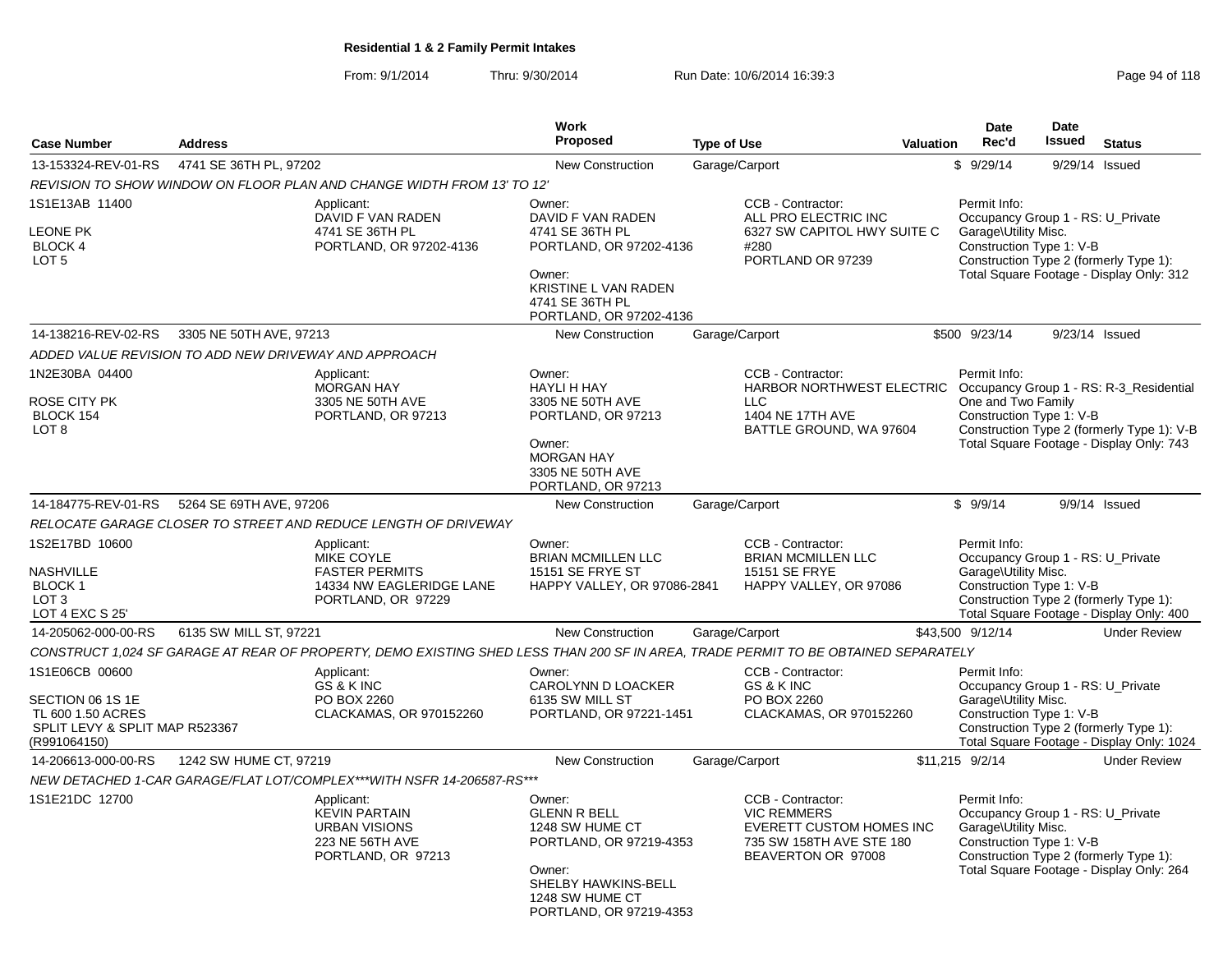**Residential 1 & 2 Family Permit Intakes**

From: 9/1/2014 Thru: 9/30/2014 Run Date: 10/6/2014 16:39:3

| Case Number | Address | Work Proposed | Type of Use | Valuation | Date Rec'd | Date Issued | Status |
|---|---|---|---|---|---|---|---|
| 13-153324-REV-01-RS | 4741 SE 36TH PL, 97202 | New Construction | Garage/Carport | $ | 9/29/14 | 9/29/14 | Issued |

*REVISION TO SHOW WINDOW ON FLOOR PLAN AND CHANGE WIDTH FROM 13' TO 12'*

| Legal | Applicant | Owner | CCB - Contractor | Permit Info |
|---|---|---|---|---|
| 1S1E13AB 11400<br>LEONE PK<br>BLOCK 4<br>LOT 5 | DAVID F VAN RADEN<br>4741 SE 36TH PL<br>PORTLAND, OR 97202-4136 | DAVID F VAN RADEN<br>4741 SE 36TH PL<br>PORTLAND, OR 97202-4136<br><br>Owner:<br>KRISTINE L VAN RADEN<br>4741 SE 36TH PL<br>PORTLAND, OR 97202-4136 | ALL PRO ELECTRIC INC<br>6327 SW CAPITOL HWY SUITE C #280<br>PORTLAND OR 97239 | Occupancy Group 1 - RS: U_Private Garage\Utility Misc.<br>Construction Type 1: V-B<br>Construction Type 2 (formerly Type 1):<br>Total Square Footage - Display Only: 312 |

| Case Number | Address | Work Proposed | Type of Use | Valuation | Date Rec'd | Date Issued | Status |
|---|---|---|---|---|---|---|---|
| 14-138216-REV-02-RS | 3305 NE 50TH AVE, 97213 | New Construction | Garage/Carport | $500 | 9/23/14 | 9/23/14 | Issued |

*ADDED VALUE REVISION TO ADD NEW DRIVEWAY AND APPROACH*

| Legal | Applicant | Owner | CCB - Contractor | Permit Info |
|---|---|---|---|---|
| 1N2E30BA 04400<br>ROSE CITY PK<br>BLOCK 154<br>LOT 8 | MORGAN HAY<br>3305 NE 50TH AVE<br>PORTLAND, OR 97213 | HAYLI H HAY<br>3305 NE 50TH AVE<br>PORTLAND, OR 97213<br><br>Owner:<br>MORGAN HAY<br>3305 NE 50TH AVE<br>PORTLAND, OR 97213 | HARBOR NORTHWEST ELECTRIC LLC<br>1404 NE 17TH AVE<br>BATTLE GROUND, WA 97604 | Occupancy Group 1 - RS: R-3_Residential One and Two Family<br>Construction Type 1: V-B<br>Construction Type 2 (formerly Type 1): V-B<br>Total Square Footage - Display Only: 743 |

| Case Number | Address | Work Proposed | Type of Use | Valuation | Date Rec'd | Date Issued | Status |
|---|---|---|---|---|---|---|---|
| 14-184775-REV-01-RS | 5264 SE 69TH AVE, 97206 | New Construction | Garage/Carport | $ | 9/9/14 | 9/9/14 | Issued |

*RELOCATE GARAGE CLOSER TO STREET AND REDUCE LENGTH OF DRIVEWAY*

| Legal | Applicant | Owner | CCB - Contractor | Permit Info |
|---|---|---|---|---|
| 1S2E17BD 10600<br>NASHVILLE<br>BLOCK 1<br>LOT 3<br>LOT 4 EXC S 25' | MIKE COYLE<br>FASTER PERMITS<br>14334 NW EAGLERIDGE LANE<br>PORTLAND, OR 97229 | BRIAN MCMILLEN LLC<br>15151 SE FRYE ST<br>HAPPY VALLEY, OR 97086-2841 | BRIAN MCMILLEN LLC<br>15151 SE FRYE<br>HAPPY VALLEY, OR 97086 | Occupancy Group 1 - RS: U_Private Garage\Utility Misc.<br>Construction Type 1: V-B<br>Construction Type 2 (formerly Type 1):<br>Total Square Footage - Display Only: 400 |

| Case Number | Address | Work Proposed | Type of Use | Valuation | Date Rec'd | Date Issued | Status |
|---|---|---|---|---|---|---|---|
| 14-205062-000-00-RS | 6135 SW MILL ST, 97221 | New Construction | Garage/Carport | $43,500 | 9/12/14 | | Under Review |

*CONSTRUCT 1,024 SF GARAGE AT REAR OF PROPERTY, DEMO EXISTING SHED LESS THAN 200 SF IN AREA, TRADE PERMIT TO BE OBTAINED SEPARATELY*

| Legal | Applicant | Owner | CCB - Contractor | Permit Info |
|---|---|---|---|---|
| 1S1E06CB 00600<br>SECTION 06 1S 1E<br>TL 600 1.50 ACRES<br>SPLIT LEVY & SPLIT MAP R523367 (R991064150) | GS & K INC<br>PO BOX 2260<br>CLACKAMAS, OR 970152260 | CAROLYNN D LOACKER<br>6135 SW MILL ST<br>PORTLAND, OR 97221-1451 | GS & K INC<br>PO BOX 2260<br>CLACKAMAS, OR 970152260 | Occupancy Group 1 - RS: U_Private Garage\Utility Misc.<br>Construction Type 1: V-B<br>Construction Type 2 (formerly Type 1):<br>Total Square Footage - Display Only: 1024 |

| Case Number | Address | Work Proposed | Type of Use | Valuation | Date Rec'd | Date Issued | Status |
|---|---|---|---|---|---|---|---|
| 14-206613-000-00-RS | 1242 SW HUME CT, 97219 | New Construction | Garage/Carport | $11,215 | 9/2/14 | | Under Review |

*NEW DETACHED 1-CAR GARAGE/FLAT LOT/COMPLEX***WITH NSFR 14-206587-RS****

| Legal | Applicant | Owner | CCB - Contractor | Permit Info |
|---|---|---|---|---|
| 1S1E21DC 12700 | KEVIN PARTAIN<br>URBAN VISIONS<br>223 NE 56TH AVE<br>PORTLAND, OR 97213 | GLENN R BELL<br>1248 SW HUME CT<br>PORTLAND, OR 97219-4353<br><br>Owner:<br>SHELBY HAWKINS-BELL<br>1248 SW HUME CT<br>PORTLAND, OR 97219-4353 | VIC REMMERS<br>EVERETT CUSTOM HOMES INC<br>735 SW 158TH AVE STE 180<br>BEAVERTON OR 97008 | Occupancy Group 1 - RS: U_Private Garage\Utility Misc.<br>Construction Type 1: V-B<br>Construction Type 2 (formerly Type 1):<br>Total Square Footage - Display Only: 264 |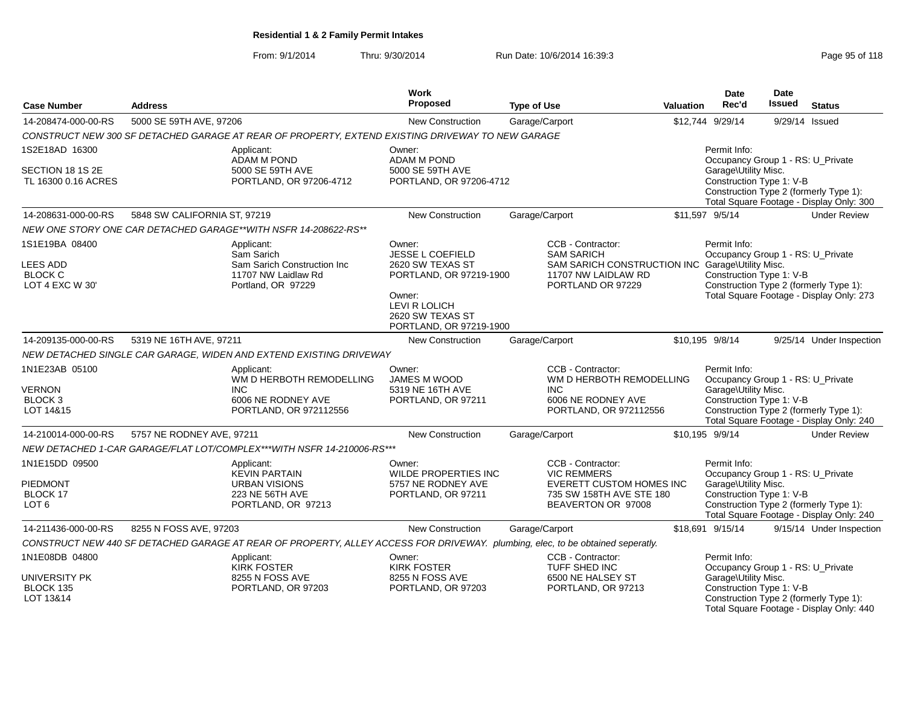## Residential 1 & 2 Family Permit Intakes

From: 9/1/2014 Thru: 9/30/2014 Run Date: 10/6/2014 16:39:3

| Case Number | Address | | Work Proposed | Type of Use | Valuation | Date Rec'd | Date Issued | Status |
|---|---|---|---|---|---|---|---|---|
| 14-208474-000-00-RS | 5000 SE 59TH AVE, 97206 | | New Construction | Garage/Carport | $12,744 | 9/29/14 | 9/29/14 | Issued |
| CONSTRUCT NEW 300 SF DETACHED GARAGE AT REAR OF PROPERTY, EXTEND EXISTING DRIVEWAY TO NEW GARAGE | | | | | | | | |
| 1S2E18AD 16300<br>SECTION 18 1S 2E<br>TL 16300 0.16 ACRES | | Applicant:<br>ADAM M POND<br>5000 SE 59TH AVE<br>PORTLAND, OR 97206-4712 | Owner:<br>ADAM M POND<br>5000 SE 59TH AVE<br>PORTLAND, OR 97206-4712 | | | Permit Info:<br>Occupancy Group 1 - RS: U_Private Garage\Utility Misc.<br>Construction Type 1: V-B<br>Construction Type 2 (formerly Type 1):<br>Total Square Footage - Display Only: 300 | | |
| 14-208631-000-00-RS | 5848 SW CALIFORNIA ST, 97219 | | New Construction | Garage/Carport | $11,597 | 9/5/14 | | Under Review |
| NEW ONE STORY ONE CAR DETACHED GARAGE**WITH NSFR 14-208622-RS** | | | | | | | | |
| 1S1E19BA 08400<br>LEES ADD<br>BLOCK C<br>LOT 4 EXC W 30' | | Applicant:<br>Sam Sarich<br>Sam Sarich Construction Inc<br>11707 NW Laidlaw Rd<br>Portland, OR 97229 | Owner:<br>JESSE L COEFIELD<br>2620 SW TEXAS ST<br>PORTLAND, OR 97219-1900<br>Owner:<br>LEVI R LOLICH<br>2620 SW TEXAS ST<br>PORTLAND, OR 97219-1900 | CCB - Contractor:<br>SAM SARICH<br>SAM SARICH CONSTRUCTION INC<br>11707 NW LAIDLAW RD<br>PORTLAND OR 97229 | | Permit Info:<br>Occupancy Group 1 - RS: U_Private Garage\Utility Misc.<br>Construction Type 1: V-B<br>Construction Type 2 (formerly Type 1):<br>Total Square Footage - Display Only: 273 | | |
| 14-209135-000-00-RS | 5319 NE 16TH AVE, 97211 | | New Construction | Garage/Carport | $10,195 | 9/8/14 | 9/25/14 | Under Inspection |
| NEW DETACHED SINGLE CAR GARAGE, WIDEN AND EXTEND EXISTING DRIVEWAY | | | | | | | | |
| 1N1E23AB 05100<br>VERNON<br>BLOCK 3<br>LOT 14&15 | | Applicant:<br>WM D HERBOTH REMODELLING INC<br>6006 NE RODNEY AVE<br>PORTLAND, OR 972112556 | Owner:<br>JAMES M WOOD<br>5319 NE 16TH AVE<br>PORTLAND, OR 97211 | CCB - Contractor:<br>WM D HERBOTH REMODELLING INC<br>6006 NE RODNEY AVE<br>PORTLAND, OR 972112556 | | Permit Info:<br>Occupancy Group 1 - RS: U_Private Garage\Utility Misc.<br>Construction Type 1: V-B<br>Construction Type 2 (formerly Type 1):<br>Total Square Footage - Display Only: 240 | | |
| 14-210014-000-00-RS | 5757 NE RODNEY AVE, 97211 | | New Construction | Garage/Carport | $10,195 | 9/9/14 | | Under Review |
| NEW DETACHED 1-CAR GARAGE/FLAT LOT/COMPLEX***WITH NSFR 14-210006-RS*** | | | | | | | | |
| 1N1E15DD 09500<br>PIEDMONT<br>BLOCK 17<br>LOT 6 | | Applicant:<br>KEVIN PARTAIN<br>URBAN VISIONS<br>223 NE 56TH AVE<br>PORTLAND, OR 97213 | Owner:<br>WILDE PROPERTIES INC<br>5757 NE RODNEY AVE<br>PORTLAND, OR 97211 | CCB - Contractor:<br>VIC REMMERS<br>EVERETT CUSTOM HOMES INC<br>735 SW 158TH AVE STE 180<br>BEAVERTON OR 97008 | | Permit Info:<br>Occupancy Group 1 - RS: U_Private Garage\Utility Misc.<br>Construction Type 1: V-B<br>Construction Type 2 (formerly Type 1):<br>Total Square Footage - Display Only: 240 | | |
| 14-211436-000-00-RS | 8255 N FOSS AVE, 97203 | | New Construction | Garage/Carport | $18,691 | 9/15/14 | 9/15/14 | Under Inspection |
| CONSTRUCT NEW 440 SF DETACHED GARAGE AT REAR OF PROPERTY, ALLEY ACCESS FOR DRIVEWAY. plumbing, elec, to be obtained seperatly. | | | | | | | | |
| 1N1E08DB 04800<br>UNIVERSITY PK<br>BLOCK 135<br>LOT 13&14 | | Applicant:<br>KIRK FOSTER<br>8255 N FOSS AVE<br>PORTLAND, OR 97203 | Owner:<br>KIRK FOSTER<br>8255 N FOSS AVE<br>PORTLAND, OR 97203 | CCB - Contractor:<br>TUFF SHED INC<br>6500 NE HALSEY ST<br>PORTLAND, OR 97213 | | Permit Info:<br>Occupancy Group 1 - RS: U_Private Garage\Utility Misc.<br>Construction Type 1: V-B<br>Construction Type 2 (formerly Type 1):<br>Total Square Footage - Display Only: 440 | | |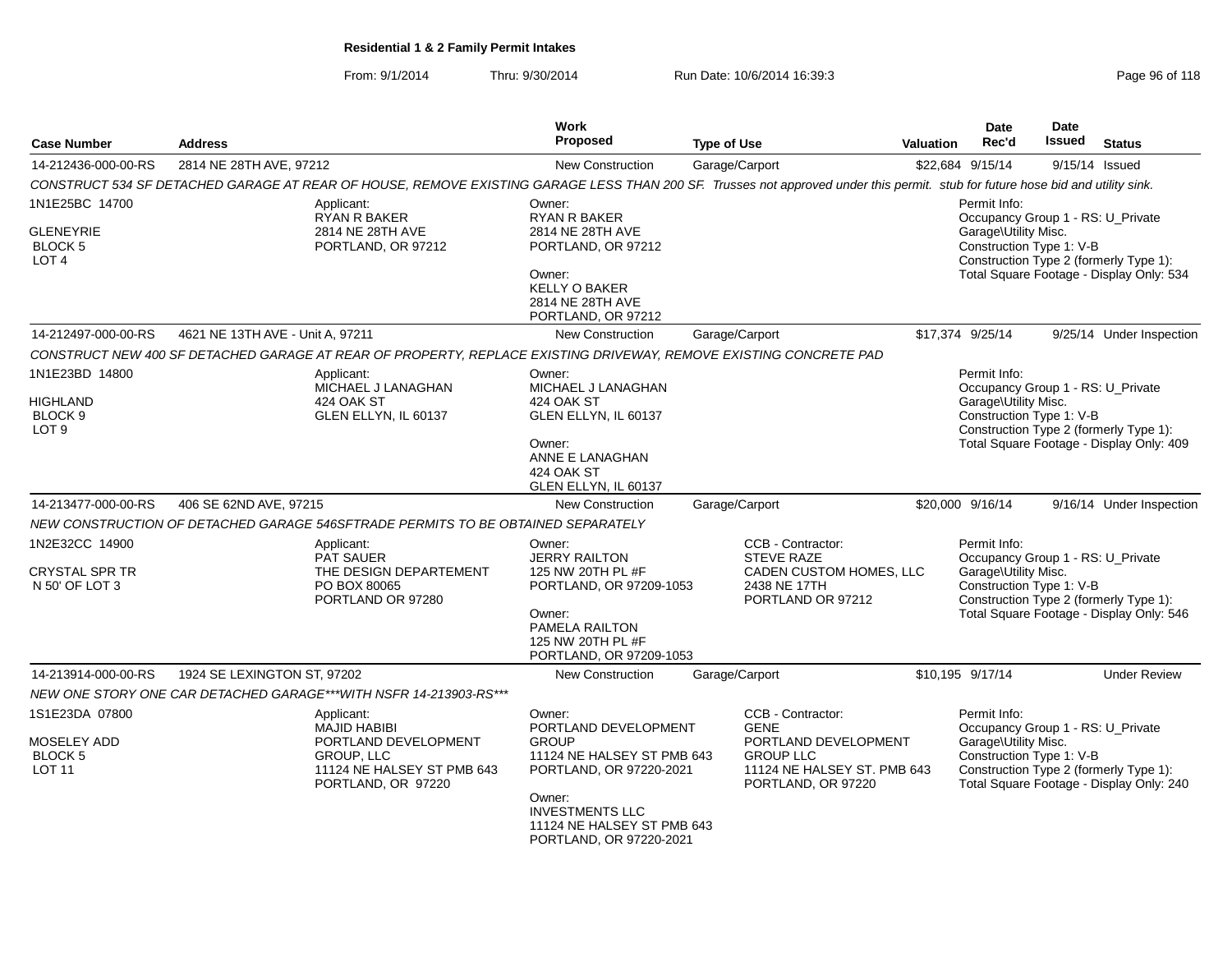**Residential 1 & 2 Family Permit Intakes**

From: 9/1/2014 Thru: 9/30/2014 Run Date: 10/6/2014 16:39:3

| Case Number | Address | Work Proposed | Type of Use | Valuation | Date Rec'd | Date Issued | Status |
|---|---|---|---|---|---|---|---|
| 14-212436-000-00-RS | 2814 NE 28TH AVE, 97212 | New Construction | Garage/Carport | $22,684 | 9/15/14 | 9/15/14 | Issued |

*CONSTRUCT 534 SF DETACHED GARAGE AT REAR OF HOUSE, REMOVE EXISTING GARAGE LESS THAN 200 SF. Trusses not approved under this permit. stub for future hose bid and utility sink.*

1N1E25BC 14700
GLENEYRIE
BLOCK 5
LOT 4

Applicant:
RYAN R BAKER
2814 NE 28TH AVE
PORTLAND, OR 97212

Owner:
RYAN R BAKER
2814 NE 28TH AVE
PORTLAND, OR 97212

Owner:
KELLY O BAKER
2814 NE 28TH AVE
PORTLAND, OR 97212

Permit Info:
Occupancy Group 1 - RS: U_Private Garage\Utility Misc.
Construction Type 1: V-B
Construction Type 2 (formerly Type 1):
Total Square Footage - Display Only: 534

| Case Number | Address | Work Proposed | Type of Use | Valuation | Date Rec'd | Date Issued | Status |
|---|---|---|---|---|---|---|---|
| 14-212497-000-00-RS | 4621 NE 13TH AVE - Unit A, 97211 | New Construction | Garage/Carport | $17,374 | 9/25/14 | 9/25/14 | Under Inspection |

*CONSTRUCT NEW 400 SF DETACHED GARAGE AT REAR OF PROPERTY, REPLACE EXISTING DRIVEWAY, REMOVE EXISTING CONCRETE PAD*

1N1E23BD 14800
HIGHLAND
BLOCK 9
LOT 9

Applicant:
MICHAEL J LANAGHAN
424 OAK ST
GLEN ELLYN, IL 60137

Owner:
MICHAEL J LANAGHAN
424 OAK ST
GLEN ELLYN, IL 60137

Owner:
ANNE E LANAGHAN
424 OAK ST
GLEN ELLYN, IL 60137

Permit Info:
Occupancy Group 1 - RS: U_Private Garage\Utility Misc.
Construction Type 1: V-B
Construction Type 2 (formerly Type 1):
Total Square Footage - Display Only: 409

| Case Number | Address | Work Proposed | Type of Use | Valuation | Date Rec'd | Date Issued | Status |
|---|---|---|---|---|---|---|---|
| 14-213477-000-00-RS | 406 SE 62ND AVE, 97215 | New Construction | Garage/Carport | $20,000 | 9/16/14 | 9/16/14 | Under Inspection |

*NEW CONSTRUCTION OF DETACHED GARAGE 546SFTRADE PERMITS TO BE OBTAINED SEPARATELY*

1N2E32CC 14900
CRYSTAL SPR TR
N 50' OF LOT 3

Applicant:
PAT SAUER
THE DESIGN DEPARTEMENT
PO BOX 80065
PORTLAND OR 97280

Owner:
JERRY RAILTON
125 NW 20TH PL #F
PORTLAND, OR 97209-1053

Owner:
PAMELA RAILTON
125 NW 20TH PL #F
PORTLAND, OR 97209-1053

CCB - Contractor:
STEVE RAZE
CADEN CUSTOM HOMES, LLC
2438 NE 17TH
PORTLAND OR 97212

Permit Info:
Occupancy Group 1 - RS: U_Private Garage\Utility Misc.
Construction Type 1: V-B
Construction Type 2 (formerly Type 1):
Total Square Footage - Display Only: 546

| Case Number | Address | Work Proposed | Type of Use | Valuation | Date Rec'd | Date Issued | Status |
|---|---|---|---|---|---|---|---|
| 14-213914-000-00-RS | 1924 SE LEXINGTON ST, 97202 | New Construction | Garage/Carport | $10,195 | 9/17/14 | | Under Review |

*NEW ONE STORY ONE CAR DETACHED GARAGE***WITH NSFR 14-213903-RS****

1S1E23DA 07800
MOSELEY ADD
BLOCK 5
LOT 11

Applicant:
MAJID HABIBI
PORTLAND DEVELOPMENT GROUP, LLC
11124 NE HALSEY ST PMB 643
PORTLAND, OR 97220

Owner:
PORTLAND DEVELOPMENT GROUP
11124 NE HALSEY ST PMB 643
PORTLAND, OR 97220-2021

Owner:
INVESTMENTS LLC
11124 NE HALSEY ST PMB 643
PORTLAND, OR 97220-2021

CCB - Contractor:
GENE
PORTLAND DEVELOPMENT GROUP LLC
11124 NE HALSEY ST. PMB 643
PORTLAND, OR 97220

Permit Info:
Occupancy Group 1 - RS: U_Private Garage\Utility Misc.
Construction Type 1: V-B
Construction Type 2 (formerly Type 1):
Total Square Footage - Display Only: 240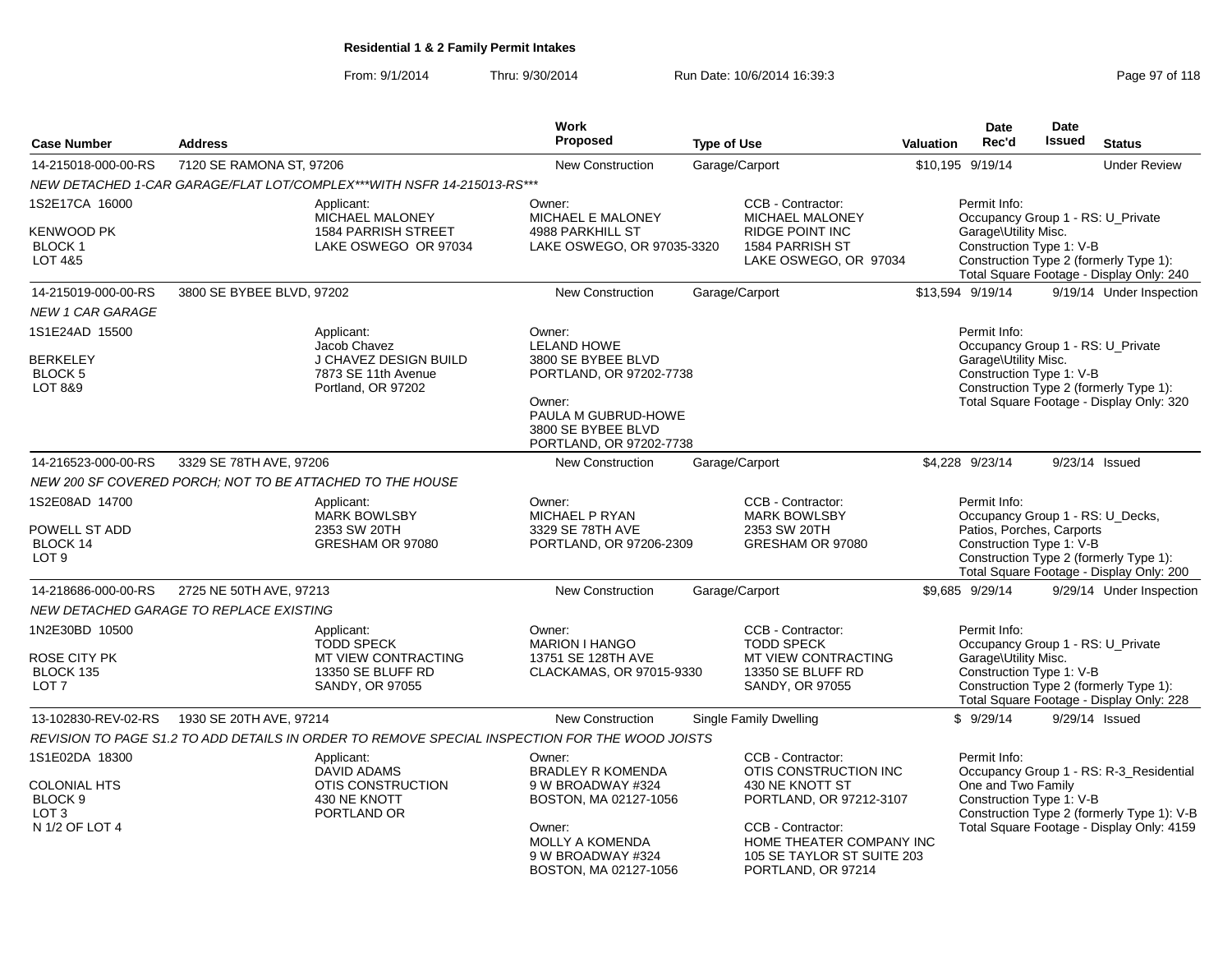**Residential 1 & 2 Family Permit Intakes**

From: 9/1/2014 Thru: 9/30/2014 Run Date: 10/6/2014 16:39:3

| Case Number | Address | Work Proposed | Type of Use | Valuation | Date Rec'd | Date Issued | Status |
|---|---|---|---|---|---|---|---|
| 14-215018-000-00-RS | 7120 SE RAMONA ST, 97206 | New Construction | Garage/Carport | $10,195 | 9/19/14 | | Under Review |
| *NEW DETACHED 1-CAR GARAGE/FLAT LOT/COMPLEX\*\*\*WITH NSFR 14-215013-RS\*\*\** | | | | | | | |
| 1S2E17CA 16000<br>KENWOOD PK<br>BLOCK 1<br>LOT 4&5 | Applicant:<br>MICHAEL MALONEY<br>1584 PARRISH STREET<br>LAKE OSWEGO OR 97034 | Owner:<br>MICHAEL E MALONEY<br>4988 PARKHILL ST<br>LAKE OSWEGO, OR 97035-3320 | CCB - Contractor:<br>MICHAEL MALONEY<br>RIDGE POINT INC<br>1584 PARRISH ST<br>LAKE OSWEGO, OR 97034 | | Permit Info:<br>Occupancy Group 1 - RS: U_Private Garage\Utility Misc.<br>Construction Type 1: V-B<br>Construction Type 2 (formerly Type 1):<br>Total Square Footage - Display Only: 240 | | |
| 14-215019-000-00-RS | 3800 SE BYBEE BLVD, 97202 | New Construction | Garage/Carport | $13,594 | 9/19/14 | 9/19/14 | Under Inspection |
| *NEW 1 CAR GARAGE* | | | | | | | |
| 1S1E24AD 15500<br>BERKELEY<br>BLOCK 5<br>LOT 8&9 | Applicant:<br>Jacob Chavez<br>J CHAVEZ DESIGN BUILD<br>7873 SE 11th Avenue<br>Portland, OR 97202 | Owner:<br>LELAND HOWE<br>3800 SE BYBEE BLVD<br>PORTLAND, OR 97202-7738<br>Owner:<br>PAULA M GUBRUD-HOWE<br>3800 SE BYBEE BLVD<br>PORTLAND, OR 97202-7738 | | | Permit Info:<br>Occupancy Group 1 - RS: U_Private Garage\Utility Misc.<br>Construction Type 1: V-B<br>Construction Type 2 (formerly Type 1):<br>Total Square Footage - Display Only: 320 | | |
| 14-216523-000-00-RS | 3329 SE 78TH AVE, 97206 | New Construction | Garage/Carport | $4,228 | 9/23/14 | 9/23/14 | Issued |
| *NEW 200 SF COVERED PORCH; NOT TO BE ATTACHED TO THE HOUSE* | | | | | | | |
| 1S2E08AD 14700<br>POWELL ST ADD<br>BLOCK 14<br>LOT 9 | Applicant:<br>MARK BOWLSBY<br>2353 SW 20TH<br>GRESHAM OR 97080 | Owner:<br>MICHAEL P RYAN<br>3329 SE 78TH AVE<br>PORTLAND, OR 97206-2309 | CCB - Contractor:<br>MARK BOWLSBY<br>2353 SW 20TH<br>GRESHAM OR 97080 | | Permit Info:<br>Occupancy Group 1 - RS: U_Decks, Patios, Porches, Carports<br>Construction Type 1: V-B<br>Construction Type 2 (formerly Type 1):<br>Total Square Footage - Display Only: 200 | | |
| 14-218686-000-00-RS | 2725 NE 50TH AVE, 97213 | New Construction | Garage/Carport | $9,685 | 9/29/14 | 9/29/14 | Under Inspection |
| *NEW DETACHED GARAGE TO REPLACE EXISTING* | | | | | | | |
| 1N2E30BD 10500<br>ROSE CITY PK<br>BLOCK 135<br>LOT 7 | Applicant:<br>TODD SPECK<br>MT VIEW CONTRACTING<br>13350 SE BLUFF RD<br>SANDY, OR 97055 | Owner:<br>MARION I HANGO<br>13751 SE 128TH AVE<br>CLACKAMAS, OR 97015-9330 | CCB - Contractor:<br>TODD SPECK<br>MT VIEW CONTRACTING<br>13350 SE BLUFF RD<br>SANDY, OR 97055 | | Permit Info:<br>Occupancy Group 1 - RS: U_Private Garage\Utility Misc.<br>Construction Type 1: V-B<br>Construction Type 2 (formerly Type 1):<br>Total Square Footage - Display Only: 228 | | |
| 13-102830-REV-02-RS | 1930 SE 20TH AVE, 97214 | New Construction | Single Family Dwelling | $ | 9/29/14 | 9/29/14 | Issued |
| *REVISION TO PAGE S1.2 TO ADD DETAILS IN ORDER TO REMOVE SPECIAL INSPECTION FOR THE WOOD JOISTS* | | | | | | | |
| 1S1E02DA 18300<br>COLONIAL HTS<br>BLOCK 9<br>LOT 3<br>N 1/2 OF LOT 4 | Applicant:<br>DAVID ADAMS<br>OTIS CONSTRUCTION<br>430 NE KNOTT<br>PORTLAND OR | Owner:<br>BRADLEY R KOMENDA<br>9 W BROADWAY #324<br>BOSTON, MA 02127-1056<br>Owner:<br>MOLLY A KOMENDA<br>9 W BROADWAY #324<br>BOSTON, MA 02127-1056 | CCB - Contractor:<br>OTIS CONSTRUCTION INC<br>430 NE KNOTT ST<br>PORTLAND, OR 97212-3107<br>CCB - Contractor:<br>HOME THEATER COMPANY INC<br>105 SE TAYLOR ST SUITE 203<br>PORTLAND, OR 97214 | | Permit Info:<br>Occupancy Group 1 - RS: R-3_Residential One and Two Family<br>Construction Type 1: V-B<br>Construction Type 2 (formerly Type 1): V-B<br>Total Square Footage - Display Only: 4159 | | |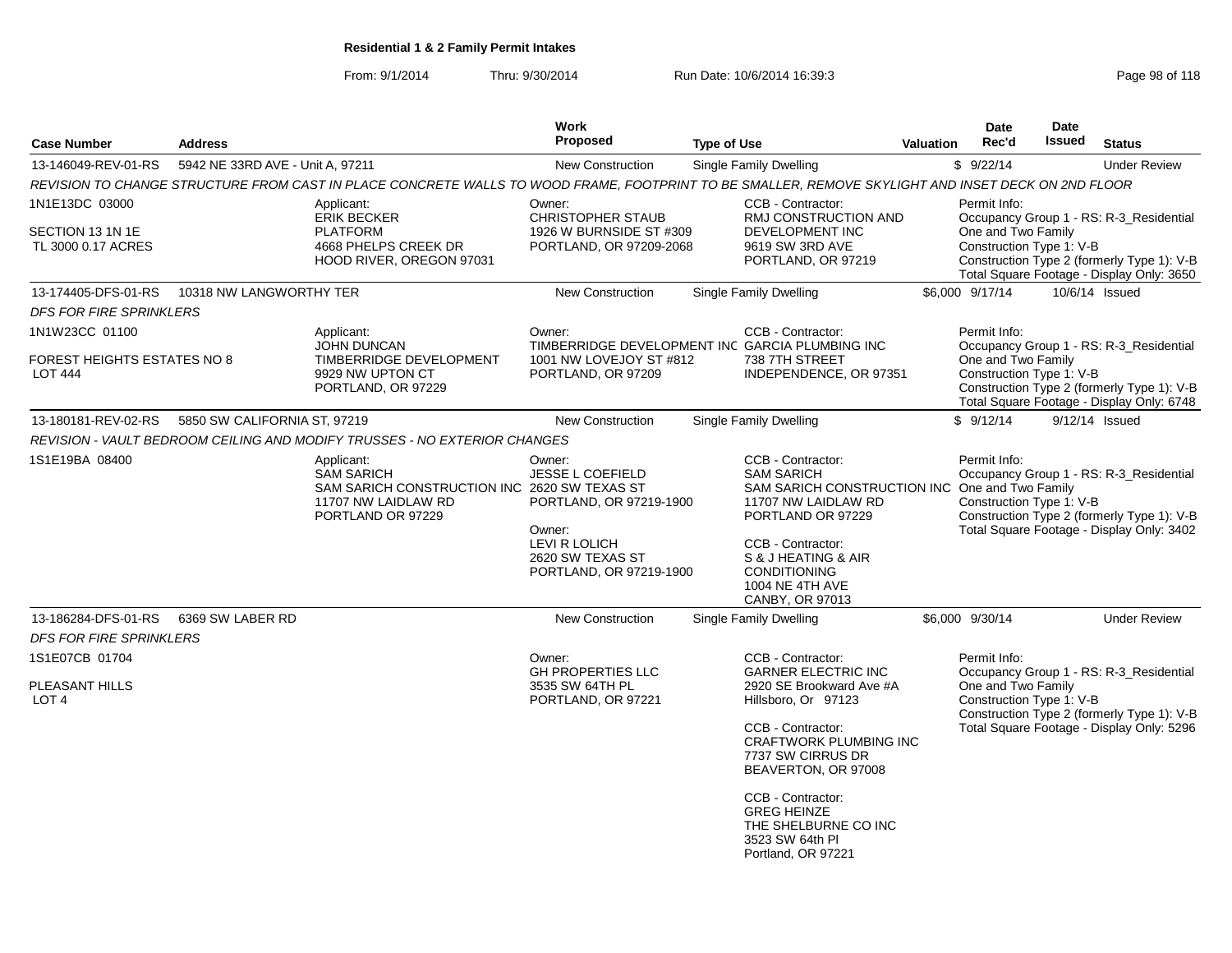**Residential 1 & 2 Family Permit Intakes**

From: 9/1/2014 Thru: 9/30/2014 Run Date: 10/6/2014 16:39:3

| Case Number | Address | Work Proposed | Type of Use | Valuation | Date Rec'd | Date Issued | Status |
|---|---|---|---|---|---|---|---|
| 13-146049-REV-01-RS | 5942 NE 33RD AVE - Unit A, 97211 | New Construction | Single Family Dwelling | $ | 9/22/14 | | Under Review |

*REVISION TO CHANGE STRUCTURE FROM CAST IN PLACE CONCRETE WALLS TO WOOD FRAME, FOOTPRINT TO BE SMALLER, REMOVE SKYLIGHT AND INSET DECK ON 2ND FLOOR*

1N1E13DC 03000
SECTION 13 1N 1E
TL 3000 0.17 ACRES

Applicant:
ERIK BECKER
PLATFORM
4668 PHELPS CREEK DR
HOOD RIVER, OREGON 97031

Owner:
CHRISTOPHER STAUB
1926 W BURNSIDE ST #309
PORTLAND, OR 97209-2068

CCB - Contractor:
RMJ CONSTRUCTION AND DEVELOPMENT INC
9619 SW 3RD AVE
PORTLAND, OR 97219

Permit Info:
Occupancy Group 1 - RS: R-3_Residential One and Two Family
Construction Type 1: V-B
Construction Type 2 (formerly Type 1): V-B
Total Square Footage - Display Only: 3650

| Case Number | Address | Work Proposed | Type of Use | Valuation | Date Rec'd | Date Issued | Status |
|---|---|---|---|---|---|---|---|
| 13-174405-DFS-01-RS | 10318 NW LANGWORTHY TER | New Construction | Single Family Dwelling | $6,000 | 9/17/14 | 10/6/14 | Issued |

*DFS FOR FIRE SPRINKLERS*

1N1W23CC 01100
FOREST HEIGHTS ESTATES NO 8
LOT 444

Applicant:
JOHN DUNCAN
TIMBERRIDGE DEVELOPMENT
9929 NW UPTON CT
PORTLAND, OR 97229

Owner:
TIMBERRIDGE DEVELOPMENT INC
1001 NW LOVEJOY ST #812
PORTLAND, OR 97209

CCB - Contractor:
GARCIA PLUMBING INC
738 7TH STREET
INDEPENDENCE, OR 97351

Permit Info:
Occupancy Group 1 - RS: R-3_Residential One and Two Family
Construction Type 1: V-B
Construction Type 2 (formerly Type 1): V-B
Total Square Footage - Display Only: 6748

| Case Number | Address | Work Proposed | Type of Use | Valuation | Date Rec'd | Date Issued | Status |
|---|---|---|---|---|---|---|---|
| 13-180181-REV-02-RS | 5850 SW CALIFORNIA ST, 97219 | New Construction | Single Family Dwelling | $ | 9/12/14 | 9/12/14 | Issued |

*REVISION - VAULT BEDROOM CEILING AND MODIFY TRUSSES - NO EXTERIOR CHANGES*

1S1E19BA 08400

Applicant:
SAM SARICH
SAM SARICH CONSTRUCTION INC
11707 NW LAIDLAW RD
PORTLAND OR 97229

Owner:
JESSE L COEFIELD
2620 SW TEXAS ST
PORTLAND, OR 97219-1900

Owner:
LEVI R LOLICH
2620 SW TEXAS ST
PORTLAND, OR 97219-1900

CCB - Contractor:
SAM SARICH
SAM SARICH CONSTRUCTION INC
11707 NW LAIDLAW RD
PORTLAND OR 97229

CCB - Contractor:
S & J HEATING & AIR CONDITIONING
1004 NE 4TH AVE
CANBY, OR 97013

Permit Info:
Occupancy Group 1 - RS: R-3_Residential One and Two Family
Construction Type 1: V-B
Construction Type 2 (formerly Type 1): V-B
Total Square Footage - Display Only: 3402

| Case Number | Address | Work Proposed | Type of Use | Valuation | Date Rec'd | Date Issued | Status |
|---|---|---|---|---|---|---|---|
| 13-186284-DFS-01-RS | 6369 SW LABER RD | New Construction | Single Family Dwelling | $6,000 | 9/30/14 | | Under Review |

*DFS FOR FIRE SPRINKLERS*

1S1E07CB 01704
PLEASANT HILLS
LOT 4

Owner:
GH PROPERTIES LLC
3535 SW 64TH PL
PORTLAND, OR 97221

CCB - Contractor:
GARNER ELECTRIC INC
2920 SE Brookward Ave #A
Hillsboro, Or 97123

CCB - Contractor:
CRAFTWORK PLUMBING INC
7737 SW CIRRUS DR
BEAVERTON, OR 97008

CCB - Contractor:
GREG HEINZE
THE SHELBURNE CO INC
3523 SW 64th Pl
Portland, OR 97221

Permit Info:
Occupancy Group 1 - RS: R-3_Residential One and Two Family
Construction Type 1: V-B
Construction Type 2 (formerly Type 1): V-B
Total Square Footage - Display Only: 5296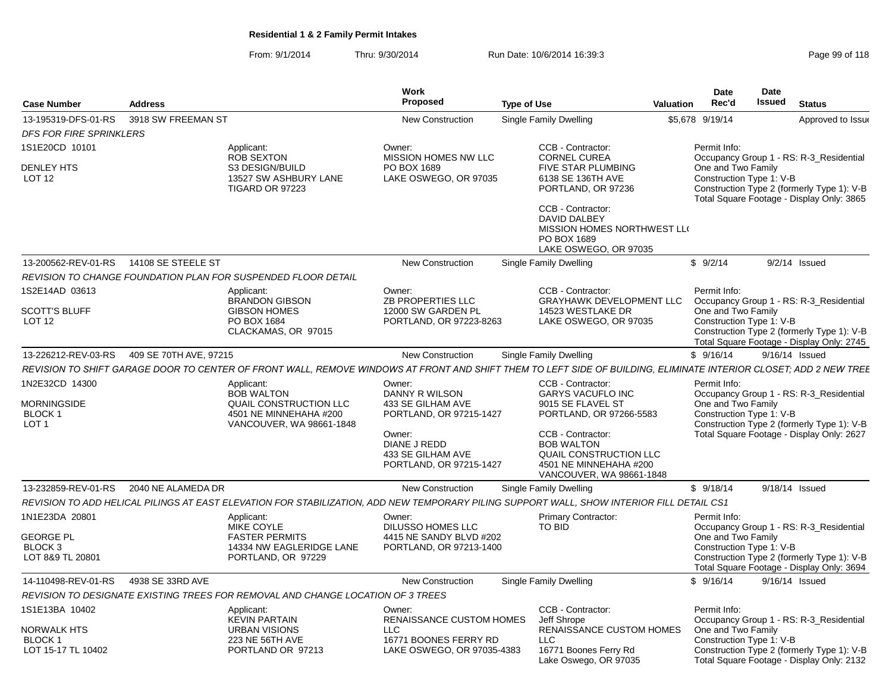**Residential 1 & 2 Family Permit Intakes**

From: 9/1/2014 Thru: 9/30/2014 Run Date: 10/6/2014 16:39:3

| Case Number | Address | Work Proposed | Type of Use | Valuation | Date Rec'd | Date Issued | Status |
|---|---|---|---|---|---|---|---|
| 13-195319-DFS-01-RS | 3918 SW FREEMAN ST | New Construction | Single Family Dwelling | $5,678 | 9/19/14 | | Approved to Issue |

*DFS FOR FIRE SPRINKLERS*

1S1E20CD 10101
DENLEY HTS
LOT 12

Applicant: ROB SEXTON, S3 DESIGN/BUILD, 13527 SW ASHBURY LANE, TIGARD OR 97223

Owner: MISSION HOMES NW LLC, PO BOX 1689, LAKE OSWEGO, OR 97035

CCB - Contractor: CORNEL CUREA, FIVE STAR PLUMBING, 6138 SE 136TH AVE, PORTLAND, OR 97236

CCB - Contractor: DAVID DALBEY, MISSION HOMES NORTHWEST LL(, PO BOX 1689, LAKE OSWEGO, OR 97035

Permit Info: Occupancy Group 1 - RS: R-3_Residential One and Two Family; Construction Type 1: V-B; Construction Type 2 (formerly Type 1): V-B; Total Square Footage - Display Only: 3865

| Case Number | Address | Work Proposed | Type of Use | Valuation | Date Rec'd | Date Issued | Status |
|---|---|---|---|---|---|---|---|
| 13-200562-REV-01-RS | 14108 SE STEELE ST | New Construction | Single Family Dwelling | $ | 9/2/14 | 9/2/14 | Issued |

*REVISION TO CHANGE FOUNDATION PLAN FOR SUSPENDED FLOOR DETAIL*

1S2E14AD 03613
SCOTT'S BLUFF
LOT 12

Applicant: BRANDON GIBSON, GIBSON HOMES, PO BOX 1684, CLACKAMAS, OR 97015

Owner: ZB PROPERTIES LLC, 12000 SW GARDEN PL, PORTLAND, OR 97223-8263

CCB - Contractor: GRAYHAWK DEVELOPMENT LLC, 14523 WESTLAKE DR, LAKE OSWEGO, OR 97035

Permit Info: Occupancy Group 1 - RS: R-3_Residential One and Two Family; Construction Type 1: V-B; Construction Type 2 (formerly Type 1): V-B; Total Square Footage - Display Only: 2745

| Case Number | Address | Work Proposed | Type of Use | Valuation | Date Rec'd | Date Issued | Status |
|---|---|---|---|---|---|---|---|
| 13-226212-REV-03-RS | 409 SE 70TH AVE, 97215 | New Construction | Single Family Dwelling | $ | 9/16/14 | 9/16/14 | Issued |

*REVISION TO SHIFT GARAGE DOOR TO CENTER OF FRONT WALL, REMOVE WINDOWS AT FRONT AND SHIFT THEM TO LEFT SIDE OF BUILDING, ELIMINATE INTERIOR CLOSET; ADD 2 NEW TREE*

1N2E32CD 14300
MORNINGSIDE
BLOCK 1
LOT 1

Applicant: BOB WALTON, QUAIL CONSTRUCTION LLC, 4501 NE MINNEHAHA #200, VANCOUVER, WA 98661-1848

Owner: DANNY R WILSON, 433 SE GILHAM AVE, PORTLAND, OR 97215-1427

Owner: DIANE J REDD, 433 SE GILHAM AVE, PORTLAND, OR 97215-1427

CCB - Contractor: GARYS VACUFLO INC, 9015 SE FLAVEL ST, PORTLAND, OR 97266-5583

CCB - Contractor: BOB WALTON, QUAIL CONSTRUCTION LLC, 4501 NE MINNEHAHA #200, VANCOUVER, WA 98661-1848

Permit Info: Occupancy Group 1 - RS: R-3_Residential One and Two Family; Construction Type 1: V-B; Construction Type 2 (formerly Type 1): V-B; Total Square Footage - Display Only: 2627

| Case Number | Address | Work Proposed | Type of Use | Valuation | Date Rec'd | Date Issued | Status |
|---|---|---|---|---|---|---|---|
| 13-232859-REV-01-RS | 2040 NE ALAMEDA DR | New Construction | Single Family Dwelling | $ | 9/18/14 | 9/18/14 | Issued |

*REVISION TO ADD HELICAL PILINGS AT EAST ELEVATION FOR STABILIZATION, ADD NEW TEMPORARY PILING SUPPORT WALL, SHOW INTERIOR FILL DETAIL CS1*

1N1E23DA 20801
GEORGE PL
BLOCK 3
LOT 8&9 TL 20801

Applicant: MIKE COYLE, FASTER PERMITS, 14334 NW EAGLERIDGE LANE, PORTLAND, OR 97229

Owner: DILUSSO HOMES LLC, 4415 NE SANDY BLVD #202, PORTLAND, OR 97213-1400

Primary Contractor: TO BID

Permit Info: Occupancy Group 1 - RS: R-3_Residential One and Two Family; Construction Type 1: V-B; Construction Type 2 (formerly Type 1): V-B; Total Square Footage - Display Only: 3694

| Case Number | Address | Work Proposed | Type of Use | Valuation | Date Rec'd | Date Issued | Status |
|---|---|---|---|---|---|---|---|
| 14-110498-REV-01-RS | 4938 SE 33RD AVE | New Construction | Single Family Dwelling | $ | 9/16/14 | 9/16/14 | Issued |

*REVISION TO DESIGNATE EXISTING TREES FOR REMOVAL AND CHANGE LOCATION OF 3 TREES*

1S1E13BA 10402
NORWALK HTS
BLOCK 1
LOT 15-17 TL 10402

Applicant: KEVIN PARTAIN, URBAN VISIONS, 223 NE 56TH AVE, PORTLAND OR 97213

Owner: RENAISSANCE CUSTOM HOMES LLC, 16771 BOONES FERRY RD, LAKE OSWEGO, OR 97035-4383

CCB - Contractor: Jeff Shrope, RENAISSANCE CUSTOM HOMES LLC, 16771 Boones Ferry Rd, Lake Oswego, OR 97035

Permit Info: Occupancy Group 1 - RS: R-3_Residential One and Two Family; Construction Type 1: V-B; Construction Type 2 (formerly Type 1): V-B; Total Square Footage - Display Only: 2132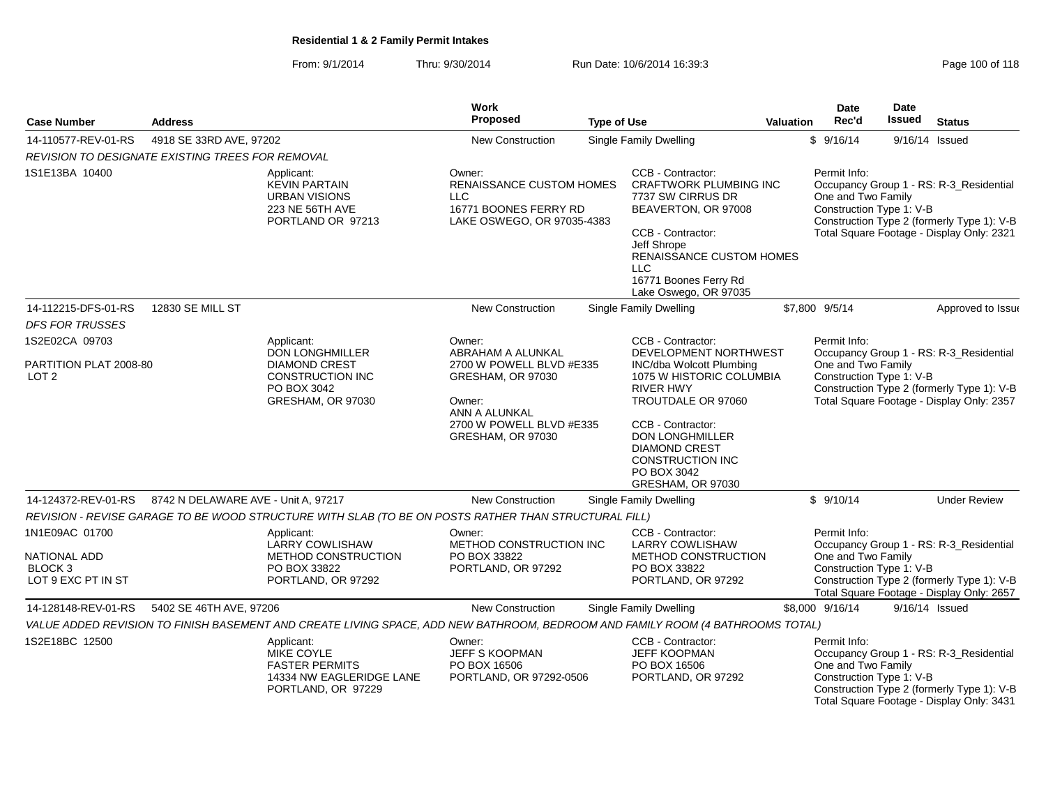**Residential 1 & 2 Family Permit Intakes**

From: 9/1/2014 Thru: 9/30/2014 Run Date: 10/6/2014 16:39:3

| Case Number | Address | Work Proposed | Type of Use | Valuation | Date Rec'd | Date Issued | Status |
|---|---|---|---|---|---|---|---|
| 14-110577-REV-01-RS | 4918 SE 33RD AVE, 97202 | New Construction | Single Family Dwelling | $ | 9/16/14 | 9/16/14 | Issued |

*REVISION TO DESIGNATE EXISTING TREES FOR REMOVAL*

1S1E13BA 10400

Applicant: KEVIN PARTAIN, URBAN VISIONS, 223 NE 56TH AVE, PORTLAND OR 97213

Owner: RENAISSANCE CUSTOM HOMES LLC, 16771 BOONES FERRY RD, LAKE OSWEGO, OR 97035-4383

CCB - Contractor: CRAFTWORK PLUMBING INC, 7737 SW CIRRUS DR, BEAVERTON, OR 97008

CCB - Contractor: Jeff Shrope, RENAISSANCE CUSTOM HOMES LLC, 16771 Boones Ferry Rd, Lake Oswego, OR 97035

Permit Info: Occupancy Group 1 - RS: R-3_Residential One and Two Family; Construction Type 1: V-B; Construction Type 2 (formerly Type 1): V-B; Total Square Footage - Display Only: 2321

| Case Number | Address | Work Proposed | Type of Use | Valuation | Date Rec'd | Date Issued | Status |
|---|---|---|---|---|---|---|---|
| 14-112215-DFS-01-RS | 12830 SE MILL ST | New Construction | Single Family Dwelling | $7,800 | 9/5/14 | | Approved to Issue |

*DFS FOR TRUSSES*

1S2E02CA 09703

PARTITION PLAT 2008-80 LOT 2

Applicant: DON LONGHMILLER, DIAMOND CREST CONSTRUCTION INC, PO BOX 3042, GRESHAM, OR 97030

Owner: ABRAHAM A ALUNKAL, 2700 W POWELL BLVD #E335, GRESHAM, OR 97030

Owner: ANN A ALUNKAL, 2700 W POWELL BLVD #E335, GRESHAM, OR 97030

CCB - Contractor: DEVELOPMENT NORTHWEST INC/dba Wolcott Plumbing, 1075 W HISTORIC COLUMBIA RIVER HWY, TROUTDALE OR 97060

CCB - Contractor: DON LONGHMILLER, DIAMOND CREST CONSTRUCTION INC, PO BOX 3042, GRESHAM, OR 97030

Permit Info: Occupancy Group 1 - RS: R-3_Residential One and Two Family; Construction Type 1: V-B; Construction Type 2 (formerly Type 1): V-B; Total Square Footage - Display Only: 2357

| Case Number | Address | Work Proposed | Type of Use | Valuation | Date Rec'd | Date Issued | Status |
|---|---|---|---|---|---|---|---|
| 14-124372-REV-01-RS | 8742 N DELAWARE AVE - Unit A, 97217 | New Construction | Single Family Dwelling | $ | 9/10/14 | | Under Review |

*REVISION - REVISE GARAGE TO BE WOOD STRUCTURE WITH SLAB (TO BE ON POSTS RATHER THAN STRUCTURAL FILL)*

1N1E09AC 01700

NATIONAL ADD BLOCK 3 LOT 9 EXC PT IN ST

Applicant: LARRY COWLISHAW, METHOD CONSTRUCTION, PO BOX 33822, PORTLAND, OR 97292

Owner: METHOD CONSTRUCTION INC, PO BOX 33822, PORTLAND, OR 97292

CCB - Contractor: LARRY COWLISHAW, METHOD CONSTRUCTION, PO BOX 33822, PORTLAND, OR 97292

Permit Info: Occupancy Group 1 - RS: R-3_Residential One and Two Family; Construction Type 1: V-B; Construction Type 2 (formerly Type 1): V-B; Total Square Footage - Display Only: 2657

| Case Number | Address | Work Proposed | Type of Use | Valuation | Date Rec'd | Date Issued | Status |
|---|---|---|---|---|---|---|---|
| 14-128148-REV-01-RS | 5402 SE 46TH AVE, 97206 | New Construction | Single Family Dwelling | $8,000 | 9/16/14 | 9/16/14 | Issued |

*VALUE ADDED REVISION TO FINISH BASEMENT AND CREATE LIVING SPACE, ADD NEW BATHROOM, BEDROOM AND FAMILY ROOM (4 BATHROOMS TOTAL)*

1S2E18BC 12500

Applicant: MIKE COYLE, FASTER PERMITS, 14334 NW EAGLERIDGE LANE, PORTLAND, OR 97229

Owner: JEFF S KOOPMAN, PO BOX 16506, PORTLAND, OR 97292-0506

CCB - Contractor: JEFF KOOPMAN, PO BOX 16506, PORTLAND, OR 97292

Permit Info: Occupancy Group 1 - RS: R-3_Residential One and Two Family; Construction Type 1: V-B; Construction Type 2 (formerly Type 1): V-B; Total Square Footage - Display Only: 3431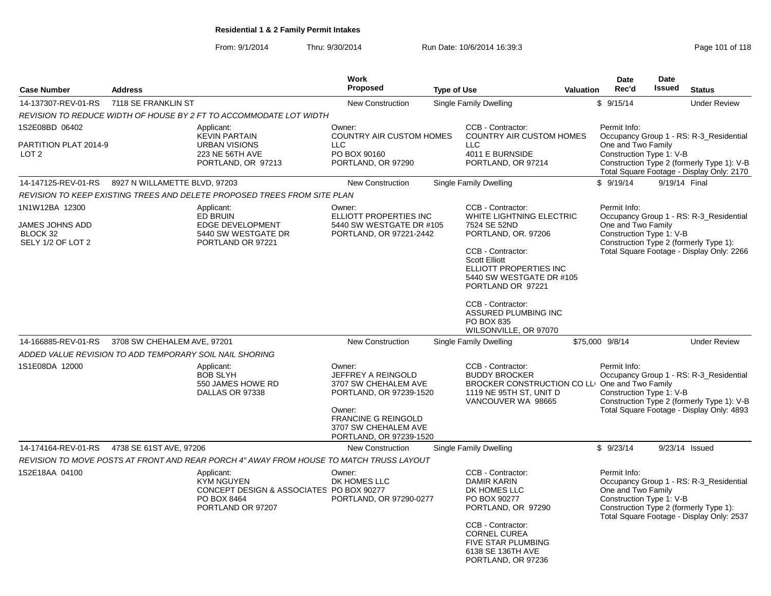**Residential 1 & 2 Family Permit Intakes**

From: 9/1/2014 Thru: 9/30/2014 Run Date: 10/6/2014 16:39:3

| Case Number | Address | Work Proposed | Type of Use | Valuation | Date Rec'd | Date Issued | Status |
|---|---|---|---|---|---|---|---|
| 14-137307-REV-01-RS | 7118 SE FRANKLIN ST | New Construction | Single Family Dwelling | $ | 9/15/14 | | Under Review |
| *REVISION TO REDUCE WIDTH OF HOUSE BY 2 FT TO ACCOMMODATE LOT WIDTH* | | | | | | | |
| 1S2E08BD 06402<br><br>PARTITION PLAT 2014-9<br>LOT 2 | Applicant:<br>KEVIN PARTAIN<br>URBAN VISIONS<br>223 NE 56TH AVE<br>PORTLAND, OR 97213 | Owner:<br>COUNTRY AIR CUSTOM HOMES LLC<br>PO BOX 90160<br>PORTLAND, OR 97290 | CCB - Contractor:<br>COUNTRY AIR CUSTOM HOMES LLC<br>4011 E BURNSIDE<br>PORTLAND, OR 97214 | | Permit Info:<br>Occupancy Group 1 - RS: R-3_Residential One and Two Family<br>Construction Type 1: V-B<br>Construction Type 2 (formerly Type 1): V-B<br>Total Square Footage - Display Only: 2170 | | |
| 14-147125-REV-01-RS | 8927 N WILLAMETTE BLVD, 97203 | New Construction | Single Family Dwelling | $ | 9/19/14 | 9/19/14 | Final |
| *REVISION TO KEEP EXISTING TREES AND DELETE PROPOSED TREES FROM SITE PLAN* | | | | | | | |
| 1N1W12BA 12300<br><br>JAMES JOHNS ADD<br>BLOCK 32<br>SELY 1/2 OF LOT 2 | Applicant:<br>ED BRUIN<br>EDGE DEVELOPMENT<br>5440 SW WESTGATE DR<br>PORTLAND OR 97221 | Owner:<br>ELLIOTT PROPERTIES INC<br>5440 SW WESTGATE DR #105<br>PORTLAND, OR 97221-2442 | CCB - Contractor:<br>WHITE LIGHTNING ELECTRIC<br>7524 SE 52ND<br>PORTLAND, OR. 97206<br><br>CCB - Contractor:<br>Scott Elliott<br>ELLIOTT PROPERTIES INC<br>5440 SW WESTGATE DR #105<br>PORTLAND OR 97221<br><br>CCB - Contractor:<br>ASSURED PLUMBING INC<br>PO BOX 835<br>WILSONVILLE, OR 97070 | | Permit Info:<br>Occupancy Group 1 - RS: R-3_Residential One and Two Family<br>Construction Type 1: V-B<br>Construction Type 2 (formerly Type 1):<br>Total Square Footage - Display Only: 2266 | | |
| 14-166885-REV-01-RS | 3708 SW CHEHALEM AVE, 97201 | New Construction | Single Family Dwelling | $75,000 | 9/8/14 | | Under Review |
| *ADDED VALUE REVISION TO ADD TEMPORARY SOIL NAIL SHORING* | | | | | | | |
| 1S1E08DA 12000 | Applicant:<br>BOB SLYH<br>550 JAMES HOWE RD<br>DALLAS OR 97338 | Owner:<br>JEFFREY A REINGOLD<br>3707 SW CHEHALEM AVE<br>PORTLAND, OR 97239-1520<br><br>Owner:<br>FRANCINE G REINGOLD<br>3707 SW CHEHALEM AVE<br>PORTLAND, OR 97239-1520 | CCB - Contractor:<br>BUDDY BROCKER<br>BROCKER CONSTRUCTION CO LL<br>1119 NE 95TH ST, UNIT D<br>VANCOUVER WA 98665 | | Permit Info:<br>Occupancy Group 1 - RS: R-3_Residential One and Two Family<br>Construction Type 1: V-B<br>Construction Type 2 (formerly Type 1): V-B<br>Total Square Footage - Display Only: 4893 | | |
| 14-174164-REV-01-RS | 4738 SE 61ST AVE, 97206 | New Construction | Single Family Dwelling | $ | 9/23/14 | 9/23/14 | Issued |
| *REVISION TO MOVE POSTS AT FRONT AND REAR PORCH 4" AWAY FROM HOUSE TO MATCH TRUSS LAYOUT* | | | | | | | |
| 1S2E18AA 04100 | Applicant:<br>KYM NGUYEN<br>CONCEPT DESIGN & ASSOCIATES<br>PO BOX 8464<br>PORTLAND OR 97207 | Owner:<br>DK HOMES LLC<br>PO BOX 90277<br>PORTLAND, OR 97290-0277 | CCB - Contractor:<br>DAMIR KARIN<br>DK HOMES LLC<br>PO BOX 90277<br>PORTLAND, OR 97290<br><br>CCB - Contractor:<br>CORNEL CUREA<br>FIVE STAR PLUMBING<br>6138 SE 136TH AVE<br>PORTLAND, OR 97236 | | Permit Info:<br>Occupancy Group 1 - RS: R-3_Residential One and Two Family<br>Construction Type 1: V-B<br>Construction Type 2 (formerly Type 1):<br>Total Square Footage - Display Only: 2537 | | |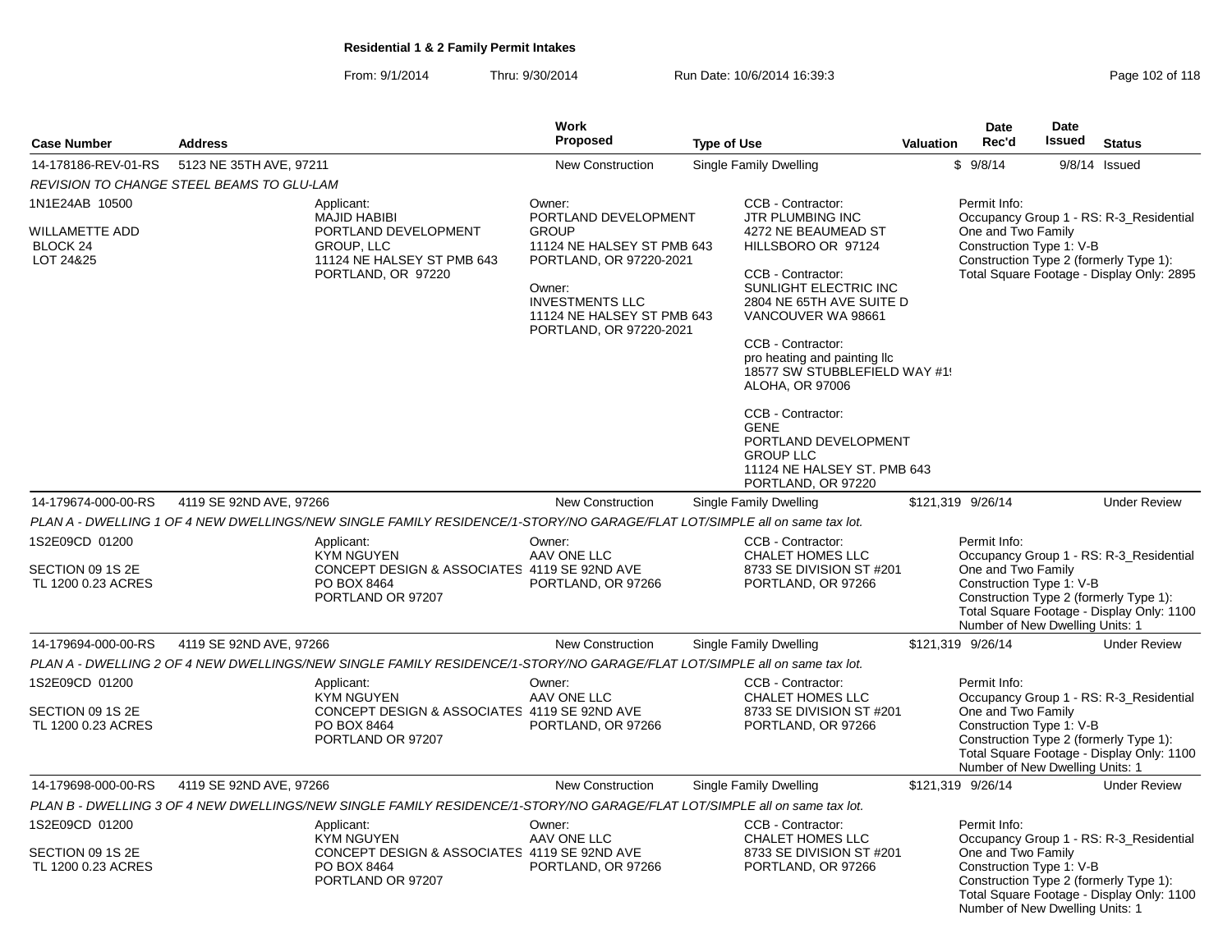**Residential 1 & 2 Family Permit Intakes**

From: 9/1/2014 Thru: 9/30/2014 Run Date: 10/6/2014 16:39:3

| Case Number | Address | Work Proposed | Type of Use | Valuation | Date Rec'd | Date Issued | Status |
|---|---|---|---|---|---|---|---|
| 14-178186-REV-01-RS | 5123 NE 35TH AVE, 97211 | New Construction | Single Family Dwelling | $ | 9/8/14 | 9/8/14 | Issued |

*REVISION TO CHANGE STEEL BEAMS TO GLU-LAM*

1N1E24AB 10500
WILLAMETTE ADD
BLOCK 24
LOT 24&25

Applicant:
MAJID HABIBI
PORTLAND DEVELOPMENT GROUP, LLC
11124 NE HALSEY ST PMB 643
PORTLAND, OR 97220

Owner:
PORTLAND DEVELOPMENT GROUP
11124 NE HALSEY ST PMB 643
PORTLAND, OR 97220-2021

Owner:
INVESTMENTS LLC
11124 NE HALSEY ST PMB 643
PORTLAND, OR 97220-2021

CCB - Contractor:
JTR PLUMBING INC
4272 NE BEAUMEAD ST
HILLSBORO OR 97124

CCB - Contractor:
SUNLIGHT ELECTRIC INC
2804 NE 65TH AVE SUITE D
VANCOUVER WA 98661

CCB - Contractor:
pro heating and painting llc
18577 SW STUBBLEFIELD WAY #1!
ALOHA, OR 97006

CCB - Contractor:
GENE
PORTLAND DEVELOPMENT GROUP LLC
11124 NE HALSEY ST. PMB 643
PORTLAND, OR 97220

Permit Info:
Occupancy Group 1 - RS: R-3_Residential One and Two Family
Construction Type 1: V-B
Construction Type 2 (formerly Type 1):
Total Square Footage - Display Only: 2895

| Case Number | Address | Work Proposed | Type of Use | Valuation | Date Rec'd | Date Issued | Status |
|---|---|---|---|---|---|---|---|
| 14-179674-000-00-RS | 4119 SE 92ND AVE, 97266 | New Construction | Single Family Dwelling | $121,319 | 9/26/14 | | Under Review |

*PLAN A - DWELLING 1 OF 4 NEW DWELLINGS/NEW SINGLE FAMILY RESIDENCE/1-STORY/NO GARAGE/FLAT LOT/SIMPLE all on same tax lot.*

1S2E09CD 01200
SECTION 09 1S 2E
TL 1200 0.23 ACRES

Applicant:
KYM NGUYEN
CONCEPT DESIGN & ASSOCIATES
PO BOX 8464
PORTLAND OR 97207

Owner:
AAV ONE LLC
4119 SE 92ND AVE
PORTLAND, OR 97266

CCB - Contractor:
CHALET HOMES LLC
8733 SE DIVISION ST #201
PORTLAND, OR 97266

Permit Info:
Occupancy Group 1 - RS: R-3_Residential One and Two Family
Construction Type 1: V-B
Construction Type 2 (formerly Type 1):
Total Square Footage - Display Only: 1100
Number of New Dwelling Units: 1

| Case Number | Address | Work Proposed | Type of Use | Valuation | Date Rec'd | Date Issued | Status |
|---|---|---|---|---|---|---|---|
| 14-179694-000-00-RS | 4119 SE 92ND AVE, 97266 | New Construction | Single Family Dwelling | $121,319 | 9/26/14 | | Under Review |

*PLAN A - DWELLING 2 OF 4 NEW DWELLINGS/NEW SINGLE FAMILY RESIDENCE/1-STORY/NO GARAGE/FLAT LOT/SIMPLE all on same tax lot.*

1S2E09CD 01200
SECTION 09 1S 2E
TL 1200 0.23 ACRES

Applicant:
KYM NGUYEN
CONCEPT DESIGN & ASSOCIATES
PO BOX 8464
PORTLAND OR 97207

Owner:
AAV ONE LLC
4119 SE 92ND AVE
PORTLAND, OR 97266

CCB - Contractor:
CHALET HOMES LLC
8733 SE DIVISION ST #201
PORTLAND, OR 97266

Permit Info:
Occupancy Group 1 - RS: R-3_Residential One and Two Family
Construction Type 1: V-B
Construction Type 2 (formerly Type 1):
Total Square Footage - Display Only: 1100
Number of New Dwelling Units: 1

| Case Number | Address | Work Proposed | Type of Use | Valuation | Date Rec'd | Date Issued | Status |
|---|---|---|---|---|---|---|---|
| 14-179698-000-00-RS | 4119 SE 92ND AVE, 97266 | New Construction | Single Family Dwelling | $121,319 | 9/26/14 | | Under Review |

*PLAN B - DWELLING 3 OF 4 NEW DWELLINGS/NEW SINGLE FAMILY RESIDENCE/1-STORY/NO GARAGE/FLAT LOT/SIMPLE all on same tax lot.*

1S2E09CD 01200
SECTION 09 1S 2E
TL 1200 0.23 ACRES

Applicant:
KYM NGUYEN
CONCEPT DESIGN & ASSOCIATES
PO BOX 8464
PORTLAND OR 97207

Owner:
AAV ONE LLC
4119 SE 92ND AVE
PORTLAND, OR 97266

CCB - Contractor:
CHALET HOMES LLC
8733 SE DIVISION ST #201
PORTLAND, OR 97266

Permit Info:
Occupancy Group 1 - RS: R-3_Residential One and Two Family
Construction Type 1: V-B
Construction Type 2 (formerly Type 1):
Total Square Footage - Display Only: 1100
Number of New Dwelling Units: 1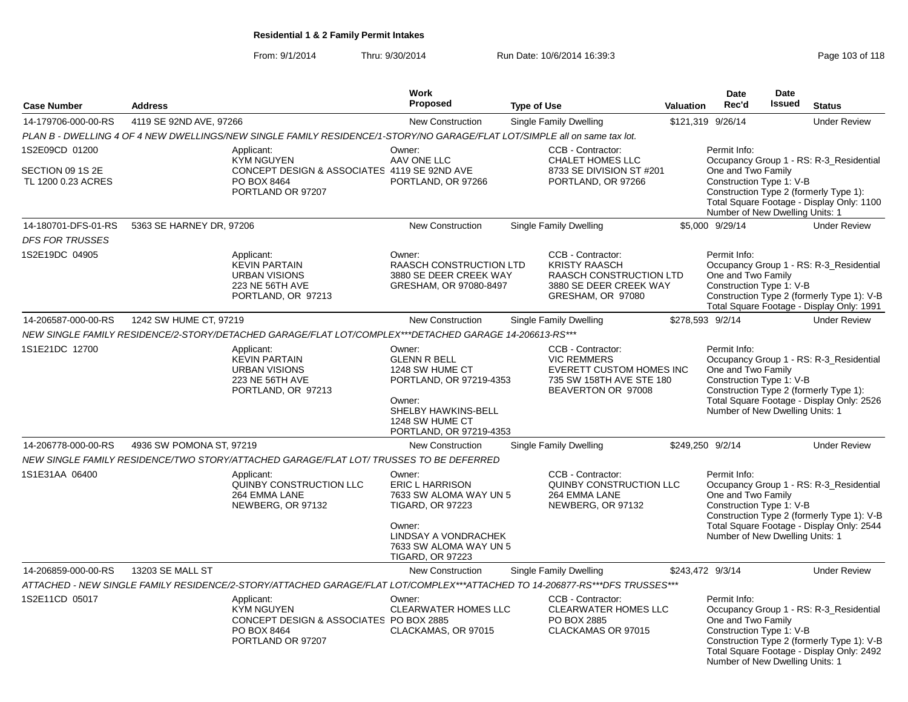## Residential 1 & 2 Family Permit Intakes

From: 9/1/2014 Thru: 9/30/2014 Run Date: 10/6/2014 16:39:3

| Case Number | Address | Work Proposed | Type of Use | Valuation | Date Rec'd | Date Issued | Status |
|---|---|---|---|---|---|---|---|
| 14-179706-000-00-RS | 4119 SE 92ND AVE, 97266 | New Construction | Single Family Dwelling | $121,319 | 9/26/14 | | Under Review |

*PLAN B - DWELLING 4 OF 4 NEW DWELLINGS/NEW SINGLE FAMILY RESIDENCE/1-STORY/NO GARAGE/FLAT LOT/SIMPLE all on same tax lot.*

1S2E09CD 01200
SECTION 09 1S 2E
TL 1200 0.23 ACRES

Applicant: KYM NGUYEN, CONCEPT DESIGN & ASSOCIATES, PO BOX 8464, PORTLAND OR 97207

Owner: AAV ONE LLC, 4119 SE 92ND AVE, PORTLAND, OR 97266

CCB - Contractor: CHALET HOMES LLC, 8733 SE DIVISION ST #201, PORTLAND, OR 97266

Permit Info:
Occupancy Group 1 - RS: R-3_Residential One and Two Family
Construction Type 1: V-B
Construction Type 2 (formerly Type 1):
Total Square Footage - Display Only: 1100
Number of New Dwelling Units: 1

| Case Number | Address | Work Proposed | Type of Use | Valuation | Date Rec'd | Date Issued | Status |
|---|---|---|---|---|---|---|---|
| 14-180701-DFS-01-RS | 5363 SE HARNEY DR, 97206 | New Construction | Single Family Dwelling | $5,000 | 9/29/14 | | Under Review |

*DFS FOR TRUSSES*

1S2E19DC 04905

Applicant: KEVIN PARTAIN, URBAN VISIONS, 223 NE 56TH AVE, PORTLAND, OR 97213

Owner: RAASCH CONSTRUCTION LTD, 3880 SE DEER CREEK WAY, GRESHAM, OR 97080-8497

CCB - Contractor: KRISTY RAASCH, RAASCH CONSTRUCTION LTD, 3880 SE DEER CREEK WAY, GRESHAM, OR 97080

Permit Info:
Occupancy Group 1 - RS: R-3_Residential One and Two Family
Construction Type 1: V-B
Construction Type 2 (formerly Type 1): V-B
Total Square Footage - Display Only: 1991

| Case Number | Address | Work Proposed | Type of Use | Valuation | Date Rec'd | Date Issued | Status |
|---|---|---|---|---|---|---|---|
| 14-206587-000-00-RS | 1242 SW HUME CT, 97219 | New Construction | Single Family Dwelling | $278,593 | 9/2/14 | | Under Review |

*NEW SINGLE FAMILY RESIDENCE/2-STORY/DETACHED GARAGE/FLAT LOT/COMPLEX***DETACHED GARAGE 14-206613-RS****

1S1E21DC 12700

Applicant: KEVIN PARTAIN, URBAN VISIONS, 223 NE 56TH AVE, PORTLAND, OR 97213

Owner: GLENN R BELL, 1248 SW HUME CT, PORTLAND, OR 97219-4353

Owner: SHELBY HAWKINS-BELL, 1248 SW HUME CT, PORTLAND, OR 97219-4353

CCB - Contractor: VIC REMMERS, EVERETT CUSTOM HOMES INC, 735 SW 158TH AVE STE 180, BEAVERTON OR 97008

Permit Info:
Occupancy Group 1 - RS: R-3_Residential One and Two Family
Construction Type 1: V-B
Construction Type 2 (formerly Type 1):
Total Square Footage - Display Only: 2526
Number of New Dwelling Units: 1

| Case Number | Address | Work Proposed | Type of Use | Valuation | Date Rec'd | Date Issued | Status |
|---|---|---|---|---|---|---|---|
| 14-206778-000-00-RS | 4936 SW POMONA ST, 97219 | New Construction | Single Family Dwelling | $249,250 | 9/2/14 | | Under Review |

*NEW SINGLE FAMILY RESIDENCE/TWO STORY/ATTACHED GARAGE/FLAT LOT/ TRUSSES TO BE DEFERRED*

1S1E31AA 06400

Applicant: QUINBY CONSTRUCTION LLC, 264 EMMA LANE, NEWBERG, OR 97132

Owner: ERIC L HARRISON, 7633 SW ALOMA WAY UN 5, TIGARD, OR 97223

Owner: LINDSAY A VONDRACHEK, 7633 SW ALOMA WAY UN 5, TIGARD, OR 97223

CCB - Contractor: QUINBY CONSTRUCTION LLC, 264 EMMA LANE, NEWBERG, OR 97132

Permit Info:
Occupancy Group 1 - RS: R-3_Residential One and Two Family
Construction Type 1: V-B
Construction Type 2 (formerly Type 1): V-B
Total Square Footage - Display Only: 2544
Number of New Dwelling Units: 1

| Case Number | Address | Work Proposed | Type of Use | Valuation | Date Rec'd | Date Issued | Status |
|---|---|---|---|---|---|---|---|
| 14-206859-000-00-RS | 13203 SE MALL ST | New Construction | Single Family Dwelling | $243,472 | 9/3/14 | | Under Review |

*ATTACHED - NEW SINGLE FAMILY RESIDENCE/2-STORY/ATTACHED GARAGE/FLAT LOT/COMPLEX***ATTACHED TO 14-206877-RS***DFS TRUSSES****

1S2E11CD 05017

Applicant: KYM NGUYEN, CONCEPT DESIGN & ASSOCIATES, PO BOX 8464, PORTLAND OR 97207

Owner: CLEARWATER HOMES LLC, PO BOX 2885, CLACKAMAS, OR 97015

CCB - Contractor: CLEARWATER HOMES LLC, PO BOX 2885, CLACKAMAS OR 97015

Permit Info:
Occupancy Group 1 - RS: R-3_Residential One and Two Family
Construction Type 1: V-B
Construction Type 2 (formerly Type 1): V-B
Total Square Footage - Display Only: 2492
Number of New Dwelling Units: 1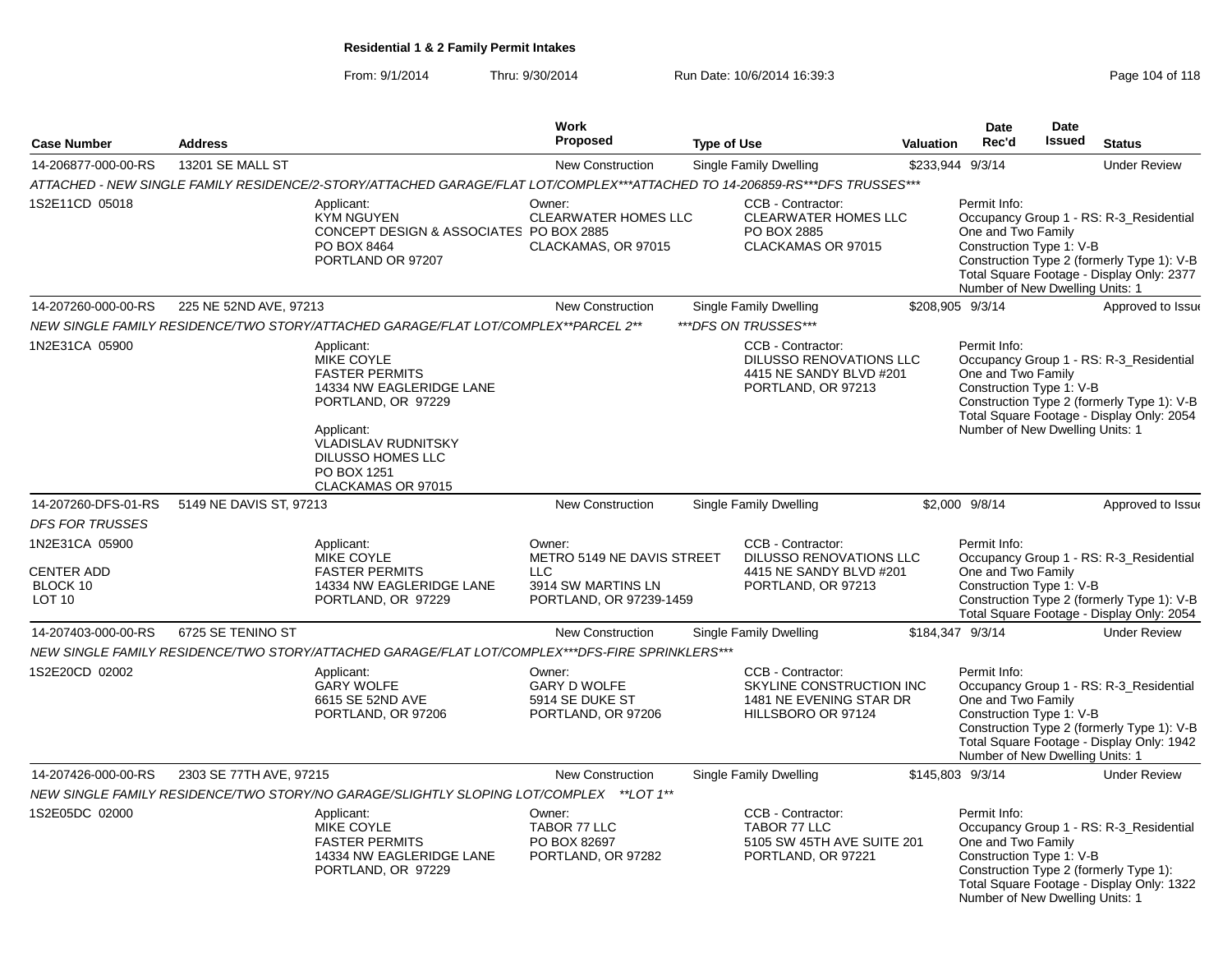**Residential 1 & 2 Family Permit Intakes**

From: 9/1/2014 Thru: 9/30/2014 Run Date: 10/6/2014 16:39:3

| Case Number | Address | Work Proposed | Type of Use | Valuation | Date Rec'd | Date Issued | Status |
|---|---|---|---|---|---|---|---|
| 14-206877-000-00-RS | 13201 SE MALL ST | New Construction | Single Family Dwelling | $233,944 | 9/3/14 | | Under Review |

ATTACHED - NEW SINGLE FAMILY RESIDENCE/2-STORY/ATTACHED GARAGE/FLAT LOT/COMPLEX***ATTACHED TO 14-206859-RS***DFS TRUSSES***

1S2E11CD 05018

Applicant:
KYM NGUYEN
CONCEPT DESIGN & ASSOCIATES
PO BOX 8464
PORTLAND OR 97207

Owner:
CLEARWATER HOMES LLC
PO BOX 2885
CLACKAMAS, OR 97015

CCB - Contractor:
CLEARWATER HOMES LLC
PO BOX 2885
CLACKAMAS OR 97015

Permit Info:
Occupancy Group 1 - RS: R-3_Residential One and Two Family
Construction Type 1: V-B
Construction Type 2 (formerly Type 1): V-B
Total Square Footage - Display Only: 2377
Number of New Dwelling Units: 1

| Case Number | Address | Work Proposed | Type of Use | Valuation | Date Rec'd | Date Issued | Status |
|---|---|---|---|---|---|---|---|
| 14-207260-000-00-RS | 225 NE 52ND AVE, 97213 | New Construction | Single Family Dwelling | $208,905 | 9/3/14 | | Approved to Issue |

NEW SINGLE FAMILY RESIDENCE/TWO STORY/ATTACHED GARAGE/FLAT LOT/COMPLEX**PARCEL 2** ***DFS ON TRUSSES***

1N2E31CA 05900

Applicant:
MIKE COYLE
FASTER PERMITS
14334 NW EAGLERIDGE LANE
PORTLAND, OR 97229

Applicant:
VLADISLAV RUDNITSKY
DILUSSO HOMES LLC
PO BOX 1251
CLACKAMAS OR 97015

CCB - Contractor:
DILUSSO RENOVATIONS LLC
4415 NE SANDY BLVD #201
PORTLAND, OR 97213

Permit Info:
Occupancy Group 1 - RS: R-3_Residential One and Two Family
Construction Type 1: V-B
Construction Type 2 (formerly Type 1): V-B
Total Square Footage - Display Only: 2054
Number of New Dwelling Units: 1

| Case Number | Address | Work Proposed | Type of Use | Valuation | Date Rec'd | Date Issued | Status |
|---|---|---|---|---|---|---|---|
| 14-207260-DFS-01-RS | 5149 NE DAVIS ST, 97213 | New Construction | Single Family Dwelling | $2,000 | 9/8/14 | | Approved to Issue |

DFS FOR TRUSSES

1N2E31CA 05900
CENTER ADD
BLOCK 10
LOT 10

Applicant:
MIKE COYLE
FASTER PERMITS
14334 NW EAGLERIDGE LANE
PORTLAND, OR 97229

Owner:
METRO 5149 NE DAVIS STREET LLC
3914 SW MARTINS LN
PORTLAND, OR 97239-1459

CCB - Contractor:
DILUSSO RENOVATIONS LLC
4415 NE SANDY BLVD #201
PORTLAND, OR 97213

Permit Info:
Occupancy Group 1 - RS: R-3_Residential One and Two Family
Construction Type 1: V-B
Construction Type 2 (formerly Type 1): V-B
Total Square Footage - Display Only: 2054

| Case Number | Address | Work Proposed | Type of Use | Valuation | Date Rec'd | Date Issued | Status |
|---|---|---|---|---|---|---|---|
| 14-207403-000-00-RS | 6725 SE TENINO ST | New Construction | Single Family Dwelling | $184,347 | 9/3/14 | | Under Review |

NEW SINGLE FAMILY RESIDENCE/TWO STORY/ATTACHED GARAGE/FLAT LOT/COMPLEX***DFS-FIRE SPRINKLERS***

1S2E20CD 02002

Applicant:
GARY WOLFE
6615 SE 52ND AVE
PORTLAND, OR 97206

Owner:
GARY D WOLFE
5914 SE DUKE ST
PORTLAND, OR 97206

CCB - Contractor:
SKYLINE CONSTRUCTION INC
1481 NE EVENING STAR DR
HILLSBORO OR 97124

Permit Info:
Occupancy Group 1 - RS: R-3_Residential One and Two Family
Construction Type 1: V-B
Construction Type 2 (formerly Type 1): V-B
Total Square Footage - Display Only: 1942
Number of New Dwelling Units: 1

| Case Number | Address | Work Proposed | Type of Use | Valuation | Date Rec'd | Date Issued | Status |
|---|---|---|---|---|---|---|---|
| 14-207426-000-00-RS | 2303 SE 77TH AVE, 97215 | New Construction | Single Family Dwelling | $145,803 | 9/3/14 | | Under Review |

NEW SINGLE FAMILY RESIDENCE/TWO STORY/NO GARAGE/SLIGHTLY SLOPING LOT/COMPLEX **LOT 1**

1S2E05DC 02000

Applicant:
MIKE COYLE
FASTER PERMITS
14334 NW EAGLERIDGE LANE
PORTLAND, OR 97229

Owner:
TABOR 77 LLC
PO BOX 82697
PORTLAND, OR 97282

CCB - Contractor:
TABOR 77 LLC
5105 SW 45TH AVE SUITE 201
PORTLAND, OR 97221

Permit Info:
Occupancy Group 1 - RS: R-3_Residential One and Two Family
Construction Type 1: V-B
Construction Type 2 (formerly Type 1):
Total Square Footage - Display Only: 1322
Number of New Dwelling Units: 1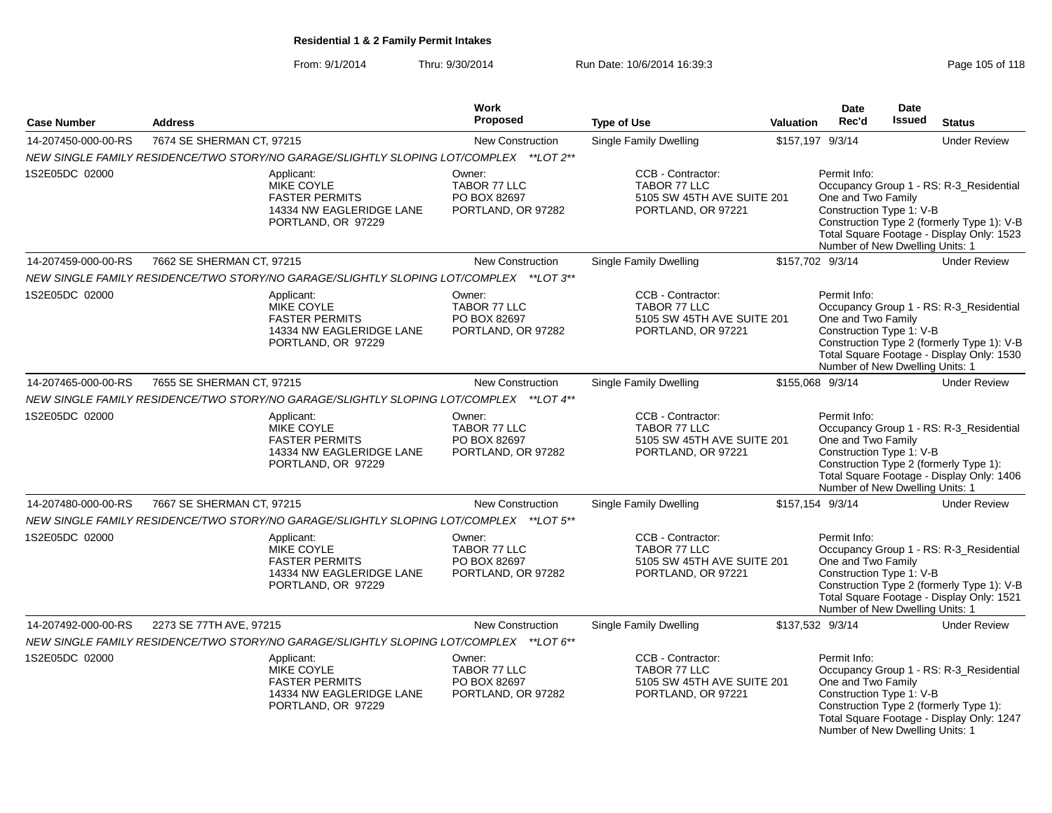**Residential 1 & 2 Family Permit Intakes**

From: 9/1/2014 Thru: 9/30/2014 Run Date: 10/6/2014 16:39:3

| Case Number | Address | Work Proposed | Type of Use | Valuation | Date Rec'd | Date Issued | Status |
|---|---|---|---|---|---|---|---|
| 14-207450-000-00-RS | 7674 SE SHERMAN CT, 97215 | New Construction | Single Family Dwelling | $157,197 | 9/3/14 | | Under Review |
| *NEW SINGLE FAMILY RESIDENCE/TWO STORY/NO GARAGE/SLIGHTLY SLOPING LOT/COMPLEX \*\*LOT 2\*\** | | | | | | | |
| 1S2E05DC 02000 | Applicant: MIKE COYLE FASTER PERMITS 14334 NW EAGLERIDGE LANE PORTLAND, OR 97229 | Owner: TABOR 77 LLC PO BOX 82697 PORTLAND, OR 97282 | CCB - Contractor: TABOR 77 LLC 5105 SW 45TH AVE SUITE 201 PORTLAND, OR 97221 | | Permit Info: Occupancy Group 1 - RS: R-3_Residential One and Two Family Construction Type 1: V-B Construction Type 2 (formerly Type 1): V-B Total Square Footage - Display Only: 1523 Number of New Dwelling Units: 1 | | |
| 14-207459-000-00-RS | 7662 SE SHERMAN CT, 97215 | New Construction | Single Family Dwelling | $157,702 | 9/3/14 | | Under Review |
| *NEW SINGLE FAMILY RESIDENCE/TWO STORY/NO GARAGE/SLIGHTLY SLOPING LOT/COMPLEX \*\*LOT 3\*\** | | | | | | | |
| 1S2E05DC 02000 | Applicant: MIKE COYLE FASTER PERMITS 14334 NW EAGLERIDGE LANE PORTLAND, OR 97229 | Owner: TABOR 77 LLC PO BOX 82697 PORTLAND, OR 97282 | CCB - Contractor: TABOR 77 LLC 5105 SW 45TH AVE SUITE 201 PORTLAND, OR 97221 | | Permit Info: Occupancy Group 1 - RS: R-3_Residential One and Two Family Construction Type 1: V-B Construction Type 2 (formerly Type 1): V-B Total Square Footage - Display Only: 1530 Number of New Dwelling Units: 1 | | |
| 14-207465-000-00-RS | 7655 SE SHERMAN CT, 97215 | New Construction | Single Family Dwelling | $155,068 | 9/3/14 | | Under Review |
| *NEW SINGLE FAMILY RESIDENCE/TWO STORY/NO GARAGE/SLIGHTLY SLOPING LOT/COMPLEX \*\*LOT 4\*\** | | | | | | | |
| 1S2E05DC 02000 | Applicant: MIKE COYLE FASTER PERMITS 14334 NW EAGLERIDGE LANE PORTLAND, OR 97229 | Owner: TABOR 77 LLC PO BOX 82697 PORTLAND, OR 97282 | CCB - Contractor: TABOR 77 LLC 5105 SW 45TH AVE SUITE 201 PORTLAND, OR 97221 | | Permit Info: Occupancy Group 1 - RS: R-3_Residential One and Two Family Construction Type 1: V-B Construction Type 2 (formerly Type 1): Total Square Footage - Display Only: 1406 Number of New Dwelling Units: 1 | | |
| 14-207480-000-00-RS | 7667 SE SHERMAN CT, 97215 | New Construction | Single Family Dwelling | $157,154 | 9/3/14 | | Under Review |
| *NEW SINGLE FAMILY RESIDENCE/TWO STORY/NO GARAGE/SLIGHTLY SLOPING LOT/COMPLEX \*\*LOT 5\*\** | | | | | | | |
| 1S2E05DC 02000 | Applicant: MIKE COYLE FASTER PERMITS 14334 NW EAGLERIDGE LANE PORTLAND, OR 97229 | Owner: TABOR 77 LLC PO BOX 82697 PORTLAND, OR 97282 | CCB - Contractor: TABOR 77 LLC 5105 SW 45TH AVE SUITE 201 PORTLAND, OR 97221 | | Permit Info: Occupancy Group 1 - RS: R-3_Residential One and Two Family Construction Type 1: V-B Construction Type 2 (formerly Type 1): V-B Total Square Footage - Display Only: 1521 Number of New Dwelling Units: 1 | | |
| 14-207492-000-00-RS | 2273 SE 77TH AVE, 97215 | New Construction | Single Family Dwelling | $137,532 | 9/3/14 | | Under Review |
| *NEW SINGLE FAMILY RESIDENCE/TWO STORY/NO GARAGE/SLIGHTLY SLOPING LOT/COMPLEX \*\*LOT 6\*\** | | | | | | | |
| 1S2E05DC 02000 | Applicant: MIKE COYLE FASTER PERMITS 14334 NW EAGLERIDGE LANE PORTLAND, OR 97229 | Owner: TABOR 77 LLC PO BOX 82697 PORTLAND, OR 97282 | CCB - Contractor: TABOR 77 LLC 5105 SW 45TH AVE SUITE 201 PORTLAND, OR 97221 | | Permit Info: Occupancy Group 1 - RS: R-3_Residential One and Two Family Construction Type 1: V-B Construction Type 2 (formerly Type 1): Total Square Footage - Display Only: 1247 Number of New Dwelling Units: 1 | | |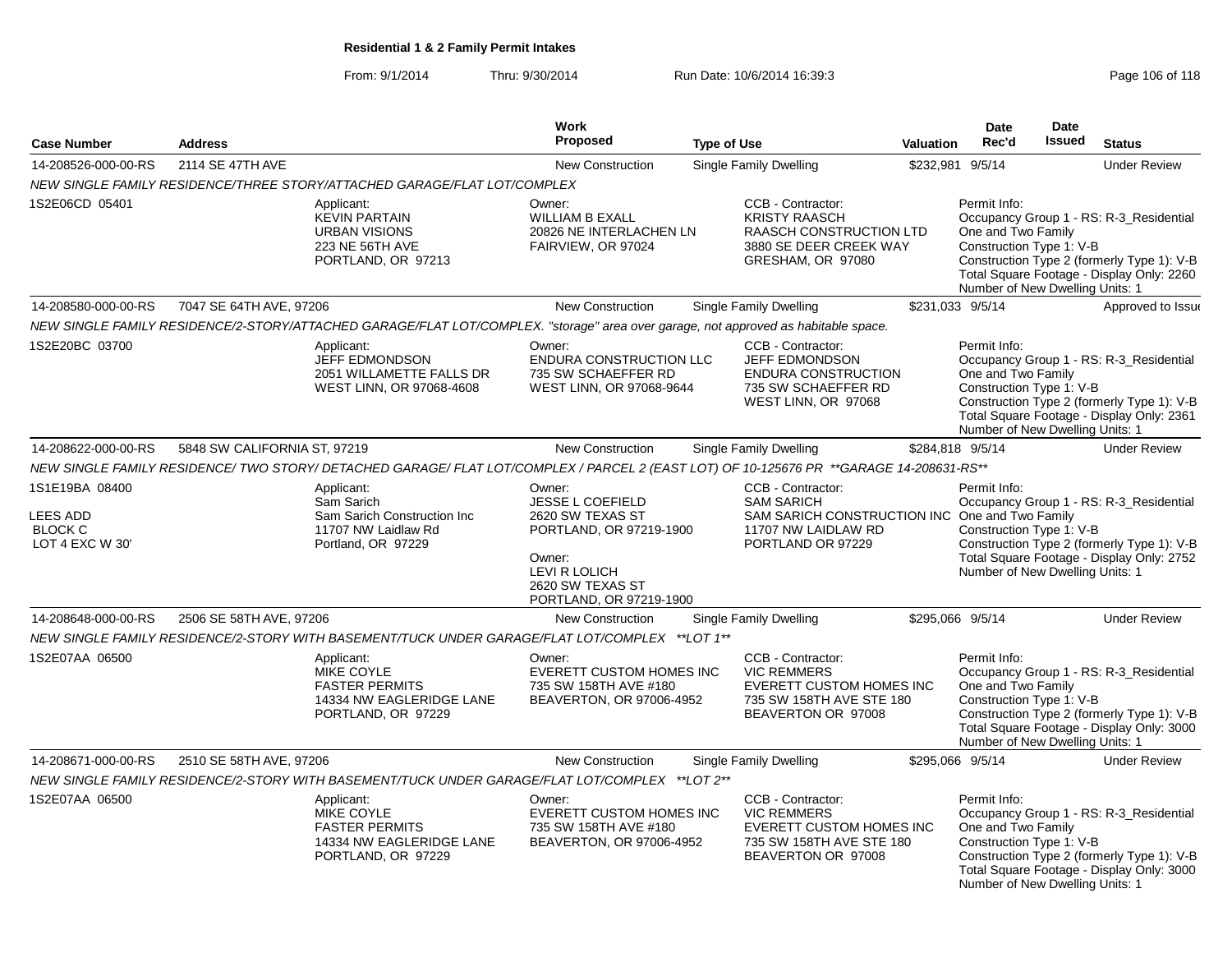**Residential 1 & 2 Family Permit Intakes**

From: 9/1/2014 Thru: 9/30/2014 Run Date: 10/6/2014 16:39:3

| Case Number | Address | Work Proposed | Type of Use | Valuation | Date Rec'd | Date Issued | Status |
|---|---|---|---|---|---|---|---|
| 14-208526-000-00-RS | 2114 SE 47TH AVE | New Construction | Single Family Dwelling | $232,981 | 9/5/14 | | Under Review |

*NEW SINGLE FAMILY RESIDENCE/THREE STORY/ATTACHED GARAGE/FLAT LOT/COMPLEX*

1S2E06CD 05401

Applicant: KEVIN PARTAIN, URBAN VISIONS, 223 NE 56TH AVE, PORTLAND, OR 97213

Owner: WILLIAM B EXALL, 20826 NE INTERLACHEN LN, FAIRVIEW, OR 97024

CCB - Contractor: KRISTY RAASCH, RAASCH CONSTRUCTION LTD, 3880 SE DEER CREEK WAY, GRESHAM, OR 97080

Permit Info: Occupancy Group 1 - RS: R-3_Residential One and Two Family; Construction Type 1: V-B; Construction Type 2 (formerly Type 1): V-B; Total Square Footage - Display Only: 2260; Number of New Dwelling Units: 1

| Case Number | Address | Work Proposed | Type of Use | Valuation | Date Rec'd | Date Issued | Status |
|---|---|---|---|---|---|---|---|
| 14-208580-000-00-RS | 7047 SE 64TH AVE, 97206 | New Construction | Single Family Dwelling | $231,033 | 9/5/14 | | Approved to Issue |

*NEW SINGLE FAMILY RESIDENCE/2-STORY/ATTACHED GARAGE/FLAT LOT/COMPLEX. "storage" area over garage, not approved as habitable space.*

1S2E20BC 03700

Applicant: JEFF EDMONDSON, 2051 WILLAMETTE FALLS DR, WEST LINN, OR 97068-4608

Owner: ENDURA CONSTRUCTION LLC, 735 SW SCHAEFFER RD, WEST LINN, OR 97068-9644

CCB - Contractor: JEFF EDMONDSON, ENDURA CONSTRUCTION, 735 SW SCHAEFFER RD, WEST LINN, OR 97068

Permit Info: Occupancy Group 1 - RS: R-3_Residential One and Two Family; Construction Type 1: V-B; Construction Type 2 (formerly Type 1): V-B; Total Square Footage - Display Only: 2361; Number of New Dwelling Units: 1

| Case Number | Address | Work Proposed | Type of Use | Valuation | Date Rec'd | Date Issued | Status |
|---|---|---|---|---|---|---|---|
| 14-208622-000-00-RS | 5848 SW CALIFORNIA ST, 97219 | New Construction | Single Family Dwelling | $284,818 | 9/5/14 | | Under Review |

*NEW SINGLE FAMILY RESIDENCE/ TWO STORY/ DETACHED GARAGE/ FLAT LOT/COMPLEX / PARCEL 2 (EAST LOT) OF 10-125676 PR \*\*GARAGE 14-208631-RS\*\**

1S1E19BA 08400
LEES ADD
BLOCK C
LOT 4 EXC W 30'

Applicant: Sam Sarich, Sam Sarich Construction Inc, 11707 NW Laidlaw Rd, Portland, OR 97229

Owner: JESSE L COEFIELD, 2620 SW TEXAS ST, PORTLAND, OR 97219-1900

Owner: LEVI R LOLICH, 2620 SW TEXAS ST, PORTLAND, OR 97219-1900

CCB - Contractor: SAM SARICH, SAM SARICH CONSTRUCTION INC, 11707 NW LAIDLAW RD, PORTLAND OR 97229

Permit Info: Occupancy Group 1 - RS: R-3_Residential One and Two Family; Construction Type 1: V-B; Construction Type 2 (formerly Type 1): V-B; Total Square Footage - Display Only: 2752; Number of New Dwelling Units: 1

| Case Number | Address | Work Proposed | Type of Use | Valuation | Date Rec'd | Date Issued | Status |
|---|---|---|---|---|---|---|---|
| 14-208648-000-00-RS | 2506 SE 58TH AVE, 97206 | New Construction | Single Family Dwelling | $295,066 | 9/5/14 | | Under Review |

*NEW SINGLE FAMILY RESIDENCE/2-STORY WITH BASEMENT/TUCK UNDER GARAGE/FLAT LOT/COMPLEX \*\*LOT 1\*\**

1S2E07AA 06500

Applicant: MIKE COYLE, FASTER PERMITS, 14334 NW EAGLERIDGE LANE, PORTLAND, OR 97229

Owner: EVERETT CUSTOM HOMES INC, 735 SW 158TH AVE #180, BEAVERTON, OR 97006-4952

CCB - Contractor: VIC REMMERS, EVERETT CUSTOM HOMES INC, 735 SW 158TH AVE STE 180, BEAVERTON OR 97008

Permit Info: Occupancy Group 1 - RS: R-3_Residential One and Two Family; Construction Type 1: V-B; Construction Type 2 (formerly Type 1): V-B; Total Square Footage - Display Only: 3000; Number of New Dwelling Units: 1

| Case Number | Address | Work Proposed | Type of Use | Valuation | Date Rec'd | Date Issued | Status |
|---|---|---|---|---|---|---|---|
| 14-208671-000-00-RS | 2510 SE 58TH AVE, 97206 | New Construction | Single Family Dwelling | $295,066 | 9/5/14 | | Under Review |

*NEW SINGLE FAMILY RESIDENCE/2-STORY WITH BASEMENT/TUCK UNDER GARAGE/FLAT LOT/COMPLEX \*\*LOT 2\*\**

1S2E07AA 06500

Applicant: MIKE COYLE, FASTER PERMITS, 14334 NW EAGLERIDGE LANE, PORTLAND, OR 97229

Owner: EVERETT CUSTOM HOMES INC, 735 SW 158TH AVE #180, BEAVERTON, OR 97006-4952

CCB - Contractor: VIC REMMERS, EVERETT CUSTOM HOMES INC, 735 SW 158TH AVE STE 180, BEAVERTON OR 97008

Permit Info: Occupancy Group 1 - RS: R-3_Residential One and Two Family; Construction Type 1: V-B; Construction Type 2 (formerly Type 1): V-B; Total Square Footage - Display Only: 3000; Number of New Dwelling Units: 1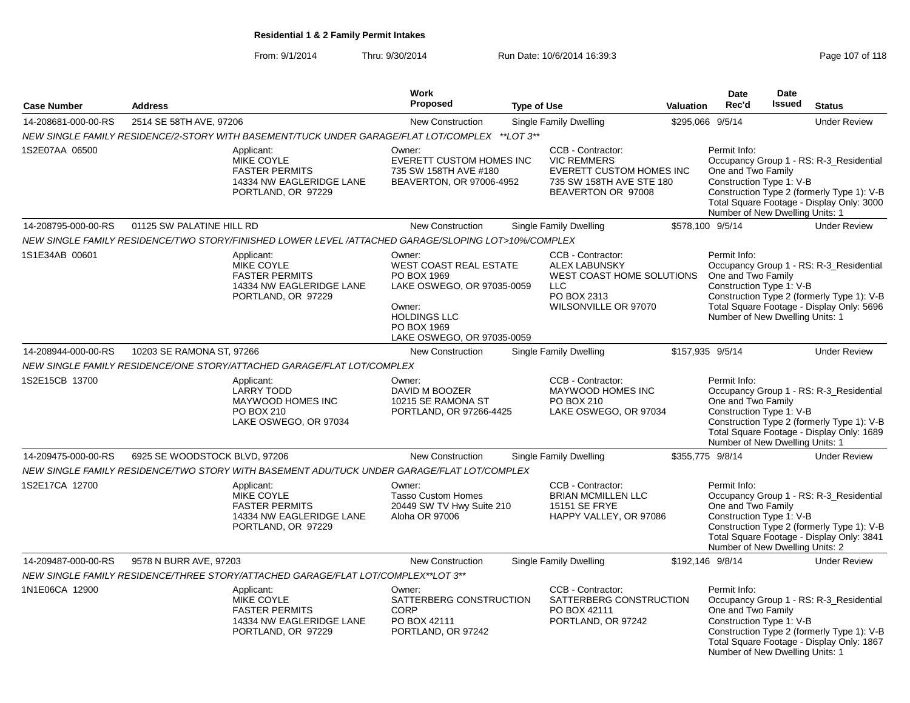**Residential 1 & 2 Family Permit Intakes**

From: 9/1/2014 Thru: 9/30/2014 Run Date: 10/6/2014 16:39:3

| Case Number | Address | Work Proposed | Type of Use | Valuation | Date Rec'd | Date Issued | Status |
|---|---|---|---|---|---|---|---|
| 14-208681-000-00-RS | 2514 SE 58TH AVE, 97206 | New Construction | Single Family Dwelling | $295,066 | 9/5/14 | | Under Review |

*NEW SINGLE FAMILY RESIDENCE/2-STORY WITH BASEMENT/TUCK UNDER GARAGE/FLAT LOT/COMPLEX \*\*LOT 3\*\**

1S2E07AA 06500

Applicant: MIKE COYLE, FASTER PERMITS, 14334 NW EAGLERIDGE LANE, PORTLAND, OR 97229

Owner: EVERETT CUSTOM HOMES INC, 735 SW 158TH AVE #180, BEAVERTON, OR 97006-4952

CCB - Contractor: VIC REMMERS, EVERETT CUSTOM HOMES INC, 735 SW 158TH AVE STE 180, BEAVERTON OR 97008

Permit Info: Occupancy Group 1 - RS: R-3_Residential One and Two Family; Construction Type 1: V-B; Construction Type 2 (formerly Type 1): V-B; Total Square Footage - Display Only: 3000; Number of New Dwelling Units: 1

| Case Number | Address | Work Proposed | Type of Use | Valuation | Date Rec'd | Date Issued | Status |
|---|---|---|---|---|---|---|---|
| 14-208795-000-00-RS | 01125 SW PALATINE HILL RD | New Construction | Single Family Dwelling | $578,100 | 9/5/14 | | Under Review |

*NEW SINGLE FAMILY RESIDENCE/TWO STORY/FINISHED LOWER LEVEL /ATTACHED GARAGE/SLOPING LOT>10%/COMPLEX*

1S1E34AB 00601

Applicant: MIKE COYLE, FASTER PERMITS, 14334 NW EAGLERIDGE LANE, PORTLAND, OR 97229

Owner: WEST COAST REAL ESTATE, PO BOX 1969, LAKE OSWEGO, OR 97035-0059

Owner: HOLDINGS LLC, PO BOX 1969, LAKE OSWEGO, OR 97035-0059

CCB - Contractor: ALEX LABUNSKY, WEST COAST HOME SOLUTIONS LLC, PO BOX 2313, WILSONVILLE OR 97070

Permit Info: Occupancy Group 1 - RS: R-3_Residential One and Two Family; Construction Type 1: V-B; Construction Type 2 (formerly Type 1): V-B; Total Square Footage - Display Only: 5696; Number of New Dwelling Units: 1

| Case Number | Address | Work Proposed | Type of Use | Valuation | Date Rec'd | Date Issued | Status |
|---|---|---|---|---|---|---|---|
| 14-208944-000-00-RS | 10203 SE RAMONA ST, 97266 | New Construction | Single Family Dwelling | $157,935 | 9/5/14 | | Under Review |

*NEW SINGLE FAMILY RESIDENCE/ONE STORY/ATTACHED GARAGE/FLAT LOT/COMPLEX*

1S2E15CB 13700

Applicant: LARRY TODD, MAYWOOD HOMES INC, PO BOX 210, LAKE OSWEGO, OR 97034

Owner: DAVID M BOOZER, 10215 SE RAMONA ST, PORTLAND, OR 97266-4425

CCB - Contractor: MAYWOOD HOMES INC, PO BOX 210, LAKE OSWEGO, OR 97034

Permit Info: Occupancy Group 1 - RS: R-3_Residential One and Two Family; Construction Type 1: V-B; Construction Type 2 (formerly Type 1): V-B; Total Square Footage - Display Only: 1689; Number of New Dwelling Units: 1

| Case Number | Address | Work Proposed | Type of Use | Valuation | Date Rec'd | Date Issued | Status |
|---|---|---|---|---|---|---|---|
| 14-209475-000-00-RS | 6925 SE WOODSTOCK BLVD, 97206 | New Construction | Single Family Dwelling | $355,775 | 9/8/14 | | Under Review |

*NEW SINGLE FAMILY RESIDENCE/TWO STORY WITH BASEMENT ADU/TUCK UNDER GARAGE/FLAT LOT/COMPLEX*

1S2E17CA 12700

Applicant: MIKE COYLE, FASTER PERMITS, 14334 NW EAGLERIDGE LANE, PORTLAND, OR 97229

Owner: Tasso Custom Homes, 20449 SW TV Hwy Suite 210, Aloha OR 97006

CCB - Contractor: BRIAN MCMILLEN LLC, 15151 SE FRYE, HAPPY VALLEY, OR 97086

Permit Info: Occupancy Group 1 - RS: R-3_Residential One and Two Family; Construction Type 1: V-B; Construction Type 2 (formerly Type 1): V-B; Total Square Footage - Display Only: 3841; Number of New Dwelling Units: 2

| Case Number | Address | Work Proposed | Type of Use | Valuation | Date Rec'd | Date Issued | Status |
|---|---|---|---|---|---|---|---|
| 14-209487-000-00-RS | 9578 N BURR AVE, 97203 | New Construction | Single Family Dwelling | $192,146 | 9/8/14 | | Under Review |

*NEW SINGLE FAMILY RESIDENCE/THREE STORY/ATTACHED GARAGE/FLAT LOT/COMPLEX\*\*LOT 3\*\**

1N1E06CA 12900

Applicant: MIKE COYLE, FASTER PERMITS, 14334 NW EAGLERIDGE LANE, PORTLAND, OR 97229

Owner: SATTERBERG CONSTRUCTION CORP, PO BOX 42111, PORTLAND, OR 97242

CCB - Contractor: SATTERBERG CONSTRUCTION, PO BOX 42111, PORTLAND, OR 97242

Permit Info: Occupancy Group 1 - RS: R-3_Residential One and Two Family; Construction Type 1: V-B; Construction Type 2 (formerly Type 1): V-B; Total Square Footage - Display Only: 1867; Number of New Dwelling Units: 1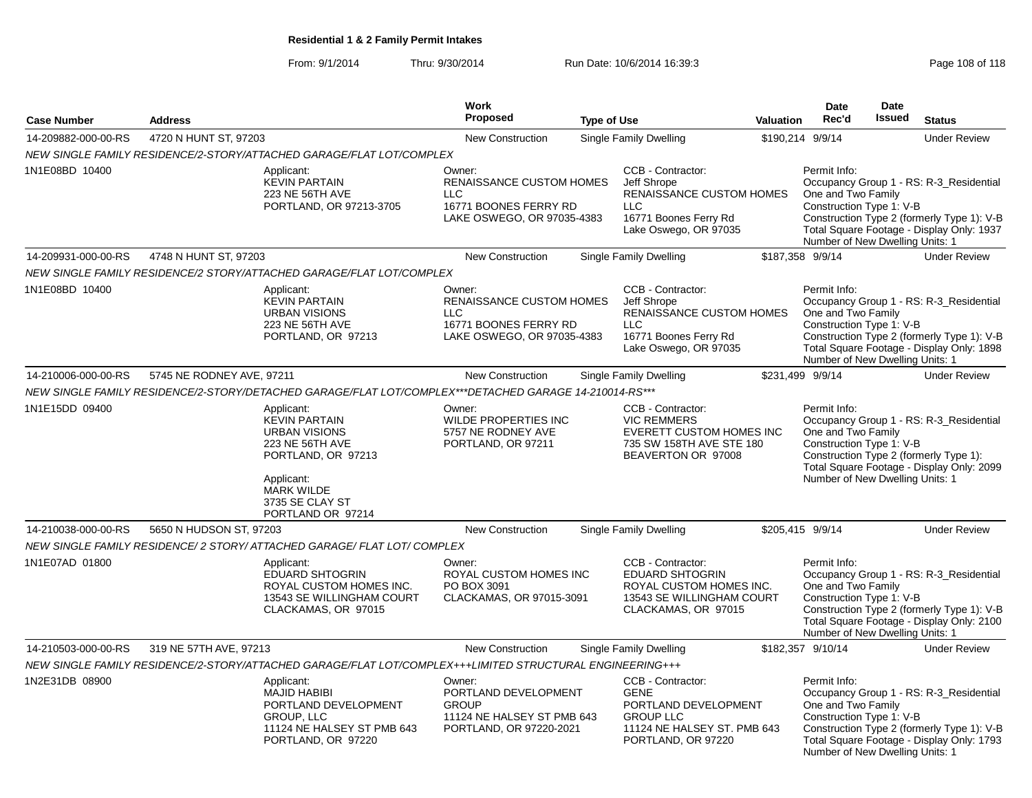## Residential 1 & 2 Family Permit Intakes

From: 9/1/2014 Thru: 9/30/2014 Run Date: 10/6/2014 16:39:3

| Case Number | Address | Work Proposed | Type of Use | Valuation | Date Rec'd | Date Issued | Status |
|---|---|---|---|---|---|---|---|
| 14-209882-000-00-RS | 4720 N HUNT ST, 97203 | New Construction | Single Family Dwelling | $190,214 | 9/9/14 | | Under Review |

*NEW SINGLE FAMILY RESIDENCE/2-STORY/ATTACHED GARAGE/FLAT LOT/COMPLEX*

1N1E08BD 10400

Applicant: KEVIN PARTAIN, 223 NE 56TH AVE, PORTLAND, OR 97213-3705

Owner: RENAISSANCE CUSTOM HOMES LLC, 16771 BOONES FERRY RD, LAKE OSWEGO, OR 97035-4383

CCB - Contractor: Jeff Shrope, RENAISSANCE CUSTOM HOMES LLC, 16771 Boones Ferry Rd, Lake Oswego, OR 97035

Permit Info: Occupancy Group 1 - RS: R-3_Residential One and Two Family; Construction Type 1: V-B; Construction Type 2 (formerly Type 1): V-B; Total Square Footage - Display Only: 1937; Number of New Dwelling Units: 1

| Case Number | Address | Work Proposed | Type of Use | Valuation | Date Rec'd | Date Issued | Status |
|---|---|---|---|---|---|---|---|
| 14-209931-000-00-RS | 4748 N HUNT ST, 97203 | New Construction | Single Family Dwelling | $187,358 | 9/9/14 | | Under Review |

*NEW SINGLE FAMILY RESIDENCE/2 STORY/ATTACHED GARAGE/FLAT LOT/COMPLEX*

1N1E08BD 10400

Applicant: KEVIN PARTAIN, URBAN VISIONS, 223 NE 56TH AVE, PORTLAND, OR 97213

Owner: RENAISSANCE CUSTOM HOMES LLC, 16771 BOONES FERRY RD, LAKE OSWEGO, OR 97035-4383

CCB - Contractor: Jeff Shrope, RENAISSANCE CUSTOM HOMES LLC, 16771 Boones Ferry Rd, Lake Oswego, OR 97035

Permit Info: Occupancy Group 1 - RS: R-3_Residential One and Two Family; Construction Type 1: V-B; Construction Type 2 (formerly Type 1): V-B; Total Square Footage - Display Only: 1898; Number of New Dwelling Units: 1

| Case Number | Address | Work Proposed | Type of Use | Valuation | Date Rec'd | Date Issued | Status |
|---|---|---|---|---|---|---|---|
| 14-210006-000-00-RS | 5745 NE RODNEY AVE, 97211 | New Construction | Single Family Dwelling | $231,499 | 9/9/14 | | Under Review |

*NEW SINGLE FAMILY RESIDENCE/2-STORY/DETACHED GARAGE/FLAT LOT/COMPLEX***DETACHED GARAGE 14-210014-RS****

1N1E15DD 09400

Applicant: KEVIN PARTAIN, URBAN VISIONS, 223 NE 56TH AVE, PORTLAND, OR 97213

Applicant: MARK WILDE, 3735 SE CLAY ST, PORTLAND OR 97214

Owner: WILDE PROPERTIES INC, 5757 NE RODNEY AVE, PORTLAND, OR 97211

CCB - Contractor: VIC REMMERS, EVERETT CUSTOM HOMES INC, 735 SW 158TH AVE STE 180, BEAVERTON OR 97008

Permit Info: Occupancy Group 1 - RS: R-3_Residential One and Two Family; Construction Type 1: V-B; Construction Type 2 (formerly Type 1):; Total Square Footage - Display Only: 2099; Number of New Dwelling Units: 1

| Case Number | Address | Work Proposed | Type of Use | Valuation | Date Rec'd | Date Issued | Status |
|---|---|---|---|---|---|---|---|
| 14-210038-000-00-RS | 5650 N HUDSON ST, 97203 | New Construction | Single Family Dwelling | $205,415 | 9/9/14 | | Under Review |

*NEW SINGLE FAMILY RESIDENCE/ 2 STORY/ ATTACHED GARAGE/ FLAT LOT/ COMPLEX*

1N1E07AD 01800

Applicant: EDUARD SHTOGRIN, ROYAL CUSTOM HOMES INC., 13543 SE WILLINGHAM COURT, CLACKAMAS, OR 97015

Owner: ROYAL CUSTOM HOMES INC, PO BOX 3091, CLACKAMAS, OR 97015-3091

CCB - Contractor: EDUARD SHTOGRIN, ROYAL CUSTOM HOMES INC., 13543 SE WILLINGHAM COURT, CLACKAMAS, OR 97015

Permit Info: Occupancy Group 1 - RS: R-3_Residential One and Two Family; Construction Type 1: V-B; Construction Type 2 (formerly Type 1): V-B; Total Square Footage - Display Only: 2100; Number of New Dwelling Units: 1

| Case Number | Address | Work Proposed | Type of Use | Valuation | Date Rec'd | Date Issued | Status |
|---|---|---|---|---|---|---|---|
| 14-210503-000-00-RS | 319 NE 57TH AVE, 97213 | New Construction | Single Family Dwelling | $182,357 | 9/10/14 | | Under Review |

*NEW SINGLE FAMILY RESIDENCE/2-STORY/ATTACHED GARAGE/FLAT LOT/COMPLEX+++LIMITED STRUCTURAL ENGINEERING+++*

1N2E31DB 08900

Applicant: MAJID HABIBI, PORTLAND DEVELOPMENT GROUP, LLC, 11124 NE HALSEY ST PMB 643, PORTLAND, OR 97220

Owner: PORTLAND DEVELOPMENT GROUP, 11124 NE HALSEY ST PMB 643, PORTLAND, OR 97220-2021

CCB - Contractor: GENE, PORTLAND DEVELOPMENT GROUP LLC, 11124 NE HALSEY ST. PMB 643, PORTLAND, OR 97220

Permit Info: Occupancy Group 1 - RS: R-3_Residential One and Two Family; Construction Type 1: V-B; Construction Type 2 (formerly Type 1): V-B; Total Square Footage - Display Only: 1793; Number of New Dwelling Units: 1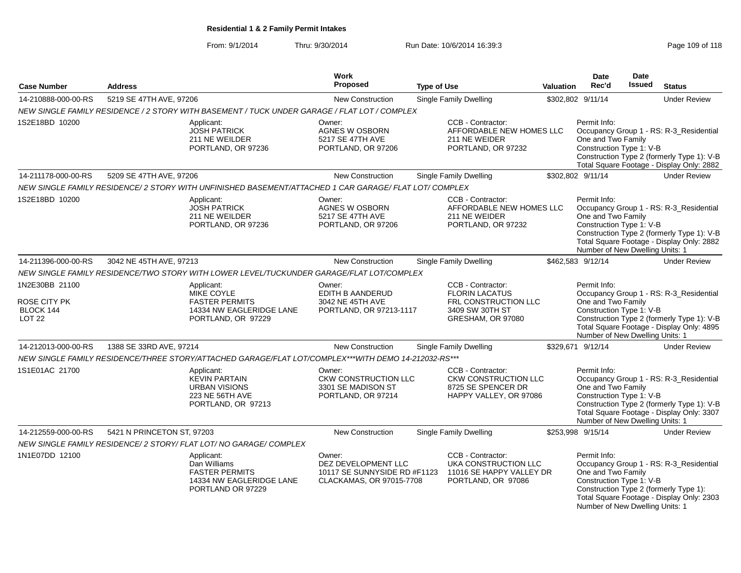**Residential 1 & 2 Family Permit Intakes**

From: 9/1/2014 Thru: 9/30/2014 Run Date: 10/6/2014 16:39:3

| Case Number | Address | Work Proposed | Type of Use | Valuation | Date Rec'd | Date Issued | Status |
|---|---|---|---|---|---|---|---|
| 14-210888-000-00-RS | 5219 SE 47TH AVE, 97206 | New Construction | Single Family Dwelling | $302,802 | 9/11/14 | | Under Review |
| | *NEW SINGLE FAMILY RESIDENCE / 2 STORY WITH BASEMENT / TUCK UNDER GARAGE / FLAT LOT / COMPLEX* | | | | | | |
| 1S2E18BD 10200 | Applicant: JOSH PATRICK 211 NE WEILDER PORTLAND, OR 97236 | Owner: AGNES W OSBORN 5217 SE 47TH AVE PORTLAND, OR 97206 | CCB - Contractor: AFFORDABLE NEW HOMES LLC 211 NE WEIDER PORTLAND, OR 97232 | | Permit Info: Occupancy Group 1 - RS: R-3_Residential One and Two Family Construction Type 1: V-B Construction Type 2 (formerly Type 1): V-B Total Square Footage - Display Only: 2882 | | |
| 14-211178-000-00-RS | 5209 SE 47TH AVE, 97206 | New Construction | Single Family Dwelling | $302,802 | 9/11/14 | | Under Review |
| | *NEW SINGLE FAMILY RESIDENCE/ 2 STORY WITH UNFINISHED BASEMENT/ATTACHED 1 CAR GARAGE/ FLAT LOT/ COMPLEX* | | | | | | |
| 1S2E18BD 10200 | Applicant: JOSH PATRICK 211 NE WEILDER PORTLAND, OR 97236 | Owner: AGNES W OSBORN 5217 SE 47TH AVE PORTLAND, OR 97206 | CCB - Contractor: AFFORDABLE NEW HOMES LLC 211 NE WEIDER PORTLAND, OR 97232 | | Permit Info: Occupancy Group 1 - RS: R-3_Residential One and Two Family Construction Type 1: V-B Construction Type 2 (formerly Type 1): V-B Total Square Footage - Display Only: 2882 Number of New Dwelling Units: 1 | | |
| 14-211396-000-00-RS | 3042 NE 45TH AVE, 97213 | New Construction | Single Family Dwelling | $462,583 | 9/12/14 | | Under Review |
| | *NEW SINGLE FAMILY RESIDENCE/TWO STORY WITH LOWER LEVEL/TUCKUNDER GARAGE/FLAT LOT/COMPLEX* | | | | | | |
| 1N2E30BB 21100 ROSE CITY PK BLOCK 144 LOT 22 | Applicant: MIKE COYLE FASTER PERMITS 14334 NW EAGLERIDGE LANE PORTLAND, OR 97229 | Owner: EDITH B AANDERUD 3042 NE 45TH AVE PORTLAND, OR 97213-1117 | CCB - Contractor: FLORIN LACATUS FRL CONSTRUCTION LLC 3409 SW 30TH ST GRESHAM, OR 97080 | | Permit Info: Occupancy Group 1 - RS: R-3_Residential One and Two Family Construction Type 1: V-B Construction Type 2 (formerly Type 1): V-B Total Square Footage - Display Only: 4895 Number of New Dwelling Units: 1 | | |
| 14-212013-000-00-RS | 1388 SE 33RD AVE, 97214 | New Construction | Single Family Dwelling | $329,671 | 9/12/14 | | Under Review |
| | *NEW SINGLE FAMILY RESIDENCE/THREE STORY/ATTACHED GARAGE/FLAT LOT/COMPLEX***WITH DEMO 14-212032-RS**** | | | | | | |
| 1S1E01AC 21700 | Applicant: KEVIN PARTAIN URBAN VISIONS 223 NE 56TH AVE PORTLAND, OR 97213 | Owner: CKW CONSTRUCTION LLC 3301 SE MADISON ST PORTLAND, OR 97214 | CCB - Contractor: CKW CONSTRUCTION LLC 8725 SE SPENCER DR HAPPY VALLEY, OR 97086 | | Permit Info: Occupancy Group 1 - RS: R-3_Residential One and Two Family Construction Type 1: V-B Construction Type 2 (formerly Type 1): V-B Total Square Footage - Display Only: 3307 Number of New Dwelling Units: 1 | | |
| 14-212559-000-00-RS | 5421 N PRINCETON ST, 97203 | New Construction | Single Family Dwelling | $253,998 | 9/15/14 | | Under Review |
| | *NEW SINGLE FAMILY RESIDENCE/ 2 STORY/ FLAT LOT/ NO GARAGE/ COMPLEX* | | | | | | |
| 1N1E07DD 12100 | Applicant: Dan Williams FASTER PERMITS 14334 NW EAGLERIDGE LANE PORTLAND OR 97229 | Owner: DEZ DEVELOPMENT LLC 10117 SE SUNNYSIDE RD #F1123 CLACKAMAS, OR 97015-7708 | CCB - Contractor: UKA CONSTRUCTION LLC 11016 SE HAPPY VALLEY DR PORTLAND, OR 97086 | | Permit Info: Occupancy Group 1 - RS: R-3_Residential One and Two Family Construction Type 1: V-B Construction Type 2 (formerly Type 1): Total Square Footage - Display Only: 2303 Number of New Dwelling Units: 1 | | |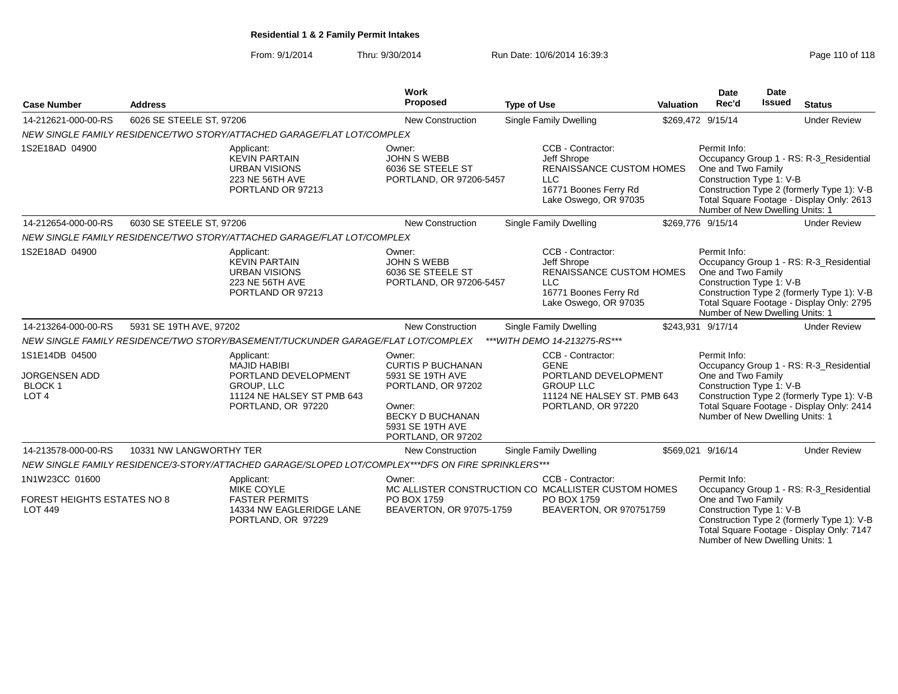**Residential 1 & 2 Family Permit Intakes**

From: 9/1/2014 Thru: 9/30/2014 Run Date: 10/6/2014 16:39:3

| Case Number | Address | Work Proposed | Type of Use | Valuation | Date Rec'd | Date Issued | Status |
|---|---|---|---|---|---|---|---|
| 14-212621-000-00-RS | 6026 SE STEELE ST, 97206 | New Construction | Single Family Dwelling | $269,472 | 9/15/14 | | Under Review |

*NEW SINGLE FAMILY RESIDENCE/TWO STORY/ATTACHED GARAGE/FLAT LOT/COMPLEX*

1S2E18AD 04900

Applicant: KEVIN PARTAIN, URBAN VISIONS, 223 NE 56TH AVE, PORTLAND OR 97213

Owner: JOHN S WEBB, 6036 SE STEELE ST, PORTLAND, OR 97206-5457

CCB - Contractor: Jeff Shrope, RENAISSANCE CUSTOM HOMES LLC, 16771 Boones Ferry Rd, Lake Oswego, OR 97035

Permit Info: Occupancy Group 1 - RS: R-3_Residential One and Two Family; Construction Type 1: V-B; Construction Type 2 (formerly Type 1): V-B; Total Square Footage - Display Only: 2613; Number of New Dwelling Units: 1

| Case Number | Address | Work Proposed | Type of Use | Valuation | Date Rec'd | Date Issued | Status |
|---|---|---|---|---|---|---|---|
| 14-212654-000-00-RS | 6030 SE STEELE ST, 97206 | New Construction | Single Family Dwelling | $269,776 | 9/15/14 | | Under Review |

*NEW SINGLE FAMILY RESIDENCE/TWO STORY/ATTACHED GARAGE/FLAT LOT/COMPLEX*

1S2E18AD 04900

Applicant: KEVIN PARTAIN, URBAN VISIONS, 223 NE 56TH AVE, PORTLAND OR 97213

Owner: JOHN S WEBB, 6036 SE STEELE ST, PORTLAND, OR 97206-5457

CCB - Contractor: Jeff Shrope, RENAISSANCE CUSTOM HOMES LLC, 16771 Boones Ferry Rd, Lake Oswego, OR 97035

Permit Info: Occupancy Group 1 - RS: R-3_Residential One and Two Family; Construction Type 1: V-B; Construction Type 2 (formerly Type 1): V-B; Total Square Footage - Display Only: 2795; Number of New Dwelling Units: 1

| Case Number | Address | Work Proposed | Type of Use | Valuation | Date Rec'd | Date Issued | Status |
|---|---|---|---|---|---|---|---|
| 14-213264-000-00-RS | 5931 SE 19TH AVE, 97202 | New Construction | Single Family Dwelling | $243,931 | 9/17/14 | | Under Review |

*NEW SINGLE FAMILY RESIDENCE/TWO STORY/BASEMENT/TUCKUNDER GARAGE/FLAT LOT/COMPLEX \*\*\*WITH DEMO 14-213275-RS\*\*\**

1S1E14DB 04500, JORGENSEN ADD, BLOCK 1, LOT 4

Applicant: MAJID HABIBI, PORTLAND DEVELOPMENT GROUP, LLC, 11124 NE HALSEY ST PMB 643, PORTLAND, OR 97220

Owner: CURTIS P BUCHANAN, 5931 SE 19TH AVE, PORTLAND, OR 97202

Owner: BECKY D BUCHANAN, 5931 SE 19TH AVE, PORTLAND, OR 97202

CCB - Contractor: GENE, PORTLAND DEVELOPMENT GROUP LLC, 11124 NE HALSEY ST. PMB 643, PORTLAND, OR 97220

Permit Info: Occupancy Group 1 - RS: R-3_Residential One and Two Family; Construction Type 1: V-B; Construction Type 2 (formerly Type 1): V-B; Total Square Footage - Display Only: 2414; Number of New Dwelling Units: 1

| Case Number | Address | Work Proposed | Type of Use | Valuation | Date Rec'd | Date Issued | Status |
|---|---|---|---|---|---|---|---|
| 14-213578-000-00-RS | 10331 NW LANGWORTHY TER | New Construction | Single Family Dwelling | $569,021 | 9/16/14 | | Under Review |

*NEW SINGLE FAMILY RESIDENCE/3-STORY/ATTACHED GARAGE/SLOPED LOT/COMPLEX\*\*\*DFS ON FIRE SPRINKLERS\*\*\**

1N1W23CC 01600, FOREST HEIGHTS ESTATES NO 8, LOT 449

Applicant: MIKE COYLE, FASTER PERMITS, 14334 NW EAGLERIDGE LANE, PORTLAND, OR 97229

Owner: MC ALLISTER CONSTRUCTION CO, PO BOX 1759, BEAVERTON, OR 97075-1759

CCB - Contractor: MCALLISTER CUSTOM HOMES, PO BOX 1759, BEAVERTON, OR 970751759

Permit Info: Occupancy Group 1 - RS: R-3_Residential One and Two Family; Construction Type 1: V-B; Construction Type 2 (formerly Type 1): V-B; Total Square Footage - Display Only: 7147; Number of New Dwelling Units: 1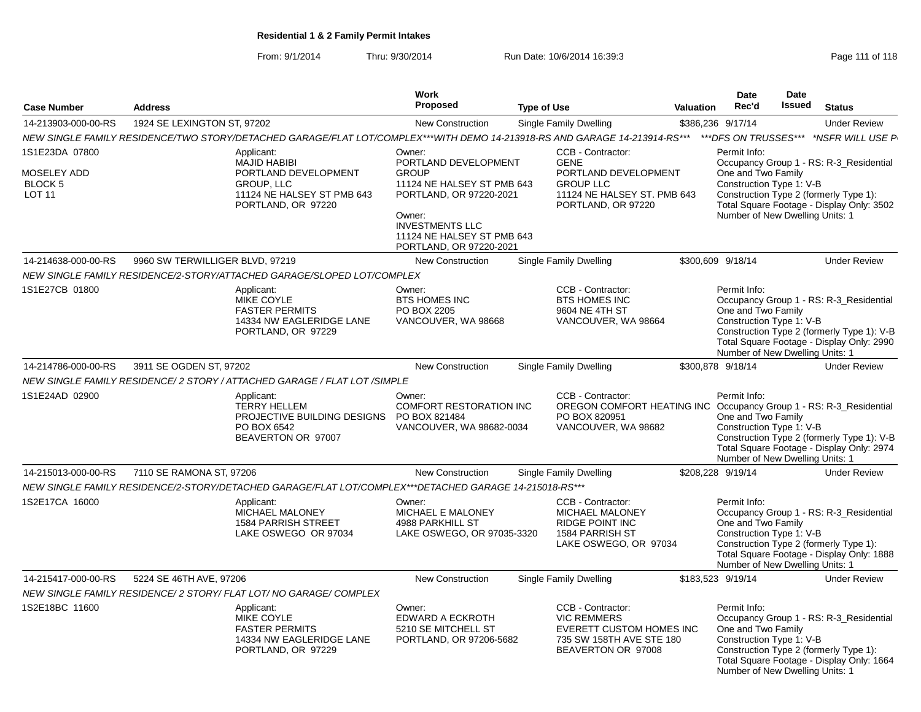# Residential 1 & 2 Family Permit Intakes

From: 9/1/2014 Thru: 9/30/2014 Run Date: 10/6/2014 16:39:3

| Case Number | Address | Work Proposed | Type of Use | Valuation | Date Rec'd | Date Issued | Status |
|---|---|---|---|---|---|---|---|
| 14-213903-000-00-RS | 1924 SE LEXINGTON ST, 97202 | New Construction | Single Family Dwelling | $386,236 | 9/17/14 | | Under Review |

NEW SINGLE FAMILY RESIDENCE/TWO STORY/DETACHED GARAGE/FLAT LOT/COMPLEX***WITH DEMO 14-213918-RS AND GARAGE 14-213914-RS*** ***DFS ON TRUSSES*** *NSFR WILL USE P

1S1E23DA 07800
MOSELEY ADD
BLOCK 5
LOT 11

Applicant:
MAJID HABIBI
PORTLAND DEVELOPMENT GROUP, LLC
11124 NE HALSEY ST PMB 643
PORTLAND, OR 97220

Owner:
PORTLAND DEVELOPMENT GROUP
11124 NE HALSEY ST PMB 643
PORTLAND, OR 97220-2021

Owner:
INVESTMENTS LLC
11124 NE HALSEY ST PMB 643
PORTLAND, OR 97220-2021

CCB - Contractor:
GENE
PORTLAND DEVELOPMENT GROUP LLC
11124 NE HALSEY ST. PMB 643
PORTLAND, OR 97220

Permit Info:
Occupancy Group 1 - RS: R-3_Residential One and Two Family
Construction Type 1: V-B
Construction Type 2 (formerly Type 1):
Total Square Footage - Display Only: 3502
Number of New Dwelling Units: 1

| Case Number | Address | Work Proposed | Type of Use | Valuation | Date Rec'd | Date Issued | Status |
|---|---|---|---|---|---|---|---|
| 14-214638-000-00-RS | 9960 SW TERWILLIGER BLVD, 97219 | New Construction | Single Family Dwelling | $300,609 | 9/18/14 | | Under Review |

NEW SINGLE FAMILY RESIDENCE/2-STORY/ATTACHED GARAGE/SLOPED LOT/COMPLEX

1S1E27CB 01800

Applicant:
MIKE COYLE
FASTER PERMITS
14334 NW EAGLERIDGE LANE
PORTLAND, OR 97229

Owner:
BTS HOMES INC
PO BOX 2205
VANCOUVER, WA 98668

CCB - Contractor:
BTS HOMES INC
9604 NE 4TH ST
VANCOUVER, WA 98664

Permit Info:
Occupancy Group 1 - RS: R-3_Residential One and Two Family
Construction Type 1: V-B
Construction Type 2 (formerly Type 1): V-B
Total Square Footage - Display Only: 2990
Number of New Dwelling Units: 1

| Case Number | Address | Work Proposed | Type of Use | Valuation | Date Rec'd | Date Issued | Status |
|---|---|---|---|---|---|---|---|
| 14-214786-000-00-RS | 3911 SE OGDEN ST, 97202 | New Construction | Single Family Dwelling | $300,878 | 9/18/14 | | Under Review |

NEW SINGLE FAMILY RESIDENCE/ 2 STORY / ATTACHED GARAGE / FLAT LOT /SIMPLE

1S1E24AD 02900

Applicant:
TERRY HELLEM
PROJECTIVE BUILDING DESIGNS
PO BOX 6542
BEAVERTON OR 97007

Owner:
COMFORT RESTORATION INC
PO BOX 821484
VANCOUVER, WA 98682-0034

CCB - Contractor:
OREGON COMFORT HEATING INC
PO BOX 820951
VANCOUVER, WA 98682

Permit Info:
Occupancy Group 1 - RS: R-3_Residential One and Two Family
Construction Type 1: V-B
Construction Type 2 (formerly Type 1): V-B
Total Square Footage - Display Only: 2974
Number of New Dwelling Units: 1

| Case Number | Address | Work Proposed | Type of Use | Valuation | Date Rec'd | Date Issued | Status |
|---|---|---|---|---|---|---|---|
| 14-215013-000-00-RS | 7110 SE RAMONA ST, 97206 | New Construction | Single Family Dwelling | $208,228 | 9/19/14 | | Under Review |

NEW SINGLE FAMILY RESIDENCE/2-STORY/DETACHED GARAGE/FLAT LOT/COMPLEX***DETACHED GARAGE 14-215018-RS***

1S2E17CA 16000

Applicant:
MICHAEL MALONEY
1584 PARRISH STREET
LAKE OSWEGO OR 97034

Owner:
MICHAEL E MALONEY
4988 PARKHILL ST
LAKE OSWEGO, OR 97035-3320

CCB - Contractor:
MICHAEL MALONEY
RIDGE POINT INC
1584 PARRISH ST
LAKE OSWEGO, OR 97034

Permit Info:
Occupancy Group 1 - RS: R-3_Residential One and Two Family
Construction Type 1: V-B
Construction Type 2 (formerly Type 1):
Total Square Footage - Display Only: 1888
Number of New Dwelling Units: 1

| Case Number | Address | Work Proposed | Type of Use | Valuation | Date Rec'd | Date Issued | Status |
|---|---|---|---|---|---|---|---|
| 14-215417-000-00-RS | 5224 SE 46TH AVE, 97206 | New Construction | Single Family Dwelling | $183,523 | 9/19/14 | | Under Review |

NEW SINGLE FAMILY RESIDENCE/ 2 STORY/ FLAT LOT/ NO GARAGE/ COMPLEX

1S2E18BC 11600

Applicant:
MIKE COYLE
FASTER PERMITS
14334 NW EAGLERIDGE LANE
PORTLAND, OR 97229

Owner:
EDWARD A ECKROTH
5210 SE MITCHELL ST
PORTLAND, OR 97206-5682

CCB - Contractor:
VIC REMMERS
EVERETT CUSTOM HOMES INC
735 SW 158TH AVE STE 180
BEAVERTON OR 97008

Permit Info:
Occupancy Group 1 - RS: R-3_Residential One and Two Family
Construction Type 1: V-B
Construction Type 2 (formerly Type 1):
Total Square Footage - Display Only: 1664
Number of New Dwelling Units: 1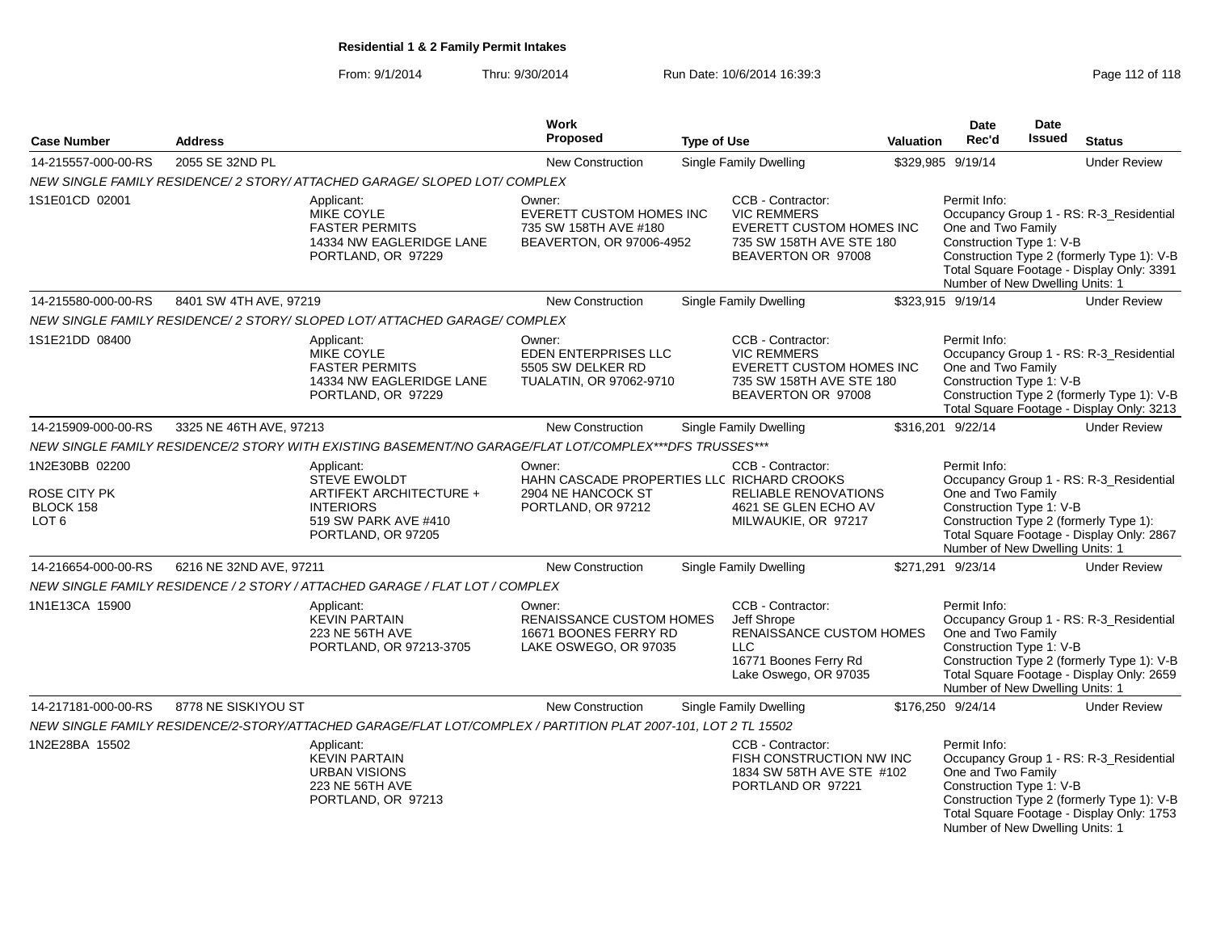# Residential 1 & 2 Family Permit Intakes

From: 9/1/2014 Thru: 9/30/2014 Run Date: 10/6/2014 16:39:3

| Case Number | Address | Work Proposed | Type of Use | Valuation | Date Rec'd | Date Issued | Status |
|---|---|---|---|---|---|---|---|
| 14-215557-000-00-RS | 2055 SE 32ND PL | New Construction | Single Family Dwelling | $329,985 | 9/19/14 | | Under Review |

NEW SINGLE FAMILY RESIDENCE/ 2 STORY/ ATTACHED GARAGE/ SLOPED LOT/ COMPLEX

1S1E01CD 02001

Applicant: MIKE COYLE, FASTER PERMITS, 14334 NW EAGLERIDGE LANE, PORTLAND, OR 97229

Owner: EVERETT CUSTOM HOMES INC, 735 SW 158TH AVE #180, BEAVERTON, OR 97006-4952

CCB - Contractor: VIC REMMERS, EVERETT CUSTOM HOMES INC, 735 SW 158TH AVE STE 180, BEAVERTON OR 97008

Permit Info: Occupancy Group 1 - RS: R-3_Residential One and Two Family; Construction Type 1: V-B; Construction Type 2 (formerly Type 1): V-B; Total Square Footage - Display Only: 3391; Number of New Dwelling Units: 1

| Case Number | Address | Work Proposed | Type of Use | Valuation | Date Rec'd | Date Issued | Status |
|---|---|---|---|---|---|---|---|
| 14-215580-000-00-RS | 8401 SW 4TH AVE, 97219 | New Construction | Single Family Dwelling | $323,915 | 9/19/14 | | Under Review |

NEW SINGLE FAMILY RESIDENCE/ 2 STORY/ SLOPED LOT/ ATTACHED GARAGE/ COMPLEX

1S1E21DD 08400

Applicant: MIKE COYLE, FASTER PERMITS, 14334 NW EAGLERIDGE LANE, PORTLAND, OR 97229

Owner: EDEN ENTERPRISES LLC, 5505 SW DELKER RD, TUALATIN, OR 97062-9710

CCB - Contractor: VIC REMMERS, EVERETT CUSTOM HOMES INC, 735 SW 158TH AVE STE 180, BEAVERTON OR 97008

Permit Info: Occupancy Group 1 - RS: R-3_Residential One and Two Family; Construction Type 1: V-B; Construction Type 2 (formerly Type 1): V-B; Total Square Footage - Display Only: 3213

| Case Number | Address | Work Proposed | Type of Use | Valuation | Date Rec'd | Date Issued | Status |
|---|---|---|---|---|---|---|---|
| 14-215909-000-00-RS | 3325 NE 46TH AVE, 97213 | New Construction | Single Family Dwelling | $316,201 | 9/22/14 | | Under Review |

NEW SINGLE FAMILY RESIDENCE/2 STORY WITH EXISTING BASEMENT/NO GARAGE/FLAT LOT/COMPLEX***DFS TRUSSES***

1N2E30BB 02200
ROSE CITY PK
BLOCK 158
LOT 6

Applicant: STEVE EWOLDT, ARTIFEKT ARCHITECTURE + INTERIORS, 519 SW PARK AVE #410, PORTLAND, OR 97205

Owner: HAHN CASCADE PROPERTIES LLC, 2904 NE HANCOCK ST, PORTLAND, OR 97212

CCB - Contractor: RICHARD CROOKS, RELIABLE RENOVATIONS, 4621 SE GLEN ECHO AV, MILWAUKIE, OR 97217

Permit Info: Occupancy Group 1 - RS: R-3_Residential One and Two Family; Construction Type 1: V-B; Construction Type 2 (formerly Type 1):; Total Square Footage - Display Only: 2867; Number of New Dwelling Units: 1

| Case Number | Address | Work Proposed | Type of Use | Valuation | Date Rec'd | Date Issued | Status |
|---|---|---|---|---|---|---|---|
| 14-216654-000-00-RS | 6216 NE 32ND AVE, 97211 | New Construction | Single Family Dwelling | $271,291 | 9/23/14 | | Under Review |

NEW SINGLE FAMILY RESIDENCE / 2 STORY / ATTACHED GARAGE / FLAT LOT / COMPLEX

1N1E13CA 15900

Applicant: KEVIN PARTAIN, 223 NE 56TH AVE, PORTLAND, OR 97213-3705

Owner: RENAISSANCE CUSTOM HOMES, 16671 BOONES FERRY RD, LAKE OSWEGO, OR 97035

CCB - Contractor: Jeff Shrope, RENAISSANCE CUSTOM HOMES LLC, 16771 Boones Ferry Rd, Lake Oswego, OR 97035

Permit Info: Occupancy Group 1 - RS: R-3_Residential One and Two Family; Construction Type 1: V-B; Construction Type 2 (formerly Type 1): V-B; Total Square Footage - Display Only: 2659; Number of New Dwelling Units: 1

| Case Number | Address | Work Proposed | Type of Use | Valuation | Date Rec'd | Date Issued | Status |
|---|---|---|---|---|---|---|---|
| 14-217181-000-00-RS | 8778 NE SISKIYOU ST | New Construction | Single Family Dwelling | $176,250 | 9/24/14 | | Under Review |

NEW SINGLE FAMILY RESIDENCE/2-STORY/ATTACHED GARAGE/FLAT LOT/COMPLEX / PARTITION PLAT 2007-101, LOT 2 TL 15502

1N2E28BA 15502

Applicant: KEVIN PARTAIN, URBAN VISIONS, 223 NE 56TH AVE, PORTLAND, OR 97213

CCB - Contractor: FISH CONSTRUCTION NW INC, 1834 SW 58TH AVE STE #102, PORTLAND OR 97221

Permit Info: Occupancy Group 1 - RS: R-3_Residential One and Two Family; Construction Type 1: V-B; Construction Type 2 (formerly Type 1): V-B; Total Square Footage - Display Only: 1753; Number of New Dwelling Units: 1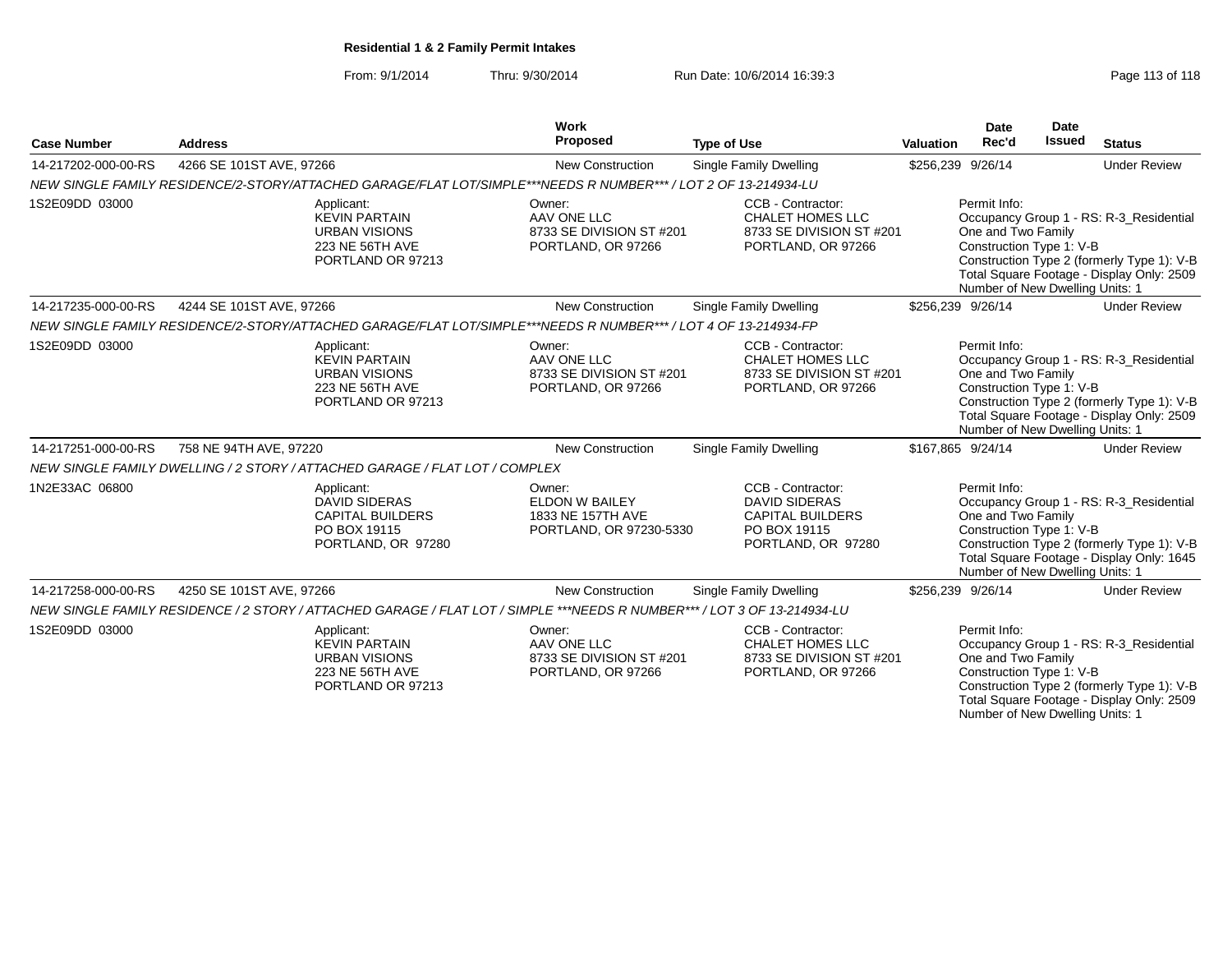**Residential 1 & 2 Family Permit Intakes**

From: 9/1/2014 Thru: 9/30/2014 Run Date: 10/6/2014 16:39:3

| Case Number | Address | Work Proposed | Type of Use | Valuation | Date Rec'd | Date Issued | Status |
|---|---|---|---|---|---|---|---|
| 14-217202-000-00-RS | 4266 SE 101ST AVE, 97266 | New Construction | Single Family Dwelling | $256,239 | 9/26/14 | | Under Review |

*NEW SINGLE FAMILY RESIDENCE/2-STORY/ATTACHED GARAGE/FLAT LOT/SIMPLE***NEEDS R NUMBER*** / LOT 2 OF 13-214934-LU*

1S2E09DD 03000

Applicant: KEVIN PARTAIN, URBAN VISIONS, 223 NE 56TH AVE, PORTLAND OR 97213

Owner: AAV ONE LLC, 8733 SE DIVISION ST #201, PORTLAND, OR 97266

CCB - Contractor: CHALET HOMES LLC, 8733 SE DIVISION ST #201, PORTLAND, OR 97266

Permit Info:
Occupancy Group 1 - RS: R-3_Residential One and Two Family
Construction Type 1: V-B
Construction Type 2 (formerly Type 1): V-B
Total Square Footage - Display Only: 2509
Number of New Dwelling Units: 1

| Case Number | Address | Work Proposed | Type of Use | Valuation | Date Rec'd | Date Issued | Status |
|---|---|---|---|---|---|---|---|
| 14-217235-000-00-RS | 4244 SE 101ST AVE, 97266 | New Construction | Single Family Dwelling | $256,239 | 9/26/14 | | Under Review |

*NEW SINGLE FAMILY RESIDENCE/2-STORY/ATTACHED GARAGE/FLAT LOT/SIMPLE***NEEDS R NUMBER*** / LOT 4 OF 13-214934-FP*

1S2E09DD 03000

Applicant: KEVIN PARTAIN, URBAN VISIONS, 223 NE 56TH AVE, PORTLAND OR 97213

Owner: AAV ONE LLC, 8733 SE DIVISION ST #201, PORTLAND, OR 97266

CCB - Contractor: CHALET HOMES LLC, 8733 SE DIVISION ST #201, PORTLAND, OR 97266

Permit Info:
Occupancy Group 1 - RS: R-3_Residential One and Two Family
Construction Type 1: V-B
Construction Type 2 (formerly Type 1): V-B
Total Square Footage - Display Only: 2509
Number of New Dwelling Units: 1

| Case Number | Address | Work Proposed | Type of Use | Valuation | Date Rec'd | Date Issued | Status |
|---|---|---|---|---|---|---|---|
| 14-217251-000-00-RS | 758 NE 94TH AVE, 97220 | New Construction | Single Family Dwelling | $167,865 | 9/24/14 | | Under Review |

*NEW SINGLE FAMILY DWELLING / 2 STORY / ATTACHED GARAGE / FLAT LOT / COMPLEX*

1N2E33AC 06800

Applicant: DAVID SIDERAS, CAPITAL BUILDERS, PO BOX 19115, PORTLAND, OR 97280

Owner: ELDON W BAILEY, 1833 NE 157TH AVE, PORTLAND, OR 97230-5330

CCB - Contractor: DAVID SIDERAS, CAPITAL BUILDERS, PO BOX 19115, PORTLAND, OR 97280

Permit Info:
Occupancy Group 1 - RS: R-3_Residential One and Two Family
Construction Type 1: V-B
Construction Type 2 (formerly Type 1): V-B
Total Square Footage - Display Only: 1645
Number of New Dwelling Units: 1

| Case Number | Address | Work Proposed | Type of Use | Valuation | Date Rec'd | Date Issued | Status |
|---|---|---|---|---|---|---|---|
| 14-217258-000-00-RS | 4250 SE 101ST AVE, 97266 | New Construction | Single Family Dwelling | $256,239 | 9/26/14 | | Under Review |

*NEW SINGLE FAMILY RESIDENCE / 2 STORY / ATTACHED GARAGE / FLAT LOT / SIMPLE ***NEEDS R NUMBER*** / LOT 3 OF 13-214934-LU*

1S2E09DD 03000

Applicant: KEVIN PARTAIN, URBAN VISIONS, 223 NE 56TH AVE, PORTLAND OR 97213

Owner: AAV ONE LLC, 8733 SE DIVISION ST #201, PORTLAND, OR 97266

CCB - Contractor: CHALET HOMES LLC, 8733 SE DIVISION ST #201, PORTLAND, OR 97266

Permit Info:
Occupancy Group 1 - RS: R-3_Residential One and Two Family
Construction Type 1: V-B
Construction Type 2 (formerly Type 1): V-B
Total Square Footage - Display Only: 2509
Number of New Dwelling Units: 1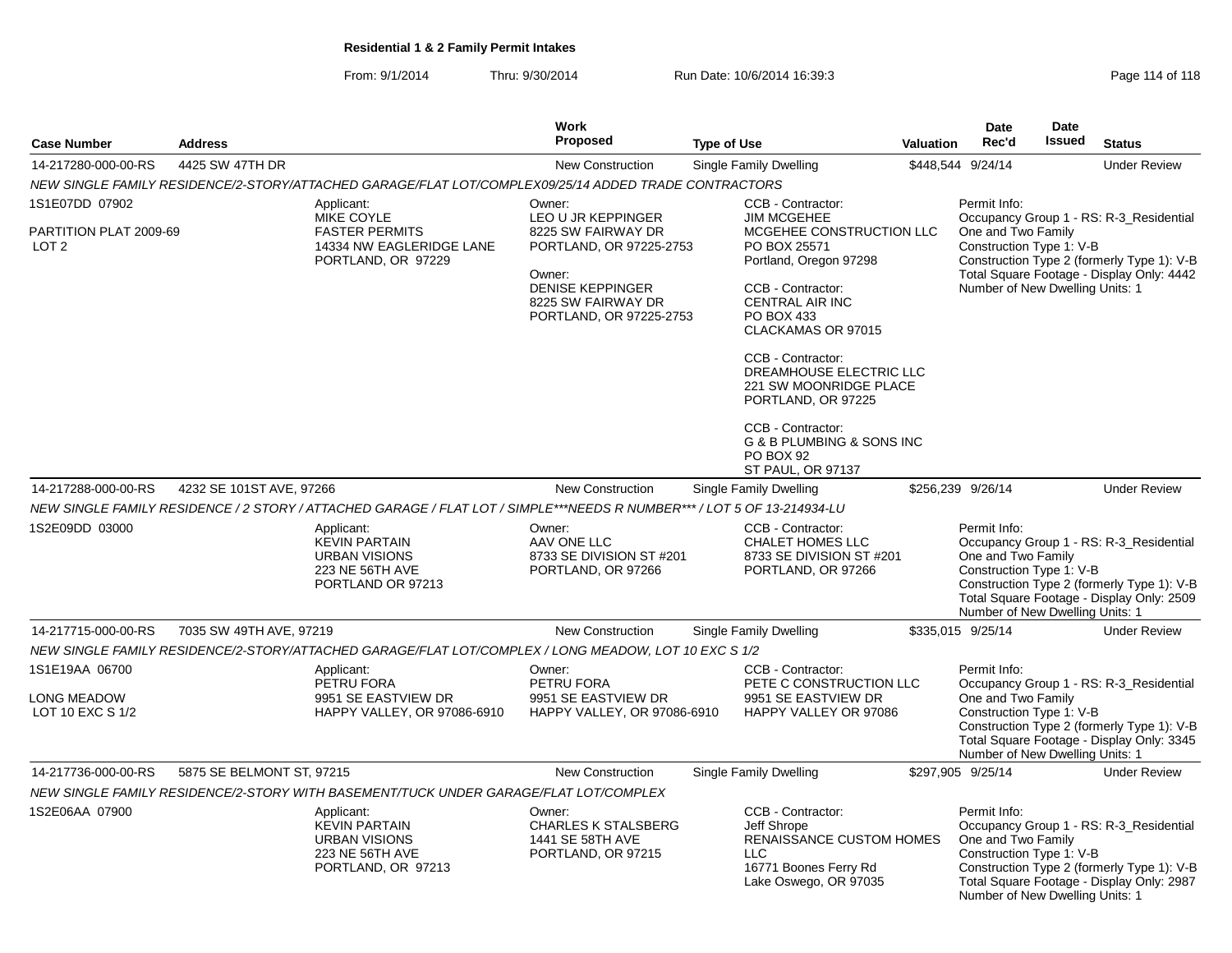# Residential 1 & 2 Family Permit Intakes

From: 9/1/2014 Thru: 9/30/2014 Run Date: 10/6/2014 16:39:3

| Case Number | Address | Work Proposed | Type of Use | Valuation | Date Rec'd | Date Issued | Status |
|---|---|---|---|---|---|---|---|
| 14-217280-000-00-RS | 4425 SW 47TH DR | New Construction | Single Family Dwelling | $448,544 | 9/24/14 | | Under Review |

NEW SINGLE FAMILY RESIDENCE/2-STORY/ATTACHED GARAGE/FLAT LOT/COMPLEX09/25/14 ADDED TRADE CONTRACTORS

1S1E07DD 07902
PARTITION PLAT 2009-69
LOT 2

Applicant:
MIKE COYLE
FASTER PERMITS
14334 NW EAGLERIDGE LANE
PORTLAND, OR 97229

Owner:
LEO U JR KEPPINGER
8225 SW FAIRWAY DR
PORTLAND, OR 97225-2753

Owner:
DENISE KEPPINGER
8225 SW FAIRWAY DR
PORTLAND, OR 97225-2753

CCB - Contractor:
JIM MCGEHEE
MCGEHEE CONSTRUCTION LLC
PO BOX 25571
Portland, Oregon 97298

CCB - Contractor:
CENTRAL AIR INC
PO BOX 433
CLACKAMAS OR 97015

CCB - Contractor:
DREAMHOUSE ELECTRIC LLC
221 SW MOONRIDGE PLACE
PORTLAND, OR 97225

CCB - Contractor:
G & B PLUMBING & SONS INC
PO BOX 92
ST PAUL, OR 97137

Permit Info:
Occupancy Group 1 - RS: R-3_Residential One and Two Family
Construction Type 1: V-B
Construction Type 2 (formerly Type 1): V-B
Total Square Footage - Display Only: 4442
Number of New Dwelling Units: 1

| Case Number | Address | Work Proposed | Type of Use | Valuation | Date Rec'd | Date Issued | Status |
|---|---|---|---|---|---|---|---|
| 14-217288-000-00-RS | 4232 SE 101ST AVE, 97266 | New Construction | Single Family Dwelling | $256,239 | 9/26/14 | | Under Review |

NEW SINGLE FAMILY RESIDENCE / 2 STORY / ATTACHED GARAGE / FLAT LOT / SIMPLE***NEEDS R NUMBER*** / LOT 5 OF 13-214934-LU

1S2E09DD 03000

Applicant:
KEVIN PARTAIN
URBAN VISIONS
223 NE 56TH AVE
PORTLAND OR 97213

Owner:
AAV ONE LLC
8733 SE DIVISION ST #201
PORTLAND, OR 97266

CCB - Contractor:
CHALET HOMES LLC
8733 SE DIVISION ST #201
PORTLAND, OR 97266

Permit Info:
Occupancy Group 1 - RS: R-3_Residential One and Two Family
Construction Type 1: V-B
Construction Type 2 (formerly Type 1): V-B
Total Square Footage - Display Only: 2509
Number of New Dwelling Units: 1

| Case Number | Address | Work Proposed | Type of Use | Valuation | Date Rec'd | Date Issued | Status |
|---|---|---|---|---|---|---|---|
| 14-217715-000-00-RS | 7035 SW 49TH AVE, 97219 | New Construction | Single Family Dwelling | $335,015 | 9/25/14 | | Under Review |

NEW SINGLE FAMILY RESIDENCE/2-STORY/ATTACHED GARAGE/FLAT LOT/COMPLEX / LONG MEADOW, LOT 10 EXC S 1/2

1S1E19AA 06700
LONG MEADOW
LOT 10 EXC S 1/2

Applicant:
PETRU FORA
9951 SE EASTVIEW DR
HAPPY VALLEY, OR 97086-6910

Owner:
PETRU FORA
9951 SE EASTVIEW DR
HAPPY VALLEY, OR 97086-6910

CCB - Contractor:
PETE C CONSTRUCTION LLC
9951 SE EASTVIEW DR
HAPPY VALLEY OR 97086

Permit Info:
Occupancy Group 1 - RS: R-3_Residential One and Two Family
Construction Type 1: V-B
Construction Type 2 (formerly Type 1): V-B
Total Square Footage - Display Only: 3345
Number of New Dwelling Units: 1

| Case Number | Address | Work Proposed | Type of Use | Valuation | Date Rec'd | Date Issued | Status |
|---|---|---|---|---|---|---|---|
| 14-217736-000-00-RS | 5875 SE BELMONT ST, 97215 | New Construction | Single Family Dwelling | $297,905 | 9/25/14 | | Under Review |

NEW SINGLE FAMILY RESIDENCE/2-STORY WITH BASEMENT/TUCK UNDER GARAGE/FLAT LOT/COMPLEX

1S2E06AA 07900

Applicant:
KEVIN PARTAIN
URBAN VISIONS
223 NE 56TH AVE
PORTLAND, OR 97213

Owner:
CHARLES K STALSBERG
1441 SE 58TH AVE
PORTLAND, OR 97215

CCB - Contractor:
Jeff Shrope
RENAISSANCE CUSTOM HOMES LLC
16771 Boones Ferry Rd
Lake Oswego, OR 97035

Permit Info:
Occupancy Group 1 - RS: R-3_Residential One and Two Family
Construction Type 1: V-B
Construction Type 2 (formerly Type 1): V-B
Total Square Footage - Display Only: 2987
Number of New Dwelling Units: 1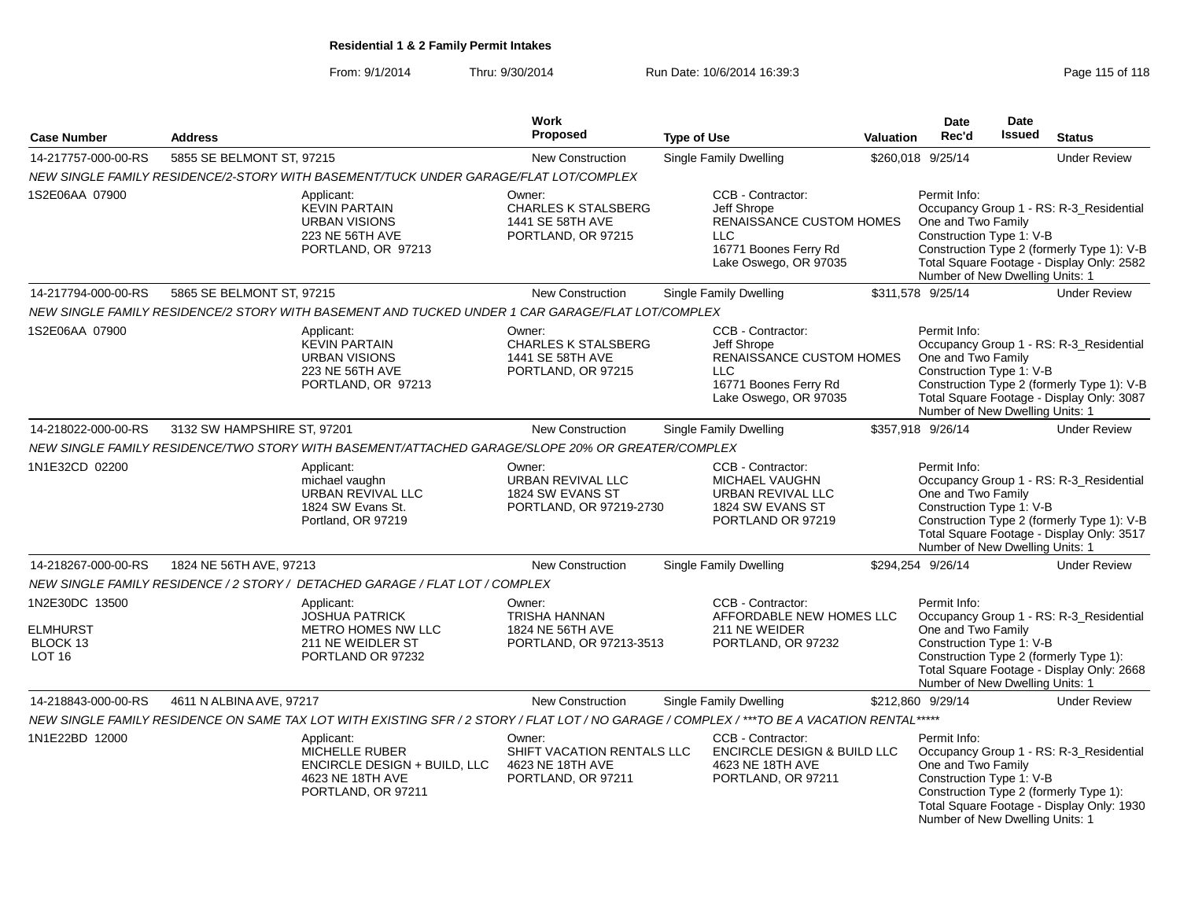**Residential 1 & 2 Family Permit Intakes**

From: 9/1/2014 Thru: 9/30/2014 Run Date: 10/6/2014 16:39:3

| Case Number | Address | Work Proposed | Type of Use | Valuation | Date Rec'd | Date Issued | Status |
|---|---|---|---|---|---|---|---|
| 14-217757-000-00-RS | 5855 SE BELMONT ST, 97215 | New Construction | Single Family Dwelling | $260,018 | 9/25/14 | | Under Review |

*NEW SINGLE FAMILY RESIDENCE/2-STORY WITH BASEMENT/TUCK UNDER GARAGE/FLAT LOT/COMPLEX*

1S2E06AA 07900

Applicant: KEVIN PARTAIN, URBAN VISIONS, 223 NE 56TH AVE, PORTLAND, OR 97213

Owner: CHARLES K STALSBERG, 1441 SE 58TH AVE, PORTLAND, OR 97215

CCB - Contractor: Jeff Shrope, RENAISSANCE CUSTOM HOMES LLC, 16771 Boones Ferry Rd, Lake Oswego, OR 97035

Permit Info: Occupancy Group 1 - RS: R-3_Residential One and Two Family; Construction Type 1: V-B; Construction Type 2 (formerly Type 1): V-B; Total Square Footage - Display Only: 2582; Number of New Dwelling Units: 1

| Case Number | Address | Work Proposed | Type of Use | Valuation | Date Rec'd | Date Issued | Status |
|---|---|---|---|---|---|---|---|
| 14-217794-000-00-RS | 5865 SE BELMONT ST, 97215 | New Construction | Single Family Dwelling | $311,578 | 9/25/14 | | Under Review |

*NEW SINGLE FAMILY RESIDENCE/2 STORY WITH BASEMENT AND TUCKED UNDER 1 CAR GARAGE/FLAT LOT/COMPLEX*

1S2E06AA 07900

Applicant: KEVIN PARTAIN, URBAN VISIONS, 223 NE 56TH AVE, PORTLAND, OR 97213

Owner: CHARLES K STALSBERG, 1441 SE 58TH AVE, PORTLAND, OR 97215

CCB - Contractor: Jeff Shrope, RENAISSANCE CUSTOM HOMES LLC, 16771 Boones Ferry Rd, Lake Oswego, OR 97035

Permit Info: Occupancy Group 1 - RS: R-3_Residential One and Two Family; Construction Type 1: V-B; Construction Type 2 (formerly Type 1): V-B; Total Square Footage - Display Only: 3087; Number of New Dwelling Units: 1

| Case Number | Address | Work Proposed | Type of Use | Valuation | Date Rec'd | Date Issued | Status |
|---|---|---|---|---|---|---|---|
| 14-218022-000-00-RS | 3132 SW HAMPSHIRE ST, 97201 | New Construction | Single Family Dwelling | $357,918 | 9/26/14 | | Under Review |

*NEW SINGLE FAMILY RESIDENCE/TWO STORY WITH BASEMENT/ATTACHED GARAGE/SLOPE 20% OR GREATER/COMPLEX*

1N1E32CD 02200

Applicant: michael vaughn, URBAN REVIVAL LLC, 1824 SW Evans St., Portland, OR 97219

Owner: URBAN REVIVAL LLC, 1824 SW EVANS ST, PORTLAND, OR 97219-2730

CCB - Contractor: MICHAEL VAUGHN, URBAN REVIVAL LLC, 1824 SW EVANS ST, PORTLAND OR 97219

Permit Info: Occupancy Group 1 - RS: R-3_Residential One and Two Family; Construction Type 1: V-B; Construction Type 2 (formerly Type 1): V-B; Total Square Footage - Display Only: 3517; Number of New Dwelling Units: 1

| Case Number | Address | Work Proposed | Type of Use | Valuation | Date Rec'd | Date Issued | Status |
|---|---|---|---|---|---|---|---|
| 14-218267-000-00-RS | 1824 NE 56TH AVE, 97213 | New Construction | Single Family Dwelling | $294,254 | 9/26/14 | | Under Review |

*NEW SINGLE FAMILY RESIDENCE / 2 STORY / DETACHED GARAGE / FLAT LOT / COMPLEX*

1N2E30DC 13500
ELMHURST
BLOCK 13
LOT 16

Applicant: JOSHUA PATRICK, METRO HOMES NW LLC, 211 NE WEIDLER ST, PORTLAND OR 97232

Owner: TRISHA HANNAN, 1824 NE 56TH AVE, PORTLAND, OR 97213-3513

CCB - Contractor: AFFORDABLE NEW HOMES LLC, 211 NE WEIDER, PORTLAND, OR 97232

Permit Info: Occupancy Group 1 - RS: R-3_Residential One and Two Family; Construction Type 1: V-B; Construction Type 2 (formerly Type 1):; Total Square Footage - Display Only: 2668; Number of New Dwelling Units: 1

| Case Number | Address | Work Proposed | Type of Use | Valuation | Date Rec'd | Date Issued | Status |
|---|---|---|---|---|---|---|---|
| 14-218843-000-00-RS | 4611 N ALBINA AVE, 97217 | New Construction | Single Family Dwelling | $212,860 | 9/29/14 | | Under Review |

*NEW SINGLE FAMILY RESIDENCE ON SAME TAX LOT WITH EXISTING SFR / 2 STORY / FLAT LOT / NO GARAGE / COMPLEX / ***TO BE A VACATION RENTAL*****

1N1E22BD 12000

Applicant: MICHELLE RUBER, ENCIRCLE DESIGN + BUILD, LLC, 4623 NE 18TH AVE, PORTLAND, OR 97211

Owner: SHIFT VACATION RENTALS LLC, 4623 NE 18TH AVE, PORTLAND, OR 97211

CCB - Contractor: ENCIRCLE DESIGN & BUILD LLC, 4623 NE 18TH AVE, PORTLAND, OR 97211

Permit Info: Occupancy Group 1 - RS: R-3_Residential One and Two Family; Construction Type 1: V-B; Construction Type 2 (formerly Type 1):; Total Square Footage - Display Only: 1930; Number of New Dwelling Units: 1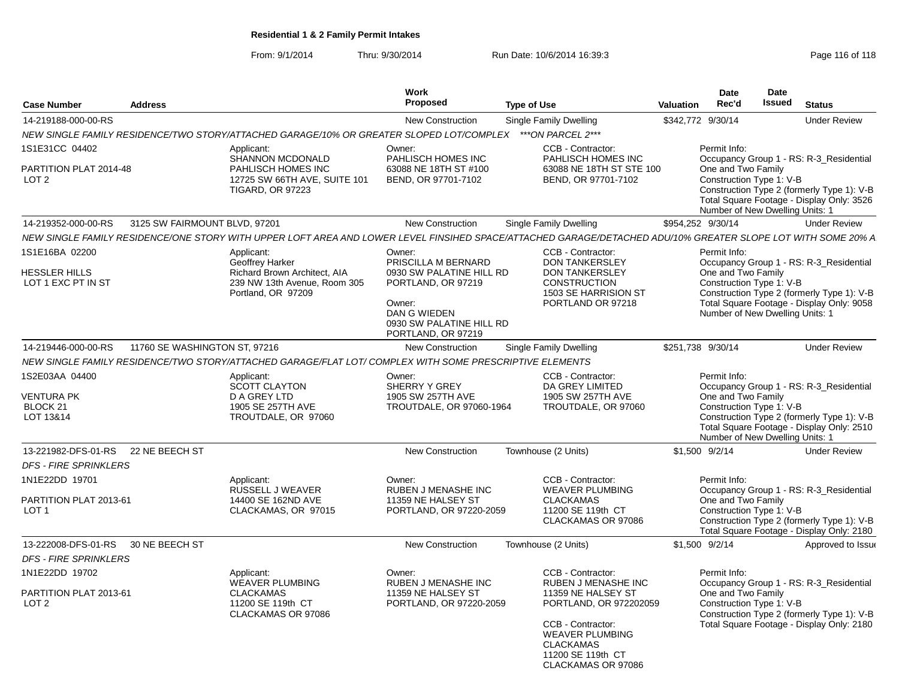# Residential 1 & 2 Family Permit Intakes

From: 9/1/2014 Thru: 9/30/2014 Run Date: 10/6/2014 16:39:3

| Case Number | Address | Work Proposed | Type of Use | Valuation | Date Rec'd | Date Issued | Status |
|---|---|---|---|---|---|---|---|
| 14-219188-000-00-RS | | New Construction | Single Family Dwelling | $342,772 | 9/30/14 | | Under Review |

NEW SINGLE FAMILY RESIDENCE/TWO STORY/ATTACHED GARAGE/10% OR GREATER SLOPED LOT/COMPLEX ***ON PARCEL 2***

1S1E31CC 04402
PARTITION PLAT 2014-48
LOT 2

Applicant: SHANNON MCDONALD, PAHLISCH HOMES INC, 12725 SW 66TH AVE, SUITE 101, TIGARD, OR 97223

Owner: PAHLISCH HOMES INC, 63088 NE 18TH ST #100, BEND, OR 97701-7102

CCB - Contractor: PAHLISCH HOMES INC, 63088 NE 18TH ST STE 100, BEND, OR 97701-7102

Permit Info:
Occupancy Group 1 - RS: R-3_Residential One and Two Family
Construction Type 1: V-B
Construction Type 2 (formerly Type 1): V-B
Total Square Footage - Display Only: 3526
Number of New Dwelling Units: 1

| Case Number | Address | Work Proposed | Type of Use | Valuation | Date Rec'd | Date Issued | Status |
|---|---|---|---|---|---|---|---|
| 14-219352-000-00-RS | 3125 SW FAIRMOUNT BLVD, 97201 | New Construction | Single Family Dwelling | $954,252 | 9/30/14 | | Under Review |

NEW SINGLE FAMILY RESIDENCE/ONE STORY WITH UPPER LOFT AREA AND LOWER LEVEL FINSIHED SPACE/ATTACHED GARAGE/DETACHED ADU/10% GREATER SLOPE LOT WITH SOME 20% A

1S1E16BA 02200
HESSLER HILLS
LOT 1 EXC PT IN ST

Applicant: Geoffrey Harker, Richard Brown Architect, AIA, 239 NW 13th Avenue, Room 305, Portland, OR 97209

Owner: PRISCILLA M BERNARD, 0930 SW PALATINE HILL RD, PORTLAND, OR 97219

Owner: DAN G WIEDEN, 0930 SW PALATINE HILL RD, PORTLAND, OR 97219

CCB - Contractor: DON TANKERSLEY, DON TANKERSLEY CONSTRUCTION, 1503 SE HARRISION ST, PORTLAND OR 97218

Permit Info:
Occupancy Group 1 - RS: R-3_Residential One and Two Family
Construction Type 1: V-B
Construction Type 2 (formerly Type 1): V-B
Total Square Footage - Display Only: 9058
Number of New Dwelling Units: 1

| Case Number | Address | Work Proposed | Type of Use | Valuation | Date Rec'd | Date Issued | Status |
|---|---|---|---|---|---|---|---|
| 14-219446-000-00-RS | 11760 SE WASHINGTON ST, 97216 | New Construction | Single Family Dwelling | $251,738 | 9/30/14 | | Under Review |

NEW SINGLE FAMILY RESIDENCE/TWO STORY/ATTACHED GARAGE/FLAT LOT/ COMPLEX WITH SOME PRESCRIPTIVE ELEMENTS

1S2E03AA 04400
VENTURA PK
BLOCK 21
LOT 13&14

Applicant: SCOTT CLAYTON, D A GREY LTD, 1905 SE 257TH AVE, TROUTDALE, OR 97060

Owner: SHERRY Y GREY, 1905 SW 257TH AVE, TROUTDALE, OR 97060-1964

CCB - Contractor: DA GREY LIMITED, 1905 SW 257TH AVE, TROUTDALE, OR 97060

Permit Info:
Occupancy Group 1 - RS: R-3_Residential One and Two Family
Construction Type 1: V-B
Construction Type 2 (formerly Type 1): V-B
Total Square Footage - Display Only: 2510
Number of New Dwelling Units: 1

| Case Number | Address | Work Proposed | Type of Use | Valuation | Date Rec'd | Date Issued | Status |
|---|---|---|---|---|---|---|---|
| 13-221982-DFS-01-RS | 22 NE BEECH ST | New Construction | Townhouse (2 Units) | $1,500 | 9/2/14 | | Under Review |

*DFS - FIRE SPRINKLERS*

1N1E22DD 19701
PARTITION PLAT 2013-61
LOT 1

Applicant: RUSSELL J WEAVER, 14400 SE 162ND AVE, CLACKAMAS, OR 97015

Owner: RUBEN J MENASHE INC, 11359 NE HALSEY ST, PORTLAND, OR 97220-2059

CCB - Contractor: WEAVER PLUMBING CLACKAMAS, 11200 SE 119th CT, CLACKAMAS OR 97086

Permit Info:
Occupancy Group 1 - RS: R-3_Residential One and Two Family
Construction Type 1: V-B
Construction Type 2 (formerly Type 1): V-B
Total Square Footage - Display Only: 2180

| Case Number | Address | Work Proposed | Type of Use | Valuation | Date Rec'd | Date Issued | Status |
|---|---|---|---|---|---|---|---|
| 13-222008-DFS-01-RS | 30 NE BEECH ST | New Construction | Townhouse (2 Units) | $1,500 | 9/2/14 | | Approved to Issue |

*DFS - FIRE SPRINKLERS*

1N1E22DD 19702
PARTITION PLAT 2013-61
LOT 2

Applicant: WEAVER PLUMBING CLACKAMAS, 11200 SE 119th CT, CLACKAMAS OR 97086

Owner: RUBEN J MENASHE INC, 11359 NE HALSEY ST, PORTLAND, OR 97220-2059

CCB - Contractor: RUBEN J MENASHE INC, 11359 NE HALSEY ST, PORTLAND, OR 972202059

CCB - Contractor: WEAVER PLUMBING CLACKAMAS, 11200 SE 119th CT, CLACKAMAS OR 97086

Permit Info:
Occupancy Group 1 - RS: R-3_Residential One and Two Family
Construction Type 1: V-B
Construction Type 2 (formerly Type 1): V-B
Total Square Footage - Display Only: 2180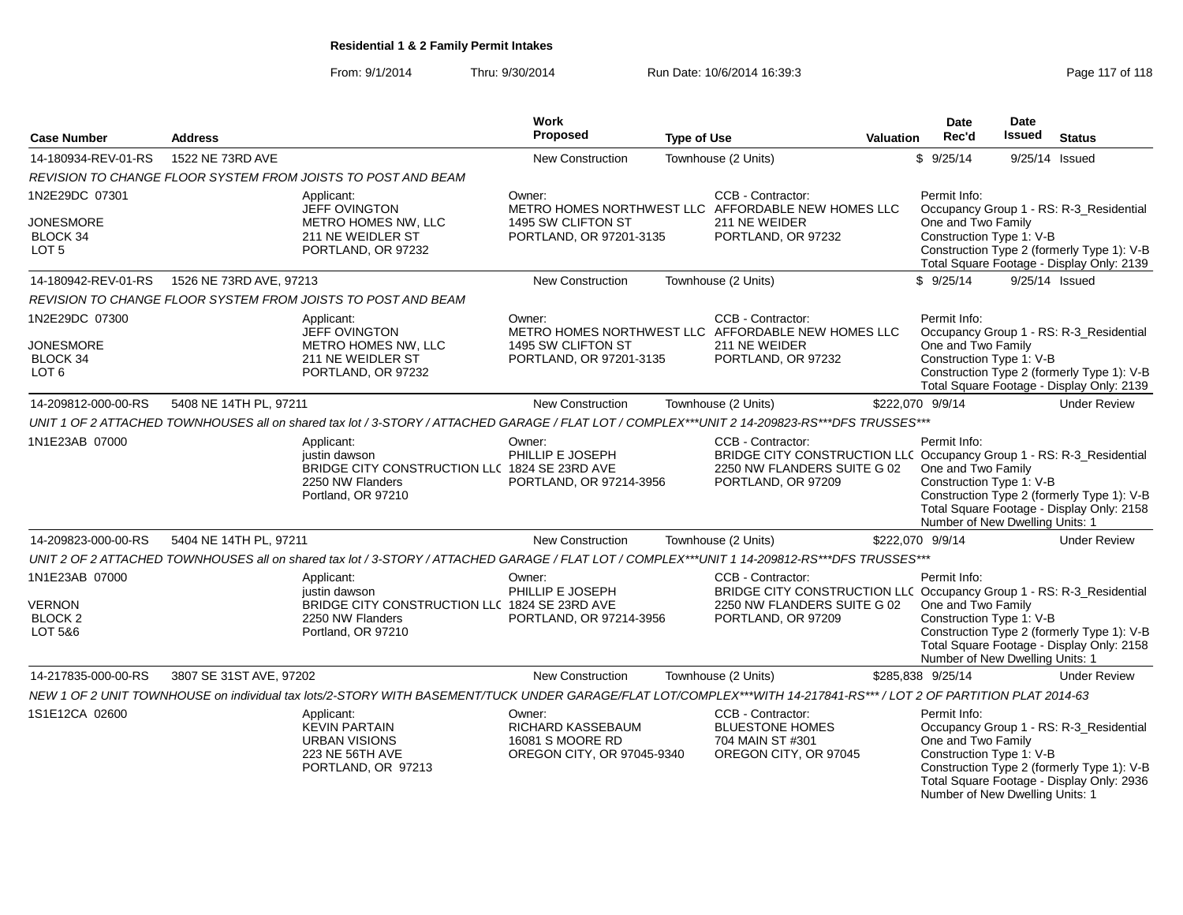**Residential 1 & 2 Family Permit Intakes**

From: 9/1/2014 Thru: 9/30/2014 Run Date: 10/6/2014 16:39:3

| Case Number | Address | Work Proposed | Type of Use | Valuation | Date Rec'd | Date Issued | Status |
|---|---|---|---|---|---|---|---|
| 14-180934-REV-01-RS | 1522 NE 73RD AVE | New Construction | Townhouse (2 Units) | $ | 9/25/14 | 9/25/14 | Issued |

*REVISION TO CHANGE FLOOR SYSTEM FROM JOISTS TO POST AND BEAM*

1N2E29DC 07301
JONESMORE
BLOCK 34
LOT 5

Applicant: JEFF OVINGTON, METRO HOMES NW, LLC, 211 NE WEIDLER ST, PORTLAND, OR 97232

Owner: METRO HOMES NORTHWEST LLC, 1495 SW CLIFTON ST, PORTLAND, OR 97201-3135

CCB - Contractor: AFFORDABLE NEW HOMES LLC, 211 NE WEIDER, PORTLAND, OR 97232

Permit Info: Occupancy Group 1 - RS: R-3_Residential One and Two Family; Construction Type 1: V-B; Construction Type 2 (formerly Type 1): V-B; Total Square Footage - Display Only: 2139

| Case Number | Address | Work Proposed | Type of Use | Valuation | Date Rec'd | Date Issued | Status |
|---|---|---|---|---|---|---|---|
| 14-180942-REV-01-RS | 1526 NE 73RD AVE, 97213 | New Construction | Townhouse (2 Units) | $ | 9/25/14 | 9/25/14 | Issued |

*REVISION TO CHANGE FLOOR SYSTEM FROM JOISTS TO POST AND BEAM*

1N2E29DC 07300
JONESMORE
BLOCK 34
LOT 6

Applicant: JEFF OVINGTON, METRO HOMES NW, LLC, 211 NE WEIDLER ST, PORTLAND, OR 97232

Owner: METRO HOMES NORTHWEST LLC, 1495 SW CLIFTON ST, PORTLAND, OR 97201-3135

CCB - Contractor: AFFORDABLE NEW HOMES LLC, 211 NE WEIDER, PORTLAND, OR 97232

Permit Info: Occupancy Group 1 - RS: R-3_Residential One and Two Family; Construction Type 1: V-B; Construction Type 2 (formerly Type 1): V-B; Total Square Footage - Display Only: 2139

| Case Number | Address | Work Proposed | Type of Use | Valuation | Date Rec'd | Date Issued | Status |
|---|---|---|---|---|---|---|---|
| 14-209812-000-00-RS | 5408 NE 14TH PL, 97211 | New Construction | Townhouse (2 Units) | $222,070 | 9/9/14 | | Under Review |

*UNIT 1 OF 2 ATTACHED TOWNHOUSES all on shared tax lot / 3-STORY / ATTACHED GARAGE / FLAT LOT / COMPLEX***UNIT 2 14-209823-RS***DFS TRUSSES****

1N1E23AB 07000

Applicant: justin dawson, BRIDGE CITY CONSTRUCTION LLC, 2250 NW Flanders, Portland, OR 97210

Owner: PHILLIP E JOSEPH, 1824 SE 23RD AVE, PORTLAND, OR 97214-3956

CCB - Contractor: BRIDGE CITY CONSTRUCTION LLC, 2250 NW FLANDERS SUITE G 02, PORTLAND, OR 97209

Permit Info: Occupancy Group 1 - RS: R-3_Residential One and Two Family; Construction Type 1: V-B; Construction Type 2 (formerly Type 1): V-B; Total Square Footage - Display Only: 2158; Number of New Dwelling Units: 1

| Case Number | Address | Work Proposed | Type of Use | Valuation | Date Rec'd | Date Issued | Status |
|---|---|---|---|---|---|---|---|
| 14-209823-000-00-RS | 5404 NE 14TH PL, 97211 | New Construction | Townhouse (2 Units) | $222,070 | 9/9/14 | | Under Review |

*UNIT 2 OF 2 ATTACHED TOWNHOUSES all on shared tax lot / 3-STORY / ATTACHED GARAGE / FLAT LOT / COMPLEX***UNIT 1 14-209812-RS***DFS TRUSSES****

1N1E23AB 07000
VERNON
BLOCK 2
LOT 5&6

Applicant: justin dawson, BRIDGE CITY CONSTRUCTION LLC, 2250 NW Flanders, Portland, OR 97210

Owner: PHILLIP E JOSEPH, 1824 SE 23RD AVE, PORTLAND, OR 97214-3956

CCB - Contractor: BRIDGE CITY CONSTRUCTION LLC, 2250 NW FLANDERS SUITE G 02, PORTLAND, OR 97209

Permit Info: Occupancy Group 1 - RS: R-3_Residential One and Two Family; Construction Type 1: V-B; Construction Type 2 (formerly Type 1): V-B; Total Square Footage - Display Only: 2158; Number of New Dwelling Units: 1

| Case Number | Address | Work Proposed | Type of Use | Valuation | Date Rec'd | Date Issued | Status |
|---|---|---|---|---|---|---|---|
| 14-217835-000-00-RS | 3807 SE 31ST AVE, 97202 | New Construction | Townhouse (2 Units) | $285,838 | 9/25/14 | | Under Review |

*NEW 1 OF 2 UNIT TOWNHOUSE on individual tax lots/2-STORY WITH BASEMENT/TUCK UNDER GARAGE/FLAT LOT/COMPLEX***WITH 14-217841-RS*** / LOT 2 OF PARTITION PLAT 2014-63*

1S1E12CA 02600

Applicant: KEVIN PARTAIN, URBAN VISIONS, 223 NE 56TH AVE, PORTLAND, OR 97213

Owner: RICHARD KASSEBAUM, 16081 S MOORE RD, OREGON CITY, OR 97045-9340

CCB - Contractor: BLUESTONE HOMES, 704 MAIN ST #301, OREGON CITY, OR 97045

Permit Info: Occupancy Group 1 - RS: R-3_Residential One and Two Family; Construction Type 1: V-B; Construction Type 2 (formerly Type 1): V-B; Total Square Footage - Display Only: 2936; Number of New Dwelling Units: 1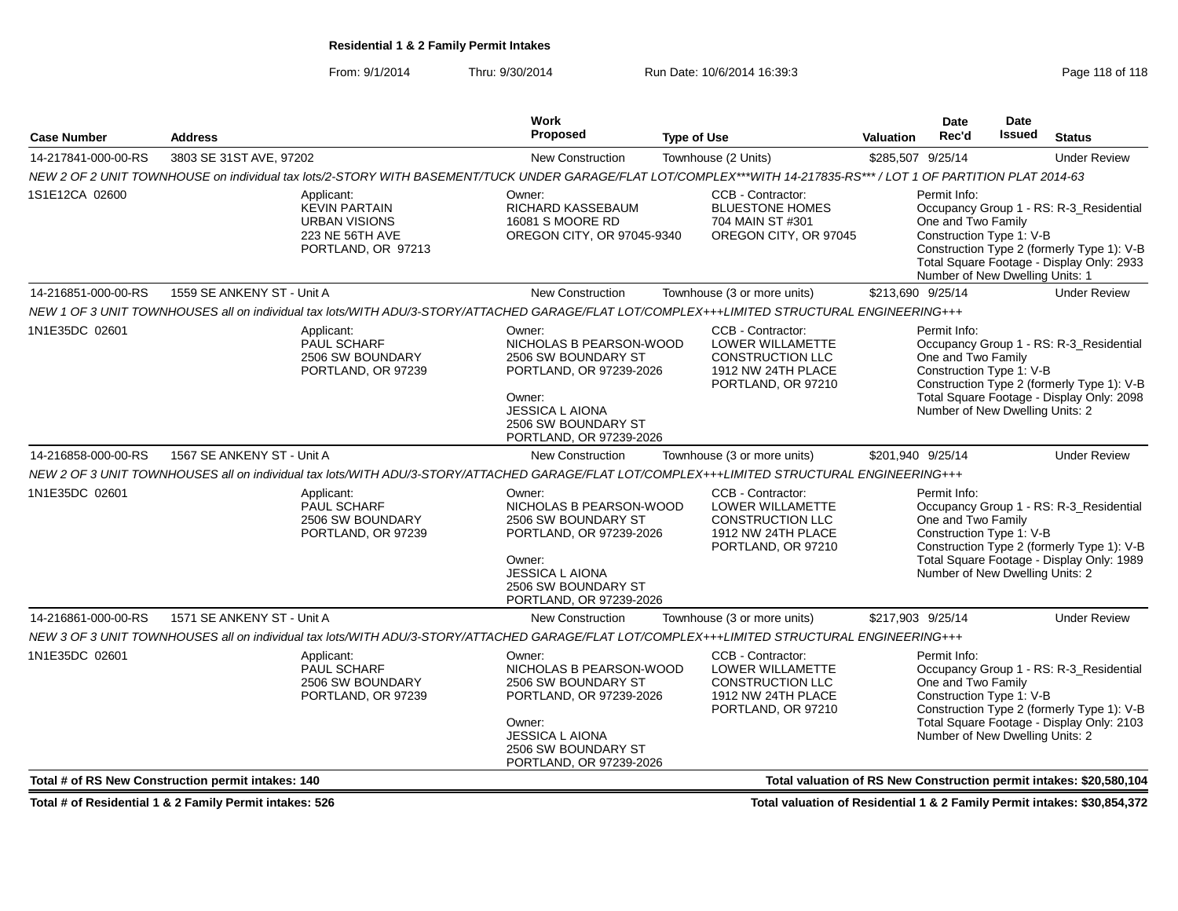**Residential 1 & 2 Family Permit Intakes**

From: 9/1/2014 Thru: 9/30/2014 Run Date: 10/6/2014 16:39:3

| Case Number | Address | Work Proposed | Type of Use | Valuation | Date Rec'd | Date Issued | Status |
|---|---|---|---|---|---|---|---|
| 14-217841-000-00-RS | 3803 SE 31ST AVE, 97202 | New Construction | Townhouse (2 Units) | $285,507 | 9/25/14 | | Under Review |
| *NEW 2 OF 2 UNIT TOWNHOUSE on individual tax lots/2-STORY WITH BASEMENT/TUCK UNDER GARAGE/FLAT LOT/COMPLEX***WITH 14-217835-RS*** / LOT 1 OF PARTITION PLAT 2014-63* | | | | | | | |
| 1S1E12CA 02600 | Applicant: KEVIN PARTAIN URBAN VISIONS 223 NE 56TH AVE PORTLAND, OR 97213 | Owner: RICHARD KASSEBAUM 16081 S MOORE RD OREGON CITY, OR 97045-9340 | CCB - Contractor: BLUESTONE HOMES 704 MAIN ST #301 OREGON CITY, OR 97045 | | Permit Info: Occupancy Group 1 - RS: R-3_Residential One and Two Family Construction Type 1: V-B Construction Type 2 (formerly Type 1): V-B Total Square Footage - Display Only: 2933 Number of New Dwelling Units: 1 | | |
| 14-216851-000-00-RS | 1559 SE ANKENY ST - Unit A | New Construction | Townhouse (3 or more units) | $213,690 | 9/25/14 | | Under Review |
| *NEW 1 OF 3 UNIT TOWNHOUSES all on individual tax lots/WITH ADU/3-STORY/ATTACHED GARAGE/FLAT LOT/COMPLEX+++LIMITED STRUCTURAL ENGINEERING+++* | | | | | | | |
| 1N1E35DC 02601 | Applicant: PAUL SCHARF 2506 SW BOUNDARY PORTLAND, OR 97239 | Owner: NICHOLAS B PEARSON-WOOD 2506 SW BOUNDARY ST PORTLAND, OR 97239-2026 Owner: JESSICA L AIONA 2506 SW BOUNDARY ST PORTLAND, OR 97239-2026 | CCB - Contractor: LOWER WILLAMETTE CONSTRUCTION LLC 1912 NW 24TH PLACE PORTLAND, OR 97210 | | Permit Info: Occupancy Group 1 - RS: R-3_Residential One and Two Family Construction Type 1: V-B Construction Type 2 (formerly Type 1): V-B Total Square Footage - Display Only: 2098 Number of New Dwelling Units: 2 | | |
| 14-216858-000-00-RS | 1567 SE ANKENY ST - Unit A | New Construction | Townhouse (3 or more units) | $201,940 | 9/25/14 | | Under Review |
| *NEW 2 OF 3 UNIT TOWNHOUSES all on individual tax lots/WITH ADU/3-STORY/ATTACHED GARAGE/FLAT LOT/COMPLEX+++LIMITED STRUCTURAL ENGINEERING+++* | | | | | | | |
| 1N1E35DC 02601 | Applicant: PAUL SCHARF 2506 SW BOUNDARY PORTLAND, OR 97239 | Owner: NICHOLAS B PEARSON-WOOD 2506 SW BOUNDARY ST PORTLAND, OR 97239-2026 Owner: JESSICA L AIONA 2506 SW BOUNDARY ST PORTLAND, OR 97239-2026 | CCB - Contractor: LOWER WILLAMETTE CONSTRUCTION LLC 1912 NW 24TH PLACE PORTLAND, OR 97210 | | Permit Info: Occupancy Group 1 - RS: R-3_Residential One and Two Family Construction Type 1: V-B Construction Type 2 (formerly Type 1): V-B Total Square Footage - Display Only: 1989 Number of New Dwelling Units: 2 | | |
| 14-216861-000-00-RS | 1571 SE ANKENY ST - Unit A | New Construction | Townhouse (3 or more units) | $217,903 | 9/25/14 | | Under Review |
| *NEW 3 OF 3 UNIT TOWNHOUSES all on individual tax lots/WITH ADU/3-STORY/ATTACHED GARAGE/FLAT LOT/COMPLEX+++LIMITED STRUCTURAL ENGINEERING+++* | | | | | | | |
| 1N1E35DC 02601 | Applicant: PAUL SCHARF 2506 SW BOUNDARY PORTLAND, OR 97239 | Owner: NICHOLAS B PEARSON-WOOD 2506 SW BOUNDARY ST PORTLAND, OR 97239-2026 Owner: JESSICA L AIONA 2506 SW BOUNDARY ST PORTLAND, OR 97239-2026 | CCB - Contractor: LOWER WILLAMETTE CONSTRUCTION LLC 1912 NW 24TH PLACE PORTLAND, OR 97210 | | Permit Info: Occupancy Group 1 - RS: R-3_Residential One and Two Family Construction Type 1: V-B Construction Type 2 (formerly Type 1): V-B Total Square Footage - Display Only: 2103 Number of New Dwelling Units: 2 | | |

**Total # of RS New Construction permit intakes: 140** — **Total valuation of RS New Construction permit intakes: $20,580,104**

**Total # of Residential 1 & 2 Family Permit intakes: 526** — **Total valuation of Residential 1 & 2 Family Permit intakes: $30,854,372**